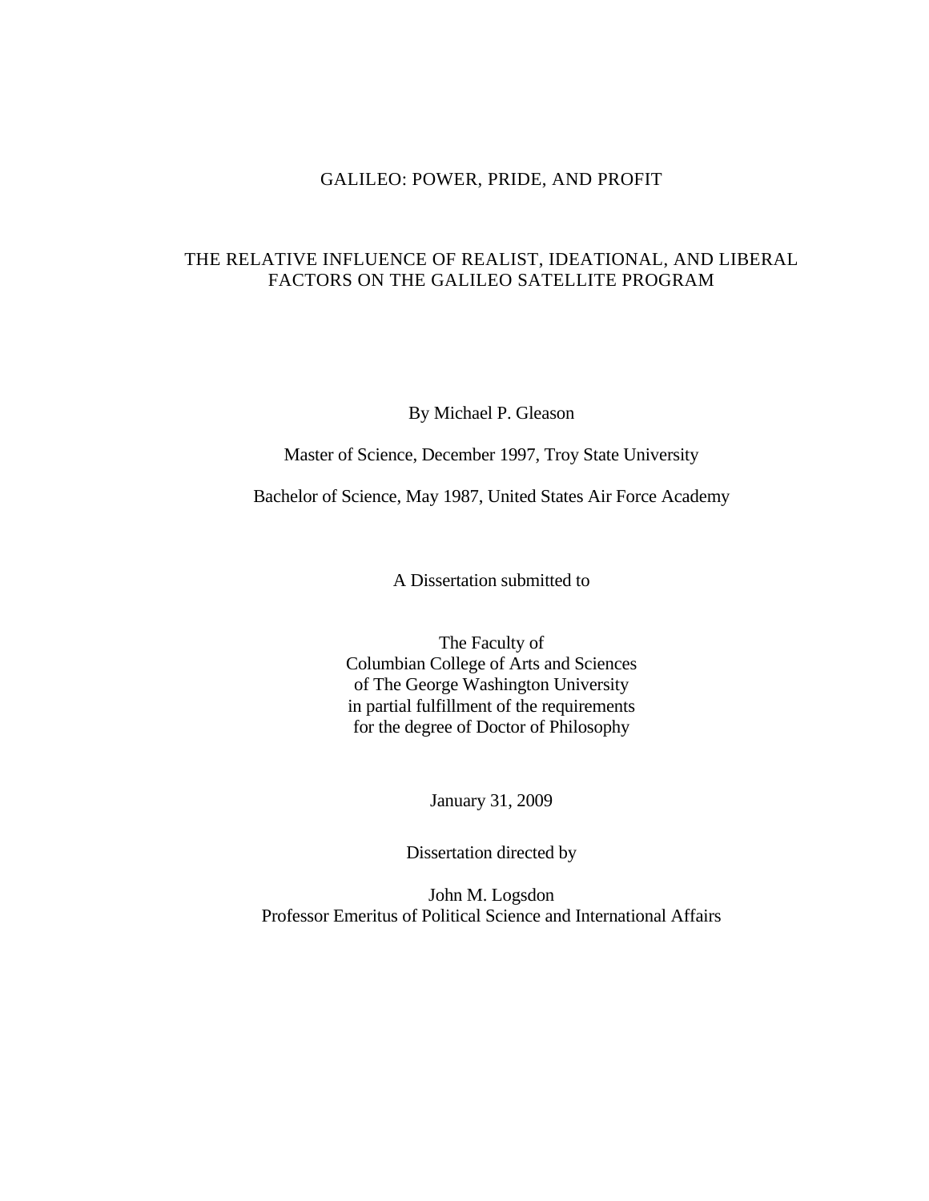# GALILEO: POWER, PRIDE, AND PROFIT

## THE RELATIVE INFLUENCE OF REALIST, IDEATIONAL, AND LIBERAL FACTORS ON THE GALILEO SATELLITE PROGRAM

By Michael P. Gleason

Master of Science, December 1997, Troy State University

Bachelor of Science, May 1987, United States Air Force Academy

A Dissertation submitted to

The Faculty of
Columbian College of Arts and Sciences
of The George Washington University
in partial fulfillment of the requirements
for the degree of Doctor of Philosophy

January 31, 2009

Dissertation directed by

John M. Logsdon
Professor Emeritus of Political Science and International Affairs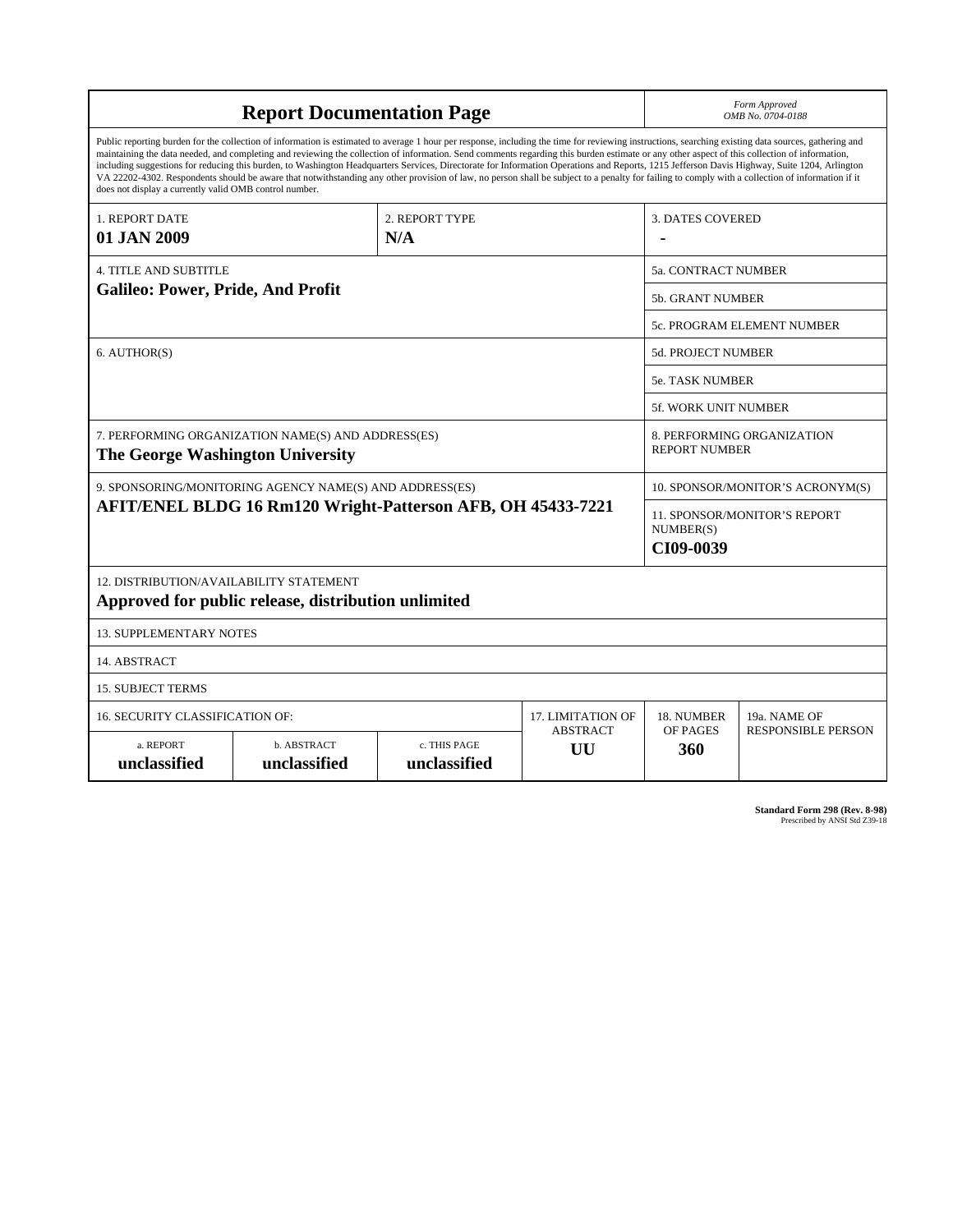# Report Documentation Page

*Form Approved*
*OMB No. 0704-0188*

Public reporting burden for the collection of information is estimated to average 1 hour per response, including the time for reviewing instructions, searching existing data sources, gathering and maintaining the data needed, and completing and reviewing the collection of information. Send comments regarding this burden estimate or any other aspect of this collection of information, including suggestions for reducing this burden, to Washington Headquarters Services, Directorate for Information Operations and Reports, 1215 Jefferson Davis Highway, Suite 1204, Arlington VA 22202-4302. Respondents should be aware that notwithstanding any other provision of law, no person shall be subject to a penalty for failing to comply with a collection of information if it does not display a currently valid OMB control number.

| 1. REPORT DATE | 2. REPORT TYPE | 3. DATES COVERED |
|---|---|---|
| **01 JAN 2009** | **N/A** | **-** |

| 4. TITLE AND SUBTITLE | |
|---|---|
| **Galileo: Power, Pride, And Profit** | 5a. CONTRACT NUMBER |
| | 5b. GRANT NUMBER |
| | 5c. PROGRAM ELEMENT NUMBER |
| 6. AUTHOR(S) | 5d. PROJECT NUMBER |
| | 5e. TASK NUMBER |
| | 5f. WORK UNIT NUMBER |
| 7. PERFORMING ORGANIZATION NAME(S) AND ADDRESS(ES) **The George Washington University** | 8. PERFORMING ORGANIZATION REPORT NUMBER |
| 9. SPONSORING/MONITORING AGENCY NAME(S) AND ADDRESS(ES) **AFIT/ENEL BLDG 16 Rm120 Wright-Patterson AFB, OH 45433-7221** | 10. SPONSOR/MONITOR'S ACRONYM(S) |
| | 11. SPONSOR/MONITOR'S REPORT NUMBER(S) **CI09-0039** |

12. DISTRIBUTION/AVAILABILITY STATEMENT
**Approved for public release, distribution unlimited**

13. SUPPLEMENTARY NOTES

14. ABSTRACT

15. SUBJECT TERMS

| 16. SECURITY CLASSIFICATION OF: | | | 17. LIMITATION OF ABSTRACT | 18. NUMBER OF PAGES | 19a. NAME OF RESPONSIBLE PERSON |
|---|---|---|---|---|---|
| a. REPORT | b. ABSTRACT | c. THIS PAGE | | | |
| **unclassified** | **unclassified** | **unclassified** | **UU** | **360** | |

**Standard Form 298 (Rev. 8-98)**
Prescribed by ANSI Std Z39-18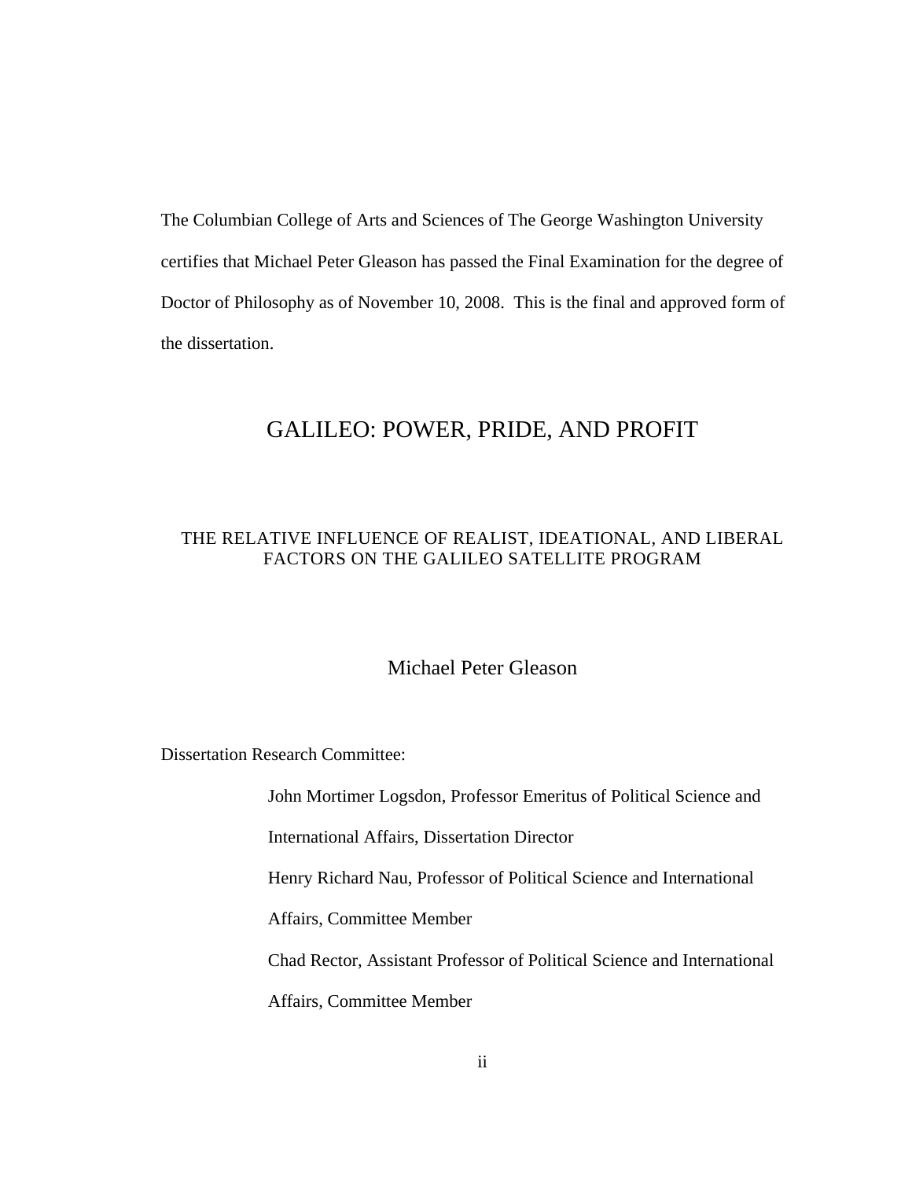The Columbian College of Arts and Sciences of The George Washington University certifies that Michael Peter Gleason has passed the Final Examination for the degree of Doctor of Philosophy as of November 10, 2008. This is the final and approved form of the dissertation.

# GALILEO: POWER, PRIDE, AND PROFIT

## THE RELATIVE INFLUENCE OF REALIST, IDEATIONAL, AND LIBERAL FACTORS ON THE GALILEO SATELLITE PROGRAM

Michael Peter Gleason

Dissertation Research Committee:

John Mortimer Logsdon, Professor Emeritus of Political Science and International Affairs, Dissertation Director

Henry Richard Nau, Professor of Political Science and International Affairs, Committee Member

Chad Rector, Assistant Professor of Political Science and International Affairs, Committee Member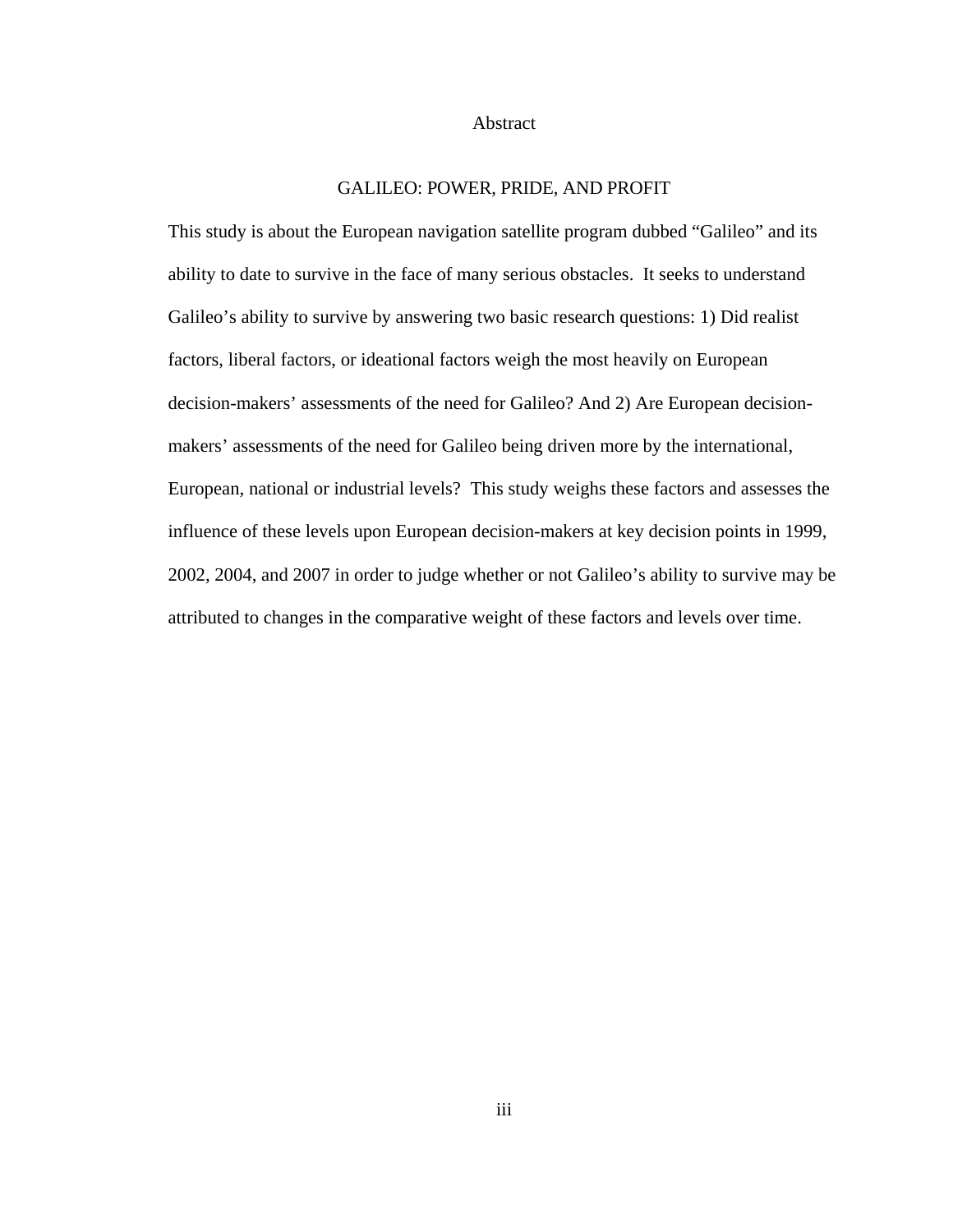# Abstract

## GALILEO: POWER, PRIDE, AND PROFIT

This study is about the European navigation satellite program dubbed "Galileo" and its ability to date to survive in the face of many serious obstacles. It seeks to understand Galileo's ability to survive by answering two basic research questions: 1) Did realist factors, liberal factors, or ideational factors weigh the most heavily on European decision-makers' assessments of the need for Galileo? And 2) Are European decision-makers' assessments of the need for Galileo being driven more by the international, European, national or industrial levels? This study weighs these factors and assesses the influence of these levels upon European decision-makers at key decision points in 1999, 2002, 2004, and 2007 in order to judge whether or not Galileo's ability to survive may be attributed to changes in the comparative weight of these factors and levels over time.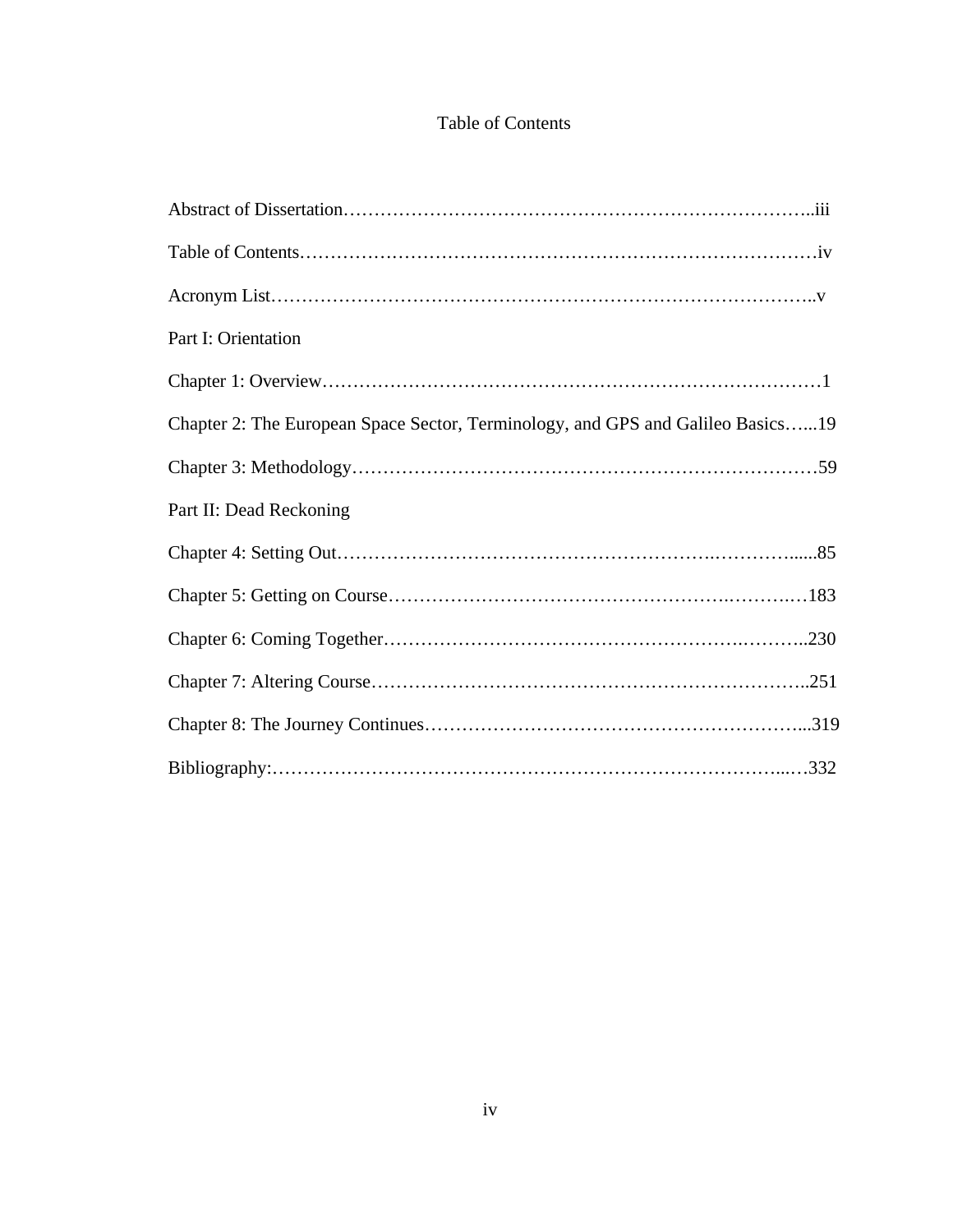# Table of Contents

Abstract of Dissertation……………………………………………………………………..iii

Table of Contents…………………………………………………………………………iv

Acronym List……………………………………………………………………………..v

Part I: Orientation

Chapter 1: Overview………………………………………………………………………1

Chapter 2: The European Space Sector, Terminology, and GPS and Galileo Basics…...19

Chapter 3: Methodology…………………………………………………………………59

Part II: Dead Reckoning

Chapter 4: Setting Out…………………………………………………….………......85

Chapter 5: Getting on Course……………………………………………….……..…183

Chapter 6: Coming Together…………………………………………….………..230

Chapter 7: Altering Course……………………………………………………………..251

Chapter 8: The Journey Continues…………………………………………………...319

Bibliography:…………………………………………………………………..…332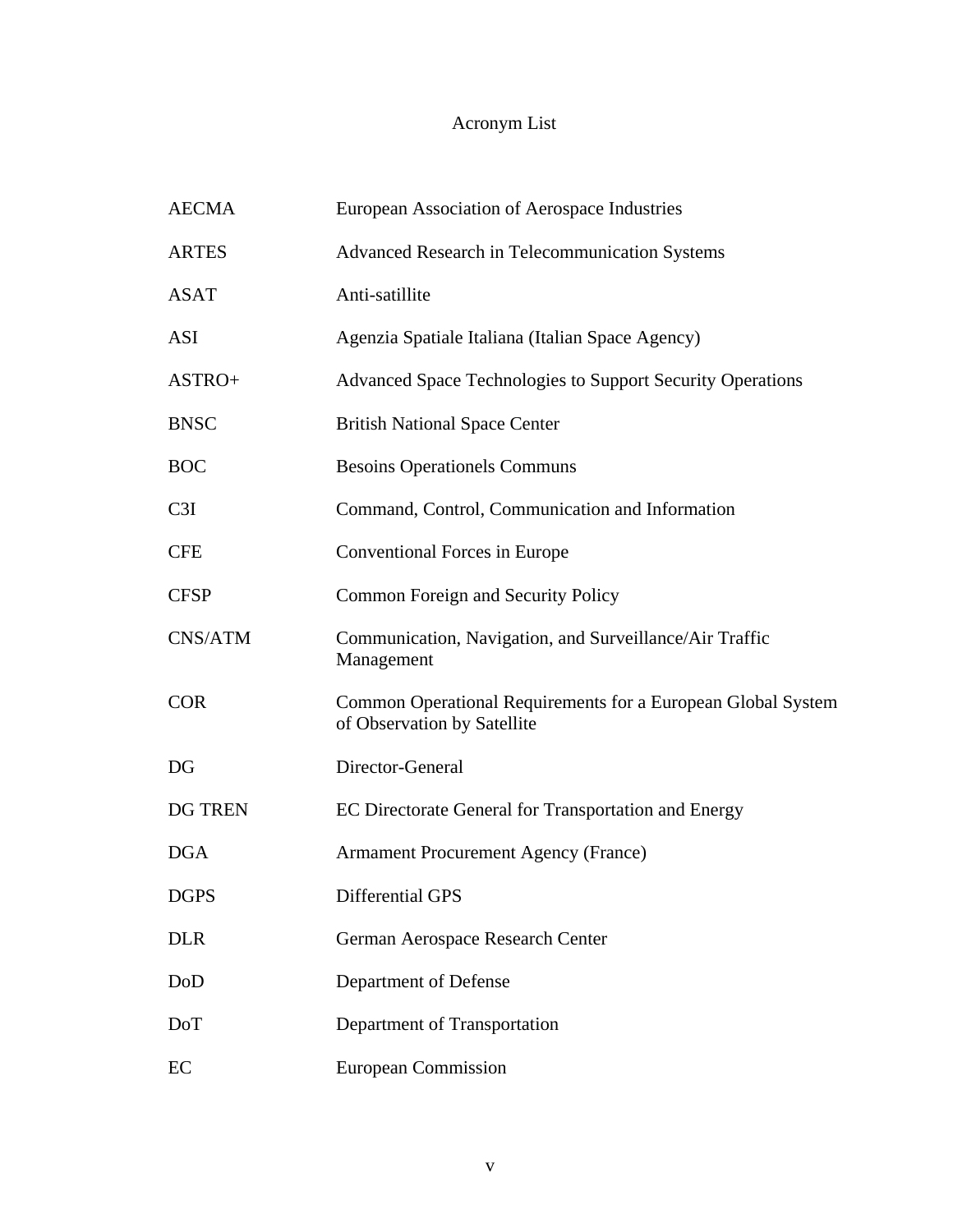# Acronym List

| | |
|---|---|
| AECMA | European Association of Aerospace Industries |
| ARTES | Advanced Research in Telecommunication Systems |
| ASAT | Anti-satillite |
| ASI | Agenzia Spatiale Italiana (Italian Space Agency) |
| ASTRO+ | Advanced Space Technologies to Support Security Operations |
| BNSC | British National Space Center |
| BOC | Besoins Operationels Communs |
| C3I | Command, Control, Communication and Information |
| CFE | Conventional Forces in Europe |
| CFSP | Common Foreign and Security Policy |
| CNS/ATM | Communication, Navigation, and Surveillance/Air Traffic Management |
| COR | Common Operational Requirements for a European Global System of Observation by Satellite |
| DG | Director-General |
| DG TREN | EC Directorate General for Transportation and Energy |
| DGA | Armament Procurement Agency (France) |
| DGPS | Differential GPS |
| DLR | German Aerospace Research Center |
| DoD | Department of Defense |
| DoT | Department of Transportation |
| EC | European Commission |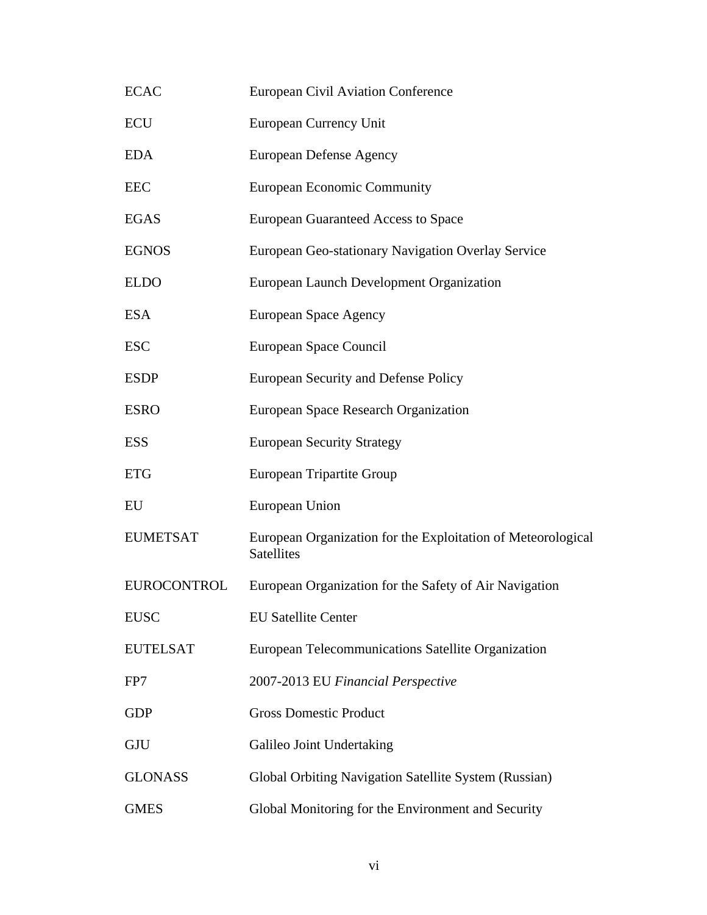| | |
|---|---|
| ECAC | European Civil Aviation Conference |
| ECU | European Currency Unit |
| EDA | European Defense Agency |
| EEC | European Economic Community |
| EGAS | European Guaranteed Access to Space |
| EGNOS | European Geo-stationary Navigation Overlay Service |
| ELDO | European Launch Development Organization |
| ESA | European Space Agency |
| ESC | European Space Council |
| ESDP | European Security and Defense Policy |
| ESRO | European Space Research Organization |
| ESS | European Security Strategy |
| ETG | European Tripartite Group |
| EU | European Union |
| EUMETSAT | European Organization for the Exploitation of Meteorological Satellites |
| EUROCONTROL | European Organization for the Safety of Air Navigation |
| EUSC | EU Satellite Center |
| EUTELSAT | European Telecommunications Satellite Organization |
| FP7 | 2007-2013 EU *Financial Perspective* |
| GDP | Gross Domestic Product |
| GJU | Galileo Joint Undertaking |
| GLONASS | Global Orbiting Navigation Satellite System (Russian) |
| GMES | Global Monitoring for the Environment and Security |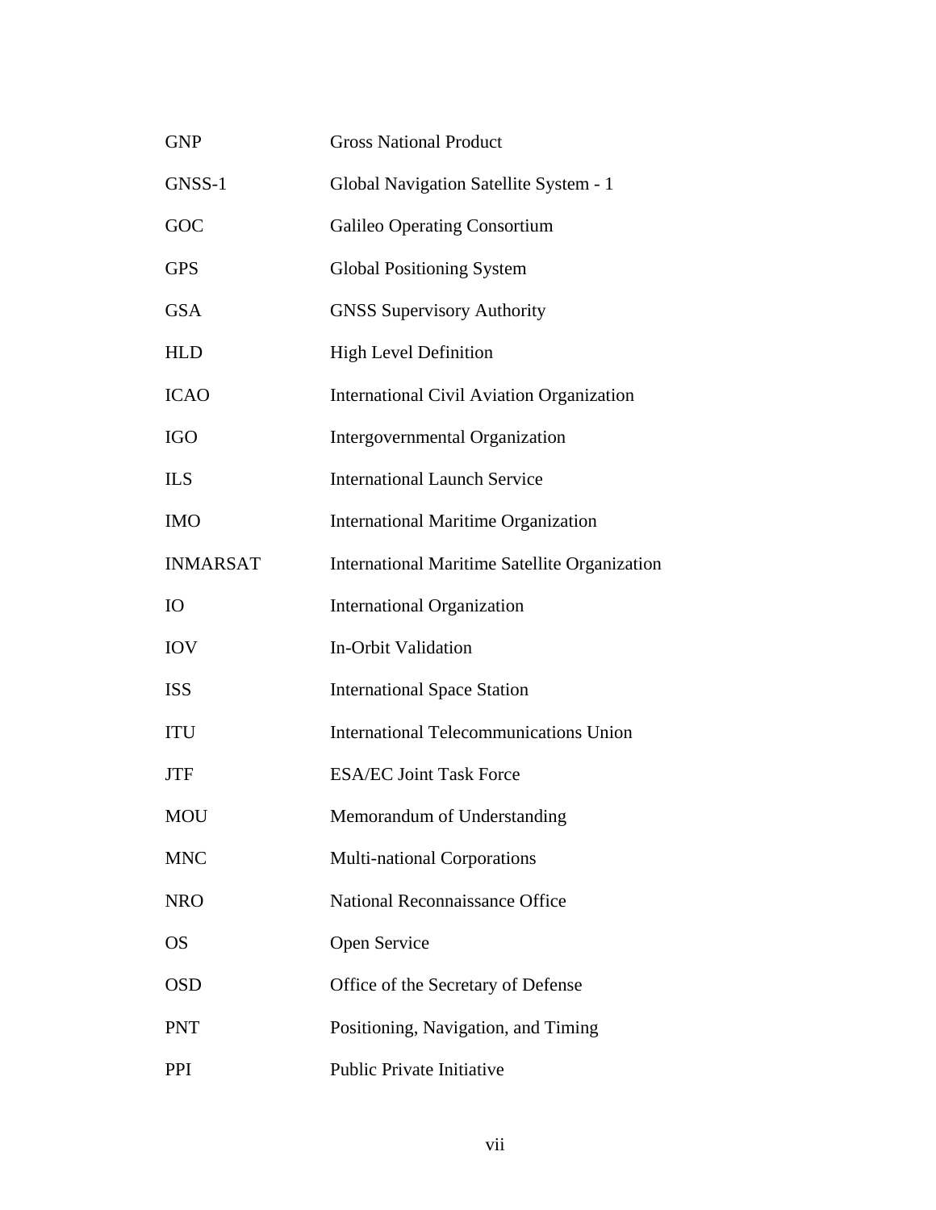| | |
|---|---|
| GNP | Gross National Product |
| GNSS-1 | Global Navigation Satellite System - 1 |
| GOC | Galileo Operating Consortium |
| GPS | Global Positioning System |
| GSA | GNSS Supervisory Authority |
| HLD | High Level Definition |
| ICAO | International Civil Aviation Organization |
| IGO | Intergovernmental Organization |
| ILS | International Launch Service |
| IMO | International Maritime Organization |
| INMARSAT | International Maritime Satellite Organization |
| IO | International Organization |
| IOV | In-Orbit Validation |
| ISS | International Space Station |
| ITU | International Telecommunications Union |
| JTF | ESA/EC Joint Task Force |
| MOU | Memorandum of Understanding |
| MNC | Multi-national Corporations |
| NRO | National Reconnaissance Office |
| OS | Open Service |
| OSD | Office of the Secretary of Defense |
| PNT | Positioning, Navigation, and Timing |
| PPI | Public Private Initiative |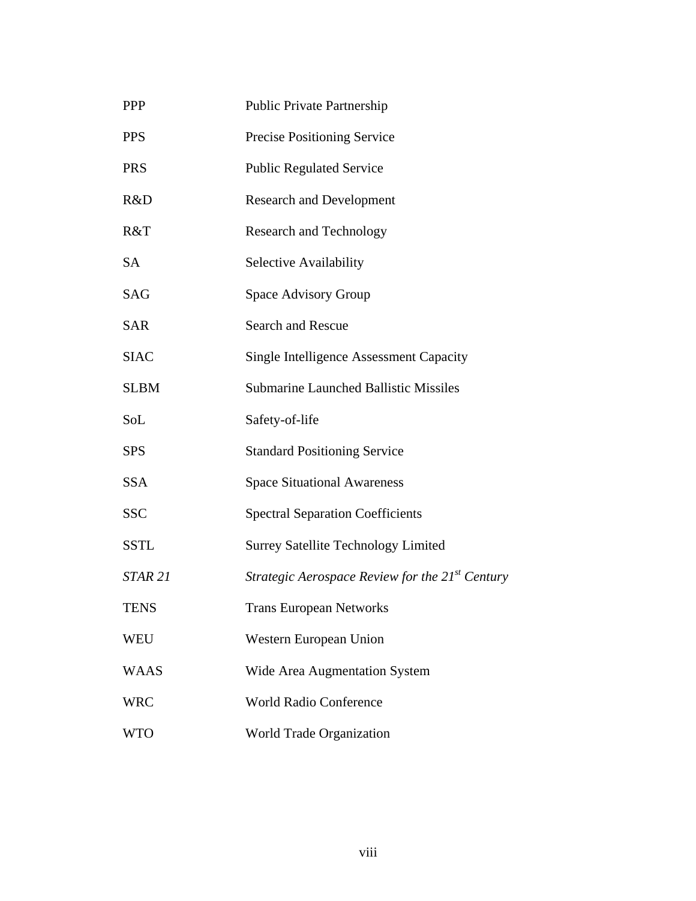| | |
|---|---|
| PPP | Public Private Partnership |
| PPS | Precise Positioning Service |
| PRS | Public Regulated Service |
| R&D | Research and Development |
| R&T | Research and Technology |
| SA | Selective Availability |
| SAG | Space Advisory Group |
| SAR | Search and Rescue |
| SIAC | Single Intelligence Assessment Capacity |
| SLBM | Submarine Launched Ballistic Missiles |
| SoL | Safety-of-life |
| SPS | Standard Positioning Service |
| SSA | Space Situational Awareness |
| SSC | Spectral Separation Coefficients |
| SSTL | Surrey Satellite Technology Limited |
| *STAR 21* | *Strategic Aerospace Review for the 21st Century* |
| TENS | Trans European Networks |
| WEU | Western European Union |
| WAAS | Wide Area Augmentation System |
| WRC | World Radio Conference |
| WTO | World Trade Organization |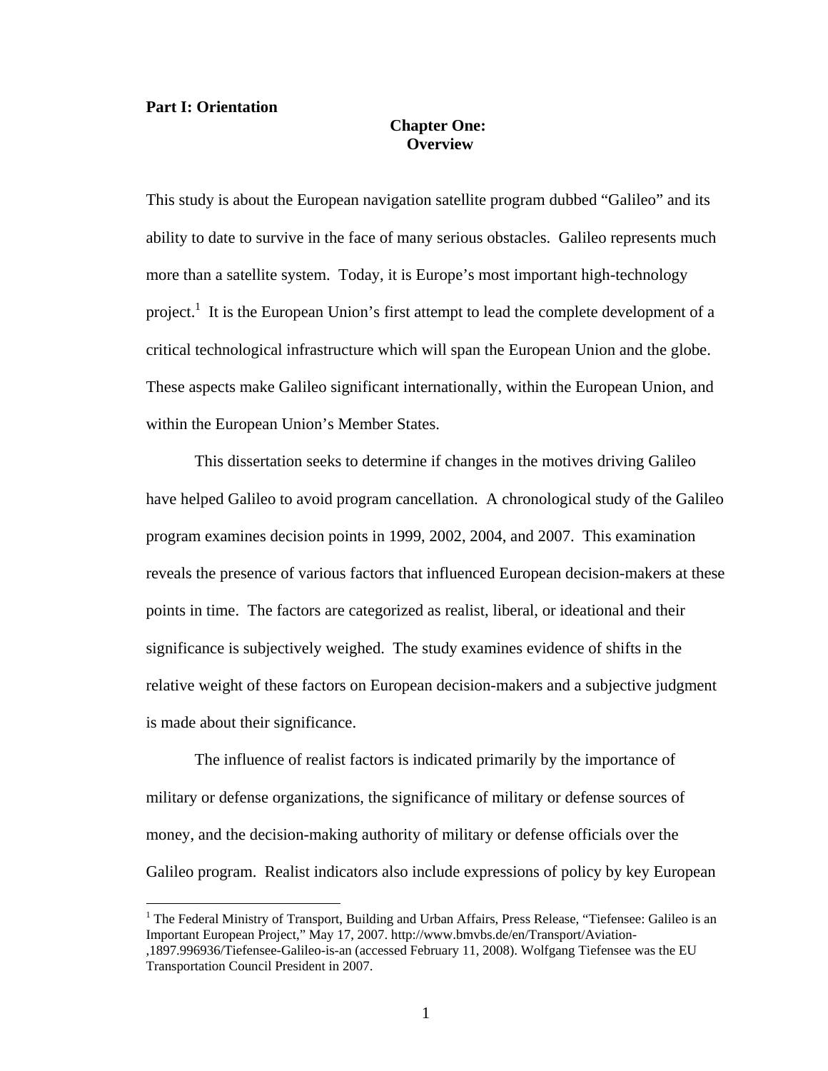**Part I: Orientation**

# Chapter One: Overview

This study is about the European navigation satellite program dubbed "Galileo" and its ability to date to survive in the face of many serious obstacles. Galileo represents much more than a satellite system. Today, it is Europe's most important high-technology project.[1] It is the European Union's first attempt to lead the complete development of a critical technological infrastructure which will span the European Union and the globe. These aspects make Galileo significant internationally, within the European Union, and within the European Union's Member States.

This dissertation seeks to determine if changes in the motives driving Galileo have helped Galileo to avoid program cancellation. A chronological study of the Galileo program examines decision points in 1999, 2002, 2004, and 2007. This examination reveals the presence of various factors that influenced European decision-makers at these points in time. The factors are categorized as realist, liberal, or ideational and their significance is subjectively weighed. The study examines evidence of shifts in the relative weight of these factors on European decision-makers and a subjective judgment is made about their significance.

The influence of realist factors is indicated primarily by the importance of military or defense organizations, the significance of military or defense sources of money, and the decision-making authority of military or defense officials over the Galileo program. Realist indicators also include expressions of policy by key European

---

[1] The Federal Ministry of Transport, Building and Urban Affairs, Press Release, "Tiefensee: Galileo is an Important European Project," May 17, 2007. http://www.bmvbs.de/en/Transport/Aviation-,1897.996936/Tiefensee-Galileo-is-an (accessed February 11, 2008). Wolfgang Tiefensee was the EU Transportation Council President in 2007.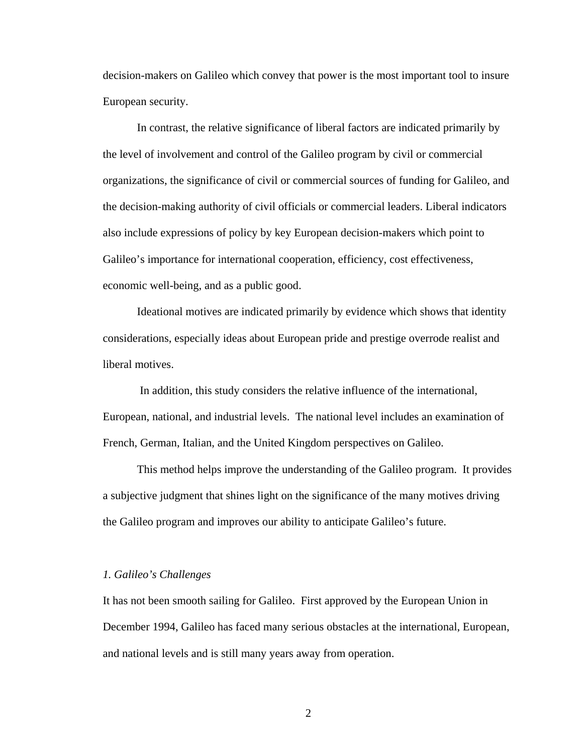decision-makers on Galileo which convey that power is the most important tool to insure European security.

In contrast, the relative significance of liberal factors are indicated primarily by the level of involvement and control of the Galileo program by civil or commercial organizations, the significance of civil or commercial sources of funding for Galileo, and the decision-making authority of civil officials or commercial leaders. Liberal indicators also include expressions of policy by key European decision-makers which point to Galileo's importance for international cooperation, efficiency, cost effectiveness, economic well-being, and as a public good.

Ideational motives are indicated primarily by evidence which shows that identity considerations, especially ideas about European pride and prestige overrode realist and liberal motives.

In addition, this study considers the relative influence of the international, European, national, and industrial levels. The national level includes an examination of French, German, Italian, and the United Kingdom perspectives on Galileo.

This method helps improve the understanding of the Galileo program. It provides a subjective judgment that shines light on the significance of the many motives driving the Galileo program and improves our ability to anticipate Galileo's future.

### *1. Galileo's Challenges*

It has not been smooth sailing for Galileo. First approved by the European Union in December 1994, Galileo has faced many serious obstacles at the international, European, and national levels and is still many years away from operation.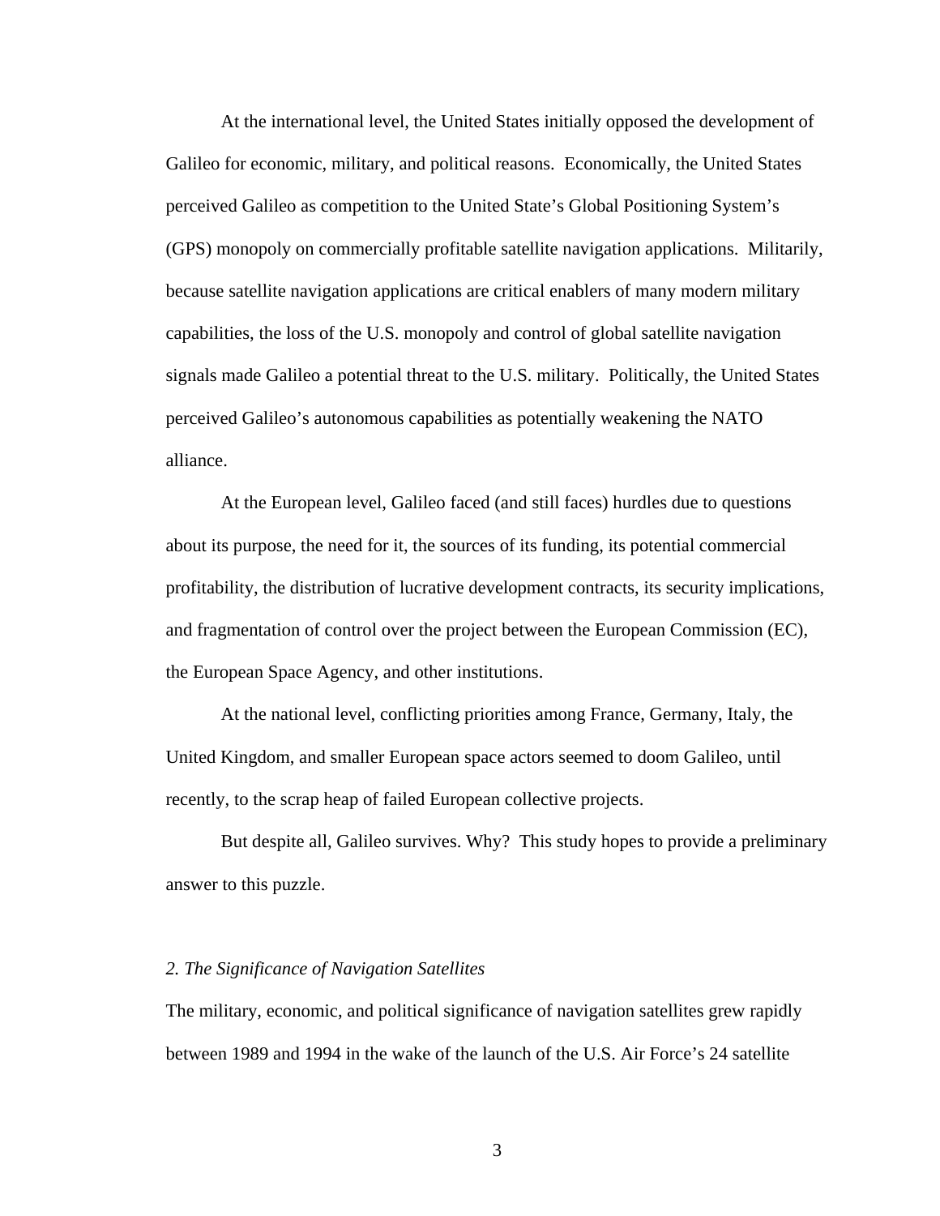At the international level, the United States initially opposed the development of Galileo for economic, military, and political reasons. Economically, the United States perceived Galileo as competition to the United State's Global Positioning System's (GPS) monopoly on commercially profitable satellite navigation applications. Militarily, because satellite navigation applications are critical enablers of many modern military capabilities, the loss of the U.S. monopoly and control of global satellite navigation signals made Galileo a potential threat to the U.S. military. Politically, the United States perceived Galileo's autonomous capabilities as potentially weakening the NATO alliance.

At the European level, Galileo faced (and still faces) hurdles due to questions about its purpose, the need for it, the sources of its funding, its potential commercial profitability, the distribution of lucrative development contracts, its security implications, and fragmentation of control over the project between the European Commission (EC), the European Space Agency, and other institutions.

At the national level, conflicting priorities among France, Germany, Italy, the United Kingdom, and smaller European space actors seemed to doom Galileo, until recently, to the scrap heap of failed European collective projects.

But despite all, Galileo survives. Why? This study hopes to provide a preliminary answer to this puzzle.

*2. The Significance of Navigation Satellites*

The military, economic, and political significance of navigation satellites grew rapidly between 1989 and 1994 in the wake of the launch of the U.S. Air Force's 24 satellite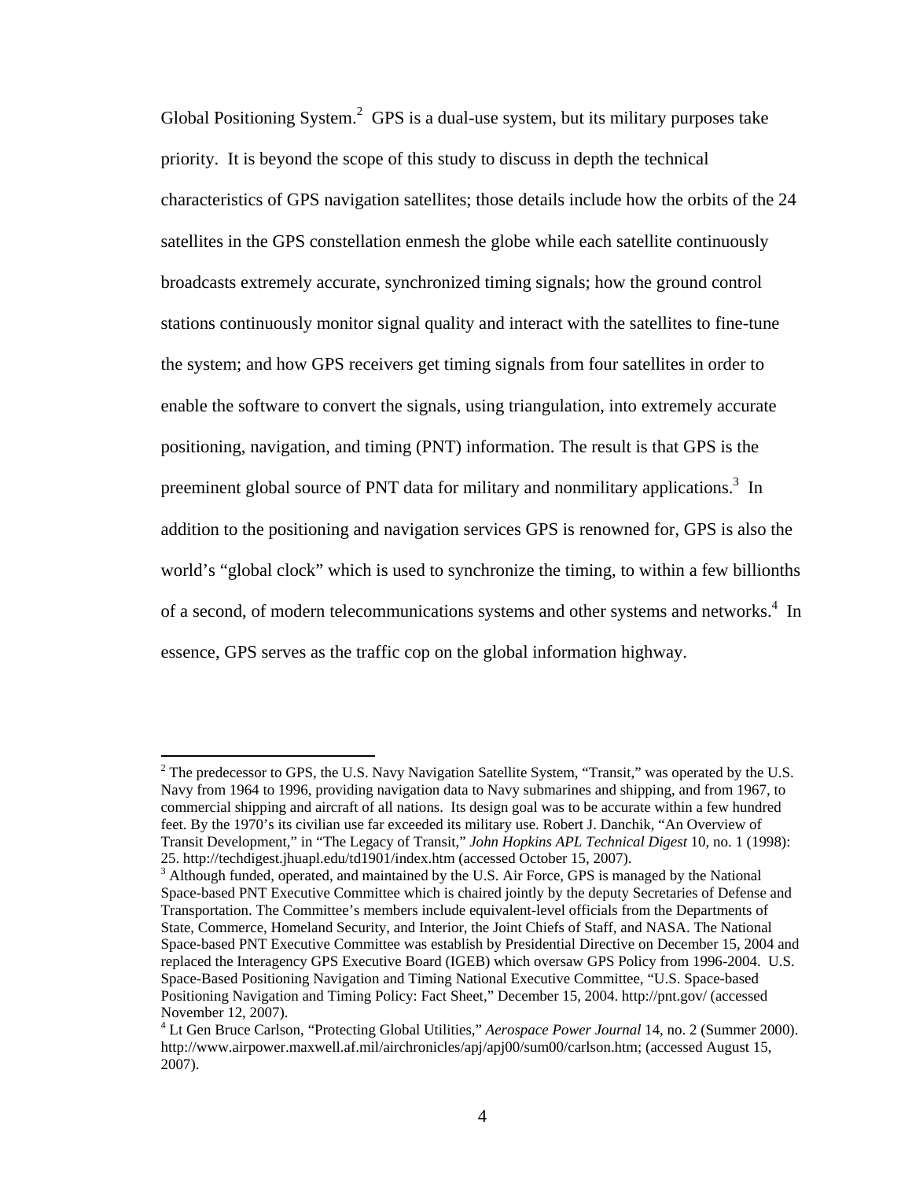Global Positioning System.[2] GPS is a dual-use system, but its military purposes take priority. It is beyond the scope of this study to discuss in depth the technical characteristics of GPS navigation satellites; those details include how the orbits of the 24 satellites in the GPS constellation enmesh the globe while each satellite continuously broadcasts extremely accurate, synchronized timing signals; how the ground control stations continuously monitor signal quality and interact with the satellites to fine-tune the system; and how GPS receivers get timing signals from four satellites in order to enable the software to convert the signals, using triangulation, into extremely accurate positioning, navigation, and timing (PNT) information. The result is that GPS is the preeminent global source of PNT data for military and nonmilitary applications.[3] In addition to the positioning and navigation services GPS is renowned for, GPS is also the world's "global clock" which is used to synchronize the timing, to within a few billionths of a second, of modern telecommunications systems and other systems and networks.[4] In essence, GPS serves as the traffic cop on the global information highway.

---

[2] The predecessor to GPS, the U.S. Navy Navigation Satellite System, "Transit," was operated by the U.S. Navy from 1964 to 1996, providing navigation data to Navy submarines and shipping, and from 1967, to commercial shipping and aircraft of all nations. Its design goal was to be accurate within a few hundred feet. By the 1970's its civilian use far exceeded its military use. Robert J. Danchik, "An Overview of Transit Development," in "The Legacy of Transit," *John Hopkins APL Technical Digest* 10, no. 1 (1998): 25. http://techdigest.jhuapl.edu/td1901/index.htm (accessed October 15, 2007).

[3] Although funded, operated, and maintained by the U.S. Air Force, GPS is managed by the National Space-based PNT Executive Committee which is chaired jointly by the deputy Secretaries of Defense and Transportation. The Committee's members include equivalent-level officials from the Departments of State, Commerce, Homeland Security, and Interior, the Joint Chiefs of Staff, and NASA. The National Space-based PNT Executive Committee was establish by Presidential Directive on December 15, 2004 and replaced the Interagency GPS Executive Board (IGEB) which oversaw GPS Policy from 1996-2004. U.S. Space-Based Positioning Navigation and Timing National Executive Committee, "U.S. Space-based Positioning Navigation and Timing Policy: Fact Sheet," December 15, 2004. http://pnt.gov/ (accessed November 12, 2007).

[4] Lt Gen Bruce Carlson, "Protecting Global Utilities," *Aerospace Power Journal* 14, no. 2 (Summer 2000). http://www.airpower.maxwell.af.mil/airchronicles/apj/apj00/sum00/carlson.htm; (accessed August 15, 2007).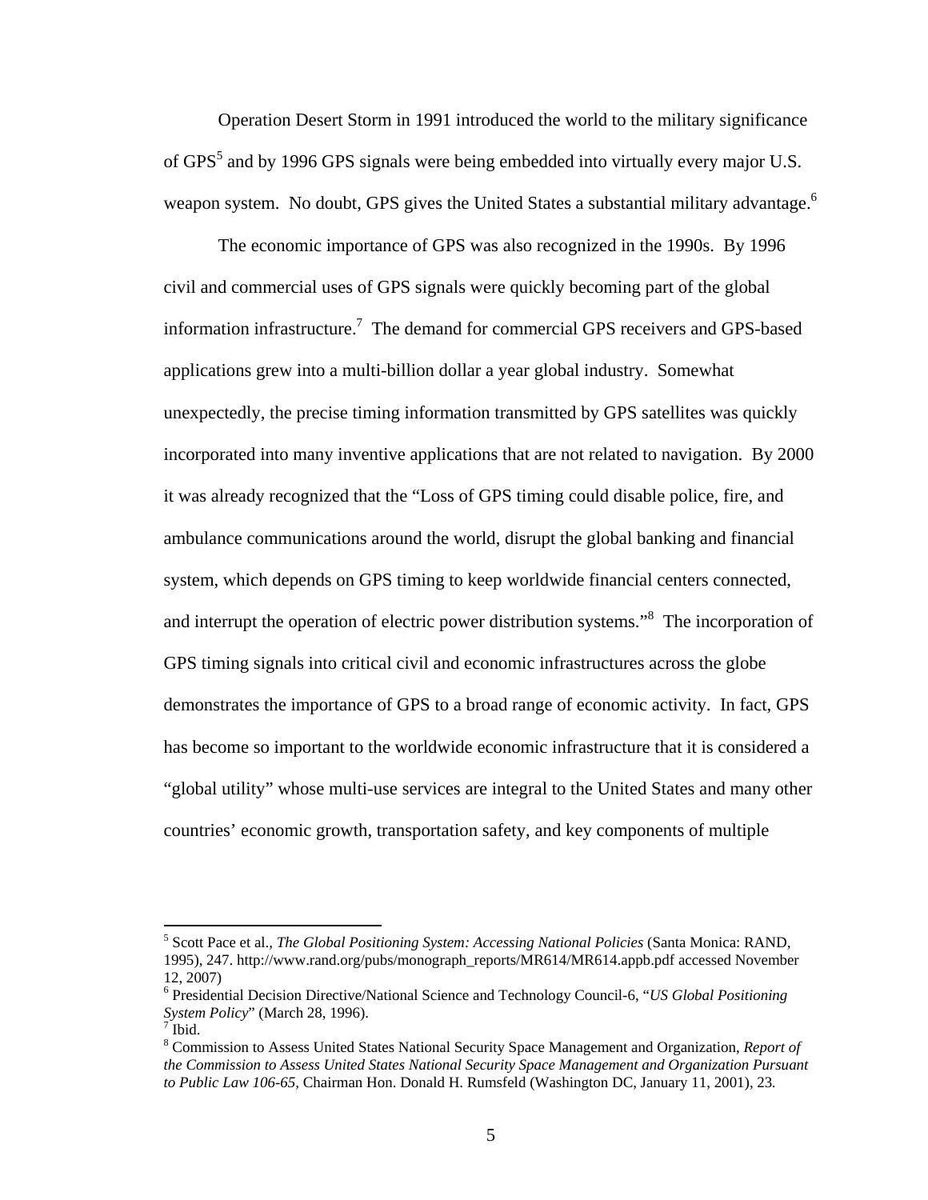Operation Desert Storm in 1991 introduced the world to the military significance of GPS[5] and by 1996 GPS signals were being embedded into virtually every major U.S. weapon system. No doubt, GPS gives the United States a substantial military advantage.[6]

The economic importance of GPS was also recognized in the 1990s. By 1996 civil and commercial uses of GPS signals were quickly becoming part of the global information infrastructure.[7] The demand for commercial GPS receivers and GPS-based applications grew into a multi-billion dollar a year global industry. Somewhat unexpectedly, the precise timing information transmitted by GPS satellites was quickly incorporated into many inventive applications that are not related to navigation. By 2000 it was already recognized that the "Loss of GPS timing could disable police, fire, and ambulance communications around the world, disrupt the global banking and financial system, which depends on GPS timing to keep worldwide financial centers connected, and interrupt the operation of electric power distribution systems."[8] The incorporation of GPS timing signals into critical civil and economic infrastructures across the globe demonstrates the importance of GPS to a broad range of economic activity. In fact, GPS has become so important to the worldwide economic infrastructure that it is considered a "global utility" whose multi-use services are integral to the United States and many other countries' economic growth, transportation safety, and key components of multiple

---

[5] Scott Pace et al., *The Global Positioning System: Accessing National Policies* (Santa Monica: RAND, 1995), 247. http://www.rand.org/pubs/monograph_reports/MR614/MR614.appb.pdf accessed November 12, 2007)

[6] Presidential Decision Directive/National Science and Technology Council-6, "*US Global Positioning System Policy*" (March 28, 1996).

[7] Ibid.

[8] Commission to Assess United States National Security Space Management and Organization, *Report of the Commission to Assess United States National Security Space Management and Organization Pursuant to Public Law 106-65,* Chairman Hon. Donald H. Rumsfeld (Washington DC, January 11, 2001), 23.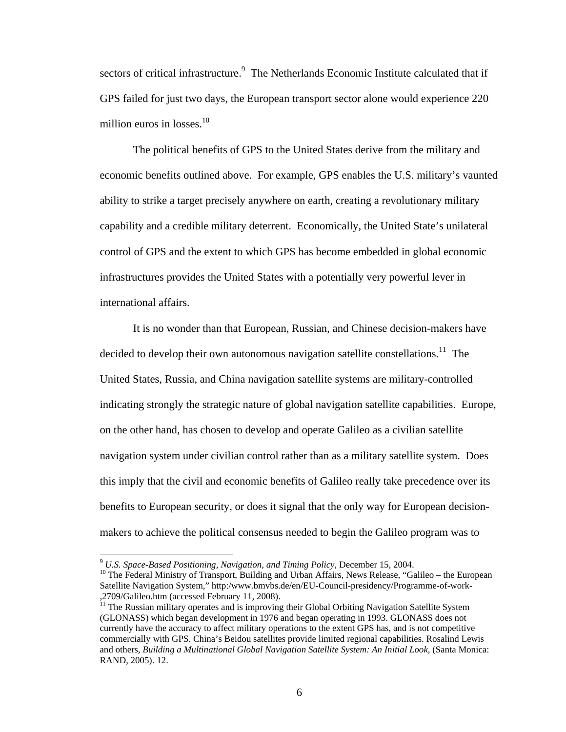sectors of critical infrastructure.[9] The Netherlands Economic Institute calculated that if GPS failed for just two days, the European transport sector alone would experience 220 million euros in losses.[10]

The political benefits of GPS to the United States derive from the military and economic benefits outlined above. For example, GPS enables the U.S. military's vaunted ability to strike a target precisely anywhere on earth, creating a revolutionary military capability and a credible military deterrent. Economically, the United State's unilateral control of GPS and the extent to which GPS has become embedded in global economic infrastructures provides the United States with a potentially very powerful lever in international affairs.

It is no wonder than that European, Russian, and Chinese decision-makers have decided to develop their own autonomous navigation satellite constellations.[11] The United States, Russia, and China navigation satellite systems are military-controlled indicating strongly the strategic nature of global navigation satellite capabilities. Europe, on the other hand, has chosen to develop and operate Galileo as a civilian satellite navigation system under civilian control rather than as a military satellite system. Does this imply that the civil and economic benefits of Galileo really take precedence over its benefits to European security, or does it signal that the only way for European decision-makers to achieve the political consensus needed to begin the Galileo program was to

---

[9] *U.S. Space-Based Positioning, Navigation, and Timing Policy*, December 15, 2004.

[10] The Federal Ministry of Transport, Building and Urban Affairs, News Release, "Galileo – the European Satellite Navigation System," http:/www.bmvbs.de/en/EU-Council-presidency/Programme-of-work-,2709/Galileo.htm (accessed February 11, 2008).

[11] The Russian military operates and is improving their Global Orbiting Navigation Satellite System (GLONASS) which began development in 1976 and began operating in 1993. GLONASS does not currently have the accuracy to affect military operations to the extent GPS has, and is not competitive commercially with GPS. China's Beidou satellites provide limited regional capabilities. Rosalind Lewis and others, *Building a Multinational Global Navigation Satellite System: An Initial Look*, (Santa Monica: RAND, 2005). 12.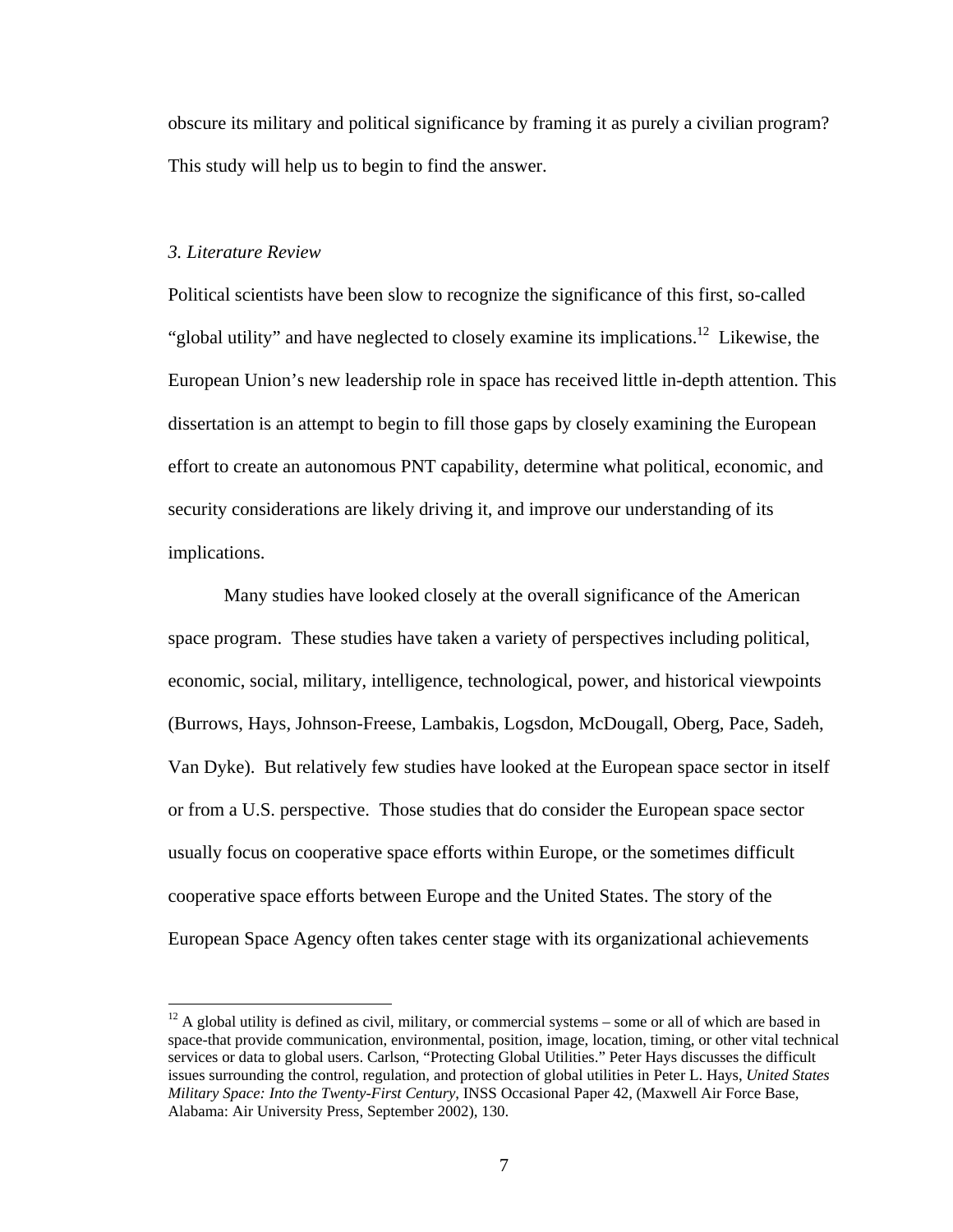obscure its military and political significance by framing it as purely a civilian program? This study will help us to begin to find the answer.

### *3. Literature Review*

Political scientists have been slow to recognize the significance of this first, so-called "global utility" and have neglected to closely examine its implications.[12] Likewise, the European Union's new leadership role in space has received little in-depth attention. This dissertation is an attempt to begin to fill those gaps by closely examining the European effort to create an autonomous PNT capability, determine what political, economic, and security considerations are likely driving it, and improve our understanding of its implications.

Many studies have looked closely at the overall significance of the American space program. These studies have taken a variety of perspectives including political, economic, social, military, intelligence, technological, power, and historical viewpoints (Burrows, Hays, Johnson-Freese, Lambakis, Logsdon, McDougall, Oberg, Pace, Sadeh, Van Dyke). But relatively few studies have looked at the European space sector in itself or from a U.S. perspective. Those studies that do consider the European space sector usually focus on cooperative space efforts within Europe, or the sometimes difficult cooperative space efforts between Europe and the United States. The story of the European Space Agency often takes center stage with its organizational achievements

---

[12] A global utility is defined as civil, military, or commercial systems – some or all of which are based in space-that provide communication, environmental, position, image, location, timing, or other vital technical services or data to global users. Carlson, "Protecting Global Utilities." Peter Hays discusses the difficult issues surrounding the control, regulation, and protection of global utilities in Peter L. Hays, *United States Military Space: Into the Twenty-First Century*, INSS Occasional Paper 42, (Maxwell Air Force Base, Alabama: Air University Press, September 2002), 130.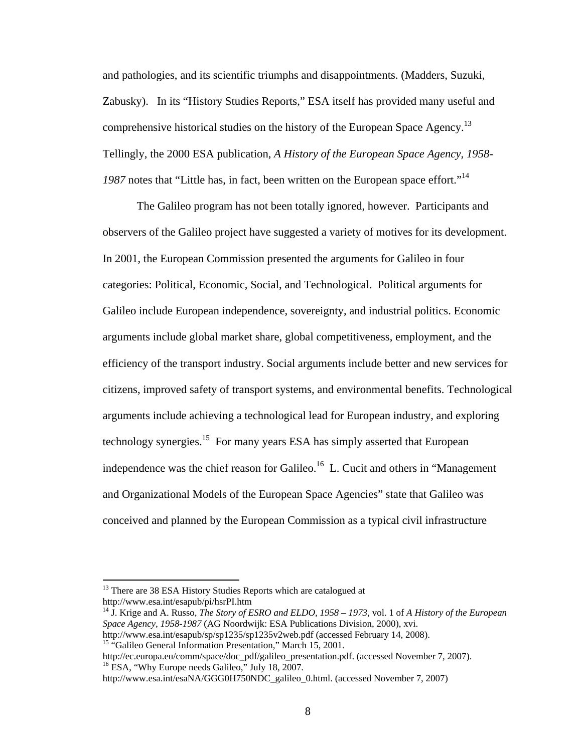and pathologies, and its scientific triumphs and disappointments. (Madders, Suzuki, Zabusky). In its "History Studies Reports," ESA itself has provided many useful and comprehensive historical studies on the history of the European Space Agency.[13] Tellingly, the 2000 ESA publication, *A History of the European Space Agency, 1958-1987* notes that "Little has, in fact, been written on the European space effort."[14]

The Galileo program has not been totally ignored, however. Participants and observers of the Galileo project have suggested a variety of motives for its development. In 2001, the European Commission presented the arguments for Galileo in four categories: Political, Economic, Social, and Technological. Political arguments for Galileo include European independence, sovereignty, and industrial politics. Economic arguments include global market share, global competitiveness, employment, and the efficiency of the transport industry. Social arguments include better and new services for citizens, improved safety of transport systems, and environmental benefits. Technological arguments include achieving a technological lead for European industry, and exploring technology synergies.[15] For many years ESA has simply asserted that European independence was the chief reason for Galileo.[16] L. Cucit and others in "Management and Organizational Models of the European Space Agencies" state that Galileo was conceived and planned by the European Commission as a typical civil infrastructure

---

[13] There are 38 ESA History Studies Reports which are catalogued at http://www.esa.int/esapub/pi/hsrPI.htm

[14] J. Krige and A. Russo, *The Story of ESRO and ELDO, 1958 – 1973*, vol. 1 of *A History of the European Space Agency, 1958-1987* (AG Noordwijk: ESA Publications Division, 2000), xvi. http://www.esa.int/esapub/sp/sp1235/sp1235v2web.pdf (accessed February 14, 2008).

[15] "Galileo General Information Presentation," March 15, 2001. http://ec.europa.eu/comm/space/doc_pdf/galileo_presentation.pdf. (accessed November 7, 2007).

[16] ESA, "Why Europe needs Galileo," July 18, 2007. http://www.esa.int/esaNA/GGG0H750NDC_galileo_0.html. (accessed November 7, 2007)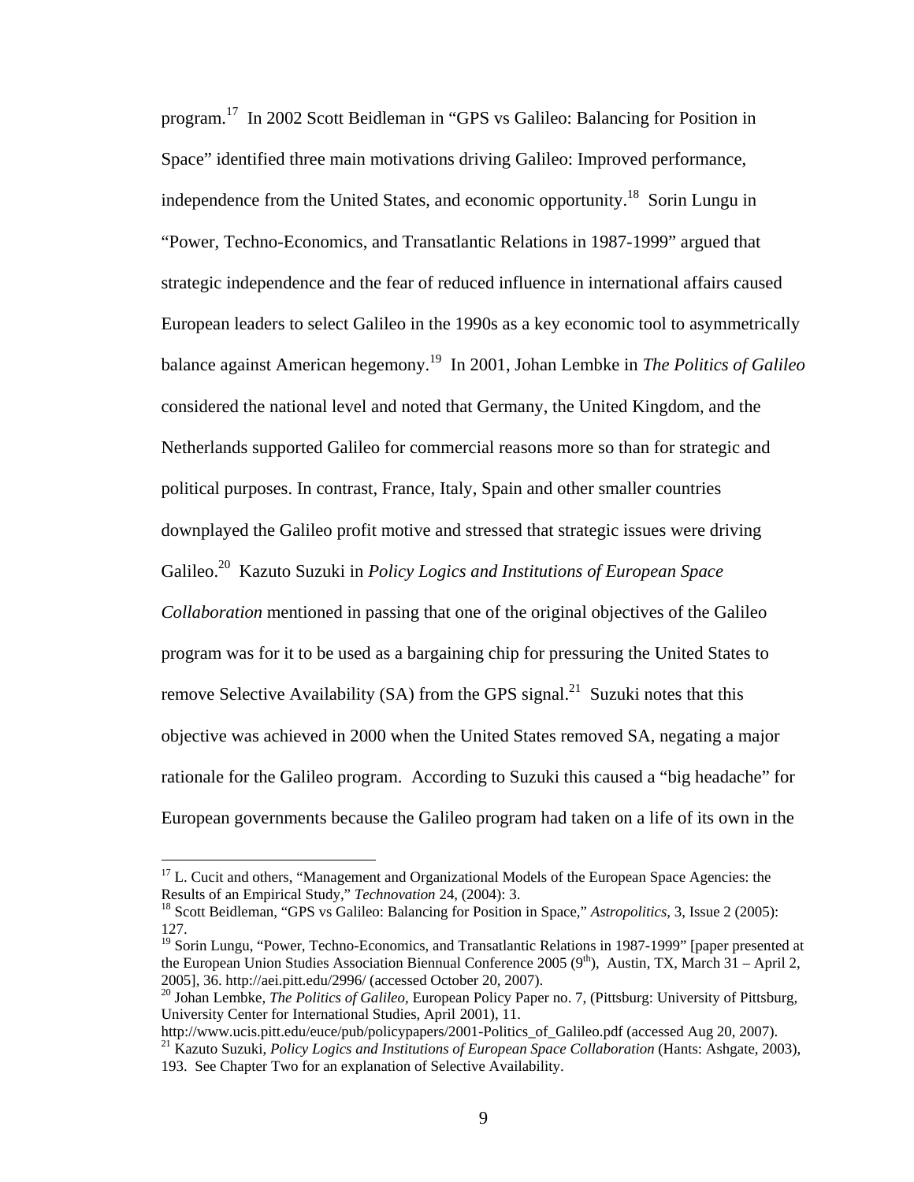program.[17] In 2002 Scott Beidleman in "GPS vs Galileo: Balancing for Position in Space" identified three main motivations driving Galileo: Improved performance, independence from the United States, and economic opportunity.[18] Sorin Lungu in "Power, Techno-Economics, and Transatlantic Relations in 1987-1999" argued that strategic independence and the fear of reduced influence in international affairs caused European leaders to select Galileo in the 1990s as a key economic tool to asymmetrically balance against American hegemony.[19] In 2001, Johan Lembke in *The Politics of Galileo* considered the national level and noted that Germany, the United Kingdom, and the Netherlands supported Galileo for commercial reasons more so than for strategic and political purposes. In contrast, France, Italy, Spain and other smaller countries downplayed the Galileo profit motive and stressed that strategic issues were driving Galileo.[20] Kazuto Suzuki in *Policy Logics and Institutions of European Space Collaboration* mentioned in passing that one of the original objectives of the Galileo program was for it to be used as a bargaining chip for pressuring the United States to remove Selective Availability (SA) from the GPS signal.[21] Suzuki notes that this objective was achieved in 2000 when the United States removed SA, negating a major rationale for the Galileo program. According to Suzuki this caused a "big headache" for European governments because the Galileo program had taken on a life of its own in the

---

[17] L. Cucit and others, "Management and Organizational Models of the European Space Agencies: the Results of an Empirical Study," *Technovation* 24, (2004): 3.

[18] Scott Beidleman, "GPS vs Galileo: Balancing for Position in Space," *Astropolitics*, 3, Issue 2 (2005): 127.

[19] Sorin Lungu, "Power, Techno-Economics, and Transatlantic Relations in 1987-1999" [paper presented at the European Union Studies Association Biennual Conference 2005 (9th), Austin, TX, March 31 – April 2, 2005], 36. http://aei.pitt.edu/2996/ (accessed October 20, 2007).

[20] Johan Lembke, *The Politics of Galileo*, European Policy Paper no. 7, (Pittsburg: University of Pittsburg, University Center for International Studies, April 2001), 11. http://www.ucis.pitt.edu/euce/pub/policypapers/2001-Politics_of_Galileo.pdf (accessed Aug 20, 2007).

[21] Kazuto Suzuki, *Policy Logics and Institutions of European Space Collaboration* (Hants: Ashgate, 2003), 193. See Chapter Two for an explanation of Selective Availability.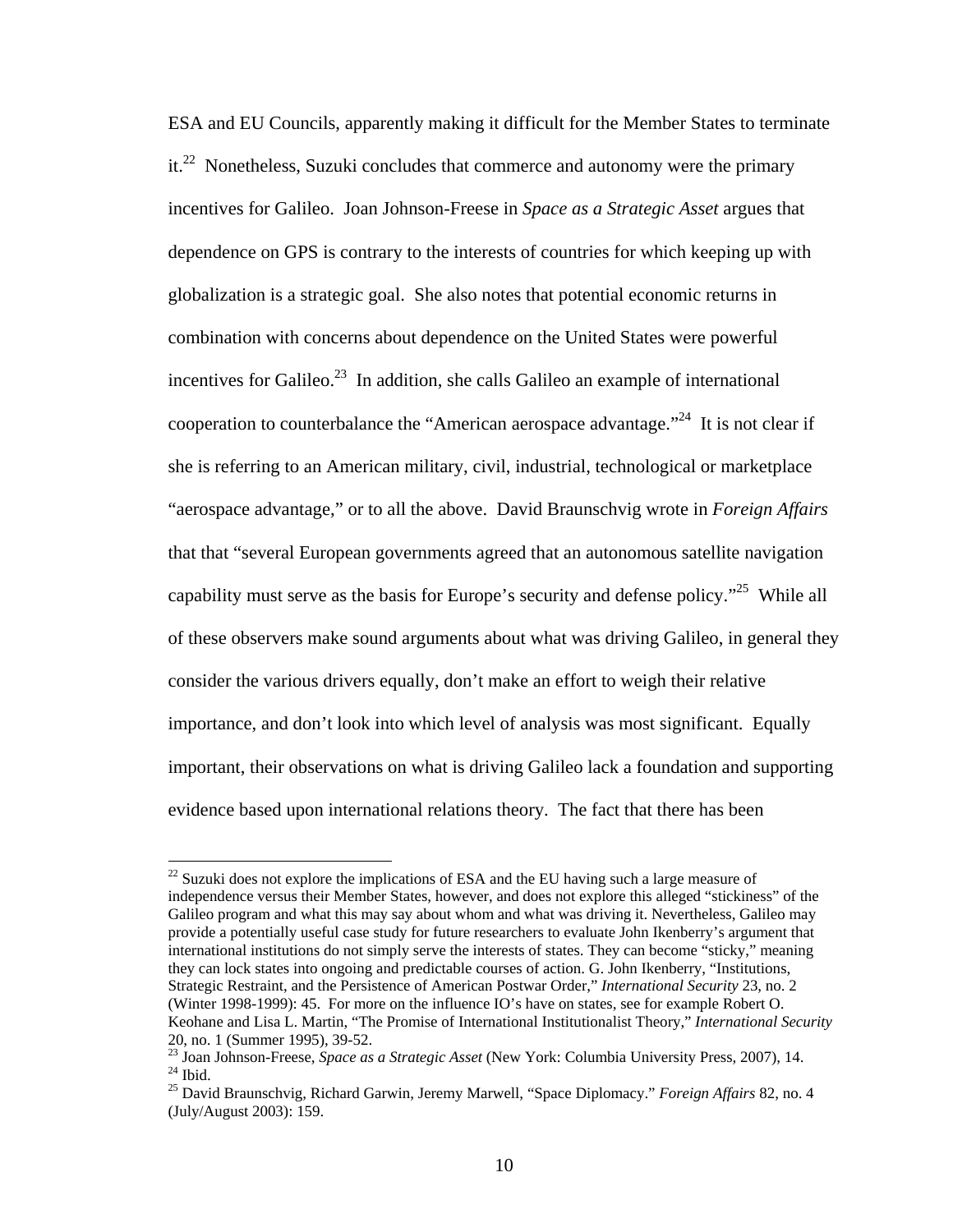ESA and EU Councils, apparently making it difficult for the Member States to terminate it.[22] Nonetheless, Suzuki concludes that commerce and autonomy were the primary incentives for Galileo. Joan Johnson-Freese in *Space as a Strategic Asset* argues that dependence on GPS is contrary to the interests of countries for which keeping up with globalization is a strategic goal. She also notes that potential economic returns in combination with concerns about dependence on the United States were powerful incentives for Galileo.[23] In addition, she calls Galileo an example of international cooperation to counterbalance the "American aerospace advantage."[24] It is not clear if she is referring to an American military, civil, industrial, technological or marketplace "aerospace advantage," or to all the above. David Braunschvig wrote in *Foreign Affairs* that that "several European governments agreed that an autonomous satellite navigation capability must serve as the basis for Europe's security and defense policy."[25] While all of these observers make sound arguments about what was driving Galileo, in general they consider the various drivers equally, don't make an effort to weigh their relative importance, and don't look into which level of analysis was most significant. Equally important, their observations on what is driving Galileo lack a foundation and supporting evidence based upon international relations theory. The fact that there has been

---

[22] Suzuki does not explore the implications of ESA and the EU having such a large measure of independence versus their Member States, however, and does not explore this alleged "stickiness" of the Galileo program and what this may say about whom and what was driving it. Nevertheless, Galileo may provide a potentially useful case study for future researchers to evaluate John Ikenberry's argument that international institutions do not simply serve the interests of states. They can become "sticky," meaning they can lock states into ongoing and predictable courses of action. G. John Ikenberry, "Institutions, Strategic Restraint, and the Persistence of American Postwar Order," *International Security* 23, no. 2 (Winter 1998-1999): 45. For more on the influence IO's have on states, see for example Robert O. Keohane and Lisa L. Martin, "The Promise of International Institutionalist Theory," *International Security* 20, no. 1 (Summer 1995), 39-52.

[23] Joan Johnson-Freese, *Space as a Strategic Asset* (New York: Columbia University Press, 2007), 14.

[24] Ibid.

[25] David Braunschvig, Richard Garwin, Jeremy Marwell, "Space Diplomacy." *Foreign Affairs* 82, no. 4 (July/August 2003): 159.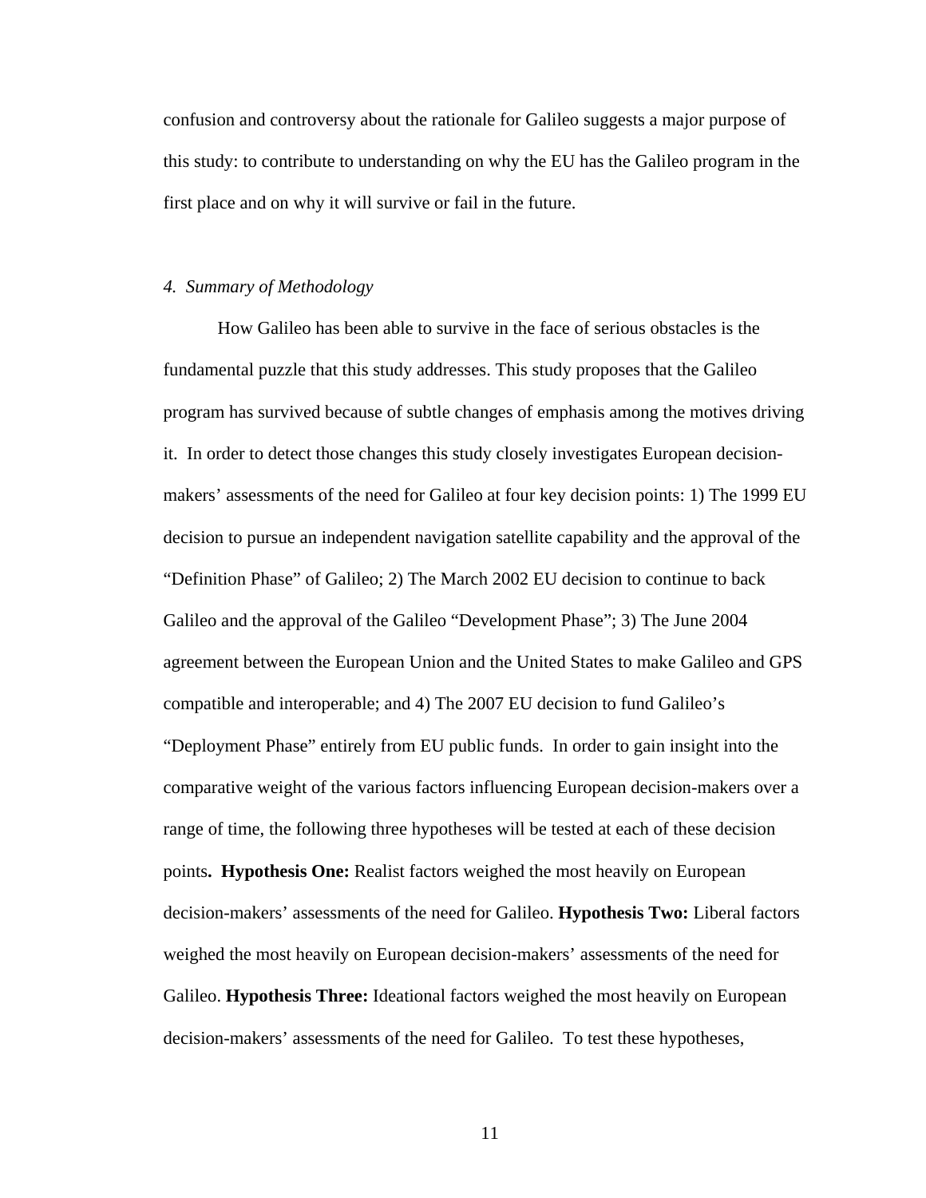confusion and controversy about the rationale for Galileo suggests a major purpose of this study: to contribute to understanding on why the EU has the Galileo program in the first place and on why it will survive or fail in the future.

### *4. Summary of Methodology*

How Galileo has been able to survive in the face of serious obstacles is the fundamental puzzle that this study addresses. This study proposes that the Galileo program has survived because of subtle changes of emphasis among the motives driving it. In order to detect those changes this study closely investigates European decision-makers' assessments of the need for Galileo at four key decision points: 1) The 1999 EU decision to pursue an independent navigation satellite capability and the approval of the "Definition Phase" of Galileo; 2) The March 2002 EU decision to continue to back Galileo and the approval of the Galileo "Development Phase"; 3) The June 2004 agreement between the European Union and the United States to make Galileo and GPS compatible and interoperable; and 4) The 2007 EU decision to fund Galileo's "Deployment Phase" entirely from EU public funds. In order to gain insight into the comparative weight of the various factors influencing European decision-makers over a range of time, the following three hypotheses will be tested at each of these decision points**. Hypothesis One:** Realist factors weighed the most heavily on European decision-makers' assessments of the need for Galileo. **Hypothesis Two:** Liberal factors weighed the most heavily on European decision-makers' assessments of the need for Galileo. **Hypothesis Three:** Ideational factors weighed the most heavily on European decision-makers' assessments of the need for Galileo. To test these hypotheses,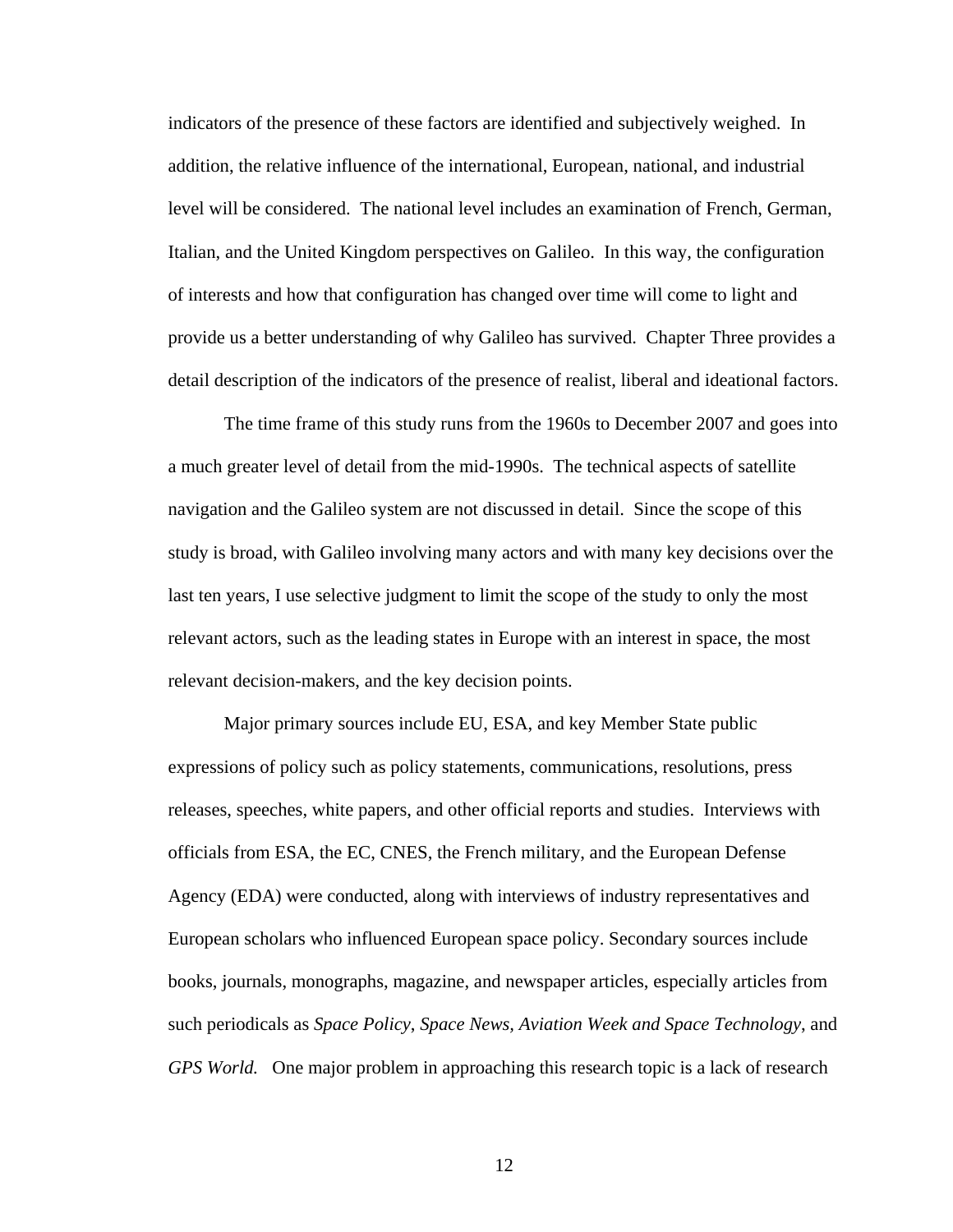indicators of the presence of these factors are identified and subjectively weighed. In addition, the relative influence of the international, European, national, and industrial level will be considered. The national level includes an examination of French, German, Italian, and the United Kingdom perspectives on Galileo. In this way, the configuration of interests and how that configuration has changed over time will come to light and provide us a better understanding of why Galileo has survived. Chapter Three provides a detail description of the indicators of the presence of realist, liberal and ideational factors.

The time frame of this study runs from the 1960s to December 2007 and goes into a much greater level of detail from the mid-1990s. The technical aspects of satellite navigation and the Galileo system are not discussed in detail. Since the scope of this study is broad, with Galileo involving many actors and with many key decisions over the last ten years, I use selective judgment to limit the scope of the study to only the most relevant actors, such as the leading states in Europe with an interest in space, the most relevant decision-makers, and the key decision points.

Major primary sources include EU, ESA, and key Member State public expressions of policy such as policy statements, communications, resolutions, press releases, speeches, white papers, and other official reports and studies. Interviews with officials from ESA, the EC, CNES, the French military, and the European Defense Agency (EDA) were conducted, along with interviews of industry representatives and European scholars who influenced European space policy. Secondary sources include books, journals, monographs, magazine, and newspaper articles, especially articles from such periodicals as *Space Policy*, *Space News, Aviation Week and Space Technology*, and *GPS World.* One major problem in approaching this research topic is a lack of research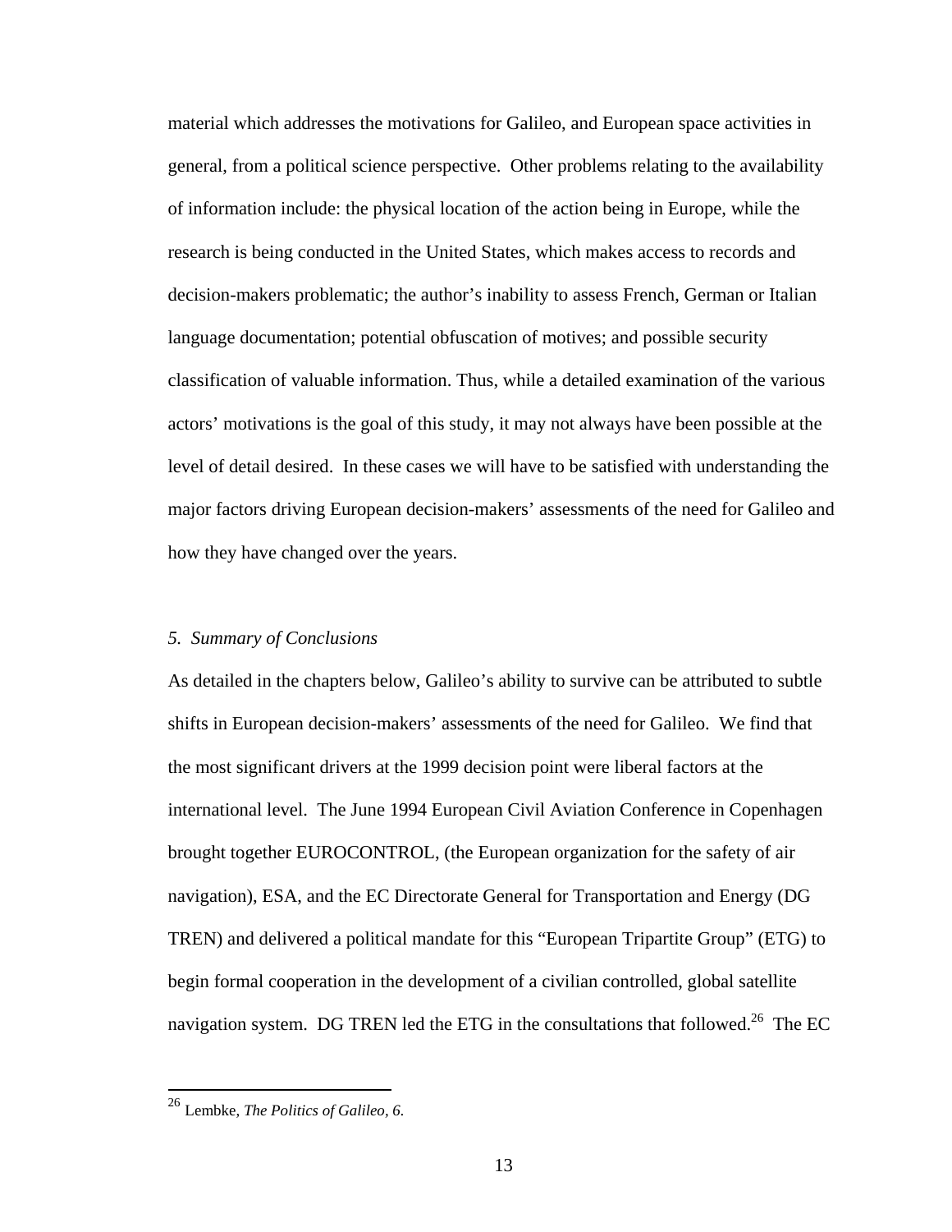material which addresses the motivations for Galileo, and European space activities in general, from a political science perspective. Other problems relating to the availability of information include: the physical location of the action being in Europe, while the research is being conducted in the United States, which makes access to records and decision-makers problematic; the author's inability to assess French, German or Italian language documentation; potential obfuscation of motives; and possible security classification of valuable information. Thus, while a detailed examination of the various actors' motivations is the goal of this study, it may not always have been possible at the level of detail desired. In these cases we will have to be satisfied with understanding the major factors driving European decision-makers' assessments of the need for Galileo and how they have changed over the years.

### *5. Summary of Conclusions*

As detailed in the chapters below, Galileo's ability to survive can be attributed to subtle shifts in European decision-makers' assessments of the need for Galileo. We find that the most significant drivers at the 1999 decision point were liberal factors at the international level. The June 1994 European Civil Aviation Conference in Copenhagen brought together EUROCONTROL, (the European organization for the safety of air navigation), ESA, and the EC Directorate General for Transportation and Energy (DG TREN) and delivered a political mandate for this "European Tripartite Group" (ETG) to begin formal cooperation in the development of a civilian controlled, global satellite navigation system. DG TREN led the ETG in the consultations that followed.[26] The EC

---

[26] Lembke, *The Politics of Galileo, 6.*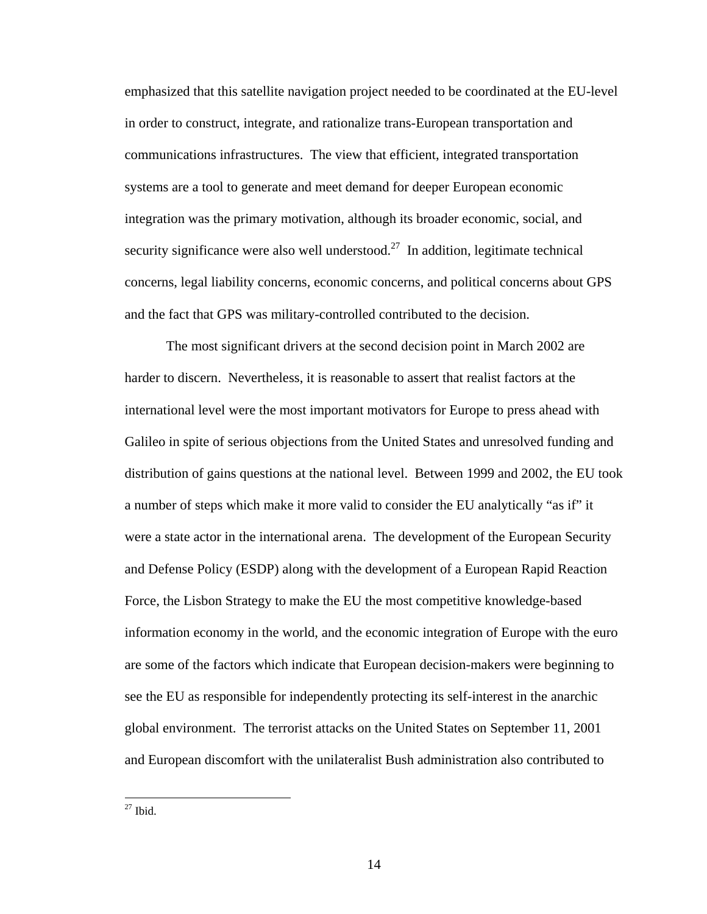emphasized that this satellite navigation project needed to be coordinated at the EU-level in order to construct, integrate, and rationalize trans-European transportation and communications infrastructures. The view that efficient, integrated transportation systems are a tool to generate and meet demand for deeper European economic integration was the primary motivation, although its broader economic, social, and security significance were also well understood.[27] In addition, legitimate technical concerns, legal liability concerns, economic concerns, and political concerns about GPS and the fact that GPS was military-controlled contributed to the decision.

The most significant drivers at the second decision point in March 2002 are harder to discern. Nevertheless, it is reasonable to assert that realist factors at the international level were the most important motivators for Europe to press ahead with Galileo in spite of serious objections from the United States and unresolved funding and distribution of gains questions at the national level. Between 1999 and 2002, the EU took a number of steps which make it more valid to consider the EU analytically "as if" it were a state actor in the international arena. The development of the European Security and Defense Policy (ESDP) along with the development of a European Rapid Reaction Force, the Lisbon Strategy to make the EU the most competitive knowledge-based information economy in the world, and the economic integration of Europe with the euro are some of the factors which indicate that European decision-makers were beginning to see the EU as responsible for independently protecting its self-interest in the anarchic global environment. The terrorist attacks on the United States on September 11, 2001 and European discomfort with the unilateralist Bush administration also contributed to

[27] Ibid.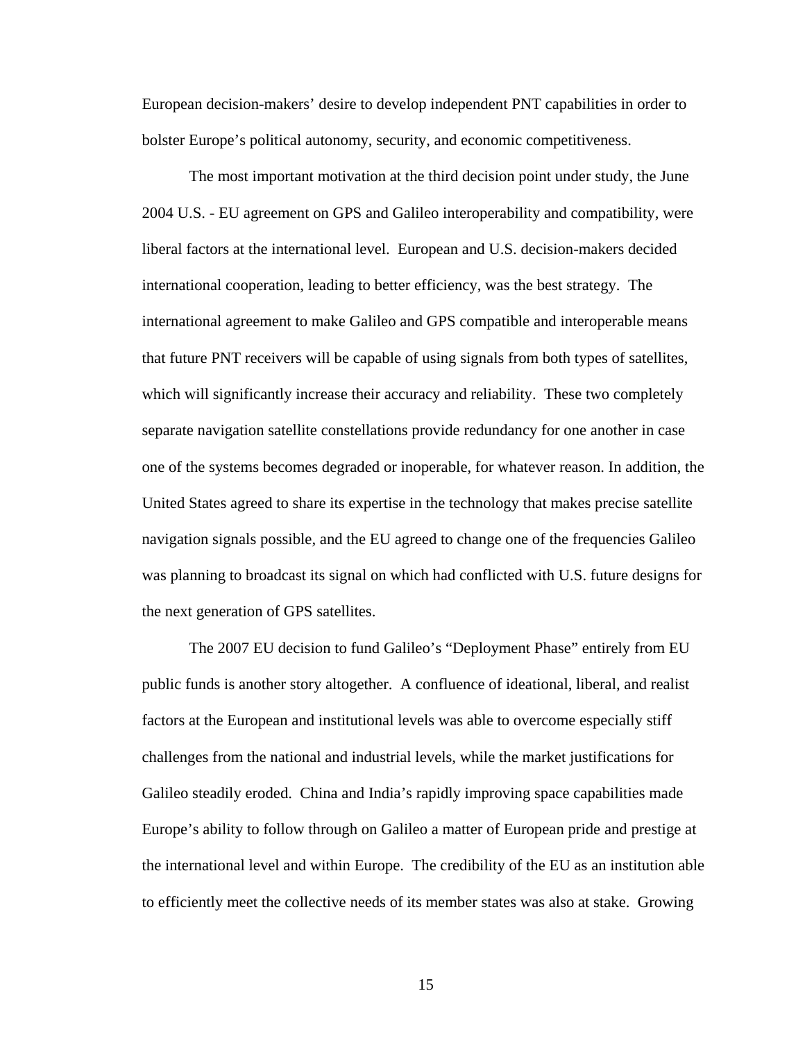European decision-makers' desire to develop independent PNT capabilities in order to bolster Europe's political autonomy, security, and economic competitiveness.

The most important motivation at the third decision point under study, the June 2004 U.S. - EU agreement on GPS and Galileo interoperability and compatibility, were liberal factors at the international level. European and U.S. decision-makers decided international cooperation, leading to better efficiency, was the best strategy. The international agreement to make Galileo and GPS compatible and interoperable means that future PNT receivers will be capable of using signals from both types of satellites, which will significantly increase their accuracy and reliability. These two completely separate navigation satellite constellations provide redundancy for one another in case one of the systems becomes degraded or inoperable, for whatever reason. In addition, the United States agreed to share its expertise in the technology that makes precise satellite navigation signals possible, and the EU agreed to change one of the frequencies Galileo was planning to broadcast its signal on which had conflicted with U.S. future designs for the next generation of GPS satellites.

The 2007 EU decision to fund Galileo's "Deployment Phase" entirely from EU public funds is another story altogether. A confluence of ideational, liberal, and realist factors at the European and institutional levels was able to overcome especially stiff challenges from the national and industrial levels, while the market justifications for Galileo steadily eroded. China and India's rapidly improving space capabilities made Europe's ability to follow through on Galileo a matter of European pride and prestige at the international level and within Europe. The credibility of the EU as an institution able to efficiently meet the collective needs of its member states was also at stake. Growing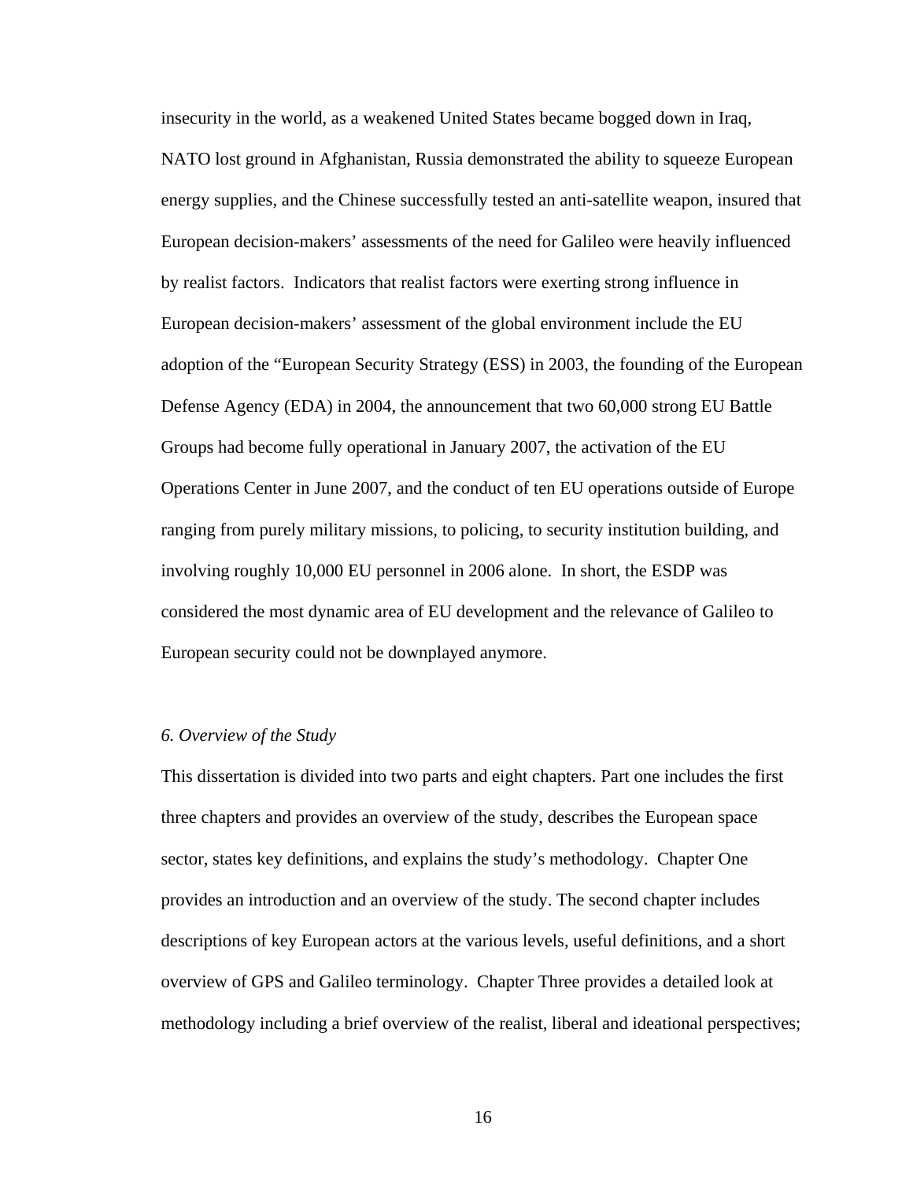insecurity in the world, as a weakened United States became bogged down in Iraq, NATO lost ground in Afghanistan, Russia demonstrated the ability to squeeze European energy supplies, and the Chinese successfully tested an anti-satellite weapon, insured that European decision-makers' assessments of the need for Galileo were heavily influenced by realist factors. Indicators that realist factors were exerting strong influence in European decision-makers' assessment of the global environment include the EU adoption of the "European Security Strategy (ESS) in 2003, the founding of the European Defense Agency (EDA) in 2004, the announcement that two 60,000 strong EU Battle Groups had become fully operational in January 2007, the activation of the EU Operations Center in June 2007, and the conduct of ten EU operations outside of Europe ranging from purely military missions, to policing, to security institution building, and involving roughly 10,000 EU personnel in 2006 alone. In short, the ESDP was considered the most dynamic area of EU development and the relevance of Galileo to European security could not be downplayed anymore.

*6. Overview of the Study*

This dissertation is divided into two parts and eight chapters. Part one includes the first three chapters and provides an overview of the study, describes the European space sector, states key definitions, and explains the study's methodology. Chapter One provides an introduction and an overview of the study. The second chapter includes descriptions of key European actors at the various levels, useful definitions, and a short overview of GPS and Galileo terminology. Chapter Three provides a detailed look at methodology including a brief overview of the realist, liberal and ideational perspectives;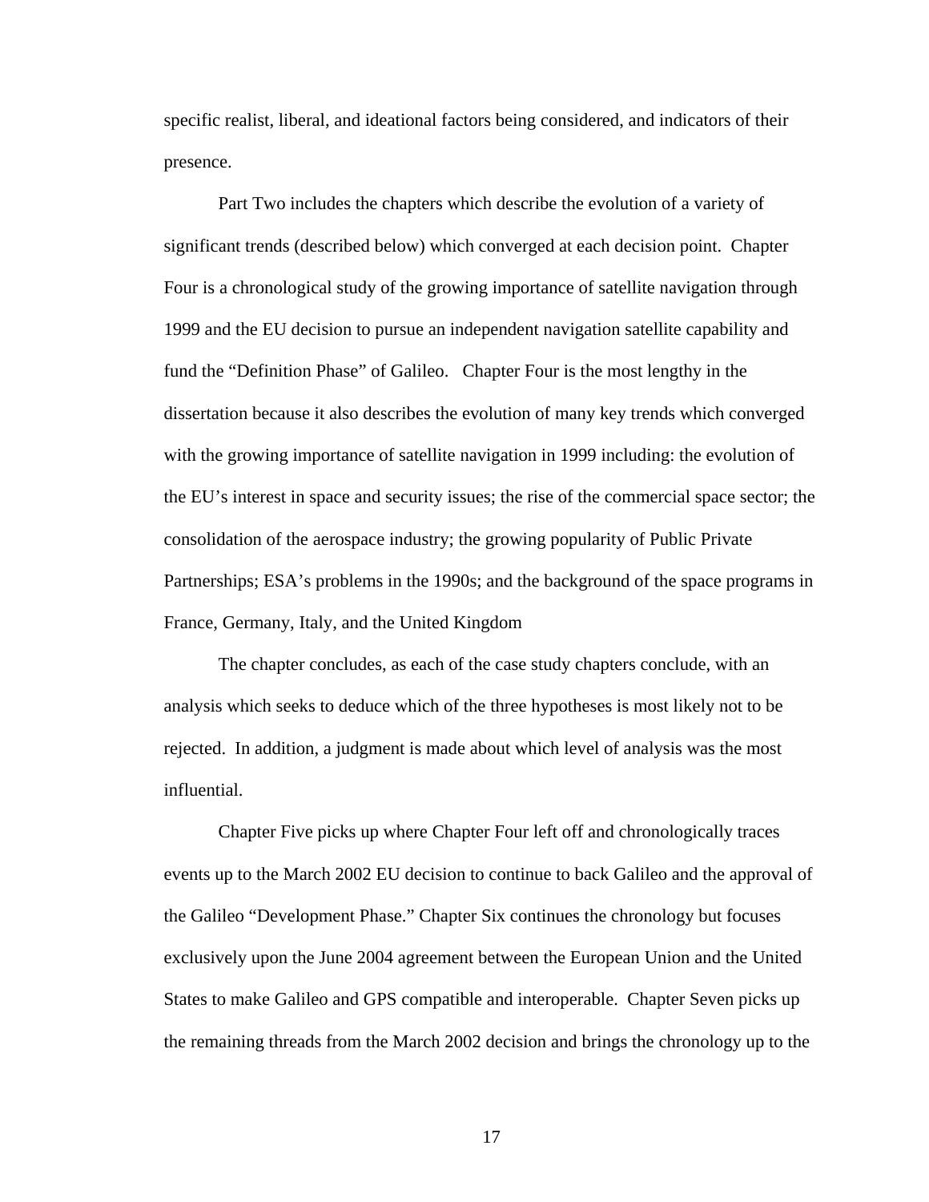specific realist, liberal, and ideational factors being considered, and indicators of their presence.

Part Two includes the chapters which describe the evolution of a variety of significant trends (described below) which converged at each decision point. Chapter Four is a chronological study of the growing importance of satellite navigation through 1999 and the EU decision to pursue an independent navigation satellite capability and fund the "Definition Phase" of Galileo. Chapter Four is the most lengthy in the dissertation because it also describes the evolution of many key trends which converged with the growing importance of satellite navigation in 1999 including: the evolution of the EU's interest in space and security issues; the rise of the commercial space sector; the consolidation of the aerospace industry; the growing popularity of Public Private Partnerships; ESA's problems in the 1990s; and the background of the space programs in France, Germany, Italy, and the United Kingdom

The chapter concludes, as each of the case study chapters conclude, with an analysis which seeks to deduce which of the three hypotheses is most likely not to be rejected. In addition, a judgment is made about which level of analysis was the most influential.

Chapter Five picks up where Chapter Four left off and chronologically traces events up to the March 2002 EU decision to continue to back Galileo and the approval of the Galileo "Development Phase." Chapter Six continues the chronology but focuses exclusively upon the June 2004 agreement between the European Union and the United States to make Galileo and GPS compatible and interoperable. Chapter Seven picks up the remaining threads from the March 2002 decision and brings the chronology up to the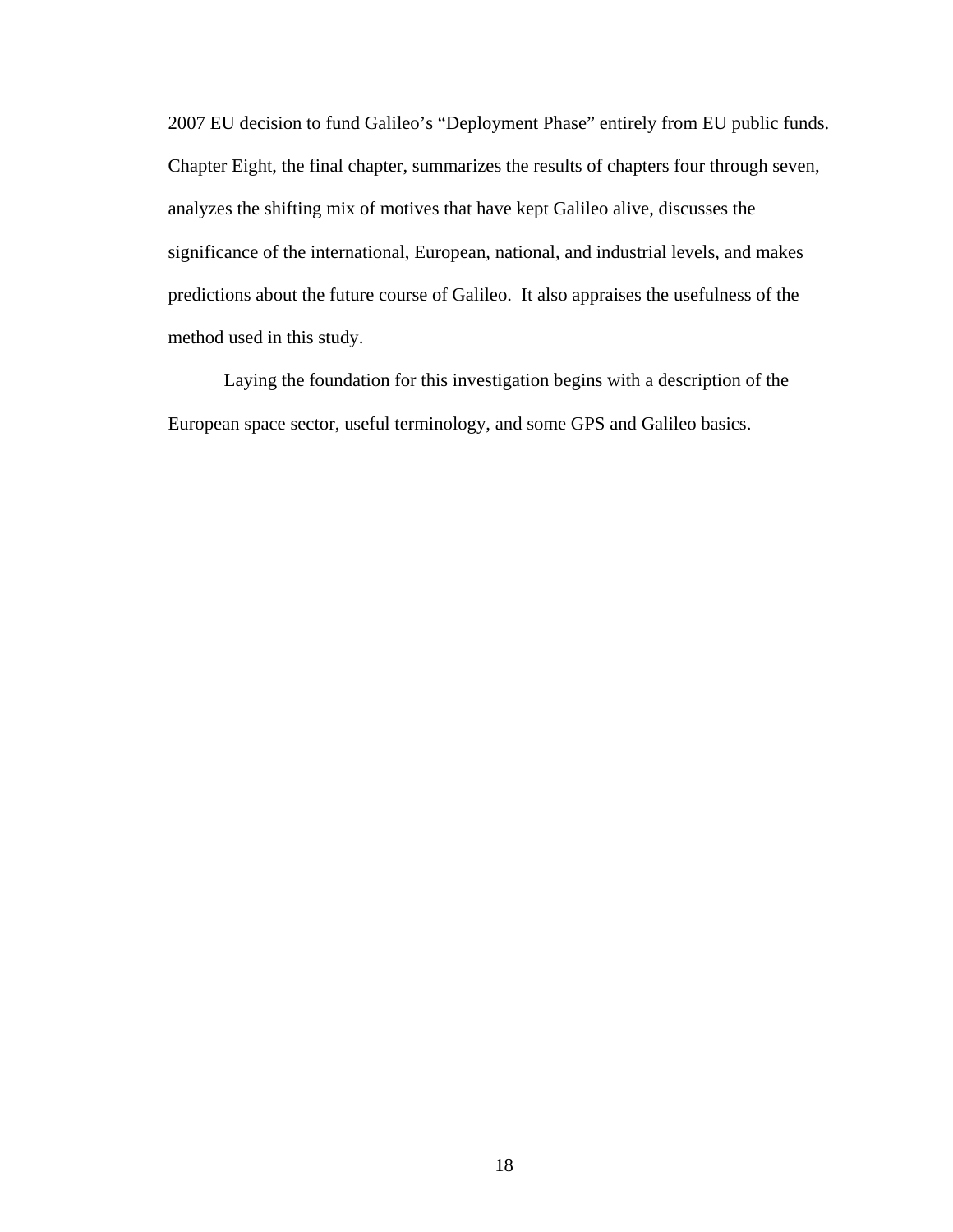2007 EU decision to fund Galileo's "Deployment Phase" entirely from EU public funds. Chapter Eight, the final chapter, summarizes the results of chapters four through seven, analyzes the shifting mix of motives that have kept Galileo alive, discusses the significance of the international, European, national, and industrial levels, and makes predictions about the future course of Galileo. It also appraises the usefulness of the method used in this study.

Laying the foundation for this investigation begins with a description of the European space sector, useful terminology, and some GPS and Galileo basics.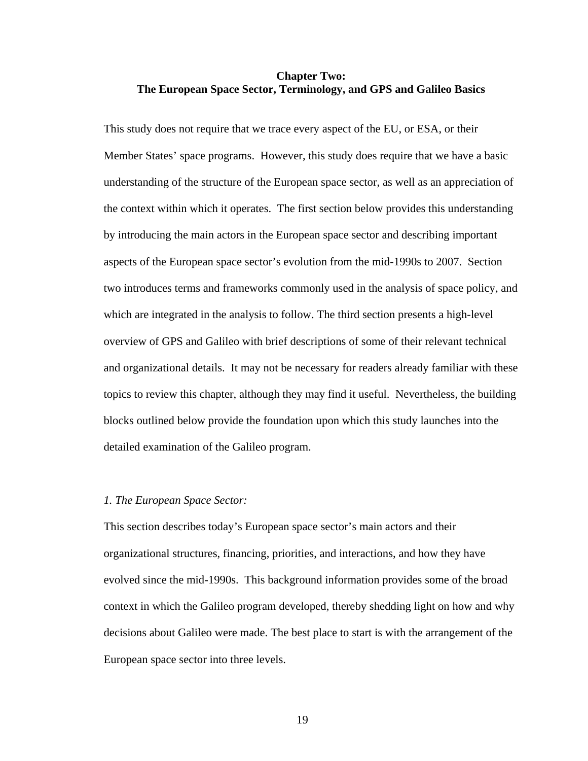## Chapter Two:
## The European Space Sector, Terminology, and GPS and Galileo Basics

This study does not require that we trace every aspect of the EU, or ESA, or their Member States' space programs. However, this study does require that we have a basic understanding of the structure of the European space sector, as well as an appreciation of the context within which it operates. The first section below provides this understanding by introducing the main actors in the European space sector and describing important aspects of the European space sector's evolution from the mid-1990s to 2007. Section two introduces terms and frameworks commonly used in the analysis of space policy, and which are integrated in the analysis to follow. The third section presents a high-level overview of GPS and Galileo with brief descriptions of some of their relevant technical and organizational details. It may not be necessary for readers already familiar with these topics to review this chapter, although they may find it useful. Nevertheless, the building blocks outlined below provide the foundation upon which this study launches into the detailed examination of the Galileo program.

### *1. The European Space Sector:*

This section describes today's European space sector's main actors and their organizational structures, financing, priorities, and interactions, and how they have evolved since the mid-1990s. This background information provides some of the broad context in which the Galileo program developed, thereby shedding light on how and why decisions about Galileo were made. The best place to start is with the arrangement of the European space sector into three levels.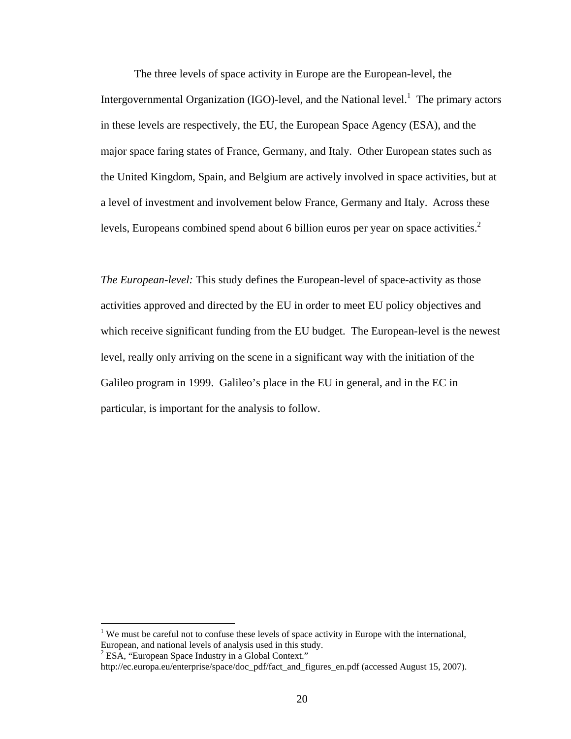The three levels of space activity in Europe are the European-level, the Intergovernmental Organization (IGO)-level, and the National level.[1] The primary actors in these levels are respectively, the EU, the European Space Agency (ESA), and the major space faring states of France, Germany, and Italy. Other European states such as the United Kingdom, Spain, and Belgium are actively involved in space activities, but at a level of investment and involvement below France, Germany and Italy. Across these levels, Europeans combined spend about 6 billion euros per year on space activities.[2]

*The European-level:* This study defines the European-level of space-activity as those activities approved and directed by the EU in order to meet EU policy objectives and which receive significant funding from the EU budget. The European-level is the newest level, really only arriving on the scene in a significant way with the initiation of the Galileo program in 1999. Galileo's place in the EU in general, and in the EC in particular, is important for the analysis to follow.

---

[1] We must be careful not to confuse these levels of space activity in Europe with the international, European, and national levels of analysis used in this study.

[2] ESA, "European Space Industry in a Global Context." http://ec.europa.eu/enterprise/space/doc_pdf/fact_and_figures_en.pdf (accessed August 15, 2007).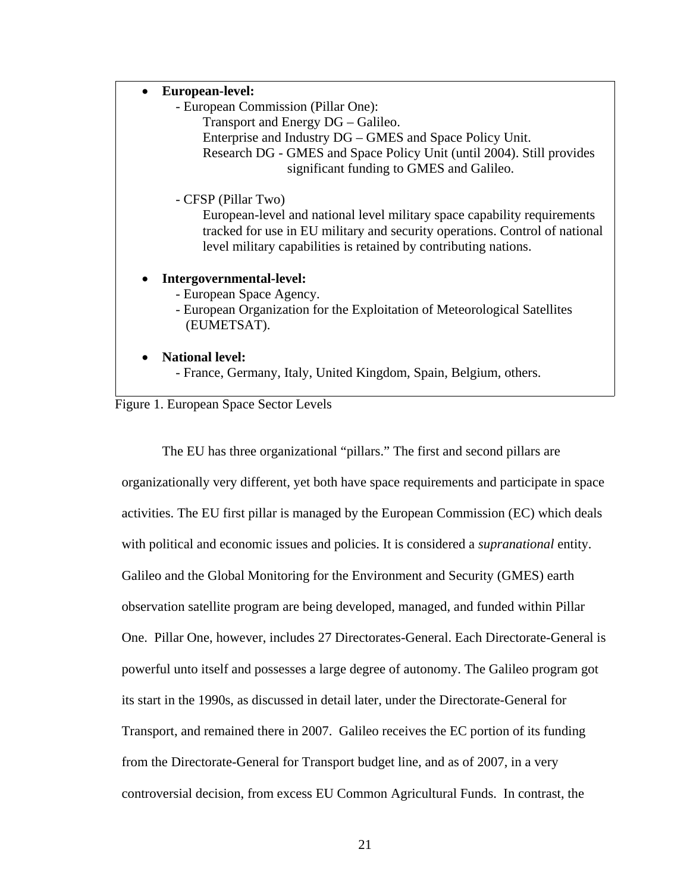- **European-level:**
  - European Commission (Pillar One):
    - Transport and Energy DG – Galileo.
    - Enterprise and Industry DG – GMES and Space Policy Unit.
    - Research DG - GMES and Space Policy Unit (until 2004). Still provides significant funding to GMES and Galileo.
  - CFSP (Pillar Two)
    - European-level and national level military space capability requirements tracked for use in EU military and security operations. Control of national level military capabilities is retained by contributing nations.
- **Intergovernmental-level:**
  - European Space Agency.
  - European Organization for the Exploitation of Meteorological Satellites (EUMETSAT).
- **National level:**
  - France, Germany, Italy, United Kingdom, Spain, Belgium, others.

Figure 1. European Space Sector Levels

The EU has three organizational "pillars." The first and second pillars are organizationally very different, yet both have space requirements and participate in space activities. The EU first pillar is managed by the European Commission (EC) which deals with political and economic issues and policies. It is considered a *supranational* entity. Galileo and the Global Monitoring for the Environment and Security (GMES) earth observation satellite program are being developed, managed, and funded within Pillar One. Pillar One, however, includes 27 Directorates-General. Each Directorate-General is powerful unto itself and possesses a large degree of autonomy. The Galileo program got its start in the 1990s, as discussed in detail later, under the Directorate-General for Transport, and remained there in 2007. Galileo receives the EC portion of its funding from the Directorate-General for Transport budget line, and as of 2007, in a very controversial decision, from excess EU Common Agricultural Funds. In contrast, the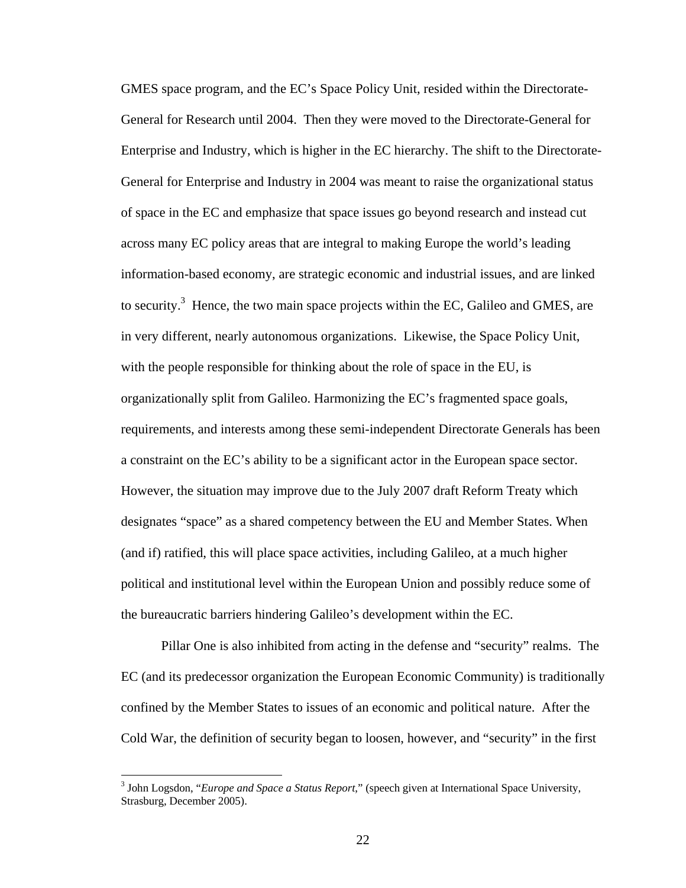GMES space program, and the EC's Space Policy Unit, resided within the Directorate-General for Research until 2004. Then they were moved to the Directorate-General for Enterprise and Industry, which is higher in the EC hierarchy. The shift to the Directorate-General for Enterprise and Industry in 2004 was meant to raise the organizational status of space in the EC and emphasize that space issues go beyond research and instead cut across many EC policy areas that are integral to making Europe the world's leading information-based economy, are strategic economic and industrial issues, and are linked to security.[3] Hence, the two main space projects within the EC, Galileo and GMES, are in very different, nearly autonomous organizations. Likewise, the Space Policy Unit, with the people responsible for thinking about the role of space in the EU, is organizationally split from Galileo. Harmonizing the EC's fragmented space goals, requirements, and interests among these semi-independent Directorate Generals has been a constraint on the EC's ability to be a significant actor in the European space sector. However, the situation may improve due to the July 2007 draft Reform Treaty which designates "space" as a shared competency between the EU and Member States. When (and if) ratified, this will place space activities, including Galileo, at a much higher political and institutional level within the European Union and possibly reduce some of the bureaucratic barriers hindering Galileo's development within the EC.

Pillar One is also inhibited from acting in the defense and "security" realms. The EC (and its predecessor organization the European Economic Community) is traditionally confined by the Member States to issues of an economic and political nature. After the Cold War, the definition of security began to loosen, however, and "security" in the first

[3] John Logsdon, "*Europe and Space a Status Report*," (speech given at International Space University, Strasburg, December 2005).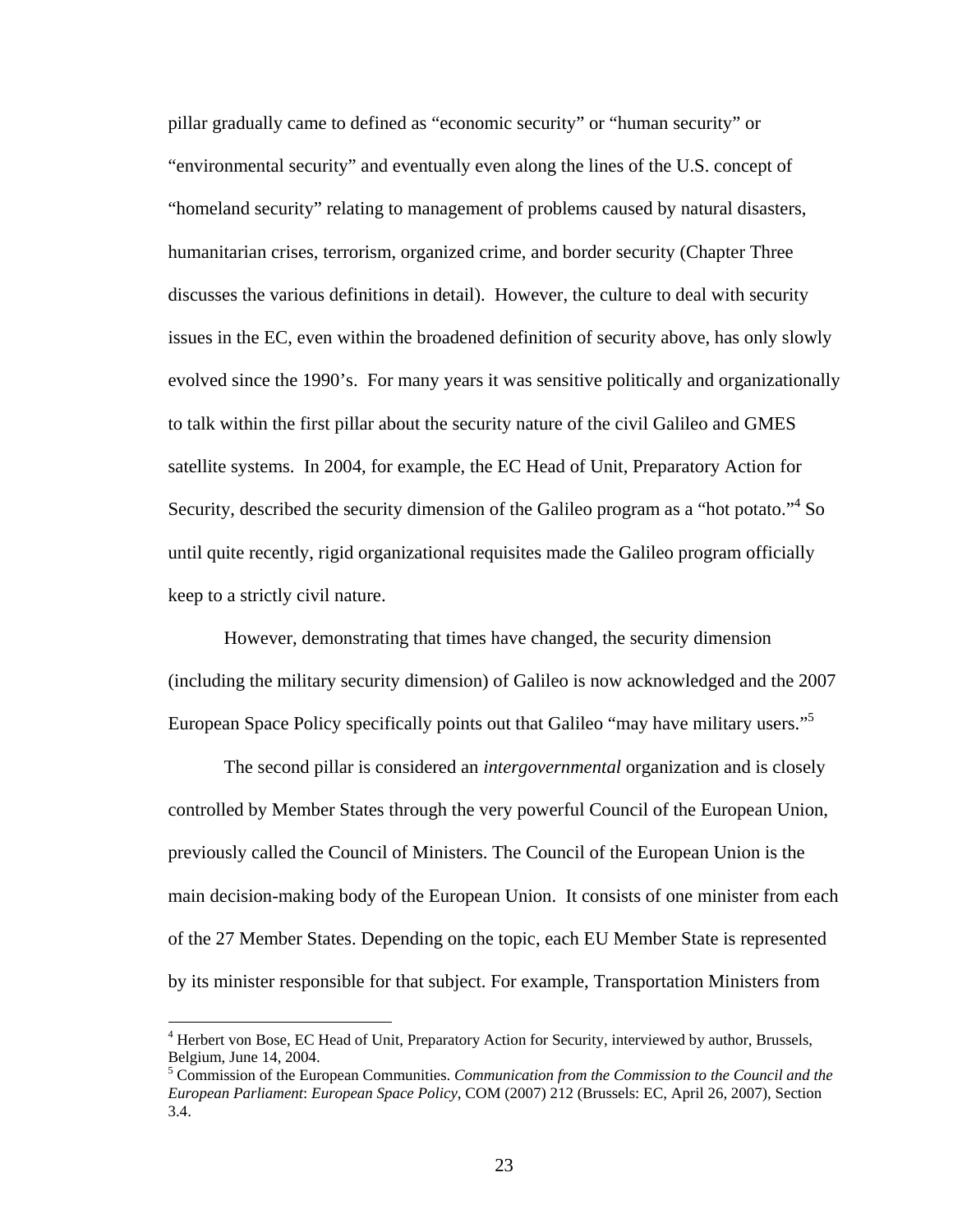pillar gradually came to defined as "economic security" or "human security" or "environmental security" and eventually even along the lines of the U.S. concept of "homeland security" relating to management of problems caused by natural disasters, humanitarian crises, terrorism, organized crime, and border security (Chapter Three discusses the various definitions in detail). However, the culture to deal with security issues in the EC, even within the broadened definition of security above, has only slowly evolved since the 1990's. For many years it was sensitive politically and organizationally to talk within the first pillar about the security nature of the civil Galileo and GMES satellite systems. In 2004, for example, the EC Head of Unit, Preparatory Action for Security, described the security dimension of the Galileo program as a "hot potato."[4] So until quite recently, rigid organizational requisites made the Galileo program officially keep to a strictly civil nature.

However, demonstrating that times have changed, the security dimension (including the military security dimension) of Galileo is now acknowledged and the 2007 European Space Policy specifically points out that Galileo "may have military users."[5]

The second pillar is considered an *intergovernmental* organization and is closely controlled by Member States through the very powerful Council of the European Union, previously called the Council of Ministers. The Council of the European Union is the main decision-making body of the European Union. It consists of one minister from each of the 27 Member States. Depending on the topic, each EU Member State is represented by its minister responsible for that subject. For example, Transportation Ministers from

---

[4] Herbert von Bose, EC Head of Unit, Preparatory Action for Security, interviewed by author, Brussels, Belgium, June 14, 2004.

[5] Commission of the European Communities. *Communication from the Commission to the Council and the European Parliament*: *European Space Policy*, COM (2007) 212 (Brussels: EC, April 26, 2007), Section 3.4.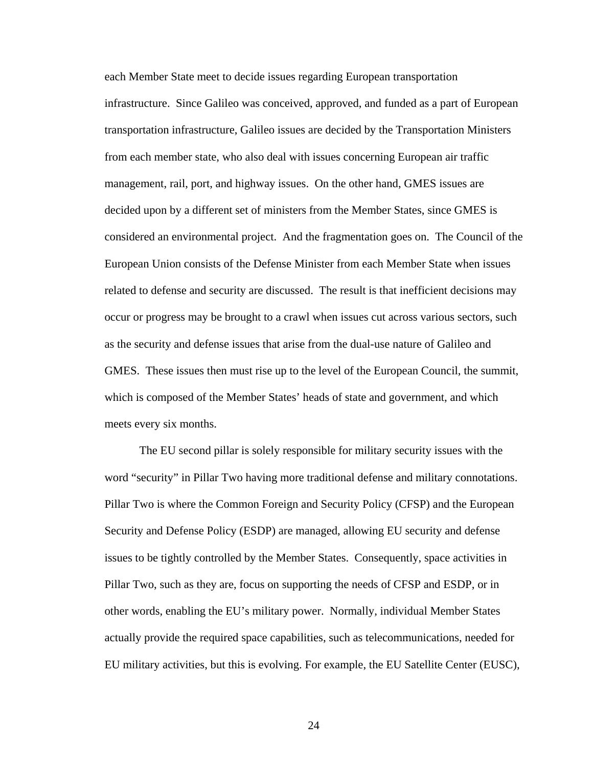each Member State meet to decide issues regarding European transportation infrastructure. Since Galileo was conceived, approved, and funded as a part of European transportation infrastructure, Galileo issues are decided by the Transportation Ministers from each member state, who also deal with issues concerning European air traffic management, rail, port, and highway issues. On the other hand, GMES issues are decided upon by a different set of ministers from the Member States, since GMES is considered an environmental project. And the fragmentation goes on. The Council of the European Union consists of the Defense Minister from each Member State when issues related to defense and security are discussed. The result is that inefficient decisions may occur or progress may be brought to a crawl when issues cut across various sectors, such as the security and defense issues that arise from the dual-use nature of Galileo and GMES. These issues then must rise up to the level of the European Council, the summit, which is composed of the Member States' heads of state and government, and which meets every six months.

The EU second pillar is solely responsible for military security issues with the word "security" in Pillar Two having more traditional defense and military connotations. Pillar Two is where the Common Foreign and Security Policy (CFSP) and the European Security and Defense Policy (ESDP) are managed, allowing EU security and defense issues to be tightly controlled by the Member States. Consequently, space activities in Pillar Two, such as they are, focus on supporting the needs of CFSP and ESDP, or in other words, enabling the EU's military power. Normally, individual Member States actually provide the required space capabilities, such as telecommunications, needed for EU military activities, but this is evolving. For example, the EU Satellite Center (EUSC),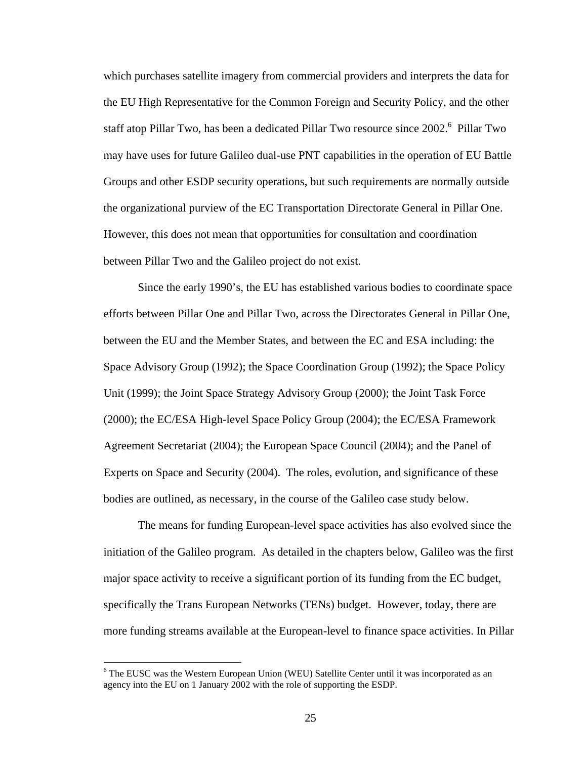which purchases satellite imagery from commercial providers and interprets the data for the EU High Representative for the Common Foreign and Security Policy, and the other staff atop Pillar Two, has been a dedicated Pillar Two resource since 2002.[6] Pillar Two may have uses for future Galileo dual-use PNT capabilities in the operation of EU Battle Groups and other ESDP security operations, but such requirements are normally outside the organizational purview of the EC Transportation Directorate General in Pillar One. However, this does not mean that opportunities for consultation and coordination between Pillar Two and the Galileo project do not exist.

Since the early 1990's, the EU has established various bodies to coordinate space efforts between Pillar One and Pillar Two, across the Directorates General in Pillar One, between the EU and the Member States, and between the EC and ESA including: the Space Advisory Group (1992); the Space Coordination Group (1992); the Space Policy Unit (1999); the Joint Space Strategy Advisory Group (2000); the Joint Task Force (2000); the EC/ESA High-level Space Policy Group (2004); the EC/ESA Framework Agreement Secretariat (2004); the European Space Council (2004); and the Panel of Experts on Space and Security (2004). The roles, evolution, and significance of these bodies are outlined, as necessary, in the course of the Galileo case study below.

The means for funding European-level space activities has also evolved since the initiation of the Galileo program. As detailed in the chapters below, Galileo was the first major space activity to receive a significant portion of its funding from the EC budget, specifically the Trans European Networks (TENs) budget. However, today, there are more funding streams available at the European-level to finance space activities. In Pillar

[6] The EUSC was the Western European Union (WEU) Satellite Center until it was incorporated as an agency into the EU on 1 January 2002 with the role of supporting the ESDP.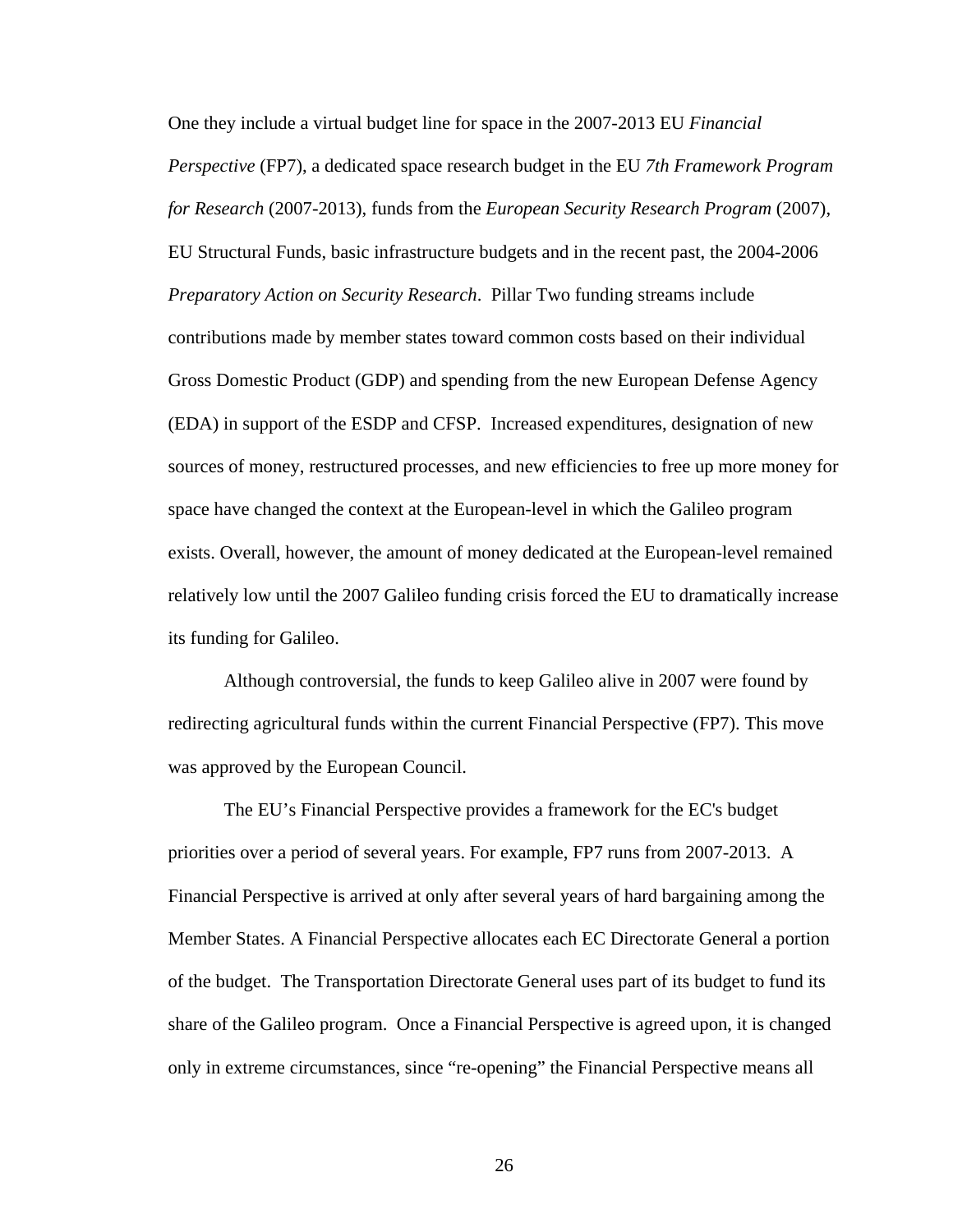One they include a virtual budget line for space in the 2007-2013 EU *Financial Perspective* (FP7), a dedicated space research budget in the EU *7th Framework Program for Research* (2007-2013), funds from the *European Security Research Program* (2007), EU Structural Funds, basic infrastructure budgets and in the recent past, the 2004-2006 *Preparatory Action on Security Research*. Pillar Two funding streams include contributions made by member states toward common costs based on their individual Gross Domestic Product (GDP) and spending from the new European Defense Agency (EDA) in support of the ESDP and CFSP. Increased expenditures, designation of new sources of money, restructured processes, and new efficiencies to free up more money for space have changed the context at the European-level in which the Galileo program exists. Overall, however, the amount of money dedicated at the European-level remained relatively low until the 2007 Galileo funding crisis forced the EU to dramatically increase its funding for Galileo.

Although controversial, the funds to keep Galileo alive in 2007 were found by redirecting agricultural funds within the current Financial Perspective (FP7). This move was approved by the European Council.

The EU's Financial Perspective provides a framework for the EC's budget priorities over a period of several years. For example, FP7 runs from 2007-2013. A Financial Perspective is arrived at only after several years of hard bargaining among the Member States. A Financial Perspective allocates each EC Directorate General a portion of the budget. The Transportation Directorate General uses part of its budget to fund its share of the Galileo program. Once a Financial Perspective is agreed upon, it is changed only in extreme circumstances, since "re-opening" the Financial Perspective means all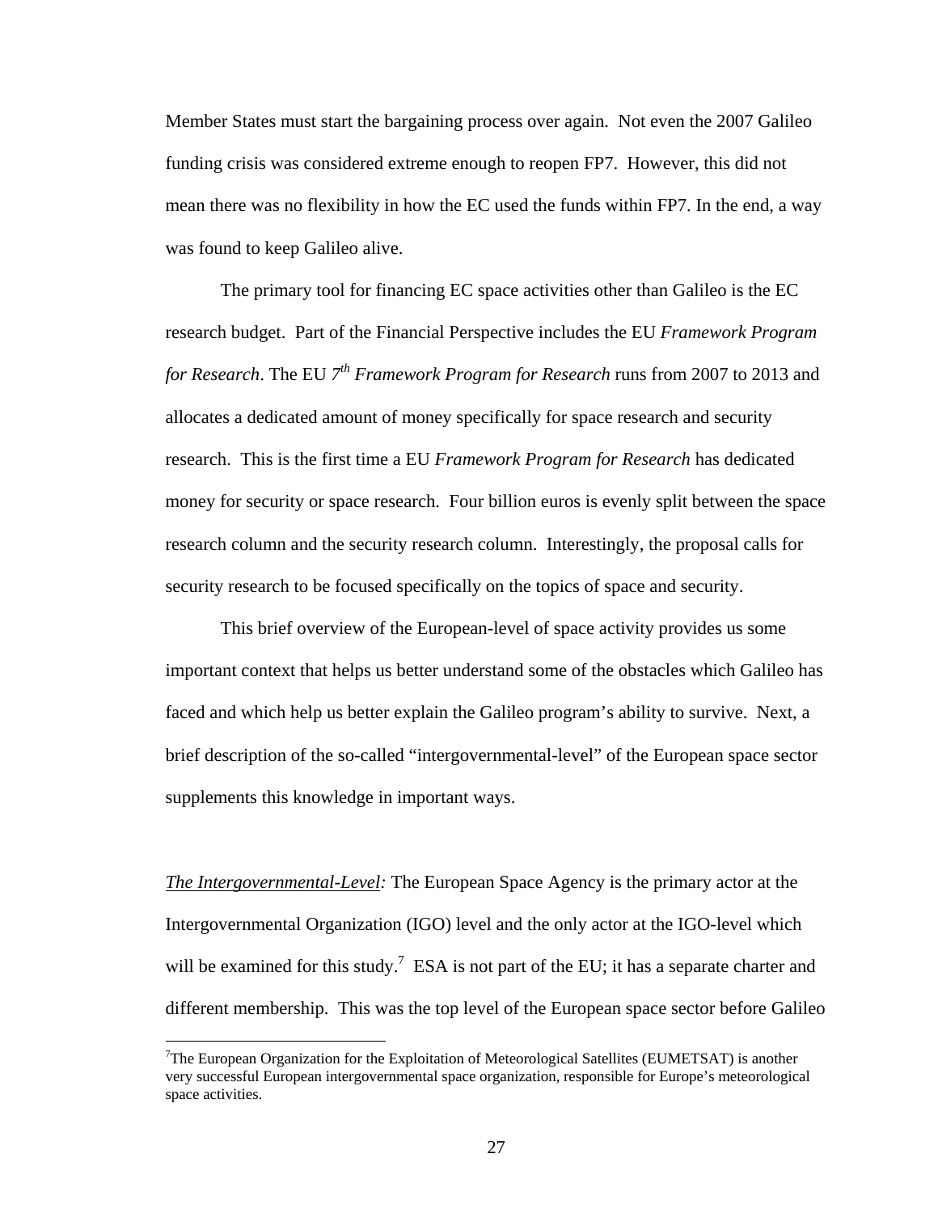Member States must start the bargaining process over again. Not even the 2007 Galileo funding crisis was considered extreme enough to reopen FP7. However, this did not mean there was no flexibility in how the EC used the funds within FP7. In the end, a way was found to keep Galileo alive.

The primary tool for financing EC space activities other than Galileo is the EC research budget. Part of the Financial Perspective includes the EU *Framework Program for Research*. The EU *7th Framework Program for Research* runs from 2007 to 2013 and allocates a dedicated amount of money specifically for space research and security research. This is the first time a EU *Framework Program for Research* has dedicated money for security or space research. Four billion euros is evenly split between the space research column and the security research column. Interestingly, the proposal calls for security research to be focused specifically on the topics of space and security.

This brief overview of the European-level of space activity provides us some important context that helps us better understand some of the obstacles which Galileo has faced and which help us better explain the Galileo program's ability to survive. Next, a brief description of the so-called "intergovernmental-level" of the European space sector supplements this knowledge in important ways.

*The Intergovernmental-Level:* The European Space Agency is the primary actor at the Intergovernmental Organization (IGO) level and the only actor at the IGO-level which will be examined for this study.[7] ESA is not part of the EU; it has a separate charter and different membership. This was the top level of the European space sector before Galileo

[7] The European Organization for the Exploitation of Meteorological Satellites (EUMETSAT) is another very successful European intergovernmental space organization, responsible for Europe's meteorological space activities.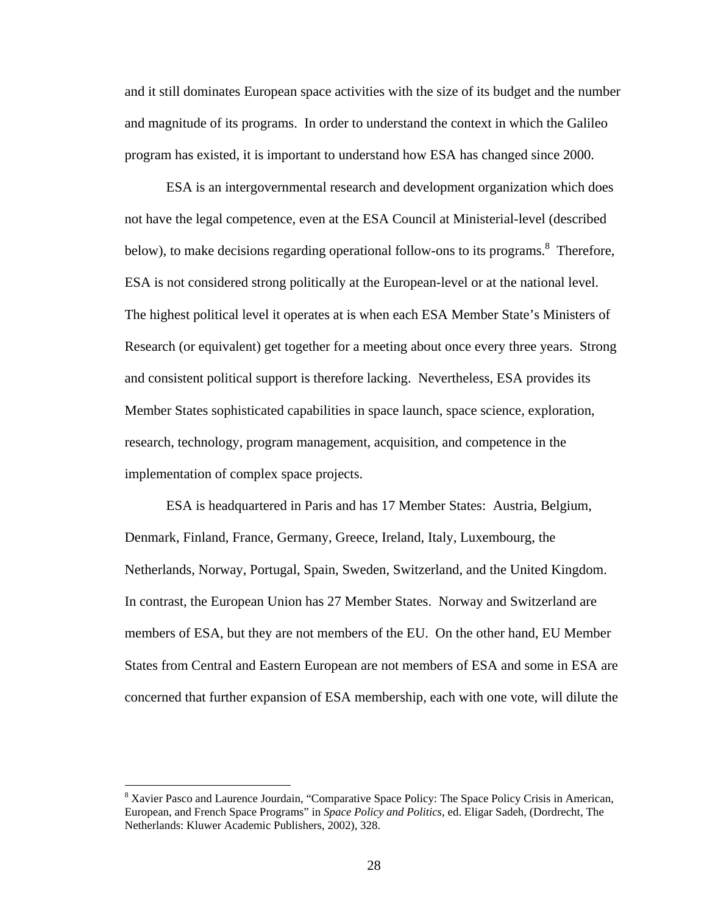and it still dominates European space activities with the size of its budget and the number and magnitude of its programs. In order to understand the context in which the Galileo program has existed, it is important to understand how ESA has changed since 2000.

ESA is an intergovernmental research and development organization which does not have the legal competence, even at the ESA Council at Ministerial-level (described below), to make decisions regarding operational follow-ons to its programs.[8] Therefore, ESA is not considered strong politically at the European-level or at the national level. The highest political level it operates at is when each ESA Member State's Ministers of Research (or equivalent) get together for a meeting about once every three years. Strong and consistent political support is therefore lacking. Nevertheless, ESA provides its Member States sophisticated capabilities in space launch, space science, exploration, research, technology, program management, acquisition, and competence in the implementation of complex space projects.

ESA is headquartered in Paris and has 17 Member States: Austria, Belgium, Denmark, Finland, France, Germany, Greece, Ireland, Italy, Luxembourg, the Netherlands, Norway, Portugal, Spain, Sweden, Switzerland, and the United Kingdom. In contrast, the European Union has 27 Member States. Norway and Switzerland are members of ESA, but they are not members of the EU. On the other hand, EU Member States from Central and Eastern European are not members of ESA and some in ESA are concerned that further expansion of ESA membership, each with one vote, will dilute the

---

[8] Xavier Pasco and Laurence Jourdain, "Comparative Space Policy: The Space Policy Crisis in American, European, and French Space Programs" in *Space Policy and Politics*, ed. Eligar Sadeh, (Dordrecht, The Netherlands: Kluwer Academic Publishers, 2002), 328.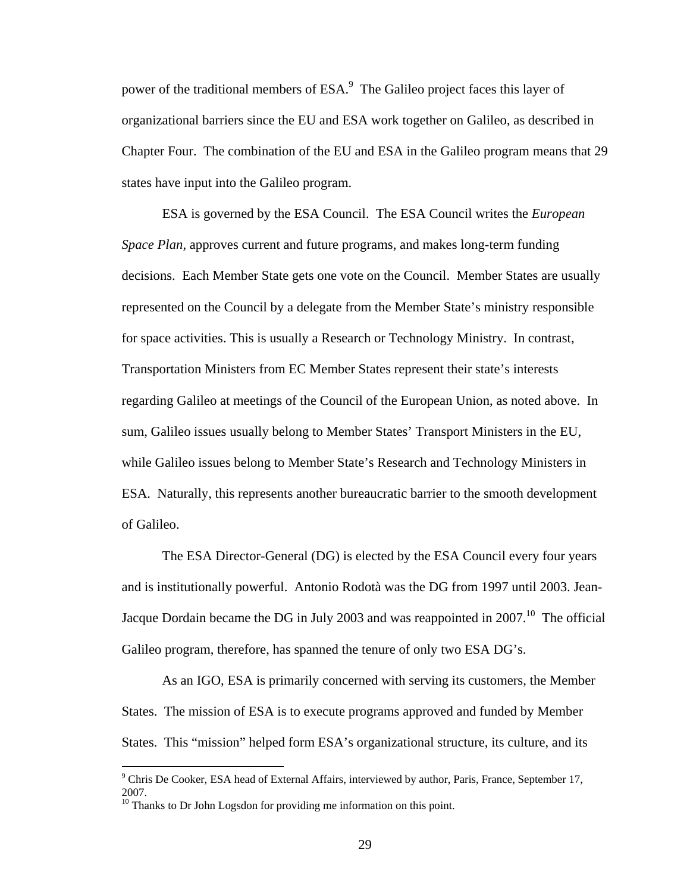power of the traditional members of ESA.[9] The Galileo project faces this layer of organizational barriers since the EU and ESA work together on Galileo, as described in Chapter Four. The combination of the EU and ESA in the Galileo program means that 29 states have input into the Galileo program.

ESA is governed by the ESA Council. The ESA Council writes the *European Space Plan*, approves current and future programs, and makes long-term funding decisions. Each Member State gets one vote on the Council. Member States are usually represented on the Council by a delegate from the Member State's ministry responsible for space activities. This is usually a Research or Technology Ministry. In contrast, Transportation Ministers from EC Member States represent their state's interests regarding Galileo at meetings of the Council of the European Union, as noted above. In sum, Galileo issues usually belong to Member States' Transport Ministers in the EU, while Galileo issues belong to Member State's Research and Technology Ministers in ESA. Naturally, this represents another bureaucratic barrier to the smooth development of Galileo.

The ESA Director-General (DG) is elected by the ESA Council every four years and is institutionally powerful. Antonio Rodotà was the DG from 1997 until 2003. Jean-Jacque Dordain became the DG in July 2003 and was reappointed in 2007.[10] The official Galileo program, therefore, has spanned the tenure of only two ESA DG's.

As an IGO, ESA is primarily concerned with serving its customers, the Member States. The mission of ESA is to execute programs approved and funded by Member States. This "mission" helped form ESA's organizational structure, its culture, and its

---

[9] Chris De Cooker, ESA head of External Affairs, interviewed by author, Paris, France, September 17, 2007.

[10] Thanks to Dr John Logsdon for providing me information on this point.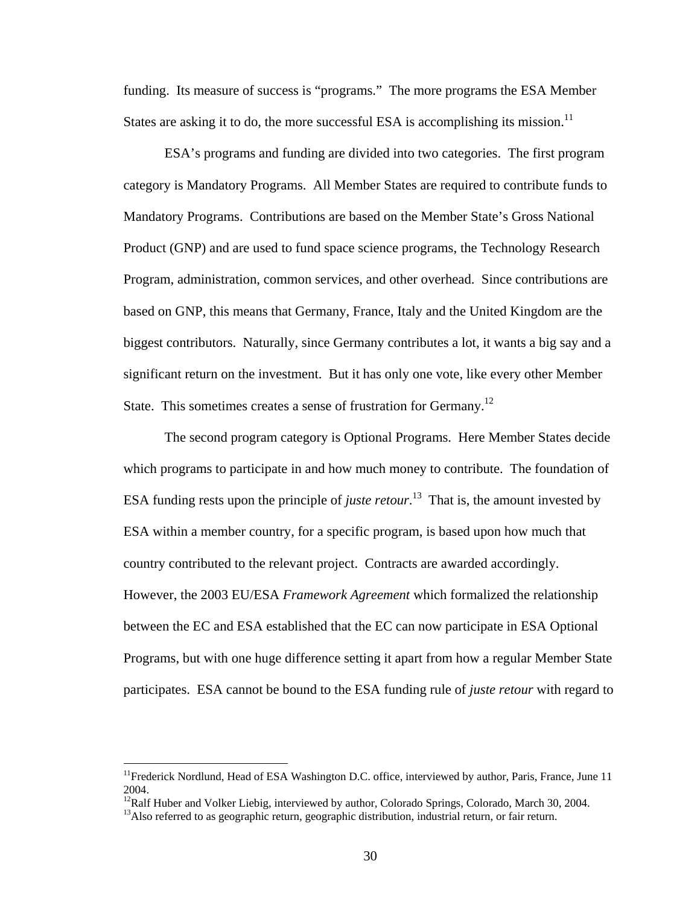funding. Its measure of success is "programs." The more programs the ESA Member States are asking it to do, the more successful ESA is accomplishing its mission.[11]

ESA's programs and funding are divided into two categories. The first program category is Mandatory Programs. All Member States are required to contribute funds to Mandatory Programs. Contributions are based on the Member State's Gross National Product (GNP) and are used to fund space science programs, the Technology Research Program, administration, common services, and other overhead. Since contributions are based on GNP, this means that Germany, France, Italy and the United Kingdom are the biggest contributors. Naturally, since Germany contributes a lot, it wants a big say and a significant return on the investment. But it has only one vote, like every other Member State. This sometimes creates a sense of frustration for Germany.[12]

The second program category is Optional Programs. Here Member States decide which programs to participate in and how much money to contribute. The foundation of ESA funding rests upon the principle of *juste retour*.[13] That is, the amount invested by ESA within a member country, for a specific program, is based upon how much that country contributed to the relevant project. Contracts are awarded accordingly. However, the 2003 EU/ESA *Framework Agreement* which formalized the relationship between the EC and ESA established that the EC can now participate in ESA Optional Programs, but with one huge difference setting it apart from how a regular Member State participates. ESA cannot be bound to the ESA funding rule of *juste retour* with regard to

---

[11] Frederick Nordlund, Head of ESA Washington D.C. office, interviewed by author, Paris, France, June 11 2004.

[12] Ralf Huber and Volker Liebig, interviewed by author, Colorado Springs, Colorado, March 30, 2004.

[13] Also referred to as geographic return, geographic distribution, industrial return, or fair return.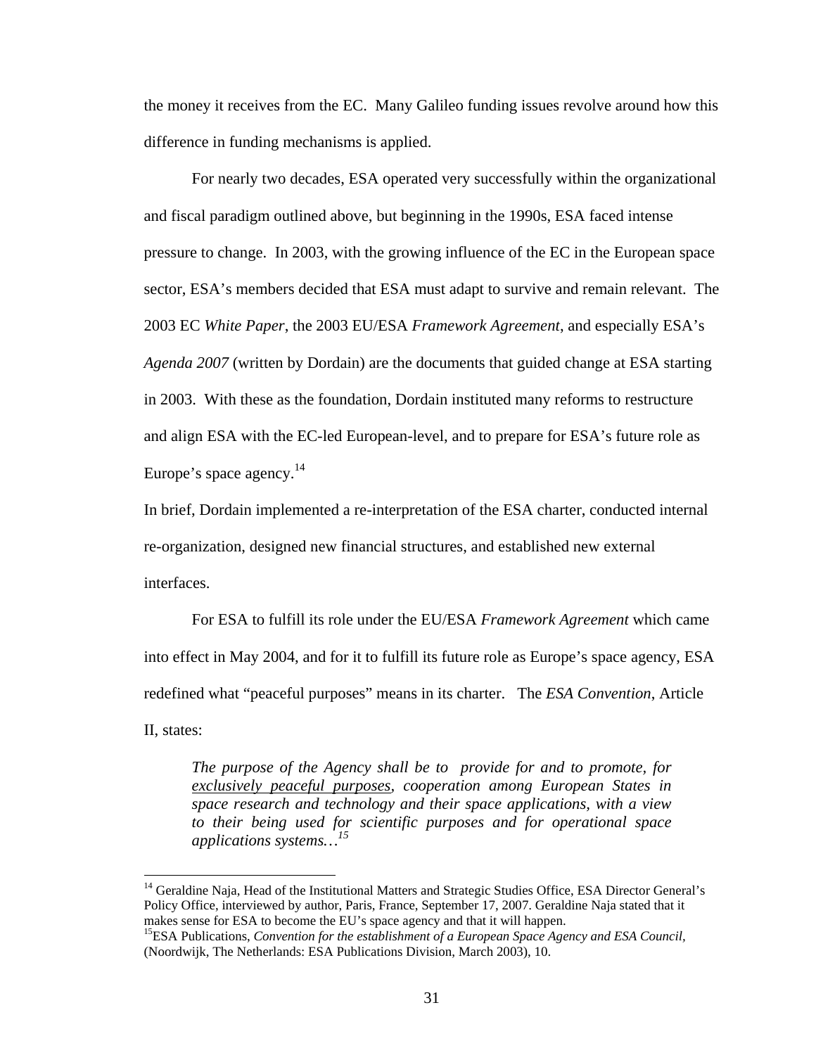the money it receives from the EC. Many Galileo funding issues revolve around how this difference in funding mechanisms is applied.

For nearly two decades, ESA operated very successfully within the organizational and fiscal paradigm outlined above, but beginning in the 1990s, ESA faced intense pressure to change. In 2003, with the growing influence of the EC in the European space sector, ESA's members decided that ESA must adapt to survive and remain relevant. The 2003 EC *White Paper*, the 2003 EU/ESA *Framework Agreement*, and especially ESA's *Agenda 2007* (written by Dordain) are the documents that guided change at ESA starting in 2003. With these as the foundation, Dordain instituted many reforms to restructure and align ESA with the EC-led European-level, and to prepare for ESA's future role as Europe's space agency.[14]

In brief, Dordain implemented a re-interpretation of the ESA charter, conducted internal re-organization, designed new financial structures, and established new external interfaces.

For ESA to fulfill its role under the EU/ESA *Framework Agreement* which came into effect in May 2004, and for it to fulfill its future role as Europe's space agency, ESA redefined what "peaceful purposes" means in its charter. The *ESA Convention*, Article II, states:

> *The purpose of the Agency shall be to provide for and to promote, for <u>exclusively peaceful purposes</u>, cooperation among European States in space research and technology and their space applications, with a view to their being used for scientific purposes and for operational space applications systems…*[15]

---

[14] Geraldine Naja, Head of the Institutional Matters and Strategic Studies Office, ESA Director General's Policy Office, interviewed by author, Paris, France, September 17, 2007. Geraldine Naja stated that it makes sense for ESA to become the EU's space agency and that it will happen.

[15] ESA Publications, *Convention for the establishment of a European Space Agency and ESA Council*, (Noordwijk, The Netherlands: ESA Publications Division, March 2003), 10.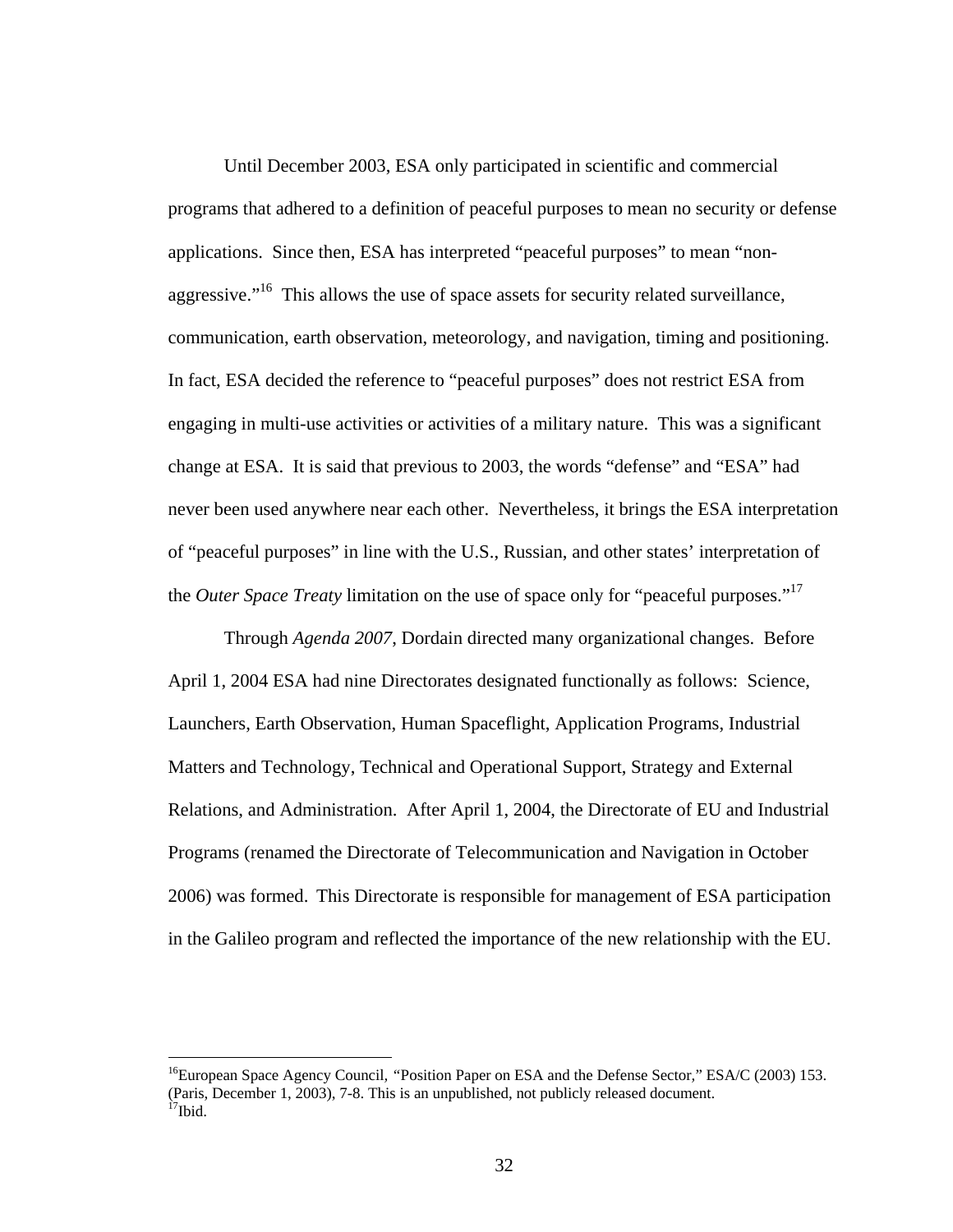Until December 2003, ESA only participated in scientific and commercial programs that adhered to a definition of peaceful purposes to mean no security or defense applications. Since then, ESA has interpreted "peaceful purposes" to mean "non-aggressive."[16] This allows the use of space assets for security related surveillance, communication, earth observation, meteorology, and navigation, timing and positioning. In fact, ESA decided the reference to "peaceful purposes" does not restrict ESA from engaging in multi-use activities or activities of a military nature. This was a significant change at ESA. It is said that previous to 2003, the words "defense" and "ESA" had never been used anywhere near each other. Nevertheless, it brings the ESA interpretation of "peaceful purposes" in line with the U.S., Russian, and other states' interpretation of the *Outer Space Treaty* limitation on the use of space only for "peaceful purposes."[17]

Through *Agenda 2007*, Dordain directed many organizational changes. Before April 1, 2004 ESA had nine Directorates designated functionally as follows: Science, Launchers, Earth Observation, Human Spaceflight, Application Programs, Industrial Matters and Technology, Technical and Operational Support, Strategy and External Relations, and Administration. After April 1, 2004, the Directorate of EU and Industrial Programs (renamed the Directorate of Telecommunication and Navigation in October 2006) was formed. This Directorate is responsible for management of ESA participation in the Galileo program and reflected the importance of the new relationship with the EU.

---

[16]European Space Agency Council, "Position Paper on ESA and the Defense Sector," ESA/C (2003) 153. (Paris, December 1, 2003), 7-8. This is an unpublished, not publicly released document.
[17]Ibid.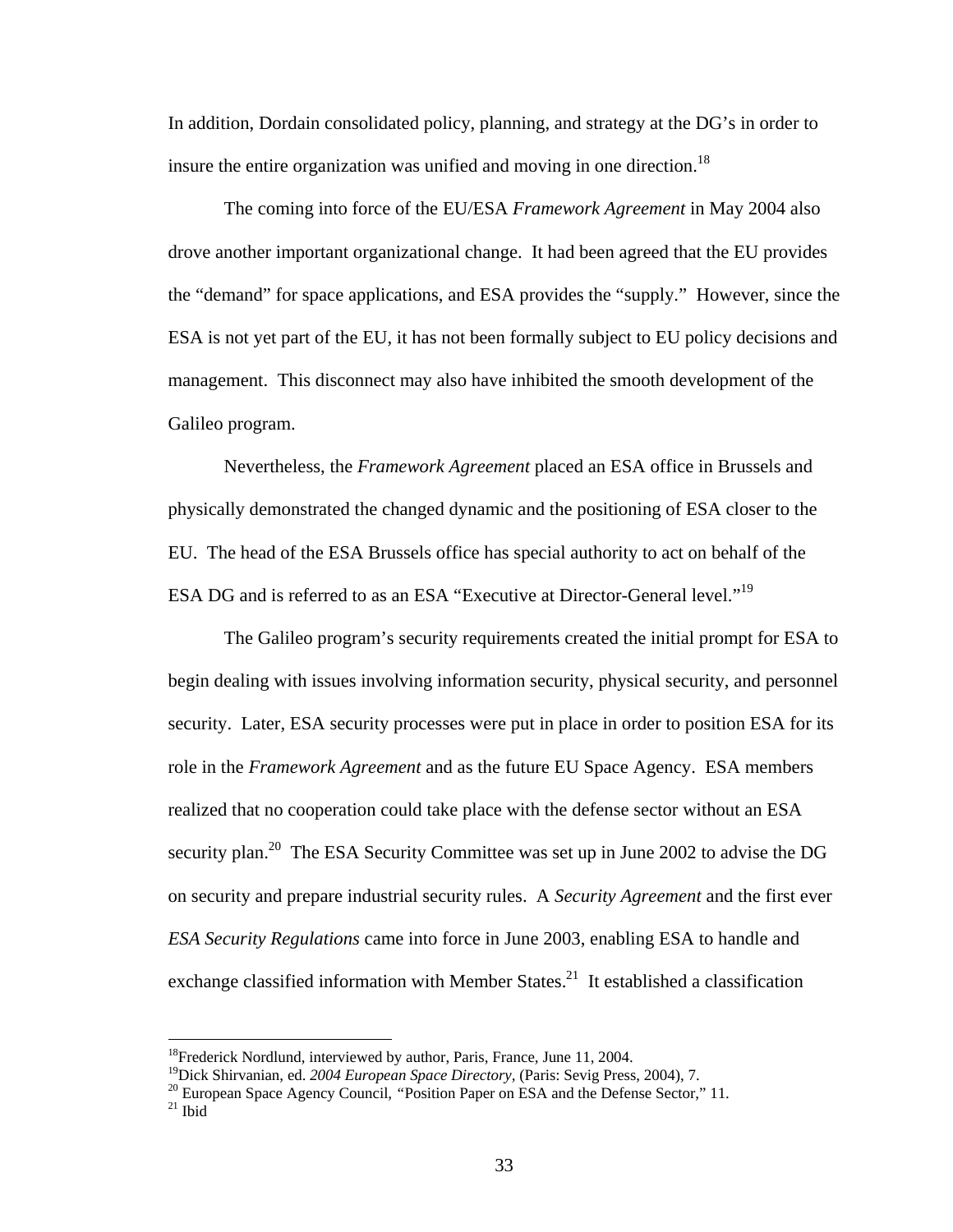In addition, Dordain consolidated policy, planning, and strategy at the DG's in order to insure the entire organization was unified and moving in one direction.[18]

The coming into force of the EU/ESA *Framework Agreement* in May 2004 also drove another important organizational change. It had been agreed that the EU provides the "demand" for space applications, and ESA provides the "supply." However, since the ESA is not yet part of the EU, it has not been formally subject to EU policy decisions and management. This disconnect may also have inhibited the smooth development of the Galileo program.

Nevertheless, the *Framework Agreement* placed an ESA office in Brussels and physically demonstrated the changed dynamic and the positioning of ESA closer to the EU. The head of the ESA Brussels office has special authority to act on behalf of the ESA DG and is referred to as an ESA "Executive at Director-General level."[19]

The Galileo program's security requirements created the initial prompt for ESA to begin dealing with issues involving information security, physical security, and personnel security. Later, ESA security processes were put in place in order to position ESA for its role in the *Framework Agreement* and as the future EU Space Agency. ESA members realized that no cooperation could take place with the defense sector without an ESA security plan.[20] The ESA Security Committee was set up in June 2002 to advise the DG on security and prepare industrial security rules. A *Security Agreement* and the first ever *ESA Security Regulations* came into force in June 2003, enabling ESA to handle and exchange classified information with Member States.[21] It established a classification

---

[18] Frederick Nordlund, interviewed by author, Paris, France, June 11, 2004.

[19] Dick Shirvanian, ed. *2004 European Space Directory*, (Paris: Sevig Press, 2004), 7.

[20] European Space Agency Council, "Position Paper on ESA and the Defense Sector," 11.

[21] Ibid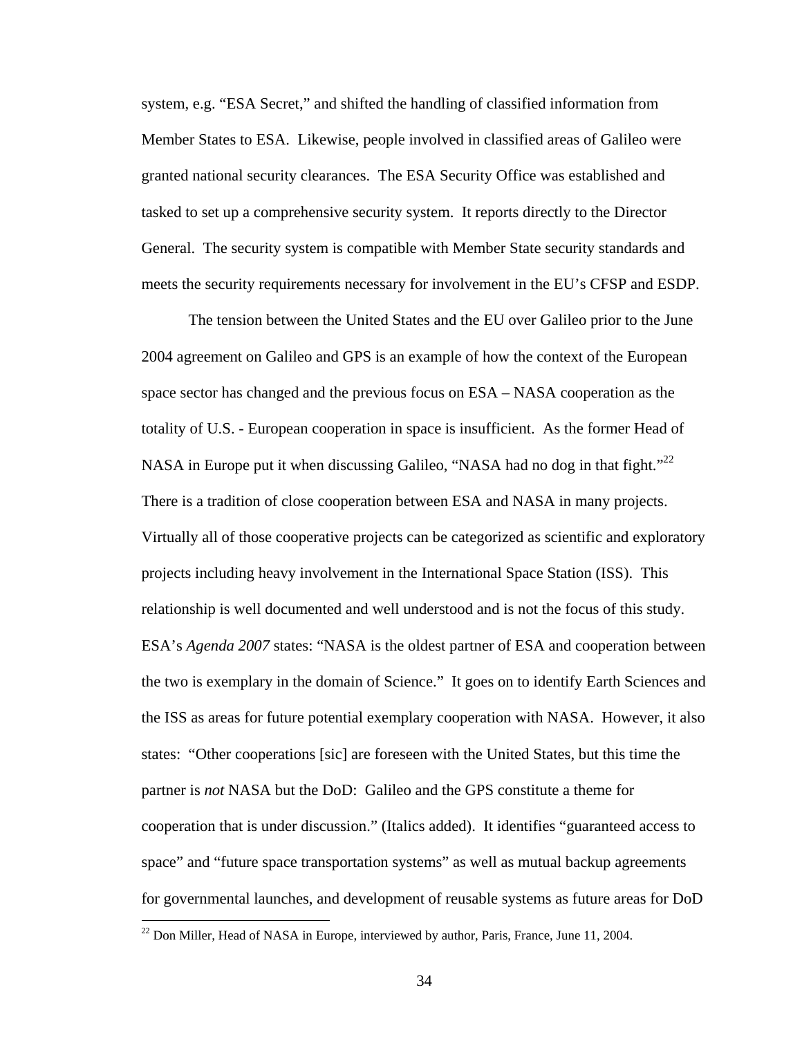system, e.g. "ESA Secret," and shifted the handling of classified information from Member States to ESA. Likewise, people involved in classified areas of Galileo were granted national security clearances. The ESA Security Office was established and tasked to set up a comprehensive security system. It reports directly to the Director General. The security system is compatible with Member State security standards and meets the security requirements necessary for involvement in the EU's CFSP and ESDP.

The tension between the United States and the EU over Galileo prior to the June 2004 agreement on Galileo and GPS is an example of how the context of the European space sector has changed and the previous focus on ESA – NASA cooperation as the totality of U.S. - European cooperation in space is insufficient. As the former Head of NASA in Europe put it when discussing Galileo, "NASA had no dog in that fight."[22] There is a tradition of close cooperation between ESA and NASA in many projects. Virtually all of those cooperative projects can be categorized as scientific and exploratory projects including heavy involvement in the International Space Station (ISS). This relationship is well documented and well understood and is not the focus of this study. ESA's *Agenda 2007* states: "NASA is the oldest partner of ESA and cooperation between the two is exemplary in the domain of Science." It goes on to identify Earth Sciences and the ISS as areas for future potential exemplary cooperation with NASA. However, it also states: "Other cooperations [sic] are foreseen with the United States, but this time the partner is *not* NASA but the DoD: Galileo and the GPS constitute a theme for cooperation that is under discussion." (Italics added). It identifies "guaranteed access to space" and "future space transportation systems" as well as mutual backup agreements for governmental launches, and development of reusable systems as future areas for DoD

[22] Don Miller, Head of NASA in Europe, interviewed by author, Paris, France, June 11, 2004.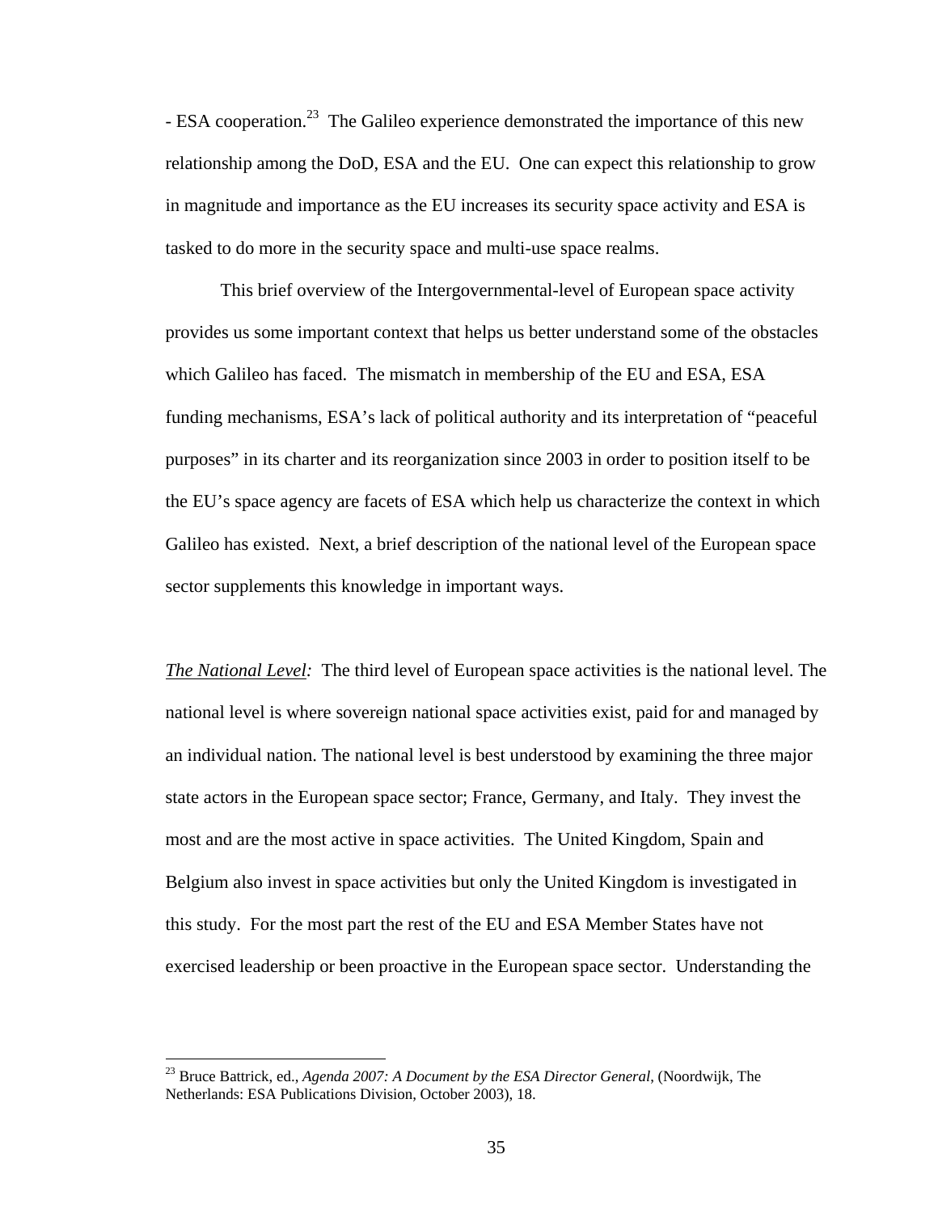- ESA cooperation.[23] The Galileo experience demonstrated the importance of this new relationship among the DoD, ESA and the EU. One can expect this relationship to grow in magnitude and importance as the EU increases its security space activity and ESA is tasked to do more in the security space and multi-use space realms.

This brief overview of the Intergovernmental-level of European space activity provides us some important context that helps us better understand some of the obstacles which Galileo has faced. The mismatch in membership of the EU and ESA, ESA funding mechanisms, ESA's lack of political authority and its interpretation of "peaceful purposes" in its charter and its reorganization since 2003 in order to position itself to be the EU's space agency are facets of ESA which help us characterize the context in which Galileo has existed. Next, a brief description of the national level of the European space sector supplements this knowledge in important ways.

*The National Level:* The third level of European space activities is the national level. The national level is where sovereign national space activities exist, paid for and managed by an individual nation. The national level is best understood by examining the three major state actors in the European space sector; France, Germany, and Italy. They invest the most and are the most active in space activities. The United Kingdom, Spain and Belgium also invest in space activities but only the United Kingdom is investigated in this study. For the most part the rest of the EU and ESA Member States have not exercised leadership or been proactive in the European space sector. Understanding the

[23] Bruce Battrick, ed., *Agenda 2007: A Document by the ESA Director General*, (Noordwijk, The Netherlands: ESA Publications Division, October 2003), 18.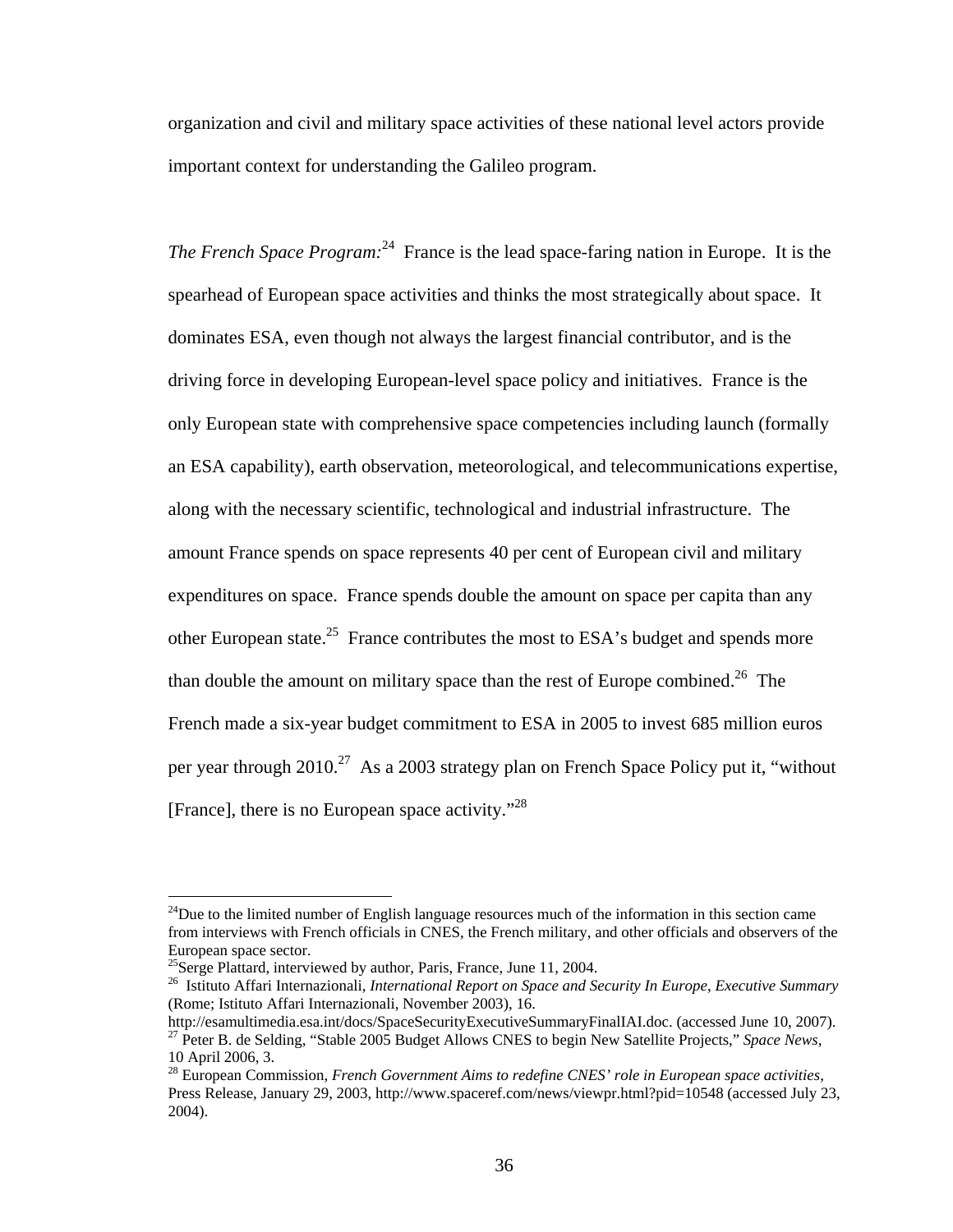organization and civil and military space activities of these national level actors provide important context for understanding the Galileo program.

*The French Space Program:*[24] France is the lead space-faring nation in Europe. It is the spearhead of European space activities and thinks the most strategically about space. It dominates ESA, even though not always the largest financial contributor, and is the driving force in developing European-level space policy and initiatives. France is the only European state with comprehensive space competencies including launch (formally an ESA capability), earth observation, meteorological, and telecommunications expertise, along with the necessary scientific, technological and industrial infrastructure. The amount France spends on space represents 40 per cent of European civil and military expenditures on space. France spends double the amount on space per capita than any other European state.[25] France contributes the most to ESA's budget and spends more than double the amount on military space than the rest of Europe combined.[26] The French made a six-year budget commitment to ESA in 2005 to invest 685 million euros per year through 2010.[27] As a 2003 strategy plan on French Space Policy put it, "without [France], there is no European space activity."[28]

---

[24]Due to the limited number of English language resources much of the information in this section came from interviews with French officials in CNES, the French military, and other officials and observers of the European space sector.

[25]Serge Plattard, interviewed by author, Paris, France, June 11, 2004.

[26] Istituto Affari Internazionali, *International Report on Space and Security In Europe, Executive Summary* (Rome; Istituto Affari Internazionali, November 2003), 16. http://esamultimedia.esa.int/docs/SpaceSecurityExecutiveSummaryFinalIAI.doc. (accessed June 10, 2007).

[27] Peter B. de Selding, "Stable 2005 Budget Allows CNES to begin New Satellite Projects," *Space News*, 10 April 2006, 3.

[28] European Commission, *French Government Aims to redefine CNES' role in European space activities*, Press Release, January 29, 2003, http://www.spaceref.com/news/viewpr.html?pid=10548 (accessed July 23, 2004).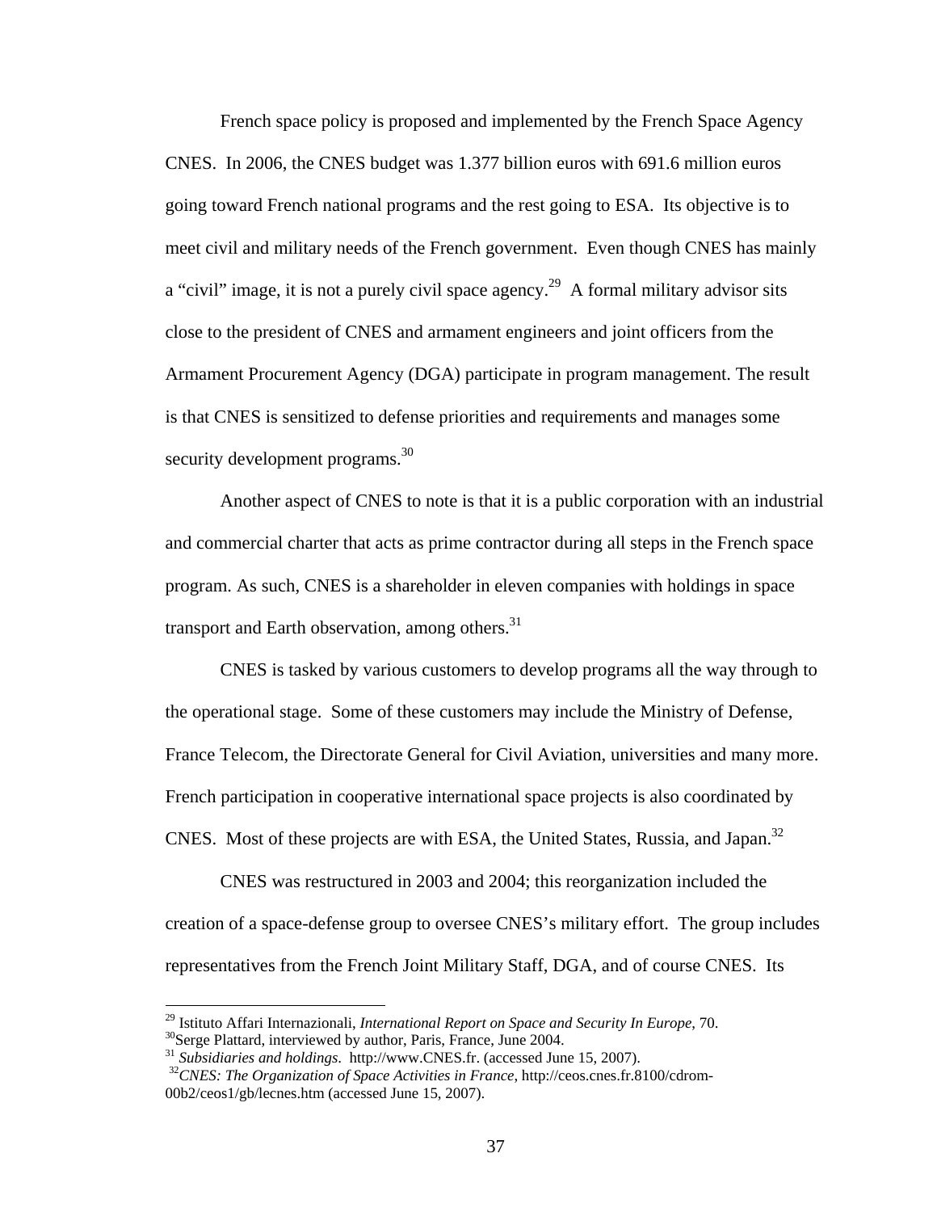French space policy is proposed and implemented by the French Space Agency CNES. In 2006, the CNES budget was 1.377 billion euros with 691.6 million euros going toward French national programs and the rest going to ESA. Its objective is to meet civil and military needs of the French government. Even though CNES has mainly a "civil" image, it is not a purely civil space agency.[29] A formal military advisor sits close to the president of CNES and armament engineers and joint officers from the Armament Procurement Agency (DGA) participate in program management. The result is that CNES is sensitized to defense priorities and requirements and manages some security development programs.[30]

Another aspect of CNES to note is that it is a public corporation with an industrial and commercial charter that acts as prime contractor during all steps in the French space program. As such, CNES is a shareholder in eleven companies with holdings in space transport and Earth observation, among others.[31]

CNES is tasked by various customers to develop programs all the way through to the operational stage. Some of these customers may include the Ministry of Defense, France Telecom, the Directorate General for Civil Aviation, universities and many more. French participation in cooperative international space projects is also coordinated by CNES. Most of these projects are with ESA, the United States, Russia, and Japan.[32]

CNES was restructured in 2003 and 2004; this reorganization included the creation of a space-defense group to oversee CNES's military effort. The group includes representatives from the French Joint Military Staff, DGA, and of course CNES. Its

---

[29] Istituto Affari Internazionali, *International Report on Space and Security In Europe*, 70.

[30] Serge Plattard, interviewed by author, Paris, France, June 2004.

[31] *Subsidiaries and holdings*. http://www.CNES.fr. (accessed June 15, 2007).

[32] *CNES: The Organization of Space Activities in France*, http://ceos.cnes.fr.8100/cdrom-00b2/ceos1/gb/lecnes.htm (accessed June 15, 2007).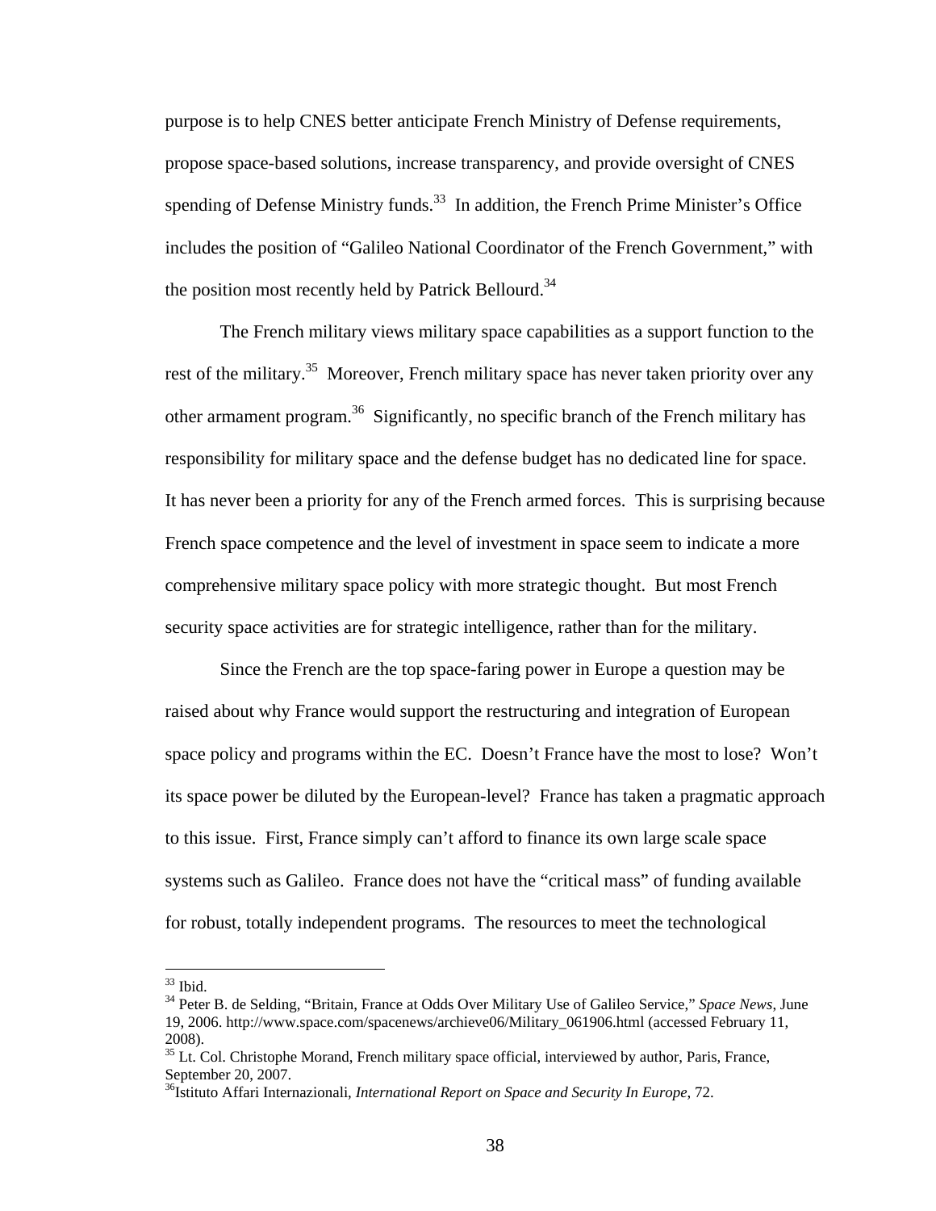purpose is to help CNES better anticipate French Ministry of Defense requirements, propose space-based solutions, increase transparency, and provide oversight of CNES spending of Defense Ministry funds.[33] In addition, the French Prime Minister's Office includes the position of "Galileo National Coordinator of the French Government," with the position most recently held by Patrick Bellourd.[34]

The French military views military space capabilities as a support function to the rest of the military.[35] Moreover, French military space has never taken priority over any other armament program.[36] Significantly, no specific branch of the French military has responsibility for military space and the defense budget has no dedicated line for space. It has never been a priority for any of the French armed forces. This is surprising because French space competence and the level of investment in space seem to indicate a more comprehensive military space policy with more strategic thought. But most French security space activities are for strategic intelligence, rather than for the military.

Since the French are the top space-faring power in Europe a question may be raised about why France would support the restructuring and integration of European space policy and programs within the EC. Doesn't France have the most to lose? Won't its space power be diluted by the European-level? France has taken a pragmatic approach to this issue. First, France simply can't afford to finance its own large scale space systems such as Galileo. France does not have the "critical mass" of funding available for robust, totally independent programs. The resources to meet the technological

---

[33] Ibid.

[34] Peter B. de Selding, "Britain, France at Odds Over Military Use of Galileo Service," *Space News*, June 19, 2006. http://www.space.com/spacenews/archieve06/Military_061906.html (accessed February 11, 2008).

[35] Lt. Col. Christophe Morand, French military space official, interviewed by author, Paris, France, September 20, 2007.

[36] Istituto Affari Internazionali, *International Report on Space and Security In Europe*, 72.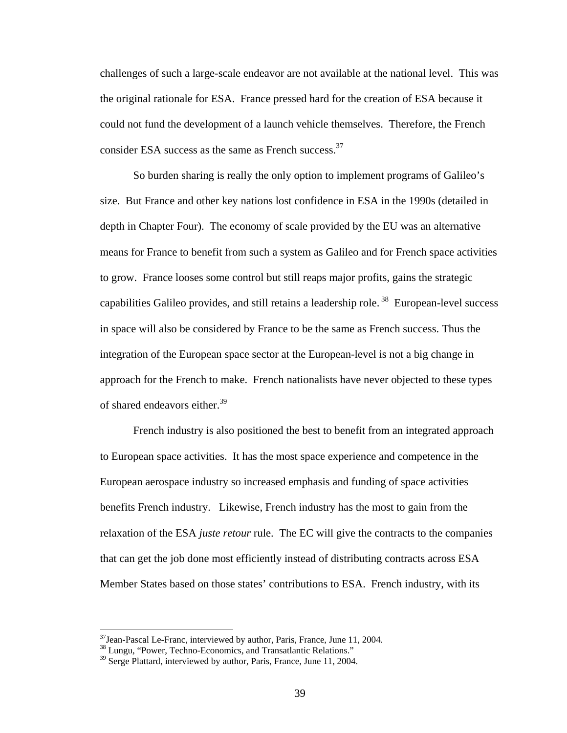challenges of such a large-scale endeavor are not available at the national level. This was the original rationale for ESA. France pressed hard for the creation of ESA because it could not fund the development of a launch vehicle themselves. Therefore, the French consider ESA success as the same as French success.[37]

So burden sharing is really the only option to implement programs of Galileo's size. But France and other key nations lost confidence in ESA in the 1990s (detailed in depth in Chapter Four). The economy of scale provided by the EU was an alternative means for France to benefit from such a system as Galileo and for French space activities to grow. France looses some control but still reaps major profits, gains the strategic capabilities Galileo provides, and still retains a leadership role.[38] European-level success in space will also be considered by France to be the same as French success. Thus the integration of the European space sector at the European-level is not a big change in approach for the French to make. French nationalists have never objected to these types of shared endeavors either.[39]

French industry is also positioned the best to benefit from an integrated approach to European space activities. It has the most space experience and competence in the European aerospace industry so increased emphasis and funding of space activities benefits French industry. Likewise, French industry has the most to gain from the relaxation of the ESA *juste retour* rule. The EC will give the contracts to the companies that can get the job done most efficiently instead of distributing contracts across ESA Member States based on those states' contributions to ESA. French industry, with its

---

[37] Jean-Pascal Le-Franc, interviewed by author, Paris, France, June 11, 2004.

[38] Lungu, "Power, Techno-Economics, and Transatlantic Relations."

[39] Serge Plattard, interviewed by author, Paris, France, June 11, 2004.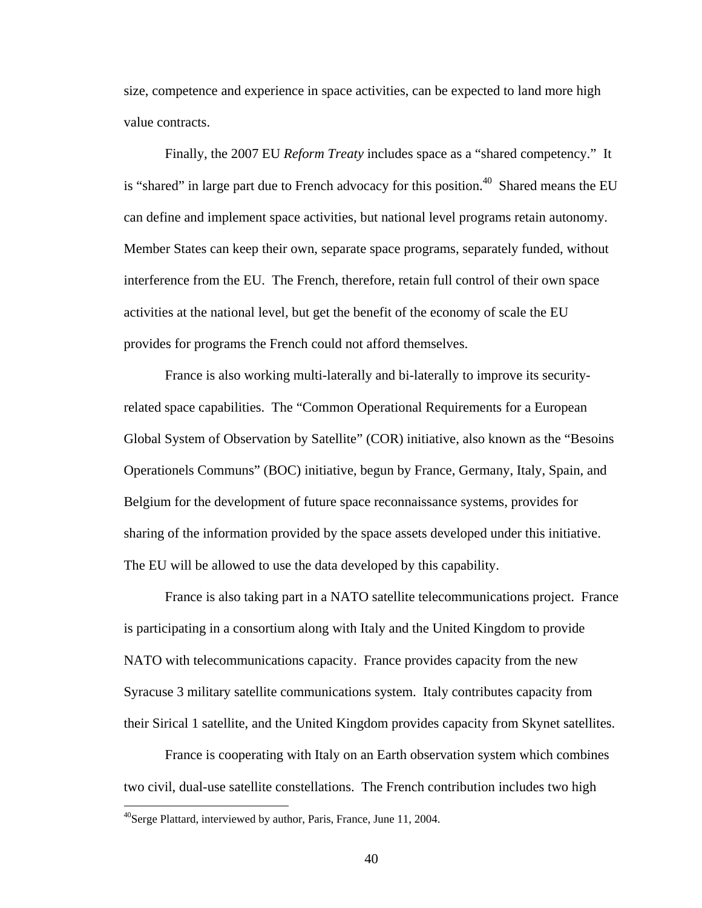size, competence and experience in space activities, can be expected to land more high value contracts.

Finally, the 2007 EU *Reform Treaty* includes space as a "shared competency." It is "shared" in large part due to French advocacy for this position.[40] Shared means the EU can define and implement space activities, but national level programs retain autonomy. Member States can keep their own, separate space programs, separately funded, without interference from the EU. The French, therefore, retain full control of their own space activities at the national level, but get the benefit of the economy of scale the EU provides for programs the French could not afford themselves.

France is also working multi-laterally and bi-laterally to improve its security-related space capabilities. The "Common Operational Requirements for a European Global System of Observation by Satellite" (COR) initiative, also known as the "Besoins Operationels Communs" (BOC) initiative, begun by France, Germany, Italy, Spain, and Belgium for the development of future space reconnaissance systems, provides for sharing of the information provided by the space assets developed under this initiative. The EU will be allowed to use the data developed by this capability.

France is also taking part in a NATO satellite telecommunications project. France is participating in a consortium along with Italy and the United Kingdom to provide NATO with telecommunications capacity. France provides capacity from the new Syracuse 3 military satellite communications system. Italy contributes capacity from their Sirical 1 satellite, and the United Kingdom provides capacity from Skynet satellites.

France is cooperating with Italy on an Earth observation system which combines two civil, dual-use satellite constellations. The French contribution includes two high

---

[40] Serge Plattard, interviewed by author, Paris, France, June 11, 2004.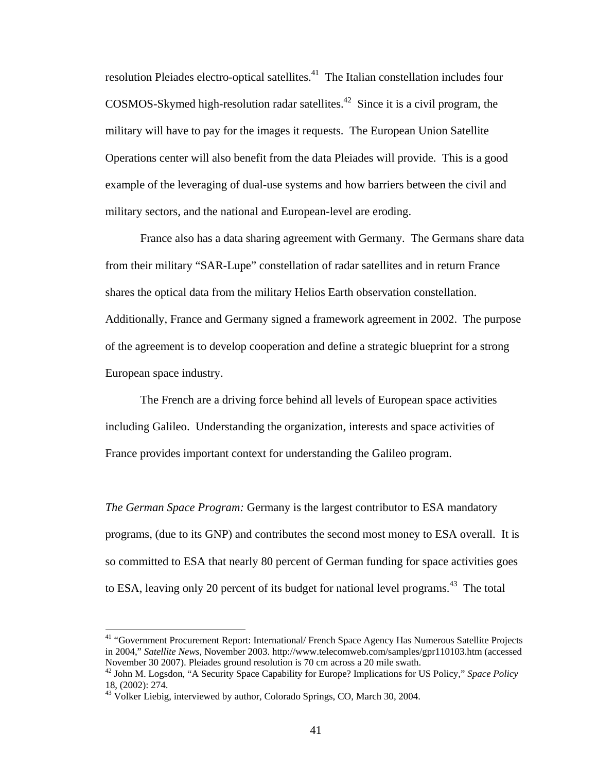resolution Pleiades electro-optical satellites.[41] The Italian constellation includes four COSMOS-Skymed high-resolution radar satellites.[42] Since it is a civil program, the military will have to pay for the images it requests. The European Union Satellite Operations center will also benefit from the data Pleiades will provide. This is a good example of the leveraging of dual-use systems and how barriers between the civil and military sectors, and the national and European-level are eroding.

France also has a data sharing agreement with Germany. The Germans share data from their military "SAR-Lupe" constellation of radar satellites and in return France shares the optical data from the military Helios Earth observation constellation. Additionally, France and Germany signed a framework agreement in 2002. The purpose of the agreement is to develop cooperation and define a strategic blueprint for a strong European space industry.

The French are a driving force behind all levels of European space activities including Galileo. Understanding the organization, interests and space activities of France provides important context for understanding the Galileo program.

*The German Space Program:* Germany is the largest contributor to ESA mandatory programs, (due to its GNP) and contributes the second most money to ESA overall. It is so committed to ESA that nearly 80 percent of German funding for space activities goes to ESA, leaving only 20 percent of its budget for national level programs.[43] The total

---

[41] "Government Procurement Report: International/ French Space Agency Has Numerous Satellite Projects in 2004," *Satellite News*, November 2003. http://www.telecomweb.com/samples/gpr110103.htm (accessed November 30 2007). Pleiades ground resolution is 70 cm across a 20 mile swath.

[42] John M. Logsdon, "A Security Space Capability for Europe? Implications for US Policy," *Space Policy* 18, (2002): 274.

[43] Volker Liebig, interviewed by author, Colorado Springs, CO, March 30, 2004.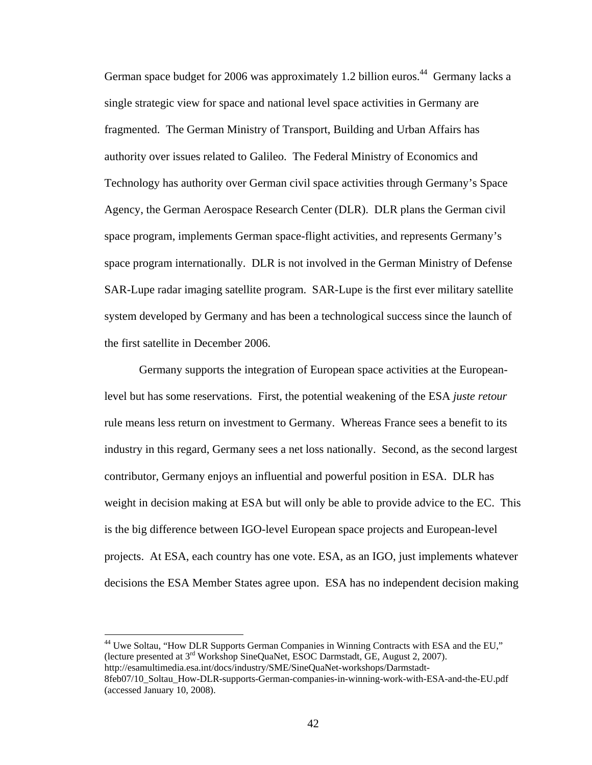German space budget for 2006 was approximately 1.2 billion euros.[44] Germany lacks a single strategic view for space and national level space activities in Germany are fragmented. The German Ministry of Transport, Building and Urban Affairs has authority over issues related to Galileo. The Federal Ministry of Economics and Technology has authority over German civil space activities through Germany's Space Agency, the German Aerospace Research Center (DLR). DLR plans the German civil space program, implements German space-flight activities, and represents Germany's space program internationally. DLR is not involved in the German Ministry of Defense SAR-Lupe radar imaging satellite program. SAR-Lupe is the first ever military satellite system developed by Germany and has been a technological success since the launch of the first satellite in December 2006.

Germany supports the integration of European space activities at the European-level but has some reservations. First, the potential weakening of the ESA *juste retour* rule means less return on investment to Germany. Whereas France sees a benefit to its industry in this regard, Germany sees a net loss nationally. Second, as the second largest contributor, Germany enjoys an influential and powerful position in ESA. DLR has weight in decision making at ESA but will only be able to provide advice to the EC. This is the big difference between IGO-level European space projects and European-level projects. At ESA, each country has one vote. ESA, as an IGO, just implements whatever decisions the ESA Member States agree upon. ESA has no independent decision making

---

[44] Uwe Soltau, "How DLR Supports German Companies in Winning Contracts with ESA and the EU," (lecture presented at 3rd Workshop SineQuaNet, ESOC Darmstadt, GE, August 2, 2007). http://esamultimedia.esa.int/docs/industry/SME/SineQuaNet-workshops/Darmstadt-8feb07/10_Soltau_How-DLR-supports-German-companies-in-winning-work-with-ESA-and-the-EU.pdf (accessed January 10, 2008).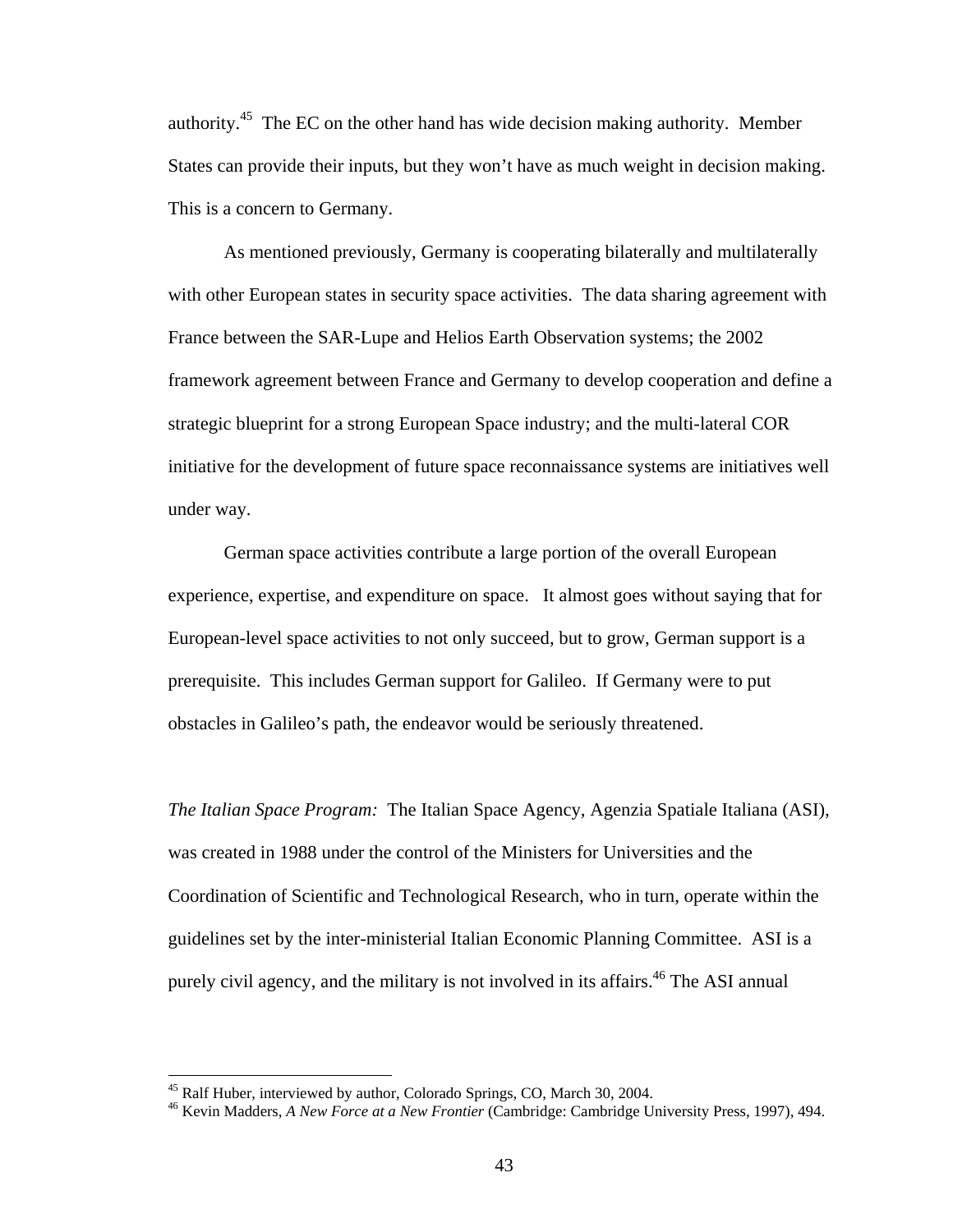authority.[45] The EC on the other hand has wide decision making authority. Member States can provide their inputs, but they won't have as much weight in decision making. This is a concern to Germany.

As mentioned previously, Germany is cooperating bilaterally and multilaterally with other European states in security space activities. The data sharing agreement with France between the SAR-Lupe and Helios Earth Observation systems; the 2002 framework agreement between France and Germany to develop cooperation and define a strategic blueprint for a strong European Space industry; and the multi-lateral COR initiative for the development of future space reconnaissance systems are initiatives well under way.

German space activities contribute a large portion of the overall European experience, expertise, and expenditure on space. It almost goes without saying that for European-level space activities to not only succeed, but to grow, German support is a prerequisite. This includes German support for Galileo. If Germany were to put obstacles in Galileo's path, the endeavor would be seriously threatened.

*The Italian Space Program:* The Italian Space Agency, Agenzia Spatiale Italiana (ASI), was created in 1988 under the control of the Ministers for Universities and the Coordination of Scientific and Technological Research, who in turn, operate within the guidelines set by the inter-ministerial Italian Economic Planning Committee. ASI is a purely civil agency, and the military is not involved in its affairs.[46] The ASI annual

---

[45] Ralf Huber, interviewed by author, Colorado Springs, CO, March 30, 2004.

[46] Kevin Madders, *A New Force at a New Frontier* (Cambridge: Cambridge University Press, 1997), 494.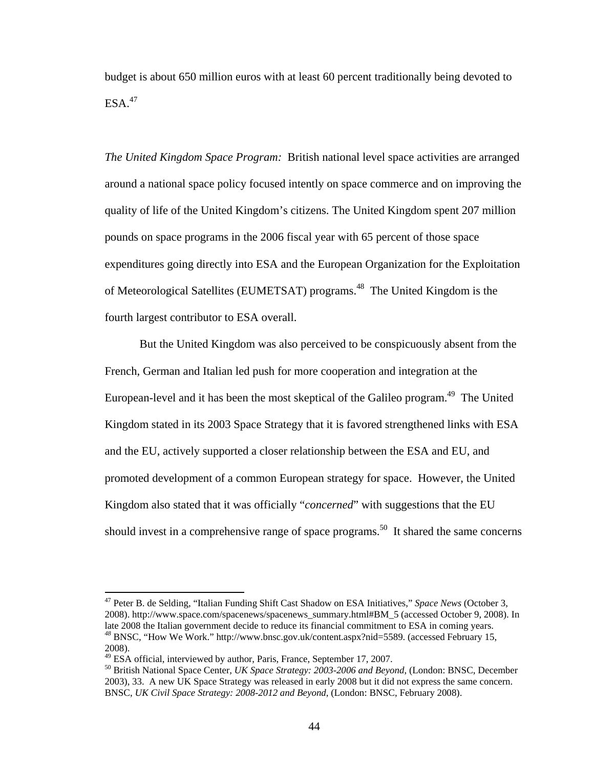budget is about 650 million euros with at least 60 percent traditionally being devoted to ESA.[47]

*The United Kingdom Space Program:* British national level space activities are arranged around a national space policy focused intently on space commerce and on improving the quality of life of the United Kingdom's citizens. The United Kingdom spent 207 million pounds on space programs in the 2006 fiscal year with 65 percent of those space expenditures going directly into ESA and the European Organization for the Exploitation of Meteorological Satellites (EUMETSAT) programs.[48] The United Kingdom is the fourth largest contributor to ESA overall.

But the United Kingdom was also perceived to be conspicuously absent from the French, German and Italian led push for more cooperation and integration at the European-level and it has been the most skeptical of the Galileo program.[49] The United Kingdom stated in its 2003 Space Strategy that it is favored strengthened links with ESA and the EU, actively supported a closer relationship between the ESA and EU, and promoted development of a common European strategy for space. However, the United Kingdom also stated that it was officially "*concerned*" with suggestions that the EU should invest in a comprehensive range of space programs.[50] It shared the same concerns

---

[47] Peter B. de Selding, "Italian Funding Shift Cast Shadow on ESA Initiatives," *Space News* (October 3, 2008). http://www.space.com/spacenews/spacenews_summary.html#BM_5 (accessed October 9, 2008). In late 2008 the Italian government decide to reduce its financial commitment to ESA in coming years.

[48] BNSC, "How We Work." http://www.bnsc.gov.uk/content.aspx?nid=5589. (accessed February 15, 2008).

[49] ESA official, interviewed by author, Paris, France, September 17, 2007.

[50] British National Space Center, *UK Space Strategy: 2003-2006 and Beyond*, (London: BNSC, December 2003), 33. A new UK Space Strategy was released in early 2008 but it did not express the same concern. BNSC, *UK Civil Space Strategy: 2008-2012 and Beyond*, (London: BNSC, February 2008).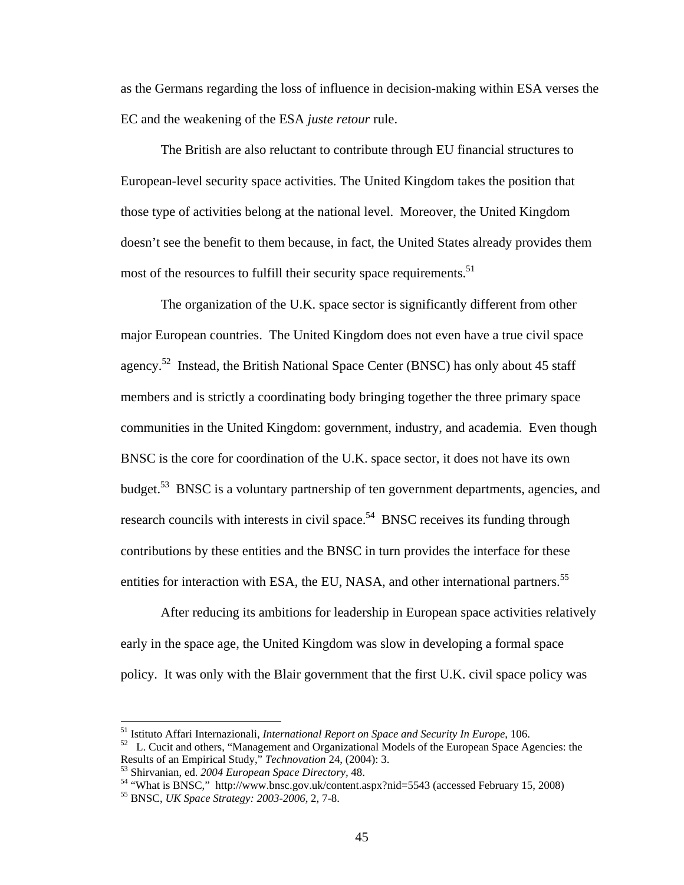as the Germans regarding the loss of influence in decision-making within ESA verses the EC and the weakening of the ESA *juste retour* rule.

The British are also reluctant to contribute through EU financial structures to European-level security space activities. The United Kingdom takes the position that those type of activities belong at the national level. Moreover, the United Kingdom doesn't see the benefit to them because, in fact, the United States already provides them most of the resources to fulfill their security space requirements.[51]

The organization of the U.K. space sector is significantly different from other major European countries. The United Kingdom does not even have a true civil space agency.[52] Instead, the British National Space Center (BNSC) has only about 45 staff members and is strictly a coordinating body bringing together the three primary space communities in the United Kingdom: government, industry, and academia. Even though BNSC is the core for coordination of the U.K. space sector, it does not have its own budget.[53] BNSC is a voluntary partnership of ten government departments, agencies, and research councils with interests in civil space.[54] BNSC receives its funding through contributions by these entities and the BNSC in turn provides the interface for these entities for interaction with ESA, the EU, NASA, and other international partners.[55]

After reducing its ambitions for leadership in European space activities relatively early in the space age, the United Kingdom was slow in developing a formal space policy. It was only with the Blair government that the first U.K. civil space policy was

---

[51] Istituto Affari Internazionali, *International Report on Space and Security In Europe*, 106.

[52] L. Cucit and others, "Management and Organizational Models of the European Space Agencies: the Results of an Empirical Study," *Technovation* 24, (2004): 3.

[53] Shirvanian, ed. *2004 European Space Directory*, 48.

[54] "What is BNSC," http://www.bnsc.gov.uk/content.aspx?nid=5543 (accessed February 15, 2008)

[55] BNSC, *UK Space Strategy: 2003-2006*, 2, 7-8.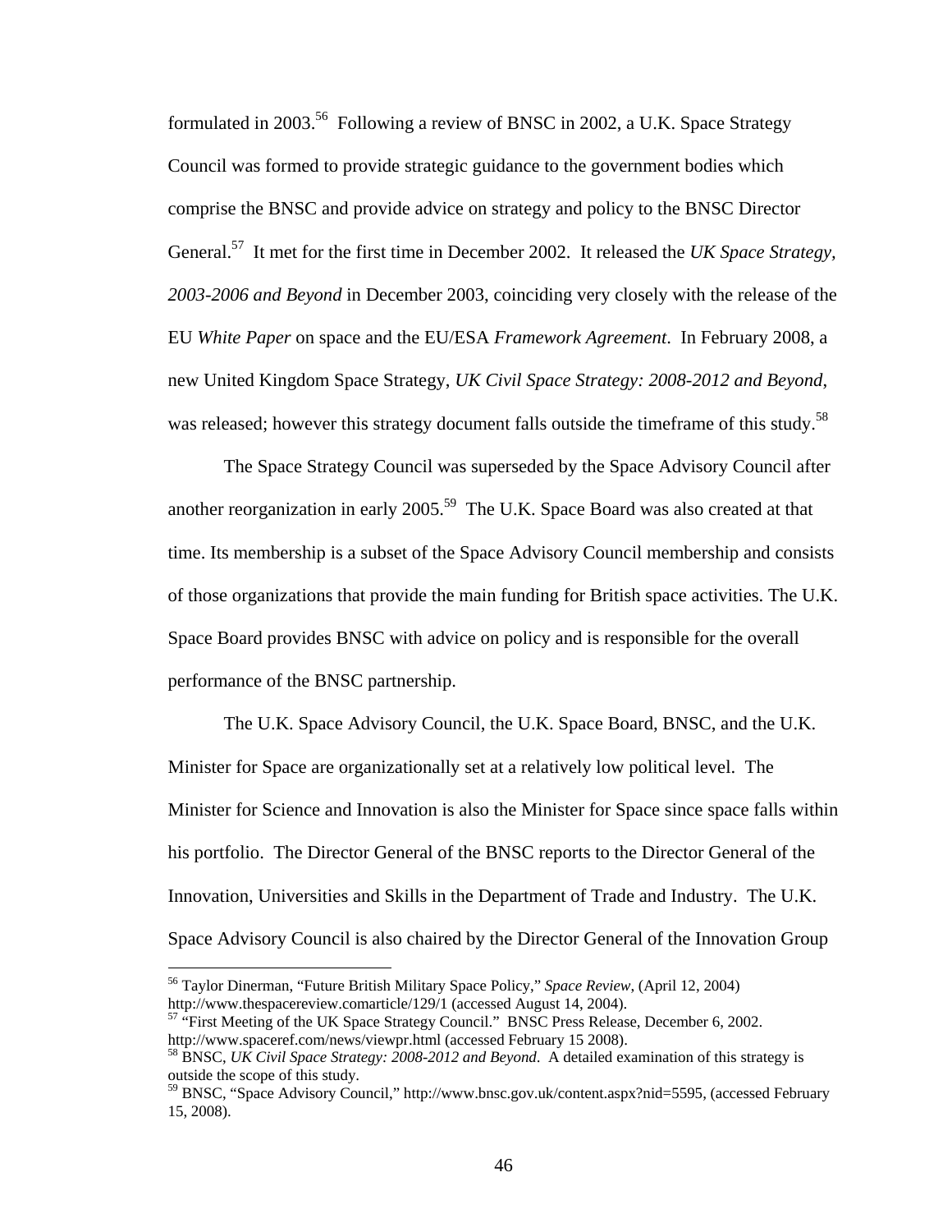formulated in 2003.[56] Following a review of BNSC in 2002, a U.K. Space Strategy Council was formed to provide strategic guidance to the government bodies which comprise the BNSC and provide advice on strategy and policy to the BNSC Director General.[57] It met for the first time in December 2002. It released the *UK Space Strategy, 2003-2006 and Beyond* in December 2003, coinciding very closely with the release of the EU *White Paper* on space and the EU/ESA *Framework Agreement*. In February 2008, a new United Kingdom Space Strategy, *UK Civil Space Strategy: 2008-2012 and Beyond*, was released; however this strategy document falls outside the timeframe of this study.[58]

The Space Strategy Council was superseded by the Space Advisory Council after another reorganization in early 2005.[59] The U.K. Space Board was also created at that time. Its membership is a subset of the Space Advisory Council membership and consists of those organizations that provide the main funding for British space activities. The U.K. Space Board provides BNSC with advice on policy and is responsible for the overall performance of the BNSC partnership.

The U.K. Space Advisory Council, the U.K. Space Board, BNSC, and the U.K. Minister for Space are organizationally set at a relatively low political level. The Minister for Science and Innovation is also the Minister for Space since space falls within his portfolio. The Director General of the BNSC reports to the Director General of the Innovation, Universities and Skills in the Department of Trade and Industry. The U.K. Space Advisory Council is also chaired by the Director General of the Innovation Group

---

[56] Taylor Dinerman, "Future British Military Space Policy," *Space Review*, (April 12, 2004) http://www.thespacereview.comarticle/129/1 (accessed August 14, 2004).

[57] "First Meeting of the UK Space Strategy Council." BNSC Press Release, December 6, 2002. http://www.spaceref.com/news/viewpr.html (accessed February 15 2008).

[58] BNSC, *UK Civil Space Strategy: 2008-2012 and Beyond*. A detailed examination of this strategy is outside the scope of this study.

[59] BNSC, "Space Advisory Council," http://www.bnsc.gov.uk/content.aspx?nid=5595, (accessed February 15, 2008).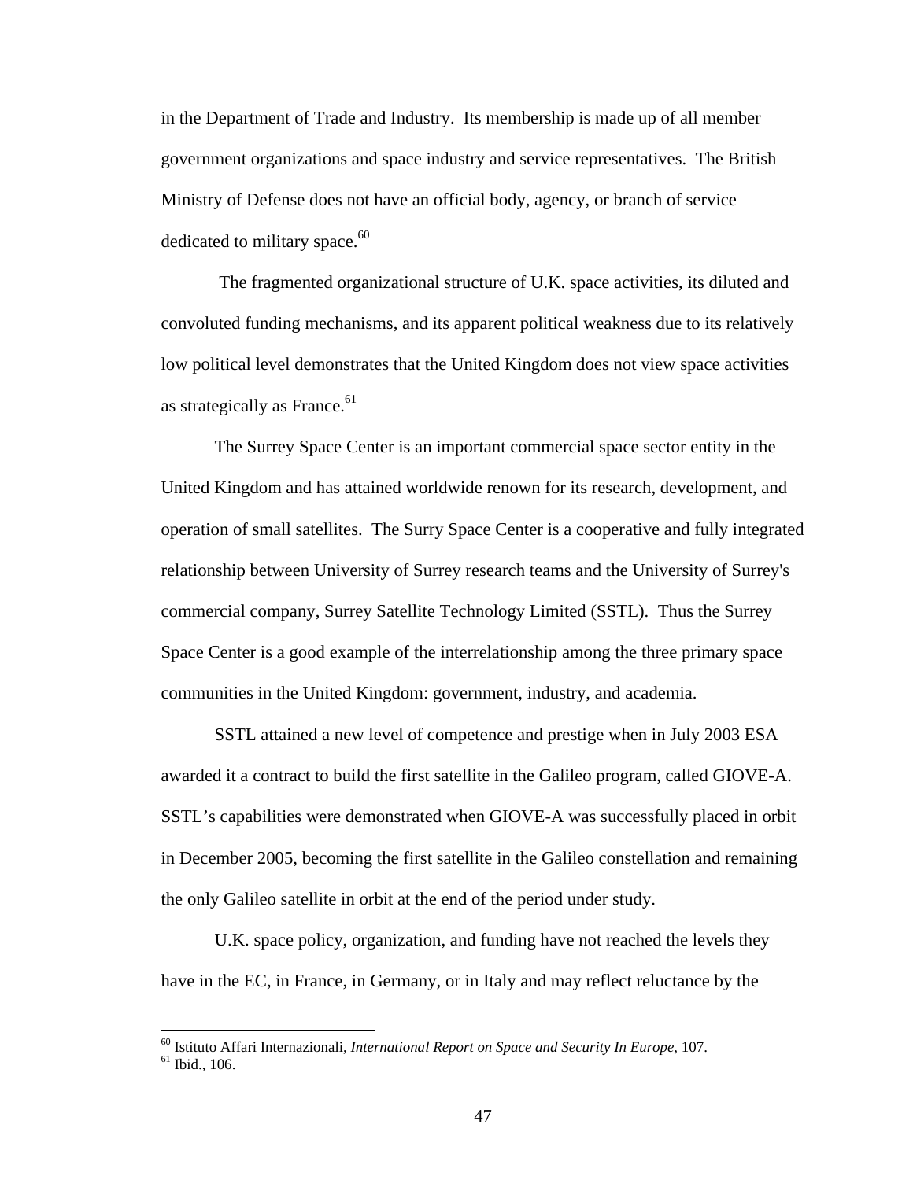in the Department of Trade and Industry. Its membership is made up of all member government organizations and space industry and service representatives. The British Ministry of Defense does not have an official body, agency, or branch of service dedicated to military space.[60]

The fragmented organizational structure of U.K. space activities, its diluted and convoluted funding mechanisms, and its apparent political weakness due to its relatively low political level demonstrates that the United Kingdom does not view space activities as strategically as France.[61]

The Surrey Space Center is an important commercial space sector entity in the United Kingdom and has attained worldwide renown for its research, development, and operation of small satellites. The Surry Space Center is a cooperative and fully integrated relationship between University of Surrey research teams and the University of Surrey's commercial company, Surrey Satellite Technology Limited (SSTL). Thus the Surrey Space Center is a good example of the interrelationship among the three primary space communities in the United Kingdom: government, industry, and academia.

SSTL attained a new level of competence and prestige when in July 2003 ESA awarded it a contract to build the first satellite in the Galileo program, called GIOVE-A. SSTL's capabilities were demonstrated when GIOVE-A was successfully placed in orbit in December 2005, becoming the first satellite in the Galileo constellation and remaining the only Galileo satellite in orbit at the end of the period under study.

U.K. space policy, organization, and funding have not reached the levels they have in the EC, in France, in Germany, or in Italy and may reflect reluctance by the

---

[60] Istituto Affari Internazionali, *International Report on Space and Security In Europe*, 107.
[61] Ibid., 106.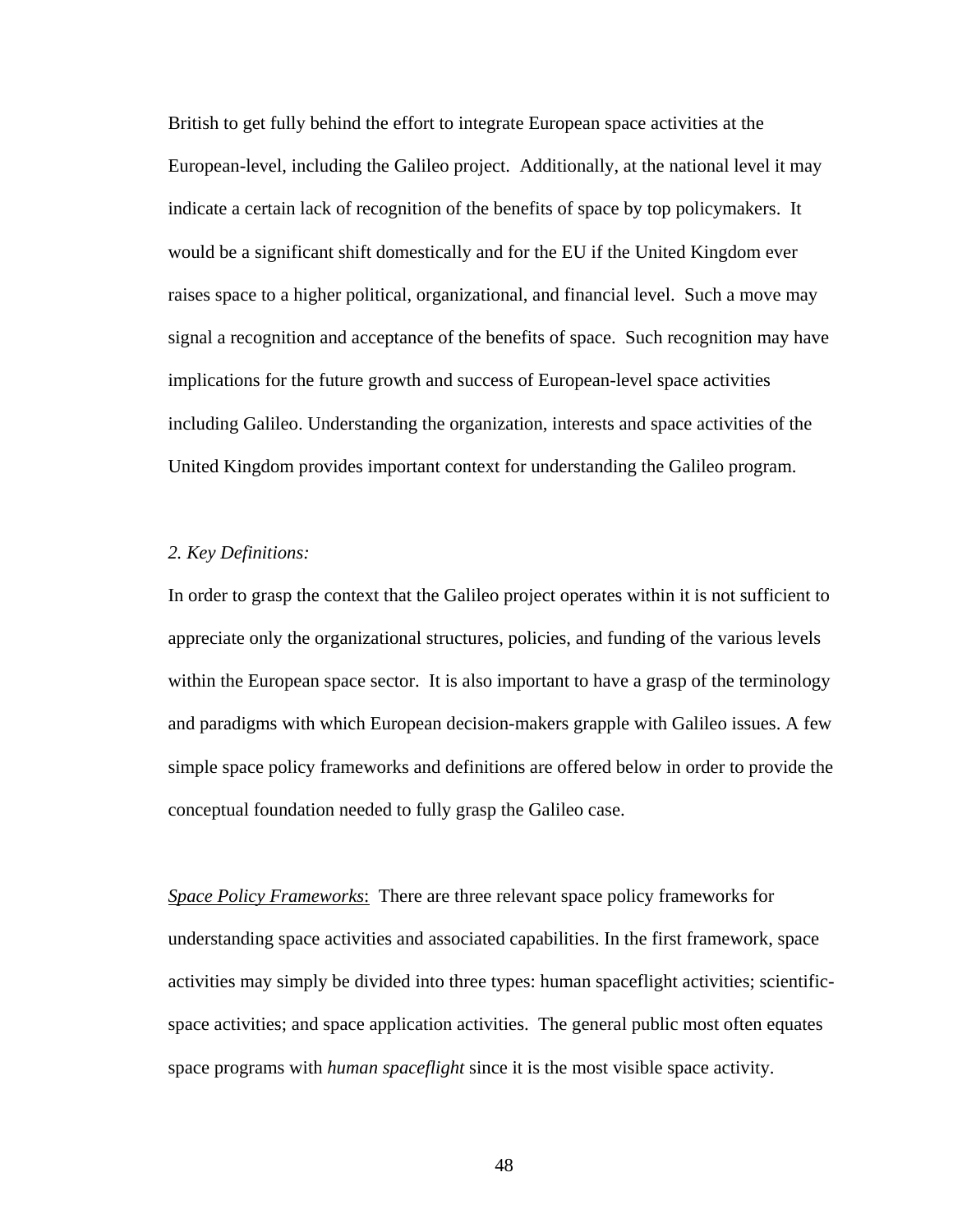British to get fully behind the effort to integrate European space activities at the European-level, including the Galileo project. Additionally, at the national level it may indicate a certain lack of recognition of the benefits of space by top policymakers. It would be a significant shift domestically and for the EU if the United Kingdom ever raises space to a higher political, organizational, and financial level. Such a move may signal a recognition and acceptance of the benefits of space. Such recognition may have implications for the future growth and success of European-level space activities including Galileo. Understanding the organization, interests and space activities of the United Kingdom provides important context for understanding the Galileo program.

### *2. Key Definitions:*

In order to grasp the context that the Galileo project operates within it is not sufficient to appreciate only the organizational structures, policies, and funding of the various levels within the European space sector. It is also important to have a grasp of the terminology and paradigms with which European decision-makers grapple with Galileo issues. A few simple space policy frameworks and definitions are offered below in order to provide the conceptual foundation needed to fully grasp the Galileo case.

<u>*Space Policy Frameworks*</u>: There are three relevant space policy frameworks for understanding space activities and associated capabilities. In the first framework, space activities may simply be divided into three types: human spaceflight activities; scientific-space activities; and space application activities. The general public most often equates space programs with *human spaceflight* since it is the most visible space activity.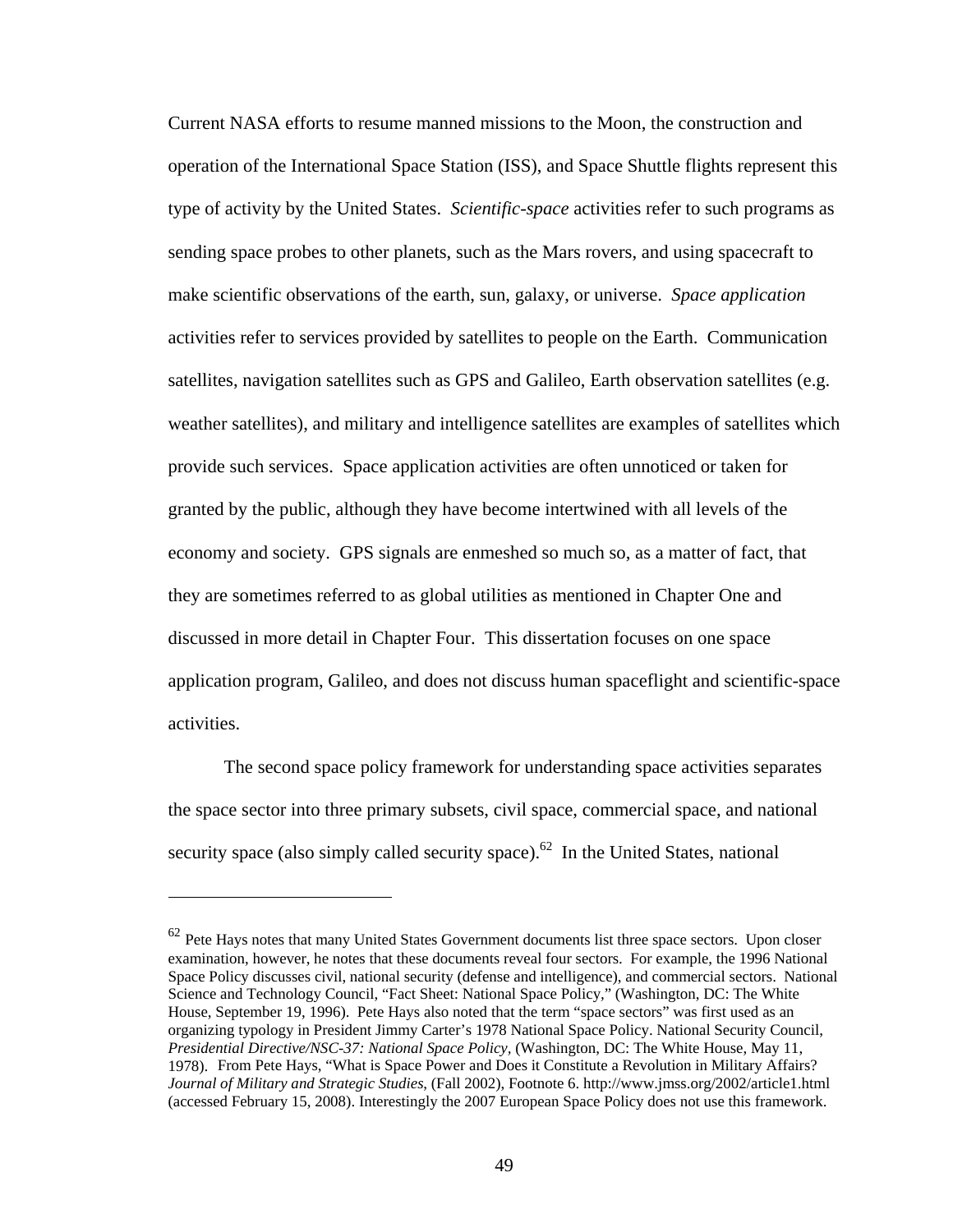Current NASA efforts to resume manned missions to the Moon, the construction and operation of the International Space Station (ISS), and Space Shuttle flights represent this type of activity by the United States. *Scientific-space* activities refer to such programs as sending space probes to other planets, such as the Mars rovers, and using spacecraft to make scientific observations of the earth, sun, galaxy, or universe. *Space application* activities refer to services provided by satellites to people on the Earth. Communication satellites, navigation satellites such as GPS and Galileo, Earth observation satellites (e.g. weather satellites), and military and intelligence satellites are examples of satellites which provide such services. Space application activities are often unnoticed or taken for granted by the public, although they have become intertwined with all levels of the economy and society. GPS signals are enmeshed so much so, as a matter of fact, that they are sometimes referred to as global utilities as mentioned in Chapter One and discussed in more detail in Chapter Four. This dissertation focuses on one space application program, Galileo, and does not discuss human spaceflight and scientific-space activities.

The second space policy framework for understanding space activities separates the space sector into three primary subsets, civil space, commercial space, and national security space (also simply called security space).[62] In the United States, national

---

[62] Pete Hays notes that many United States Government documents list three space sectors. Upon closer examination, however, he notes that these documents reveal four sectors. For example, the 1996 National Space Policy discusses civil, national security (defense and intelligence), and commercial sectors. National Science and Technology Council, "Fact Sheet: National Space Policy," (Washington, DC: The White House, September 19, 1996). Pete Hays also noted that the term "space sectors" was first used as an organizing typology in President Jimmy Carter's 1978 National Space Policy. National Security Council, *Presidential Directive/NSC-37: National Space Policy,* (Washington, DC: The White House, May 11, 1978). From Pete Hays, "What is Space Power and Does it Constitute a Revolution in Military Affairs? *Journal of Military and Strategic Studies*, (Fall 2002), Footnote 6. http://www.jmss.org/2002/article1.html (accessed February 15, 2008). Interestingly the 2007 European Space Policy does not use this framework.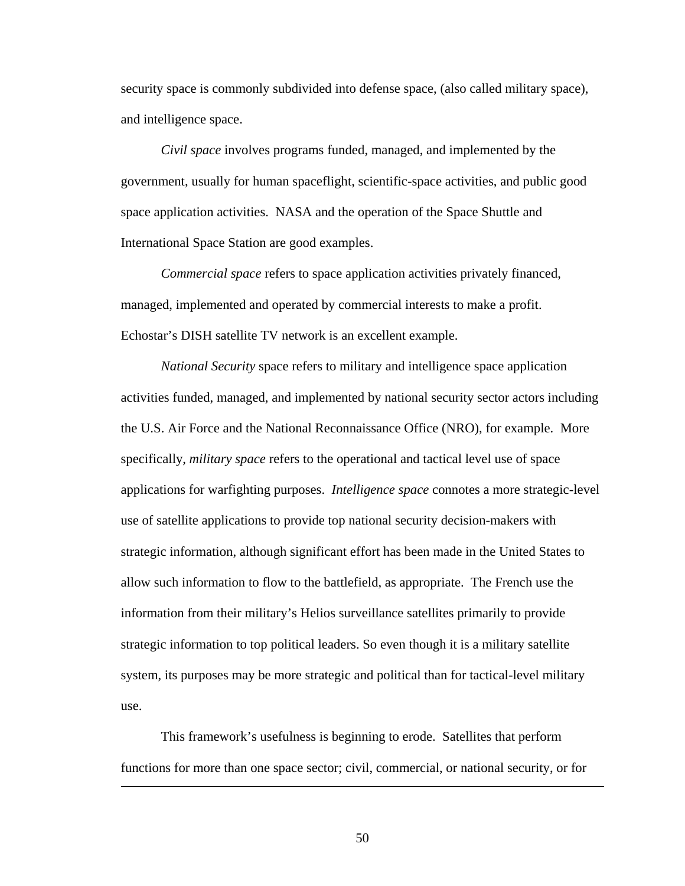security space is commonly subdivided into defense space, (also called military space), and intelligence space.

*Civil space* involves programs funded, managed, and implemented by the government, usually for human spaceflight, scientific-space activities, and public good space application activities. NASA and the operation of the Space Shuttle and International Space Station are good examples.

*Commercial space* refers to space application activities privately financed, managed, implemented and operated by commercial interests to make a profit. Echostar's DISH satellite TV network is an excellent example.

*National Security* space refers to military and intelligence space application activities funded, managed, and implemented by national security sector actors including the U.S. Air Force and the National Reconnaissance Office (NRO), for example. More specifically, *military space* refers to the operational and tactical level use of space applications for warfighting purposes. *Intelligence space* connotes a more strategic-level use of satellite applications to provide top national security decision-makers with strategic information, although significant effort has been made in the United States to allow such information to flow to the battlefield, as appropriate. The French use the information from their military's Helios surveillance satellites primarily to provide strategic information to top political leaders. So even though it is a military satellite system, its purposes may be more strategic and political than for tactical-level military use.

This framework's usefulness is beginning to erode. Satellites that perform functions for more than one space sector; civil, commercial, or national security, or for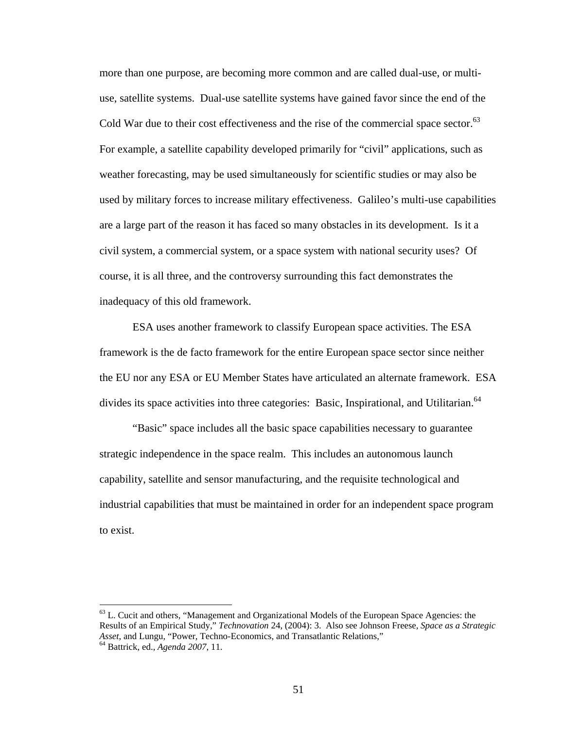more than one purpose, are becoming more common and are called dual-use, or multi-use, satellite systems. Dual-use satellite systems have gained favor since the end of the Cold War due to their cost effectiveness and the rise of the commercial space sector.[63] For example, a satellite capability developed primarily for "civil" applications, such as weather forecasting, may be used simultaneously for scientific studies or may also be used by military forces to increase military effectiveness. Galileo's multi-use capabilities are a large part of the reason it has faced so many obstacles in its development. Is it a civil system, a commercial system, or a space system with national security uses? Of course, it is all three, and the controversy surrounding this fact demonstrates the inadequacy of this old framework.

ESA uses another framework to classify European space activities. The ESA framework is the de facto framework for the entire European space sector since neither the EU nor any ESA or EU Member States have articulated an alternate framework. ESA divides its space activities into three categories: Basic, Inspirational, and Utilitarian.[64]

"Basic" space includes all the basic space capabilities necessary to guarantee strategic independence in the space realm. This includes an autonomous launch capability, satellite and sensor manufacturing, and the requisite technological and industrial capabilities that must be maintained in order for an independent space program to exist.

---

[63] L. Cucit and others, "Management and Organizational Models of the European Space Agencies: the Results of an Empirical Study," *Technovation* 24, (2004): 3. Also see Johnson Freese, *Space as a Strategic Asset,* and Lungu, "Power, Techno-Economics, and Transatlantic Relations,"

[64] Battrick, ed., *Agenda 2007,* 11.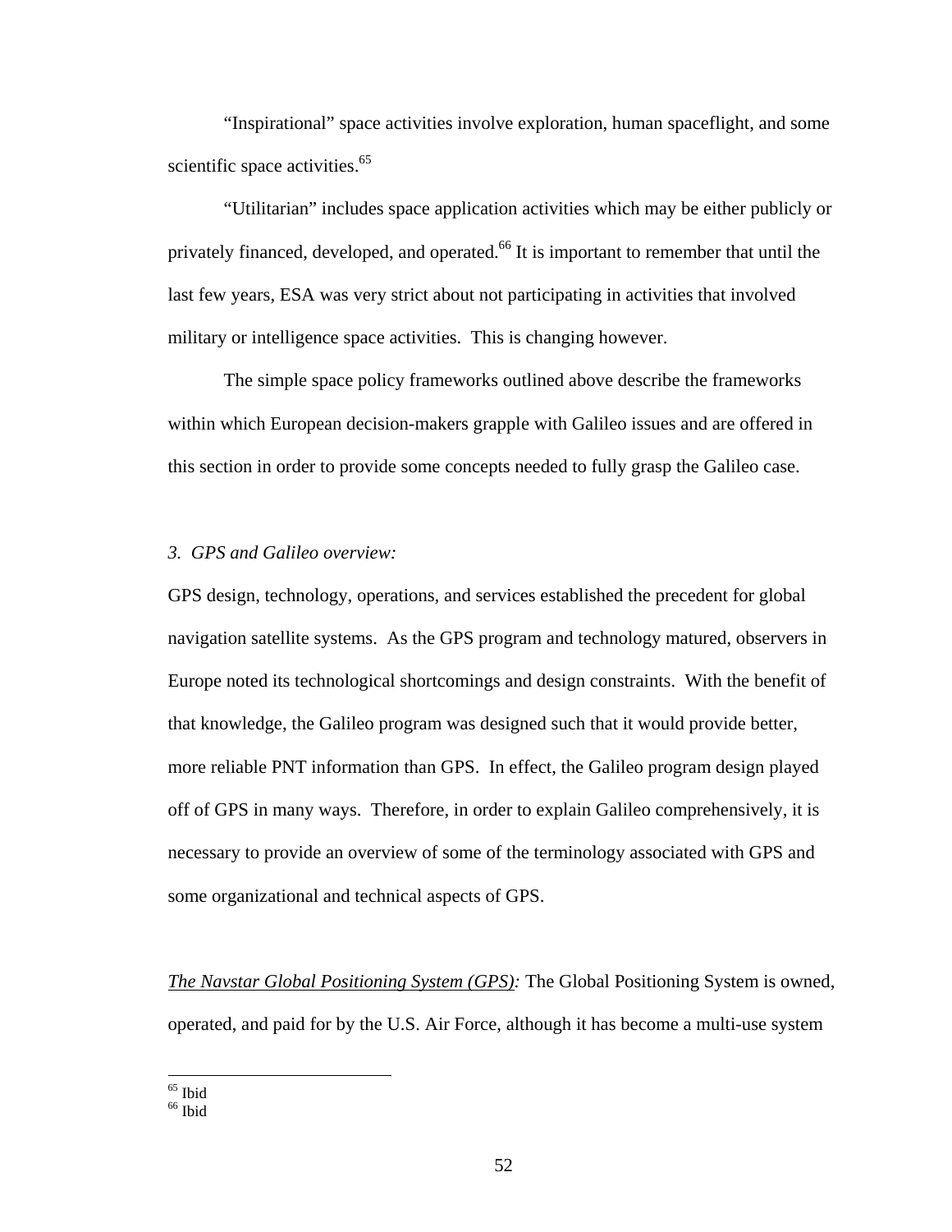"Inspirational" space activities involve exploration, human spaceflight, and some scientific space activities.[65]

"Utilitarian" includes space application activities which may be either publicly or privately financed, developed, and operated.[66] It is important to remember that until the last few years, ESA was very strict about not participating in activities that involved military or intelligence space activities. This is changing however.

The simple space policy frameworks outlined above describe the frameworks within which European decision-makers grapple with Galileo issues and are offered in this section in order to provide some concepts needed to fully grasp the Galileo case.

### *3. GPS and Galileo overview:*

GPS design, technology, operations, and services established the precedent for global navigation satellite systems. As the GPS program and technology matured, observers in Europe noted its technological shortcomings and design constraints. With the benefit of that knowledge, the Galileo program was designed such that it would provide better, more reliable PNT information than GPS. In effect, the Galileo program design played off of GPS in many ways. Therefore, in order to explain Galileo comprehensively, it is necessary to provide an overview of some of the terminology associated with GPS and some organizational and technical aspects of GPS.

*The Navstar Global Positioning System (GPS):* The Global Positioning System is owned, operated, and paid for by the U.S. Air Force, although it has become a multi-use system

[65] Ibid

[66] Ibid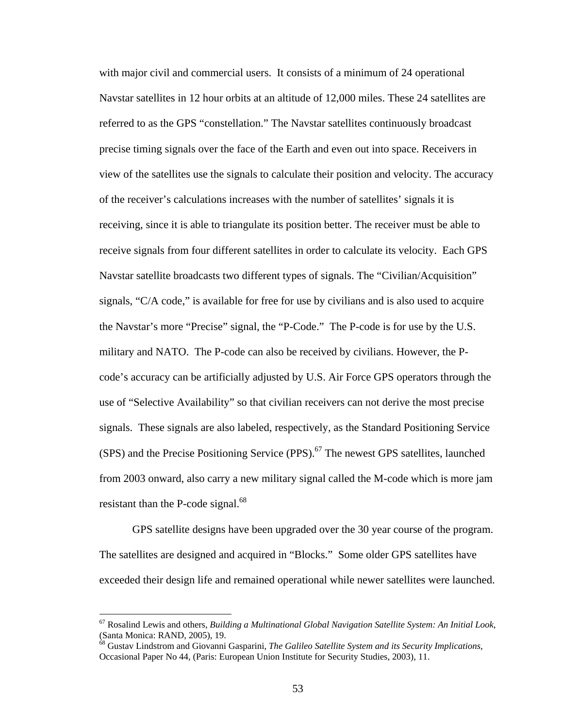with major civil and commercial users.  It consists of a minimum of 24 operational Navstar satellites in 12 hour orbits at an altitude of 12,000 miles. These 24 satellites are referred to as the GPS "constellation." The Navstar satellites continuously broadcast precise timing signals over the face of the Earth and even out into space. Receivers in view of the satellites use the signals to calculate their position and velocity. The accuracy of the receiver's calculations increases with the number of satellites' signals it is receiving, since it is able to triangulate its position better. The receiver must be able to receive signals from four different satellites in order to calculate its velocity.  Each GPS Navstar satellite broadcasts two different types of signals. The "Civilian/Acquisition" signals, "C/A code," is available for free for use by civilians and is also used to acquire the Navstar's more "Precise" signal, the "P-Code."  The P-code is for use by the U.S. military and NATO.  The P-code can also be received by civilians. However, the P-code's accuracy can be artificially adjusted by U.S. Air Force GPS operators through the use of "Selective Availability" so that civilian receivers can not derive the most precise signals.  These signals are also labeled, respectively, as the Standard Positioning Service (SPS) and the Precise Positioning Service (PPS).[67] The newest GPS satellites, launched from 2003 onward, also carry a new military signal called the M-code which is more jam resistant than the P-code signal.[68]

GPS satellite designs have been upgraded over the 30 year course of the program. The satellites are designed and acquired in "Blocks."  Some older GPS satellites have exceeded their design life and remained operational while newer satellites were launched.

---

[67] Rosalind Lewis and others, *Building a Multinational Global Navigation Satellite System: An Initial Look*, (Santa Monica: RAND, 2005), 19.

[68] Gustav Lindstrom and Giovanni Gasparini, *The Galileo Satellite System and its Security Implications*, Occasional Paper No 44, (Paris: European Union Institute for Security Studies, 2003), 11.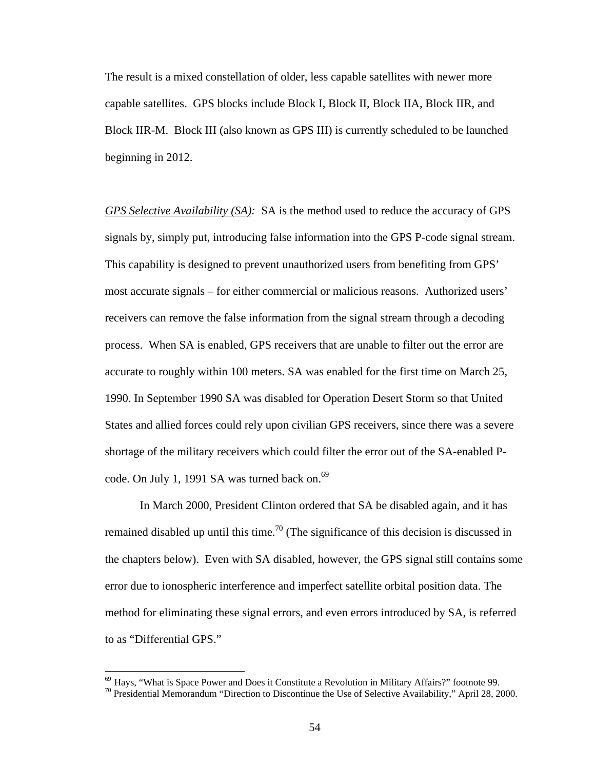The result is a mixed constellation of older, less capable satellites with newer more capable satellites. GPS blocks include Block I, Block II, Block IIA, Block IIR, and Block IIR-M. Block III (also known as GPS III) is currently scheduled to be launched beginning in 2012.

*GPS Selective Availability (SA):* SA is the method used to reduce the accuracy of GPS signals by, simply put, introducing false information into the GPS P-code signal stream. This capability is designed to prevent unauthorized users from benefiting from GPS' most accurate signals – for either commercial or malicious reasons. Authorized users' receivers can remove the false information from the signal stream through a decoding process. When SA is enabled, GPS receivers that are unable to filter out the error are accurate to roughly within 100 meters. SA was enabled for the first time on March 25, 1990. In September 1990 SA was disabled for Operation Desert Storm so that United States and allied forces could rely upon civilian GPS receivers, since there was a severe shortage of the military receivers which could filter the error out of the SA-enabled P-code. On July 1, 1991 SA was turned back on.[69]

In March 2000, President Clinton ordered that SA be disabled again, and it has remained disabled up until this time.[70] (The significance of this decision is discussed in the chapters below). Even with SA disabled, however, the GPS signal still contains some error due to ionospheric interference and imperfect satellite orbital position data. The method for eliminating these signal errors, and even errors introduced by SA, is referred to as "Differential GPS."

---

[69] Hays, "What is Space Power and Does it Constitute a Revolution in Military Affairs?" footnote 99.

[70] Presidential Memorandum "Direction to Discontinue the Use of Selective Availability," April 28, 2000.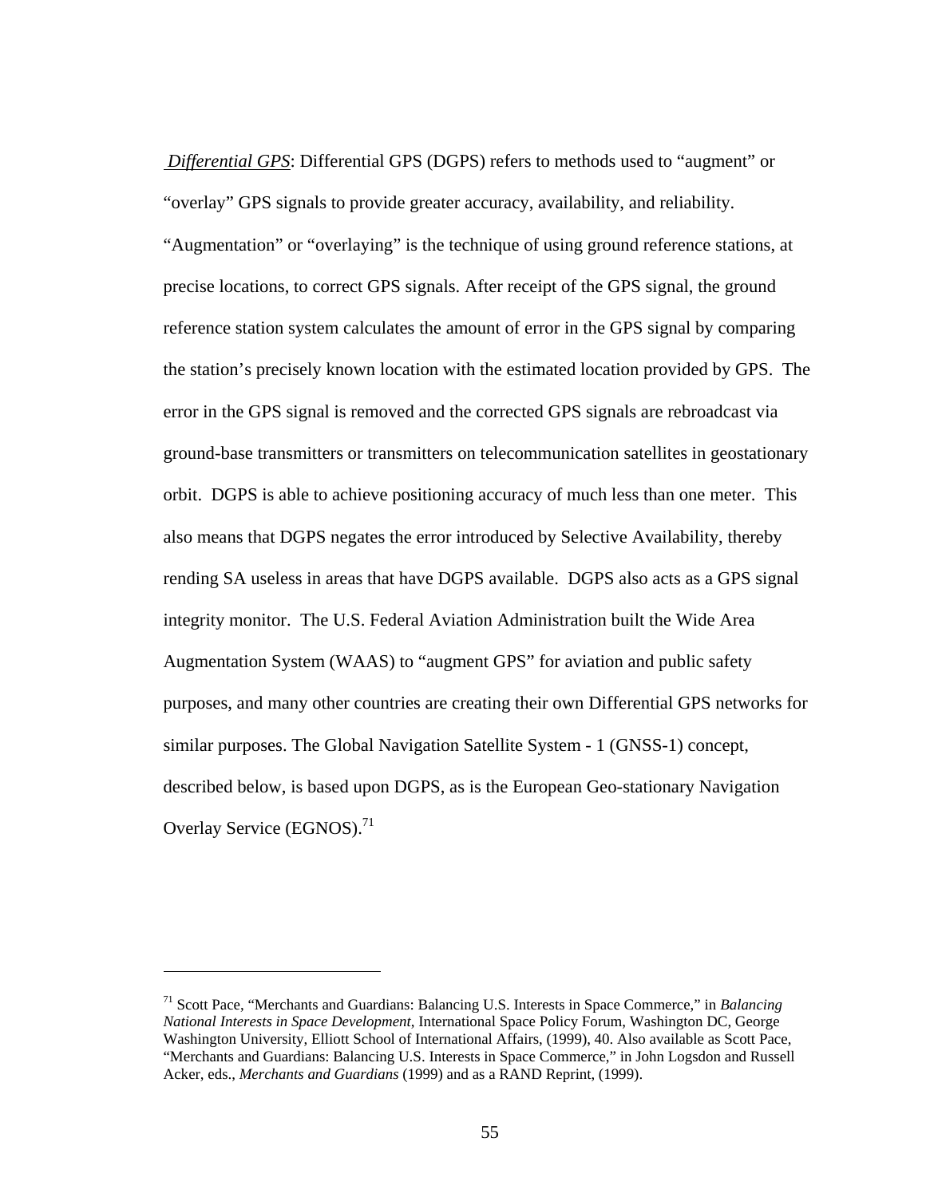*Differential GPS*: Differential GPS (DGPS) refers to methods used to “augment” or “overlay” GPS signals to provide greater accuracy, availability, and reliability. “Augmentation” or “overlaying” is the technique of using ground reference stations, at precise locations, to correct GPS signals. After receipt of the GPS signal, the ground reference station system calculates the amount of error in the GPS signal by comparing the station’s precisely known location with the estimated location provided by GPS. The error in the GPS signal is removed and the corrected GPS signals are rebroadcast via ground-base transmitters or transmitters on telecommunication satellites in geostationary orbit. DGPS is able to achieve positioning accuracy of much less than one meter. This also means that DGPS negates the error introduced by Selective Availability, thereby rending SA useless in areas that have DGPS available. DGPS also acts as a GPS signal integrity monitor. The U.S. Federal Aviation Administration built the Wide Area Augmentation System (WAAS) to “augment GPS” for aviation and public safety purposes, and many other countries are creating their own Differential GPS networks for similar purposes. The Global Navigation Satellite System - 1 (GNSS-1) concept, described below, is based upon DGPS, as is the European Geo-stationary Navigation Overlay Service (EGNOS).[71]

---

[71] Scott Pace, “Merchants and Guardians: Balancing U.S. Interests in Space Commerce,” in *Balancing National Interests in Space Development*, International Space Policy Forum, Washington DC, George Washington University, Elliott School of International Affairs, (1999), 40. Also available as Scott Pace, “Merchants and Guardians: Balancing U.S. Interests in Space Commerce,” in John Logsdon and Russell Acker, eds., *Merchants and Guardians* (1999) and as a RAND Reprint, (1999).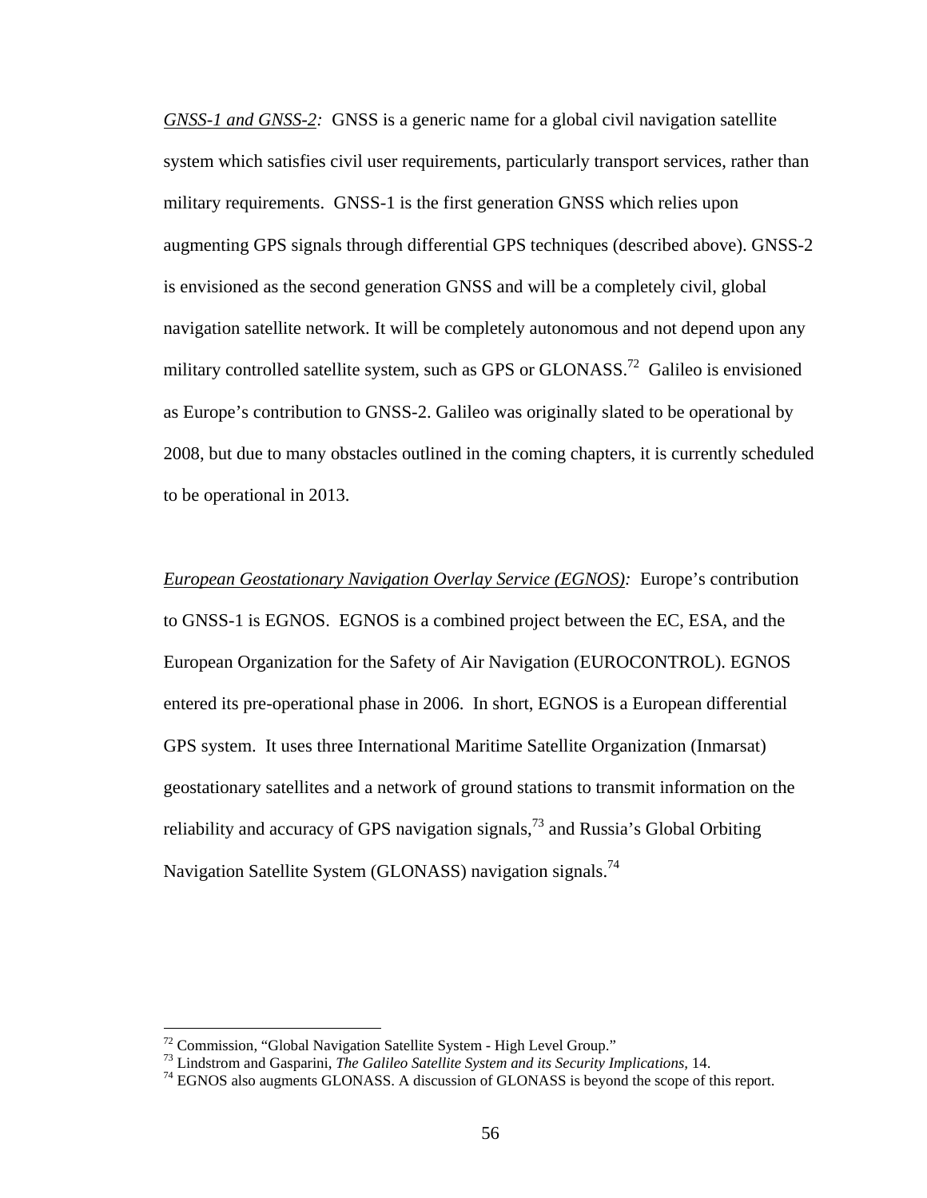*GNSS-1 and GNSS-2:* GNSS is a generic name for a global civil navigation satellite system which satisfies civil user requirements, particularly transport services, rather than military requirements. GNSS-1 is the first generation GNSS which relies upon augmenting GPS signals through differential GPS techniques (described above). GNSS-2 is envisioned as the second generation GNSS and will be a completely civil, global navigation satellite network. It will be completely autonomous and not depend upon any military controlled satellite system, such as GPS or GLONASS.[72] Galileo is envisioned as Europe's contribution to GNSS-2. Galileo was originally slated to be operational by 2008, but due to many obstacles outlined in the coming chapters, it is currently scheduled to be operational in 2013.

*European Geostationary Navigation Overlay Service (EGNOS):* Europe's contribution to GNSS-1 is EGNOS. EGNOS is a combined project between the EC, ESA, and the European Organization for the Safety of Air Navigation (EUROCONTROL). EGNOS entered its pre-operational phase in 2006. In short, EGNOS is a European differential GPS system. It uses three International Maritime Satellite Organization (Inmarsat) geostationary satellites and a network of ground stations to transmit information on the reliability and accuracy of GPS navigation signals,[73] and Russia's Global Orbiting Navigation Satellite System (GLONASS) navigation signals.[74]

---

[72] Commission, "Global Navigation Satellite System - High Level Group."

[73] Lindstrom and Gasparini, *The Galileo Satellite System and its Security Implications,* 14.

[74] EGNOS also augments GLONASS. A discussion of GLONASS is beyond the scope of this report.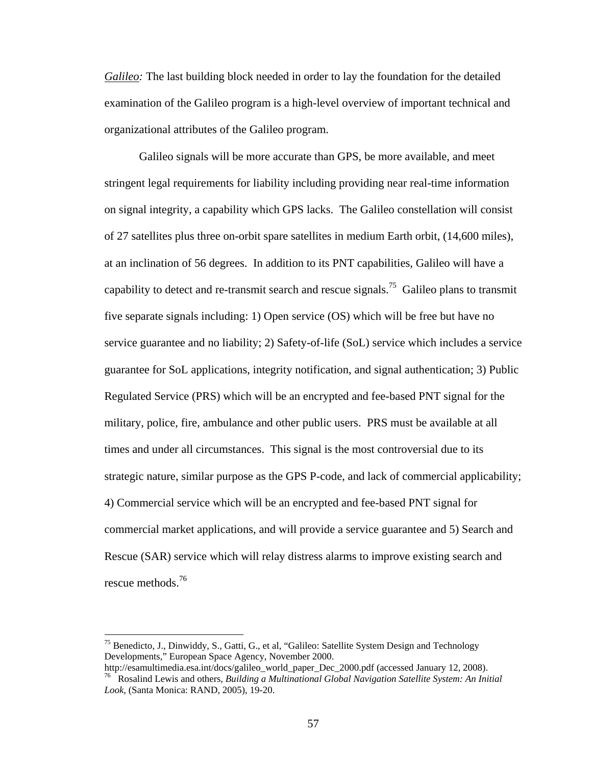*Galileo:* The last building block needed in order to lay the foundation for the detailed examination of the Galileo program is a high-level overview of important technical and organizational attributes of the Galileo program.

Galileo signals will be more accurate than GPS, be more available, and meet stringent legal requirements for liability including providing near real-time information on signal integrity, a capability which GPS lacks. The Galileo constellation will consist of 27 satellites plus three on-orbit spare satellites in medium Earth orbit, (14,600 miles), at an inclination of 56 degrees. In addition to its PNT capabilities, Galileo will have a capability to detect and re-transmit search and rescue signals.[75] Galileo plans to transmit five separate signals including: 1) Open service (OS) which will be free but have no service guarantee and no liability; 2) Safety-of-life (SoL) service which includes a service guarantee for SoL applications, integrity notification, and signal authentication; 3) Public Regulated Service (PRS) which will be an encrypted and fee-based PNT signal for the military, police, fire, ambulance and other public users. PRS must be available at all times and under all circumstances. This signal is the most controversial due to its strategic nature, similar purpose as the GPS P-code, and lack of commercial applicability; 4) Commercial service which will be an encrypted and fee-based PNT signal for commercial market applications, and will provide a service guarantee and 5) Search and Rescue (SAR) service which will relay distress alarms to improve existing search and rescue methods.[76]

---

[75] Benedicto, J., Dinwiddy, S., Gatti, G., et al, "Galileo: Satellite System Design and Technology Developments," European Space Agency, November 2000. http://esamultimedia.esa.int/docs/galileo_world_paper_Dec_2000.pdf (accessed January 12, 2008).

[76] Rosalind Lewis and others, *Building a Multinational Global Navigation Satellite System: An Initial Look*, (Santa Monica: RAND, 2005), 19-20.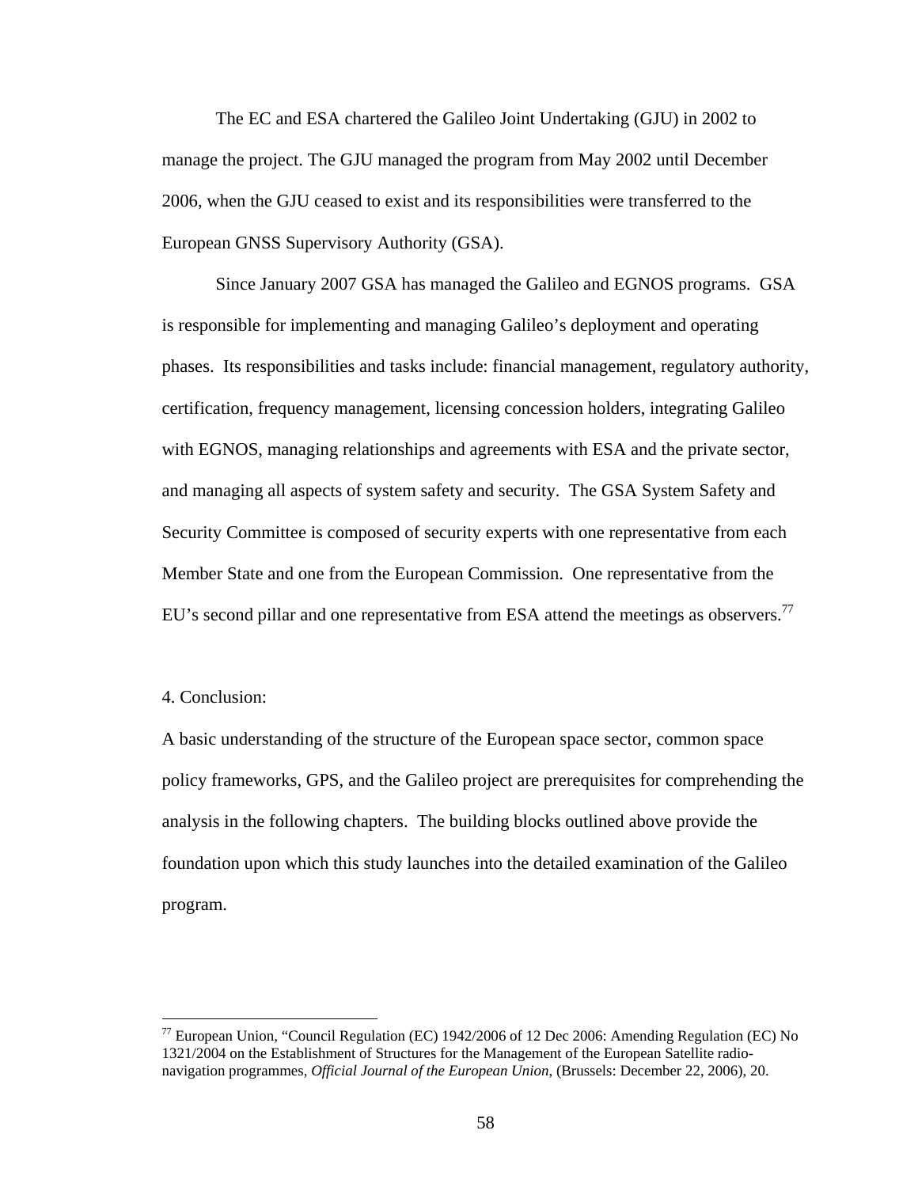The EC and ESA chartered the Galileo Joint Undertaking (GJU) in 2002 to manage the project. The GJU managed the program from May 2002 until December 2006, when the GJU ceased to exist and its responsibilities were transferred to the European GNSS Supervisory Authority (GSA).

Since January 2007 GSA has managed the Galileo and EGNOS programs. GSA is responsible for implementing and managing Galileo's deployment and operating phases. Its responsibilities and tasks include: financial management, regulatory authority, certification, frequency management, licensing concession holders, integrating Galileo with EGNOS, managing relationships and agreements with ESA and the private sector, and managing all aspects of system safety and security. The GSA System Safety and Security Committee is composed of security experts with one representative from each Member State and one from the European Commission. One representative from the EU's second pillar and one representative from ESA attend the meetings as observers.[77]

## 4. Conclusion:

A basic understanding of the structure of the European space sector, common space policy frameworks, GPS, and the Galileo project are prerequisites for comprehending the analysis in the following chapters. The building blocks outlined above provide the foundation upon which this study launches into the detailed examination of the Galileo program.

---

[77] European Union, "Council Regulation (EC) 1942/2006 of 12 Dec 2006: Amending Regulation (EC) No 1321/2004 on the Establishment of Structures for the Management of the European Satellite radio-navigation programmes, *Official Journal of the European Union*, (Brussels: December 22, 2006), 20.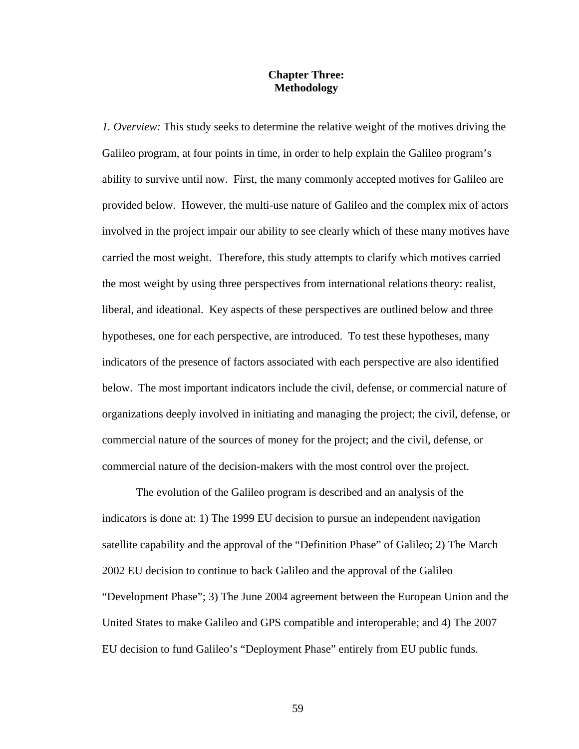# Chapter Three: Methodology

*1. Overview:* This study seeks to determine the relative weight of the motives driving the Galileo program, at four points in time, in order to help explain the Galileo program's ability to survive until now. First, the many commonly accepted motives for Galileo are provided below. However, the multi-use nature of Galileo and the complex mix of actors involved in the project impair our ability to see clearly which of these many motives have carried the most weight. Therefore, this study attempts to clarify which motives carried the most weight by using three perspectives from international relations theory: realist, liberal, and ideational. Key aspects of these perspectives are outlined below and three hypotheses, one for each perspective, are introduced. To test these hypotheses, many indicators of the presence of factors associated with each perspective are also identified below. The most important indicators include the civil, defense, or commercial nature of organizations deeply involved in initiating and managing the project; the civil, defense, or commercial nature of the sources of money for the project; and the civil, defense, or commercial nature of the decision-makers with the most control over the project.

The evolution of the Galileo program is described and an analysis of the indicators is done at: 1) The 1999 EU decision to pursue an independent navigation satellite capability and the approval of the "Definition Phase" of Galileo; 2) The March 2002 EU decision to continue to back Galileo and the approval of the Galileo "Development Phase"; 3) The June 2004 agreement between the European Union and the United States to make Galileo and GPS compatible and interoperable; and 4) The 2007 EU decision to fund Galileo's "Deployment Phase" entirely from EU public funds.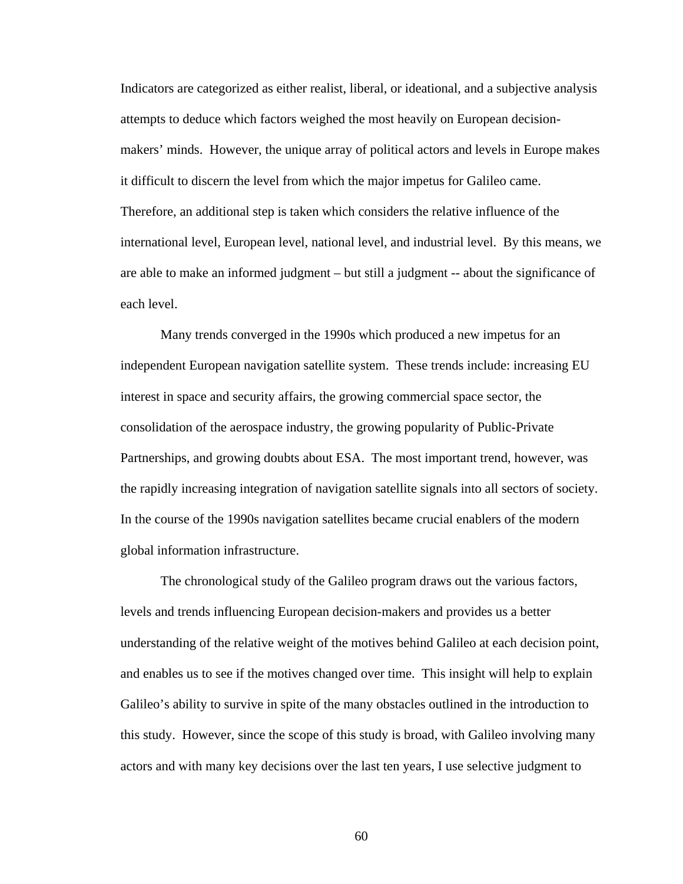Indicators are categorized as either realist, liberal, or ideational, and a subjective analysis attempts to deduce which factors weighed the most heavily on European decision-makers' minds. However, the unique array of political actors and levels in Europe makes it difficult to discern the level from which the major impetus for Galileo came. Therefore, an additional step is taken which considers the relative influence of the international level, European level, national level, and industrial level. By this means, we are able to make an informed judgment – but still a judgment -- about the significance of each level.

Many trends converged in the 1990s which produced a new impetus for an independent European navigation satellite system. These trends include: increasing EU interest in space and security affairs, the growing commercial space sector, the consolidation of the aerospace industry, the growing popularity of Public-Private Partnerships, and growing doubts about ESA. The most important trend, however, was the rapidly increasing integration of navigation satellite signals into all sectors of society. In the course of the 1990s navigation satellites became crucial enablers of the modern global information infrastructure.

The chronological study of the Galileo program draws out the various factors, levels and trends influencing European decision-makers and provides us a better understanding of the relative weight of the motives behind Galileo at each decision point, and enables us to see if the motives changed over time. This insight will help to explain Galileo's ability to survive in spite of the many obstacles outlined in the introduction to this study. However, since the scope of this study is broad, with Galileo involving many actors and with many key decisions over the last ten years, I use selective judgment to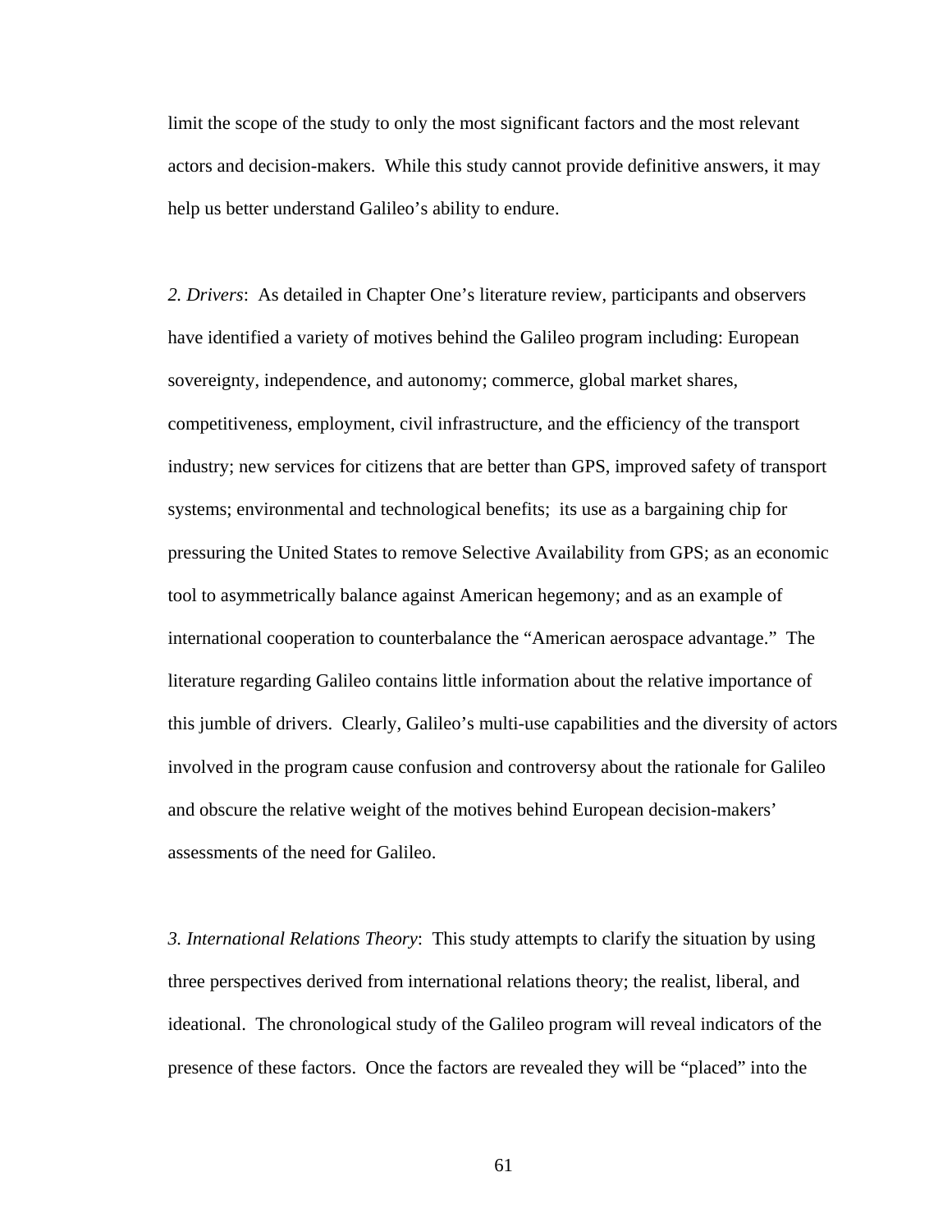limit the scope of the study to only the most significant factors and the most relevant actors and decision-makers. While this study cannot provide definitive answers, it may help us better understand Galileo's ability to endure.

*2. Drivers*: As detailed in Chapter One's literature review, participants and observers have identified a variety of motives behind the Galileo program including: European sovereignty, independence, and autonomy; commerce, global market shares, competitiveness, employment, civil infrastructure, and the efficiency of the transport industry; new services for citizens that are better than GPS, improved safety of transport systems; environmental and technological benefits; its use as a bargaining chip for pressuring the United States to remove Selective Availability from GPS; as an economic tool to asymmetrically balance against American hegemony; and as an example of international cooperation to counterbalance the "American aerospace advantage." The literature regarding Galileo contains little information about the relative importance of this jumble of drivers. Clearly, Galileo's multi-use capabilities and the diversity of actors involved in the program cause confusion and controversy about the rationale for Galileo and obscure the relative weight of the motives behind European decision-makers' assessments of the need for Galileo.

*3. International Relations Theory*: This study attempts to clarify the situation by using three perspectives derived from international relations theory; the realist, liberal, and ideational. The chronological study of the Galileo program will reveal indicators of the presence of these factors. Once the factors are revealed they will be "placed" into the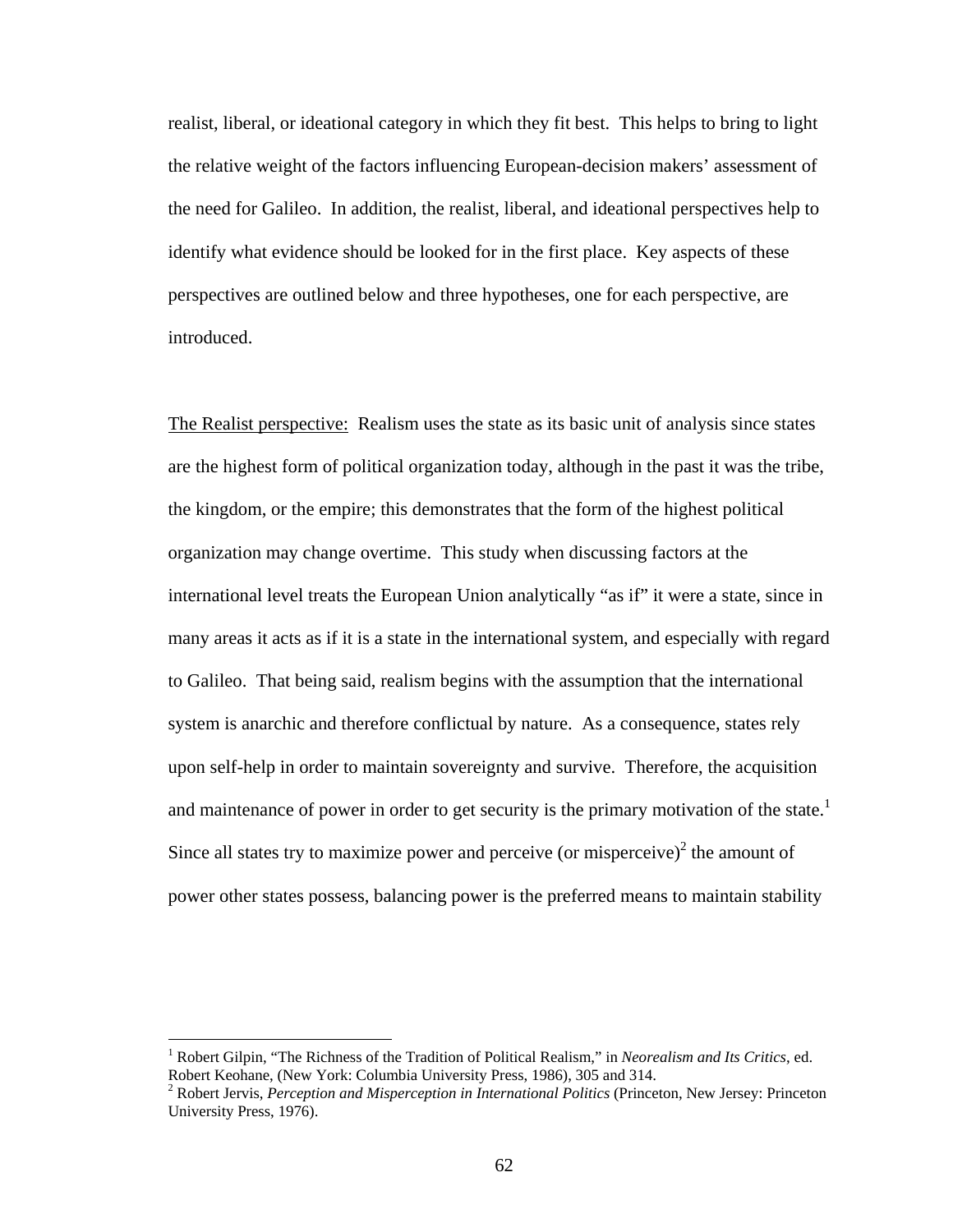realist, liberal, or ideational category in which they fit best. This helps to bring to light the relative weight of the factors influencing European-decision makers' assessment of the need for Galileo. In addition, the realist, liberal, and ideational perspectives help to identify what evidence should be looked for in the first place. Key aspects of these perspectives are outlined below and three hypotheses, one for each perspective, are introduced.

<u>The Realist perspective:</u> Realism uses the state as its basic unit of analysis since states are the highest form of political organization today, although in the past it was the tribe, the kingdom, or the empire; this demonstrates that the form of the highest political organization may change overtime. This study when discussing factors at the international level treats the European Union analytically "as if" it were a state, since in many areas it acts as if it is a state in the international system, and especially with regard to Galileo. That being said, realism begins with the assumption that the international system is anarchic and therefore conflictual by nature. As a consequence, states rely upon self-help in order to maintain sovereignty and survive. Therefore, the acquisition and maintenance of power in order to get security is the primary motivation of the state.[1] Since all states try to maximize power and perceive (or misperceive)[2] the amount of power other states possess, balancing power is the preferred means to maintain stability

---

[1] Robert Gilpin, "The Richness of the Tradition of Political Realism," in *Neorealism and Its Critics*, ed. Robert Keohane, (New York: Columbia University Press, 1986), 305 and 314.

[2] Robert Jervis, *Perception and Misperception in International Politics* (Princeton, New Jersey: Princeton University Press, 1976).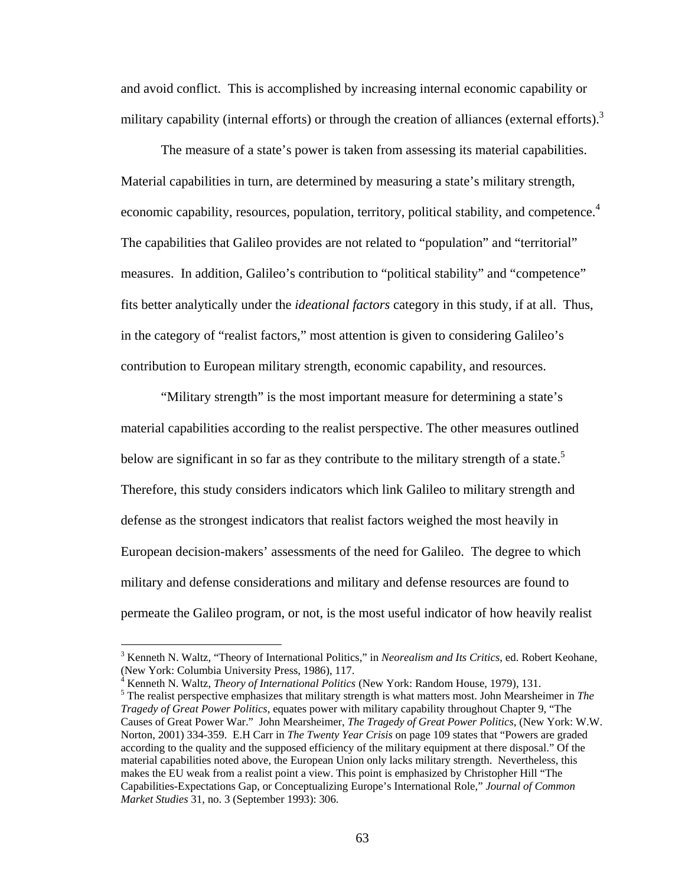and avoid conflict. This is accomplished by increasing internal economic capability or military capability (internal efforts) or through the creation of alliances (external efforts).[3]

The measure of a state's power is taken from assessing its material capabilities. Material capabilities in turn, are determined by measuring a state's military strength, economic capability, resources, population, territory, political stability, and competence.[4] The capabilities that Galileo provides are not related to "population" and "territorial" measures. In addition, Galileo's contribution to "political stability" and "competence" fits better analytically under the *ideational factors* category in this study, if at all. Thus, in the category of "realist factors," most attention is given to considering Galileo's contribution to European military strength, economic capability, and resources.

"Military strength" is the most important measure for determining a state's material capabilities according to the realist perspective. The other measures outlined below are significant in so far as they contribute to the military strength of a state.[5] Therefore, this study considers indicators which link Galileo to military strength and defense as the strongest indicators that realist factors weighed the most heavily in European decision-makers' assessments of the need for Galileo. The degree to which military and defense considerations and military and defense resources are found to permeate the Galileo program, or not, is the most useful indicator of how heavily realist

---

[3] Kenneth N. Waltz, "Theory of International Politics," in *Neorealism and Its Critics*, ed. Robert Keohane, (New York: Columbia University Press, 1986), 117.

[4] Kenneth N. Waltz, *Theory of International Politics* (New York: Random House, 1979), 131.

[5] The realist perspective emphasizes that military strength is what matters most. John Mearsheimer in *The Tragedy of Great Power Politics*, equates power with military capability throughout Chapter 9, "The Causes of Great Power War." John Mearsheimer, *The Tragedy of Great Power Politics*, (New York: W.W. Norton, 2001) 334-359. E.H Carr in *The Twenty Year Crisis* on page 109 states that "Powers are graded according to the quality and the supposed efficiency of the military equipment at there disposal." Of the material capabilities noted above, the European Union only lacks military strength. Nevertheless, this makes the EU weak from a realist point a view. This point is emphasized by Christopher Hill "The Capabilities-Expectations Gap, or Conceptualizing Europe's International Role," *Journal of Common Market Studies* 31, no. 3 (September 1993): 306.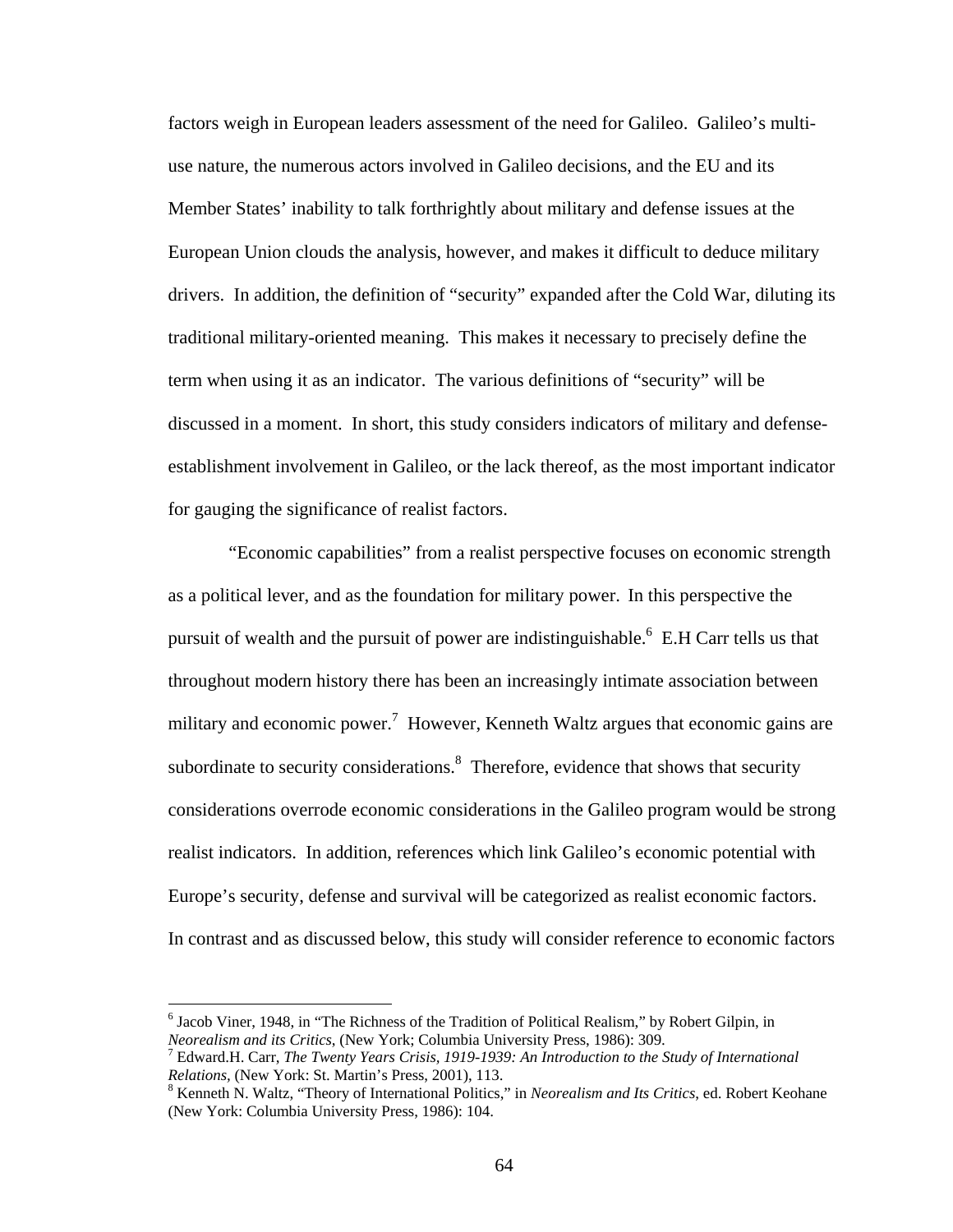factors weigh in European leaders assessment of the need for Galileo. Galileo's multi-use nature, the numerous actors involved in Galileo decisions, and the EU and its Member States' inability to talk forthrightly about military and defense issues at the European Union clouds the analysis, however, and makes it difficult to deduce military drivers. In addition, the definition of "security" expanded after the Cold War, diluting its traditional military-oriented meaning. This makes it necessary to precisely define the term when using it as an indicator. The various definitions of "security" will be discussed in a moment. In short, this study considers indicators of military and defense-establishment involvement in Galileo, or the lack thereof, as the most important indicator for gauging the significance of realist factors.

"Economic capabilities" from a realist perspective focuses on economic strength as a political lever, and as the foundation for military power. In this perspective the pursuit of wealth and the pursuit of power are indistinguishable.[6] E.H Carr tells us that throughout modern history there has been an increasingly intimate association between military and economic power.[7] However, Kenneth Waltz argues that economic gains are subordinate to security considerations.[8] Therefore, evidence that shows that security considerations override economic considerations in the Galileo program would be strong realist indicators. In addition, references which link Galileo's economic potential with Europe's security, defense and survival will be categorized as realist economic factors. In contrast and as discussed below, this study will consider reference to economic factors

---

[6] Jacob Viner, 1948, in "The Richness of the Tradition of Political Realism," by Robert Gilpin, in *Neorealism and its Critics*, (New York; Columbia University Press, 1986): 309.

[7] Edward.H. Carr, *The Twenty Years Crisis, 1919-1939: An Introduction to the Study of International Relations*, (New York: St. Martin's Press, 2001), 113.

[8] Kenneth N. Waltz, "Theory of International Politics," in *Neorealism and Its Critics*, ed. Robert Keohane (New York: Columbia University Press, 1986): 104.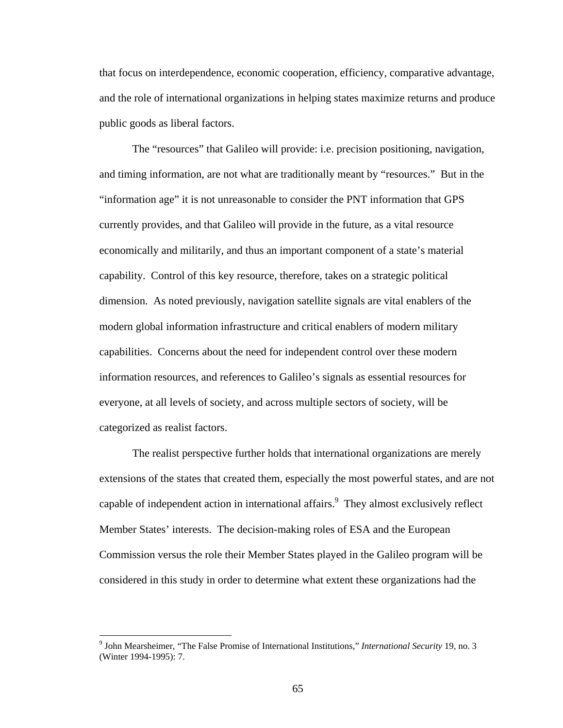that focus on interdependence, economic cooperation, efficiency, comparative advantage, and the role of international organizations in helping states maximize returns and produce public goods as liberal factors.

The "resources" that Galileo will provide: i.e. precision positioning, navigation, and timing information, are not what are traditionally meant by "resources." But in the "information age" it is not unreasonable to consider the PNT information that GPS currently provides, and that Galileo will provide in the future, as a vital resource economically and militarily, and thus an important component of a state's material capability. Control of this key resource, therefore, takes on a strategic political dimension. As noted previously, navigation satellite signals are vital enablers of the modern global information infrastructure and critical enablers of modern military capabilities. Concerns about the need for independent control over these modern information resources, and references to Galileo's signals as essential resources for everyone, at all levels of society, and across multiple sectors of society, will be categorized as realist factors.

The realist perspective further holds that international organizations are merely extensions of the states that created them, especially the most powerful states, and are not capable of independent action in international affairs.[9] They almost exclusively reflect Member States' interests. The decision-making roles of ESA and the European Commission versus the role their Member States played in the Galileo program will be considered in this study in order to determine what extent these organizations had the

---

[9] John Mearsheimer, "The False Promise of International Institutions," *International Security* 19, no. 3 (Winter 1994-1995): 7.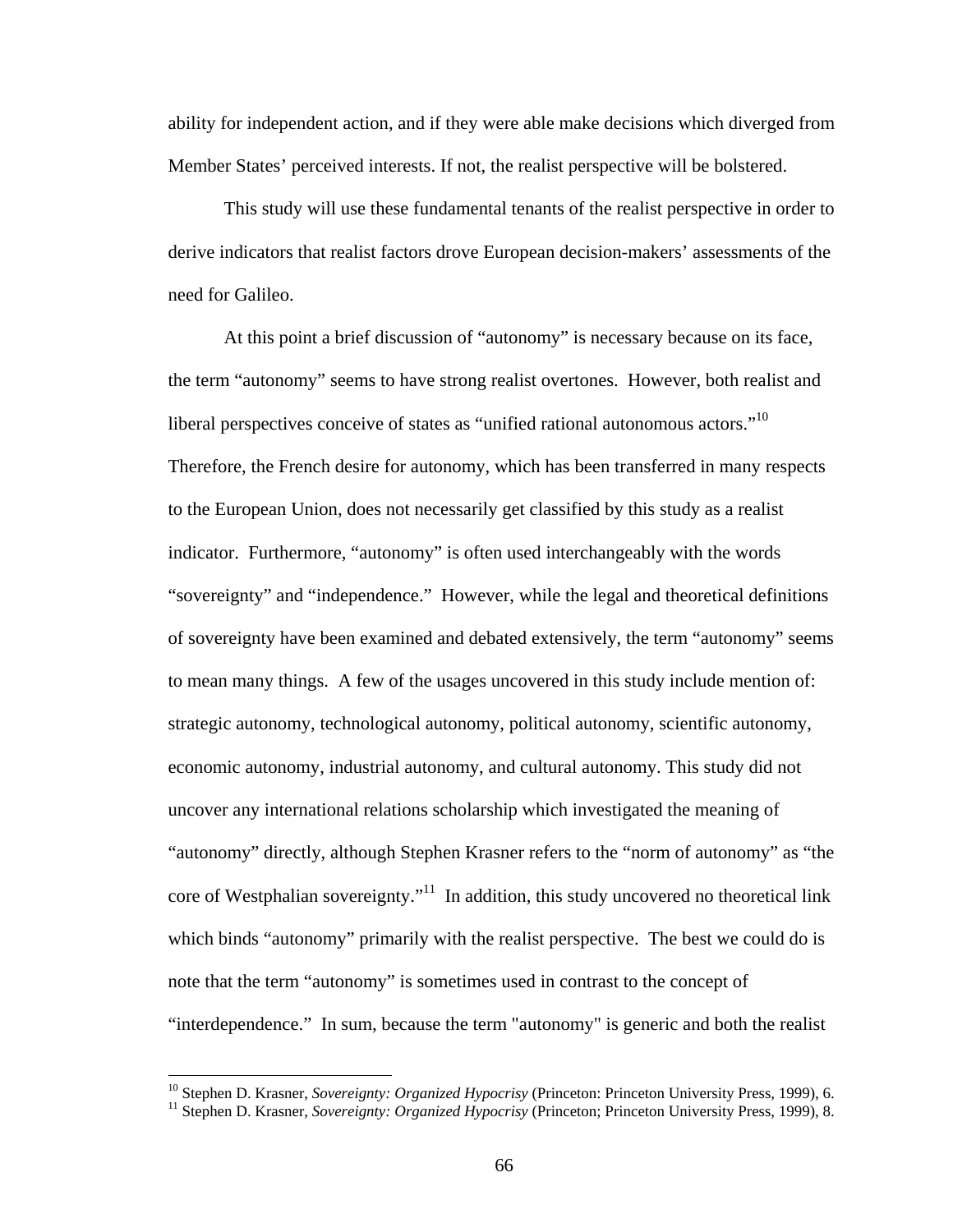ability for independent action, and if they were able make decisions which diverged from Member States' perceived interests. If not, the realist perspective will be bolstered.

This study will use these fundamental tenants of the realist perspective in order to derive indicators that realist factors drove European decision-makers' assessments of the need for Galileo.

At this point a brief discussion of "autonomy" is necessary because on its face, the term "autonomy" seems to have strong realist overtones. However, both realist and liberal perspectives conceive of states as "unified rational autonomous actors."[10] Therefore, the French desire for autonomy, which has been transferred in many respects to the European Union, does not necessarily get classified by this study as a realist indicator. Furthermore, "autonomy" is often used interchangeably with the words "sovereignty" and "independence." However, while the legal and theoretical definitions of sovereignty have been examined and debated extensively, the term "autonomy" seems to mean many things. A few of the usages uncovered in this study include mention of: strategic autonomy, technological autonomy, political autonomy, scientific autonomy, economic autonomy, industrial autonomy, and cultural autonomy. This study did not uncover any international relations scholarship which investigated the meaning of "autonomy" directly, although Stephen Krasner refers to the "norm of autonomy" as "the core of Westphalian sovereignty."[11] In addition, this study uncovered no theoretical link which binds "autonomy" primarily with the realist perspective. The best we could do is note that the term "autonomy" is sometimes used in contrast to the concept of "interdependence." In sum, because the term "autonomy" is generic and both the realist

---

[10] Stephen D. Krasner, *Sovereignty: Organized Hypocrisy* (Princeton: Princeton University Press, 1999), 6.

[11] Stephen D. Krasner, *Sovereignty: Organized Hypocrisy* (Princeton; Princeton University Press, 1999), 8.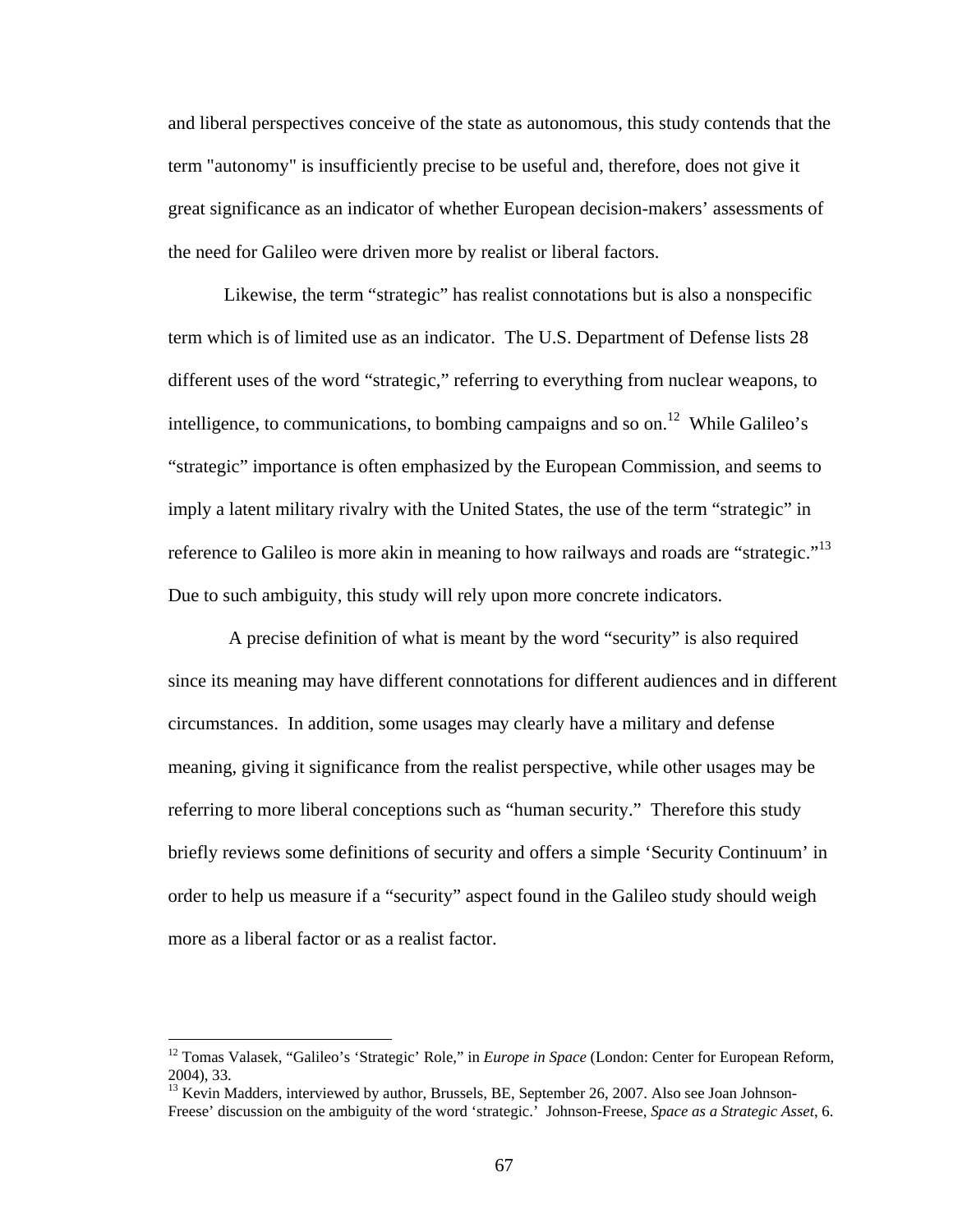and liberal perspectives conceive of the state as autonomous, this study contends that the term "autonomy" is insufficiently precise to be useful and, therefore, does not give it great significance as an indicator of whether European decision-makers' assessments of the need for Galileo were driven more by realist or liberal factors.

Likewise, the term "strategic" has realist connotations but is also a nonspecific term which is of limited use as an indicator. The U.S. Department of Defense lists 28 different uses of the word "strategic," referring to everything from nuclear weapons, to intelligence, to communications, to bombing campaigns and so on.[12] While Galileo's "strategic" importance is often emphasized by the European Commission, and seems to imply a latent military rivalry with the United States, the use of the term "strategic" in reference to Galileo is more akin in meaning to how railways and roads are "strategic."[13] Due to such ambiguity, this study will rely upon more concrete indicators.

A precise definition of what is meant by the word "security" is also required since its meaning may have different connotations for different audiences and in different circumstances. In addition, some usages may clearly have a military and defense meaning, giving it significance from the realist perspective, while other usages may be referring to more liberal conceptions such as "human security." Therefore this study briefly reviews some definitions of security and offers a simple 'Security Continuum' in order to help us measure if a "security" aspect found in the Galileo study should weigh more as a liberal factor or as a realist factor.

---

[12] Tomas Valasek, "Galileo's 'Strategic' Role," in *Europe in Space* (London: Center for European Reform, 2004), 33.

[13] Kevin Madders, interviewed by author, Brussels, BE, September 26, 2007. Also see Joan Johnson-Freese' discussion on the ambiguity of the word 'strategic.' Johnson-Freese, *Space as a Strategic Asset*, 6.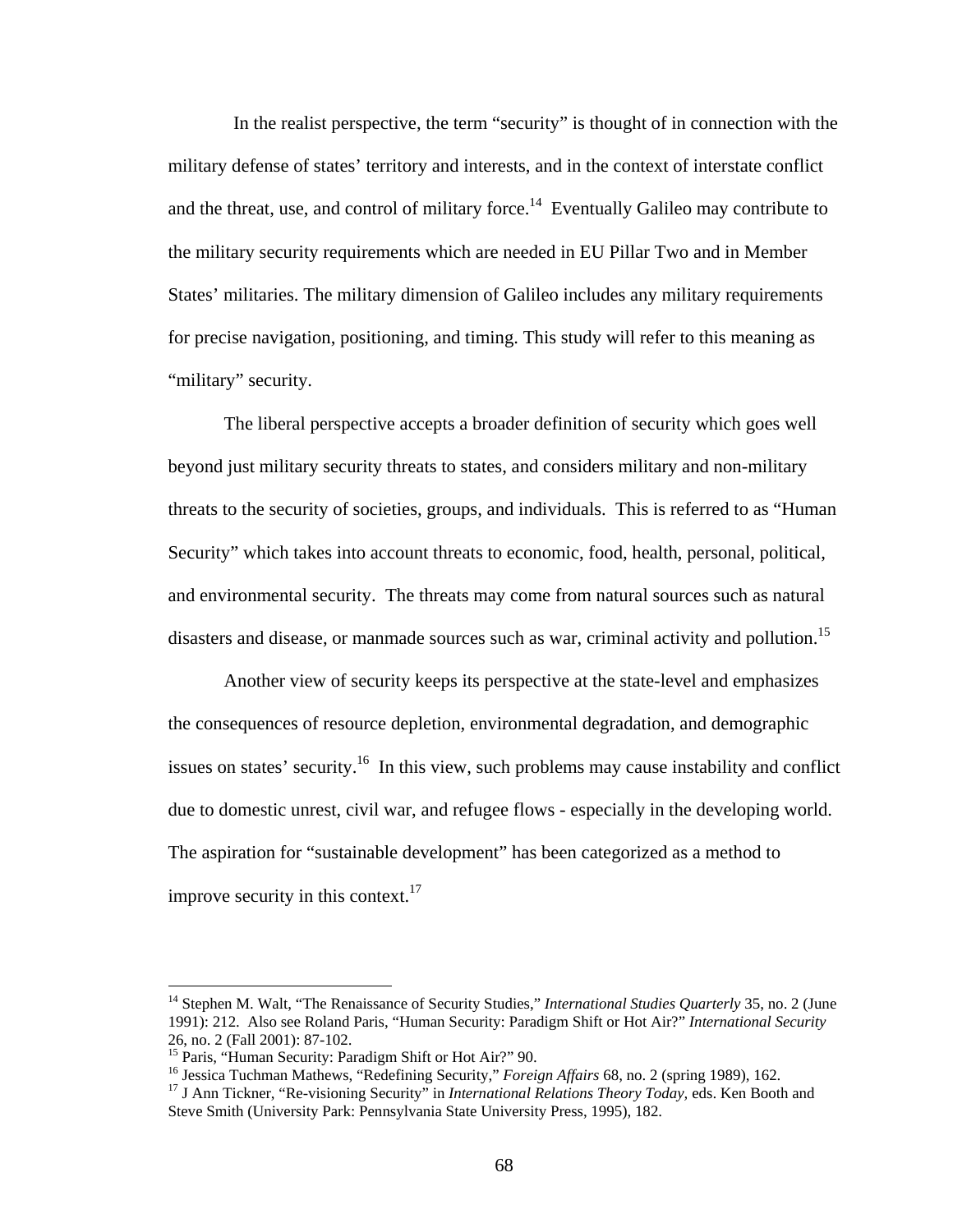In the realist perspective, the term "security" is thought of in connection with the military defense of states' territory and interests, and in the context of interstate conflict and the threat, use, and control of military force.[14] Eventually Galileo may contribute to the military security requirements which are needed in EU Pillar Two and in Member States' militaries. The military dimension of Galileo includes any military requirements for precise navigation, positioning, and timing. This study will refer to this meaning as "military" security.

The liberal perspective accepts a broader definition of security which goes well beyond just military security threats to states, and considers military and non-military threats to the security of societies, groups, and individuals. This is referred to as "Human Security" which takes into account threats to economic, food, health, personal, political, and environmental security. The threats may come from natural sources such as natural disasters and disease, or manmade sources such as war, criminal activity and pollution.[15]

Another view of security keeps its perspective at the state-level and emphasizes the consequences of resource depletion, environmental degradation, and demographic issues on states' security.[16] In this view, such problems may cause instability and conflict due to domestic unrest, civil war, and refugee flows - especially in the developing world. The aspiration for "sustainable development" has been categorized as a method to improve security in this context.[17]

---

[14] Stephen M. Walt, "The Renaissance of Security Studies," *International Studies Quarterly* 35, no. 2 (June 1991): 212. Also see Roland Paris, "Human Security: Paradigm Shift or Hot Air?" *International Security* 26, no. 2 (Fall 2001): 87-102.

[15] Paris, "Human Security: Paradigm Shift or Hot Air?" 90.

[16] Jessica Tuchman Mathews, "Redefining Security," *Foreign Affairs* 68, no. 2 (spring 1989), 162.

[17] J Ann Tickner, "Re-visioning Security" in *International Relations Theory Today,* eds. Ken Booth and Steve Smith (University Park: Pennsylvania State University Press, 1995), 182.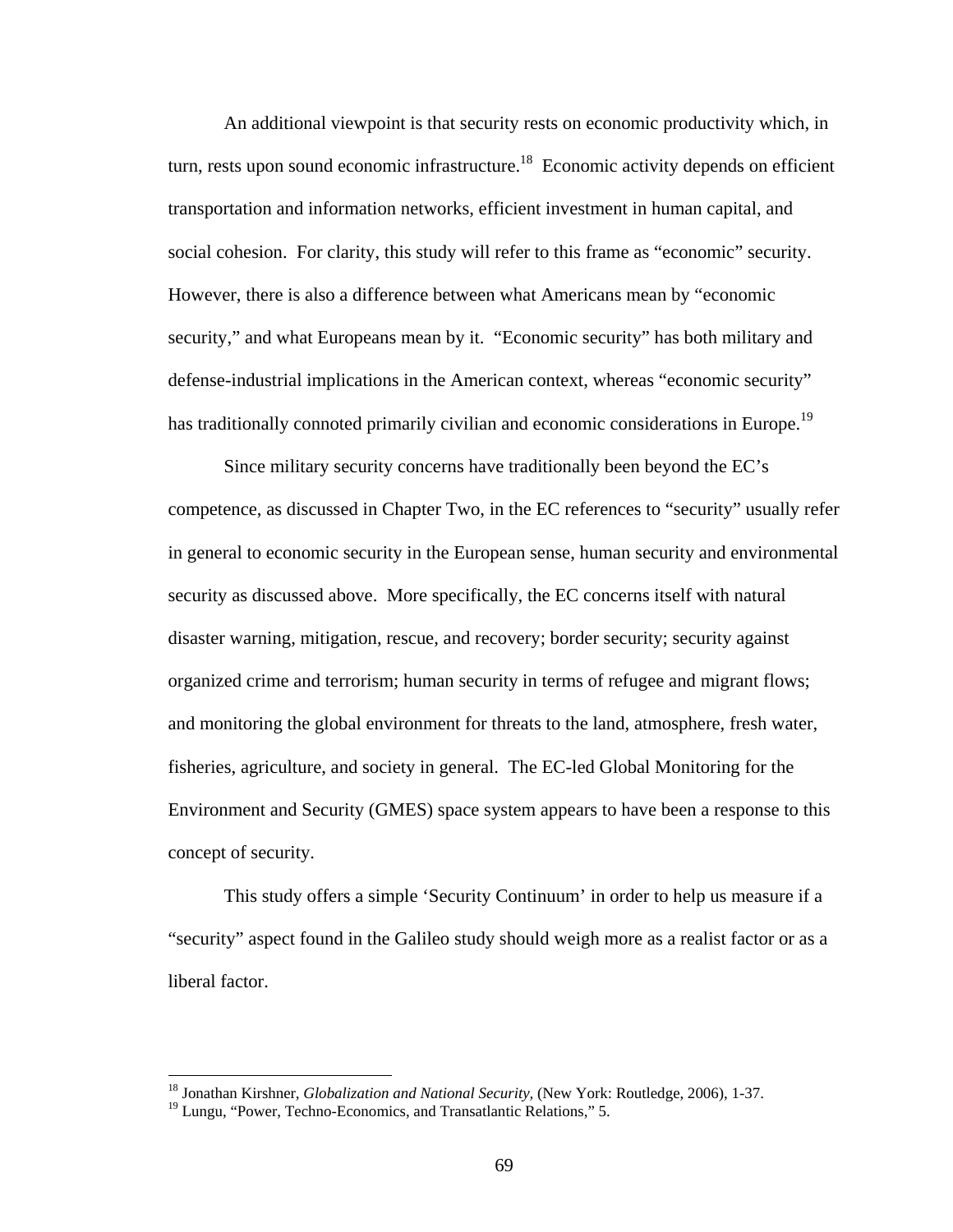An additional viewpoint is that security rests on economic productivity which, in turn, rests upon sound economic infrastructure.[18] Economic activity depends on efficient transportation and information networks, efficient investment in human capital, and social cohesion. For clarity, this study will refer to this frame as "economic" security. However, there is also a difference between what Americans mean by "economic security," and what Europeans mean by it. "Economic security" has both military and defense-industrial implications in the American context, whereas "economic security" has traditionally connoted primarily civilian and economic considerations in Europe.[19]

Since military security concerns have traditionally been beyond the EC's competence, as discussed in Chapter Two, in the EC references to "security" usually refer in general to economic security in the European sense, human security and environmental security as discussed above. More specifically, the EC concerns itself with natural disaster warning, mitigation, rescue, and recovery; border security; security against organized crime and terrorism; human security in terms of refugee and migrant flows; and monitoring the global environment for threats to the land, atmosphere, fresh water, fisheries, agriculture, and society in general. The EC-led Global Monitoring for the Environment and Security (GMES) space system appears to have been a response to this concept of security.

This study offers a simple 'Security Continuum' in order to help us measure if a "security" aspect found in the Galileo study should weigh more as a realist factor or as a liberal factor.

---

[18] Jonathan Kirshner, *Globalization and National Security,* (New York: Routledge, 2006), 1-37.

[19] Lungu, "Power, Techno-Economics, and Transatlantic Relations," 5.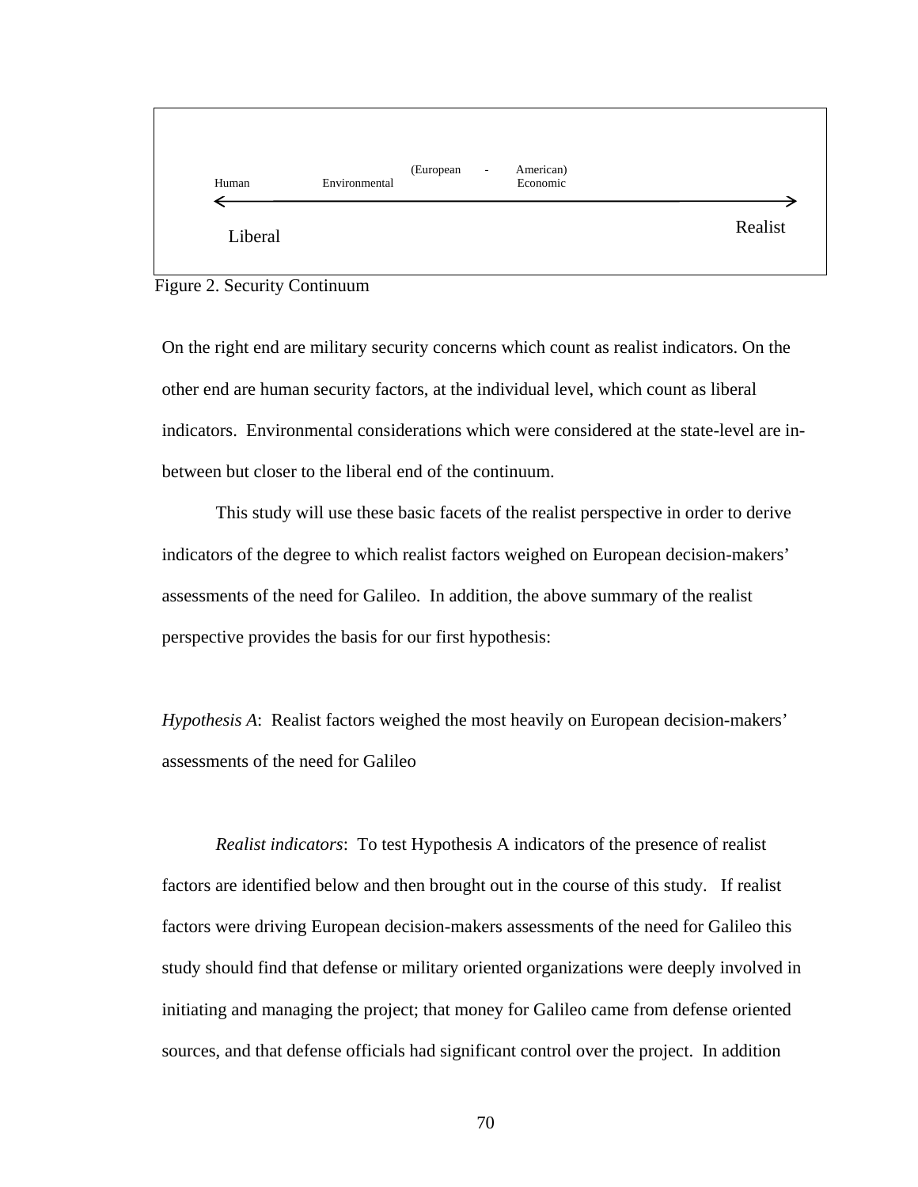Human Environmental (European - American) Economic

Liberal ⟵⟶ Realist

Figure 2. Security Continuum

On the right end are military security concerns which count as realist indicators. On the other end are human security factors, at the individual level, which count as liberal indicators. Environmental considerations which were considered at the state-level are in-between but closer to the liberal end of the continuum.

This study will use these basic facets of the realist perspective in order to derive indicators of the degree to which realist factors weighed on European decision-makers' assessments of the need for Galileo. In addition, the above summary of the realist perspective provides the basis for our first hypothesis:

*Hypothesis A*: Realist factors weighed the most heavily on European decision-makers' assessments of the need for Galileo

*Realist indicators*: To test Hypothesis A indicators of the presence of realist factors are identified below and then brought out in the course of this study. If realist factors were driving European decision-makers assessments of the need for Galileo this study should find that defense or military oriented organizations were deeply involved in initiating and managing the project; that money for Galileo came from defense oriented sources, and that defense officials had significant control over the project. In addition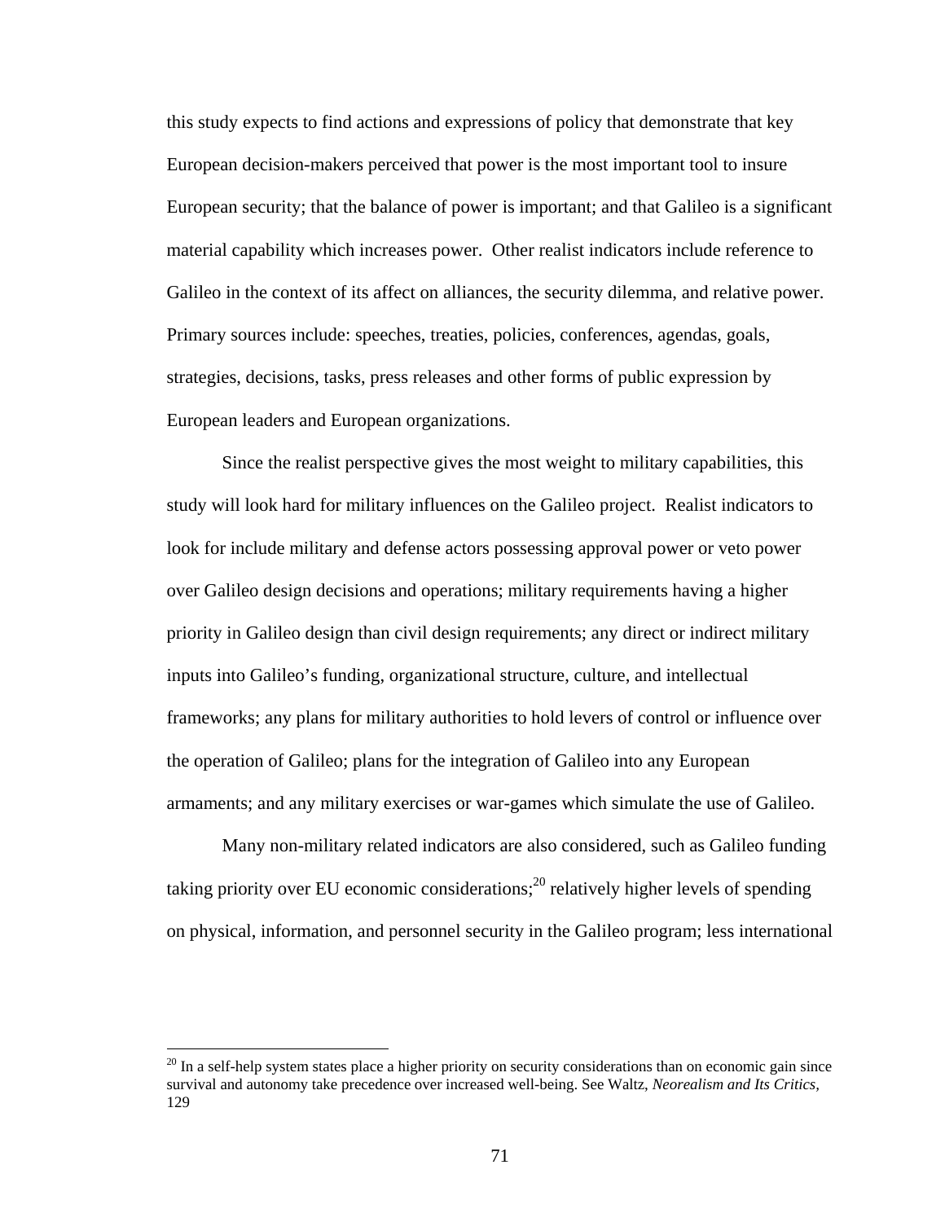this study expects to find actions and expressions of policy that demonstrate that key European decision-makers perceived that power is the most important tool to insure European security; that the balance of power is important; and that Galileo is a significant material capability which increases power. Other realist indicators include reference to Galileo in the context of its affect on alliances, the security dilemma, and relative power. Primary sources include: speeches, treaties, policies, conferences, agendas, goals, strategies, decisions, tasks, press releases and other forms of public expression by European leaders and European organizations.

Since the realist perspective gives the most weight to military capabilities, this study will look hard for military influences on the Galileo project. Realist indicators to look for include military and defense actors possessing approval power or veto power over Galileo design decisions and operations; military requirements having a higher priority in Galileo design than civil design requirements; any direct or indirect military inputs into Galileo's funding, organizational structure, culture, and intellectual frameworks; any plans for military authorities to hold levers of control or influence over the operation of Galileo; plans for the integration of Galileo into any European armaments; and any military exercises or war-games which simulate the use of Galileo.

Many non-military related indicators are also considered, such as Galileo funding taking priority over EU economic considerations;[20] relatively higher levels of spending on physical, information, and personnel security in the Galileo program; less international

[20] In a self-help system states place a higher priority on security considerations than on economic gain since survival and autonomy take precedence over increased well-being. See Waltz, *Neorealism and Its Critics*, 129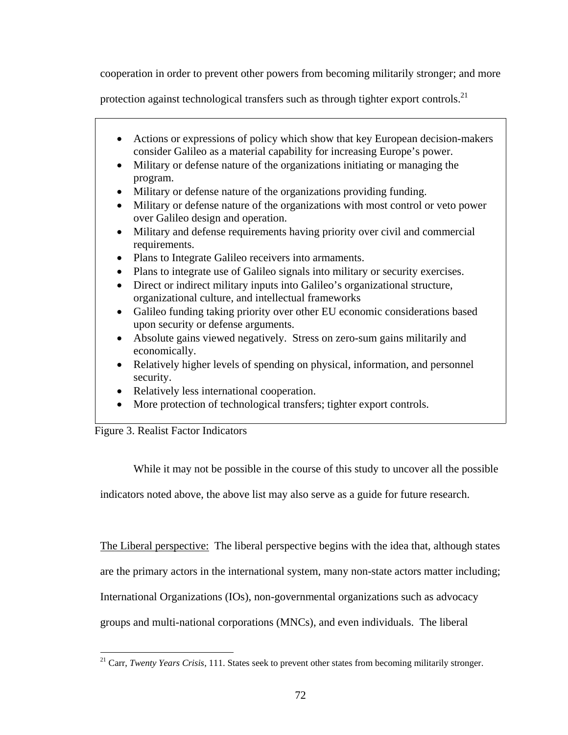cooperation in order to prevent other powers from becoming militarily stronger; and more protection against technological transfers such as through tighter export controls.[21]

- Actions or expressions of policy which show that key European decision-makers consider Galileo as a material capability for increasing Europe's power.
- Military or defense nature of the organizations initiating or managing the program.
- Military or defense nature of the organizations providing funding.
- Military or defense nature of the organizations with most control or veto power over Galileo design and operation.
- Military and defense requirements having priority over civil and commercial requirements.
- Plans to Integrate Galileo receivers into armaments.
- Plans to integrate use of Galileo signals into military or security exercises.
- Direct or indirect military inputs into Galileo's organizational structure, organizational culture, and intellectual frameworks
- Galileo funding taking priority over other EU economic considerations based upon security or defense arguments.
- Absolute gains viewed negatively. Stress on zero-sum gains militarily and economically.
- Relatively higher levels of spending on physical, information, and personnel security.
- Relatively less international cooperation.
- More protection of technological transfers; tighter export controls.

Figure 3. Realist Factor Indicators

While it may not be possible in the course of this study to uncover all the possible indicators noted above, the above list may also serve as a guide for future research.

The Liberal perspective: The liberal perspective begins with the idea that, although states are the primary actors in the international system, many non-state actors matter including; International Organizations (IOs), non-governmental organizations such as advocacy groups and multi-national corporations (MNCs), and even individuals. The liberal

[21] Carr, *Twenty Years Crisis*, 111. States seek to prevent other states from becoming militarily stronger.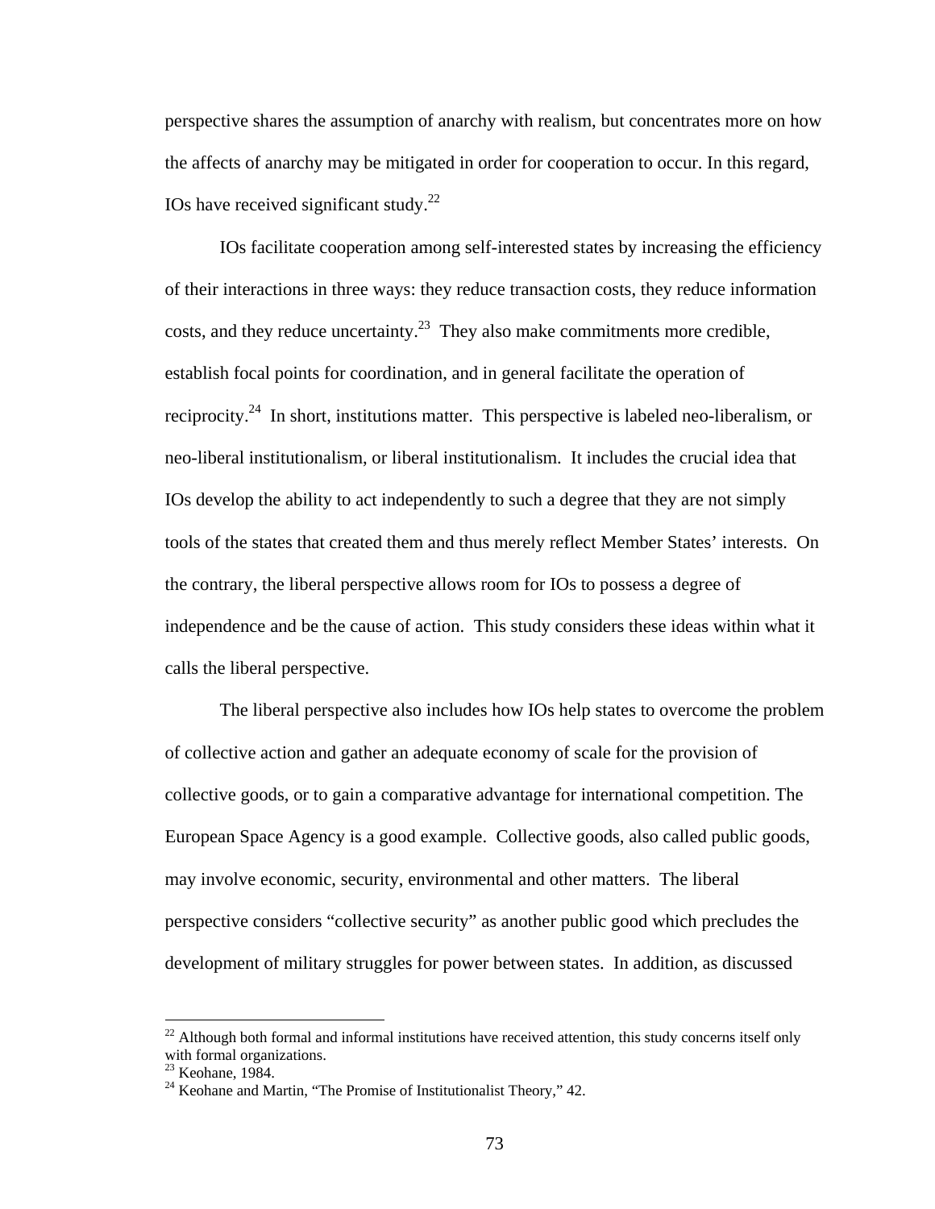perspective shares the assumption of anarchy with realism, but concentrates more on how the affects of anarchy may be mitigated in order for cooperation to occur. In this regard, IOs have received significant study.[22]

IOs facilitate cooperation among self-interested states by increasing the efficiency of their interactions in three ways: they reduce transaction costs, they reduce information costs, and they reduce uncertainty.[23] They also make commitments more credible, establish focal points for coordination, and in general facilitate the operation of reciprocity.[24] In short, institutions matter. This perspective is labeled neo-liberalism, or neo-liberal institutionalism, or liberal institutionalism. It includes the crucial idea that IOs develop the ability to act independently to such a degree that they are not simply tools of the states that created them and thus merely reflect Member States' interests. On the contrary, the liberal perspective allows room for IOs to possess a degree of independence and be the cause of action. This study considers these ideas within what it calls the liberal perspective.

The liberal perspective also includes how IOs help states to overcome the problem of collective action and gather an adequate economy of scale for the provision of collective goods, or to gain a comparative advantage for international competition. The European Space Agency is a good example. Collective goods, also called public goods, may involve economic, security, environmental and other matters. The liberal perspective considers "collective security" as another public good which precludes the development of military struggles for power between states. In addition, as discussed

---

[22] Although both formal and informal institutions have received attention, this study concerns itself only with formal organizations.

[23] Keohane, 1984.

[24] Keohane and Martin, "The Promise of Institutionalist Theory," 42.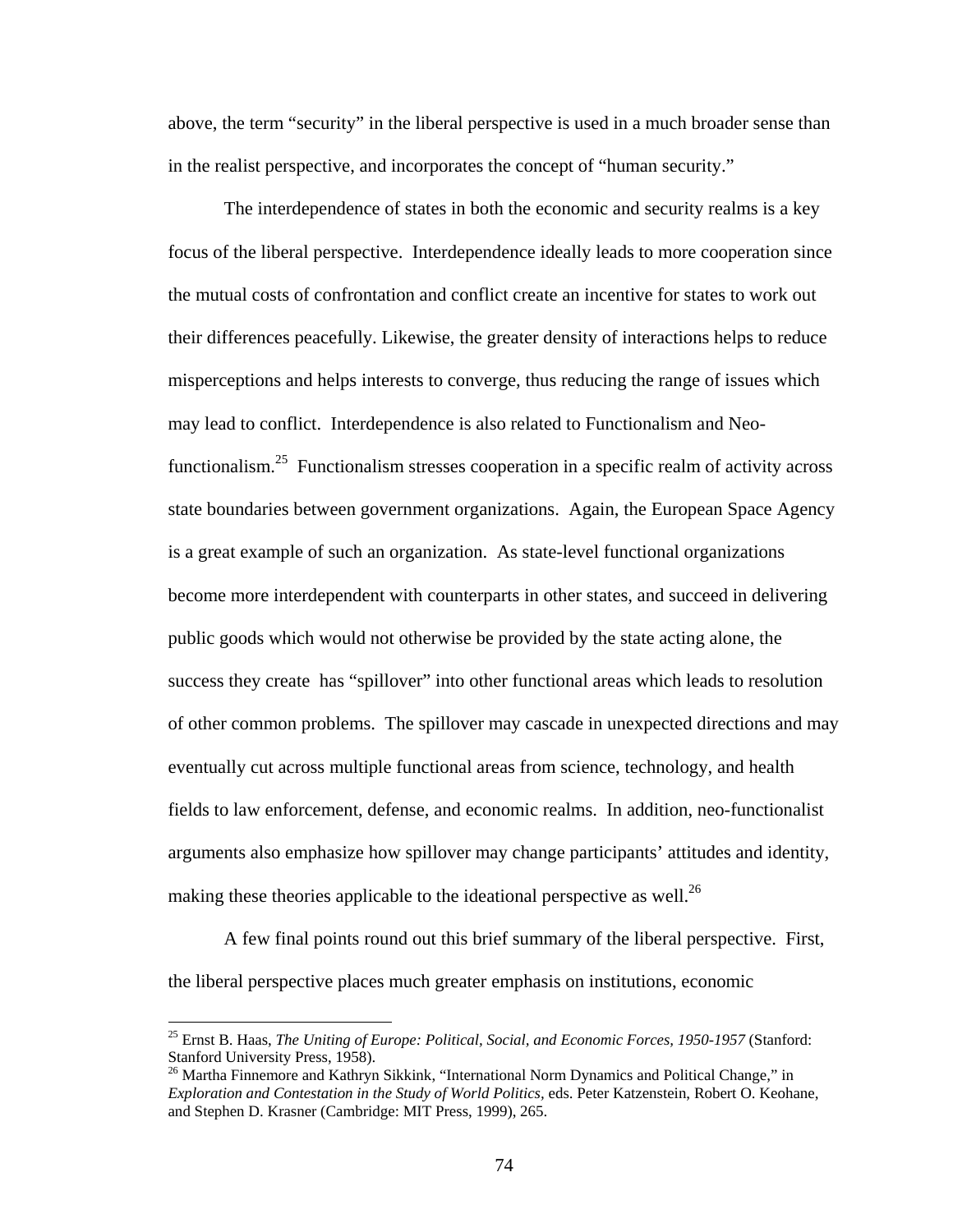above, the term “security” in the liberal perspective is used in a much broader sense than in the realist perspective, and incorporates the concept of “human security.”

The interdependence of states in both the economic and security realms is a key focus of the liberal perspective. Interdependence ideally leads to more cooperation since the mutual costs of confrontation and conflict create an incentive for states to work out their differences peacefully. Likewise, the greater density of interactions helps to reduce misperceptions and helps interests to converge, thus reducing the range of issues which may lead to conflict. Interdependence is also related to Functionalism and Neo-functionalism.[25] Functionalism stresses cooperation in a specific realm of activity across state boundaries between government organizations. Again, the European Space Agency is a great example of such an organization. As state-level functional organizations become more interdependent with counterparts in other states, and succeed in delivering public goods which would not otherwise be provided by the state acting alone, the success they create has “spillover” into other functional areas which leads to resolution of other common problems. The spillover may cascade in unexpected directions and may eventually cut across multiple functional areas from science, technology, and health fields to law enforcement, defense, and economic realms. In addition, neo-functionalist arguments also emphasize how spillover may change participants’ attitudes and identity, making these theories applicable to the ideational perspective as well.[26]

A few final points round out this brief summary of the liberal perspective. First, the liberal perspective places much greater emphasis on institutions, economic

[25] Ernst B. Haas, *The Uniting of Europe: Political, Social, and Economic Forces, 1950-1957* (Stanford: Stanford University Press, 1958).

[26] Martha Finnemore and Kathryn Sikkink, “International Norm Dynamics and Political Change,” in *Exploration and Contestation in the Study of World Politics*, eds. Peter Katzenstein, Robert O. Keohane, and Stephen D. Krasner (Cambridge: MIT Press, 1999), 265.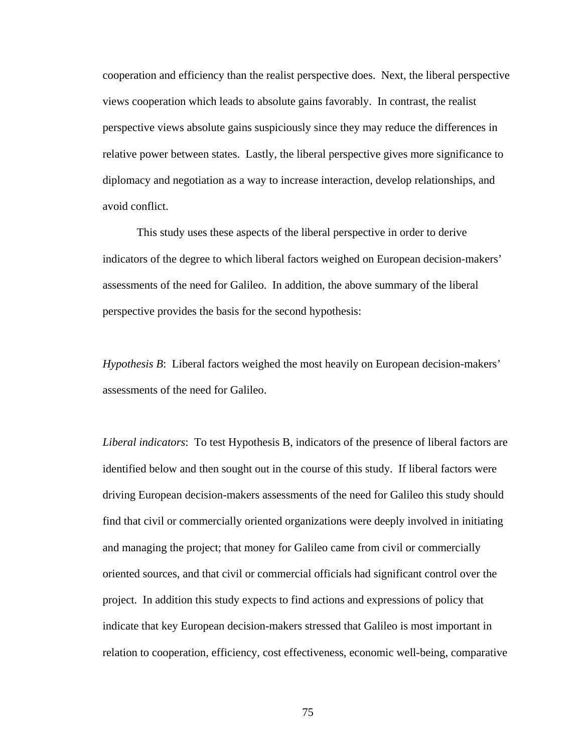cooperation and efficiency than the realist perspective does. Next, the liberal perspective views cooperation which leads to absolute gains favorably. In contrast, the realist perspective views absolute gains suspiciously since they may reduce the differences in relative power between states. Lastly, the liberal perspective gives more significance to diplomacy and negotiation as a way to increase interaction, develop relationships, and avoid conflict.

This study uses these aspects of the liberal perspective in order to derive indicators of the degree to which liberal factors weighed on European decision-makers' assessments of the need for Galileo. In addition, the above summary of the liberal perspective provides the basis for the second hypothesis:

*Hypothesis B*: Liberal factors weighed the most heavily on European decision-makers' assessments of the need for Galileo.

*Liberal indicators*: To test Hypothesis B, indicators of the presence of liberal factors are identified below and then sought out in the course of this study. If liberal factors were driving European decision-makers assessments of the need for Galileo this study should find that civil or commercially oriented organizations were deeply involved in initiating and managing the project; that money for Galileo came from civil or commercially oriented sources, and that civil or commercial officials had significant control over the project. In addition this study expects to find actions and expressions of policy that indicate that key European decision-makers stressed that Galileo is most important in relation to cooperation, efficiency, cost effectiveness, economic well-being, comparative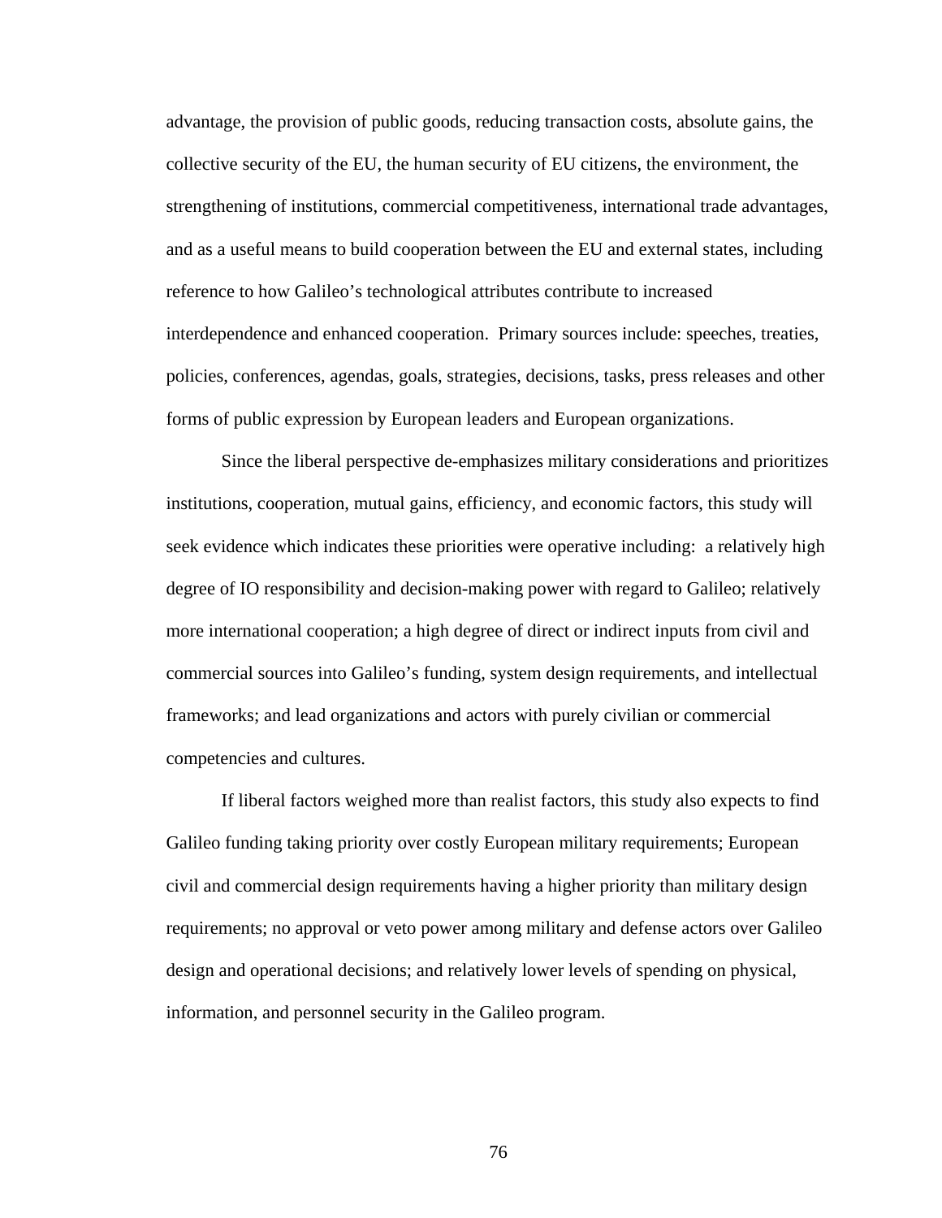advantage, the provision of public goods, reducing transaction costs, absolute gains, the collective security of the EU, the human security of EU citizens, the environment, the strengthening of institutions, commercial competitiveness, international trade advantages, and as a useful means to build cooperation between the EU and external states, including reference to how Galileo's technological attributes contribute to increased interdependence and enhanced cooperation. Primary sources include: speeches, treaties, policies, conferences, agendas, goals, strategies, decisions, tasks, press releases and other forms of public expression by European leaders and European organizations.

Since the liberal perspective de-emphasizes military considerations and prioritizes institutions, cooperation, mutual gains, efficiency, and economic factors, this study will seek evidence which indicates these priorities were operative including: a relatively high degree of IO responsibility and decision-making power with regard to Galileo; relatively more international cooperation; a high degree of direct or indirect inputs from civil and commercial sources into Galileo's funding, system design requirements, and intellectual frameworks; and lead organizations and actors with purely civilian or commercial competencies and cultures.

If liberal factors weighed more than realist factors, this study also expects to find Galileo funding taking priority over costly European military requirements; European civil and commercial design requirements having a higher priority than military design requirements; no approval or veto power among military and defense actors over Galileo design and operational decisions; and relatively lower levels of spending on physical, information, and personnel security in the Galileo program.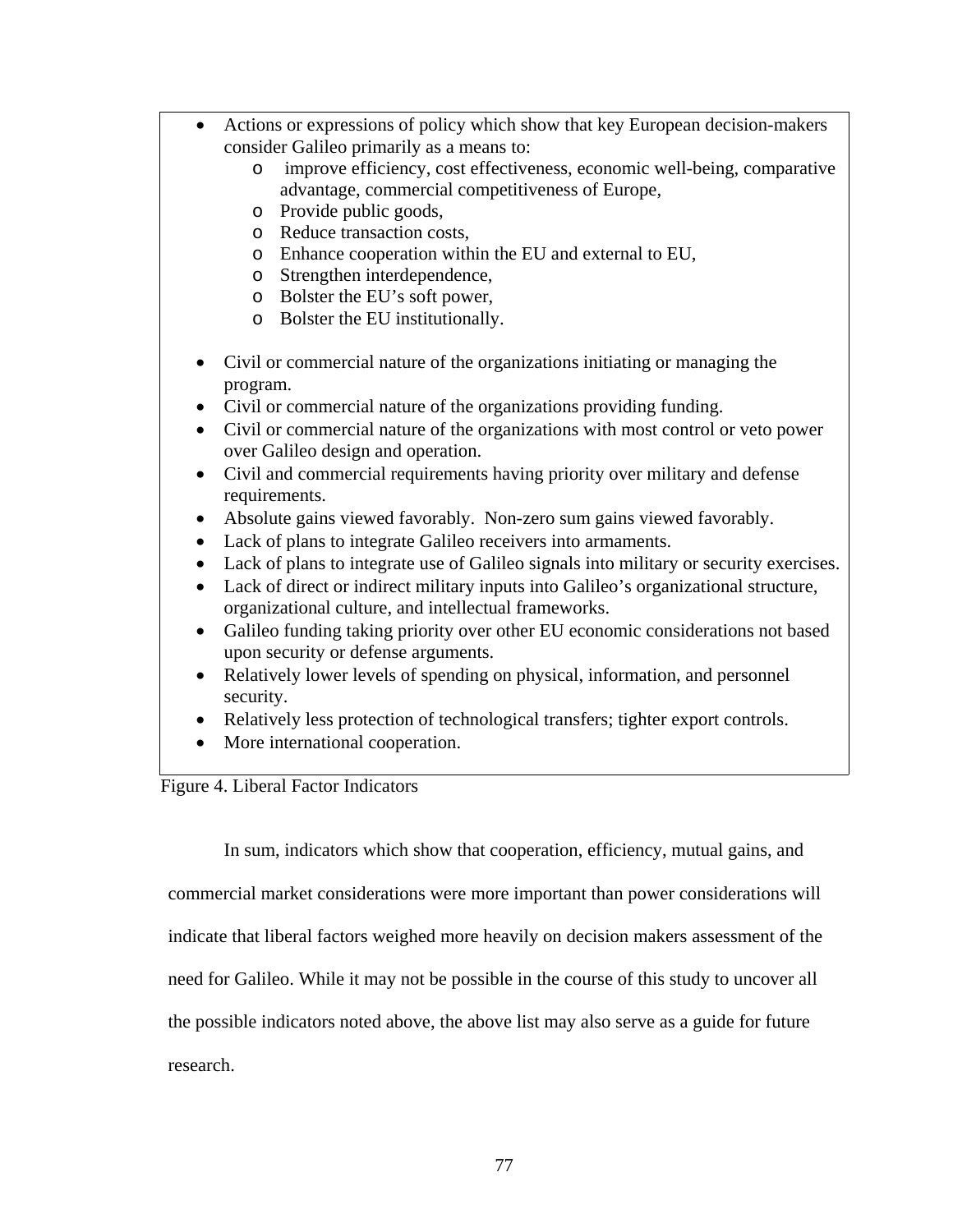- Actions or expressions of policy which show that key European decision-makers consider Galileo primarily as a means to:
    - improve efficiency, cost effectiveness, economic well-being, comparative advantage, commercial competitiveness of Europe,
    - Provide public goods,
    - Reduce transaction costs,
    - Enhance cooperation within the EU and external to EU,
    - Strengthen interdependence,
    - Bolster the EU's soft power,
    - Bolster the EU institutionally.

- Civil or commercial nature of the organizations initiating or managing the program.
- Civil or commercial nature of the organizations providing funding.
- Civil or commercial nature of the organizations with most control or veto power over Galileo design and operation.
- Civil and commercial requirements having priority over military and defense requirements.
- Absolute gains viewed favorably. Non-zero sum gains viewed favorably.
- Lack of plans to integrate Galileo receivers into armaments.
- Lack of plans to integrate use of Galileo signals into military or security exercises.
- Lack of direct or indirect military inputs into Galileo's organizational structure, organizational culture, and intellectual frameworks.
- Galileo funding taking priority over other EU economic considerations not based upon security or defense arguments.
- Relatively lower levels of spending on physical, information, and personnel security.
- Relatively less protection of technological transfers; tighter export controls.
- More international cooperation.

Figure 4. Liberal Factor Indicators

In sum, indicators which show that cooperation, efficiency, mutual gains, and commercial market considerations were more important than power considerations will indicate that liberal factors weighed more heavily on decision makers assessment of the need for Galileo. While it may not be possible in the course of this study to uncover all the possible indicators noted above, the above list may also serve as a guide for future research.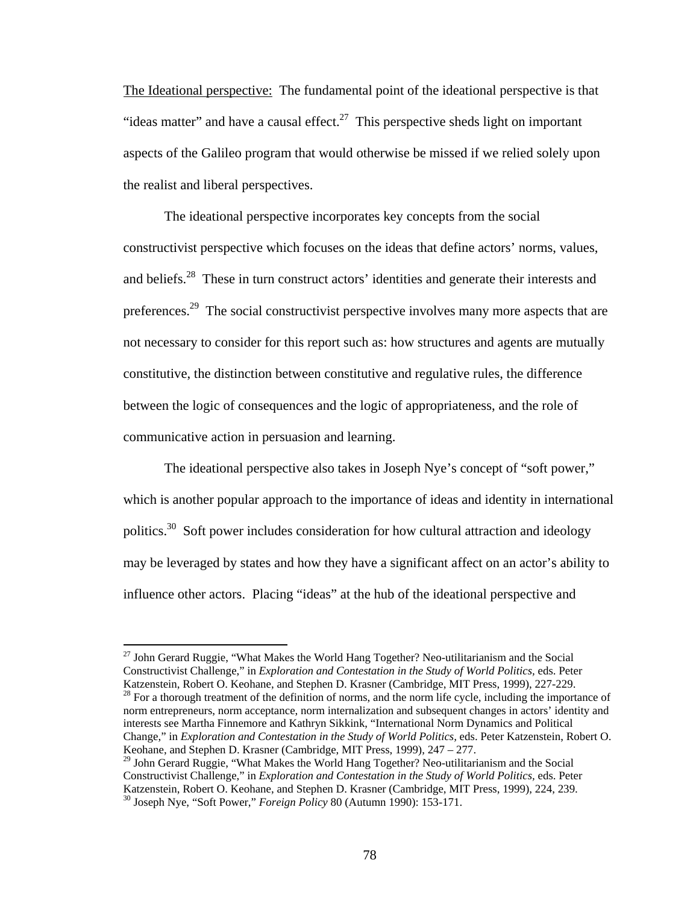The Ideational perspective: The fundamental point of the ideational perspective is that "ideas matter" and have a causal effect.[27] This perspective sheds light on important aspects of the Galileo program that would otherwise be missed if we relied solely upon the realist and liberal perspectives.

The ideational perspective incorporates key concepts from the social constructivist perspective which focuses on the ideas that define actors' norms, values, and beliefs.[28] These in turn construct actors' identities and generate their interests and preferences.[29] The social constructivist perspective involves many more aspects that are not necessary to consider for this report such as: how structures and agents are mutually constitutive, the distinction between constitutive and regulative rules, the difference between the logic of consequences and the logic of appropriateness, and the role of communicative action in persuasion and learning.

The ideational perspective also takes in Joseph Nye's concept of "soft power," which is another popular approach to the importance of ideas and identity in international politics.[30] Soft power includes consideration for how cultural attraction and ideology may be leveraged by states and how they have a significant affect on an actor's ability to influence other actors. Placing "ideas" at the hub of the ideational perspective and

---

[27] John Gerard Ruggie, "What Makes the World Hang Together? Neo-utilitarianism and the Social Constructivist Challenge," in *Exploration and Contestation in the Study of World Politics*, eds. Peter Katzenstein, Robert O. Keohane, and Stephen D. Krasner (Cambridge, MIT Press, 1999), 227-229.

[28] For a thorough treatment of the definition of norms, and the norm life cycle, including the importance of norm entrepreneurs, norm acceptance, norm internalization and subsequent changes in actors' identity and interests see Martha Finnemore and Kathryn Sikkink, "International Norm Dynamics and Political Change," in *Exploration and Contestation in the Study of World Politics*, eds. Peter Katzenstein, Robert O. Keohane, and Stephen D. Krasner (Cambridge, MIT Press, 1999), 247 – 277.

[29] John Gerard Ruggie, "What Makes the World Hang Together? Neo-utilitarianism and the Social Constructivist Challenge," in *Exploration and Contestation in the Study of World Politics*, eds. Peter Katzenstein, Robert O. Keohane, and Stephen D. Krasner (Cambridge, MIT Press, 1999), 224, 239.

[30] Joseph Nye, "Soft Power," *Foreign Policy* 80 (Autumn 1990): 153-171.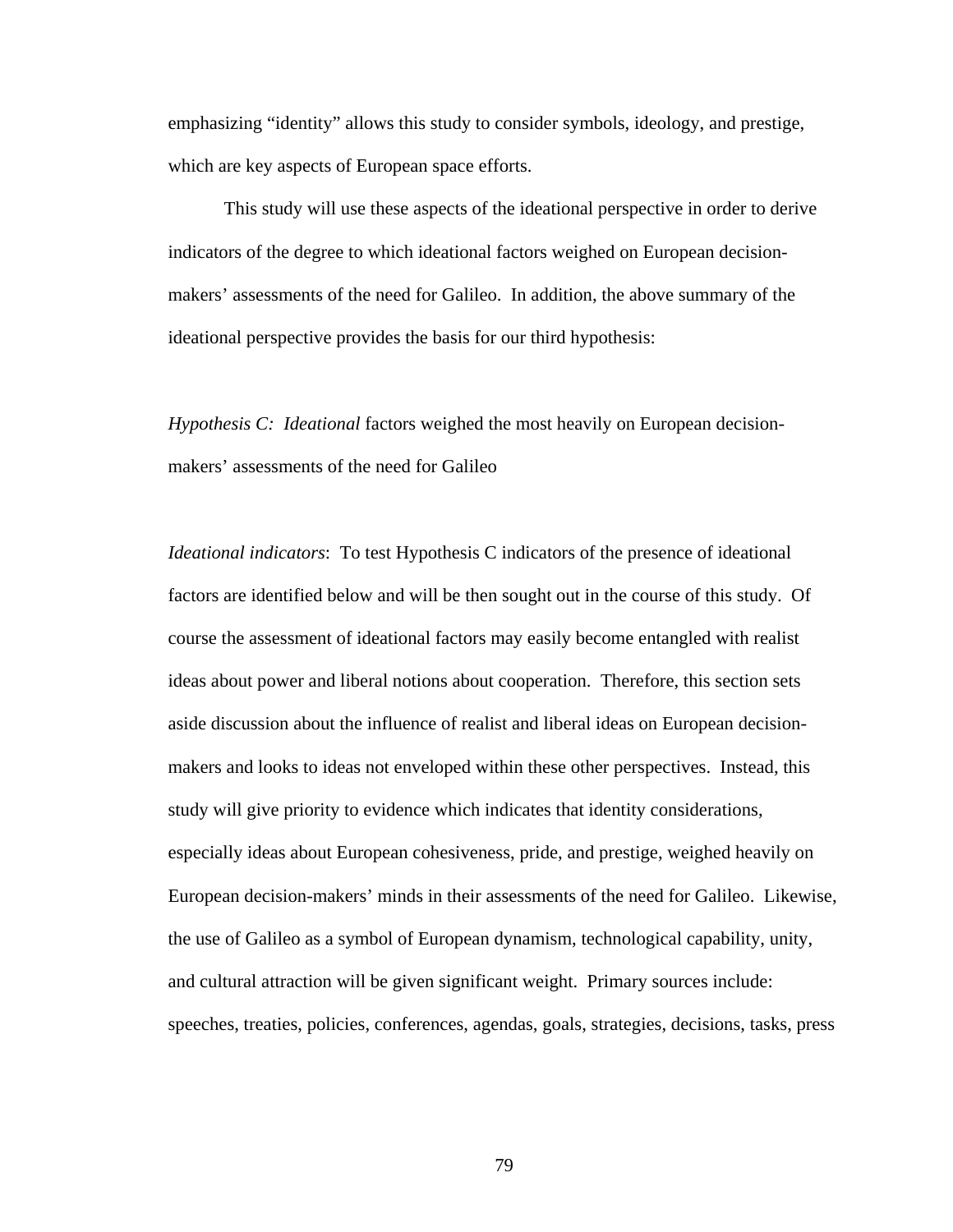emphasizing "identity" allows this study to consider symbols, ideology, and prestige, which are key aspects of European space efforts.

This study will use these aspects of the ideational perspective in order to derive indicators of the degree to which ideational factors weighed on European decision-makers' assessments of the need for Galileo. In addition, the above summary of the ideational perspective provides the basis for our third hypothesis:

*Hypothesis C: Ideational* factors weighed the most heavily on European decision-makers' assessments of the need for Galileo

*Ideational indicators*: To test Hypothesis C indicators of the presence of ideational factors are identified below and will be then sought out in the course of this study. Of course the assessment of ideational factors may easily become entangled with realist ideas about power and liberal notions about cooperation. Therefore, this section sets aside discussion about the influence of realist and liberal ideas on European decision-makers and looks to ideas not enveloped within these other perspectives. Instead, this study will give priority to evidence which indicates that identity considerations, especially ideas about European cohesiveness, pride, and prestige, weighed heavily on European decision-makers' minds in their assessments of the need for Galileo. Likewise, the use of Galileo as a symbol of European dynamism, technological capability, unity, and cultural attraction will be given significant weight. Primary sources include: speeches, treaties, policies, conferences, agendas, goals, strategies, decisions, tasks, press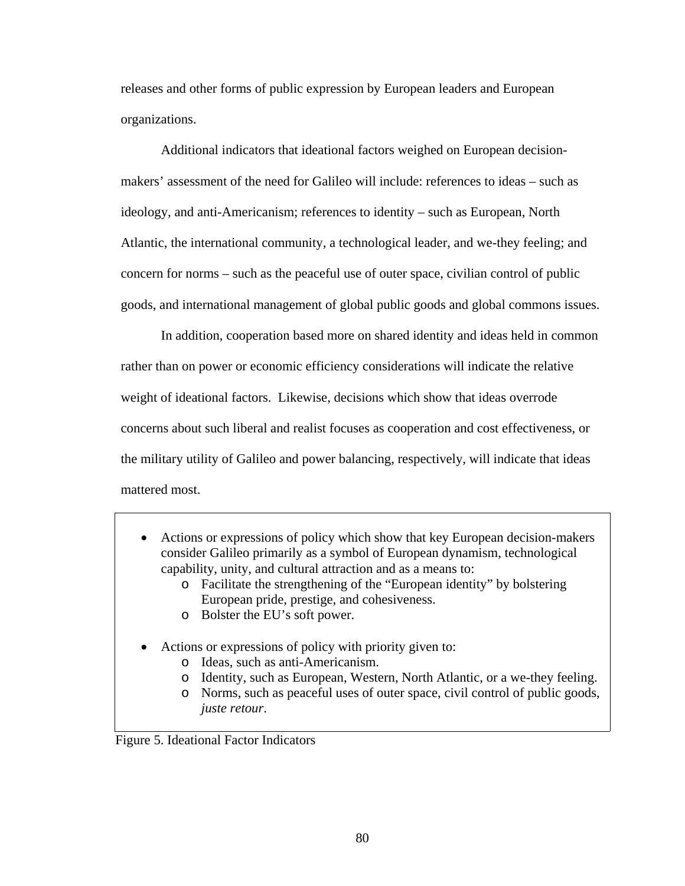releases and other forms of public expression by European leaders and European organizations.

Additional indicators that ideational factors weighed on European decision-makers' assessment of the need for Galileo will include: references to ideas – such as ideology, and anti-Americanism; references to identity – such as European, North Atlantic, the international community, a technological leader, and we-they feeling; and concern for norms – such as the peaceful use of outer space, civilian control of public goods, and international management of global public goods and global commons issues.

In addition, cooperation based more on shared identity and ideas held in common rather than on power or economic efficiency considerations will indicate the relative weight of ideational factors. Likewise, decisions which show that ideas overrode concerns about such liberal and realist focuses as cooperation and cost effectiveness, or the military utility of Galileo and power balancing, respectively, will indicate that ideas mattered most.

- Actions or expressions of policy which show that key European decision-makers consider Galileo primarily as a symbol of European dynamism, technological capability, unity, and cultural attraction and as a means to:
    - Facilitate the strengthening of the "European identity" by bolstering European pride, prestige, and cohesiveness.
    - Bolster the EU's soft power.

- Actions or expressions of policy with priority given to:
    - Ideas, such as anti-Americanism.
    - Identity, such as European, Western, North Atlantic, or a we-they feeling.
    - Norms, such as peaceful uses of outer space, civil control of public goods, *juste retour*.

Figure 5. Ideational Factor Indicators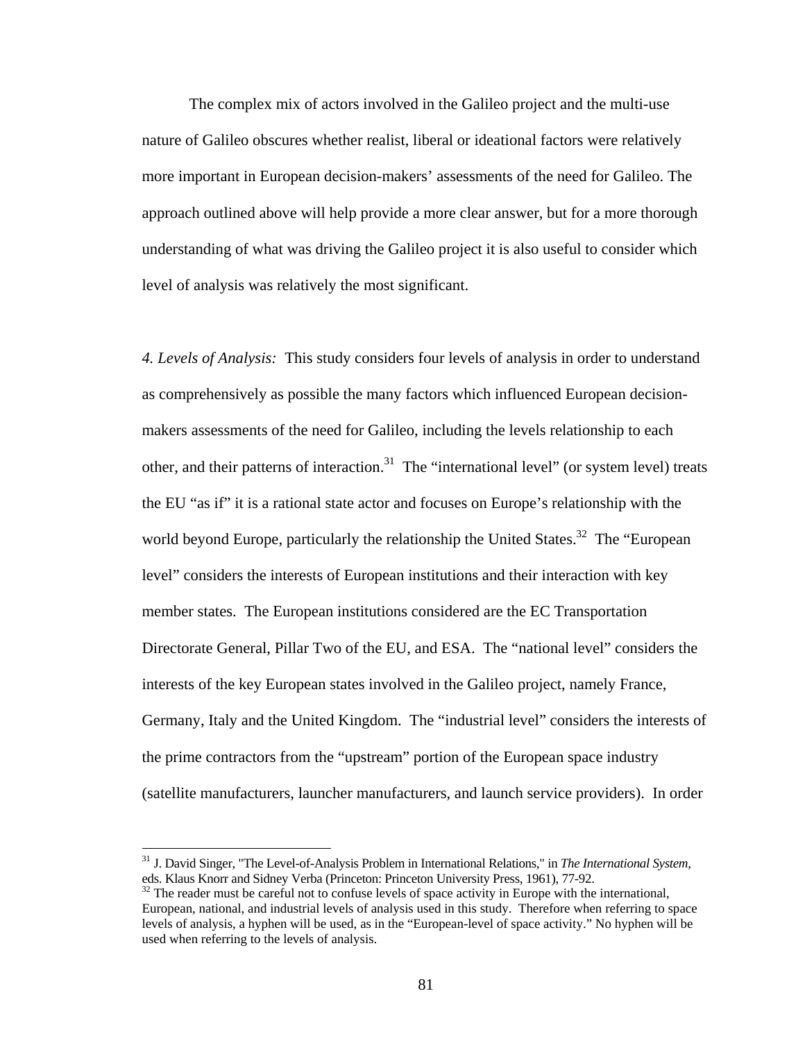The complex mix of actors involved in the Galileo project and the multi-use nature of Galileo obscures whether realist, liberal or ideational factors were relatively more important in European decision-makers' assessments of the need for Galileo. The approach outlined above will help provide a more clear answer, but for a more thorough understanding of what was driving the Galileo project it is also useful to consider which level of analysis was relatively the most significant.

*4. Levels of Analysis:* This study considers four levels of analysis in order to understand as comprehensively as possible the many factors which influenced European decision-makers assessments of the need for Galileo, including the levels relationship to each other, and their patterns of interaction.[31] The "international level" (or system level) treats the EU "as if" it is a rational state actor and focuses on Europe's relationship with the world beyond Europe, particularly the relationship the United States.[32] The "European level" considers the interests of European institutions and their interaction with key member states. The European institutions considered are the EC Transportation Directorate General, Pillar Two of the EU, and ESA. The "national level" considers the interests of the key European states involved in the Galileo project, namely France, Germany, Italy and the United Kingdom. The "industrial level" considers the interests of the prime contractors from the "upstream" portion of the European space industry (satellite manufacturers, launcher manufacturers, and launch service providers). In order

---

[31] J. David Singer, "The Level-of-Analysis Problem in International Relations," in *The International System,* eds. Klaus Knorr and Sidney Verba (Princeton: Princeton University Press, 1961), 77-92.

[32] The reader must be careful not to confuse levels of space activity in Europe with the international, European, national, and industrial levels of analysis used in this study. Therefore when referring to space levels of analysis, a hyphen will be used, as in the "European-level of space activity." No hyphen will be used when referring to the levels of analysis.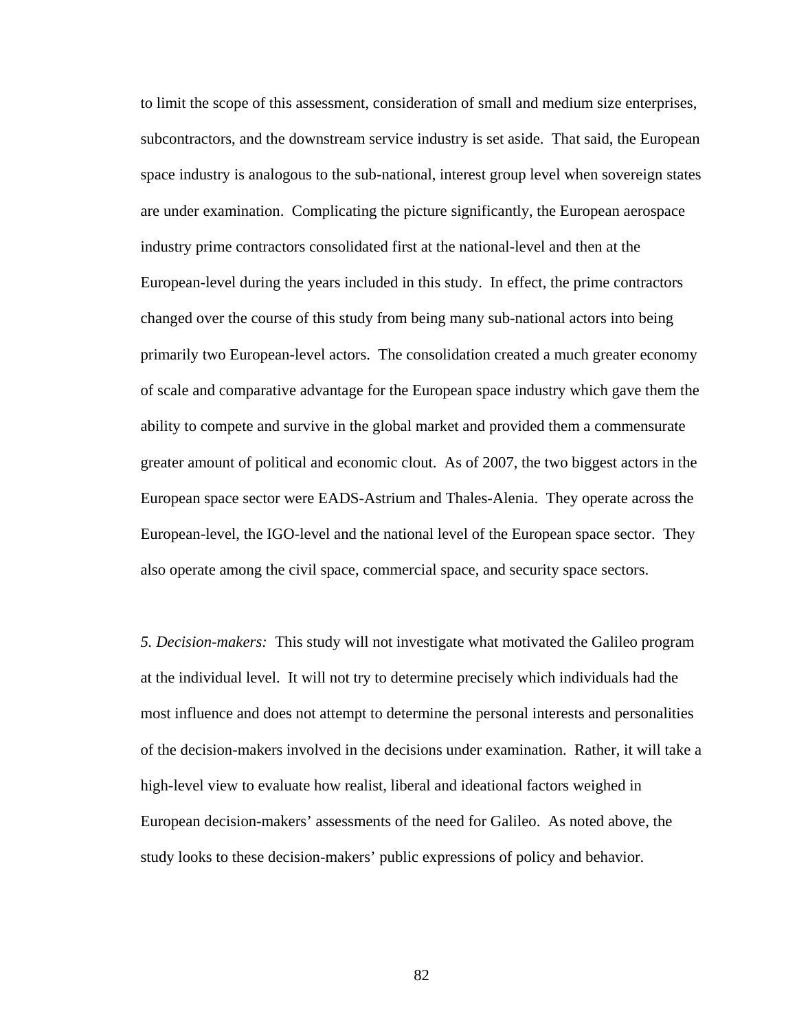to limit the scope of this assessment, consideration of small and medium size enterprises, subcontractors, and the downstream service industry is set aside. That said, the European space industry is analogous to the sub-national, interest group level when sovereign states are under examination. Complicating the picture significantly, the European aerospace industry prime contractors consolidated first at the national-level and then at the European-level during the years included in this study. In effect, the prime contractors changed over the course of this study from being many sub-national actors into being primarily two European-level actors. The consolidation created a much greater economy of scale and comparative advantage for the European space industry which gave them the ability to compete and survive in the global market and provided them a commensurate greater amount of political and economic clout. As of 2007, the two biggest actors in the European space sector were EADS-Astrium and Thales-Alenia. They operate across the European-level, the IGO-level and the national level of the European space sector. They also operate among the civil space, commercial space, and security space sectors.

*5. Decision-makers:* This study will not investigate what motivated the Galileo program at the individual level. It will not try to determine precisely which individuals had the most influence and does not attempt to determine the personal interests and personalities of the decision-makers involved in the decisions under examination. Rather, it will take a high-level view to evaluate how realist, liberal and ideational factors weighed in European decision-makers' assessments of the need for Galileo. As noted above, the study looks to these decision-makers' public expressions of policy and behavior.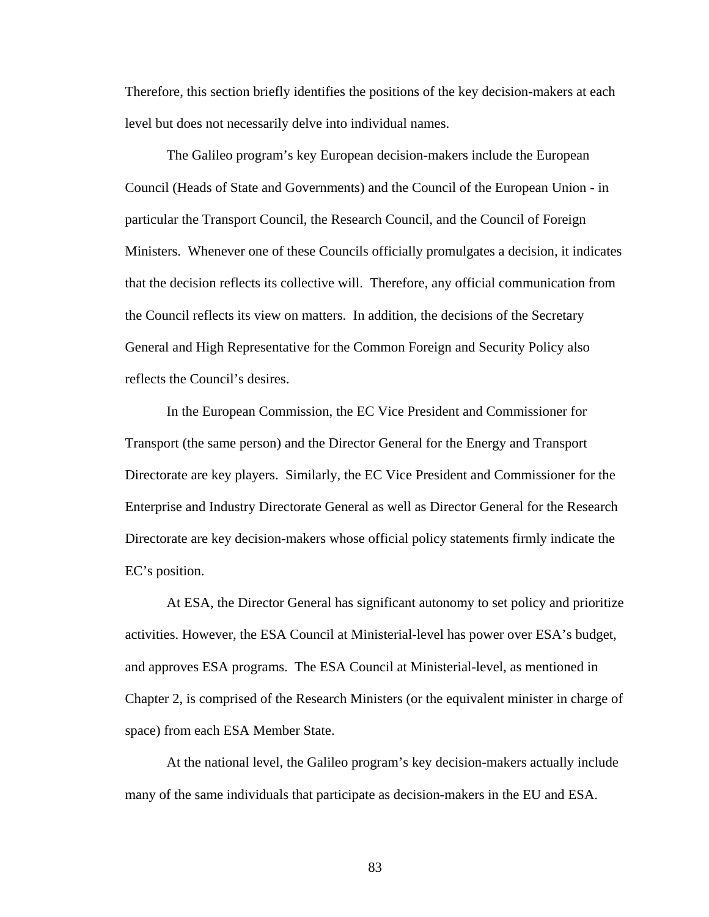Therefore, this section briefly identifies the positions of the key decision-makers at each level but does not necessarily delve into individual names.

The Galileo program's key European decision-makers include the European Council (Heads of State and Governments) and the Council of the European Union - in particular the Transport Council, the Research Council, and the Council of Foreign Ministers. Whenever one of these Councils officially promulgates a decision, it indicates that the decision reflects its collective will. Therefore, any official communication from the Council reflects its view on matters. In addition, the decisions of the Secretary General and High Representative for the Common Foreign and Security Policy also reflects the Council's desires.

In the European Commission, the EC Vice President and Commissioner for Transport (the same person) and the Director General for the Energy and Transport Directorate are key players. Similarly, the EC Vice President and Commissioner for the Enterprise and Industry Directorate General as well as Director General for the Research Directorate are key decision-makers whose official policy statements firmly indicate the EC's position.

At ESA, the Director General has significant autonomy to set policy and prioritize activities. However, the ESA Council at Ministerial-level has power over ESA's budget, and approves ESA programs. The ESA Council at Ministerial-level, as mentioned in Chapter 2, is comprised of the Research Ministers (or the equivalent minister in charge of space) from each ESA Member State.

At the national level, the Galileo program's key decision-makers actually include many of the same individuals that participate as decision-makers in the EU and ESA.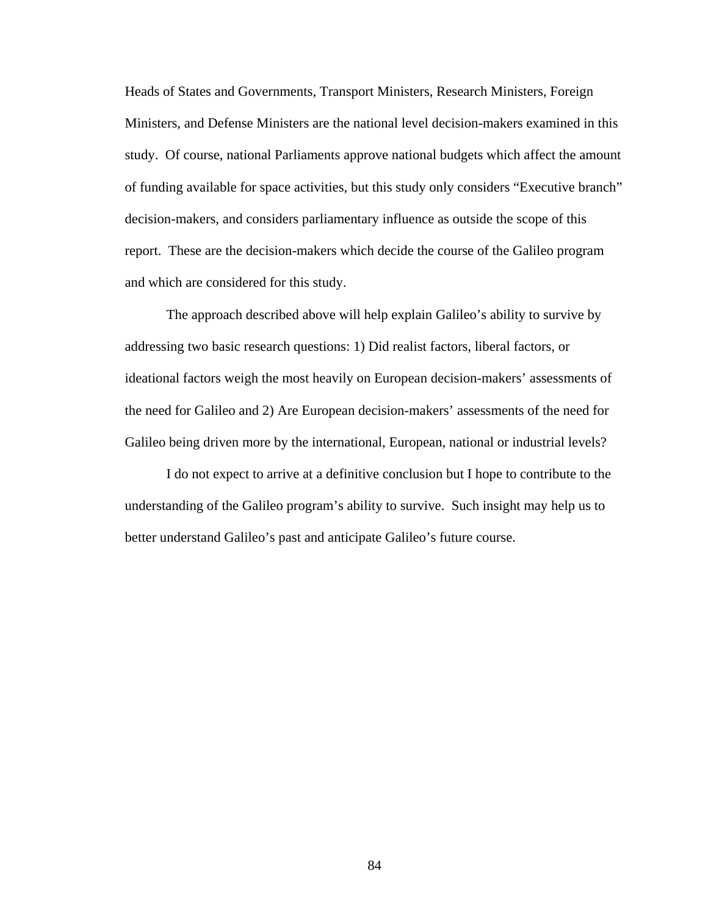Heads of States and Governments, Transport Ministers, Research Ministers, Foreign Ministers, and Defense Ministers are the national level decision-makers examined in this study. Of course, national Parliaments approve national budgets which affect the amount of funding available for space activities, but this study only considers "Executive branch" decision-makers, and considers parliamentary influence as outside the scope of this report. These are the decision-makers which decide the course of the Galileo program and which are considered for this study.

The approach described above will help explain Galileo's ability to survive by addressing two basic research questions: 1) Did realist factors, liberal factors, or ideational factors weigh the most heavily on European decision-makers' assessments of the need for Galileo and 2) Are European decision-makers' assessments of the need for Galileo being driven more by the international, European, national or industrial levels?

I do not expect to arrive at a definitive conclusion but I hope to contribute to the understanding of the Galileo program's ability to survive. Such insight may help us to better understand Galileo's past and anticipate Galileo's future course.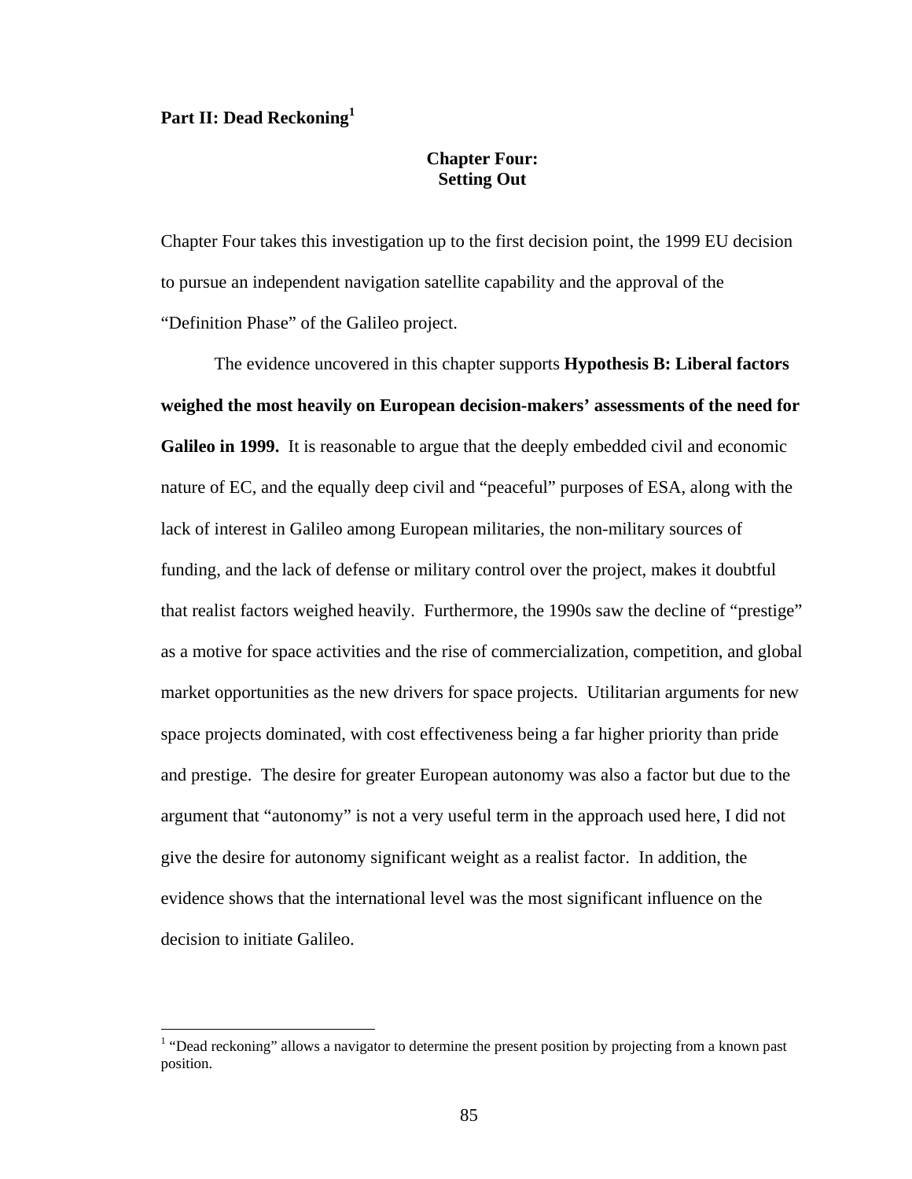# Part II: Dead Reckoning[1]

## Chapter Four: Setting Out

Chapter Four takes this investigation up to the first decision point, the 1999 EU decision to pursue an independent navigation satellite capability and the approval of the "Definition Phase" of the Galileo project.

The evidence uncovered in this chapter supports **Hypothesis B: Liberal factors weighed the most heavily on European decision-makers' assessments of the need for Galileo in 1999.** It is reasonable to argue that the deeply embedded civil and economic nature of EC, and the equally deep civil and "peaceful" purposes of ESA, along with the lack of interest in Galileo among European militaries, the non-military sources of funding, and the lack of defense or military control over the project, makes it doubtful that realist factors weighed heavily. Furthermore, the 1990s saw the decline of "prestige" as a motive for space activities and the rise of commercialization, competition, and global market opportunities as the new drivers for space projects. Utilitarian arguments for new space projects dominated, with cost effectiveness being a far higher priority than pride and prestige. The desire for greater European autonomy was also a factor but due to the argument that "autonomy" is not a very useful term in the approach used here, I did not give the desire for autonomy significant weight as a realist factor. In addition, the evidence shows that the international level was the most significant influence on the decision to initiate Galileo.

---

[1] "Dead reckoning" allows a navigator to determine the present position by projecting from a known past position.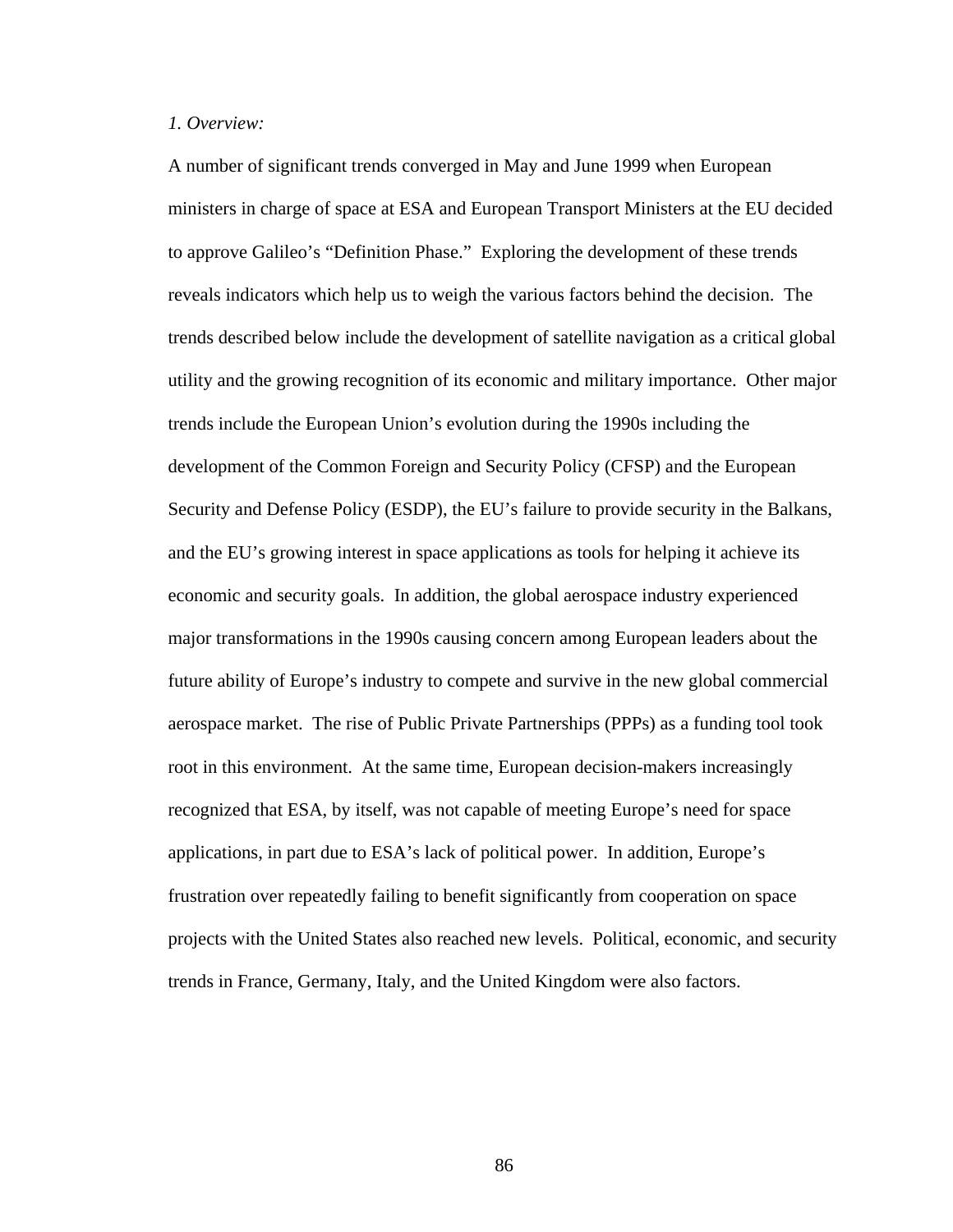*1. Overview:*

A number of significant trends converged in May and June 1999 when European ministers in charge of space at ESA and European Transport Ministers at the EU decided to approve Galileo's "Definition Phase." Exploring the development of these trends reveals indicators which help us to weigh the various factors behind the decision. The trends described below include the development of satellite navigation as a critical global utility and the growing recognition of its economic and military importance. Other major trends include the European Union's evolution during the 1990s including the development of the Common Foreign and Security Policy (CFSP) and the European Security and Defense Policy (ESDP), the EU's failure to provide security in the Balkans, and the EU's growing interest in space applications as tools for helping it achieve its economic and security goals. In addition, the global aerospace industry experienced major transformations in the 1990s causing concern among European leaders about the future ability of Europe's industry to compete and survive in the new global commercial aerospace market. The rise of Public Private Partnerships (PPPs) as a funding tool took root in this environment. At the same time, European decision-makers increasingly recognized that ESA, by itself, was not capable of meeting Europe's need for space applications, in part due to ESA's lack of political power. In addition, Europe's frustration over repeatedly failing to benefit significantly from cooperation on space projects with the United States also reached new levels. Political, economic, and security trends in France, Germany, Italy, and the United Kingdom were also factors.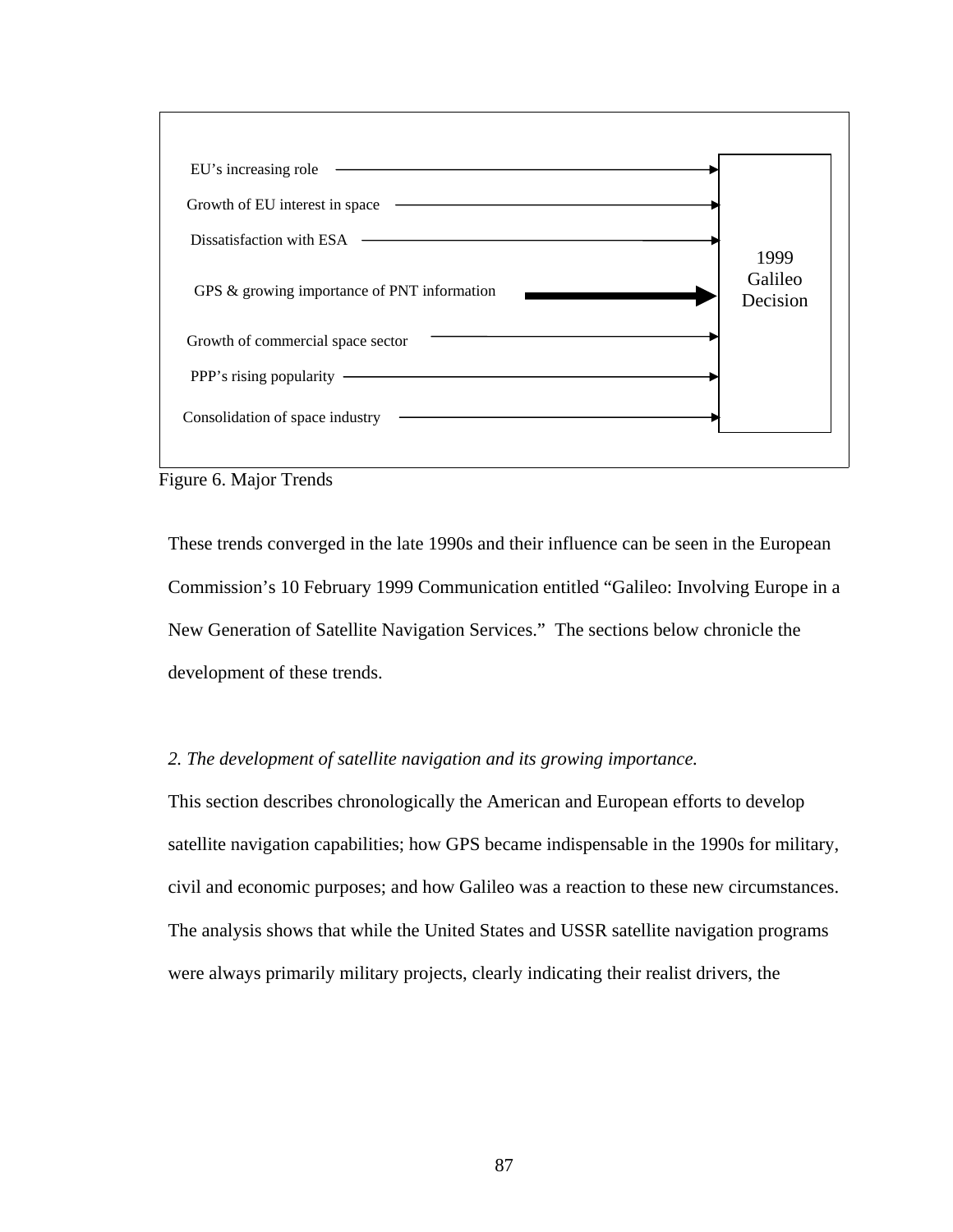EU's increasing role → 1999 Galileo Decision

Growth of EU interest in space → 1999 Galileo Decision

Dissatisfaction with ESA → 1999 Galileo Decision

GPS & growing importance of PNT information → 1999 Galileo Decision

Growth of commercial space sector → 1999 Galileo Decision

PPP's rising popularity → 1999 Galileo Decision

Consolidation of space industry → 1999 Galileo Decision

Figure 6. Major Trends

These trends converged in the late 1990s and their influence can be seen in the European Commission's 10 February 1999 Communication entitled "Galileo: Involving Europe in a New Generation of Satellite Navigation Services." The sections below chronicle the development of these trends.

*2. The development of satellite navigation and its growing importance.*

This section describes chronologically the American and European efforts to develop satellite navigation capabilities; how GPS became indispensable in the 1990s for military, civil and economic purposes; and how Galileo was a reaction to these new circumstances. The analysis shows that while the United States and USSR satellite navigation programs were always primarily military projects, clearly indicating their realist drivers, the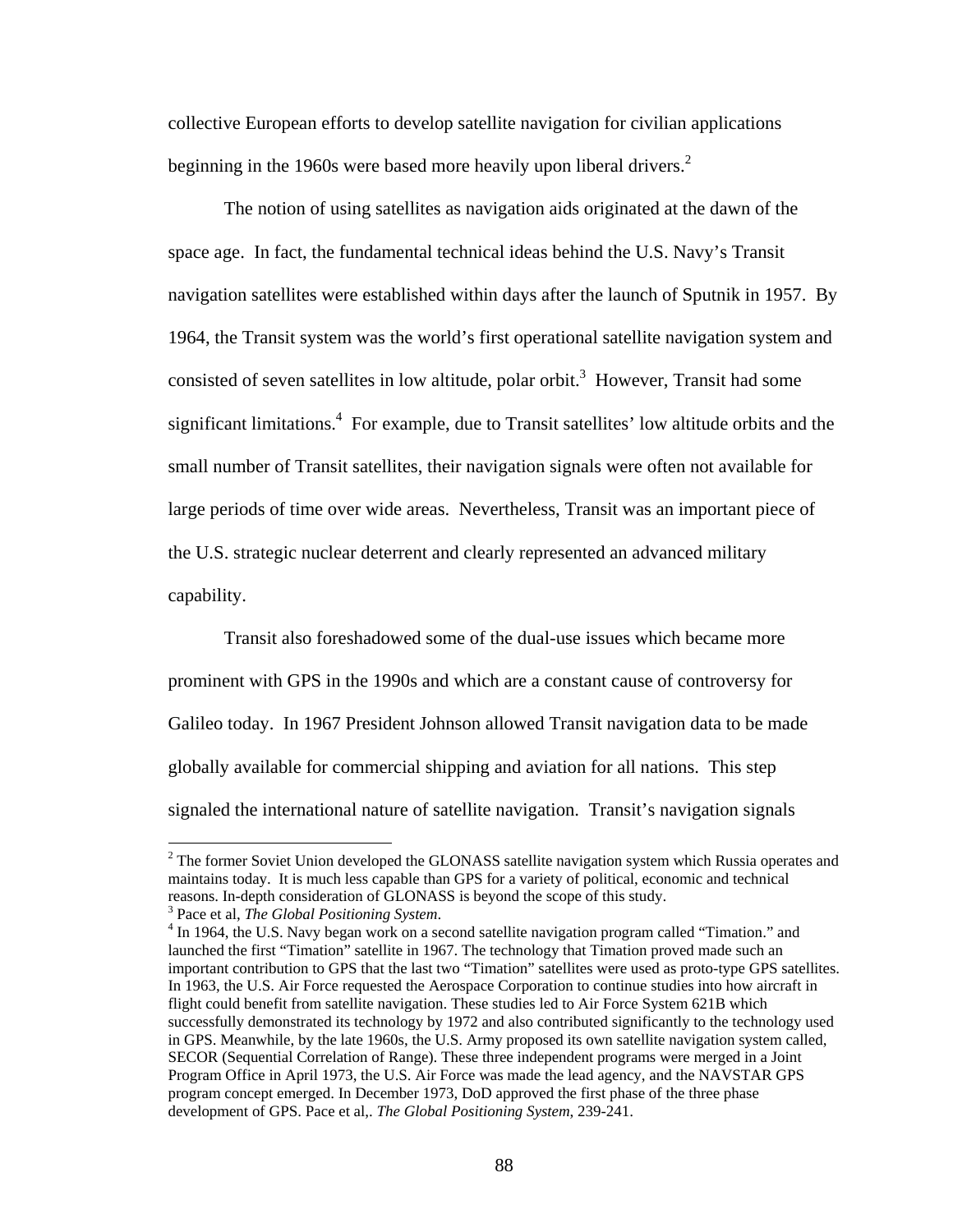collective European efforts to develop satellite navigation for civilian applications beginning in the 1960s were based more heavily upon liberal drivers.[2]

The notion of using satellites as navigation aids originated at the dawn of the space age. In fact, the fundamental technical ideas behind the U.S. Navy's Transit navigation satellites were established within days after the launch of Sputnik in 1957. By 1964, the Transit system was the world's first operational satellite navigation system and consisted of seven satellites in low altitude, polar orbit.[3] However, Transit had some significant limitations.[4] For example, due to Transit satellites' low altitude orbits and the small number of Transit satellites, their navigation signals were often not available for large periods of time over wide areas. Nevertheless, Transit was an important piece of the U.S. strategic nuclear deterrent and clearly represented an advanced military capability.

Transit also foreshadowed some of the dual-use issues which became more prominent with GPS in the 1990s and which are a constant cause of controversy for Galileo today. In 1967 President Johnson allowed Transit navigation data to be made globally available for commercial shipping and aviation for all nations. This step signaled the international nature of satellite navigation. Transit's navigation signals

---

[2] The former Soviet Union developed the GLONASS satellite navigation system which Russia operates and maintains today. It is much less capable than GPS for a variety of political, economic and technical reasons. In-depth consideration of GLONASS is beyond the scope of this study.

[3] Pace et al, *The Global Positioning System*.

[4] In 1964, the U.S. Navy began work on a second satellite navigation program called "Timation." and launched the first "Timation" satellite in 1967. The technology that Timation proved made such an important contribution to GPS that the last two "Timation" satellites were used as proto-type GPS satellites. In 1963, the U.S. Air Force requested the Aerospace Corporation to continue studies into how aircraft in flight could benefit from satellite navigation. These studies led to Air Force System 621B which successfully demonstrated its technology by 1972 and also contributed significantly to the technology used in GPS. Meanwhile, by the late 1960s, the U.S. Army proposed its own satellite navigation system called, SECOR (Sequential Correlation of Range). These three independent programs were merged in a Joint Program Office in April 1973, the U.S. Air Force was made the lead agency, and the NAVSTAR GPS program concept emerged. In December 1973, DoD approved the first phase of the three phase development of GPS. Pace et al,. *The Global Positioning System*, 239-241.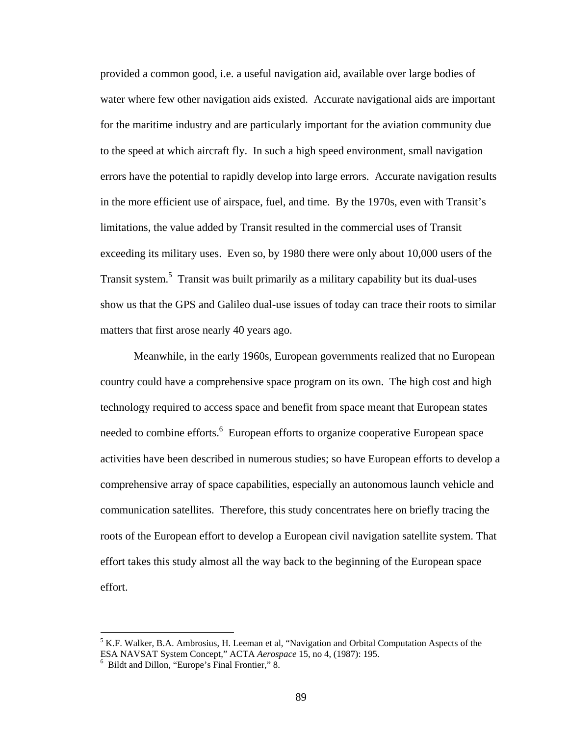provided a common good, i.e. a useful navigation aid, available over large bodies of water where few other navigation aids existed. Accurate navigational aids are important for the maritime industry and are particularly important for the aviation community due to the speed at which aircraft fly. In such a high speed environment, small navigation errors have the potential to rapidly develop into large errors. Accurate navigation results in the more efficient use of airspace, fuel, and time. By the 1970s, even with Transit's limitations, the value added by Transit resulted in the commercial uses of Transit exceeding its military uses. Even so, by 1980 there were only about 10,000 users of the Transit system.[5] Transit was built primarily as a military capability but its dual-uses show us that the GPS and Galileo dual-use issues of today can trace their roots to similar matters that first arose nearly 40 years ago.

Meanwhile, in the early 1960s, European governments realized that no European country could have a comprehensive space program on its own. The high cost and high technology required to access space and benefit from space meant that European states needed to combine efforts.[6] European efforts to organize cooperative European space activities have been described in numerous studies; so have European efforts to develop a comprehensive array of space capabilities, especially an autonomous launch vehicle and communication satellites. Therefore, this study concentrates here on briefly tracing the roots of the European effort to develop a European civil navigation satellite system. That effort takes this study almost all the way back to the beginning of the European space effort.

---

[5] K.F. Walker, B.A. Ambrosius, H. Leeman et al, "Navigation and Orbital Computation Aspects of the ESA NAVSAT System Concept," ACTA *Aerospace* 15, no 4, (1987): 195.

[6] Bildt and Dillon, "Europe's Final Frontier," 8.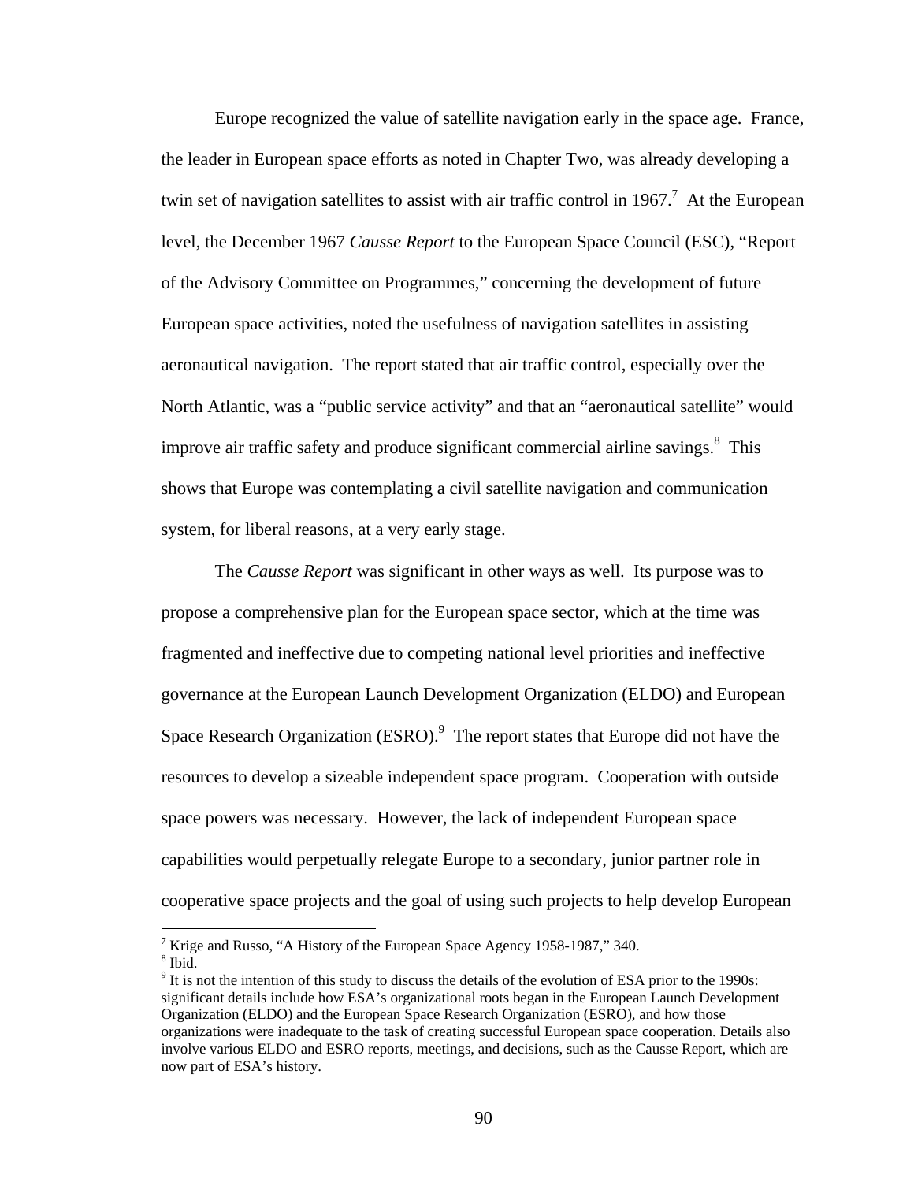Europe recognized the value of satellite navigation early in the space age. France, the leader in European space efforts as noted in Chapter Two, was already developing a twin set of navigation satellites to assist with air traffic control in 1967.[7] At the European level, the December 1967 *Causse Report* to the European Space Council (ESC), "Report of the Advisory Committee on Programmes," concerning the development of future European space activities, noted the usefulness of navigation satellites in assisting aeronautical navigation. The report stated that air traffic control, especially over the North Atlantic, was a "public service activity" and that an "aeronautical satellite" would improve air traffic safety and produce significant commercial airline savings.[8] This shows that Europe was contemplating a civil satellite navigation and communication system, for liberal reasons, at a very early stage.

The *Causse Report* was significant in other ways as well. Its purpose was to propose a comprehensive plan for the European space sector, which at the time was fragmented and ineffective due to competing national level priorities and ineffective governance at the European Launch Development Organization (ELDO) and European Space Research Organization (ESRO).[9] The report states that Europe did not have the resources to develop a sizeable independent space program. Cooperation with outside space powers was necessary. However, the lack of independent European space capabilities would perpetually relegate Europe to a secondary, junior partner role in cooperative space projects and the goal of using such projects to help develop European

---

[7] Krige and Russo, "A History of the European Space Agency 1958-1987," 340.

[8] Ibid.

[9] It is not the intention of this study to discuss the details of the evolution of ESA prior to the 1990s: significant details include how ESA's organizational roots began in the European Launch Development Organization (ELDO) and the European Space Research Organization (ESRO), and how those organizations were inadequate to the task of creating successful European space cooperation. Details also involve various ELDO and ESRO reports, meetings, and decisions, such as the Causse Report, which are now part of ESA's history.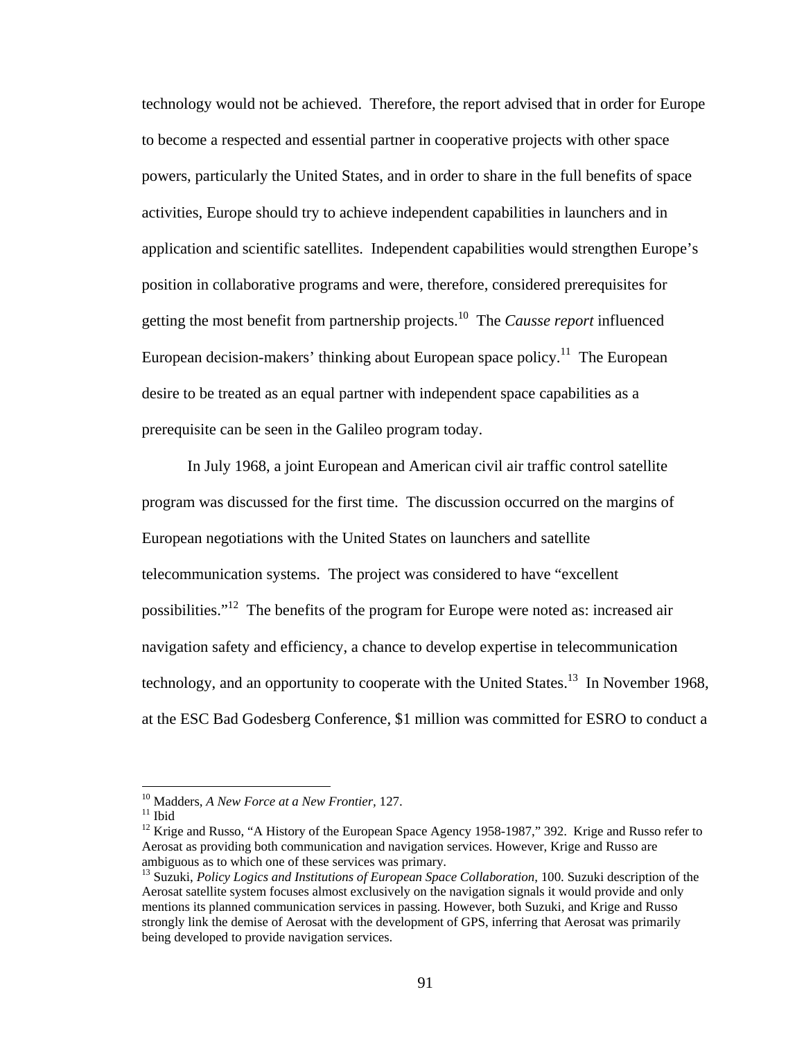technology would not be achieved. Therefore, the report advised that in order for Europe to become a respected and essential partner in cooperative projects with other space powers, particularly the United States, and in order to share in the full benefits of space activities, Europe should try to achieve independent capabilities in launchers and in application and scientific satellites. Independent capabilities would strengthen Europe's position in collaborative programs and were, therefore, considered prerequisites for getting the most benefit from partnership projects.[10] The *Causse report* influenced European decision-makers' thinking about European space policy.[11] The European desire to be treated as an equal partner with independent space capabilities as a prerequisite can be seen in the Galileo program today.

In July 1968, a joint European and American civil air traffic control satellite program was discussed for the first time. The discussion occurred on the margins of European negotiations with the United States on launchers and satellite telecommunication systems. The project was considered to have "excellent possibilities."[12] The benefits of the program for Europe were noted as: increased air navigation safety and efficiency, a chance to develop expertise in telecommunication technology, and an opportunity to cooperate with the United States.[13] In November 1968, at the ESC Bad Godesberg Conference, $1 million was committed for ESRO to conduct a

---

[10] Madders, *A New Force at a New Frontier*, 127.

[11] Ibid

[12] Krige and Russo, "A History of the European Space Agency 1958-1987," 392. Krige and Russo refer to Aerosat as providing both communication and navigation services. However, Krige and Russo are ambiguous as to which one of these services was primary.

[13] Suzuki, *Policy Logics and Institutions of European Space Collaboration*, 100. Suzuki description of the Aerosat satellite system focuses almost exclusively on the navigation signals it would provide and only mentions its planned communication services in passing. However, both Suzuki, and Krige and Russo strongly link the demise of Aerosat with the development of GPS, inferring that Aerosat was primarily being developed to provide navigation services.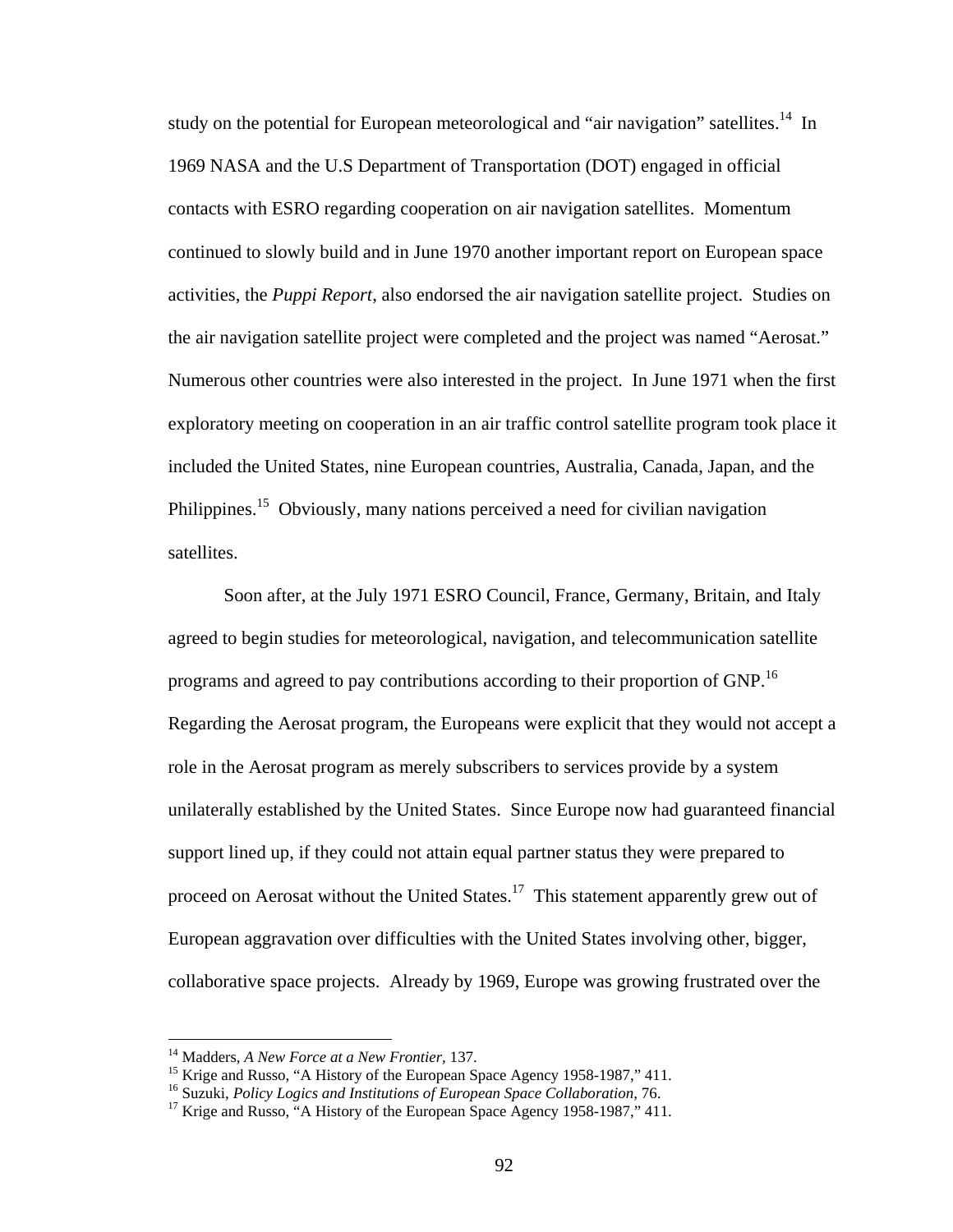study on the potential for European meteorological and "air navigation" satellites.[14] In 1969 NASA and the U.S Department of Transportation (DOT) engaged in official contacts with ESRO regarding cooperation on air navigation satellites. Momentum continued to slowly build and in June 1970 another important report on European space activities, the *Puppi Report*, also endorsed the air navigation satellite project. Studies on the air navigation satellite project were completed and the project was named "Aerosat." Numerous other countries were also interested in the project. In June 1971 when the first exploratory meeting on cooperation in an air traffic control satellite program took place it included the United States, nine European countries, Australia, Canada, Japan, and the Philippines.[15] Obviously, many nations perceived a need for civilian navigation satellites.

Soon after, at the July 1971 ESRO Council, France, Germany, Britain, and Italy agreed to begin studies for meteorological, navigation, and telecommunication satellite programs and agreed to pay contributions according to their proportion of GNP.[16] Regarding the Aerosat program, the Europeans were explicit that they would not accept a role in the Aerosat program as merely subscribers to services provide by a system unilaterally established by the United States. Since Europe now had guaranteed financial support lined up, if they could not attain equal partner status they were prepared to proceed on Aerosat without the United States.[17] This statement apparently grew out of European aggravation over difficulties with the United States involving other, bigger, collaborative space projects. Already by 1969, Europe was growing frustrated over the

---

[14] Madders, *A New Force at a New Frontier*, 137.

[15] Krige and Russo, "A History of the European Space Agency 1958-1987," 411.

[16] Suzuki, *Policy Logics and Institutions of European Space Collaboration*, 76.

[17] Krige and Russo, "A History of the European Space Agency 1958-1987," 411.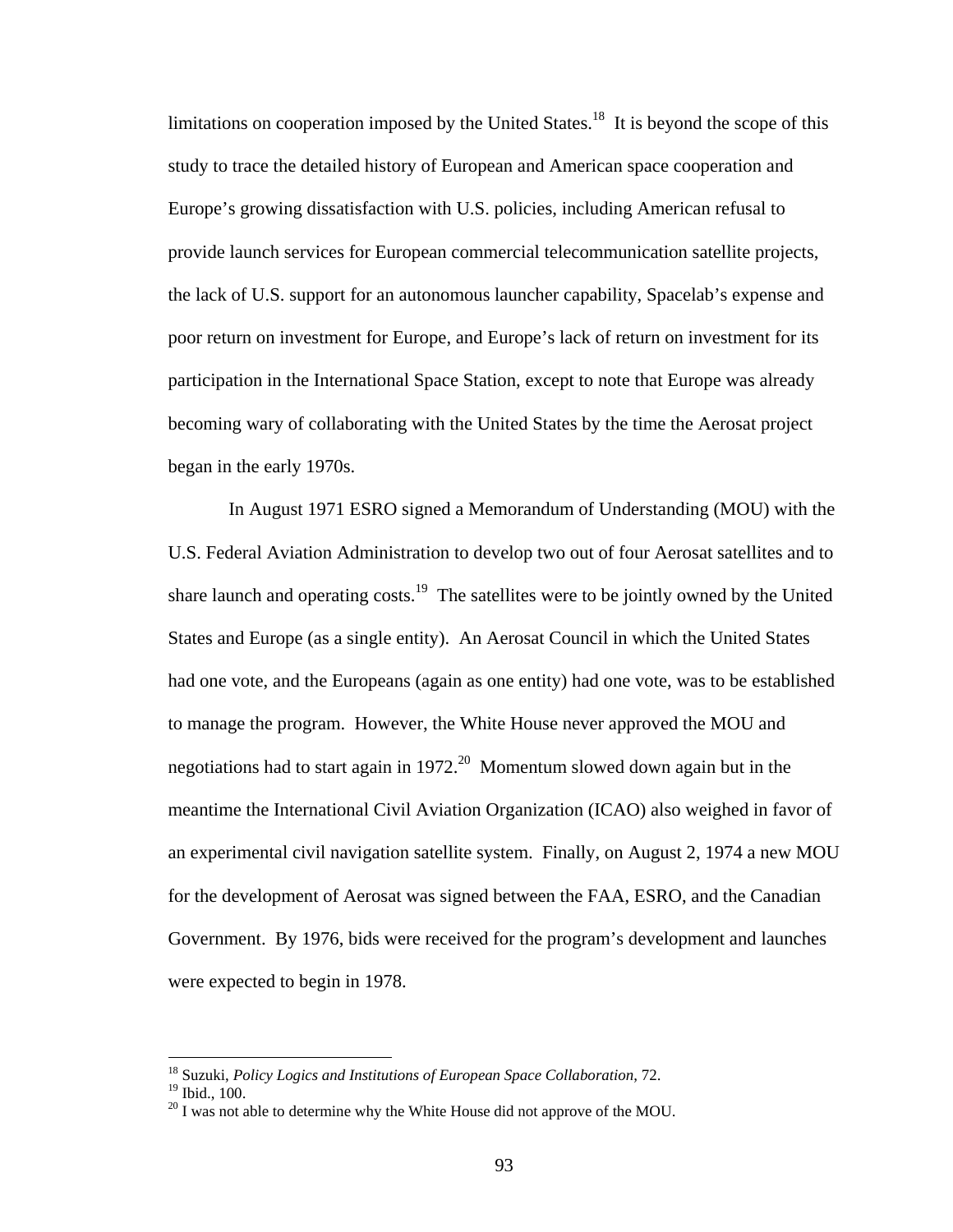limitations on cooperation imposed by the United States.[18] It is beyond the scope of this study to trace the detailed history of European and American space cooperation and Europe's growing dissatisfaction with U.S. policies, including American refusal to provide launch services for European commercial telecommunication satellite projects, the lack of U.S. support for an autonomous launcher capability, Spacelab's expense and poor return on investment for Europe, and Europe's lack of return on investment for its participation in the International Space Station, except to note that Europe was already becoming wary of collaborating with the United States by the time the Aerosat project began in the early 1970s.

In August 1971 ESRO signed a Memorandum of Understanding (MOU) with the U.S. Federal Aviation Administration to develop two out of four Aerosat satellites and to share launch and operating costs.[19] The satellites were to be jointly owned by the United States and Europe (as a single entity). An Aerosat Council in which the United States had one vote, and the Europeans (again as one entity) had one vote, was to be established to manage the program. However, the White House never approved the MOU and negotiations had to start again in 1972.[20] Momentum slowed down again but in the meantime the International Civil Aviation Organization (ICAO) also weighed in favor of an experimental civil navigation satellite system. Finally, on August 2, 1974 a new MOU for the development of Aerosat was signed between the FAA, ESRO, and the Canadian Government. By 1976, bids were received for the program's development and launches were expected to begin in 1978.

---

[18] Suzuki, *Policy Logics and Institutions of European Space Collaboration*, 72.

[19] Ibid., 100.

[20] I was not able to determine why the White House did not approve of the MOU.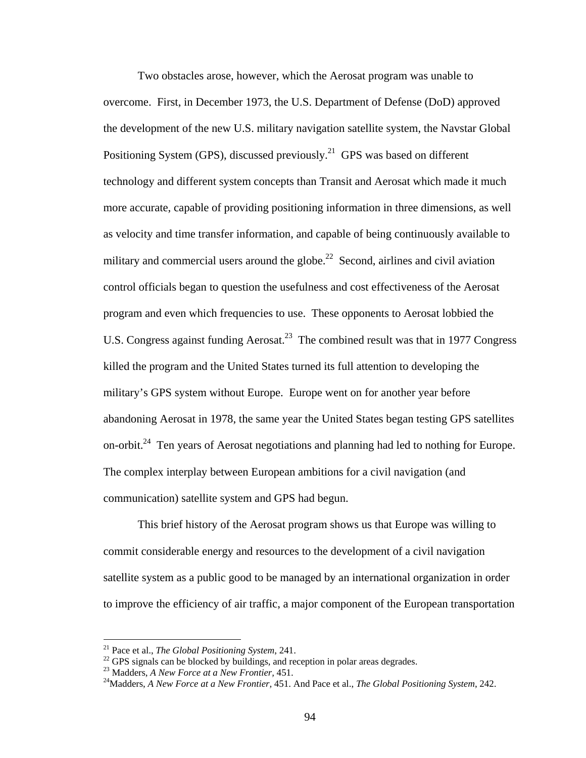Two obstacles arose, however, which the Aerosat program was unable to overcome. First, in December 1973, the U.S. Department of Defense (DoD) approved the development of the new U.S. military navigation satellite system, the Navstar Global Positioning System (GPS), discussed previously.[21] GPS was based on different technology and different system concepts than Transit and Aerosat which made it much more accurate, capable of providing positioning information in three dimensions, as well as velocity and time transfer information, and capable of being continuously available to military and commercial users around the globe.[22] Second, airlines and civil aviation control officials began to question the usefulness and cost effectiveness of the Aerosat program and even which frequencies to use. These opponents to Aerosat lobbied the U.S. Congress against funding Aerosat.[23] The combined result was that in 1977 Congress killed the program and the United States turned its full attention to developing the military's GPS system without Europe. Europe went on for another year before abandoning Aerosat in 1978, the same year the United States began testing GPS satellites on-orbit.[24] Ten years of Aerosat negotiations and planning had led to nothing for Europe. The complex interplay between European ambitions for a civil navigation (and communication) satellite system and GPS had begun.

This brief history of the Aerosat program shows us that Europe was willing to commit considerable energy and resources to the development of a civil navigation satellite system as a public good to be managed by an international organization in order to improve the efficiency of air traffic, a major component of the European transportation

---

[21] Pace et al., *The Global Positioning System*, 241.

[22] GPS signals can be blocked by buildings, and reception in polar areas degrades.

[23] Madders, *A New Force at a New Frontier*, 451.

[24] Madders, *A New Force at a New Frontier*, 451. And Pace et al., *The Global Positioning System*, 242.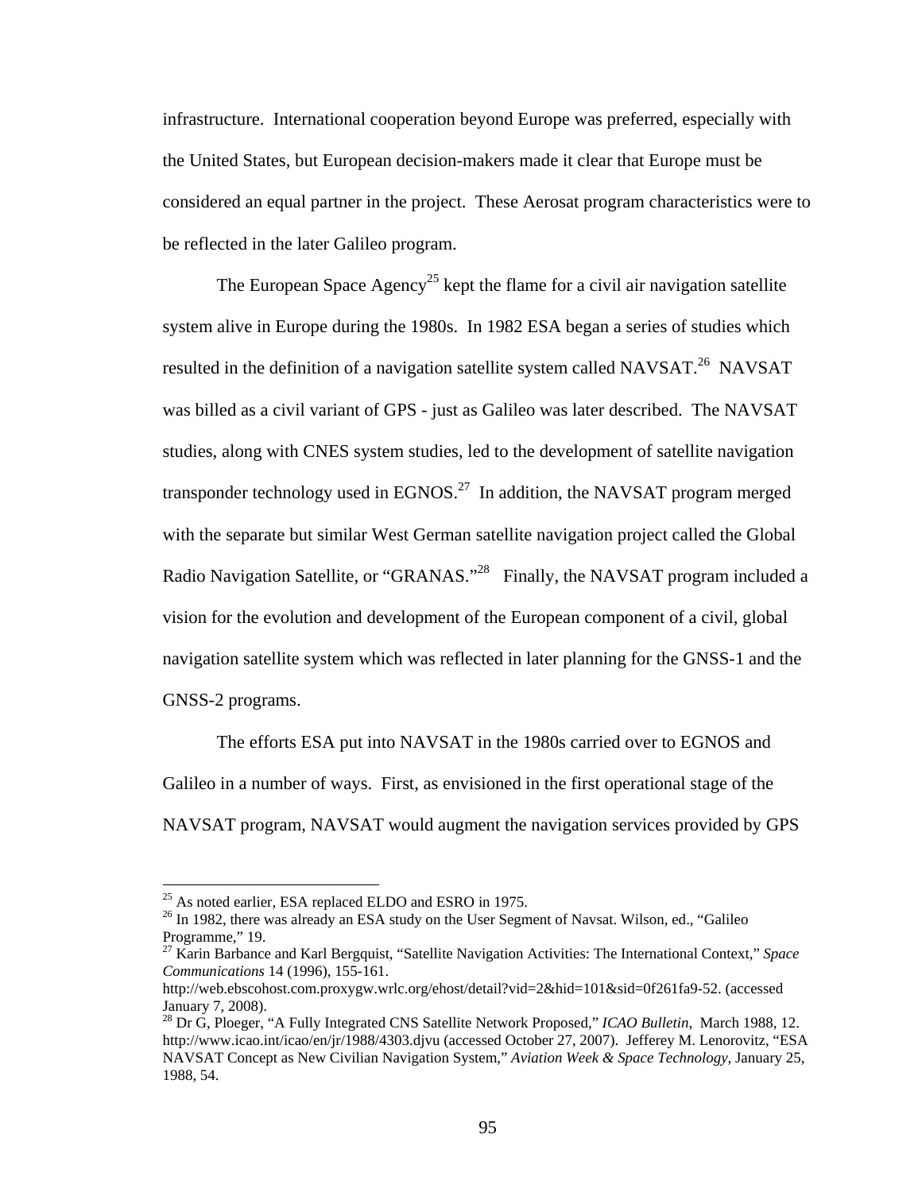infrastructure. International cooperation beyond Europe was preferred, especially with the United States, but European decision-makers made it clear that Europe must be considered an equal partner in the project. These Aerosat program characteristics were to be reflected in the later Galileo program.

The European Space Agency[25] kept the flame for a civil air navigation satellite system alive in Europe during the 1980s. In 1982 ESA began a series of studies which resulted in the definition of a navigation satellite system called NAVSAT.[26] NAVSAT was billed as a civil variant of GPS - just as Galileo was later described. The NAVSAT studies, along with CNES system studies, led to the development of satellite navigation transponder technology used in EGNOS.[27] In addition, the NAVSAT program merged with the separate but similar West German satellite navigation project called the Global Radio Navigation Satellite, or "GRANAS."[28] Finally, the NAVSAT program included a vision for the evolution and development of the European component of a civil, global navigation satellite system which was reflected in later planning for the GNSS-1 and the GNSS-2 programs.

The efforts ESA put into NAVSAT in the 1980s carried over to EGNOS and Galileo in a number of ways. First, as envisioned in the first operational stage of the NAVSAT program, NAVSAT would augment the navigation services provided by GPS

---

[25] As noted earlier, ESA replaced ELDO and ESRO in 1975.

[26] In 1982, there was already an ESA study on the User Segment of Navsat. Wilson, ed., "Galileo Programme," 19.

[27] Karin Barbance and Karl Bergquist, "Satellite Navigation Activities: The International Context," *Space Communications* 14 (1996), 155-161. http://web.ebscohost.com.proxygw.wrlc.org/ehost/detail?vid=2&hid=101&sid=0f261fa9-52. (accessed January 7, 2008).

[28] Dr G, Ploeger, "A Fully Integrated CNS Satellite Network Proposed," *ICAO Bulletin*, March 1988, 12. http://www.icao.int/icao/en/jr/1988/4303.djvu (accessed October 27, 2007). Jefferey M. Lenorovitz, "ESA NAVSAT Concept as New Civilian Navigation System," *Aviation Week & Space Technology*, January 25, 1988, 54.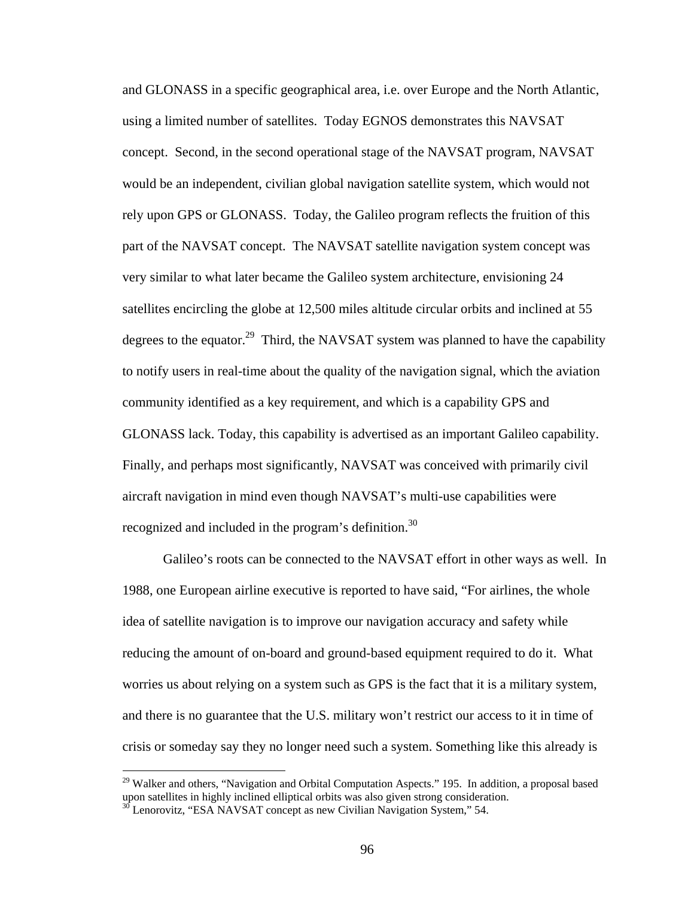and GLONASS in a specific geographical area, i.e. over Europe and the North Atlantic, using a limited number of satellites. Today EGNOS demonstrates this NAVSAT concept. Second, in the second operational stage of the NAVSAT program, NAVSAT would be an independent, civilian global navigation satellite system, which would not rely upon GPS or GLONASS. Today, the Galileo program reflects the fruition of this part of the NAVSAT concept. The NAVSAT satellite navigation system concept was very similar to what later became the Galileo system architecture, envisioning 24 satellites encircling the globe at 12,500 miles altitude circular orbits and inclined at 55 degrees to the equator.[29] Third, the NAVSAT system was planned to have the capability to notify users in real-time about the quality of the navigation signal, which the aviation community identified as a key requirement, and which is a capability GPS and GLONASS lack. Today, this capability is advertised as an important Galileo capability. Finally, and perhaps most significantly, NAVSAT was conceived with primarily civil aircraft navigation in mind even though NAVSAT's multi-use capabilities were recognized and included in the program's definition.[30]

Galileo's roots can be connected to the NAVSAT effort in other ways as well. In 1988, one European airline executive is reported to have said, "For airlines, the whole idea of satellite navigation is to improve our navigation accuracy and safety while reducing the amount of on-board and ground-based equipment required to do it. What worries us about relying on a system such as GPS is the fact that it is a military system, and there is no guarantee that the U.S. military won't restrict our access to it in time of crisis or someday say they no longer need such a system. Something like this already is

---

[29] Walker and others, "Navigation and Orbital Computation Aspects." 195. In addition, a proposal based upon satellites in highly inclined elliptical orbits was also given strong consideration.

[30] Lenorovitz, "ESA NAVSAT concept as new Civilian Navigation System," 54.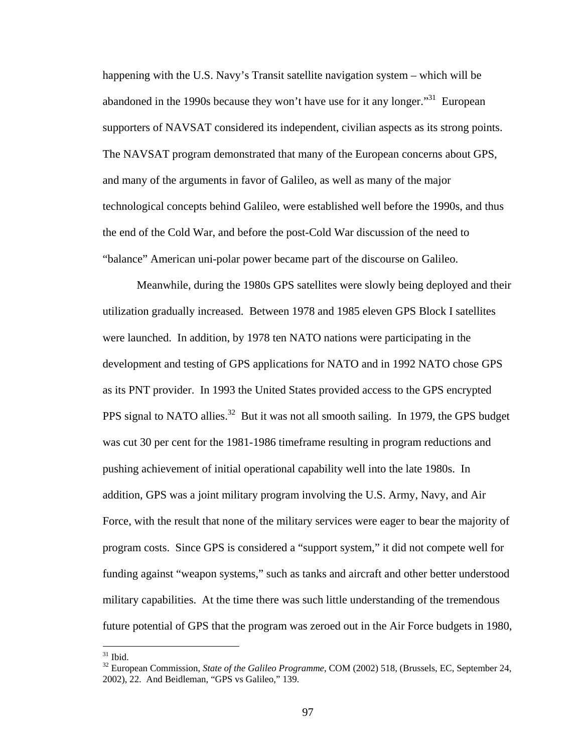happening with the U.S. Navy's Transit satellite navigation system – which will be abandoned in the 1990s because they won't have use for it any longer."[31] European supporters of NAVSAT considered its independent, civilian aspects as its strong points. The NAVSAT program demonstrated that many of the European concerns about GPS, and many of the arguments in favor of Galileo, as well as many of the major technological concepts behind Galileo, were established well before the 1990s, and thus the end of the Cold War, and before the post-Cold War discussion of the need to "balance" American uni-polar power became part of the discourse on Galileo.

Meanwhile, during the 1980s GPS satellites were slowly being deployed and their utilization gradually increased. Between 1978 and 1985 eleven GPS Block I satellites were launched. In addition, by 1978 ten NATO nations were participating in the development and testing of GPS applications for NATO and in 1992 NATO chose GPS as its PNT provider. In 1993 the United States provided access to the GPS encrypted PPS signal to NATO allies.[32] But it was not all smooth sailing. In 1979, the GPS budget was cut 30 per cent for the 1981-1986 timeframe resulting in program reductions and pushing achievement of initial operational capability well into the late 1980s. In addition, GPS was a joint military program involving the U.S. Army, Navy, and Air Force, with the result that none of the military services were eager to bear the majority of program costs. Since GPS is considered a "support system," it did not compete well for funding against "weapon systems," such as tanks and aircraft and other better understood military capabilities. At the time there was such little understanding of the tremendous future potential of GPS that the program was zeroed out in the Air Force budgets in 1980,

---

[31] Ibid.

[32] European Commission, *State of the Galileo Programme*, COM (2002) 518, (Brussels, EC, September 24, 2002), 22. And Beidleman, "GPS vs Galileo," 139.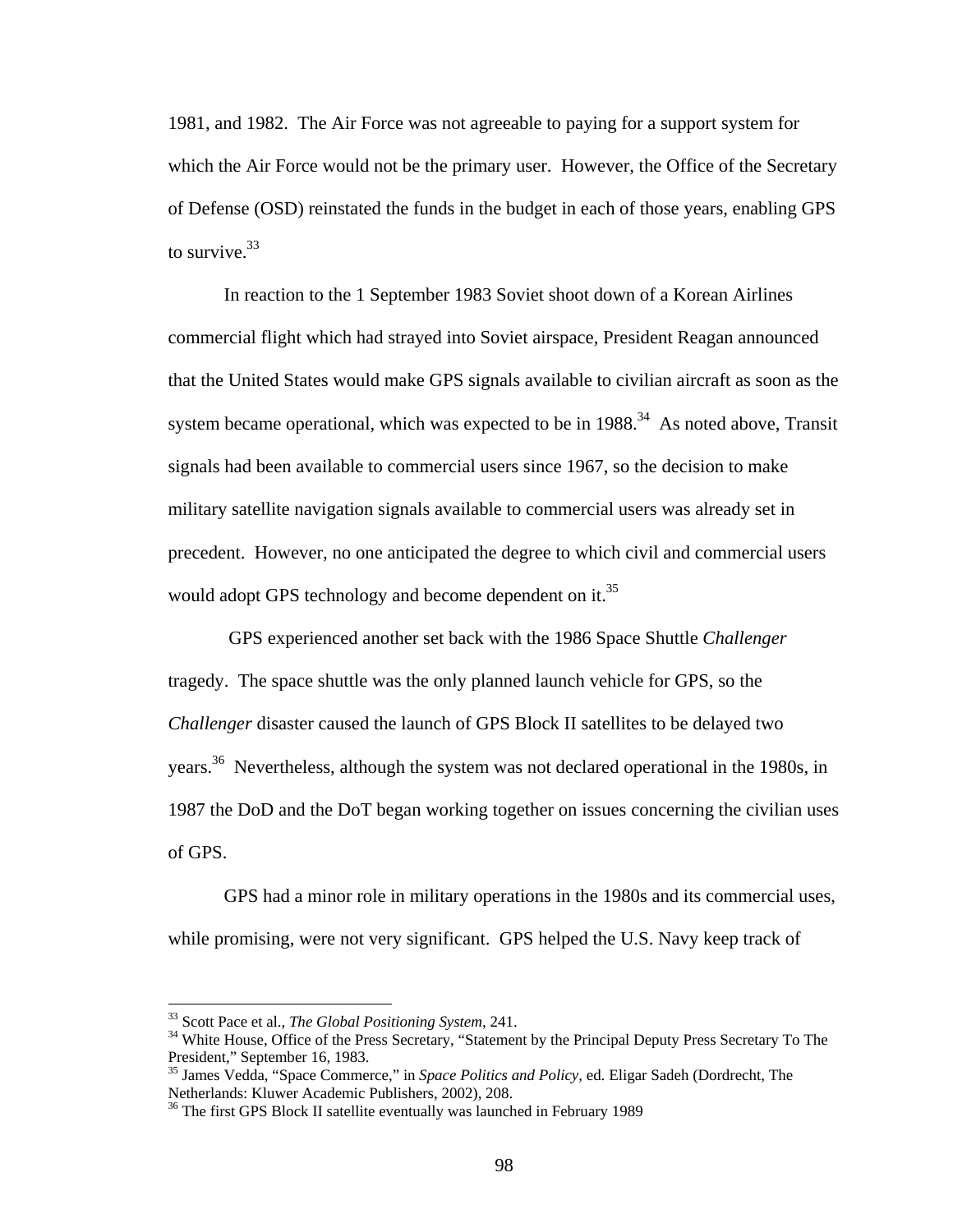1981, and 1982. The Air Force was not agreeable to paying for a support system for which the Air Force would not be the primary user. However, the Office of the Secretary of Defense (OSD) reinstated the funds in the budget in each of those years, enabling GPS to survive.[33]

In reaction to the 1 September 1983 Soviet shoot down of a Korean Airlines commercial flight which had strayed into Soviet airspace, President Reagan announced that the United States would make GPS signals available to civilian aircraft as soon as the system became operational, which was expected to be in 1988.[34] As noted above, Transit signals had been available to commercial users since 1967, so the decision to make military satellite navigation signals available to commercial users was already set in precedent. However, no one anticipated the degree to which civil and commercial users would adopt GPS technology and become dependent on it.[35]

GPS experienced another set back with the 1986 Space Shuttle *Challenger* tragedy. The space shuttle was the only planned launch vehicle for GPS, so the *Challenger* disaster caused the launch of GPS Block II satellites to be delayed two years.[36] Nevertheless, although the system was not declared operational in the 1980s, in 1987 the DoD and the DoT began working together on issues concerning the civilian uses of GPS.

GPS had a minor role in military operations in the 1980s and its commercial uses, while promising, were not very significant. GPS helped the U.S. Navy keep track of

---

[33] Scott Pace et al., *The Global Positioning System*, 241.

[34] White House, Office of the Press Secretary, "Statement by the Principal Deputy Press Secretary To The President," September 16, 1983.

[35] James Vedda, "Space Commerce," in *Space Politics and Policy*, ed. Eligar Sadeh (Dordrecht, The Netherlands: Kluwer Academic Publishers, 2002), 208.

[36] The first GPS Block II satellite eventually was launched in February 1989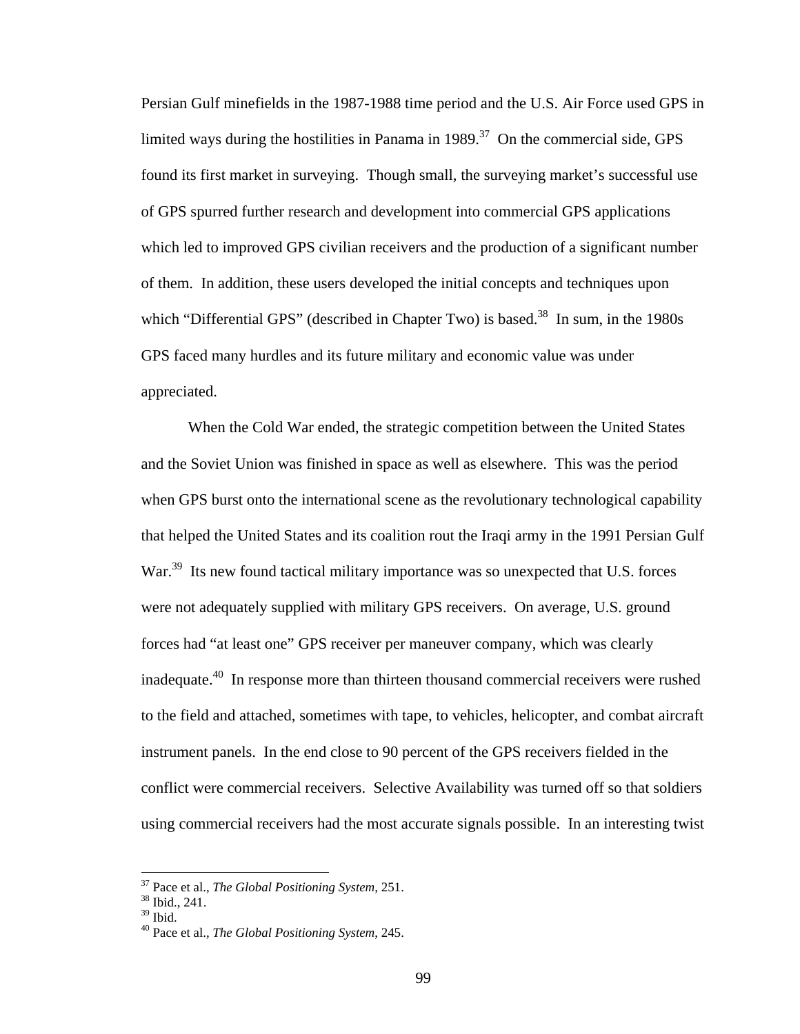Persian Gulf minefields in the 1987-1988 time period and the U.S. Air Force used GPS in limited ways during the hostilities in Panama in 1989.[37] On the commercial side, GPS found its first market in surveying. Though small, the surveying market's successful use of GPS spurred further research and development into commercial GPS applications which led to improved GPS civilian receivers and the production of a significant number of them. In addition, these users developed the initial concepts and techniques upon which "Differential GPS" (described in Chapter Two) is based.[38] In sum, in the 1980s GPS faced many hurdles and its future military and economic value was under appreciated.

When the Cold War ended, the strategic competition between the United States and the Soviet Union was finished in space as well as elsewhere. This was the period when GPS burst onto the international scene as the revolutionary technological capability that helped the United States and its coalition rout the Iraqi army in the 1991 Persian Gulf War.[39] Its new found tactical military importance was so unexpected that U.S. forces were not adequately supplied with military GPS receivers. On average, U.S. ground forces had "at least one" GPS receiver per maneuver company, which was clearly inadequate.[40] In response more than thirteen thousand commercial receivers were rushed to the field and attached, sometimes with tape, to vehicles, helicopter, and combat aircraft instrument panels. In the end close to 90 percent of the GPS receivers fielded in the conflict were commercial receivers. Selective Availability was turned off so that soldiers using commercial receivers had the most accurate signals possible. In an interesting twist

---

[37] Pace et al., *The Global Positioning System*, 251.
[38] Ibid., 241.
[39] Ibid.
[40] Pace et al., *The Global Positioning System*, 245.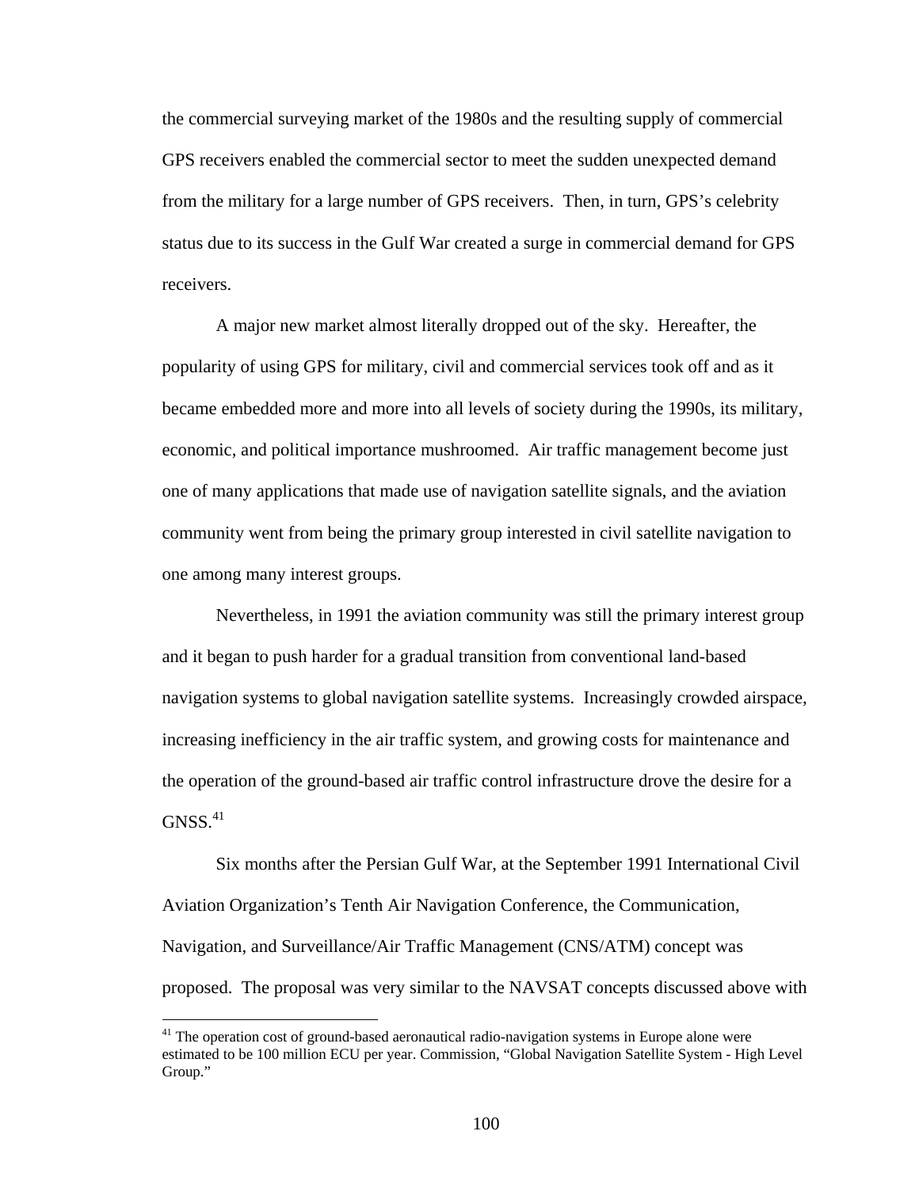the commercial surveying market of the 1980s and the resulting supply of commercial GPS receivers enabled the commercial sector to meet the sudden unexpected demand from the military for a large number of GPS receivers. Then, in turn, GPS's celebrity status due to its success in the Gulf War created a surge in commercial demand for GPS receivers.

A major new market almost literally dropped out of the sky. Hereafter, the popularity of using GPS for military, civil and commercial services took off and as it became embedded more and more into all levels of society during the 1990s, its military, economic, and political importance mushroomed. Air traffic management become just one of many applications that made use of navigation satellite signals, and the aviation community went from being the primary group interested in civil satellite navigation to one among many interest groups.

Nevertheless, in 1991 the aviation community was still the primary interest group and it began to push harder for a gradual transition from conventional land-based navigation systems to global navigation satellite systems. Increasingly crowded airspace, increasing inefficiency in the air traffic system, and growing costs for maintenance and the operation of the ground-based air traffic control infrastructure drove the desire for a GNSS.[41]

Six months after the Persian Gulf War, at the September 1991 International Civil Aviation Organization's Tenth Air Navigation Conference, the Communication, Navigation, and Surveillance/Air Traffic Management (CNS/ATM) concept was proposed. The proposal was very similar to the NAVSAT concepts discussed above with

---

[41] The operation cost of ground-based aeronautical radio-navigation systems in Europe alone were estimated to be 100 million ECU per year. Commission, "Global Navigation Satellite System - High Level Group."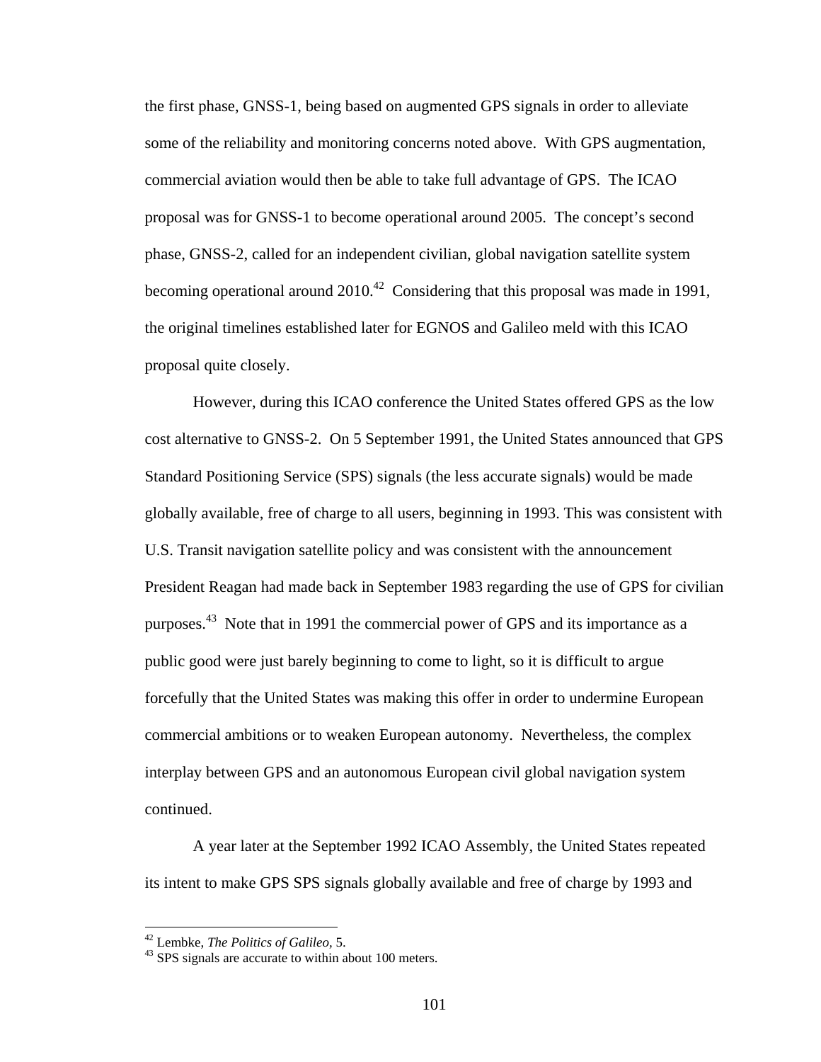the first phase, GNSS-1, being based on augmented GPS signals in order to alleviate some of the reliability and monitoring concerns noted above. With GPS augmentation, commercial aviation would then be able to take full advantage of GPS. The ICAO proposal was for GNSS-1 to become operational around 2005. The concept's second phase, GNSS-2, called for an independent civilian, global navigation satellite system becoming operational around 2010.[42] Considering that this proposal was made in 1991, the original timelines established later for EGNOS and Galileo meld with this ICAO proposal quite closely.

However, during this ICAO conference the United States offered GPS as the low cost alternative to GNSS-2. On 5 September 1991, the United States announced that GPS Standard Positioning Service (SPS) signals (the less accurate signals) would be made globally available, free of charge to all users, beginning in 1993. This was consistent with U.S. Transit navigation satellite policy and was consistent with the announcement President Reagan had made back in September 1983 regarding the use of GPS for civilian purposes.[43] Note that in 1991 the commercial power of GPS and its importance as a public good were just barely beginning to come to light, so it is difficult to argue forcefully that the United States was making this offer in order to undermine European commercial ambitions or to weaken European autonomy. Nevertheless, the complex interplay between GPS and an autonomous European civil global navigation system continued.

A year later at the September 1992 ICAO Assembly, the United States repeated its intent to make GPS SPS signals globally available and free of charge by 1993 and

---

[42] Lembke, *The Politics of Galileo*, 5.

[43] SPS signals are accurate to within about 100 meters.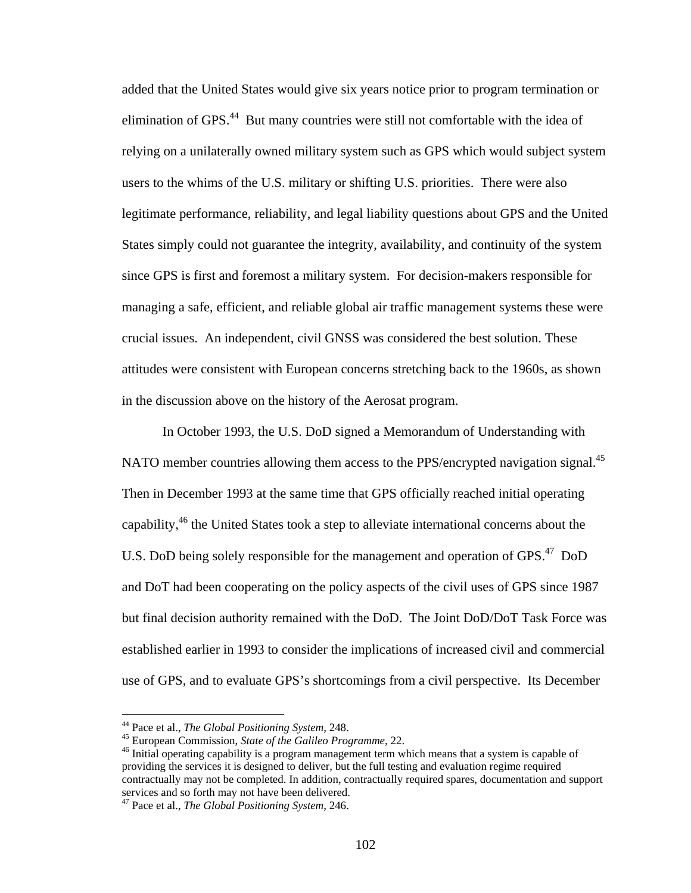added that the United States would give six years notice prior to program termination or elimination of GPS.[44] But many countries were still not comfortable with the idea of relying on a unilaterally owned military system such as GPS which would subject system users to the whims of the U.S. military or shifting U.S. priorities. There were also legitimate performance, reliability, and legal liability questions about GPS and the United States simply could not guarantee the integrity, availability, and continuity of the system since GPS is first and foremost a military system. For decision-makers responsible for managing a safe, efficient, and reliable global air traffic management systems these were crucial issues. An independent, civil GNSS was considered the best solution. These attitudes were consistent with European concerns stretching back to the 1960s, as shown in the discussion above on the history of the Aerosat program.

In October 1993, the U.S. DoD signed a Memorandum of Understanding with NATO member countries allowing them access to the PPS/encrypted navigation signal.[45] Then in December 1993 at the same time that GPS officially reached initial operating capability,[46] the United States took a step to alleviate international concerns about the U.S. DoD being solely responsible for the management and operation of GPS.[47] DoD and DoT had been cooperating on the policy aspects of the civil uses of GPS since 1987 but final decision authority remained with the DoD. The Joint DoD/DoT Task Force was established earlier in 1993 to consider the implications of increased civil and commercial use of GPS, and to evaluate GPS's shortcomings from a civil perspective. Its December

---

[44] Pace et al., *The Global Positioning System*, 248.

[45] European Commission, *State of the Galileo Programme*, 22.

[46] Initial operating capability is a program management term which means that a system is capable of providing the services it is designed to deliver, but the full testing and evaluation regime required contractually may not be completed. In addition, contractually required spares, documentation and support services and so forth may not have been delivered.

[47] Pace et al., *The Global Positioning System*, 246.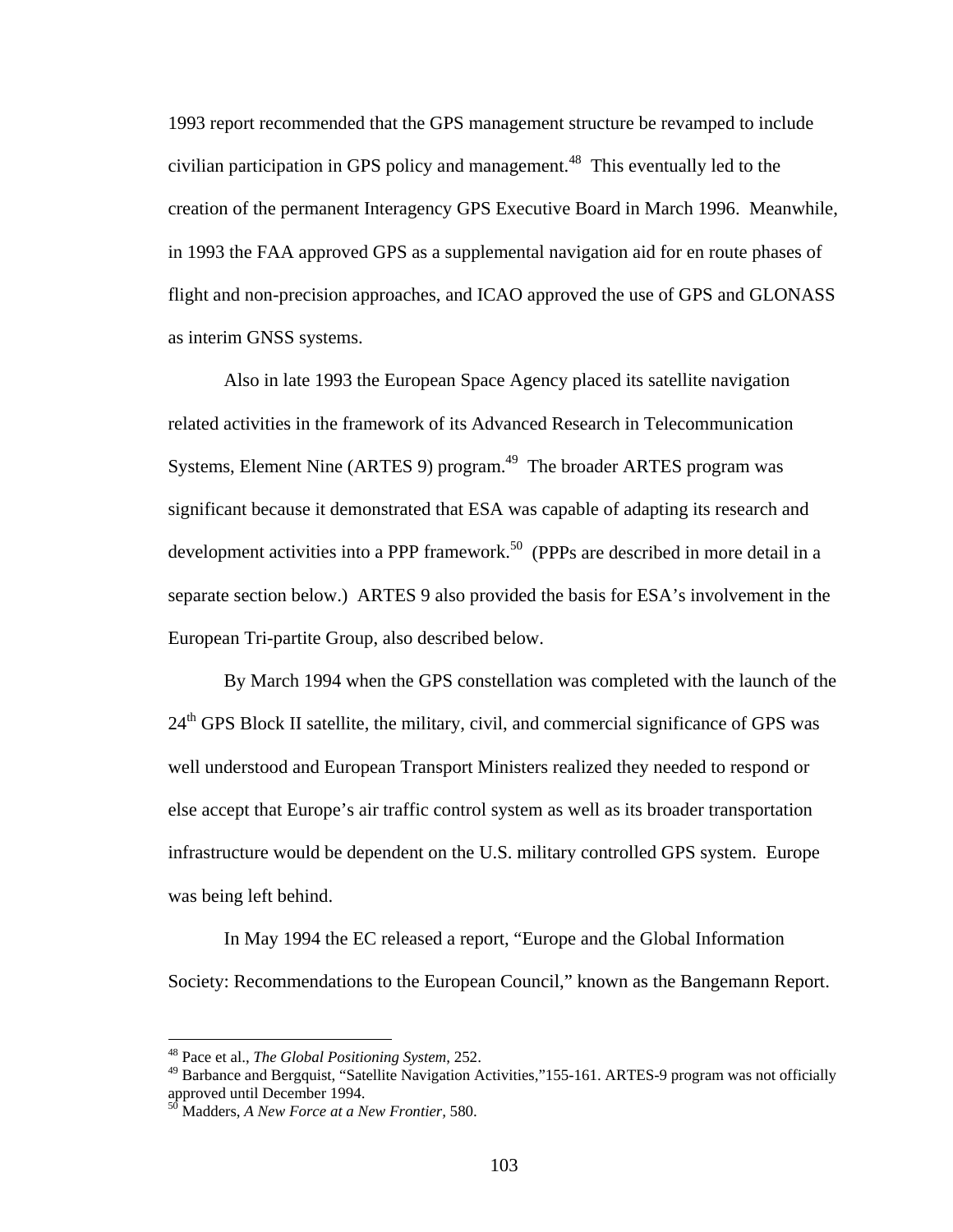1993 report recommended that the GPS management structure be revamped to include civilian participation in GPS policy and management.[48] This eventually led to the creation of the permanent Interagency GPS Executive Board in March 1996. Meanwhile, in 1993 the FAA approved GPS as a supplemental navigation aid for en route phases of flight and non-precision approaches, and ICAO approved the use of GPS and GLONASS as interim GNSS systems.

Also in late 1993 the European Space Agency placed its satellite navigation related activities in the framework of its Advanced Research in Telecommunication Systems, Element Nine (ARTES 9) program.[49] The broader ARTES program was significant because it demonstrated that ESA was capable of adapting its research and development activities into a PPP framework.[50] (PPPs are described in more detail in a separate section below.) ARTES 9 also provided the basis for ESA's involvement in the European Tri-partite Group, also described below.

By March 1994 when the GPS constellation was completed with the launch of the 24th GPS Block II satellite, the military, civil, and commercial significance of GPS was well understood and European Transport Ministers realized they needed to respond or else accept that Europe's air traffic control system as well as its broader transportation infrastructure would be dependent on the U.S. military controlled GPS system. Europe was being left behind.

In May 1994 the EC released a report, "Europe and the Global Information Society: Recommendations to the European Council," known as the Bangemann Report.

---

[48] Pace et al., *The Global Positioning System*, 252.

[49] Barbance and Bergquist, "Satellite Navigation Activities,"155-161. ARTES-9 program was not officially approved until December 1994.

[50] Madders, *A New Force at a New Frontier*, 580.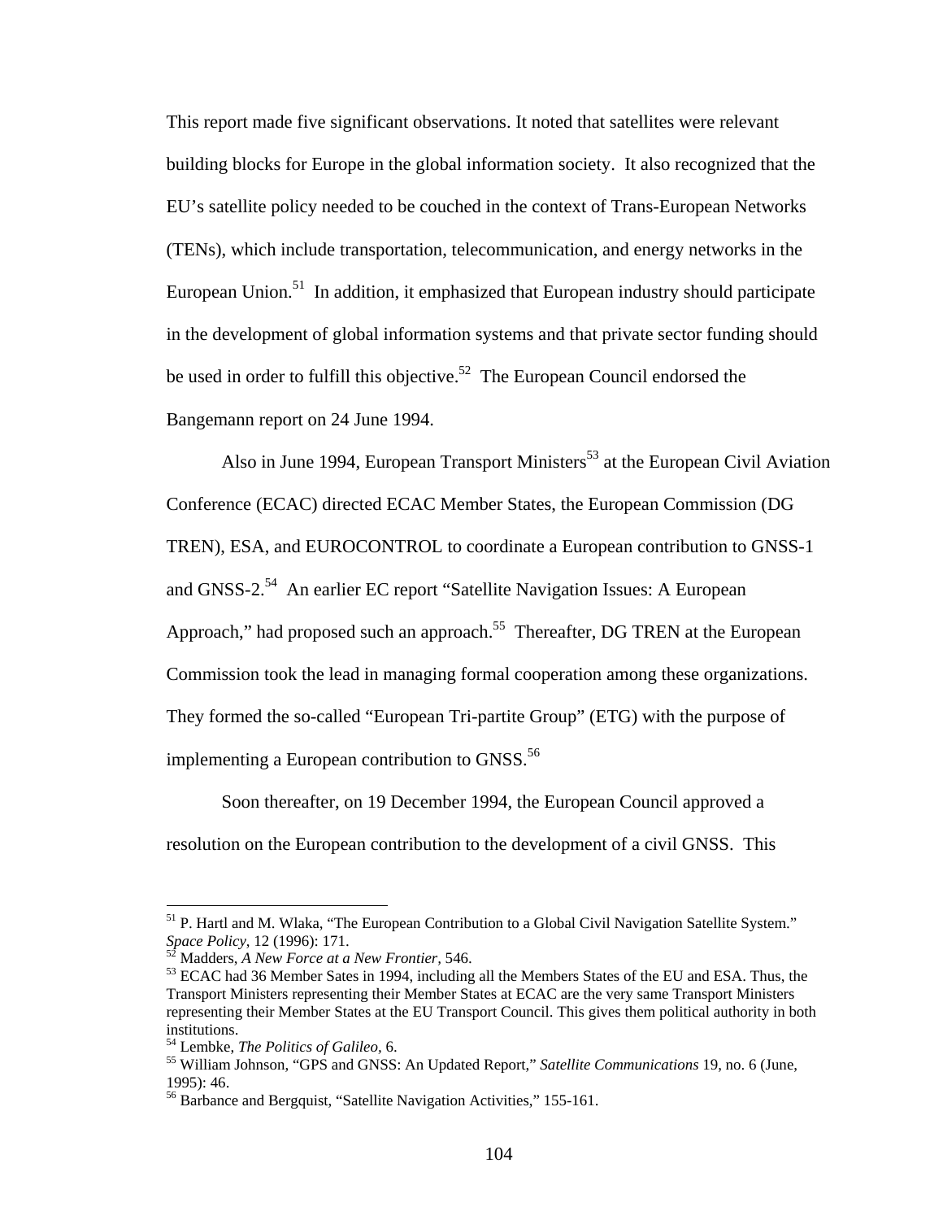This report made five significant observations. It noted that satellites were relevant building blocks for Europe in the global information society. It also recognized that the EU's satellite policy needed to be couched in the context of Trans-European Networks (TENs), which include transportation, telecommunication, and energy networks in the European Union.[51] In addition, it emphasized that European industry should participate in the development of global information systems and that private sector funding should be used in order to fulfill this objective.[52] The European Council endorsed the Bangemann report on 24 June 1994.

Also in June 1994, European Transport Ministers[53] at the European Civil Aviation Conference (ECAC) directed ECAC Member States, the European Commission (DG TREN), ESA, and EUROCONTROL to coordinate a European contribution to GNSS-1 and GNSS-2.[54] An earlier EC report "Satellite Navigation Issues: A European Approach," had proposed such an approach.[55] Thereafter, DG TREN at the European Commission took the lead in managing formal cooperation among these organizations. They formed the so-called "European Tri-partite Group" (ETG) with the purpose of implementing a European contribution to GNSS.[56]

Soon thereafter, on 19 December 1994, the European Council approved a resolution on the European contribution to the development of a civil GNSS. This

---

[51] P. Hartl and M. Wlaka, "The European Contribution to a Global Civil Navigation Satellite System." *Space Policy*, 12 (1996): 171.

[52] Madders, *A New Force at a New Frontier*, 546.

[53] ECAC had 36 Member Sates in 1994, including all the Members States of the EU and ESA. Thus, the Transport Ministers representing their Member States at ECAC are the very same Transport Ministers representing their Member States at the EU Transport Council. This gives them political authority in both institutions.

[54] Lembke, *The Politics of Galileo*, 6.

[55] William Johnson, "GPS and GNSS: An Updated Report," *Satellite Communications* 19, no. 6 (June, 1995): 46.

[56] Barbance and Bergquist, "Satellite Navigation Activities," 155-161.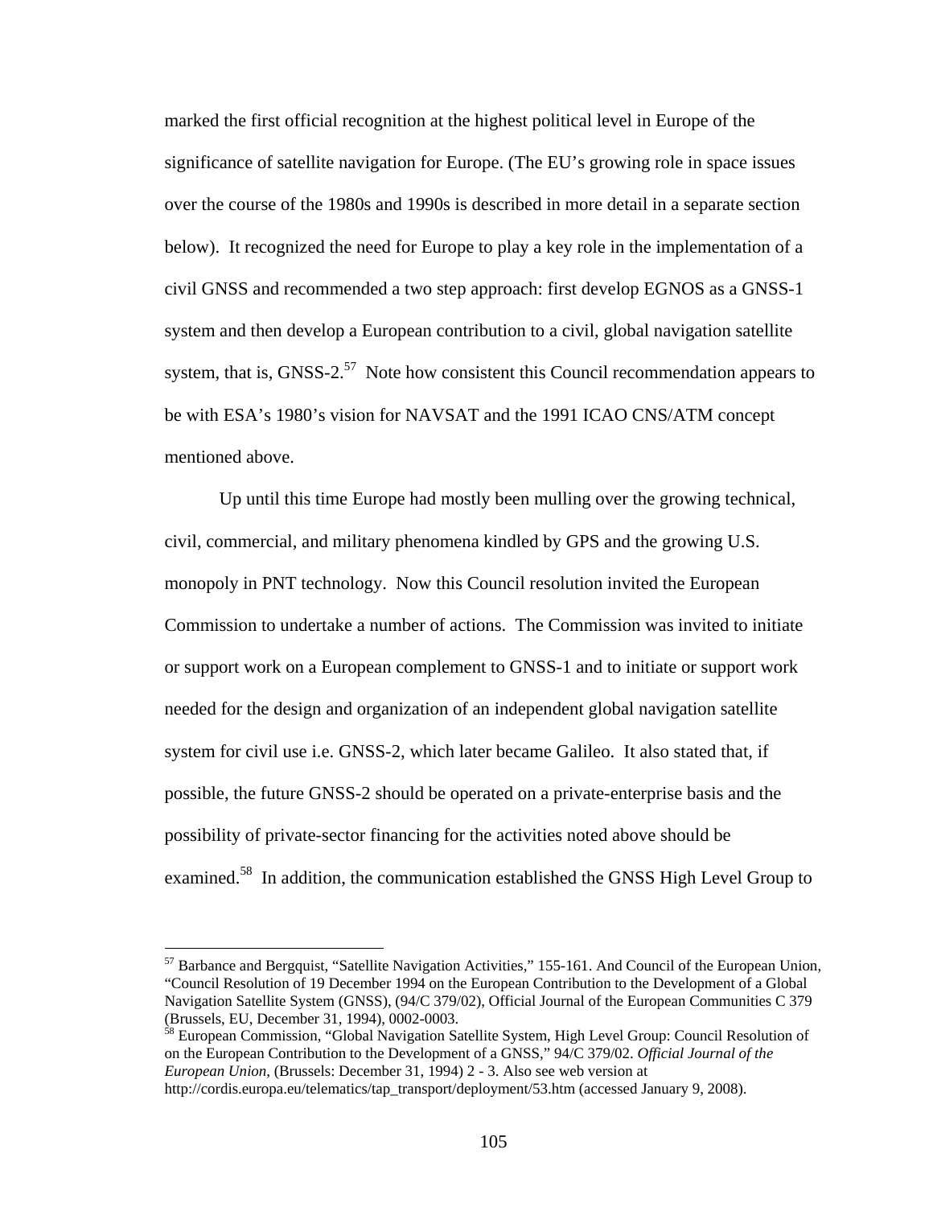marked the first official recognition at the highest political level in Europe of the significance of satellite navigation for Europe. (The EU's growing role in space issues over the course of the 1980s and 1990s is described in more detail in a separate section below). It recognized the need for Europe to play a key role in the implementation of a civil GNSS and recommended a two step approach: first develop EGNOS as a GNSS-1 system and then develop a European contribution to a civil, global navigation satellite system, that is, GNSS-2.[57] Note how consistent this Council recommendation appears to be with ESA's 1980's vision for NAVSAT and the 1991 ICAO CNS/ATM concept mentioned above.

Up until this time Europe had mostly been mulling over the growing technical, civil, commercial, and military phenomena kindled by GPS and the growing U.S. monopoly in PNT technology. Now this Council resolution invited the European Commission to undertake a number of actions. The Commission was invited to initiate or support work on a European complement to GNSS-1 and to initiate or support work needed for the design and organization of an independent global navigation satellite system for civil use i.e. GNSS-2, which later became Galileo. It also stated that, if possible, the future GNSS-2 should be operated on a private-enterprise basis and the possibility of private-sector financing for the activities noted above should be examined.[58] In addition, the communication established the GNSS High Level Group to

---

[57] Barbance and Bergquist, "Satellite Navigation Activities," 155-161. And Council of the European Union, "Council Resolution of 19 December 1994 on the European Contribution to the Development of a Global Navigation Satellite System (GNSS), (94/C 379/02), Official Journal of the European Communities C 379 (Brussels, EU, December 31, 1994), 0002-0003.

[58] European Commission, "Global Navigation Satellite System, High Level Group: Council Resolution of on the European Contribution to the Development of a GNSS," 94/C 379/02. *Official Journal of the European Union*, (Brussels: December 31, 1994) 2 - 3. Also see web version at http://cordis.europa.eu/telematics/tap_transport/deployment/53.htm (accessed January 9, 2008).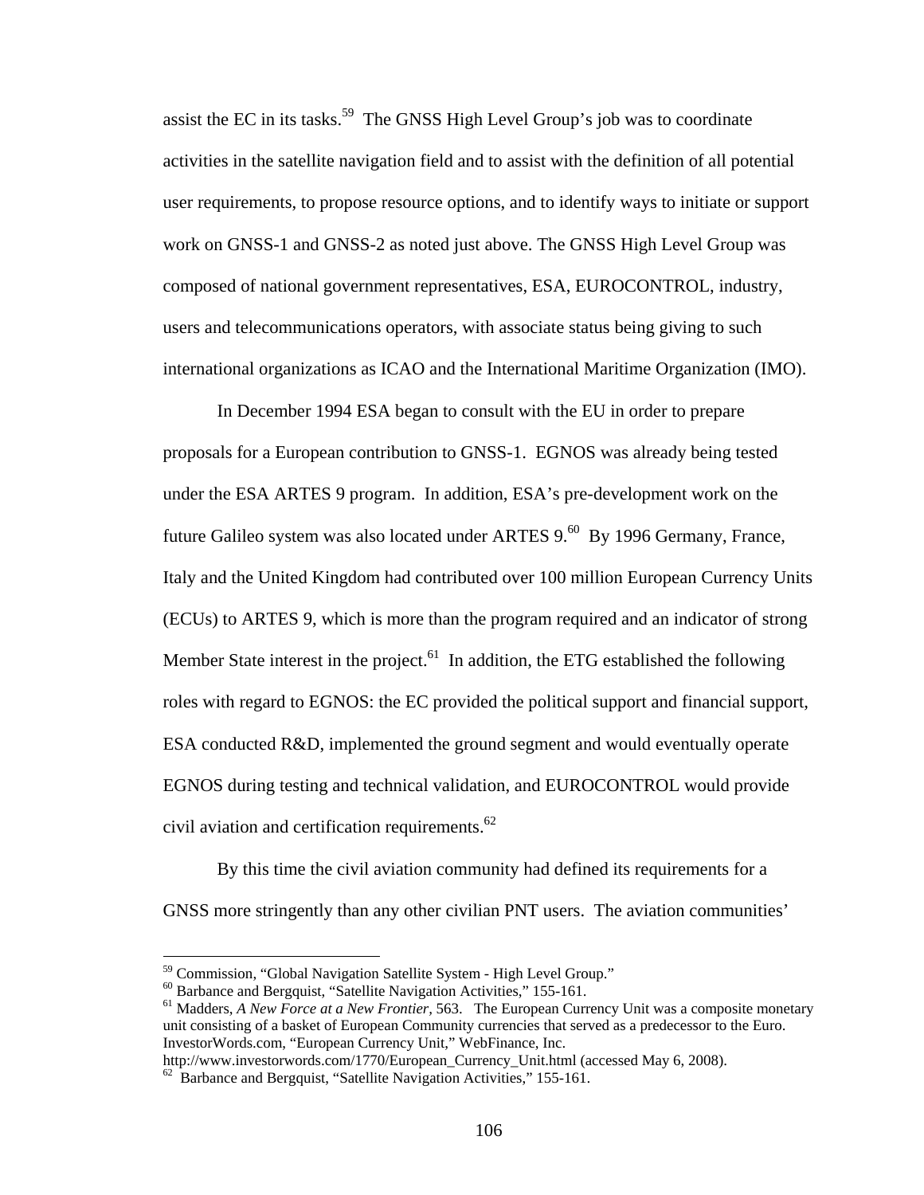assist the EC in its tasks.[59] The GNSS High Level Group's job was to coordinate activities in the satellite navigation field and to assist with the definition of all potential user requirements, to propose resource options, and to identify ways to initiate or support work on GNSS-1 and GNSS-2 as noted just above. The GNSS High Level Group was composed of national government representatives, ESA, EUROCONTROL, industry, users and telecommunications operators, with associate status being giving to such international organizations as ICAO and the International Maritime Organization (IMO).

In December 1994 ESA began to consult with the EU in order to prepare proposals for a European contribution to GNSS-1. EGNOS was already being tested under the ESA ARTES 9 program. In addition, ESA's pre-development work on the future Galileo system was also located under ARTES 9.[60] By 1996 Germany, France, Italy and the United Kingdom had contributed over 100 million European Currency Units (ECUs) to ARTES 9, which is more than the program required and an indicator of strong Member State interest in the project.[61] In addition, the ETG established the following roles with regard to EGNOS: the EC provided the political support and financial support, ESA conducted R&D, implemented the ground segment and would eventually operate EGNOS during testing and technical validation, and EUROCONTROL would provide civil aviation and certification requirements.[62]

By this time the civil aviation community had defined its requirements for a GNSS more stringently than any other civilian PNT users. The aviation communities'

---

[59] Commission, "Global Navigation Satellite System - High Level Group."

[60] Barbance and Bergquist, "Satellite Navigation Activities," 155-161.

[61] Madders, *A New Force at a New Frontier*, 563. The European Currency Unit was a composite monetary unit consisting of a basket of European Community currencies that served as a predecessor to the Euro. InvestorWords.com, "European Currency Unit," WebFinance, Inc. http://www.investorwords.com/1770/European_Currency_Unit.html (accessed May 6, 2008).

[62] Barbance and Bergquist, "Satellite Navigation Activities," 155-161.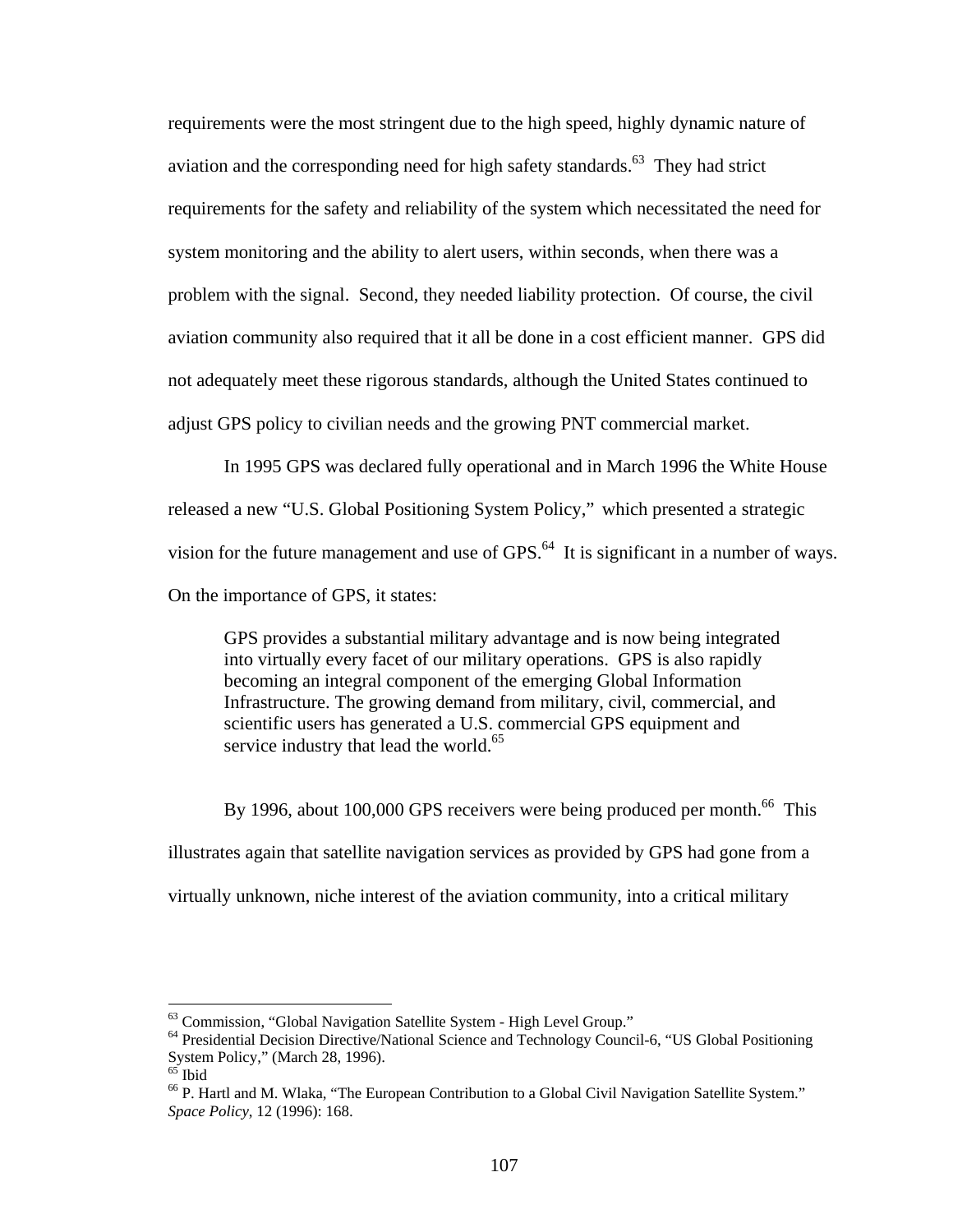requirements were the most stringent due to the high speed, highly dynamic nature of aviation and the corresponding need for high safety standards.[63] They had strict requirements for the safety and reliability of the system which necessitated the need for system monitoring and the ability to alert users, within seconds, when there was a problem with the signal. Second, they needed liability protection. Of course, the civil aviation community also required that it all be done in a cost efficient manner. GPS did not adequately meet these rigorous standards, although the United States continued to adjust GPS policy to civilian needs and the growing PNT commercial market.

In 1995 GPS was declared fully operational and in March 1996 the White House released a new "U.S. Global Positioning System Policy," which presented a strategic vision for the future management and use of GPS.[64] It is significant in a number of ways. On the importance of GPS, it states:

> GPS provides a substantial military advantage and is now being integrated into virtually every facet of our military operations. GPS is also rapidly becoming an integral component of the emerging Global Information Infrastructure. The growing demand from military, civil, commercial, and scientific users has generated a U.S. commercial GPS equipment and service industry that lead the world.[65]

By 1996, about 100,000 GPS receivers were being produced per month.[66] This illustrates again that satellite navigation services as provided by GPS had gone from a virtually unknown, niche interest of the aviation community, into a critical military

---

[63] Commission, "Global Navigation Satellite System - High Level Group."

[64] Presidential Decision Directive/National Science and Technology Council-6, "US Global Positioning System Policy," (March 28, 1996).

[65] Ibid

[66] P. Hartl and M. Wlaka, "The European Contribution to a Global Civil Navigation Satellite System." *Space Policy*, 12 (1996): 168.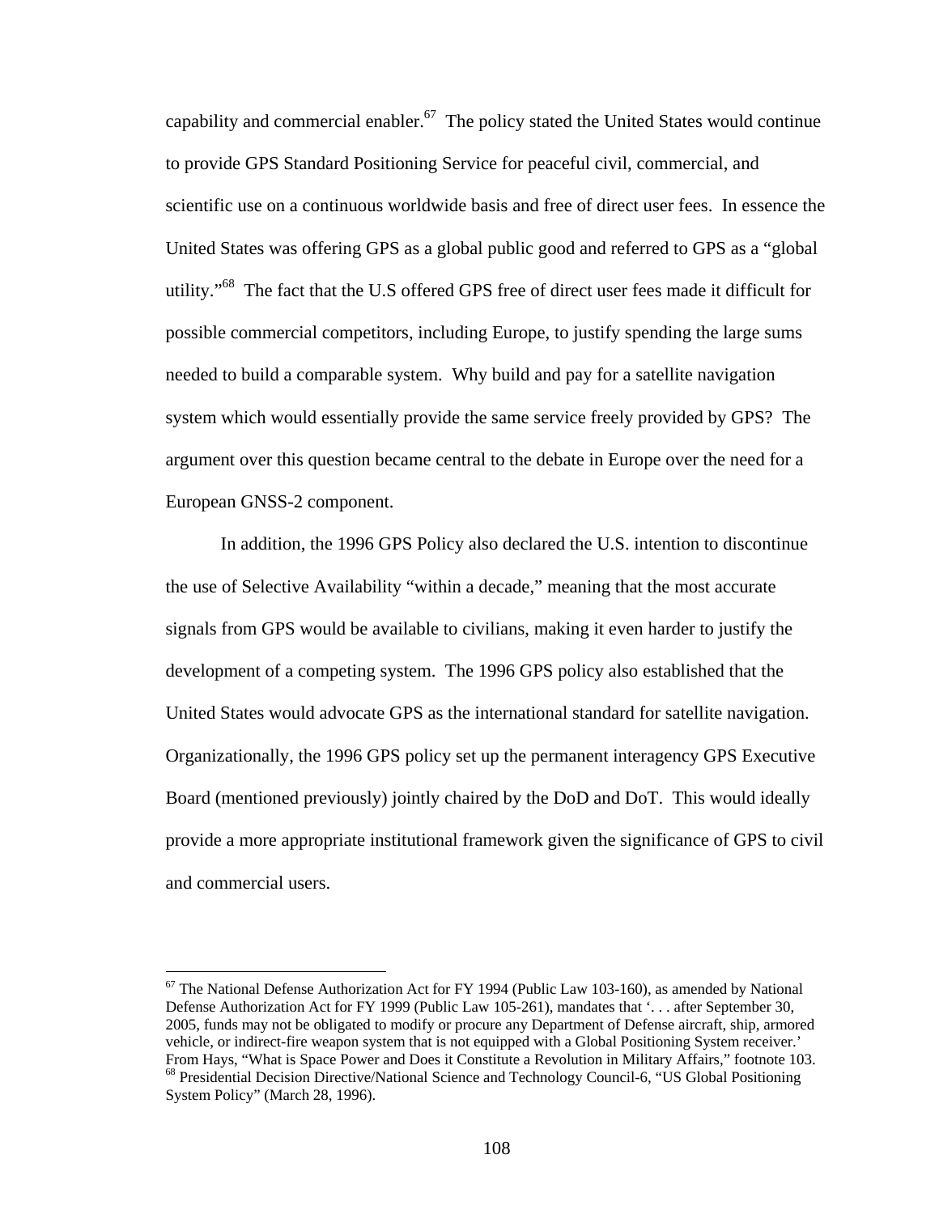capability and commercial enabler.[67] The policy stated the United States would continue to provide GPS Standard Positioning Service for peaceful civil, commercial, and scientific use on a continuous worldwide basis and free of direct user fees. In essence the United States was offering GPS as a global public good and referred to GPS as a "global utility."[68] The fact that the U.S offered GPS free of direct user fees made it difficult for possible commercial competitors, including Europe, to justify spending the large sums needed to build a comparable system. Why build and pay for a satellite navigation system which would essentially provide the same service freely provided by GPS? The argument over this question became central to the debate in Europe over the need for a European GNSS-2 component.

In addition, the 1996 GPS Policy also declared the U.S. intention to discontinue the use of Selective Availability "within a decade," meaning that the most accurate signals from GPS would be available to civilians, making it even harder to justify the development of a competing system. The 1996 GPS policy also established that the United States would advocate GPS as the international standard for satellite navigation. Organizationally, the 1996 GPS policy set up the permanent interagency GPS Executive Board (mentioned previously) jointly chaired by the DoD and DoT. This would ideally provide a more appropriate institutional framework given the significance of GPS to civil and commercial users.

---

[67] The National Defense Authorization Act for FY 1994 (Public Law 103-160), as amended by National Defense Authorization Act for FY 1999 (Public Law 105-261), mandates that '. . . after September 30, 2005, funds may not be obligated to modify or procure any Department of Defense aircraft, ship, armored vehicle, or indirect-fire weapon system that is not equipped with a Global Positioning System receiver.' From Hays, "What is Space Power and Does it Constitute a Revolution in Military Affairs," footnote 103.

[68] Presidential Decision Directive/National Science and Technology Council-6, "US Global Positioning System Policy" (March 28, 1996).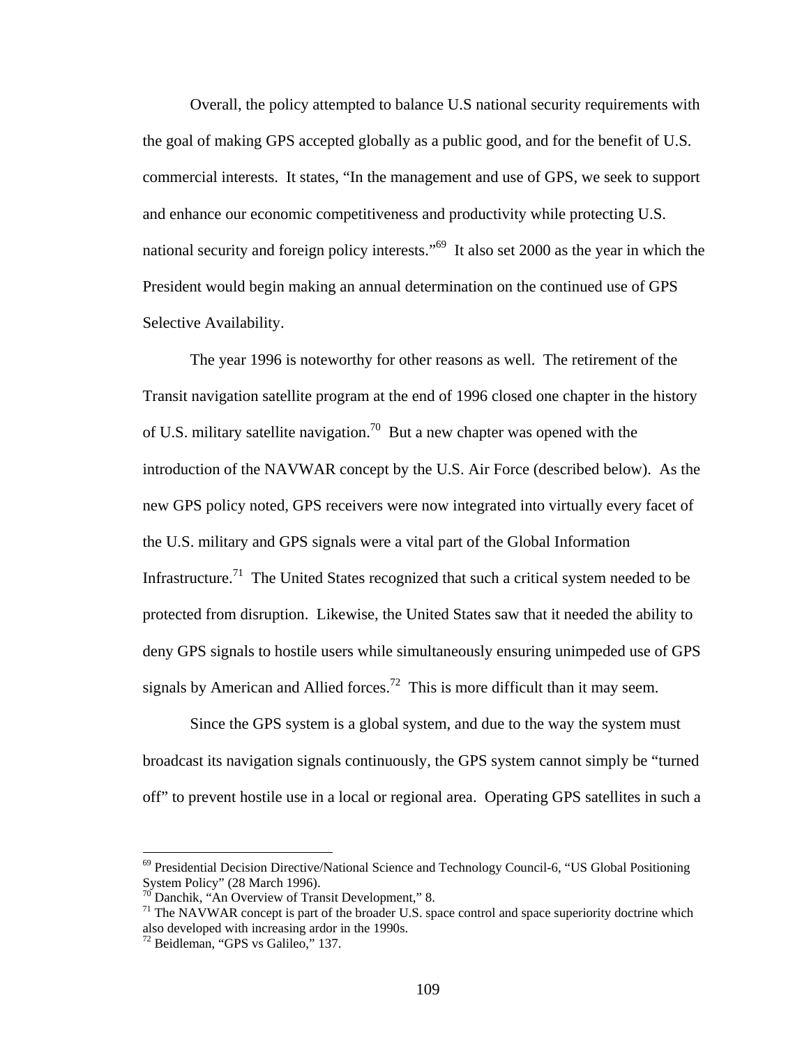Overall, the policy attempted to balance U.S national security requirements with the goal of making GPS accepted globally as a public good, and for the benefit of U.S. commercial interests. It states, "In the management and use of GPS, we seek to support and enhance our economic competitiveness and productivity while protecting U.S. national security and foreign policy interests."[69] It also set 2000 as the year in which the President would begin making an annual determination on the continued use of GPS Selective Availability.

The year 1996 is noteworthy for other reasons as well. The retirement of the Transit navigation satellite program at the end of 1996 closed one chapter in the history of U.S. military satellite navigation.[70] But a new chapter was opened with the introduction of the NAVWAR concept by the U.S. Air Force (described below). As the new GPS policy noted, GPS receivers were now integrated into virtually every facet of the U.S. military and GPS signals were a vital part of the Global Information Infrastructure.[71] The United States recognized that such a critical system needed to be protected from disruption. Likewise, the United States saw that it needed the ability to deny GPS signals to hostile users while simultaneously ensuring unimpeded use of GPS signals by American and Allied forces.[72] This is more difficult than it may seem.

Since the GPS system is a global system, and due to the way the system must broadcast its navigation signals continuously, the GPS system cannot simply be "turned off" to prevent hostile use in a local or regional area. Operating GPS satellites in such a

---

[69] Presidential Decision Directive/National Science and Technology Council-6, "US Global Positioning System Policy" (28 March 1996).

[70] Danchik, "An Overview of Transit Development," 8.

[71] The NAVWAR concept is part of the broader U.S. space control and space superiority doctrine which also developed with increasing ardor in the 1990s.

[72] Beidleman, "GPS vs Galileo," 137.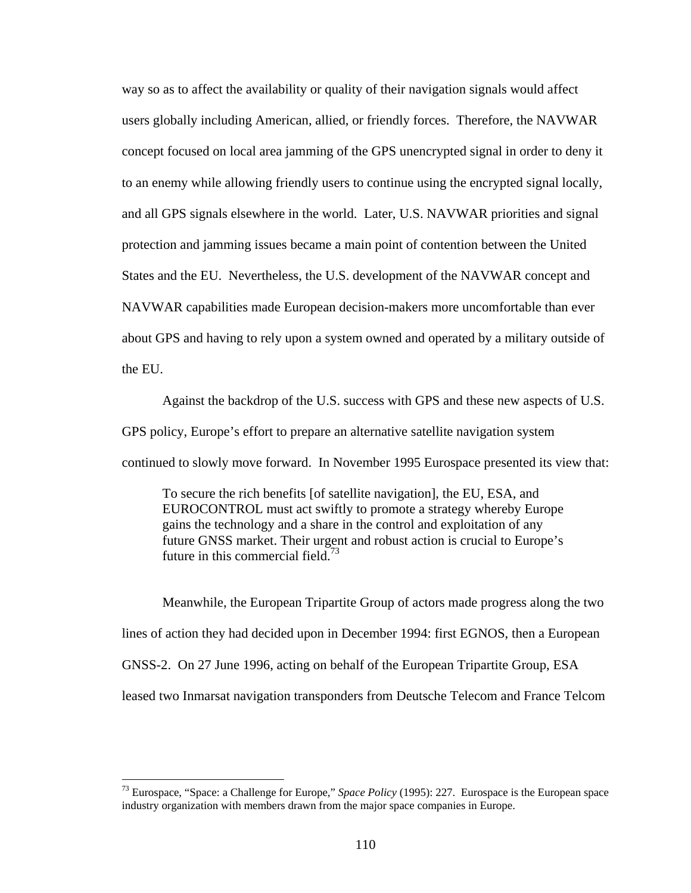way so as to affect the availability or quality of their navigation signals would affect users globally including American, allied, or friendly forces. Therefore, the NAVWAR concept focused on local area jamming of the GPS unencrypted signal in order to deny it to an enemy while allowing friendly users to continue using the encrypted signal locally, and all GPS signals elsewhere in the world. Later, U.S. NAVWAR priorities and signal protection and jamming issues became a main point of contention between the United States and the EU. Nevertheless, the U.S. development of the NAVWAR concept and NAVWAR capabilities made European decision-makers more uncomfortable than ever about GPS and having to rely upon a system owned and operated by a military outside of the EU.

Against the backdrop of the U.S. success with GPS and these new aspects of U.S. GPS policy, Europe's effort to prepare an alternative satellite navigation system continued to slowly move forward. In November 1995 Eurospace presented its view that:

> To secure the rich benefits [of satellite navigation], the EU, ESA, and EUROCONTROL must act swiftly to promote a strategy whereby Europe gains the technology and a share in the control and exploitation of any future GNSS market. Their urgent and robust action is crucial to Europe's future in this commercial field.[73]

Meanwhile, the European Tripartite Group of actors made progress along the two lines of action they had decided upon in December 1994: first EGNOS, then a European GNSS-2. On 27 June 1996, acting on behalf of the European Tripartite Group, ESA leased two Inmarsat navigation transponders from Deutsche Telecom and France Telcom

---

[73] Eurospace, "Space: a Challenge for Europe," *Space Policy* (1995): 227. Eurospace is the European space industry organization with members drawn from the major space companies in Europe.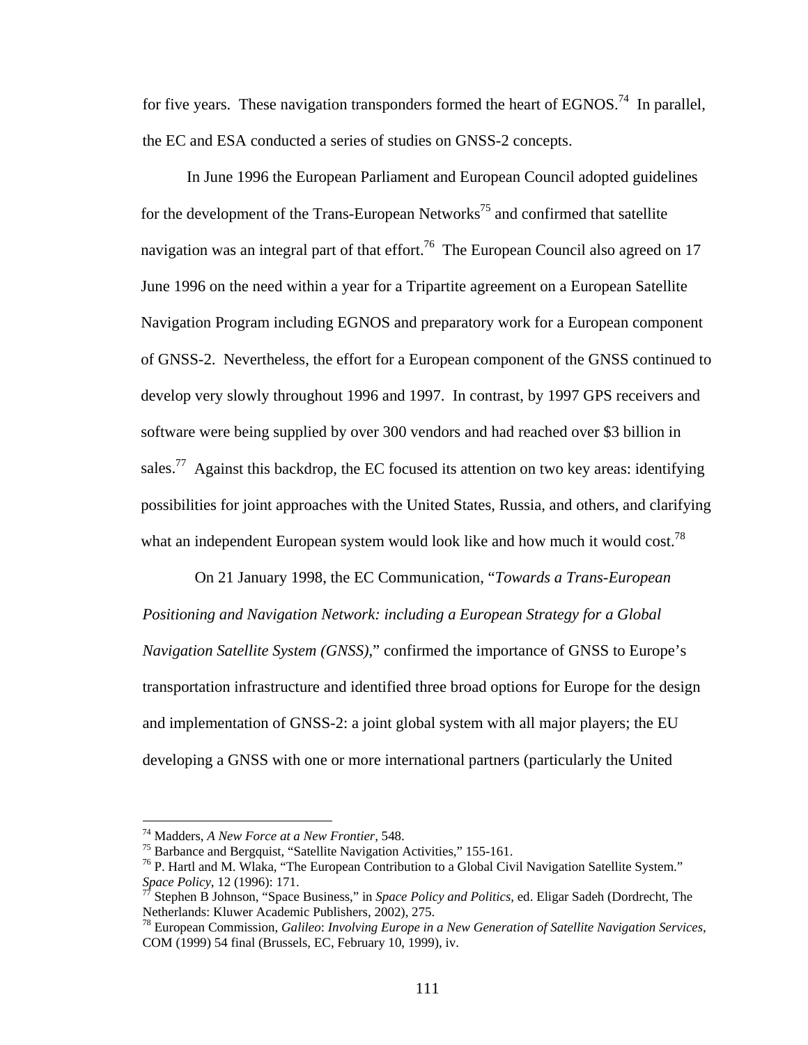for five years. These navigation transponders formed the heart of EGNOS.[74] In parallel, the EC and ESA conducted a series of studies on GNSS-2 concepts.

In June 1996 the European Parliament and European Council adopted guidelines for the development of the Trans-European Networks[75] and confirmed that satellite navigation was an integral part of that effort.[76] The European Council also agreed on 17 June 1996 on the need within a year for a Tripartite agreement on a European Satellite Navigation Program including EGNOS and preparatory work for a European component of GNSS-2. Nevertheless, the effort for a European component of the GNSS continued to develop very slowly throughout 1996 and 1997. In contrast, by 1997 GPS receivers and software were being supplied by over 300 vendors and had reached over $3 billion in sales.[77] Against this backdrop, the EC focused its attention on two key areas: identifying possibilities for joint approaches with the United States, Russia, and others, and clarifying what an independent European system would look like and how much it would cost.[78]

On 21 January 1998, the EC Communication, "*Towards a Trans-European Positioning and Navigation Network: including a European Strategy for a Global Navigation Satellite System (GNSS)*," confirmed the importance of GNSS to Europe's transportation infrastructure and identified three broad options for Europe for the design and implementation of GNSS-2: a joint global system with all major players; the EU developing a GNSS with one or more international partners (particularly the United

---

[74] Madders, *A New Force at a New Frontier*, 548.

[75] Barbance and Bergquist, "Satellite Navigation Activities," 155-161.

[76] P. Hartl and M. Wlaka, "The European Contribution to a Global Civil Navigation Satellite System." *Space Policy*, 12 (1996): 171.

[77] Stephen B Johnson, "Space Business," in *Space Policy and Politics*, ed. Eligar Sadeh (Dordrecht, The Netherlands: Kluwer Academic Publishers, 2002), 275.

[78] European Commission, *Galileo*: *Involving Europe in a New Generation of Satellite Navigation Services*, COM (1999) 54 final (Brussels, EC, February 10, 1999), iv.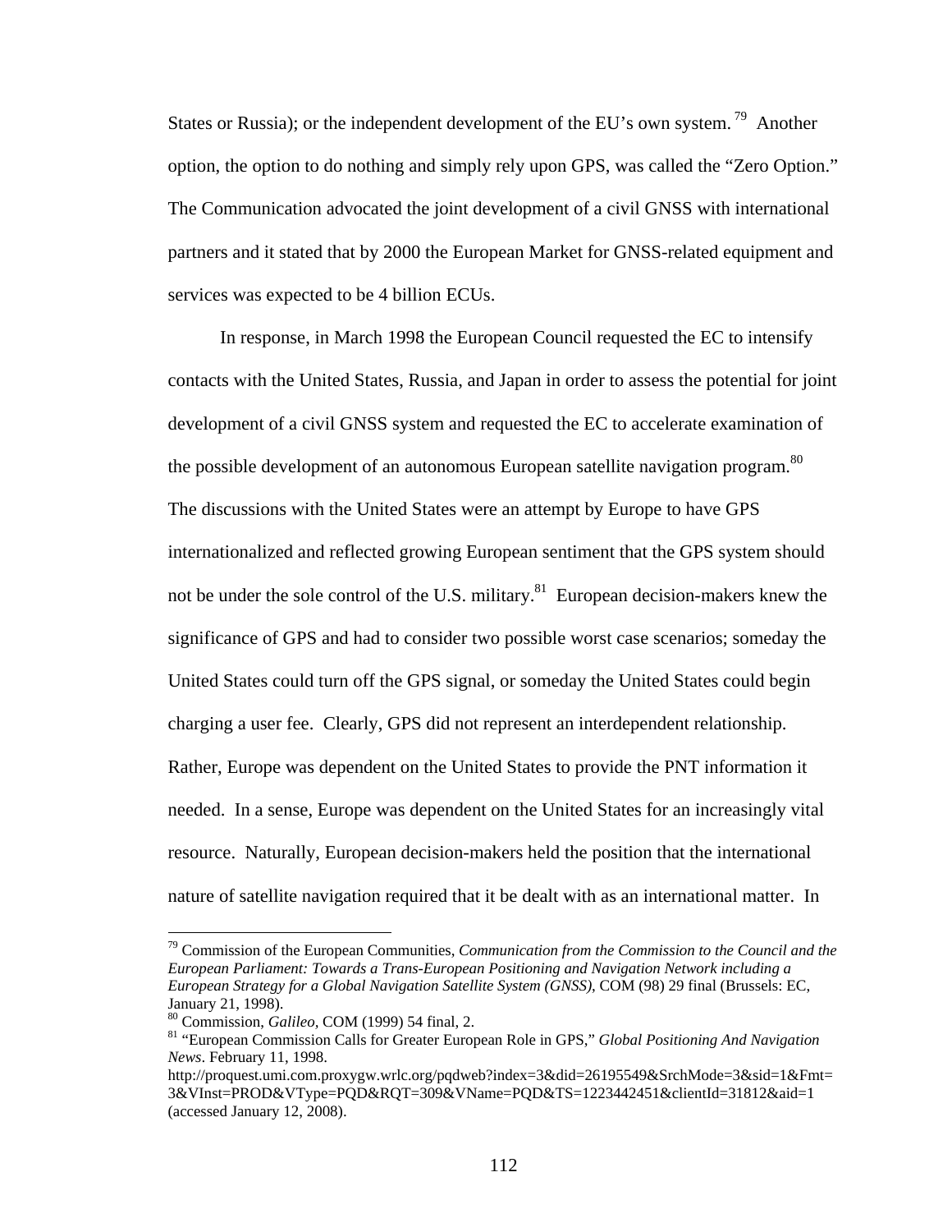States or Russia); or the independent development of the EU's own system.[79] Another option, the option to do nothing and simply rely upon GPS, was called the "Zero Option." The Communication advocated the joint development of a civil GNSS with international partners and it stated that by 2000 the European Market for GNSS-related equipment and services was expected to be 4 billion ECUs.

In response, in March 1998 the European Council requested the EC to intensify contacts with the United States, Russia, and Japan in order to assess the potential for joint development of a civil GNSS system and requested the EC to accelerate examination of the possible development of an autonomous European satellite navigation program.[80] The discussions with the United States were an attempt by Europe to have GPS internationalized and reflected growing European sentiment that the GPS system should not be under the sole control of the U.S. military.[81] European decision-makers knew the significance of GPS and had to consider two possible worst case scenarios; someday the United States could turn off the GPS signal, or someday the United States could begin charging a user fee. Clearly, GPS did not represent an interdependent relationship. Rather, Europe was dependent on the United States to provide the PNT information it needed. In a sense, Europe was dependent on the United States for an increasingly vital resource. Naturally, European decision-makers held the position that the international nature of satellite navigation required that it be dealt with as an international matter. In

---

[79] Commission of the European Communities, *Communication from the Commission to the Council and the European Parliament: Towards a Trans-European Positioning and Navigation Network including a European Strategy for a Global Navigation Satellite System (GNSS)*, COM (98) 29 final (Brussels: EC, January 21, 1998).

[80] Commission, *Galileo*, COM (1999) 54 final, 2.

[81] "European Commission Calls for Greater European Role in GPS," *Global Positioning And Navigation News*. February 11, 1998. http://proquest.umi.com.proxygw.wrlc.org/pqdweb?index=3&did=26195549&SrchMode=3&sid=1&Fmt=3&VInst=PROD&VType=PQD&RQT=309&VName=PQD&TS=1223442451&clientId=31812&aid=1 (accessed January 12, 2008).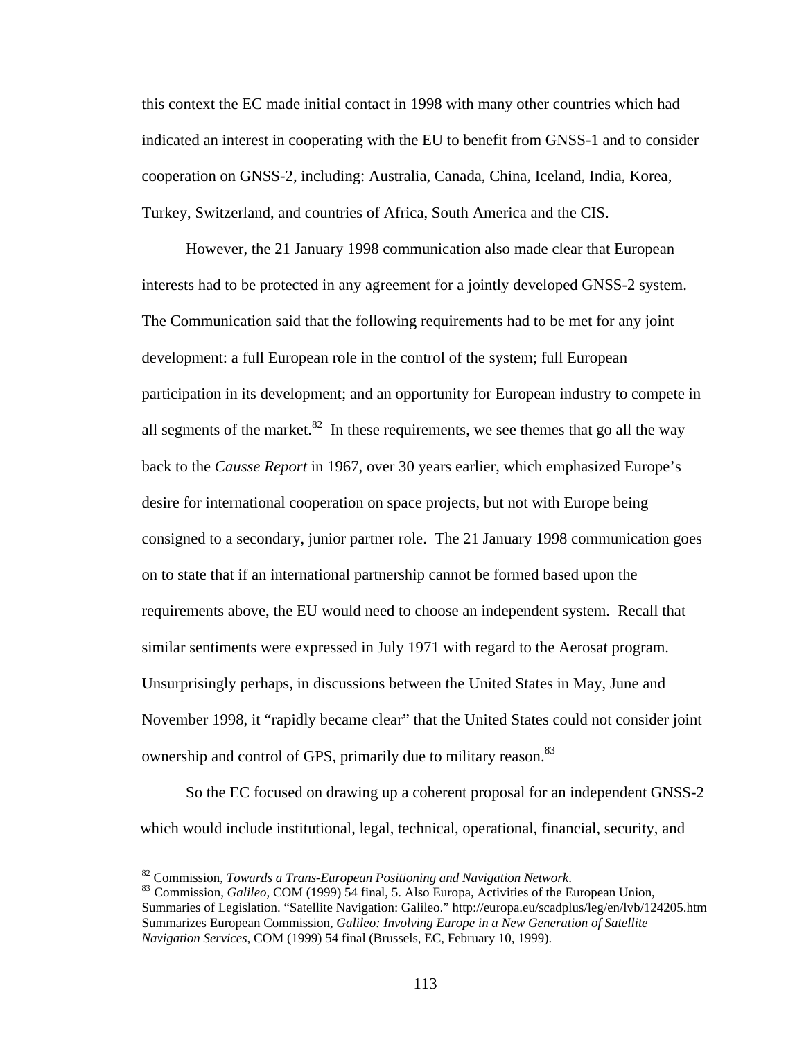this context the EC made initial contact in 1998 with many other countries which had indicated an interest in cooperating with the EU to benefit from GNSS-1 and to consider cooperation on GNSS-2, including: Australia, Canada, China, Iceland, India, Korea, Turkey, Switzerland, and countries of Africa, South America and the CIS.

However, the 21 January 1998 communication also made clear that European interests had to be protected in any agreement for a jointly developed GNSS-2 system. The Communication said that the following requirements had to be met for any joint development: a full European role in the control of the system; full European participation in its development; and an opportunity for European industry to compete in all segments of the market.[82] In these requirements, we see themes that go all the way back to the *Causse Report* in 1967, over 30 years earlier, which emphasized Europe's desire for international cooperation on space projects, but not with Europe being consigned to a secondary, junior partner role. The 21 January 1998 communication goes on to state that if an international partnership cannot be formed based upon the requirements above, the EU would need to choose an independent system. Recall that similar sentiments were expressed in July 1971 with regard to the Aerosat program. Unsurprisingly perhaps, in discussions between the United States in May, June and November 1998, it "rapidly became clear" that the United States could not consider joint ownership and control of GPS, primarily due to military reason.[83]

So the EC focused on drawing up a coherent proposal for an independent GNSS-2 which would include institutional, legal, technical, operational, financial, security, and

---

[82] Commission, *Towards a Trans-European Positioning and Navigation Network*.

[83] Commission, *Galileo,* COM (1999) 54 final, 5. Also Europa, Activities of the European Union, Summaries of Legislation. "Satellite Navigation: Galileo." http://europa.eu/scadplus/leg/en/lvb/124205.htm Summarizes European Commission, *Galileo: Involving Europe in a New Generation of Satellite Navigation Services,* COM (1999) 54 final (Brussels, EC, February 10, 1999).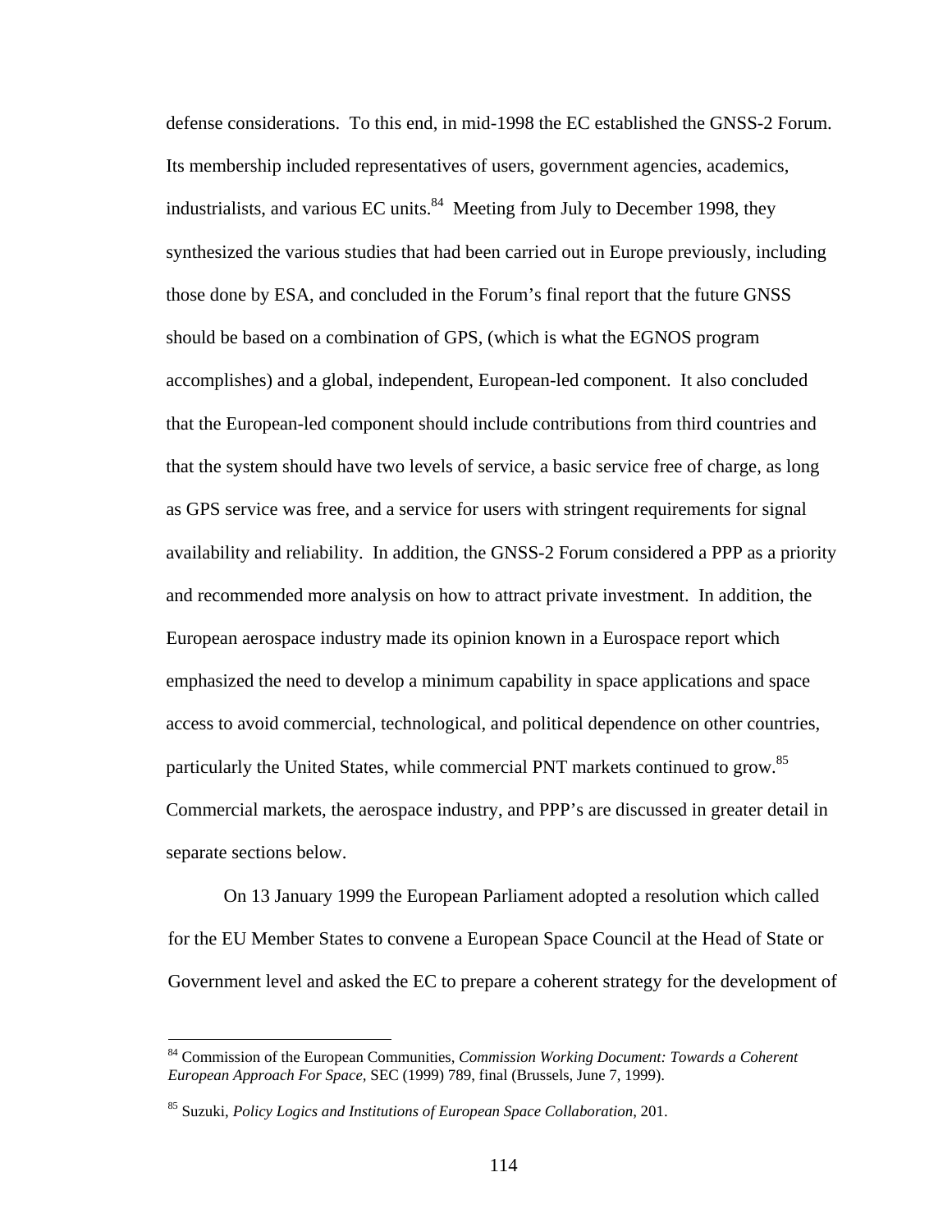defense considerations. To this end, in mid-1998 the EC established the GNSS-2 Forum. Its membership included representatives of users, government agencies, academics, industrialists, and various EC units.[84] Meeting from July to December 1998, they synthesized the various studies that had been carried out in Europe previously, including those done by ESA, and concluded in the Forum's final report that the future GNSS should be based on a combination of GPS, (which is what the EGNOS program accomplishes) and a global, independent, European-led component. It also concluded that the European-led component should include contributions from third countries and that the system should have two levels of service, a basic service free of charge, as long as GPS service was free, and a service for users with stringent requirements for signal availability and reliability. In addition, the GNSS-2 Forum considered a PPP as a priority and recommended more analysis on how to attract private investment. In addition, the European aerospace industry made its opinion known in a Eurospace report which emphasized the need to develop a minimum capability in space applications and space access to avoid commercial, technological, and political dependence on other countries, particularly the United States, while commercial PNT markets continued to grow.[85] Commercial markets, the aerospace industry, and PPP's are discussed in greater detail in separate sections below.

On 13 January 1999 the European Parliament adopted a resolution which called for the EU Member States to convene a European Space Council at the Head of State or Government level and asked the EC to prepare a coherent strategy for the development of

---

[84] Commission of the European Communities, *Commission Working Document: Towards a Coherent European Approach For Space*, SEC (1999) 789, final (Brussels, June 7, 1999).

[85] Suzuki, *Policy Logics and Institutions of European Space Collaboration*, 201.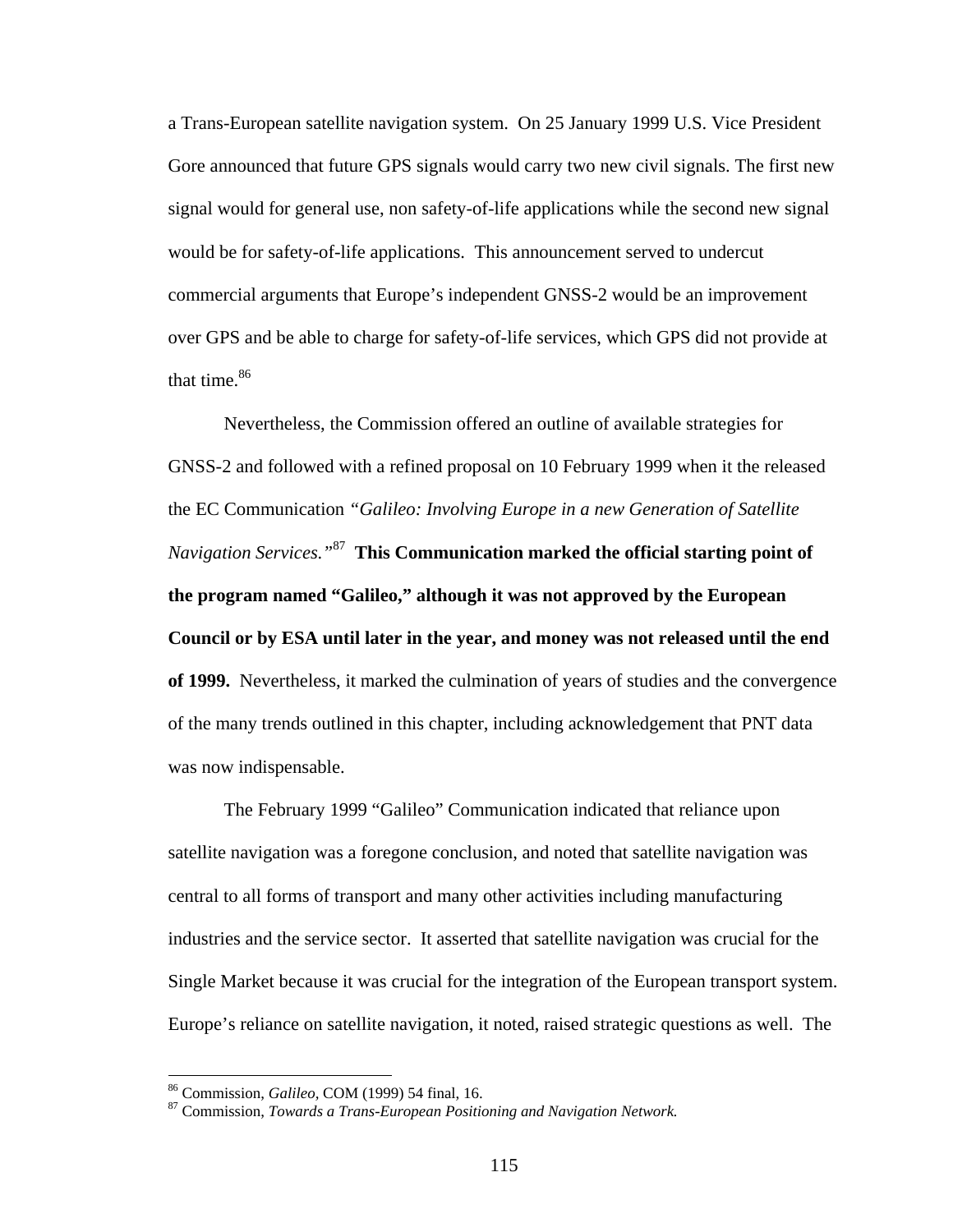a Trans-European satellite navigation system. On 25 January 1999 U.S. Vice President Gore announced that future GPS signals would carry two new civil signals. The first new signal would for general use, non safety-of-life applications while the second new signal would be for safety-of-life applications. This announcement served to undercut commercial arguments that Europe's independent GNSS-2 would be an improvement over GPS and be able to charge for safety-of-life services, which GPS did not provide at that time.[86]

Nevertheless, the Commission offered an outline of available strategies for GNSS-2 and followed with a refined proposal on 10 February 1999 when it the released the EC Communication *"Galileo: Involving Europe in a new Generation of Satellite Navigation Services."*[87] **This Communication marked the official starting point of the program named "Galileo," although it was not approved by the European Council or by ESA until later in the year, and money was not released until the end of 1999.** Nevertheless, it marked the culmination of years of studies and the convergence of the many trends outlined in this chapter, including acknowledgement that PNT data was now indispensable.

The February 1999 "Galileo" Communication indicated that reliance upon satellite navigation was a foregone conclusion, and noted that satellite navigation was central to all forms of transport and many other activities including manufacturing industries and the service sector. It asserted that satellite navigation was crucial for the Single Market because it was crucial for the integration of the European transport system. Europe's reliance on satellite navigation, it noted, raised strategic questions as well. The

---

[86] Commission, *Galileo*, COM (1999) 54 final, 16.

[87] Commission, *Towards a Trans-European Positioning and Navigation Network.*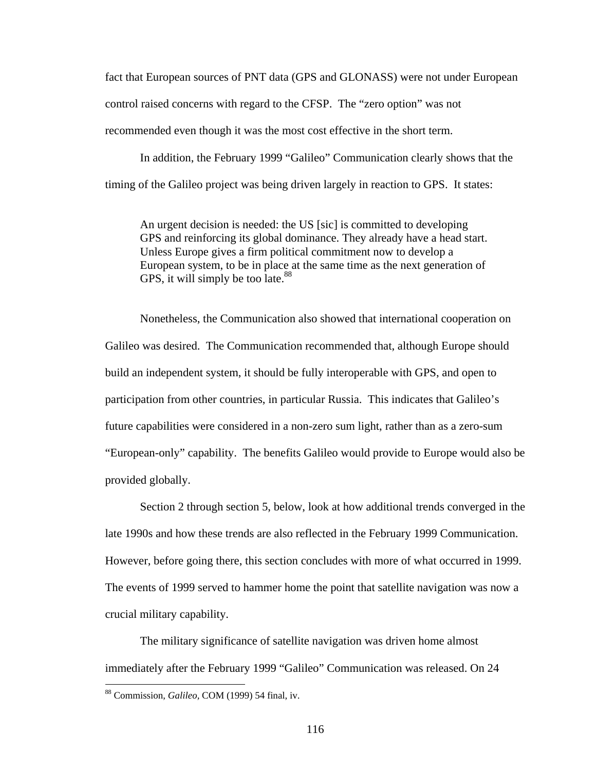fact that European sources of PNT data (GPS and GLONASS) were not under European control raised concerns with regard to the CFSP. The "zero option" was not recommended even though it was the most cost effective in the short term.

In addition, the February 1999 "Galileo" Communication clearly shows that the timing of the Galileo project was being driven largely in reaction to GPS. It states:

> An urgent decision is needed: the US [sic] is committed to developing GPS and reinforcing its global dominance. They already have a head start. Unless Europe gives a firm political commitment now to develop a European system, to be in place at the same time as the next generation of GPS, it will simply be too late.[88]

Nonetheless, the Communication also showed that international cooperation on Galileo was desired. The Communication recommended that, although Europe should build an independent system, it should be fully interoperable with GPS, and open to participation from other countries, in particular Russia. This indicates that Galileo's future capabilities were considered in a non-zero sum light, rather than as a zero-sum "European-only" capability. The benefits Galileo would provide to Europe would also be provided globally.

Section 2 through section 5, below, look at how additional trends converged in the late 1990s and how these trends are also reflected in the February 1999 Communication. However, before going there, this section concludes with more of what occurred in 1999. The events of 1999 served to hammer home the point that satellite navigation was now a crucial military capability.

The military significance of satellite navigation was driven home almost immediately after the February 1999 "Galileo" Communication was released. On 24

---

[88] Commission, *Galileo*, COM (1999) 54 final, iv.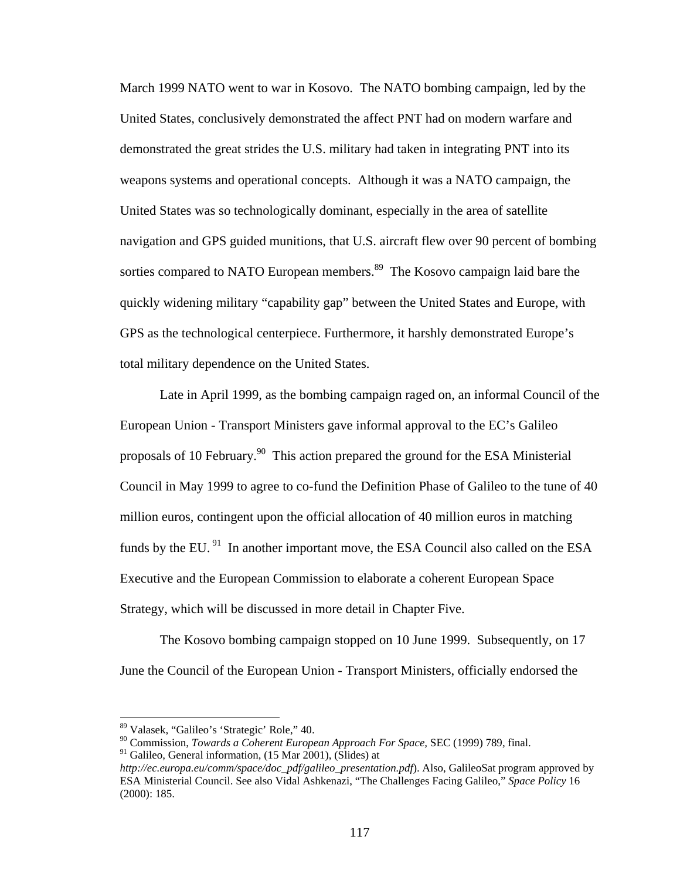March 1999 NATO went to war in Kosovo. The NATO bombing campaign, led by the United States, conclusively demonstrated the affect PNT had on modern warfare and demonstrated the great strides the U.S. military had taken in integrating PNT into its weapons systems and operational concepts. Although it was a NATO campaign, the United States was so technologically dominant, especially in the area of satellite navigation and GPS guided munitions, that U.S. aircraft flew over 90 percent of bombing sorties compared to NATO European members.[89] The Kosovo campaign laid bare the quickly widening military "capability gap" between the United States and Europe, with GPS as the technological centerpiece. Furthermore, it harshly demonstrated Europe's total military dependence on the United States.

Late in April 1999, as the bombing campaign raged on, an informal Council of the European Union - Transport Ministers gave informal approval to the EC's Galileo proposals of 10 February.[90] This action prepared the ground for the ESA Ministerial Council in May 1999 to agree to co-fund the Definition Phase of Galileo to the tune of 40 million euros, contingent upon the official allocation of 40 million euros in matching funds by the EU.[91] In another important move, the ESA Council also called on the ESA Executive and the European Commission to elaborate a coherent European Space Strategy, which will be discussed in more detail in Chapter Five.

The Kosovo bombing campaign stopped on 10 June 1999. Subsequently, on 17 June the Council of the European Union - Transport Ministers, officially endorsed the

---

[89] Valasek, "Galileo's 'Strategic' Role," 40.

[90] Commission, *Towards a Coherent European Approach For Space*, SEC (1999) 789, final.

[91] Galileo, General information, (15 Mar 2001), (Slides) at *http://ec.europa.eu/comm/space/doc_pdf/galileo_presentation.pdf*). Also, GalileoSat program approved by ESA Ministerial Council. See also Vidal Ashkenazi, "The Challenges Facing Galileo," *Space Policy* 16 (2000): 185.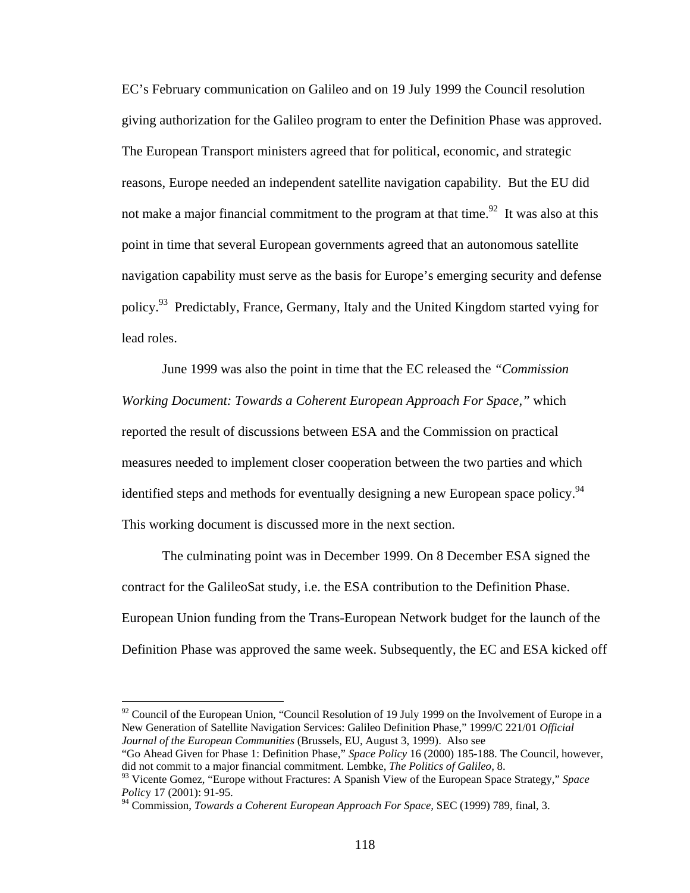EC's February communication on Galileo and on 19 July 1999 the Council resolution giving authorization for the Galileo program to enter the Definition Phase was approved. The European Transport ministers agreed that for political, economic, and strategic reasons, Europe needed an independent satellite navigation capability. But the EU did not make a major financial commitment to the program at that time.[92] It was also at this point in time that several European governments agreed that an autonomous satellite navigation capability must serve as the basis for Europe's emerging security and defense policy.[93] Predictably, France, Germany, Italy and the United Kingdom started vying for lead roles.

June 1999 was also the point in time that the EC released the *"Commission Working Document: Towards a Coherent European Approach For Space,"* which reported the result of discussions between ESA and the Commission on practical measures needed to implement closer cooperation between the two parties and which identified steps and methods for eventually designing a new European space policy.[94] This working document is discussed more in the next section.

The culminating point was in December 1999. On 8 December ESA signed the contract for the GalileoSat study, i.e. the ESA contribution to the Definition Phase. European Union funding from the Trans-European Network budget for the launch of the Definition Phase was approved the same week. Subsequently, the EC and ESA kicked off

---

[92] Council of the European Union, "Council Resolution of 19 July 1999 on the Involvement of Europe in a New Generation of Satellite Navigation Services: Galileo Definition Phase," 1999/C 221/01 *Official Journal of the European Communities* (Brussels, EU, August 3, 1999). Also see "Go Ahead Given for Phase 1: Definition Phase," *Space Policy* 16 (2000) 185-188. The Council, however, did not commit to a major financial commitment. Lembke, *The Politics of Galileo,* 8.

[93] Vicente Gomez, "Europe without Fractures: A Spanish View of the European Space Strategy," *Space Policy* 17 (2001): 91-95.

[94] Commission, *Towards a Coherent European Approach For Space,* SEC (1999) 789, final, 3.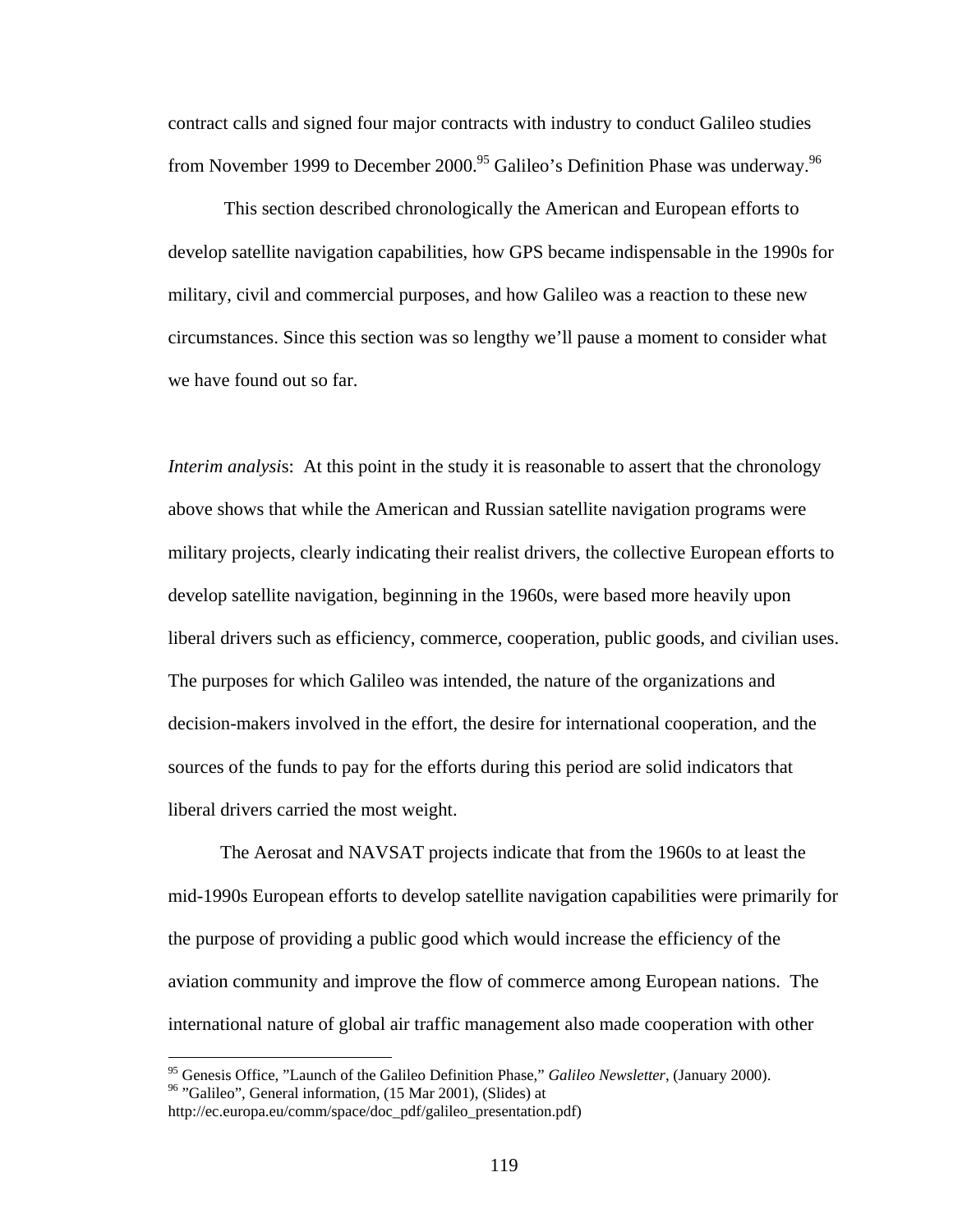contract calls and signed four major contracts with industry to conduct Galileo studies from November 1999 to December 2000.[95] Galileo's Definition Phase was underway.[96]

This section described chronologically the American and European efforts to develop satellite navigation capabilities, how GPS became indispensable in the 1990s for military, civil and commercial purposes, and how Galileo was a reaction to these new circumstances. Since this section was so lengthy we'll pause a moment to consider what we have found out so far.

*Interim analysis*: At this point in the study it is reasonable to assert that the chronology above shows that while the American and Russian satellite navigation programs were military projects, clearly indicating their realist drivers, the collective European efforts to develop satellite navigation, beginning in the 1960s, were based more heavily upon liberal drivers such as efficiency, commerce, cooperation, public goods, and civilian uses. The purposes for which Galileo was intended, the nature of the organizations and decision-makers involved in the effort, the desire for international cooperation, and the sources of the funds to pay for the efforts during this period are solid indicators that liberal drivers carried the most weight.

The Aerosat and NAVSAT projects indicate that from the 1960s to at least the mid-1990s European efforts to develop satellite navigation capabilities were primarily for the purpose of providing a public good which would increase the efficiency of the aviation community and improve the flow of commerce among European nations. The international nature of global air traffic management also made cooperation with other

---

[95] Genesis Office, "Launch of the Galileo Definition Phase," *Galileo Newsletter*, (January 2000).

[96] "Galileo", General information, (15 Mar 2001), (Slides) at http://ec.europa.eu/comm/space/doc_pdf/galileo_presentation.pdf)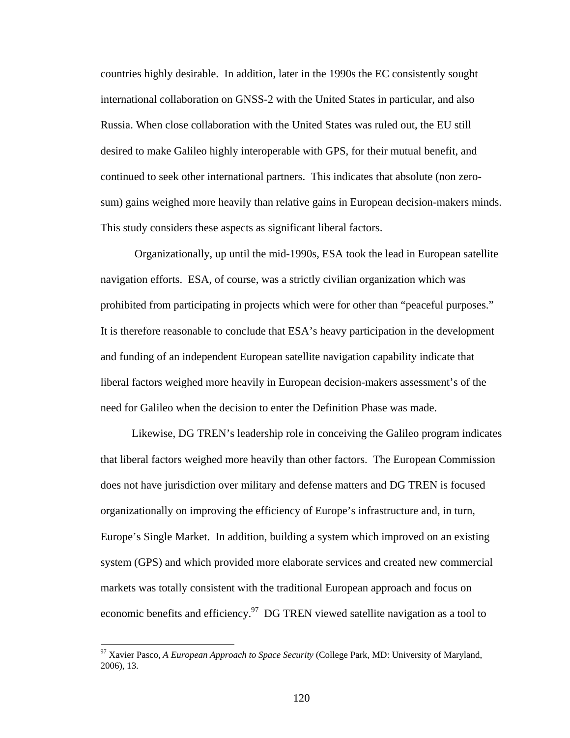countries highly desirable. In addition, later in the 1990s the EC consistently sought international collaboration on GNSS-2 with the United States in particular, and also Russia. When close collaboration with the United States was ruled out, the EU still desired to make Galileo highly interoperable with GPS, for their mutual benefit, and continued to seek other international partners. This indicates that absolute (non zero-sum) gains weighed more heavily than relative gains in European decision-makers minds. This study considers these aspects as significant liberal factors.

Organizationally, up until the mid-1990s, ESA took the lead in European satellite navigation efforts. ESA, of course, was a strictly civilian organization which was prohibited from participating in projects which were for other than "peaceful purposes." It is therefore reasonable to conclude that ESA's heavy participation in the development and funding of an independent European satellite navigation capability indicate that liberal factors weighed more heavily in European decision-makers assessment's of the need for Galileo when the decision to enter the Definition Phase was made.

Likewise, DG TREN's leadership role in conceiving the Galileo program indicates that liberal factors weighed more heavily than other factors. The European Commission does not have jurisdiction over military and defense matters and DG TREN is focused organizationally on improving the efficiency of Europe's infrastructure and, in turn, Europe's Single Market. In addition, building a system which improved on an existing system (GPS) and which provided more elaborate services and created new commercial markets was totally consistent with the traditional European approach and focus on economic benefits and efficiency.[97] DG TREN viewed satellite navigation as a tool to

[97] Xavier Pasco, *A European Approach to Space Security* (College Park, MD: University of Maryland, 2006), 13.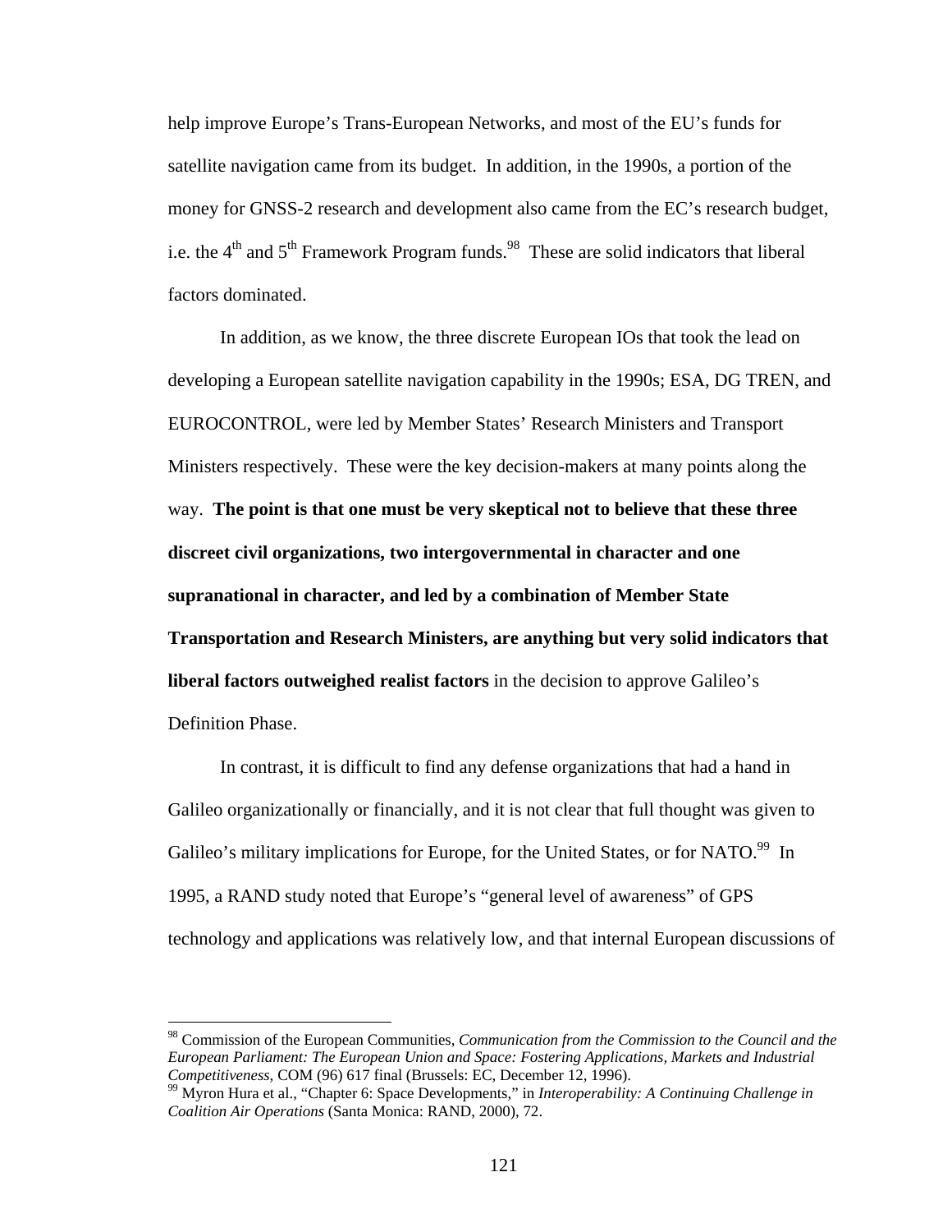help improve Europe's Trans-European Networks, and most of the EU's funds for satellite navigation came from its budget. In addition, in the 1990s, a portion of the money for GNSS-2 research and development also came from the EC's research budget, i.e. the 4th and 5th Framework Program funds.[98] These are solid indicators that liberal factors dominated.

In addition, as we know, the three discrete European IOs that took the lead on developing a European satellite navigation capability in the 1990s; ESA, DG TREN, and EUROCONTROL, were led by Member States' Research Ministers and Transport Ministers respectively. These were the key decision-makers at many points along the way. **The point is that one must be very skeptical not to believe that these three discreet civil organizations, two intergovernmental in character and one supranational in character, and led by a combination of Member State Transportation and Research Ministers, are anything but very solid indicators that liberal factors outweighed realist factors** in the decision to approve Galileo's Definition Phase.

In contrast, it is difficult to find any defense organizations that had a hand in Galileo organizationally or financially, and it is not clear that full thought was given to Galileo's military implications for Europe, for the United States, or for NATO.[99] In 1995, a RAND study noted that Europe's "general level of awareness" of GPS technology and applications was relatively low, and that internal European discussions of

---

[98] Commission of the European Communities, *Communication from the Commission to the Council and the European Parliament: The European Union and Space: Fostering Applications, Markets and Industrial Competitiveness,* COM (96) 617 final (Brussels: EC, December 12, 1996).

[99] Myron Hura et al., "Chapter 6: Space Developments," in *Interoperability: A Continuing Challenge in Coalition Air Operations* (Santa Monica: RAND, 2000), 72.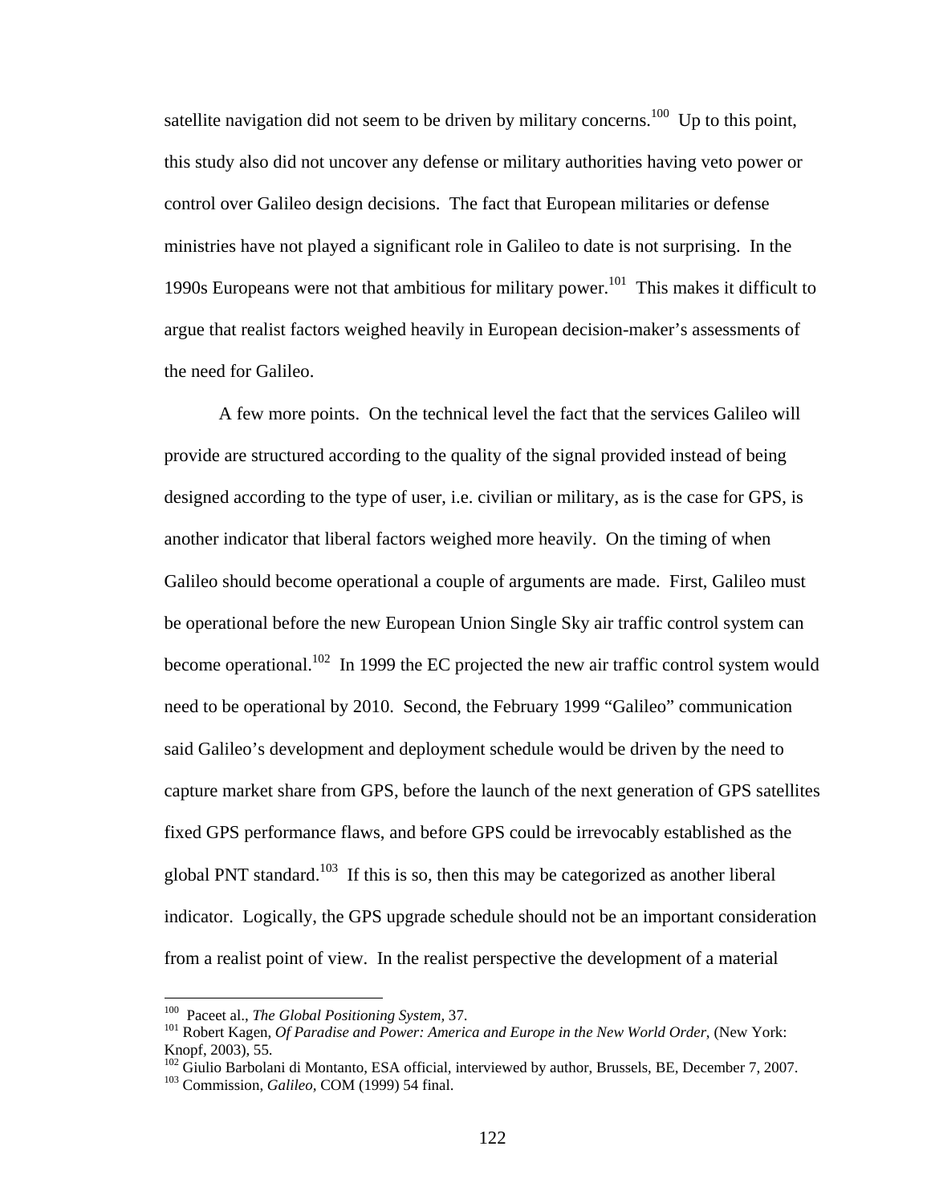satellite navigation did not seem to be driven by military concerns.[100] Up to this point, this study also did not uncover any defense or military authorities having veto power or control over Galileo design decisions. The fact that European militaries or defense ministries have not played a significant role in Galileo to date is not surprising. In the 1990s Europeans were not that ambitious for military power.[101] This makes it difficult to argue that realist factors weighed heavily in European decision-maker's assessments of the need for Galileo.

A few more points. On the technical level the fact that the services Galileo will provide are structured according to the quality of the signal provided instead of being designed according to the type of user, i.e. civilian or military, as is the case for GPS, is another indicator that liberal factors weighed more heavily. On the timing of when Galileo should become operational a couple of arguments are made. First, Galileo must be operational before the new European Union Single Sky air traffic control system can become operational.[102] In 1999 the EC projected the new air traffic control system would need to be operational by 2010. Second, the February 1999 "Galileo" communication said Galileo's development and deployment schedule would be driven by the need to capture market share from GPS, before the launch of the next generation of GPS satellites fixed GPS performance flaws, and before GPS could be irrevocably established as the global PNT standard.[103] If this is so, then this may be categorized as another liberal indicator. Logically, the GPS upgrade schedule should not be an important consideration from a realist point of view. In the realist perspective the development of a material

---

[100] Paceet al., *The Global Positioning System,* 37.

[101] Robert Kagen, *Of Paradise and Power: America and Europe in the New World Order,* (New York: Knopf, 2003), 55.

[102] Giulio Barbolani di Montanto, ESA official, interviewed by author, Brussels, BE, December 7, 2007.

[103] Commission, *Galileo,* COM (1999) 54 final.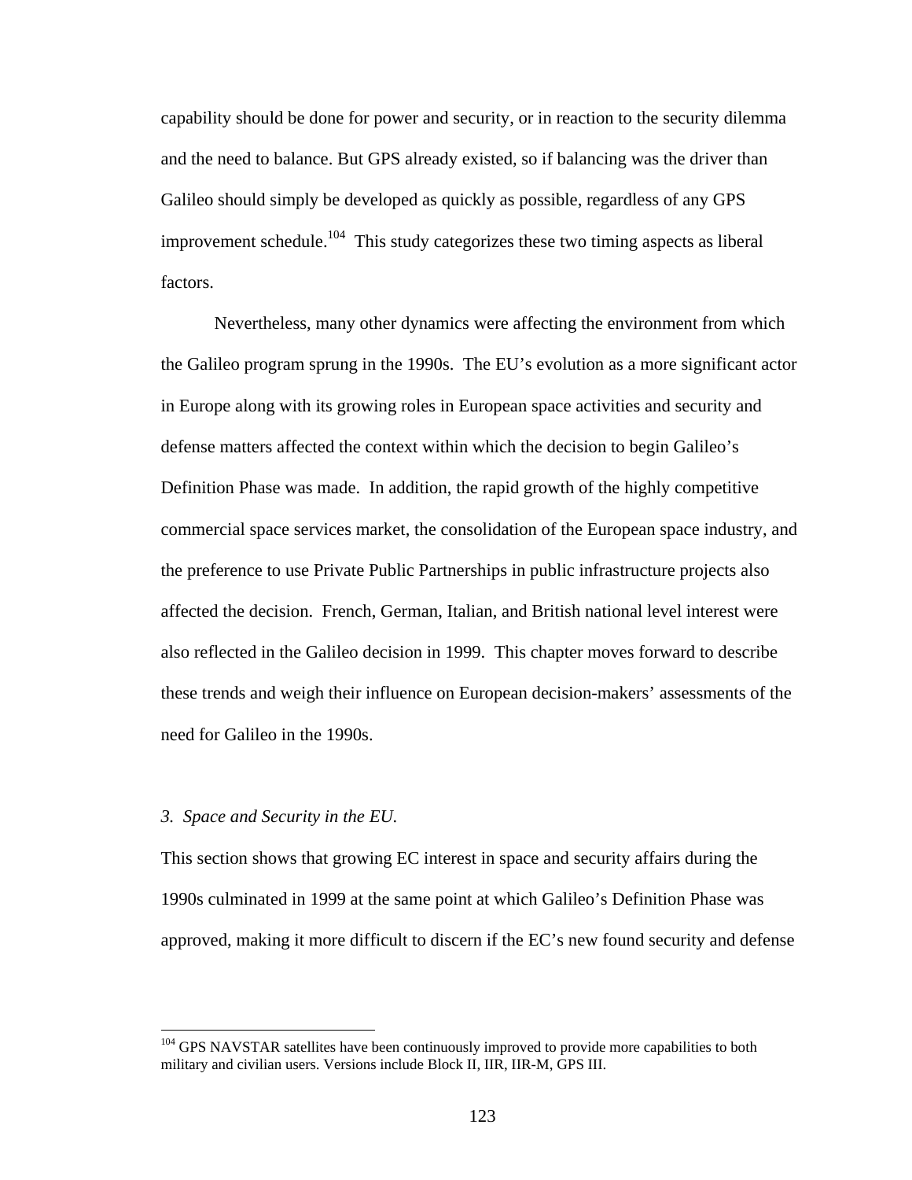capability should be done for power and security, or in reaction to the security dilemma and the need to balance. But GPS already existed, so if balancing was the driver than Galileo should simply be developed as quickly as possible, regardless of any GPS improvement schedule.[104] This study categorizes these two timing aspects as liberal factors.

Nevertheless, many other dynamics were affecting the environment from which the Galileo program sprung in the 1990s. The EU's evolution as a more significant actor in Europe along with its growing roles in European space activities and security and defense matters affected the context within which the decision to begin Galileo's Definition Phase was made. In addition, the rapid growth of the highly competitive commercial space services market, the consolidation of the European space industry, and the preference to use Private Public Partnerships in public infrastructure projects also affected the decision. French, German, Italian, and British national level interest were also reflected in the Galileo decision in 1999. This chapter moves forward to describe these trends and weigh their influence on European decision-makers' assessments of the need for Galileo in the 1990s.

### *3. Space and Security in the EU.*

This section shows that growing EC interest in space and security affairs during the 1990s culminated in 1999 at the same point at which Galileo's Definition Phase was approved, making it more difficult to discern if the EC's new found security and defense

---

[104] GPS NAVSTAR satellites have been continuously improved to provide more capabilities to both military and civilian users. Versions include Block II, IIR, IIR-M, GPS III.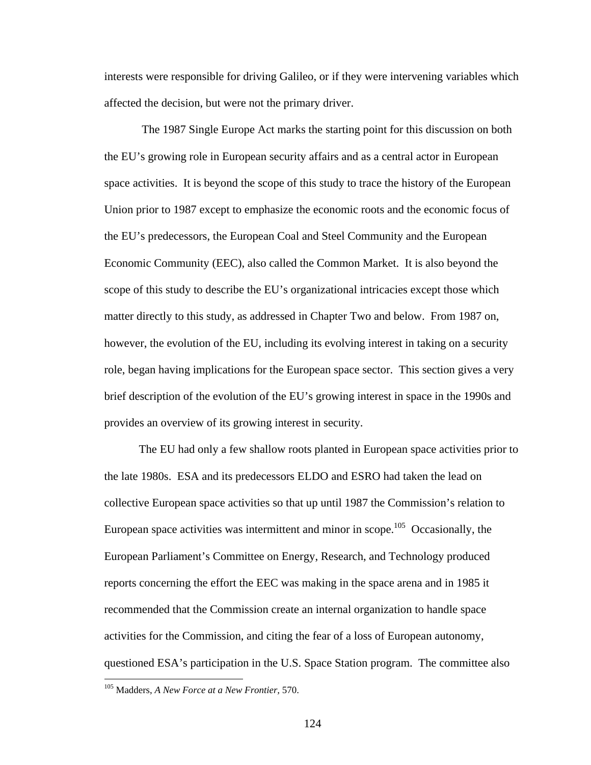interests were responsible for driving Galileo, or if they were intervening variables which affected the decision, but were not the primary driver.

The 1987 Single Europe Act marks the starting point for this discussion on both the EU's growing role in European security affairs and as a central actor in European space activities. It is beyond the scope of this study to trace the history of the European Union prior to 1987 except to emphasize the economic roots and the economic focus of the EU's predecessors, the European Coal and Steel Community and the European Economic Community (EEC), also called the Common Market. It is also beyond the scope of this study to describe the EU's organizational intricacies except those which matter directly to this study, as addressed in Chapter Two and below. From 1987 on, however, the evolution of the EU, including its evolving interest in taking on a security role, began having implications for the European space sector. This section gives a very brief description of the evolution of the EU's growing interest in space in the 1990s and provides an overview of its growing interest in security.

The EU had only a few shallow roots planted in European space activities prior to the late 1980s. ESA and its predecessors ELDO and ESRO had taken the lead on collective European space activities so that up until 1987 the Commission's relation to European space activities was intermittent and minor in scope.[105] Occasionally, the European Parliament's Committee on Energy, Research, and Technology produced reports concerning the effort the EEC was making in the space arena and in 1985 it recommended that the Commission create an internal organization to handle space activities for the Commission, and citing the fear of a loss of European autonomy, questioned ESA's participation in the U.S. Space Station program. The committee also

[105] Madders, *A New Force at a New Frontier,* 570.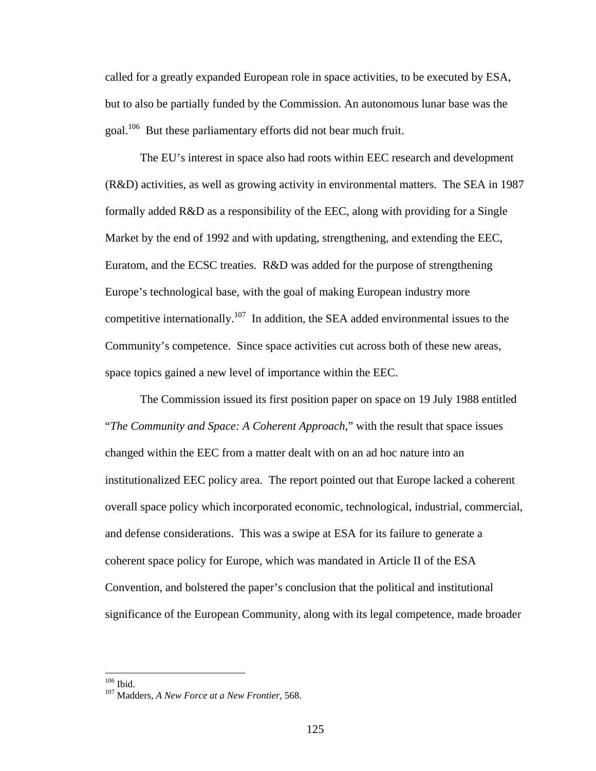called for a greatly expanded European role in space activities, to be executed by ESA, but to also be partially funded by the Commission. An autonomous lunar base was the goal.[106] But these parliamentary efforts did not bear much fruit.

The EU's interest in space also had roots within EEC research and development (R&D) activities, as well as growing activity in environmental matters. The SEA in 1987 formally added R&D as a responsibility of the EEC, along with providing for a Single Market by the end of 1992 and with updating, strengthening, and extending the EEC, Euratom, and the ECSC treaties. R&D was added for the purpose of strengthening Europe's technological base, with the goal of making European industry more competitive internationally.[107] In addition, the SEA added environmental issues to the Community's competence. Since space activities cut across both of these new areas, space topics gained a new level of importance within the EEC.

The Commission issued its first position paper on space on 19 July 1988 entitled "*The Community and Space: A Coherent Approach*," with the result that space issues changed within the EEC from a matter dealt with on an ad hoc nature into an institutionalized EEC policy area. The report pointed out that Europe lacked a coherent overall space policy which incorporated economic, technological, industrial, commercial, and defense considerations. This was a swipe at ESA for its failure to generate a coherent space policy for Europe, which was mandated in Article II of the ESA Convention, and bolstered the paper's conclusion that the political and institutional significance of the European Community, along with its legal competence, made broader

---

[106] Ibid.

[107] Madders, *A New Force at a New Frontier*, 568.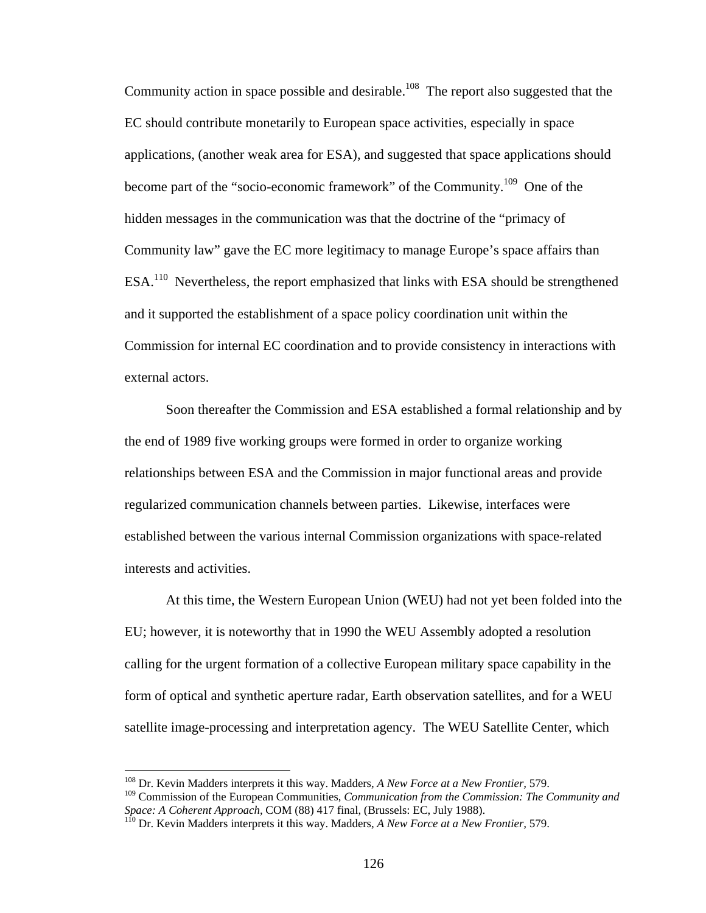Community action in space possible and desirable.[108] The report also suggested that the EC should contribute monetarily to European space activities, especially in space applications, (another weak area for ESA), and suggested that space applications should become part of the "socio-economic framework" of the Community.[109] One of the hidden messages in the communication was that the doctrine of the "primacy of Community law" gave the EC more legitimacy to manage Europe's space affairs than ESA.[110] Nevertheless, the report emphasized that links with ESA should be strengthened and it supported the establishment of a space policy coordination unit within the Commission for internal EC coordination and to provide consistency in interactions with external actors.

Soon thereafter the Commission and ESA established a formal relationship and by the end of 1989 five working groups were formed in order to organize working relationships between ESA and the Commission in major functional areas and provide regularized communication channels between parties. Likewise, interfaces were established between the various internal Commission organizations with space-related interests and activities.

At this time, the Western European Union (WEU) had not yet been folded into the EU; however, it is noteworthy that in 1990 the WEU Assembly adopted a resolution calling for the urgent formation of a collective European military space capability in the form of optical and synthetic aperture radar, Earth observation satellites, and for a WEU satellite image-processing and interpretation agency. The WEU Satellite Center, which

[108] Dr. Kevin Madders interprets it this way. Madders, *A New Force at a New Frontier*, 579.

[109] Commission of the European Communities, *Communication from the Commission: The Community and Space: A Coherent Approach*, COM (88) 417 final, (Brussels: EC, July 1988).

[110] Dr. Kevin Madders interprets it this way. Madders, *A New Force at a New Frontier*, 579.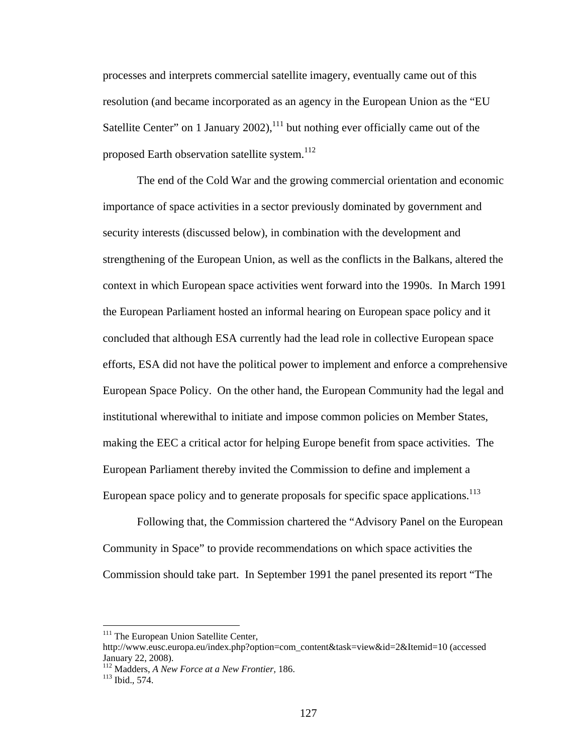processes and interprets commercial satellite imagery, eventually came out of this resolution (and became incorporated as an agency in the European Union as the "EU Satellite Center" on 1 January 2002),[111] but nothing ever officially came out of the proposed Earth observation satellite system.[112]

The end of the Cold War and the growing commercial orientation and economic importance of space activities in a sector previously dominated by government and security interests (discussed below), in combination with the development and strengthening of the European Union, as well as the conflicts in the Balkans, altered the context in which European space activities went forward into the 1990s. In March 1991 the European Parliament hosted an informal hearing on European space policy and it concluded that although ESA currently had the lead role in collective European space efforts, ESA did not have the political power to implement and enforce a comprehensive European Space Policy. On the other hand, the European Community had the legal and institutional wherewithal to initiate and impose common policies on Member States, making the EEC a critical actor for helping Europe benefit from space activities. The European Parliament thereby invited the Commission to define and implement a European space policy and to generate proposals for specific space applications.[113]

Following that, the Commission chartered the "Advisory Panel on the European Community in Space" to provide recommendations on which space activities the Commission should take part. In September 1991 the panel presented its report "The

---

[111] The European Union Satellite Center, http://www.eusc.europa.eu/index.php?option=com_content&task=view&id=2&Itemid=10 (accessed January 22, 2008).

[112] Madders, *A New Force at a New Frontier*, 186.

[113] Ibid., 574.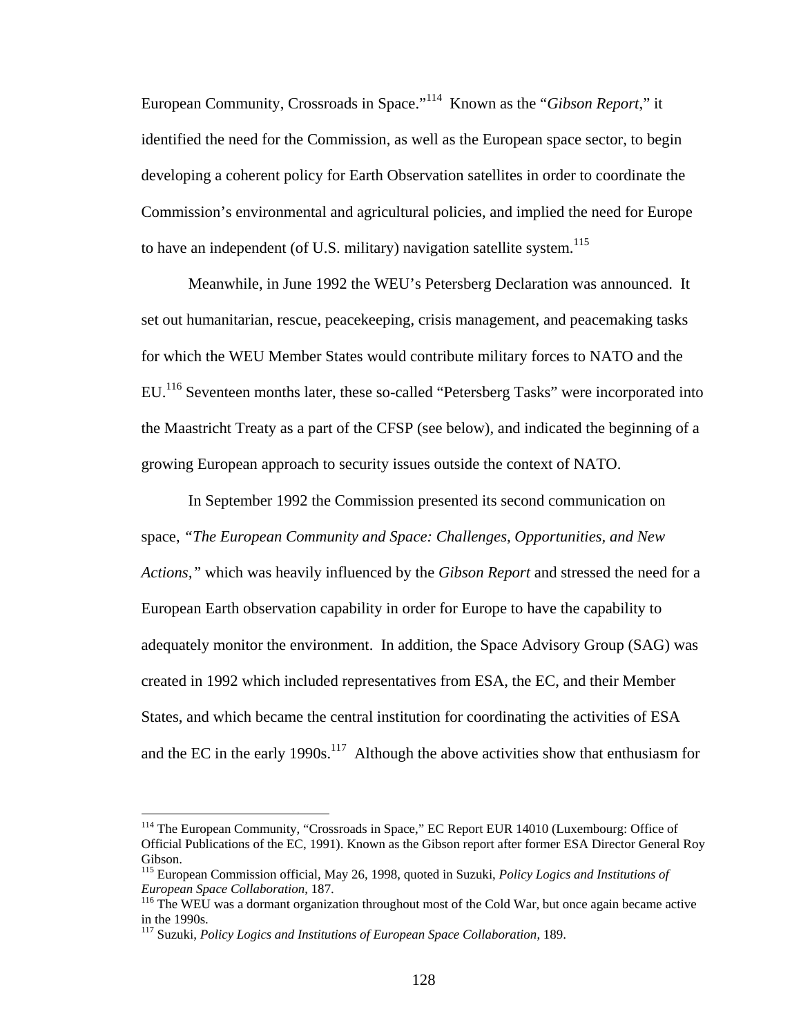European Community, Crossroads in Space."[114] Known as the "*Gibson Report*," it identified the need for the Commission, as well as the European space sector, to begin developing a coherent policy for Earth Observation satellites in order to coordinate the Commission's environmental and agricultural policies, and implied the need for Europe to have an independent (of U.S. military) navigation satellite system.[115]

Meanwhile, in June 1992 the WEU's Petersberg Declaration was announced. It set out humanitarian, rescue, peacekeeping, crisis management, and peacemaking tasks for which the WEU Member States would contribute military forces to NATO and the EU.[116] Seventeen months later, these so-called "Petersberg Tasks" were incorporated into the Maastricht Treaty as a part of the CFSP (see below), and indicated the beginning of a growing European approach to security issues outside the context of NATO.

In September 1992 the Commission presented its second communication on space, *"The European Community and Space: Challenges, Opportunities, and New Actions,"* which was heavily influenced by the *Gibson Report* and stressed the need for a European Earth observation capability in order for Europe to have the capability to adequately monitor the environment. In addition, the Space Advisory Group (SAG) was created in 1992 which included representatives from ESA, the EC, and their Member States, and which became the central institution for coordinating the activities of ESA and the EC in the early 1990s.[117] Although the above activities show that enthusiasm for

---

[114] The European Community, "Crossroads in Space," EC Report EUR 14010 (Luxembourg: Office of Official Publications of the EC, 1991). Known as the Gibson report after former ESA Director General Roy Gibson.

[115] European Commission official, May 26, 1998, quoted in Suzuki, *Policy Logics and Institutions of European Space Collaboration*, 187.

[116] The WEU was a dormant organization throughout most of the Cold War, but once again became active in the 1990s.

[117] Suzuki, *Policy Logics and Institutions of European Space Collaboration*, 189.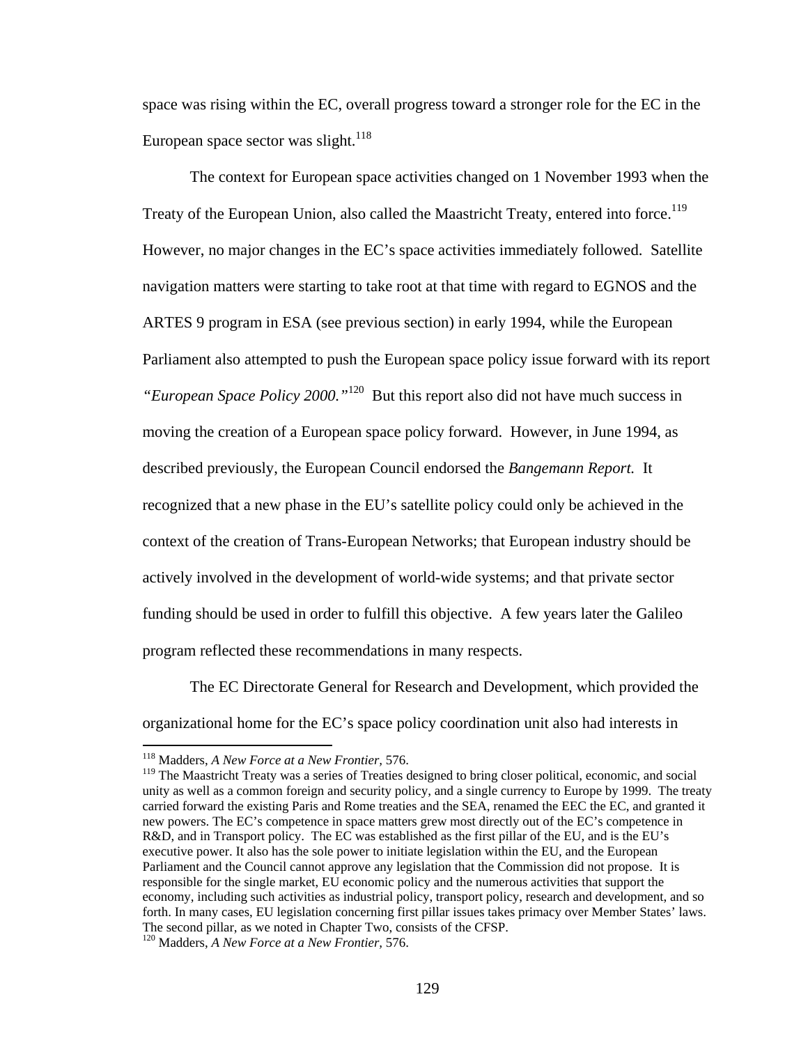space was rising within the EC, overall progress toward a stronger role for the EC in the European space sector was slight.[118]

The context for European space activities changed on 1 November 1993 when the Treaty of the European Union, also called the Maastricht Treaty, entered into force.[119] However, no major changes in the EC's space activities immediately followed. Satellite navigation matters were starting to take root at that time with regard to EGNOS and the ARTES 9 program in ESA (see previous section) in early 1994, while the European Parliament also attempted to push the European space policy issue forward with its report *"European Space Policy 2000."*[120] But this report also did not have much success in moving the creation of a European space policy forward. However, in June 1994, as described previously, the European Council endorsed the *Bangemann Report.* It recognized that a new phase in the EU's satellite policy could only be achieved in the context of the creation of Trans-European Networks; that European industry should be actively involved in the development of world-wide systems; and that private sector funding should be used in order to fulfill this objective. A few years later the Galileo program reflected these recommendations in many respects.

The EC Directorate General for Research and Development, which provided the organizational home for the EC's space policy coordination unit also had interests in

---

[118] Madders, *A New Force at a New Frontier,* 576.

[119] The Maastricht Treaty was a series of Treaties designed to bring closer political, economic, and social unity as well as a common foreign and security policy, and a single currency to Europe by 1999. The treaty carried forward the existing Paris and Rome treaties and the SEA, renamed the EEC the EC, and granted it new powers. The EC's competence in space matters grew most directly out of the EC's competence in R&D, and in Transport policy. The EC was established as the first pillar of the EU, and is the EU's executive power. It also has the sole power to initiate legislation within the EU, and the European Parliament and the Council cannot approve any legislation that the Commission did not propose. It is responsible for the single market, EU economic policy and the numerous activities that support the economy, including such activities as industrial policy, transport policy, research and development, and so forth. In many cases, EU legislation concerning first pillar issues takes primacy over Member States' laws. The second pillar, as we noted in Chapter Two, consists of the CFSP.

[120] Madders, *A New Force at a New Frontier,* 576.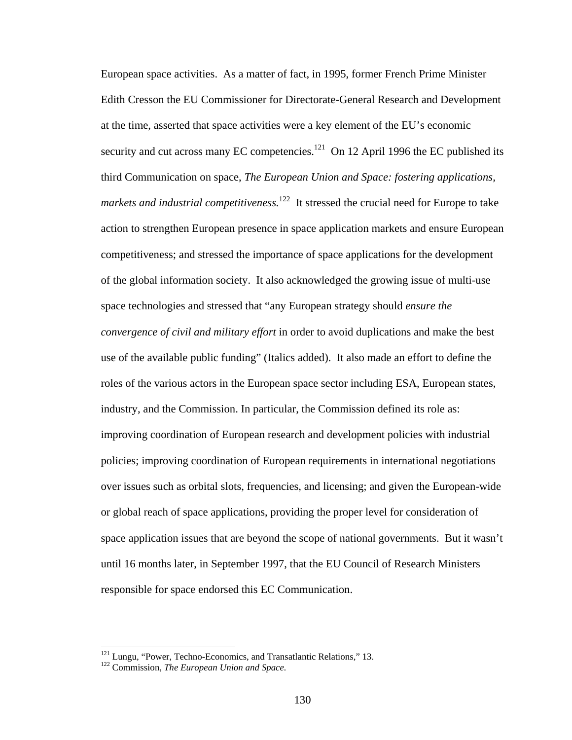European space activities. As a matter of fact, in 1995, former French Prime Minister Edith Cresson the EU Commissioner for Directorate-General Research and Development at the time, asserted that space activities were a key element of the EU's economic security and cut across many EC competencies.[121] On 12 April 1996 the EC published its third Communication on space, *The European Union and Space: fostering applications, markets and industrial competitiveness.*[122] It stressed the crucial need for Europe to take action to strengthen European presence in space application markets and ensure European competitiveness; and stressed the importance of space applications for the development of the global information society. It also acknowledged the growing issue of multi-use space technologies and stressed that "any European strategy should *ensure the convergence of civil and military effort* in order to avoid duplications and make the best use of the available public funding" (Italics added). It also made an effort to define the roles of the various actors in the European space sector including ESA, European states, industry, and the Commission. In particular, the Commission defined its role as: improving coordination of European research and development policies with industrial policies; improving coordination of European requirements in international negotiations over issues such as orbital slots, frequencies, and licensing; and given the European-wide or global reach of space applications, providing the proper level for consideration of space application issues that are beyond the scope of national governments. But it wasn't until 16 months later, in September 1997, that the EU Council of Research Ministers responsible for space endorsed this EC Communication.

---

[121] Lungu, "Power, Techno-Economics, and Transatlantic Relations," 13.

[122] Commission, *The European Union and Space.*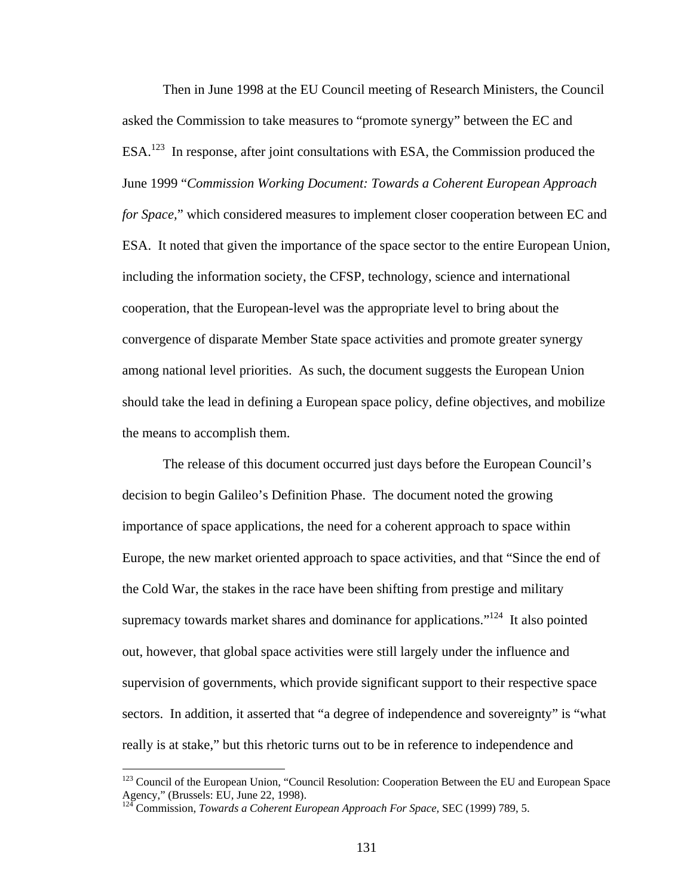Then in June 1998 at the EU Council meeting of Research Ministers, the Council asked the Commission to take measures to "promote synergy" between the EC and ESA.[123] In response, after joint consultations with ESA, the Commission produced the June 1999 "*Commission Working Document: Towards a Coherent European Approach for Space*," which considered measures to implement closer cooperation between EC and ESA. It noted that given the importance of the space sector to the entire European Union, including the information society, the CFSP, technology, science and international cooperation, that the European-level was the appropriate level to bring about the convergence of disparate Member State space activities and promote greater synergy among national level priorities. As such, the document suggests the European Union should take the lead in defining a European space policy, define objectives, and mobilize the means to accomplish them.

The release of this document occurred just days before the European Council's decision to begin Galileo's Definition Phase. The document noted the growing importance of space applications, the need for a coherent approach to space within Europe, the new market oriented approach to space activities, and that "Since the end of the Cold War, the stakes in the race have been shifting from prestige and military supremacy towards market shares and dominance for applications."[124] It also pointed out, however, that global space activities were still largely under the influence and supervision of governments, which provide significant support to their respective space sectors. In addition, it asserted that "a degree of independence and sovereignty" is "what really is at stake," but this rhetoric turns out to be in reference to independence and

---

[123] Council of the European Union, "Council Resolution: Cooperation Between the EU and European Space Agency," (Brussels: EU, June 22, 1998).

[124] Commission, *Towards a Coherent European Approach For Space,* SEC (1999) 789, 5.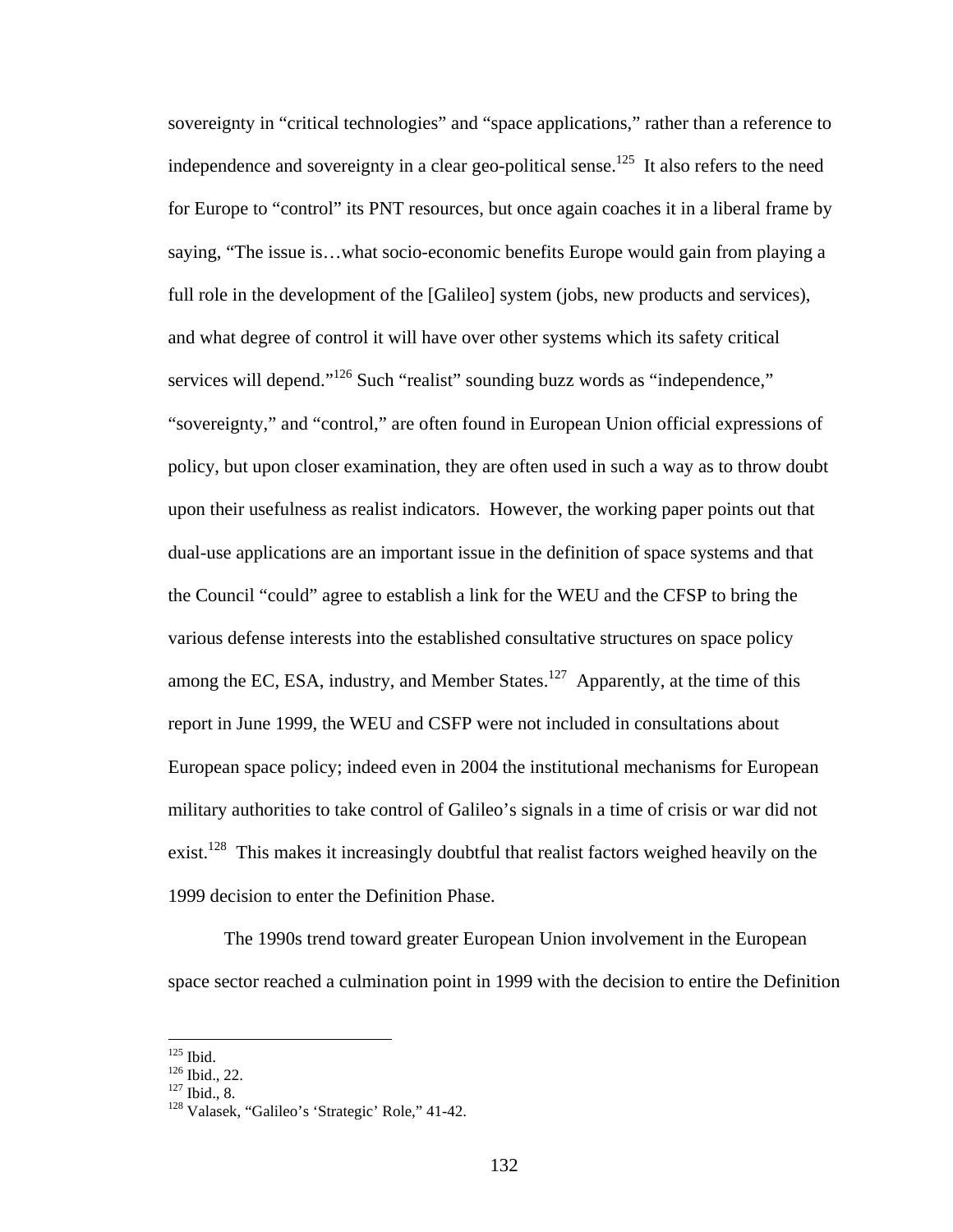sovereignty in "critical technologies" and "space applications," rather than a reference to independence and sovereignty in a clear geo-political sense.[125] It also refers to the need for Europe to "control" its PNT resources, but once again coaches it in a liberal frame by saying, "The issue is…what socio-economic benefits Europe would gain from playing a full role in the development of the [Galileo] system (jobs, new products and services), and what degree of control it will have over other systems which its safety critical services will depend."[126] Such "realist" sounding buzz words as "independence," "sovereignty," and "control," are often found in European Union official expressions of policy, but upon closer examination, they are often used in such a way as to throw doubt upon their usefulness as realist indicators. However, the working paper points out that dual-use applications are an important issue in the definition of space systems and that the Council "could" agree to establish a link for the WEU and the CFSP to bring the various defense interests into the established consultative structures on space policy among the EC, ESA, industry, and Member States.[127] Apparently, at the time of this report in June 1999, the WEU and CSFP were not included in consultations about European space policy; indeed even in 2004 the institutional mechanisms for European military authorities to take control of Galileo's signals in a time of crisis or war did not exist.[128] This makes it increasingly doubtful that realist factors weighed heavily on the 1999 decision to enter the Definition Phase.

The 1990s trend toward greater European Union involvement in the European space sector reached a culmination point in 1999 with the decision to entire the Definition

---

[125] Ibid.
[126] Ibid., 22.
[127] Ibid., 8.
[128] Valasek, "Galileo's 'Strategic' Role," 41-42.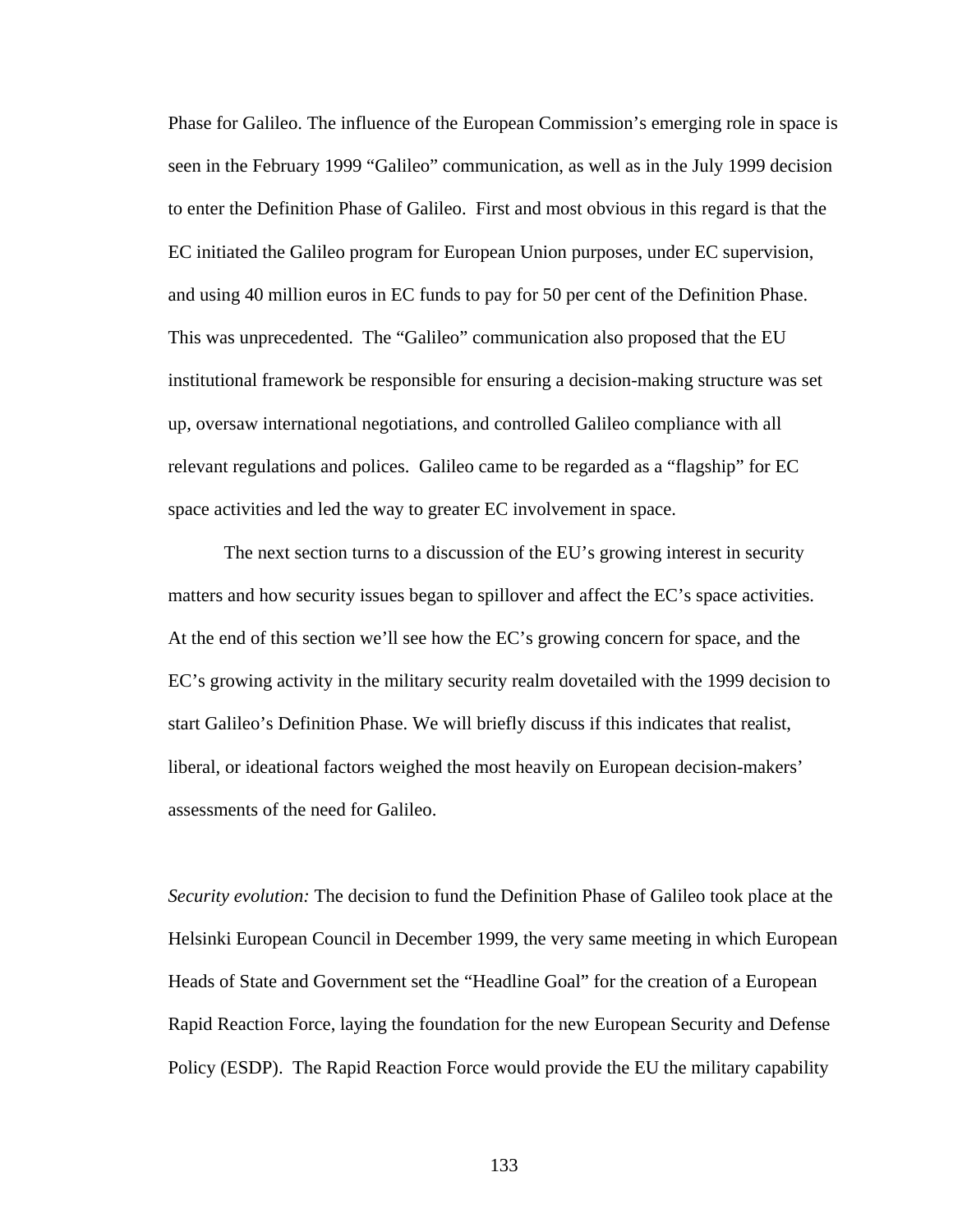Phase for Galileo. The influence of the European Commission's emerging role in space is seen in the February 1999 "Galileo" communication, as well as in the July 1999 decision to enter the Definition Phase of Galileo. First and most obvious in this regard is that the EC initiated the Galileo program for European Union purposes, under EC supervision, and using 40 million euros in EC funds to pay for 50 per cent of the Definition Phase. This was unprecedented. The "Galileo" communication also proposed that the EU institutional framework be responsible for ensuring a decision-making structure was set up, oversaw international negotiations, and controlled Galileo compliance with all relevant regulations and polices. Galileo came to be regarded as a "flagship" for EC space activities and led the way to greater EC involvement in space.

The next section turns to a discussion of the EU's growing interest in security matters and how security issues began to spillover and affect the EC's space activities. At the end of this section we'll see how the EC's growing concern for space, and the EC's growing activity in the military security realm dovetailed with the 1999 decision to start Galileo's Definition Phase. We will briefly discuss if this indicates that realist, liberal, or ideational factors weighed the most heavily on European decision-makers' assessments of the need for Galileo.

*Security evolution:* The decision to fund the Definition Phase of Galileo took place at the Helsinki European Council in December 1999, the very same meeting in which European Heads of State and Government set the "Headline Goal" for the creation of a European Rapid Reaction Force, laying the foundation for the new European Security and Defense Policy (ESDP). The Rapid Reaction Force would provide the EU the military capability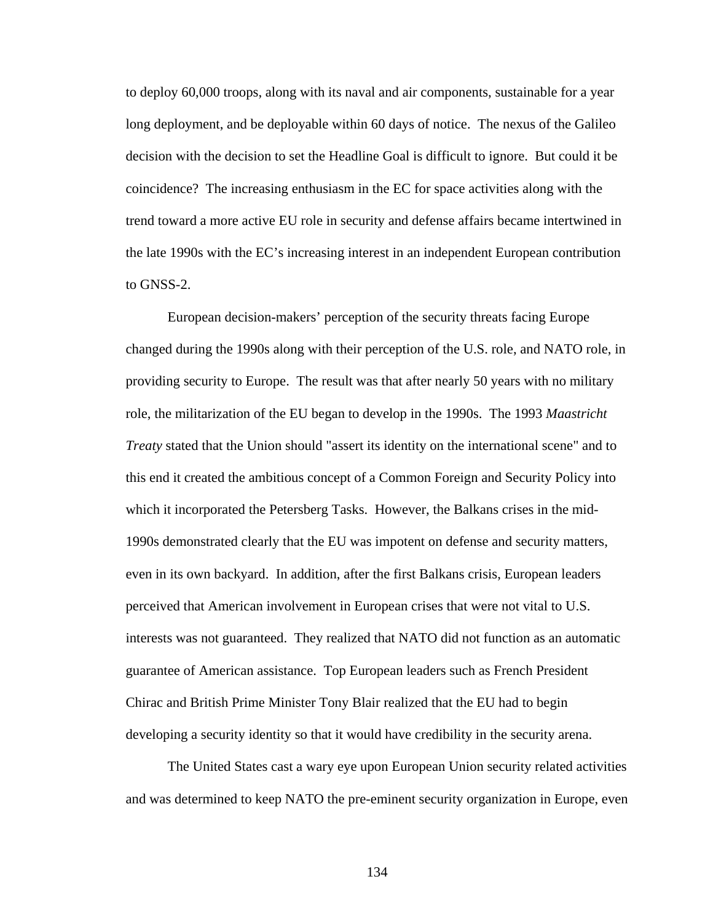to deploy 60,000 troops, along with its naval and air components, sustainable for a year long deployment, and be deployable within 60 days of notice. The nexus of the Galileo decision with the decision to set the Headline Goal is difficult to ignore. But could it be coincidence? The increasing enthusiasm in the EC for space activities along with the trend toward a more active EU role in security and defense affairs became intertwined in the late 1990s with the EC's increasing interest in an independent European contribution to GNSS-2.

European decision-makers' perception of the security threats facing Europe changed during the 1990s along with their perception of the U.S. role, and NATO role, in providing security to Europe. The result was that after nearly 50 years with no military role, the militarization of the EU began to develop in the 1990s. The 1993 *Maastricht Treaty* stated that the Union should "assert its identity on the international scene" and to this end it created the ambitious concept of a Common Foreign and Security Policy into which it incorporated the Petersberg Tasks. However, the Balkans crises in the mid-1990s demonstrated clearly that the EU was impotent on defense and security matters, even in its own backyard. In addition, after the first Balkans crisis, European leaders perceived that American involvement in European crises that were not vital to U.S. interests was not guaranteed. They realized that NATO did not function as an automatic guarantee of American assistance. Top European leaders such as French President Chirac and British Prime Minister Tony Blair realized that the EU had to begin developing a security identity so that it would have credibility in the security arena.

The United States cast a wary eye upon European Union security related activities and was determined to keep NATO the pre-eminent security organization in Europe, even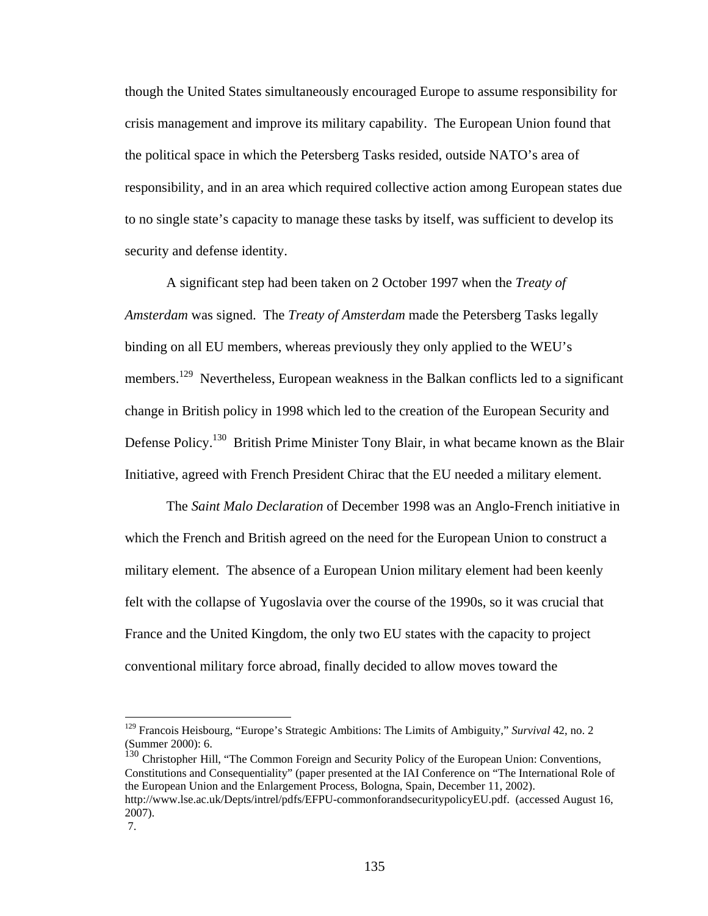though the United States simultaneously encouraged Europe to assume responsibility for crisis management and improve its military capability. The European Union found that the political space in which the Petersberg Tasks resided, outside NATO's area of responsibility, and in an area which required collective action among European states due to no single state's capacity to manage these tasks by itself, was sufficient to develop its security and defense identity.

A significant step had been taken on 2 October 1997 when the *Treaty of Amsterdam* was signed. The *Treaty of Amsterdam* made the Petersberg Tasks legally binding on all EU members, whereas previously they only applied to the WEU's members.[129] Nevertheless, European weakness in the Balkan conflicts led to a significant change in British policy in 1998 which led to the creation of the European Security and Defense Policy.[130] British Prime Minister Tony Blair, in what became known as the Blair Initiative, agreed with French President Chirac that the EU needed a military element.

The *Saint Malo Declaration* of December 1998 was an Anglo-French initiative in which the French and British agreed on the need for the European Union to construct a military element. The absence of a European Union military element had been keenly felt with the collapse of Yugoslavia over the course of the 1990s, so it was crucial that France and the United Kingdom, the only two EU states with the capacity to project conventional military force abroad, finally decided to allow moves toward the

---

[129] Francois Heisbourg, "Europe's Strategic Ambitions: The Limits of Ambiguity," *Survival* 42, no. 2 (Summer 2000): 6.

[130] Christopher Hill, "The Common Foreign and Security Policy of the European Union: Conventions, Constitutions and Consequentiality" (paper presented at the IAI Conference on "The International Role of the European Union and the Enlargement Process, Bologna, Spain, December 11, 2002). http://www.lse.ac.uk/Depts/intrel/pdfs/EFPU-commonforandsecuritypolicyEU.pdf. (accessed August 16, 2007).
7.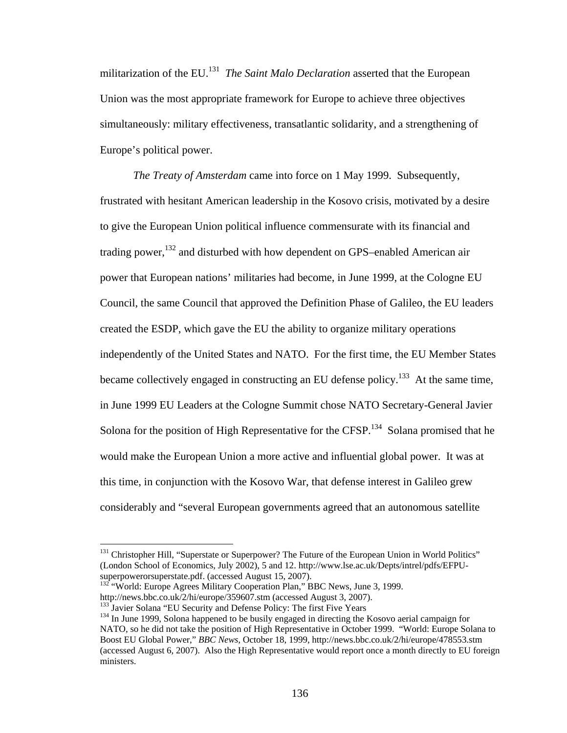militarization of the EU.[131] *The Saint Malo Declaration* asserted that the European Union was the most appropriate framework for Europe to achieve three objectives simultaneously: military effectiveness, transatlantic solidarity, and a strengthening of Europe's political power.

*The Treaty of Amsterdam* came into force on 1 May 1999. Subsequently, frustrated with hesitant American leadership in the Kosovo crisis, motivated by a desire to give the European Union political influence commensurate with its financial and trading power,[132] and disturbed with how dependent on GPS–enabled American air power that European nations' militaries had become, in June 1999, at the Cologne EU Council, the same Council that approved the Definition Phase of Galileo, the EU leaders created the ESDP, which gave the EU the ability to organize military operations independently of the United States and NATO. For the first time, the EU Member States became collectively engaged in constructing an EU defense policy.[133] At the same time, in June 1999 EU Leaders at the Cologne Summit chose NATO Secretary-General Javier Solona for the position of High Representative for the CFSP.[134] Solana promised that he would make the European Union a more active and influential global power. It was at this time, in conjunction with the Kosovo War, that defense interest in Galileo grew considerably and "several European governments agreed that an autonomous satellite

---

[131] Christopher Hill, "Superstate or Superpower? The Future of the European Union in World Politics" (London School of Economics, July 2002), 5 and 12. http://www.lse.ac.uk/Depts/intrel/pdfs/EFPU-superpowerorsuperstate.pdf. (accessed August 15, 2007).

[132] "World: Europe Agrees Military Cooperation Plan," BBC News, June 3, 1999. http://news.bbc.co.uk/2/hi/europe/359607.stm (accessed August 3, 2007).

[133] Javier Solana "EU Security and Defense Policy: The first Five Years

[134] In June 1999, Solona happened to be busily engaged in directing the Kosovo aerial campaign for NATO, so he did not take the position of High Representative in October 1999. "World: Europe Solana to Boost EU Global Power," *BBC News*, October 18, 1999, http://news.bbc.co.uk/2/hi/europe/478553.stm (accessed August 6, 2007). Also the High Representative would report once a month directly to EU foreign ministers.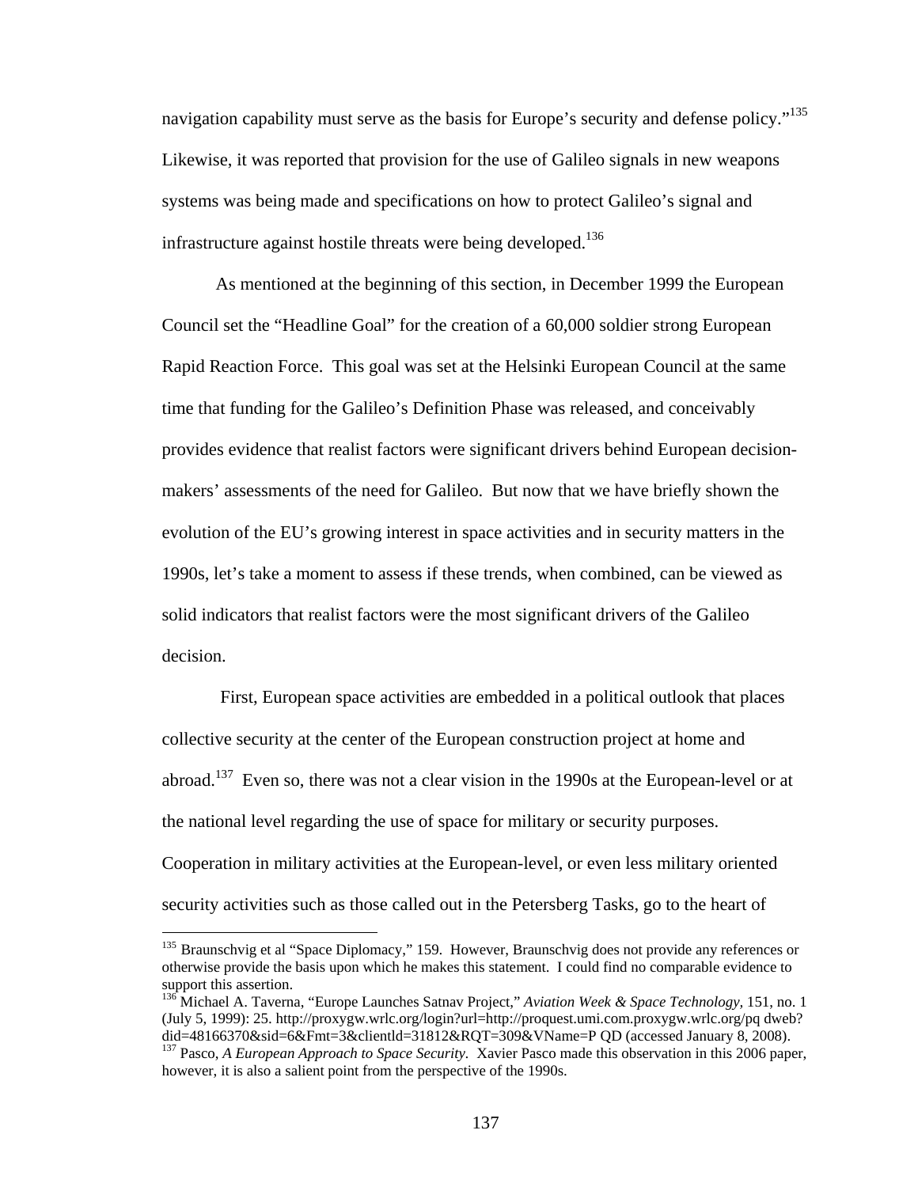navigation capability must serve as the basis for Europe's security and defense policy."[135] Likewise, it was reported that provision for the use of Galileo signals in new weapons systems was being made and specifications on how to protect Galileo's signal and infrastructure against hostile threats were being developed.[136]

As mentioned at the beginning of this section, in December 1999 the European Council set the "Headline Goal" for the creation of a 60,000 soldier strong European Rapid Reaction Force. This goal was set at the Helsinki European Council at the same time that funding for the Galileo's Definition Phase was released, and conceivably provides evidence that realist factors were significant drivers behind European decision-makers' assessments of the need for Galileo. But now that we have briefly shown the evolution of the EU's growing interest in space activities and in security matters in the 1990s, let's take a moment to assess if these trends, when combined, can be viewed as solid indicators that realist factors were the most significant drivers of the Galileo decision.

First, European space activities are embedded in a political outlook that places collective security at the center of the European construction project at home and abroad.[137] Even so, there was not a clear vision in the 1990s at the European-level or at the national level regarding the use of space for military or security purposes. Cooperation in military activities at the European-level, or even less military oriented security activities such as those called out in the Petersberg Tasks, go to the heart of

---

[135] Braunschvig et al "Space Diplomacy," 159. However, Braunschvig does not provide any references or otherwise provide the basis upon which he makes this statement. I could find no comparable evidence to support this assertion.

[136] Michael A. Taverna, "Europe Launches Satnav Project," *Aviation Week & Space Technology*, 151, no. 1 (July 5, 1999): 25. http://proxygw.wrlc.org/login?url=http://proquest.umi.com.proxygw.wrlc.org/pq dweb?did=48166370&sid=6&Fmt=3&clientld=31812&RQT=309&VName=P QD (accessed January 8, 2008).

[137] Pasco, *A European Approach to Space Security*. Xavier Pasco made this observation in this 2006 paper, however, it is also a salient point from the perspective of the 1990s.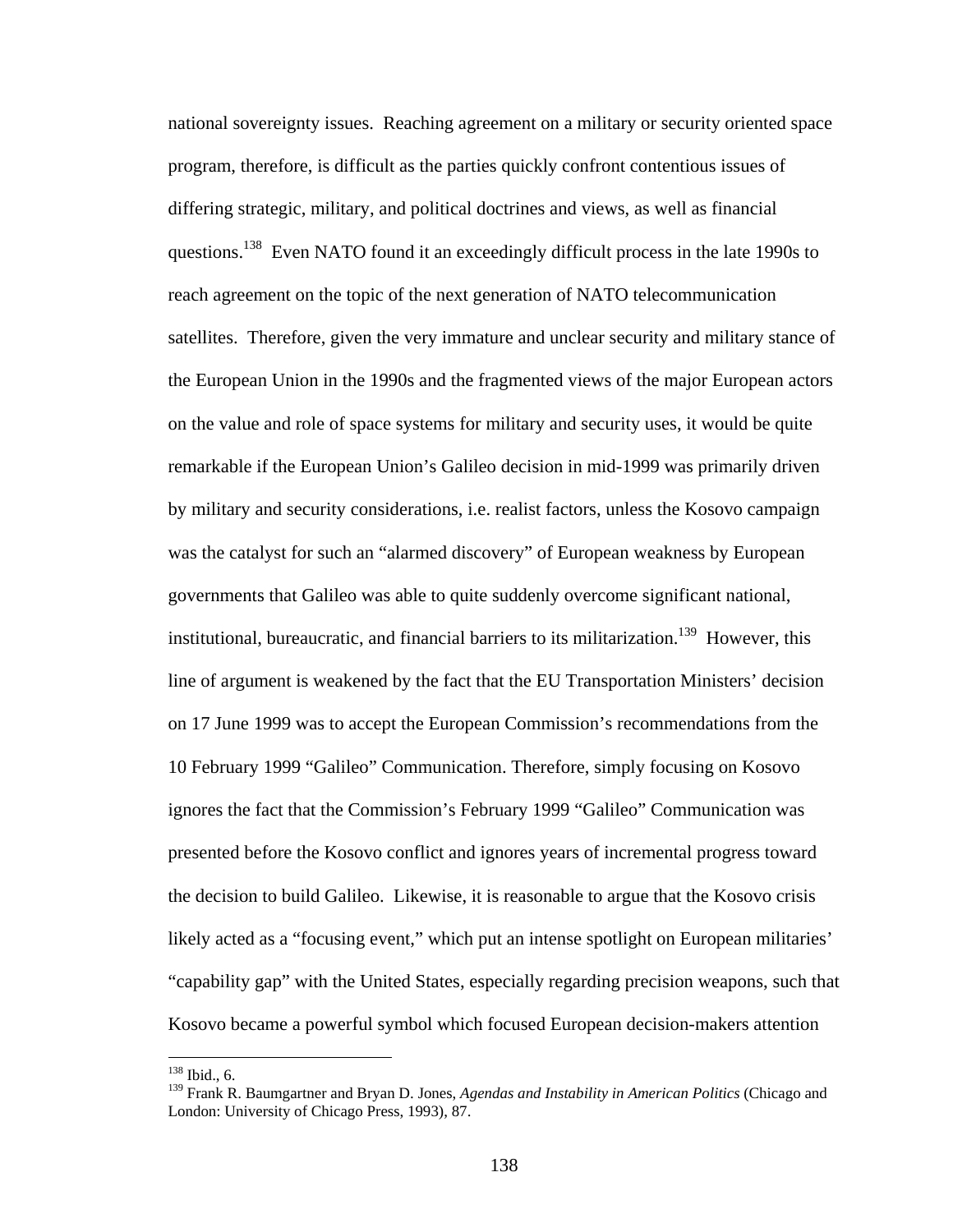national sovereignty issues. Reaching agreement on a military or security oriented space program, therefore, is difficult as the parties quickly confront contentious issues of differing strategic, military, and political doctrines and views, as well as financial questions.[138] Even NATO found it an exceedingly difficult process in the late 1990s to reach agreement on the topic of the next generation of NATO telecommunication satellites. Therefore, given the very immature and unclear security and military stance of the European Union in the 1990s and the fragmented views of the major European actors on the value and role of space systems for military and security uses, it would be quite remarkable if the European Union's Galileo decision in mid-1999 was primarily driven by military and security considerations, i.e. realist factors, unless the Kosovo campaign was the catalyst for such an "alarmed discovery" of European weakness by European governments that Galileo was able to quite suddenly overcome significant national, institutional, bureaucratic, and financial barriers to its militarization.[139] However, this line of argument is weakened by the fact that the EU Transportation Ministers' decision on 17 June 1999 was to accept the European Commission's recommendations from the 10 February 1999 "Galileo" Communication. Therefore, simply focusing on Kosovo ignores the fact that the Commission's February 1999 "Galileo" Communication was presented before the Kosovo conflict and ignores years of incremental progress toward the decision to build Galileo. Likewise, it is reasonable to argue that the Kosovo crisis likely acted as a "focusing event," which put an intense spotlight on European militaries' "capability gap" with the United States, especially regarding precision weapons, such that Kosovo became a powerful symbol which focused European decision-makers attention

---

[138] Ibid., 6.

[139] Frank R. Baumgartner and Bryan D. Jones, *Agendas and Instability in American Politics* (Chicago and London: University of Chicago Press, 1993), 87.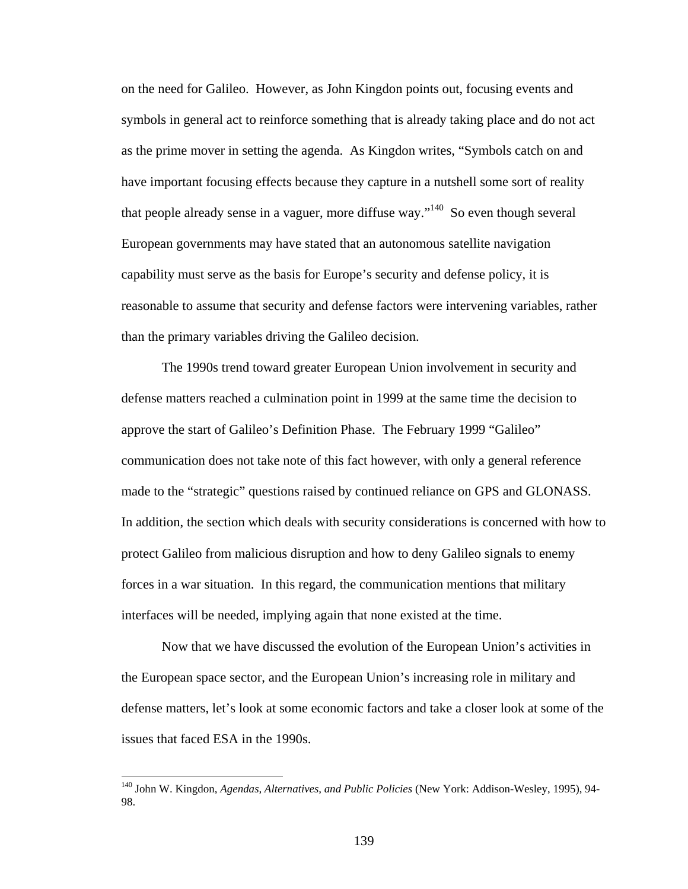on the need for Galileo. However, as John Kingdon points out, focusing events and symbols in general act to reinforce something that is already taking place and do not act as the prime mover in setting the agenda. As Kingdon writes, "Symbols catch on and have important focusing effects because they capture in a nutshell some sort of reality that people already sense in a vaguer, more diffuse way."[140] So even though several European governments may have stated that an autonomous satellite navigation capability must serve as the basis for Europe's security and defense policy, it is reasonable to assume that security and defense factors were intervening variables, rather than the primary variables driving the Galileo decision.

The 1990s trend toward greater European Union involvement in security and defense matters reached a culmination point in 1999 at the same time the decision to approve the start of Galileo's Definition Phase. The February 1999 "Galileo" communication does not take note of this fact however, with only a general reference made to the "strategic" questions raised by continued reliance on GPS and GLONASS. In addition, the section which deals with security considerations is concerned with how to protect Galileo from malicious disruption and how to deny Galileo signals to enemy forces in a war situation. In this regard, the communication mentions that military interfaces will be needed, implying again that none existed at the time.

Now that we have discussed the evolution of the European Union's activities in the European space sector, and the European Union's increasing role in military and defense matters, let's look at some economic factors and take a closer look at some of the issues that faced ESA in the 1990s.

---

[140] John W. Kingdon, *Agendas, Alternatives, and Public Policies* (New York: Addison-Wesley, 1995), 94-98.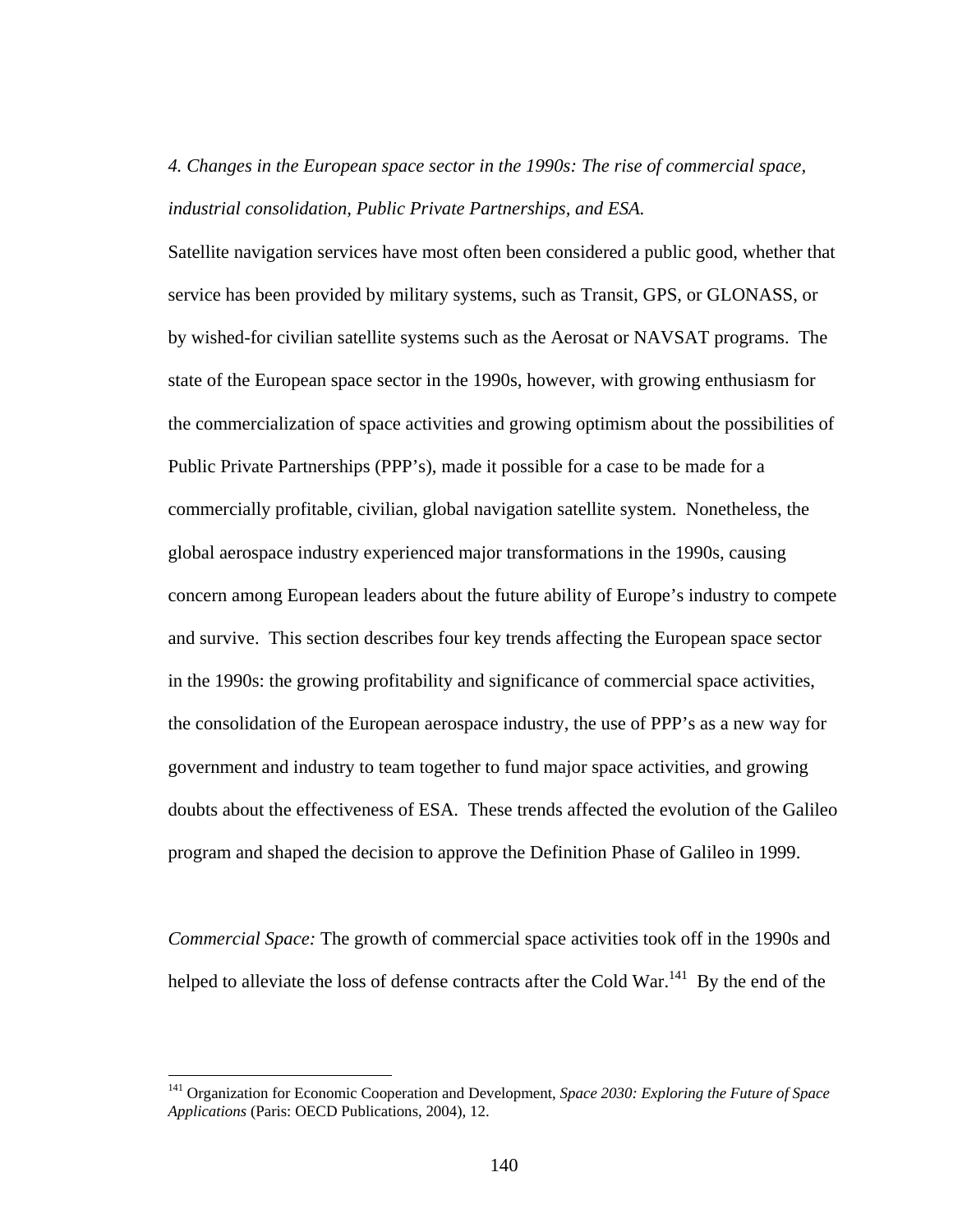*4. Changes in the European space sector in the 1990s: The rise of commercial space, industrial consolidation, Public Private Partnerships, and ESA.*

Satellite navigation services have most often been considered a public good, whether that service has been provided by military systems, such as Transit, GPS, or GLONASS, or by wished-for civilian satellite systems such as the Aerosat or NAVSAT programs. The state of the European space sector in the 1990s, however, with growing enthusiasm for the commercialization of space activities and growing optimism about the possibilities of Public Private Partnerships (PPP's), made it possible for a case to be made for a commercially profitable, civilian, global navigation satellite system. Nonetheless, the global aerospace industry experienced major transformations in the 1990s, causing concern among European leaders about the future ability of Europe's industry to compete and survive. This section describes four key trends affecting the European space sector in the 1990s: the growing profitability and significance of commercial space activities, the consolidation of the European aerospace industry, the use of PPP's as a new way for government and industry to team together to fund major space activities, and growing doubts about the effectiveness of ESA. These trends affected the evolution of the Galileo program and shaped the decision to approve the Definition Phase of Galileo in 1999.

*Commercial Space:* The growth of commercial space activities took off in the 1990s and helped to alleviate the loss of defense contracts after the Cold War.[141] By the end of the

[141] Organization for Economic Cooperation and Development, *Space 2030: Exploring the Future of Space Applications* (Paris: OECD Publications, 2004), 12.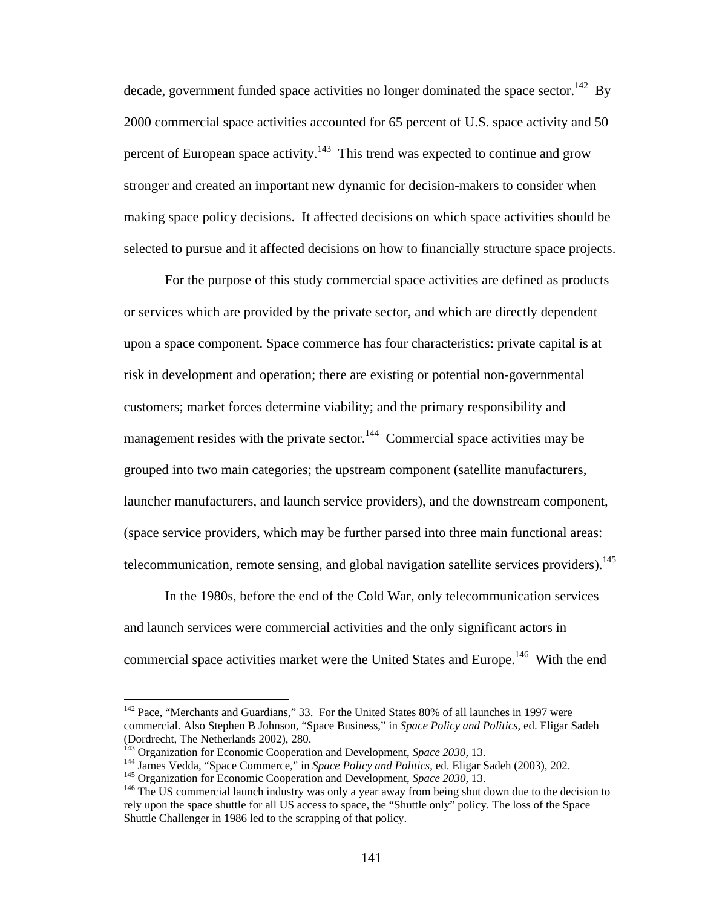decade, government funded space activities no longer dominated the space sector.[142] By 2000 commercial space activities accounted for 65 percent of U.S. space activity and 50 percent of European space activity.[143] This trend was expected to continue and grow stronger and created an important new dynamic for decision-makers to consider when making space policy decisions. It affected decisions on which space activities should be selected to pursue and it affected decisions on how to financially structure space projects.

For the purpose of this study commercial space activities are defined as products or services which are provided by the private sector, and which are directly dependent upon a space component. Space commerce has four characteristics: private capital is at risk in development and operation; there are existing or potential non-governmental customers; market forces determine viability; and the primary responsibility and management resides with the private sector.[144] Commercial space activities may be grouped into two main categories; the upstream component (satellite manufacturers, launcher manufacturers, and launch service providers), and the downstream component, (space service providers, which may be further parsed into three main functional areas: telecommunication, remote sensing, and global navigation satellite services providers).[145]

In the 1980s, before the end of the Cold War, only telecommunication services and launch services were commercial activities and the only significant actors in commercial space activities market were the United States and Europe.[146] With the end

---

[142] Pace, "Merchants and Guardians," 33. For the United States 80% of all launches in 1997 were commercial. Also Stephen B Johnson, "Space Business," in *Space Policy and Politics*, ed. Eligar Sadeh (Dordrecht, The Netherlands 2002), 280.

[143] Organization for Economic Cooperation and Development, *Space 2030,* 13.

[144] James Vedda, "Space Commerce," in *Space Policy and Politics*, ed. Eligar Sadeh (2003), 202.

[145] Organization for Economic Cooperation and Development, *Space 2030*, 13.

[146] The US commercial launch industry was only a year away from being shut down due to the decision to rely upon the space shuttle for all US access to space, the "Shuttle only" policy. The loss of the Space Shuttle Challenger in 1986 led to the scrapping of that policy.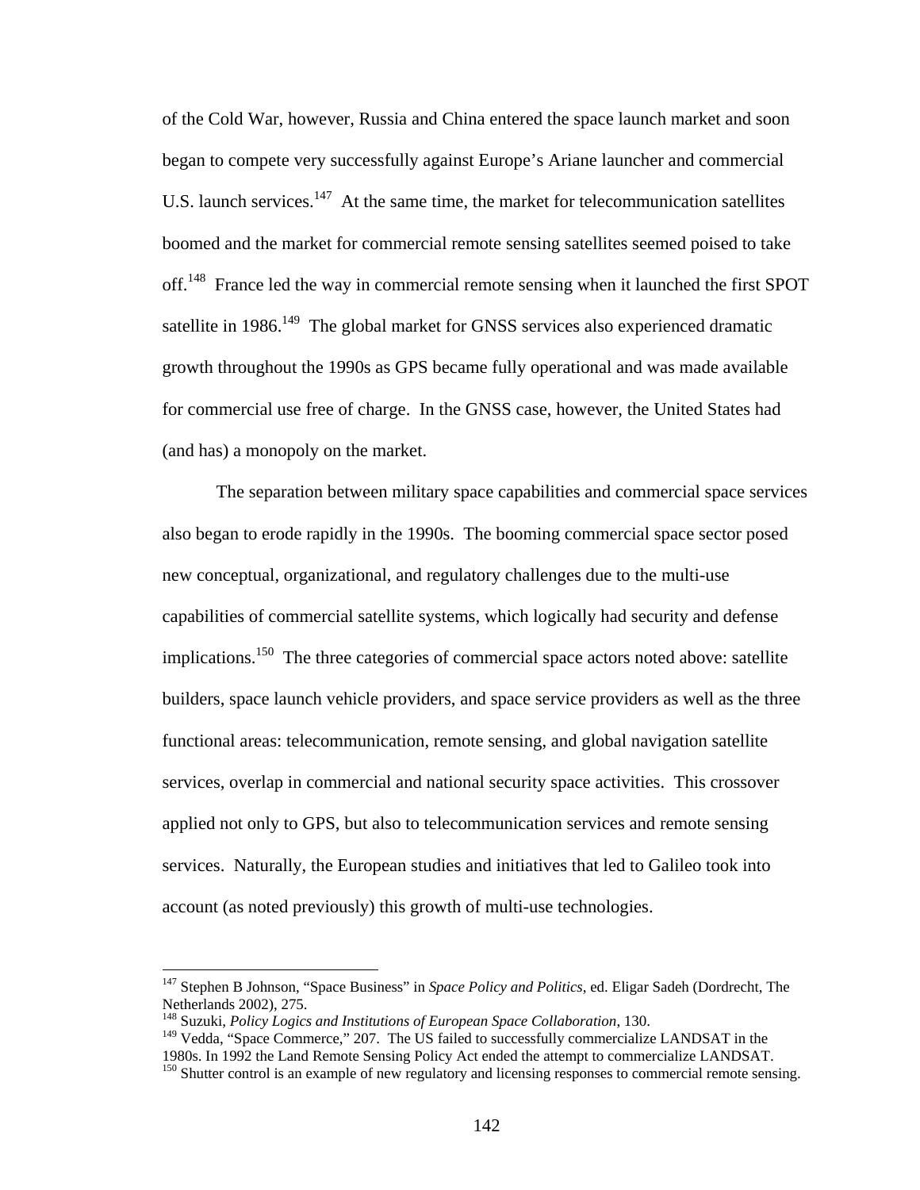of the Cold War, however, Russia and China entered the space launch market and soon began to compete very successfully against Europe's Ariane launcher and commercial U.S. launch services.[147] At the same time, the market for telecommunication satellites boomed and the market for commercial remote sensing satellites seemed poised to take off.[148] France led the way in commercial remote sensing when it launched the first SPOT satellite in 1986.[149] The global market for GNSS services also experienced dramatic growth throughout the 1990s as GPS became fully operational and was made available for commercial use free of charge. In the GNSS case, however, the United States had (and has) a monopoly on the market.

The separation between military space capabilities and commercial space services also began to erode rapidly in the 1990s. The booming commercial space sector posed new conceptual, organizational, and regulatory challenges due to the multi-use capabilities of commercial satellite systems, which logically had security and defense implications.[150] The three categories of commercial space actors noted above: satellite builders, space launch vehicle providers, and space service providers as well as the three functional areas: telecommunication, remote sensing, and global navigation satellite services, overlap in commercial and national security space activities. This crossover applied not only to GPS, but also to telecommunication services and remote sensing services. Naturally, the European studies and initiatives that led to Galileo took into account (as noted previously) this growth of multi-use technologies.

---

[147] Stephen B Johnson, "Space Business" in *Space Policy and Politics*, ed. Eligar Sadeh (Dordrecht, The Netherlands 2002), 275.

[148] Suzuki, *Policy Logics and Institutions of European Space Collaboration*, 130.

[149] Vedda, "Space Commerce," 207. The US failed to successfully commercialize LANDSAT in the 1980s. In 1992 the Land Remote Sensing Policy Act ended the attempt to commercialize LANDSAT.

[150] Shutter control is an example of new regulatory and licensing responses to commercial remote sensing.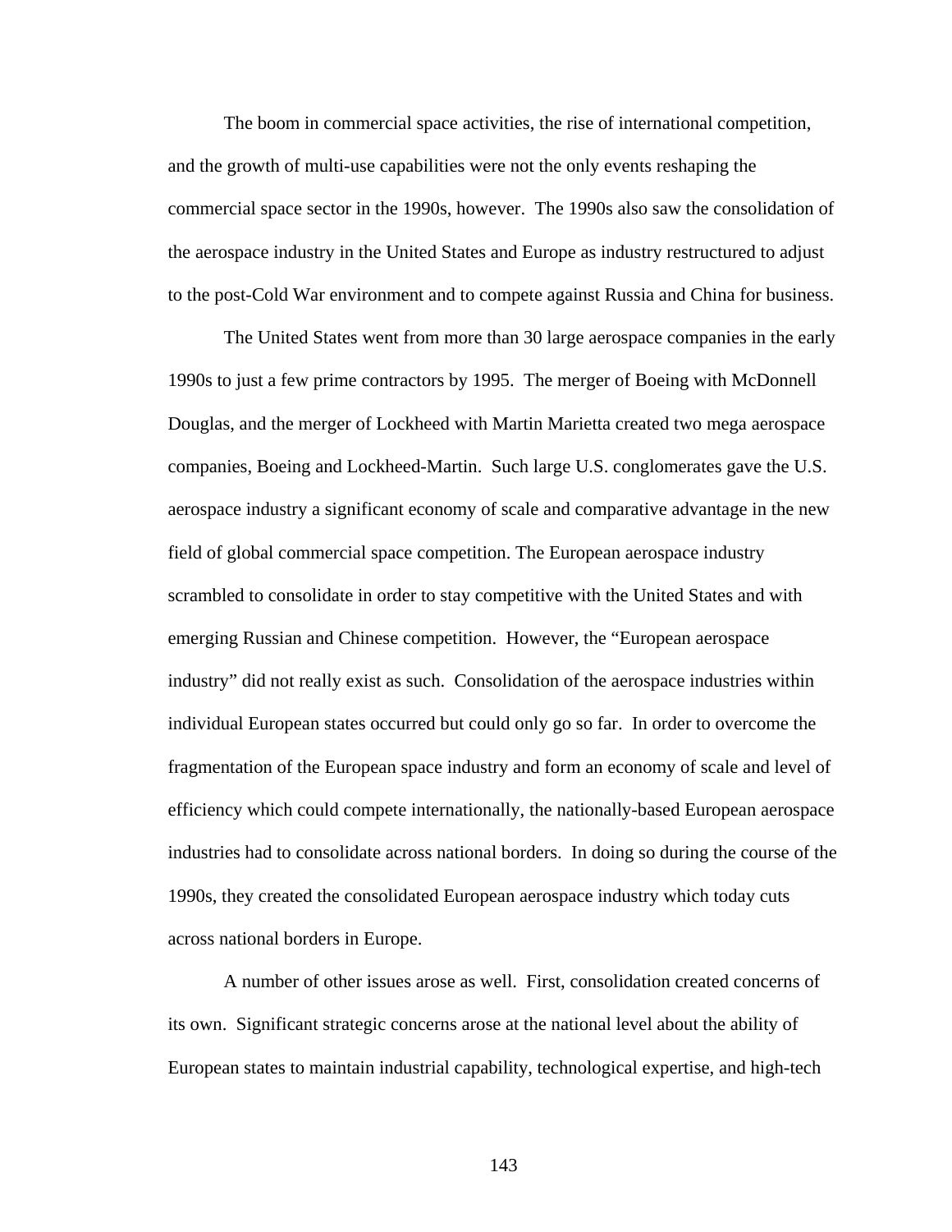The boom in commercial space activities, the rise of international competition, and the growth of multi-use capabilities were not the only events reshaping the commercial space sector in the 1990s, however. The 1990s also saw the consolidation of the aerospace industry in the United States and Europe as industry restructured to adjust to the post-Cold War environment and to compete against Russia and China for business.

The United States went from more than 30 large aerospace companies in the early 1990s to just a few prime contractors by 1995. The merger of Boeing with McDonnell Douglas, and the merger of Lockheed with Martin Marietta created two mega aerospace companies, Boeing and Lockheed-Martin. Such large U.S. conglomerates gave the U.S. aerospace industry a significant economy of scale and comparative advantage in the new field of global commercial space competition. The European aerospace industry scrambled to consolidate in order to stay competitive with the United States and with emerging Russian and Chinese competition. However, the "European aerospace industry" did not really exist as such. Consolidation of the aerospace industries within individual European states occurred but could only go so far. In order to overcome the fragmentation of the European space industry and form an economy of scale and level of efficiency which could compete internationally, the nationally-based European aerospace industries had to consolidate across national borders. In doing so during the course of the 1990s, they created the consolidated European aerospace industry which today cuts across national borders in Europe.

A number of other issues arose as well. First, consolidation created concerns of its own. Significant strategic concerns arose at the national level about the ability of European states to maintain industrial capability, technological expertise, and high-tech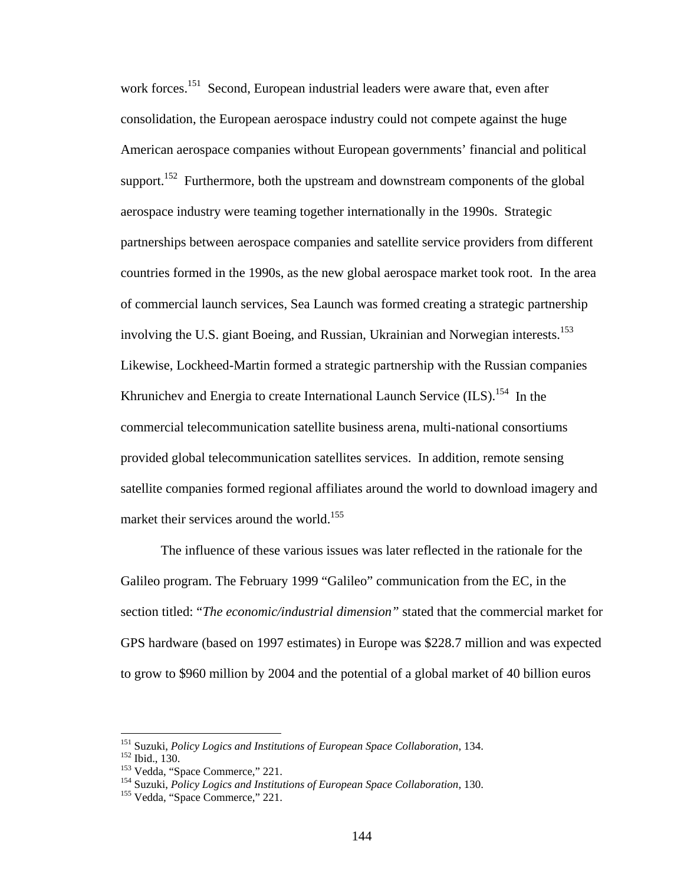work forces.[151] Second, European industrial leaders were aware that, even after consolidation, the European aerospace industry could not compete against the huge American aerospace companies without European governments' financial and political support.[152] Furthermore, both the upstream and downstream components of the global aerospace industry were teaming together internationally in the 1990s. Strategic partnerships between aerospace companies and satellite service providers from different countries formed in the 1990s, as the new global aerospace market took root. In the area of commercial launch services, Sea Launch was formed creating a strategic partnership involving the U.S. giant Boeing, and Russian, Ukrainian and Norwegian interests.[153] Likewise, Lockheed-Martin formed a strategic partnership with the Russian companies Khrunichev and Energia to create International Launch Service (ILS).[154] In the commercial telecommunication satellite business arena, multi-national consortiums provided global telecommunication satellites services. In addition, remote sensing satellite companies formed regional affiliates around the world to download imagery and market their services around the world.[155]

The influence of these various issues was later reflected in the rationale for the Galileo program. The February 1999 "Galileo" communication from the EC, in the section titled: "*The economic/industrial dimension*" stated that the commercial market for GPS hardware (based on 1997 estimates) in Europe was $228.7 million and was expected to grow to $960 million by 2004 and the potential of a global market of 40 billion euros

---

[151] Suzuki, *Policy Logics and Institutions of European Space Collaboration*, 134.
[152] Ibid., 130.
[153] Vedda, "Space Commerce," 221.
[154] Suzuki, *Policy Logics and Institutions of European Space Collaboration*, 130.
[155] Vedda, "Space Commerce," 221.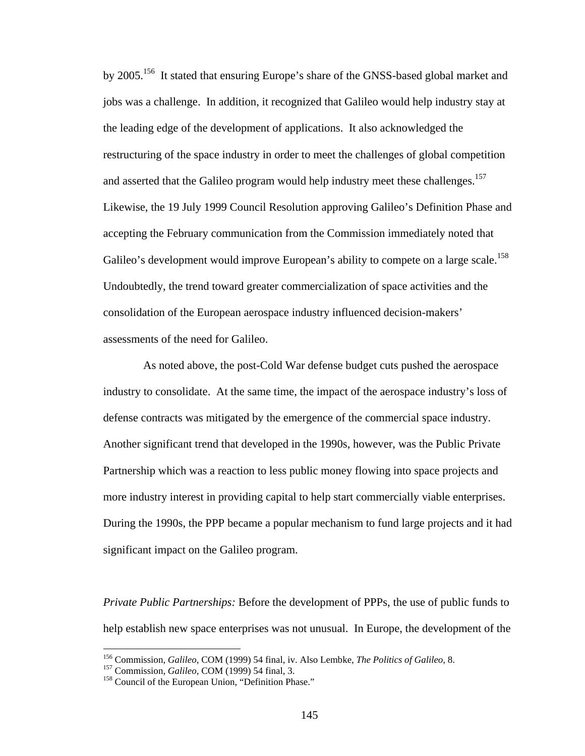by 2005.[156] It stated that ensuring Europe's share of the GNSS-based global market and jobs was a challenge. In addition, it recognized that Galileo would help industry stay at the leading edge of the development of applications. It also acknowledged the restructuring of the space industry in order to meet the challenges of global competition and asserted that the Galileo program would help industry meet these challenges.[157] Likewise, the 19 July 1999 Council Resolution approving Galileo's Definition Phase and accepting the February communication from the Commission immediately noted that Galileo's development would improve European's ability to compete on a large scale.[158] Undoubtedly, the trend toward greater commercialization of space activities and the consolidation of the European aerospace industry influenced decision-makers' assessments of the need for Galileo.

As noted above, the post-Cold War defense budget cuts pushed the aerospace industry to consolidate. At the same time, the impact of the aerospace industry's loss of defense contracts was mitigated by the emergence of the commercial space industry. Another significant trend that developed in the 1990s, however, was the Public Private Partnership which was a reaction to less public money flowing into space projects and more industry interest in providing capital to help start commercially viable enterprises. During the 1990s, the PPP became a popular mechanism to fund large projects and it had significant impact on the Galileo program.

*Private Public Partnerships:* Before the development of PPPs, the use of public funds to help establish new space enterprises was not unusual. In Europe, the development of the

---

[156] Commission, *Galileo*, COM (1999) 54 final, iv. Also Lembke, *The Politics of Galileo*, 8.

[157] Commission, *Galileo*, COM (1999) 54 final, 3.

[158] Council of the European Union, "Definition Phase."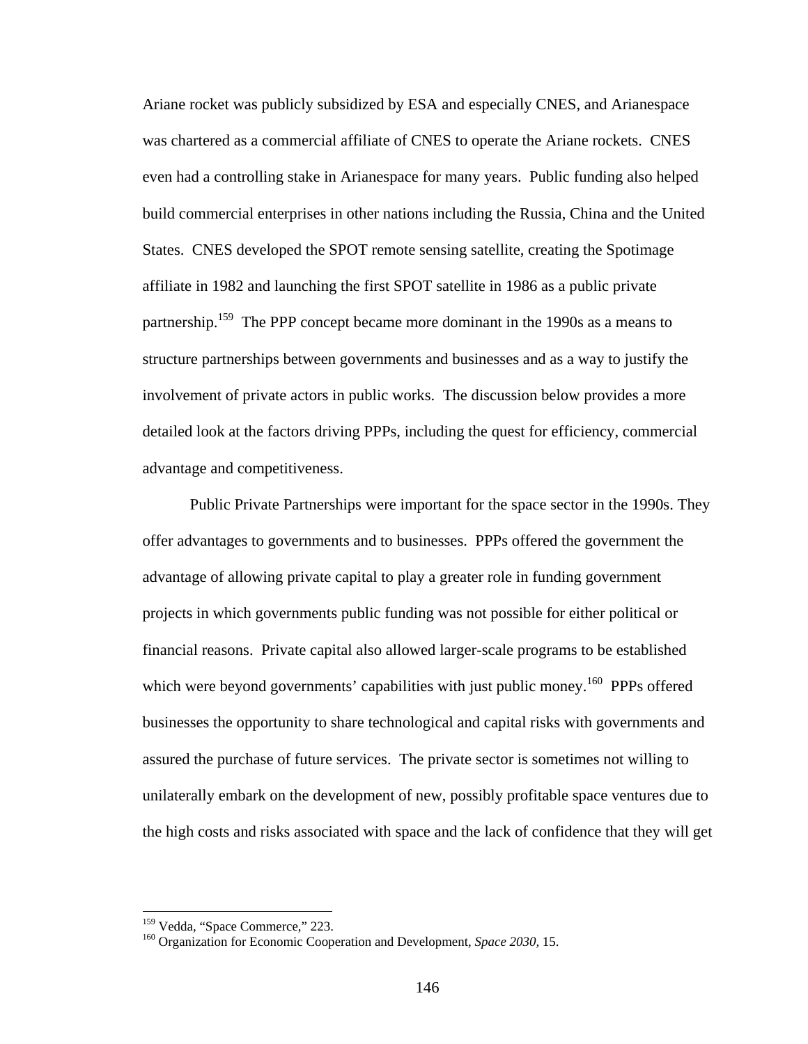Ariane rocket was publicly subsidized by ESA and especially CNES, and Arianespace was chartered as a commercial affiliate of CNES to operate the Ariane rockets. CNES even had a controlling stake in Arianespace for many years. Public funding also helped build commercial enterprises in other nations including the Russia, China and the United States. CNES developed the SPOT remote sensing satellite, creating the Spotimage affiliate in 1982 and launching the first SPOT satellite in 1986 as a public private partnership.[159] The PPP concept became more dominant in the 1990s as a means to structure partnerships between governments and businesses and as a way to justify the involvement of private actors in public works. The discussion below provides a more detailed look at the factors driving PPPs, including the quest for efficiency, commercial advantage and competitiveness.

Public Private Partnerships were important for the space sector in the 1990s. They offer advantages to governments and to businesses. PPPs offered the government the advantage of allowing private capital to play a greater role in funding government projects in which governments public funding was not possible for either political or financial reasons. Private capital also allowed larger-scale programs to be established which were beyond governments' capabilities with just public money.[160] PPPs offered businesses the opportunity to share technological and capital risks with governments and assured the purchase of future services. The private sector is sometimes not willing to unilaterally embark on the development of new, possibly profitable space ventures due to the high costs and risks associated with space and the lack of confidence that they will get

---

[159] Vedda, "Space Commerce," 223.

[160] Organization for Economic Cooperation and Development, *Space 2030*, 15.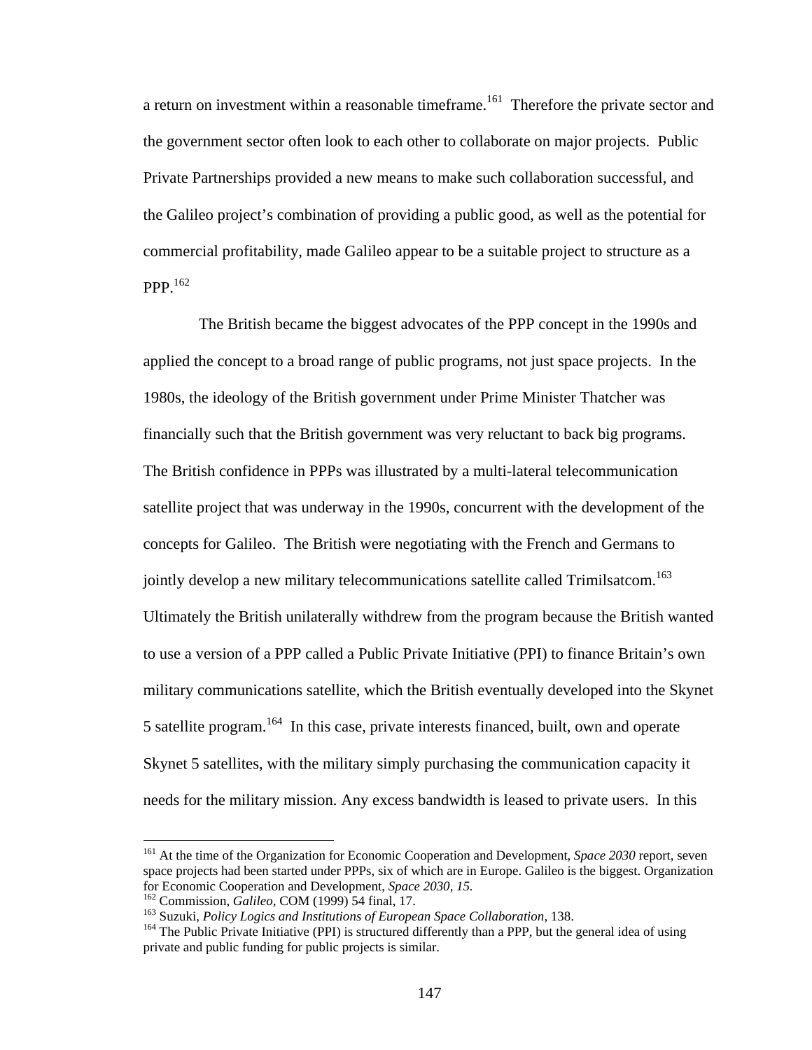a return on investment within a reasonable timeframe.[161] Therefore the private sector and the government sector often look to each other to collaborate on major projects. Public Private Partnerships provided a new means to make such collaboration successful, and the Galileo project's combination of providing a public good, as well as the potential for commercial profitability, made Galileo appear to be a suitable project to structure as a PPP.[162]

The British became the biggest advocates of the PPP concept in the 1990s and applied the concept to a broad range of public programs, not just space projects. In the 1980s, the ideology of the British government under Prime Minister Thatcher was financially such that the British government was very reluctant to back big programs. The British confidence in PPPs was illustrated by a multi-lateral telecommunication satellite project that was underway in the 1990s, concurrent with the development of the concepts for Galileo. The British were negotiating with the French and Germans to jointly develop a new military telecommunications satellite called Trimilsatcom.[163] Ultimately the British unilaterally withdrew from the program because the British wanted to use a version of a PPP called a Public Private Initiative (PPI) to finance Britain's own military communications satellite, which the British eventually developed into the Skynet 5 satellite program.[164] In this case, private interests financed, built, own and operate Skynet 5 satellites, with the military simply purchasing the communication capacity it needs for the military mission. Any excess bandwidth is leased to private users. In this

---

[161] At the time of the Organization for Economic Cooperation and Development, *Space 2030* report, seven space projects had been started under PPPs, six of which are in Europe. Galileo is the biggest. Organization for Economic Cooperation and Development, *Space 2030, 15.*

[162] Commission, *Galileo,* COM (1999) 54 final, 17.

[163] Suzuki, *Policy Logics and Institutions of European Space Collaboration,* 138.

[164] The Public Private Initiative (PPI) is structured differently than a PPP, but the general idea of using private and public funding for public projects is similar.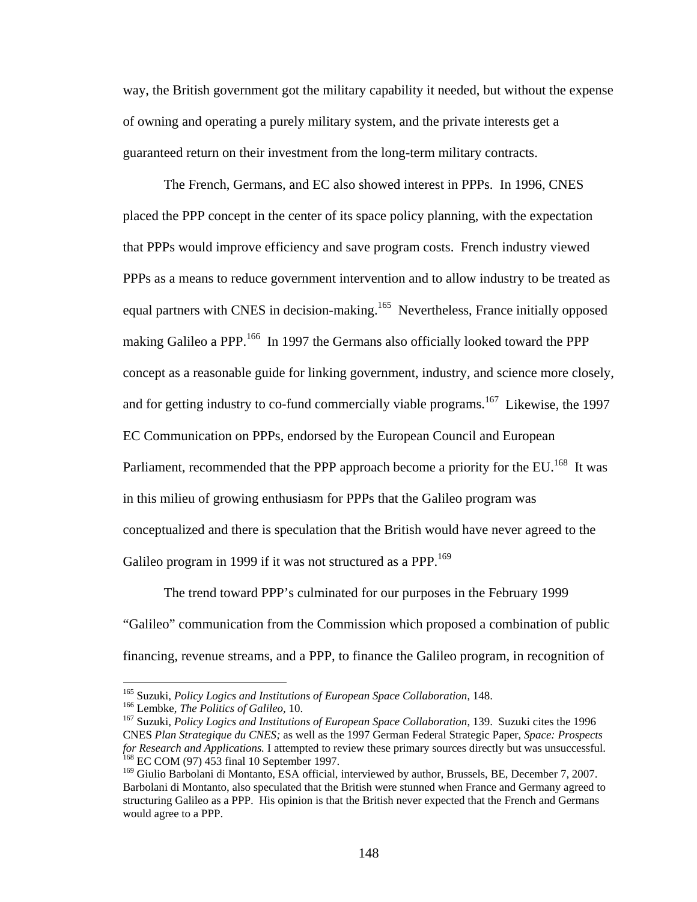way, the British government got the military capability it needed, but without the expense of owning and operating a purely military system, and the private interests get a guaranteed return on their investment from the long-term military contracts.

The French, Germans, and EC also showed interest in PPPs. In 1996, CNES placed the PPP concept in the center of its space policy planning, with the expectation that PPPs would improve efficiency and save program costs. French industry viewed PPPs as a means to reduce government intervention and to allow industry to be treated as equal partners with CNES in decision-making.[165] Nevertheless, France initially opposed making Galileo a PPP.[166] In 1997 the Germans also officially looked toward the PPP concept as a reasonable guide for linking government, industry, and science more closely, and for getting industry to co-fund commercially viable programs.[167] Likewise, the 1997 EC Communication on PPPs, endorsed by the European Council and European Parliament, recommended that the PPP approach become a priority for the EU.[168] It was in this milieu of growing enthusiasm for PPPs that the Galileo program was conceptualized and there is speculation that the British would have never agreed to the Galileo program in 1999 if it was not structured as a PPP.[169]

The trend toward PPP's culminated for our purposes in the February 1999 "Galileo" communication from the Commission which proposed a combination of public financing, revenue streams, and a PPP, to finance the Galileo program, in recognition of

---

[165] Suzuki, *Policy Logics and Institutions of European Space Collaboration*, 148.

[166] Lembke, *The Politics of Galileo*, 10.

[167] Suzuki, *Policy Logics and Institutions of European Space Collaboration*, 139. Suzuki cites the 1996 CNES *Plan Strategique du CNES;* as well as the 1997 German Federal Strategic Paper, *Space: Prospects for Research and Applications.* I attempted to review these primary sources directly but was unsuccessful.

[168] EC COM (97) 453 final 10 September 1997.

[169] Giulio Barbolani di Montanto, ESA official, interviewed by author, Brussels, BE, December 7, 2007. Barbolani di Montanto, also speculated that the British were stunned when France and Germany agreed to structuring Galileo as a PPP. His opinion is that the British never expected that the French and Germans would agree to a PPP.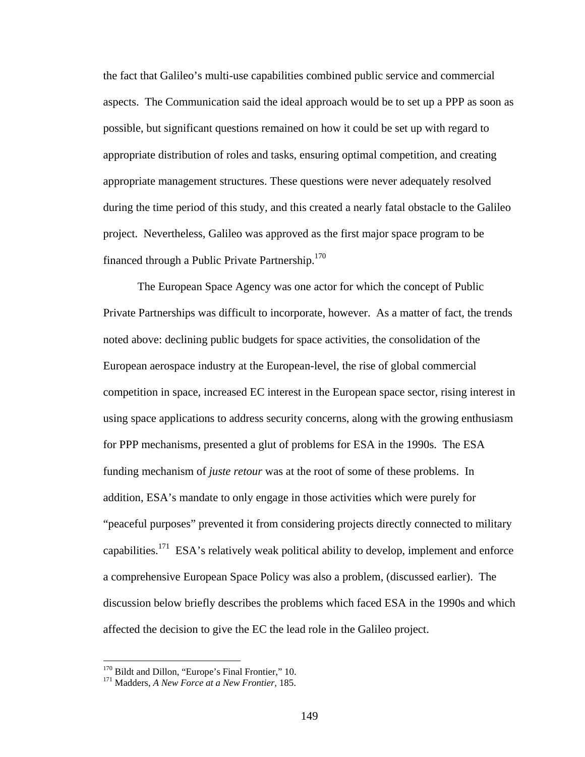the fact that Galileo's multi-use capabilities combined public service and commercial aspects. The Communication said the ideal approach would be to set up a PPP as soon as possible, but significant questions remained on how it could be set up with regard to appropriate distribution of roles and tasks, ensuring optimal competition, and creating appropriate management structures. These questions were never adequately resolved during the time period of this study, and this created a nearly fatal obstacle to the Galileo project. Nevertheless, Galileo was approved as the first major space program to be financed through a Public Private Partnership.[170]

The European Space Agency was one actor for which the concept of Public Private Partnerships was difficult to incorporate, however. As a matter of fact, the trends noted above: declining public budgets for space activities, the consolidation of the European aerospace industry at the European-level, the rise of global commercial competition in space, increased EC interest in the European space sector, rising interest in using space applications to address security concerns, along with the growing enthusiasm for PPP mechanisms, presented a glut of problems for ESA in the 1990s. The ESA funding mechanism of *juste retour* was at the root of some of these problems. In addition, ESA's mandate to only engage in those activities which were purely for "peaceful purposes" prevented it from considering projects directly connected to military capabilities.[171] ESA's relatively weak political ability to develop, implement and enforce a comprehensive European Space Policy was also a problem, (discussed earlier). The discussion below briefly describes the problems which faced ESA in the 1990s and which affected the decision to give the EC the lead role in the Galileo project.

[170] Bildt and Dillon, "Europe's Final Frontier," 10.
[171] Madders, *A New Force at a New Frontier*, 185.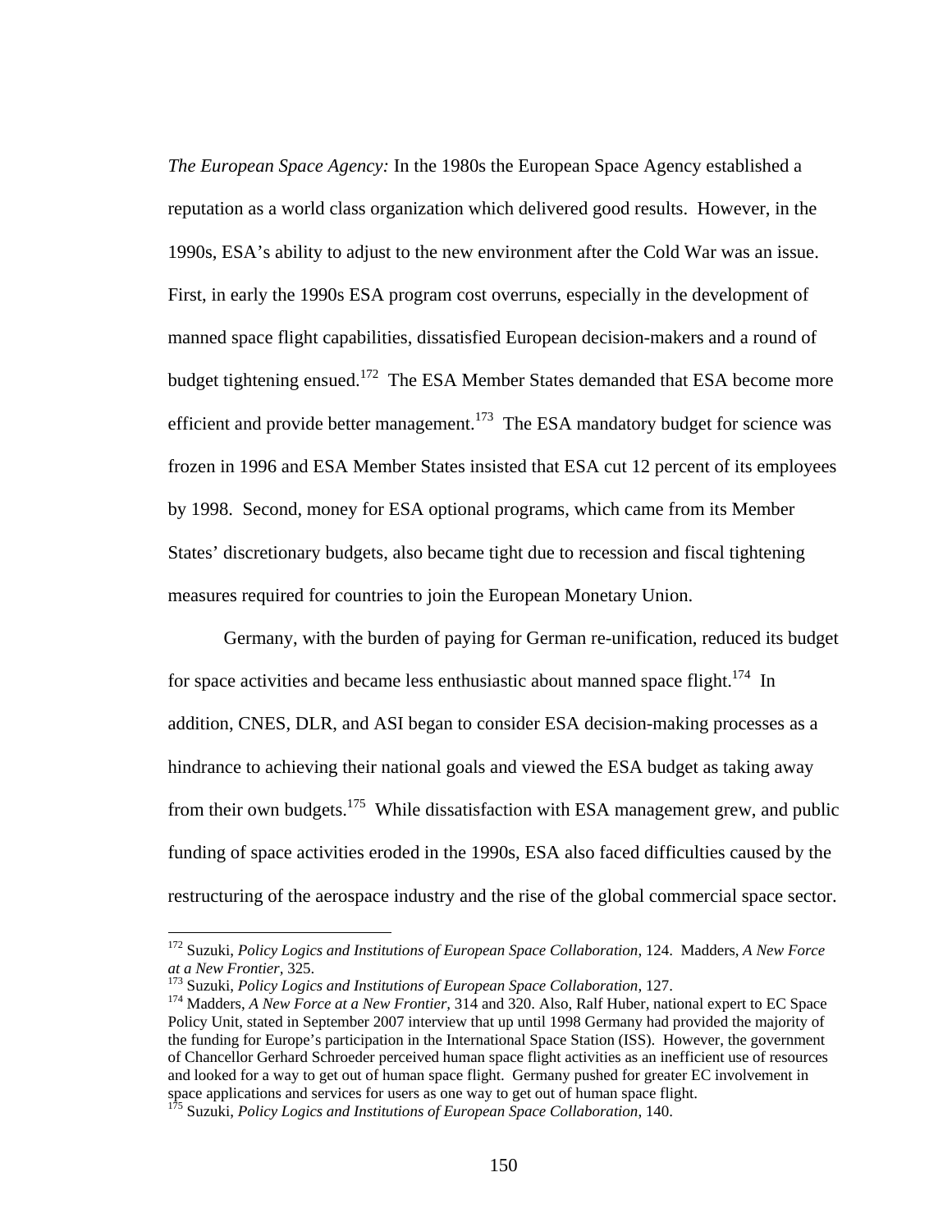*The European Space Agency:* In the 1980s the European Space Agency established a reputation as a world class organization which delivered good results. However, in the 1990s, ESA's ability to adjust to the new environment after the Cold War was an issue. First, in early the 1990s ESA program cost overruns, especially in the development of manned space flight capabilities, dissatisfied European decision-makers and a round of budget tightening ensued.[172] The ESA Member States demanded that ESA become more efficient and provide better management.[173] The ESA mandatory budget for science was frozen in 1996 and ESA Member States insisted that ESA cut 12 percent of its employees by 1998. Second, money for ESA optional programs, which came from its Member States' discretionary budgets, also became tight due to recession and fiscal tightening measures required for countries to join the European Monetary Union.

Germany, with the burden of paying for German re-unification, reduced its budget for space activities and became less enthusiastic about manned space flight.[174] In addition, CNES, DLR, and ASI began to consider ESA decision-making processes as a hindrance to achieving their national goals and viewed the ESA budget as taking away from their own budgets.[175] While dissatisfaction with ESA management grew, and public funding of space activities eroded in the 1990s, ESA also faced difficulties caused by the restructuring of the aerospace industry and the rise of the global commercial space sector.

---

[172] Suzuki, *Policy Logics and Institutions of European Space Collaboration*, 124. Madders, *A New Force at a New Frontier*, 325.

[173] Suzuki, *Policy Logics and Institutions of European Space Collaboration*, 127.

[174] Madders, *A New Force at a New Frontier*, 314 and 320. Also, Ralf Huber, national expert to EC Space Policy Unit, stated in September 2007 interview that up until 1998 Germany had provided the majority of the funding for Europe's participation in the International Space Station (ISS). However, the government of Chancellor Gerhard Schroeder perceived human space flight activities as an inefficient use of resources and looked for a way to get out of human space flight. Germany pushed for greater EC involvement in space applications and services for users as one way to get out of human space flight.

[175] Suzuki, *Policy Logics and Institutions of European Space Collaboration*, 140.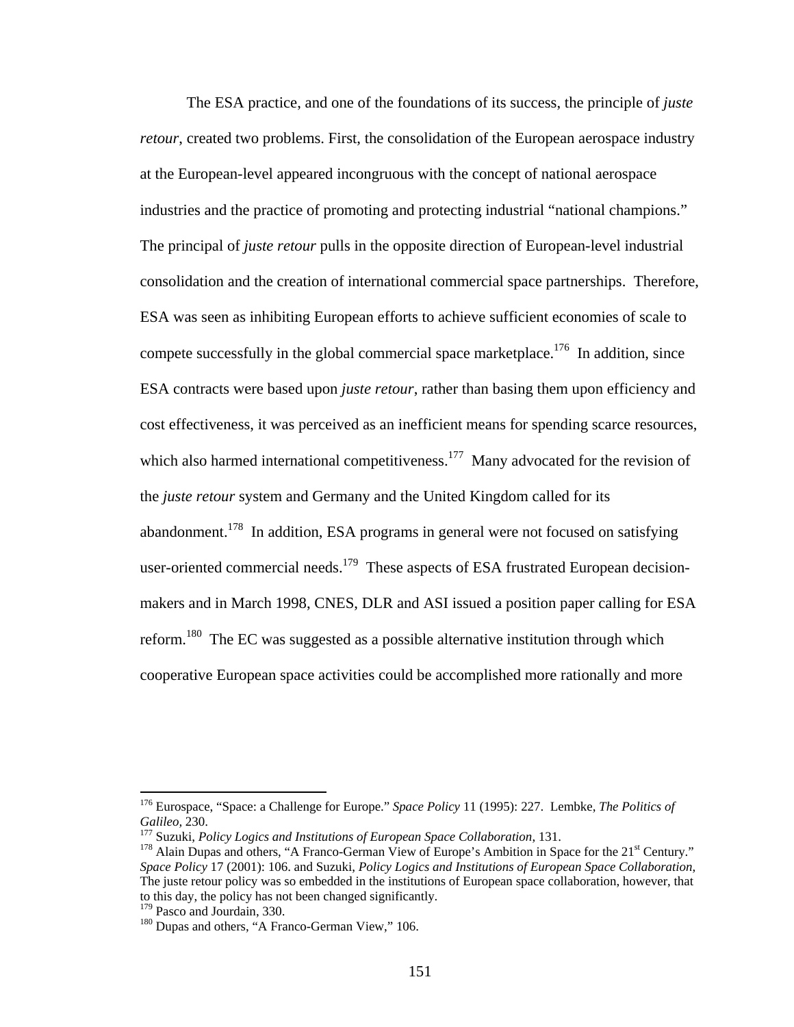The ESA practice, and one of the foundations of its success, the principle of *juste retour*, created two problems. First, the consolidation of the European aerospace industry at the European-level appeared incongruous with the concept of national aerospace industries and the practice of promoting and protecting industrial "national champions." The principal of *juste retour* pulls in the opposite direction of European-level industrial consolidation and the creation of international commercial space partnerships. Therefore, ESA was seen as inhibiting European efforts to achieve sufficient economies of scale to compete successfully in the global commercial space marketplace.[176] In addition, since ESA contracts were based upon *juste retour*, rather than basing them upon efficiency and cost effectiveness, it was perceived as an inefficient means for spending scarce resources, which also harmed international competitiveness.[177] Many advocated for the revision of the *juste retour* system and Germany and the United Kingdom called for its abandonment.[178] In addition, ESA programs in general were not focused on satisfying user-oriented commercial needs.[179] These aspects of ESA frustrated European decision-makers and in March 1998, CNES, DLR and ASI issued a position paper calling for ESA reform.[180] The EC was suggested as a possible alternative institution through which cooperative European space activities could be accomplished more rationally and more

---

[176] Eurospace, "Space: a Challenge for Europe." *Space Policy* 11 (1995): 227. Lembke, *The Politics of Galileo*, 230.

[177] Suzuki, *Policy Logics and Institutions of European Space Collaboration*, 131.

[178] Alain Dupas and others, "A Franco-German View of Europe's Ambition in Space for the 21st Century." *Space Policy* 17 (2001): 106. and Suzuki, *Policy Logics and Institutions of European Space Collaboration,* The juste retour policy was so embedded in the institutions of European space collaboration, however, that to this day, the policy has not been changed significantly.

[179] Pasco and Jourdain, 330.

[180] Dupas and others, "A Franco-German View," 106.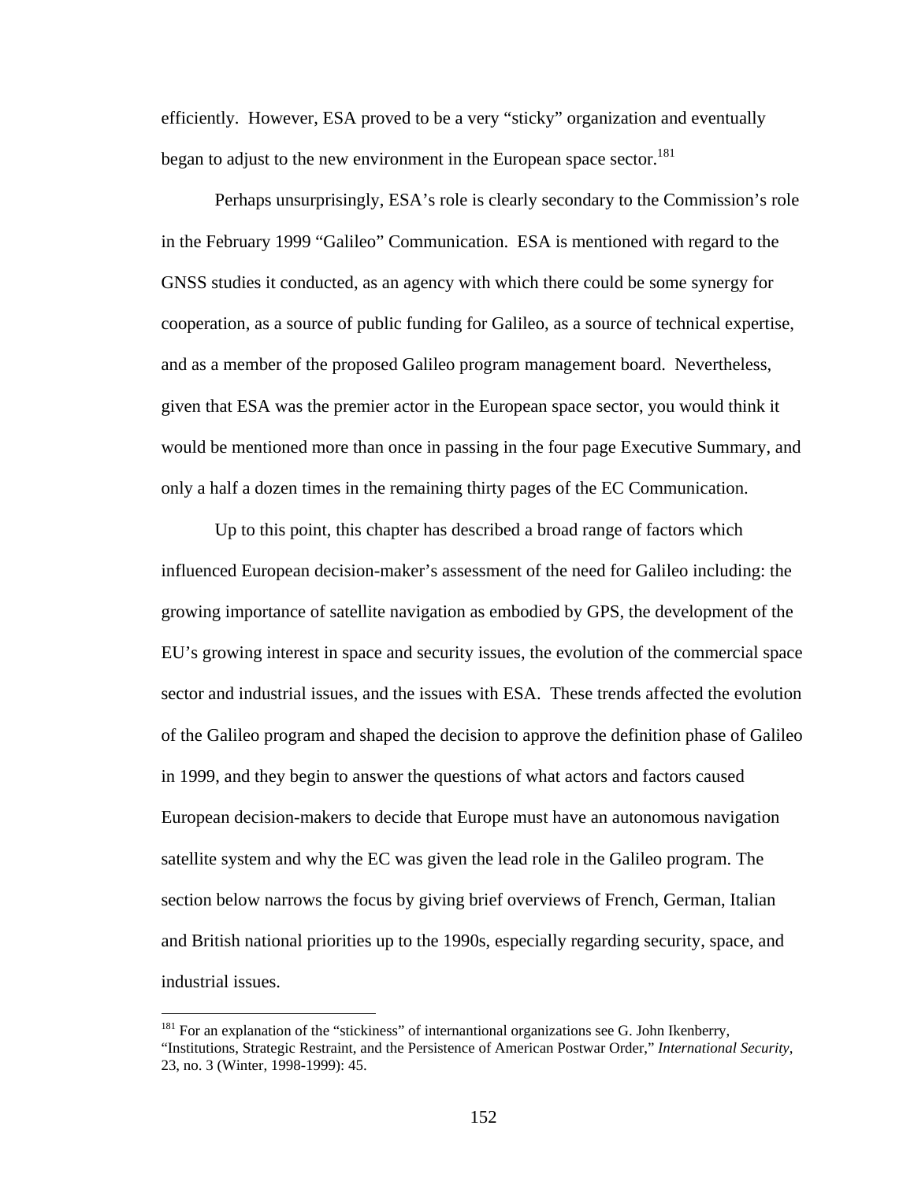efficiently. However, ESA proved to be a very "sticky" organization and eventually began to adjust to the new environment in the European space sector.[181]

Perhaps unsurprisingly, ESA's role is clearly secondary to the Commission's role in the February 1999 "Galileo" Communication. ESA is mentioned with regard to the GNSS studies it conducted, as an agency with which there could be some synergy for cooperation, as a source of public funding for Galileo, as a source of technical expertise, and as a member of the proposed Galileo program management board. Nevertheless, given that ESA was the premier actor in the European space sector, you would think it would be mentioned more than once in passing in the four page Executive Summary, and only a half a dozen times in the remaining thirty pages of the EC Communication.

Up to this point, this chapter has described a broad range of factors which influenced European decision-maker's assessment of the need for Galileo including: the growing importance of satellite navigation as embodied by GPS, the development of the EU's growing interest in space and security issues, the evolution of the commercial space sector and industrial issues, and the issues with ESA. These trends affected the evolution of the Galileo program and shaped the decision to approve the definition phase of Galileo in 1999, and they begin to answer the questions of what actors and factors caused European decision-makers to decide that Europe must have an autonomous navigation satellite system and why the EC was given the lead role in the Galileo program. The section below narrows the focus by giving brief overviews of French, German, Italian and British national priorities up to the 1990s, especially regarding security, space, and industrial issues.

---

[181] For an explanation of the "stickiness" of internantional organizations see G. John Ikenberry, "Institutions, Strategic Restraint, and the Persistence of American Postwar Order," *International Security,* 23, no. 3 (Winter, 1998-1999): 45.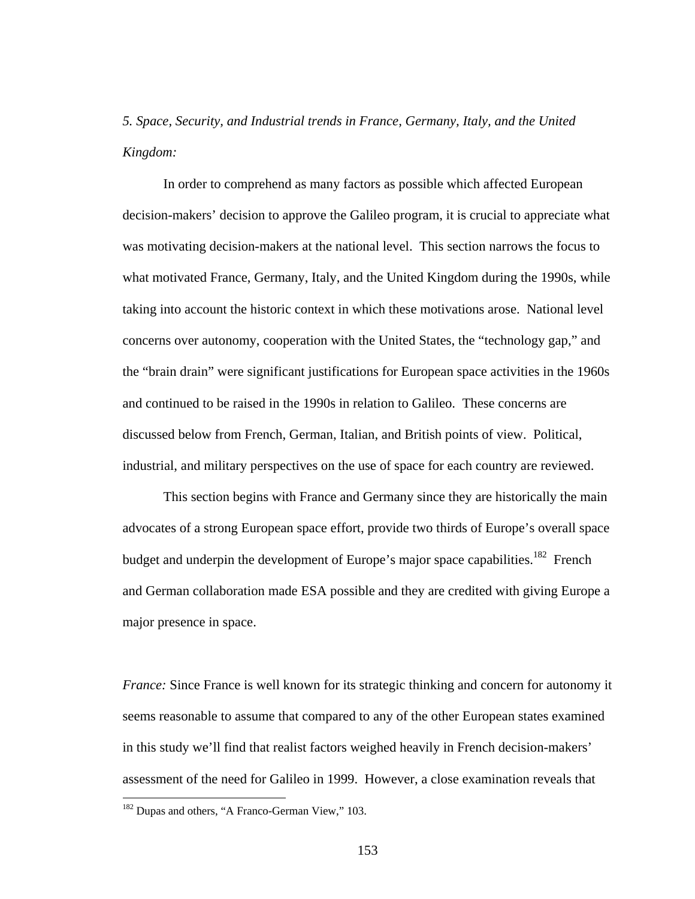*5. Space, Security, and Industrial trends in France, Germany, Italy, and the United Kingdom:*

In order to comprehend as many factors as possible which affected European decision-makers' decision to approve the Galileo program, it is crucial to appreciate what was motivating decision-makers at the national level. This section narrows the focus to what motivated France, Germany, Italy, and the United Kingdom during the 1990s, while taking into account the historic context in which these motivations arose. National level concerns over autonomy, cooperation with the United States, the "technology gap," and the "brain drain" were significant justifications for European space activities in the 1960s and continued to be raised in the 1990s in relation to Galileo. These concerns are discussed below from French, German, Italian, and British points of view. Political, industrial, and military perspectives on the use of space for each country are reviewed.

This section begins with France and Germany since they are historically the main advocates of a strong European space effort, provide two thirds of Europe's overall space budget and underpin the development of Europe's major space capabilities.[182] French and German collaboration made ESA possible and they are credited with giving Europe a major presence in space.

*France:* Since France is well known for its strategic thinking and concern for autonomy it seems reasonable to assume that compared to any of the other European states examined in this study we'll find that realist factors weighed heavily in French decision-makers' assessment of the need for Galileo in 1999. However, a close examination reveals that

[182] Dupas and others, "A Franco-German View," 103.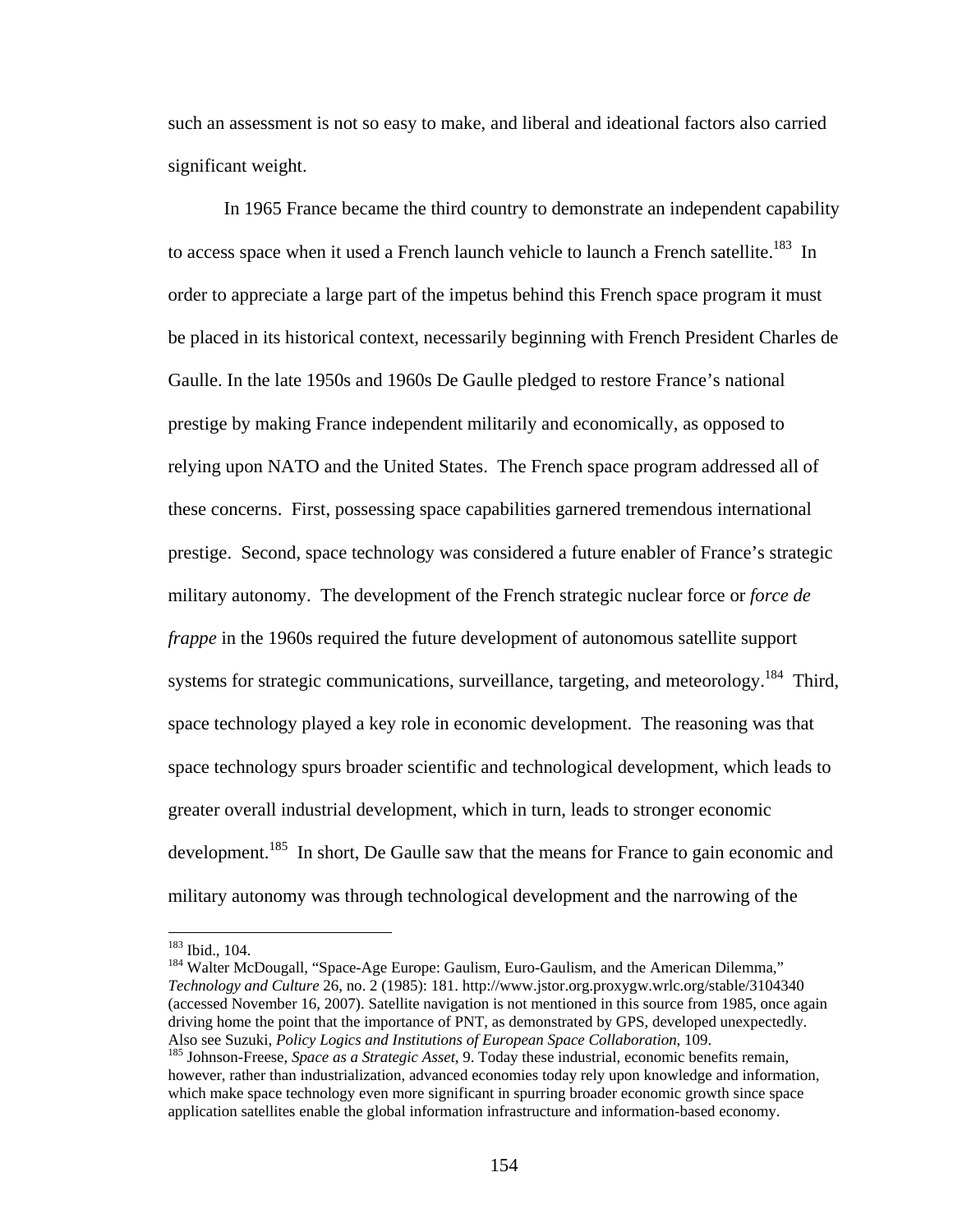such an assessment is not so easy to make, and liberal and ideational factors also carried significant weight.

In 1965 France became the third country to demonstrate an independent capability to access space when it used a French launch vehicle to launch a French satellite.[183] In order to appreciate a large part of the impetus behind this French space program it must be placed in its historical context, necessarily beginning with French President Charles de Gaulle. In the late 1950s and 1960s De Gaulle pledged to restore France's national prestige by making France independent militarily and economically, as opposed to relying upon NATO and the United States. The French space program addressed all of these concerns. First, possessing space capabilities garnered tremendous international prestige. Second, space technology was considered a future enabler of France's strategic military autonomy. The development of the French strategic nuclear force or *force de frappe* in the 1960s required the future development of autonomous satellite support systems for strategic communications, surveillance, targeting, and meteorology.[184] Third, space technology played a key role in economic development. The reasoning was that space technology spurs broader scientific and technological development, which leads to greater overall industrial development, which in turn, leads to stronger economic development.[185] In short, De Gaulle saw that the means for France to gain economic and military autonomy was through technological development and the narrowing of the

---

[183] Ibid., 104.

[184] Walter McDougall, "Space-Age Europe: Gaulism, Euro-Gaulism, and the American Dilemma," *Technology and Culture* 26, no. 2 (1985): 181. http://www.jstor.org.proxygw.wrlc.org/stable/3104340 (accessed November 16, 2007). Satellite navigation is not mentioned in this source from 1985, once again driving home the point that the importance of PNT, as demonstrated by GPS, developed unexpectedly. Also see Suzuki, *Policy Logics and Institutions of European Space Collaboration*, 109.

[185] Johnson-Freese, *Space as a Strategic Asset*, 9. Today these industrial, economic benefits remain, however, rather than industrialization, advanced economies today rely upon knowledge and information, which make space technology even more significant in spurring broader economic growth since space application satellites enable the global information infrastructure and information-based economy.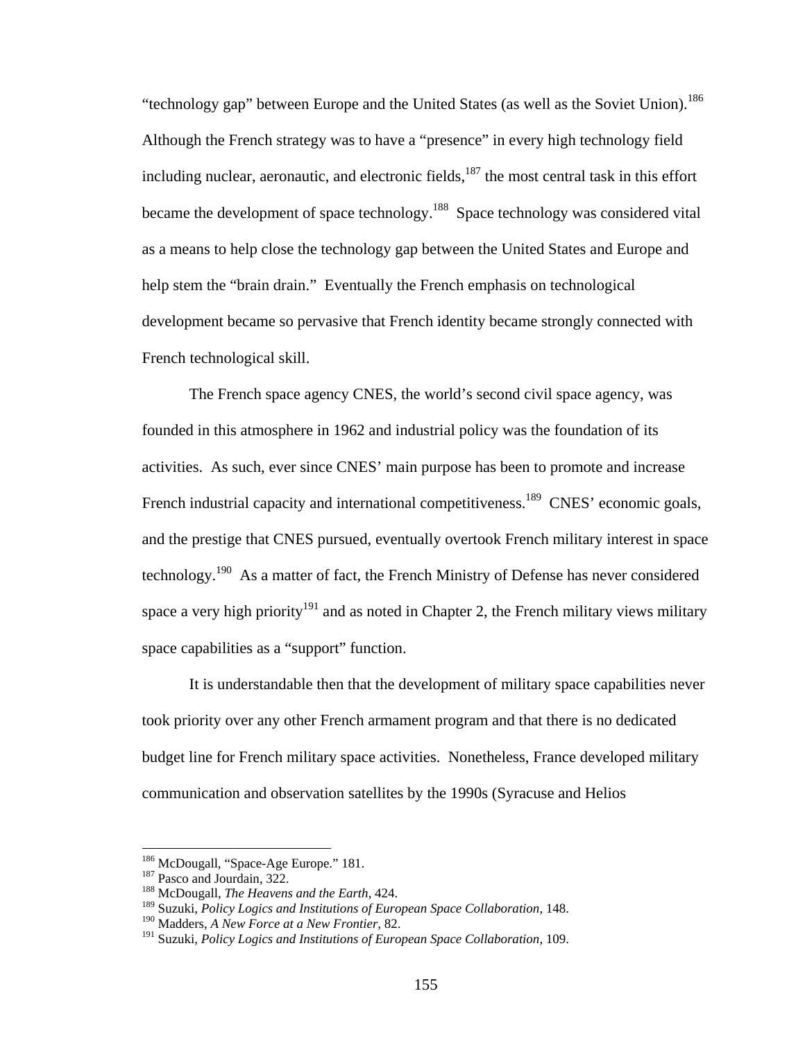"technology gap" between Europe and the United States (as well as the Soviet Union).[186] Although the French strategy was to have a "presence" in every high technology field including nuclear, aeronautic, and electronic fields,[187] the most central task in this effort became the development of space technology.[188] Space technology was considered vital as a means to help close the technology gap between the United States and Europe and help stem the "brain drain." Eventually the French emphasis on technological development became so pervasive that French identity became strongly connected with French technological skill.

The French space agency CNES, the world's second civil space agency, was founded in this atmosphere in 1962 and industrial policy was the foundation of its activities. As such, ever since CNES' main purpose has been to promote and increase French industrial capacity and international competitiveness.[189] CNES' economic goals, and the prestige that CNES pursued, eventually overtook French military interest in space technology.[190] As a matter of fact, the French Ministry of Defense has never considered space a very high priority[191] and as noted in Chapter 2, the French military views military space capabilities as a "support" function.

It is understandable then that the development of military space capabilities never took priority over any other French armament program and that there is no dedicated budget line for French military space activities. Nonetheless, France developed military communication and observation satellites by the 1990s (Syracuse and Helios

---

[186] McDougall, "Space-Age Europe." 181.
[187] Pasco and Jourdain, 322.
[188] McDougall, *The Heavens and the Earth*, 424.
[189] Suzuki, *Policy Logics and Institutions of European Space Collaboration*, 148.
[190] Madders, *A New Force at a New Frontier*, 82.
[191] Suzuki, *Policy Logics and Institutions of European Space Collaboration*, 109.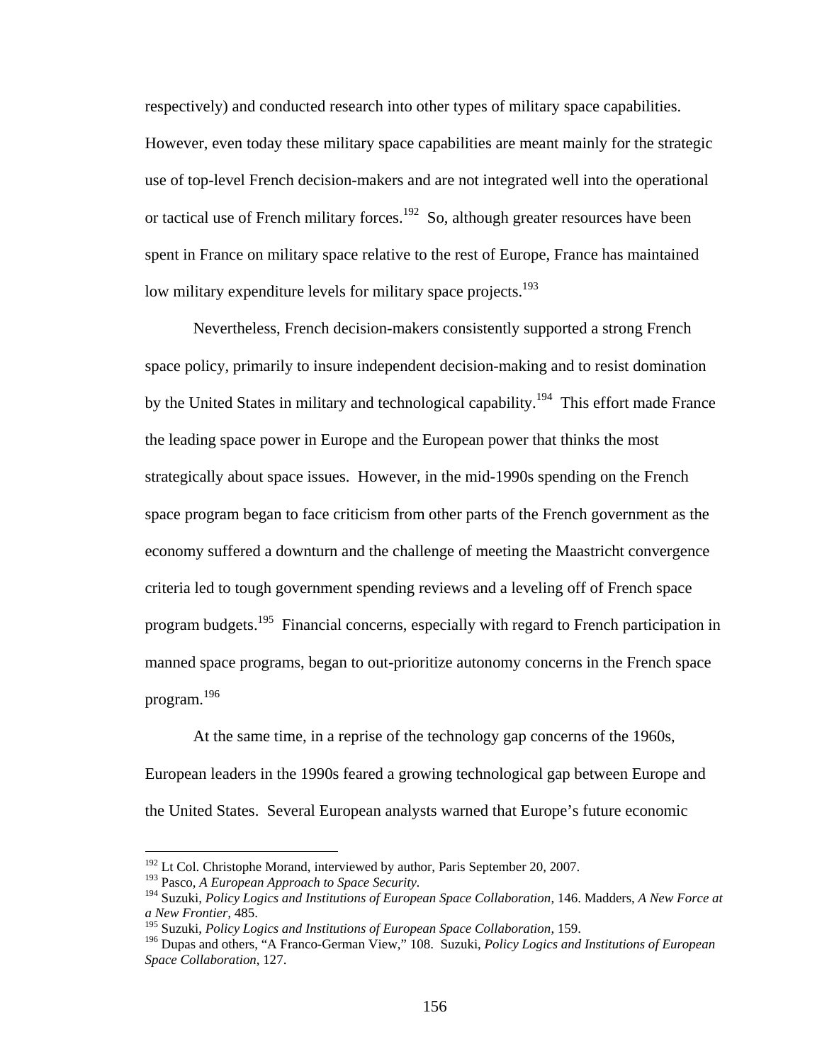respectively) and conducted research into other types of military space capabilities. However, even today these military space capabilities are meant mainly for the strategic use of top-level French decision-makers and are not integrated well into the operational or tactical use of French military forces.[192] So, although greater resources have been spent in France on military space relative to the rest of Europe, France has maintained low military expenditure levels for military space projects.[193]

Nevertheless, French decision-makers consistently supported a strong French space policy, primarily to insure independent decision-making and to resist domination by the United States in military and technological capability.[194] This effort made France the leading space power in Europe and the European power that thinks the most strategically about space issues. However, in the mid-1990s spending on the French space program began to face criticism from other parts of the French government as the economy suffered a downturn and the challenge of meeting the Maastricht convergence criteria led to tough government spending reviews and a leveling off of French space program budgets.[195] Financial concerns, especially with regard to French participation in manned space programs, began to out-prioritize autonomy concerns in the French space program.[196]

At the same time, in a reprise of the technology gap concerns of the 1960s, European leaders in the 1990s feared a growing technological gap between Europe and the United States. Several European analysts warned that Europe's future economic

---

[192] Lt Col. Christophe Morand, interviewed by author, Paris September 20, 2007.

[193] Pasco, *A European Approach to Space Security.*

[194] Suzuki, *Policy Logics and Institutions of European Space Collaboration,* 146. Madders, *A New Force at a New Frontier,* 485.

[195] Suzuki, *Policy Logics and Institutions of European Space Collaboration,* 159.

[196] Dupas and others, "A Franco-German View," 108. Suzuki, *Policy Logics and Institutions of European Space Collaboration,* 127.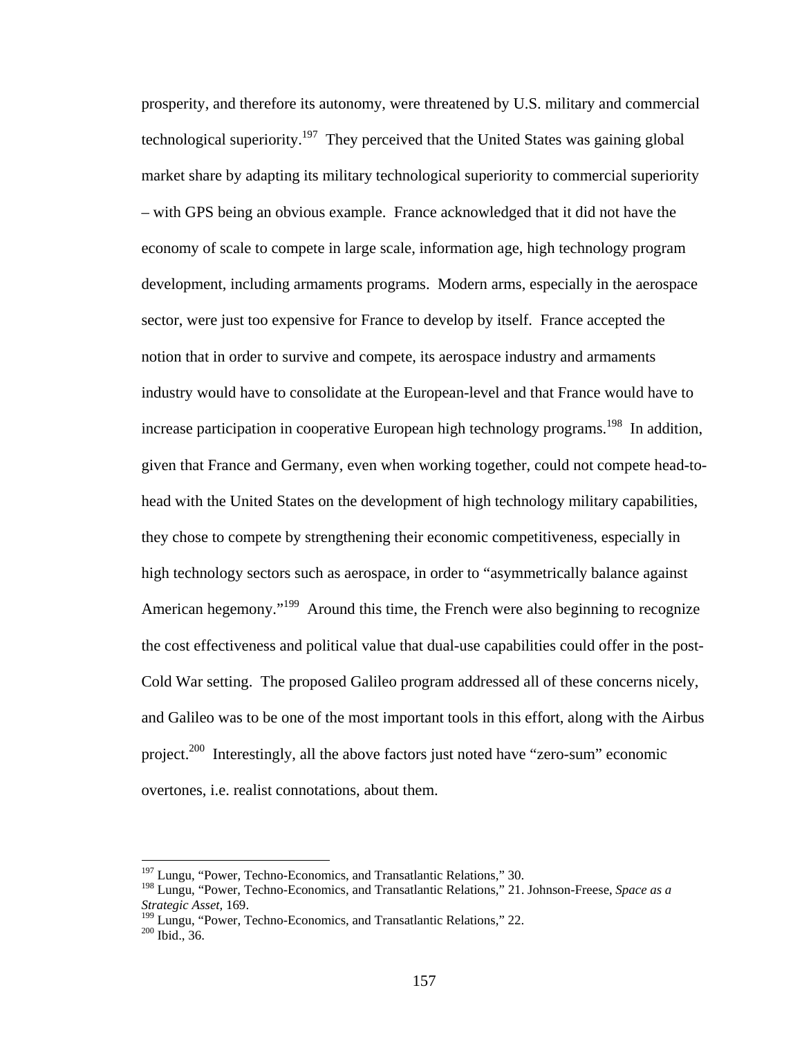prosperity, and therefore its autonomy, were threatened by U.S. military and commercial technological superiority.[197] They perceived that the United States was gaining global market share by adapting its military technological superiority to commercial superiority – with GPS being an obvious example. France acknowledged that it did not have the economy of scale to compete in large scale, information age, high technology program development, including armaments programs. Modern arms, especially in the aerospace sector, were just too expensive for France to develop by itself. France accepted the notion that in order to survive and compete, its aerospace industry and armaments industry would have to consolidate at the European-level and that France would have to increase participation in cooperative European high technology programs.[198] In addition, given that France and Germany, even when working together, could not compete head-to-head with the United States on the development of high technology military capabilities, they chose to compete by strengthening their economic competitiveness, especially in high technology sectors such as aerospace, in order to "asymmetrically balance against American hegemony."[199] Around this time, the French were also beginning to recognize the cost effectiveness and political value that dual-use capabilities could offer in the post-Cold War setting. The proposed Galileo program addressed all of these concerns nicely, and Galileo was to be one of the most important tools in this effort, along with the Airbus project.[200] Interestingly, all the above factors just noted have "zero-sum" economic overtones, i.e. realist connotations, about them.

---

[197] Lungu, "Power, Techno-Economics, and Transatlantic Relations," 30.

[198] Lungu, "Power, Techno-Economics, and Transatlantic Relations," 21. Johnson-Freese, *Space as a Strategic Asset*, 169.

[199] Lungu, "Power, Techno-Economics, and Transatlantic Relations," 22.

[200] Ibid., 36.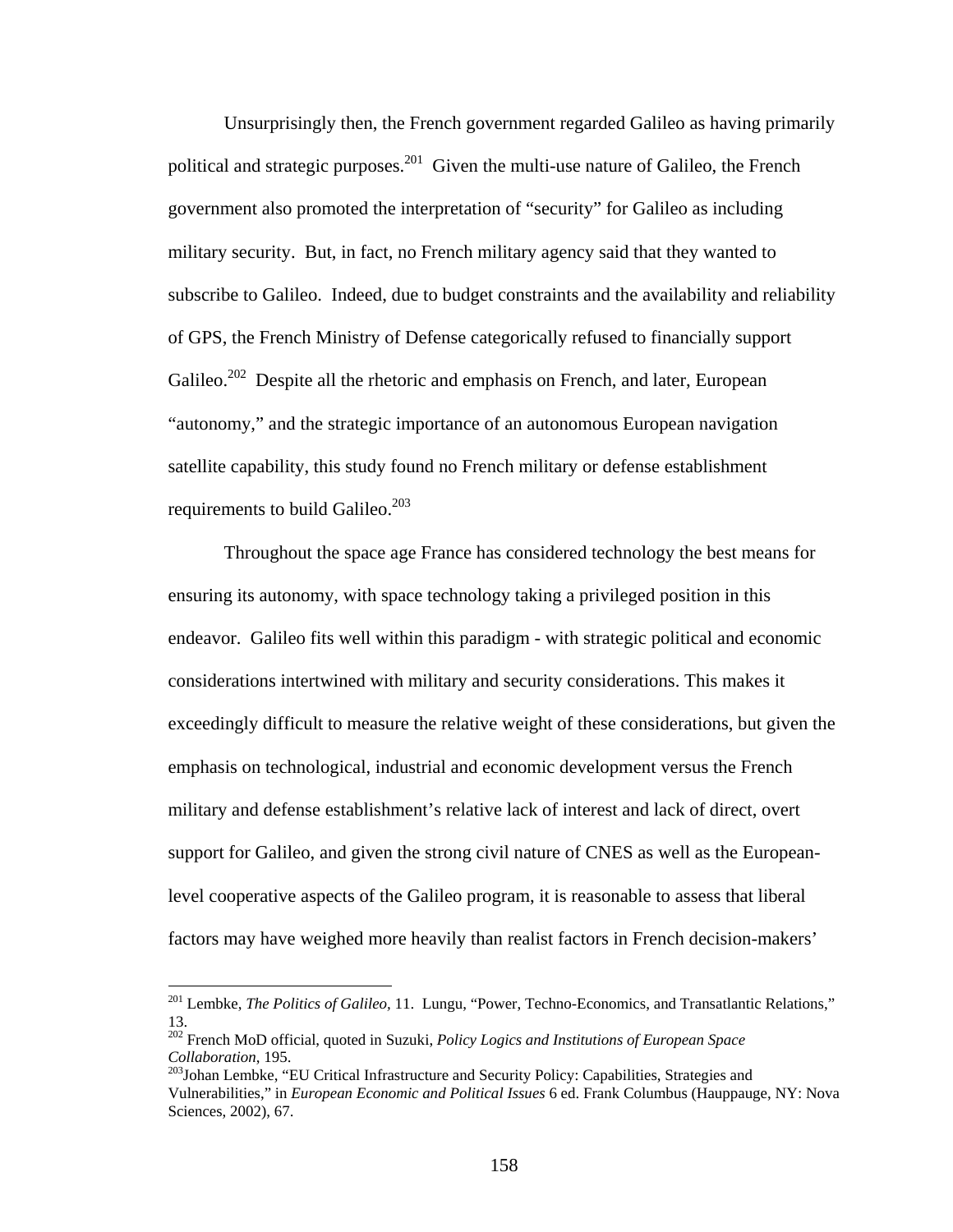Unsurprisingly then, the French government regarded Galileo as having primarily political and strategic purposes.[201] Given the multi-use nature of Galileo, the French government also promoted the interpretation of "security" for Galileo as including military security. But, in fact, no French military agency said that they wanted to subscribe to Galileo. Indeed, due to budget constraints and the availability and reliability of GPS, the French Ministry of Defense categorically refused to financially support Galileo.[202] Despite all the rhetoric and emphasis on French, and later, European "autonomy," and the strategic importance of an autonomous European navigation satellite capability, this study found no French military or defense establishment requirements to build Galileo.[203]

Throughout the space age France has considered technology the best means for ensuring its autonomy, with space technology taking a privileged position in this endeavor. Galileo fits well within this paradigm - with strategic political and economic considerations intertwined with military and security considerations. This makes it exceedingly difficult to measure the relative weight of these considerations, but given the emphasis on technological, industrial and economic development versus the French military and defense establishment's relative lack of interest and lack of direct, overt support for Galileo, and given the strong civil nature of CNES as well as the European-level cooperative aspects of the Galileo program, it is reasonable to assess that liberal factors may have weighed more heavily than realist factors in French decision-makers'

---

[201] Lembke, *The Politics of Galileo*, 11. Lungu, "Power, Techno-Economics, and Transatlantic Relations," 13.

[202] French MoD official, quoted in Suzuki, *Policy Logics and Institutions of European Space Collaboration*, 195.

[203] Johan Lembke, "EU Critical Infrastructure and Security Policy: Capabilities, Strategies and Vulnerabilities," in *European Economic and Political Issues* 6 ed. Frank Columbus (Hauppauge, NY: Nova Sciences, 2002), 67.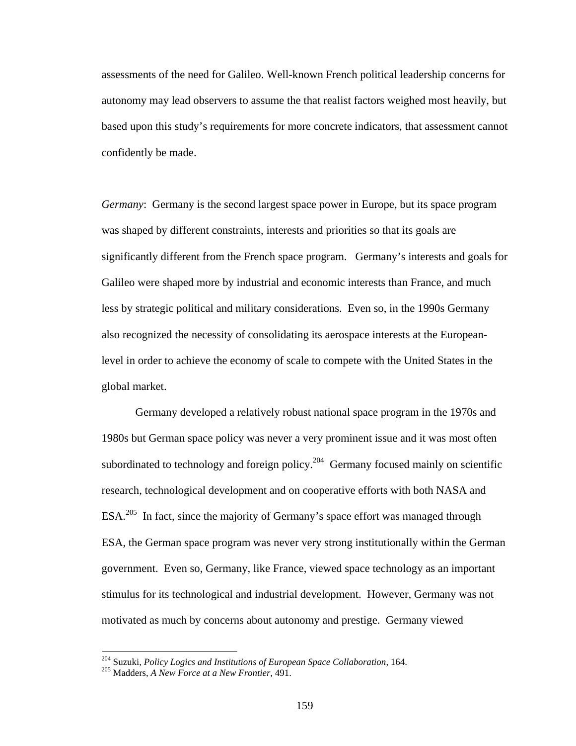assessments of the need for Galileo. Well-known French political leadership concerns for autonomy may lead observers to assume the that realist factors weighed most heavily, but based upon this study's requirements for more concrete indicators, that assessment cannot confidently be made.

*Germany*: Germany is the second largest space power in Europe, but its space program was shaped by different constraints, interests and priorities so that its goals are significantly different from the French space program. Germany's interests and goals for Galileo were shaped more by industrial and economic interests than France, and much less by strategic political and military considerations. Even so, in the 1990s Germany also recognized the necessity of consolidating its aerospace interests at the European-level in order to achieve the economy of scale to compete with the United States in the global market.

Germany developed a relatively robust national space program in the 1970s and 1980s but German space policy was never a very prominent issue and it was most often subordinated to technology and foreign policy.[204] Germany focused mainly on scientific research, technological development and on cooperative efforts with both NASA and ESA.[205] In fact, since the majority of Germany's space effort was managed through ESA, the German space program was never very strong institutionally within the German government. Even so, Germany, like France, viewed space technology as an important stimulus for its technological and industrial development. However, Germany was not motivated as much by concerns about autonomy and prestige. Germany viewed

---

[204] Suzuki, *Policy Logics and Institutions of European Space Collaboration*, 164.

[205] Madders, *A New Force at a New Frontier*, 491.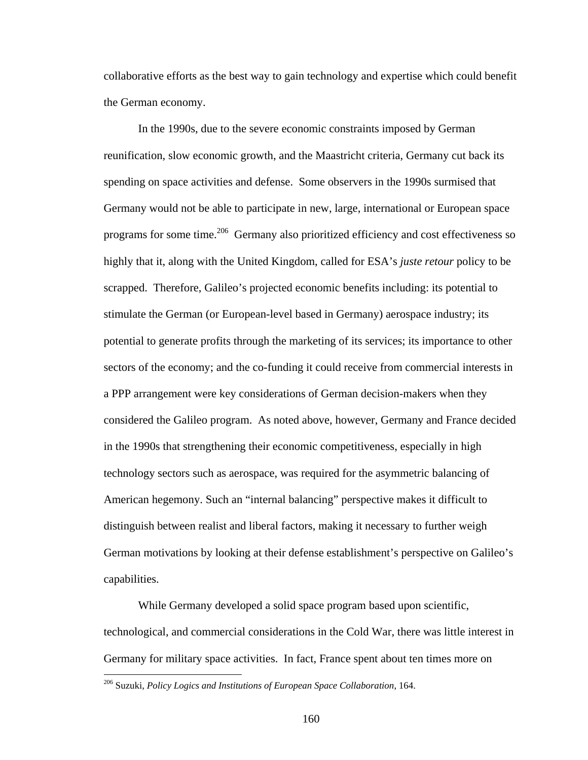collaborative efforts as the best way to gain technology and expertise which could benefit the German economy.

In the 1990s, due to the severe economic constraints imposed by German reunification, slow economic growth, and the Maastricht criteria, Germany cut back its spending on space activities and defense. Some observers in the 1990s surmised that Germany would not be able to participate in new, large, international or European space programs for some time.[206] Germany also prioritized efficiency and cost effectiveness so highly that it, along with the United Kingdom, called for ESA's *juste retour* policy to be scrapped. Therefore, Galileo's projected economic benefits including: its potential to stimulate the German (or European-level based in Germany) aerospace industry; its potential to generate profits through the marketing of its services; its importance to other sectors of the economy; and the co-funding it could receive from commercial interests in a PPP arrangement were key considerations of German decision-makers when they considered the Galileo program. As noted above, however, Germany and France decided in the 1990s that strengthening their economic competitiveness, especially in high technology sectors such as aerospace, was required for the asymmetric balancing of American hegemony. Such an "internal balancing" perspective makes it difficult to distinguish between realist and liberal factors, making it necessary to further weigh German motivations by looking at their defense establishment's perspective on Galileo's capabilities.

While Germany developed a solid space program based upon scientific, technological, and commercial considerations in the Cold War, there was little interest in Germany for military space activities. In fact, France spent about ten times more on

[206] Suzuki, *Policy Logics and Institutions of European Space Collaboration*, 164.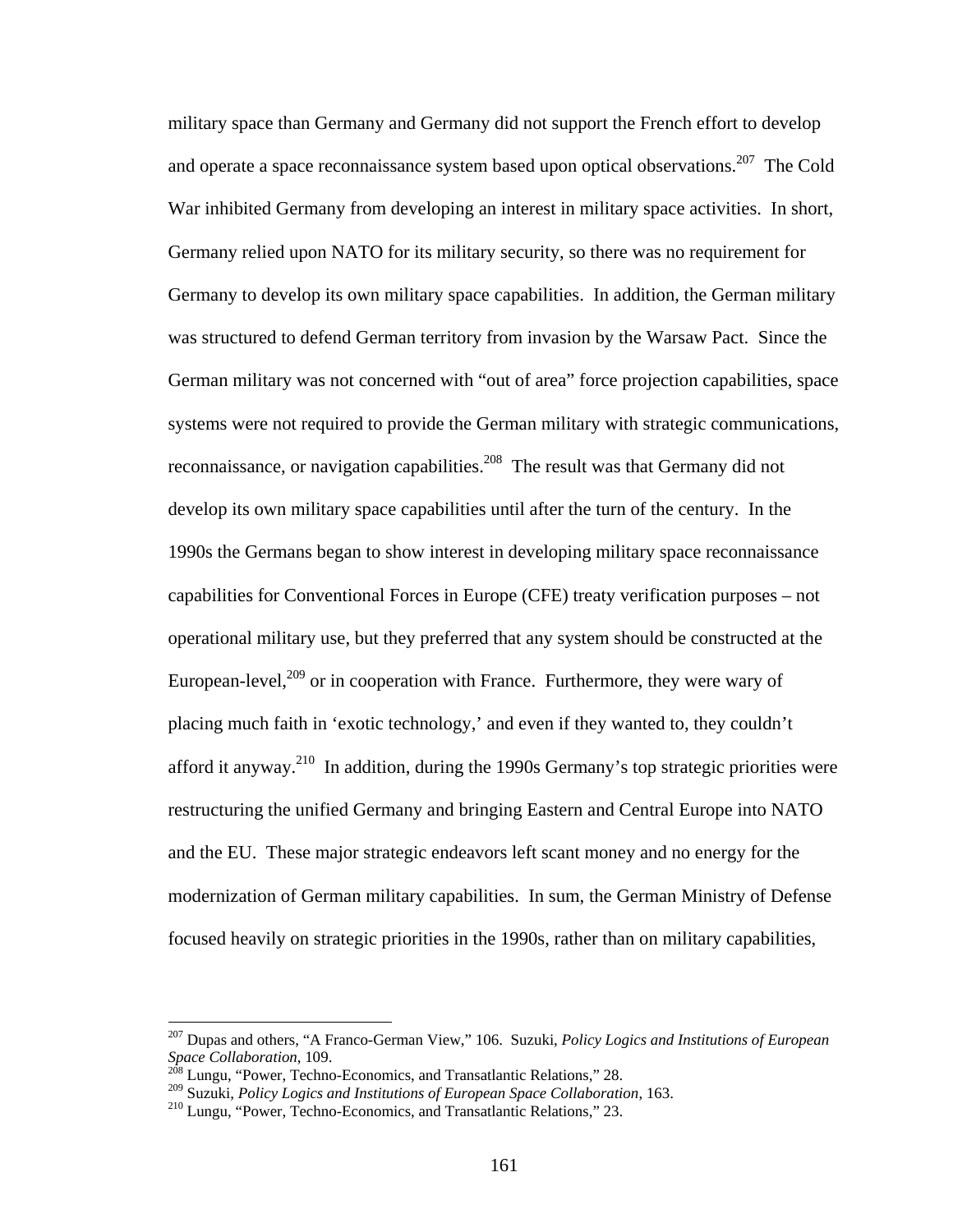military space than Germany and Germany did not support the French effort to develop and operate a space reconnaissance system based upon optical observations.[207] The Cold War inhibited Germany from developing an interest in military space activities. In short, Germany relied upon NATO for its military security, so there was no requirement for Germany to develop its own military space capabilities. In addition, the German military was structured to defend German territory from invasion by the Warsaw Pact. Since the German military was not concerned with "out of area" force projection capabilities, space systems were not required to provide the German military with strategic communications, reconnaissance, or navigation capabilities.[208] The result was that Germany did not develop its own military space capabilities until after the turn of the century. In the 1990s the Germans began to show interest in developing military space reconnaissance capabilities for Conventional Forces in Europe (CFE) treaty verification purposes – not operational military use, but they preferred that any system should be constructed at the European-level,[209] or in cooperation with France. Furthermore, they were wary of placing much faith in 'exotic technology,' and even if they wanted to, they couldn't afford it anyway.[210] In addition, during the 1990s Germany's top strategic priorities were restructuring the unified Germany and bringing Eastern and Central Europe into NATO and the EU. These major strategic endeavors left scant money and no energy for the modernization of German military capabilities. In sum, the German Ministry of Defense focused heavily on strategic priorities in the 1990s, rather than on military capabilities,

---

[207] Dupas and others, "A Franco-German View," 106. Suzuki, *Policy Logics and Institutions of European Space Collaboration*, 109.

[208] Lungu, "Power, Techno-Economics, and Transatlantic Relations," 28.

[209] Suzuki, *Policy Logics and Institutions of European Space Collaboration*, 163.

[210] Lungu, "Power, Techno-Economics, and Transatlantic Relations," 23.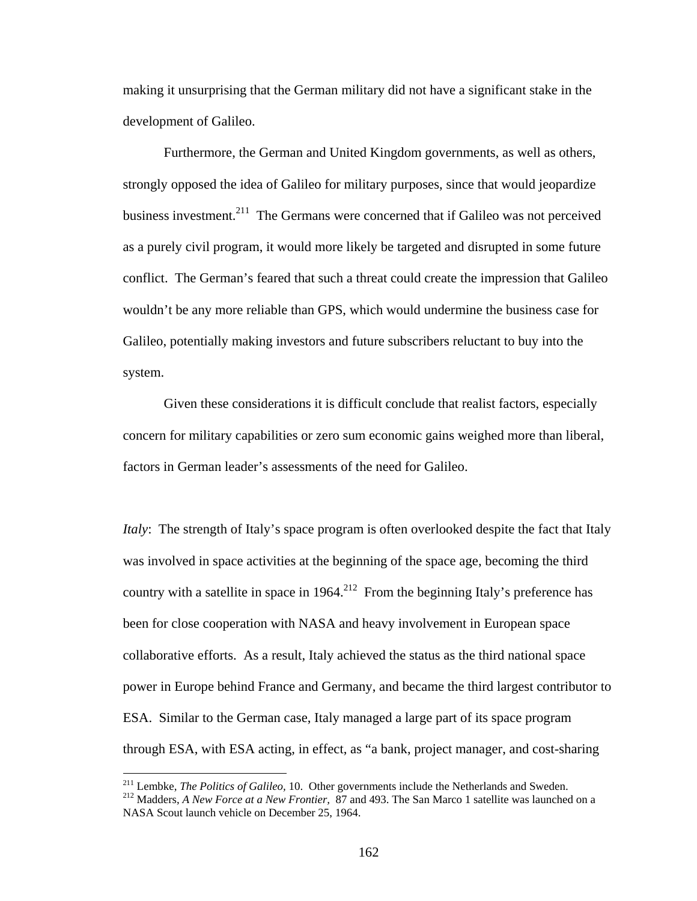making it unsurprising that the German military did not have a significant stake in the development of Galileo.

Furthermore, the German and United Kingdom governments, as well as others, strongly opposed the idea of Galileo for military purposes, since that would jeopardize business investment.[211] The Germans were concerned that if Galileo was not perceived as a purely civil program, it would more likely be targeted and disrupted in some future conflict. The German's feared that such a threat could create the impression that Galileo wouldn't be any more reliable than GPS, which would undermine the business case for Galileo, potentially making investors and future subscribers reluctant to buy into the system.

Given these considerations it is difficult conclude that realist factors, especially concern for military capabilities or zero sum economic gains weighed more than liberal, factors in German leader's assessments of the need for Galileo.

*Italy*: The strength of Italy's space program is often overlooked despite the fact that Italy was involved in space activities at the beginning of the space age, becoming the third country with a satellite in space in 1964.[212] From the beginning Italy's preference has been for close cooperation with NASA and heavy involvement in European space collaborative efforts. As a result, Italy achieved the status as the third national space power in Europe behind France and Germany, and became the third largest contributor to ESA. Similar to the German case, Italy managed a large part of its space program through ESA, with ESA acting, in effect, as "a bank, project manager, and cost-sharing

---

[211] Lembke, *The Politics of Galileo,* 10. Other governments include the Netherlands and Sweden.

[212] Madders, *A New Force at a New Frontier,* 87 and 493. The San Marco 1 satellite was launched on a NASA Scout launch vehicle on December 25, 1964.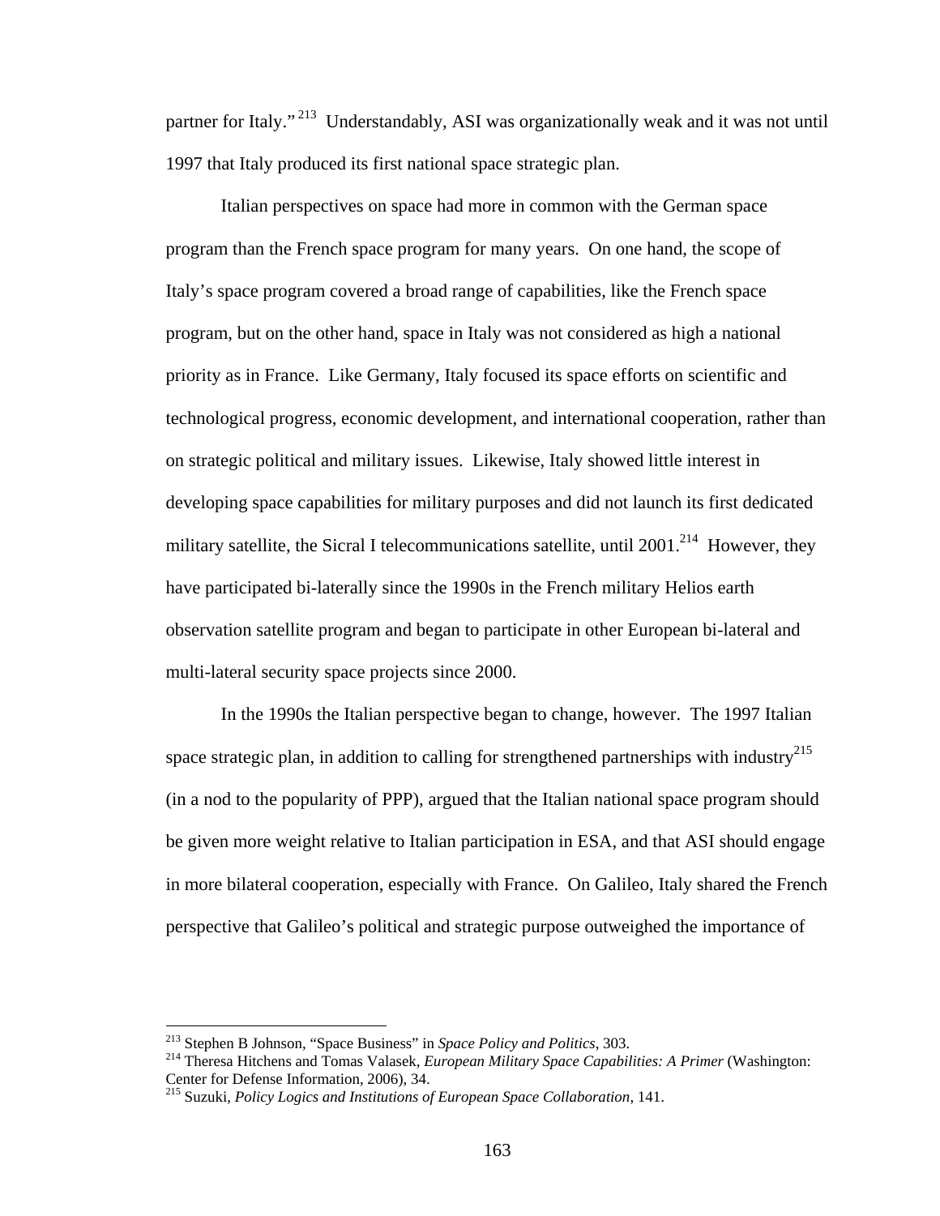partner for Italy."[213] Understandably, ASI was organizationally weak and it was not until 1997 that Italy produced its first national space strategic plan.

Italian perspectives on space had more in common with the German space program than the French space program for many years. On one hand, the scope of Italy's space program covered a broad range of capabilities, like the French space program, but on the other hand, space in Italy was not considered as high a national priority as in France. Like Germany, Italy focused its space efforts on scientific and technological progress, economic development, and international cooperation, rather than on strategic political and military issues. Likewise, Italy showed little interest in developing space capabilities for military purposes and did not launch its first dedicated military satellite, the Sicral I telecommunications satellite, until 2001.[214] However, they have participated bi-laterally since the 1990s in the French military Helios earth observation satellite program and began to participate in other European bi-lateral and multi-lateral security space projects since 2000.

In the 1990s the Italian perspective began to change, however. The 1997 Italian space strategic plan, in addition to calling for strengthened partnerships with industry[215] (in a nod to the popularity of PPP), argued that the Italian national space program should be given more weight relative to Italian participation in ESA, and that ASI should engage in more bilateral cooperation, especially with France. On Galileo, Italy shared the French perspective that Galileo's political and strategic purpose outweighed the importance of

---

[213] Stephen B Johnson, "Space Business" in *Space Policy and Politics*, 303.

[214] Theresa Hitchens and Tomas Valasek, *European Military Space Capabilities: A Primer* (Washington: Center for Defense Information, 2006), 34.

[215] Suzuki, *Policy Logics and Institutions of European Space Collaboration*, 141.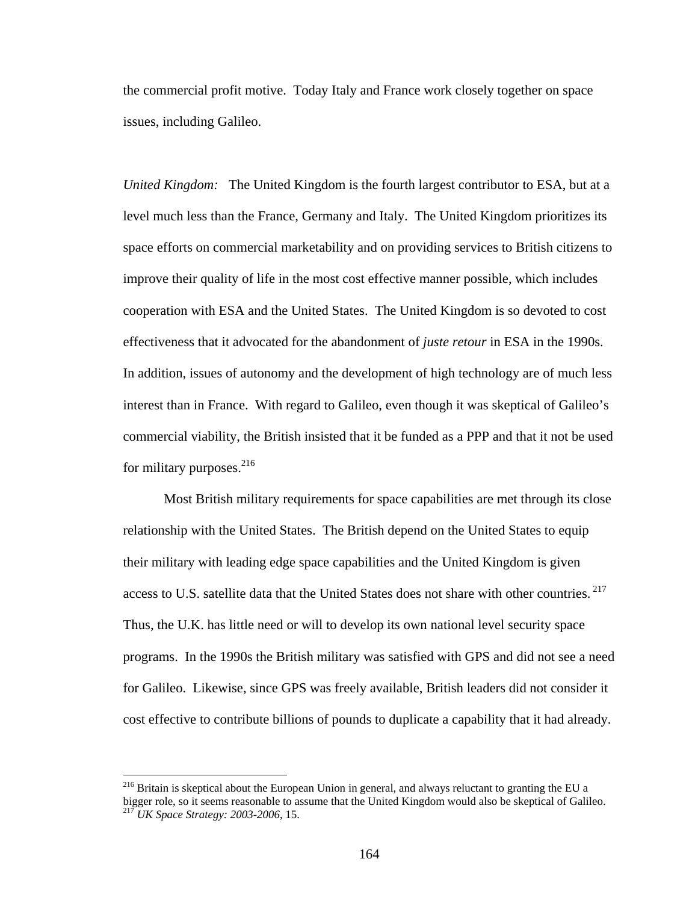the commercial profit motive. Today Italy and France work closely together on space issues, including Galileo.

*United Kingdom:* The United Kingdom is the fourth largest contributor to ESA, but at a level much less than the France, Germany and Italy. The United Kingdom prioritizes its space efforts on commercial marketability and on providing services to British citizens to improve their quality of life in the most cost effective manner possible, which includes cooperation with ESA and the United States. The United Kingdom is so devoted to cost effectiveness that it advocated for the abandonment of *juste retour* in ESA in the 1990s. In addition, issues of autonomy and the development of high technology are of much less interest than in France. With regard to Galileo, even though it was skeptical of Galileo's commercial viability, the British insisted that it be funded as a PPP and that it not be used for military purposes.[216]

Most British military requirements for space capabilities are met through its close relationship with the United States. The British depend on the United States to equip their military with leading edge space capabilities and the United Kingdom is given access to U.S. satellite data that the United States does not share with other countries.[217] Thus, the U.K. has little need or will to develop its own national level security space programs. In the 1990s the British military was satisfied with GPS and did not see a need for Galileo. Likewise, since GPS was freely available, British leaders did not consider it cost effective to contribute billions of pounds to duplicate a capability that it had already.

---

[216] Britain is skeptical about the European Union in general, and always reluctant to granting the EU a bigger role, so it seems reasonable to assume that the United Kingdom would also be skeptical of Galileo.
[217] *UK Space Strategy: 2003-2006*, 15.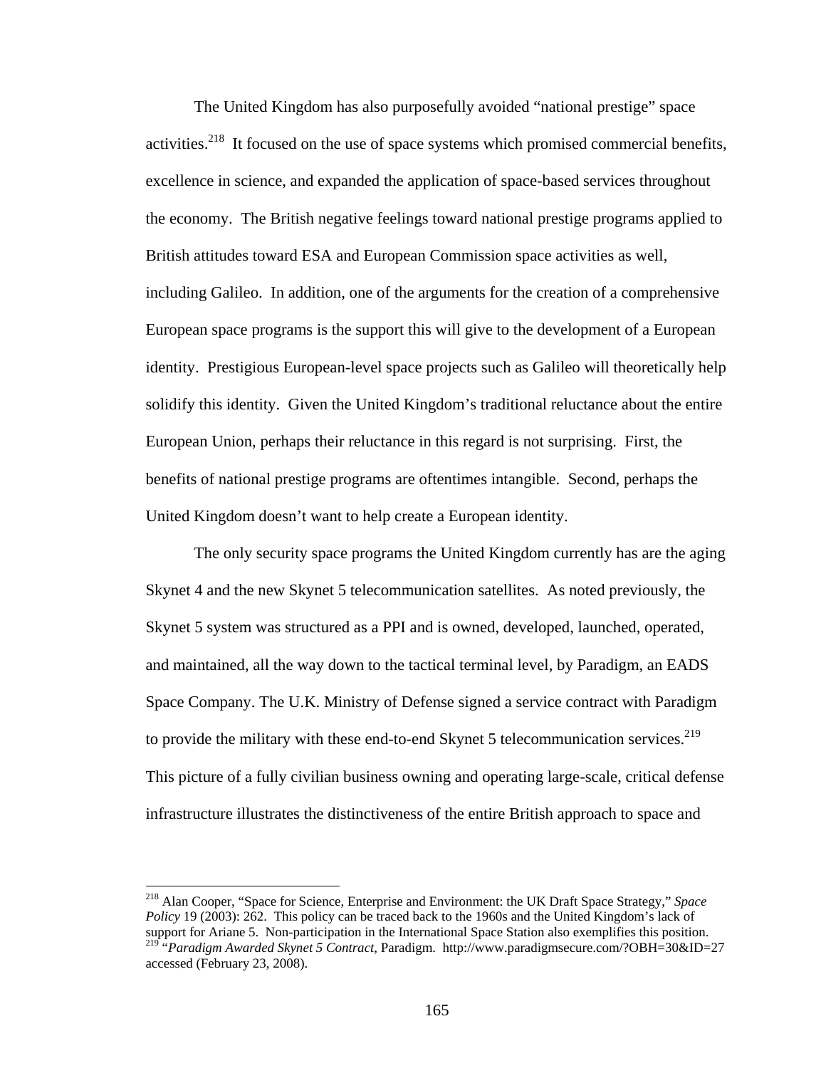The United Kingdom has also purposefully avoided "national prestige" space activities.[218] It focused on the use of space systems which promised commercial benefits, excellence in science, and expanded the application of space-based services throughout the economy. The British negative feelings toward national prestige programs applied to British attitudes toward ESA and European Commission space activities as well, including Galileo. In addition, one of the arguments for the creation of a comprehensive European space programs is the support this will give to the development of a European identity. Prestigious European-level space projects such as Galileo will theoretically help solidify this identity. Given the United Kingdom's traditional reluctance about the entire European Union, perhaps their reluctance in this regard is not surprising. First, the benefits of national prestige programs are oftentimes intangible. Second, perhaps the United Kingdom doesn't want to help create a European identity.

The only security space programs the United Kingdom currently has are the aging Skynet 4 and the new Skynet 5 telecommunication satellites. As noted previously, the Skynet 5 system was structured as a PPI and is owned, developed, launched, operated, and maintained, all the way down to the tactical terminal level, by Paradigm, an EADS Space Company. The U.K. Ministry of Defense signed a service contract with Paradigm to provide the military with these end-to-end Skynet 5 telecommunication services.[219] This picture of a fully civilian business owning and operating large-scale, critical defense infrastructure illustrates the distinctiveness of the entire British approach to space and

---

[218] Alan Cooper, "Space for Science, Enterprise and Environment: the UK Draft Space Strategy," *Space Policy* 19 (2003): 262. This policy can be traced back to the 1960s and the United Kingdom's lack of support for Ariane 5. Non-participation in the International Space Station also exemplifies this position.

[219] "*Paradigm Awarded Skynet 5 Contract*, Paradigm. http://www.paradigmsecure.com/?OBH=30&ID=27 accessed (February 23, 2008).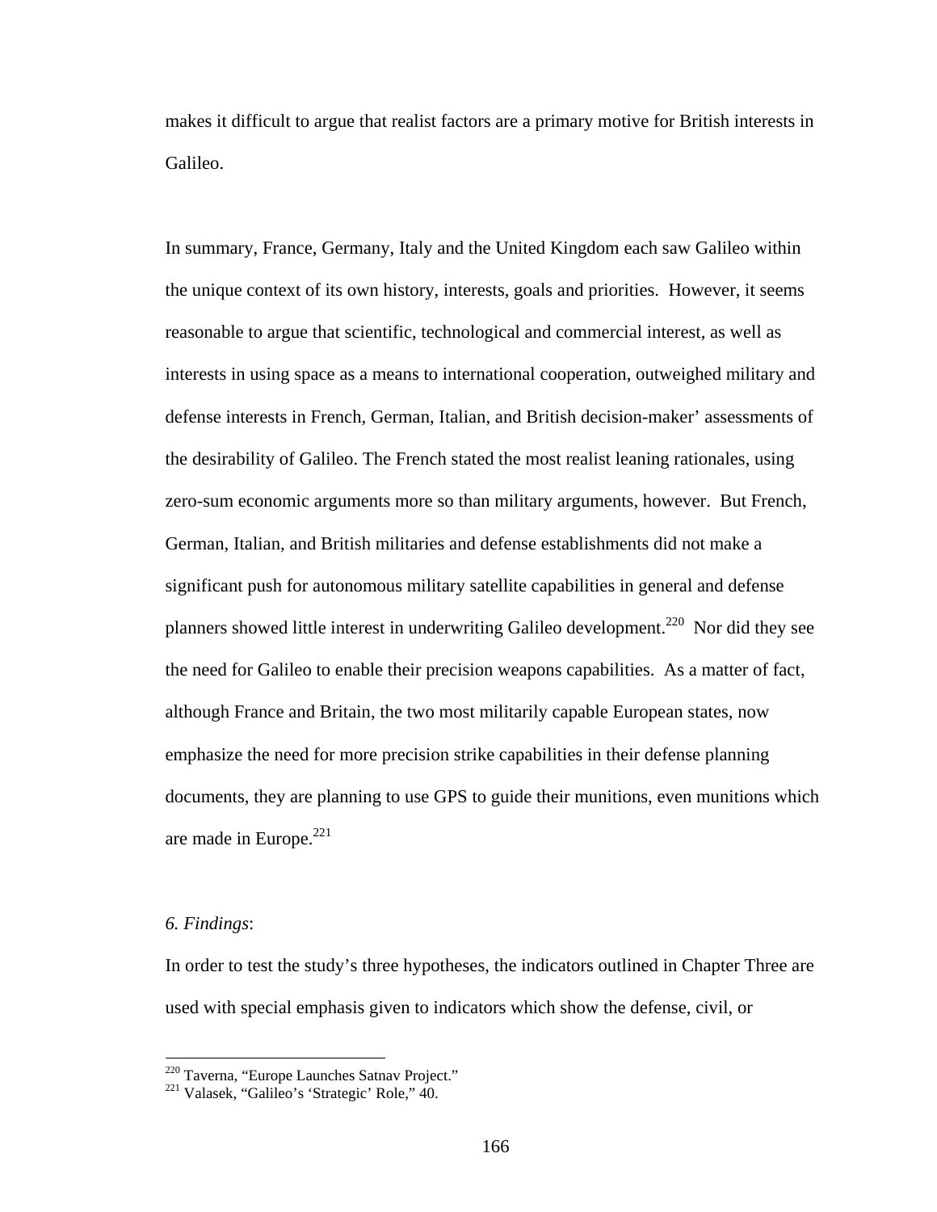makes it difficult to argue that realist factors are a primary motive for British interests in Galileo.

In summary, France, Germany, Italy and the United Kingdom each saw Galileo within the unique context of its own history, interests, goals and priorities. However, it seems reasonable to argue that scientific, technological and commercial interest, as well as interests in using space as a means to international cooperation, outweighed military and defense interests in French, German, Italian, and British decision-maker' assessments of the desirability of Galileo. The French stated the most realist leaning rationales, using zero-sum economic arguments more so than military arguments, however. But French, German, Italian, and British militaries and defense establishments did not make a significant push for autonomous military satellite capabilities in general and defense planners showed little interest in underwriting Galileo development.[220] Nor did they see the need for Galileo to enable their precision weapons capabilities. As a matter of fact, although France and Britain, the two most militarily capable European states, now emphasize the need for more precision strike capabilities in their defense planning documents, they are planning to use GPS to guide their munitions, even munitions which are made in Europe.[221]

*6. Findings*:

In order to test the study's three hypotheses, the indicators outlined in Chapter Three are used with special emphasis given to indicators which show the defense, civil, or

[220] Taverna, "Europe Launches Satnav Project."

[221] Valasek, "Galileo's 'Strategic' Role," 40.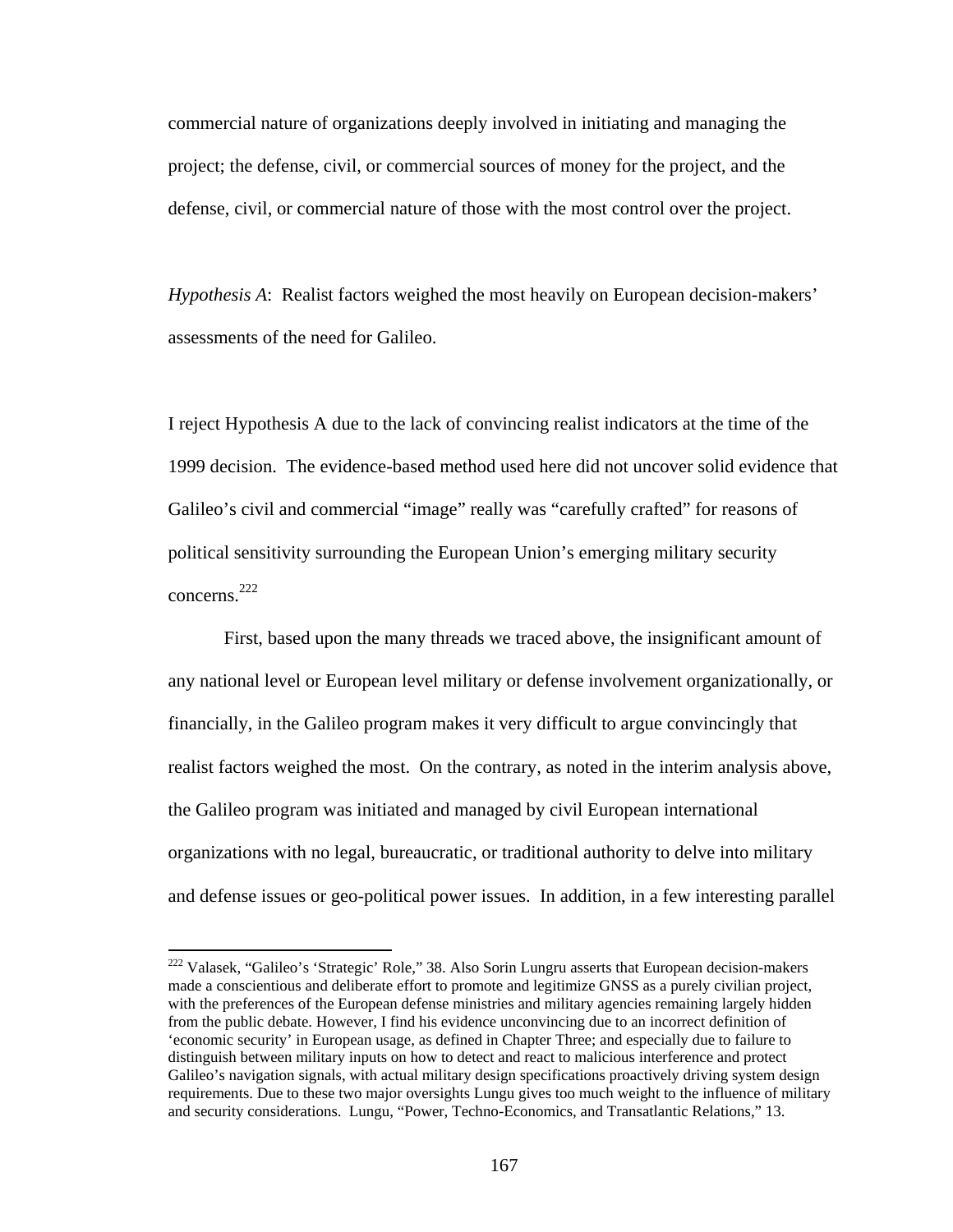commercial nature of organizations deeply involved in initiating and managing the project; the defense, civil, or commercial sources of money for the project, and the defense, civil, or commercial nature of those with the most control over the project.

*Hypothesis A*: Realist factors weighed the most heavily on European decision-makers' assessments of the need for Galileo.

I reject Hypothesis A due to the lack of convincing realist indicators at the time of the 1999 decision. The evidence-based method used here did not uncover solid evidence that Galileo's civil and commercial "image" really was "carefully crafted" for reasons of political sensitivity surrounding the European Union's emerging military security concerns.[222]

First, based upon the many threads we traced above, the insignificant amount of any national level or European level military or defense involvement organizationally, or financially, in the Galileo program makes it very difficult to argue convincingly that realist factors weighed the most. On the contrary, as noted in the interim analysis above, the Galileo program was initiated and managed by civil European international organizations with no legal, bureaucratic, or traditional authority to delve into military and defense issues or geo-political power issues. In addition, in a few interesting parallel

[222] Valasek, "Galileo's 'Strategic' Role," 38. Also Sorin Lungru asserts that European decision-makers made a conscientious and deliberate effort to promote and legitimize GNSS as a purely civilian project, with the preferences of the European defense ministries and military agencies remaining largely hidden from the public debate. However, I find his evidence unconvincing due to an incorrect definition of 'economic security' in European usage, as defined in Chapter Three; and especially due to failure to distinguish between military inputs on how to detect and react to malicious interference and protect Galileo's navigation signals, with actual military design specifications proactively driving system design requirements. Due to these two major oversights Lungu gives too much weight to the influence of military and security considerations. Lungu, "Power, Techno-Economics, and Transatlantic Relations," 13.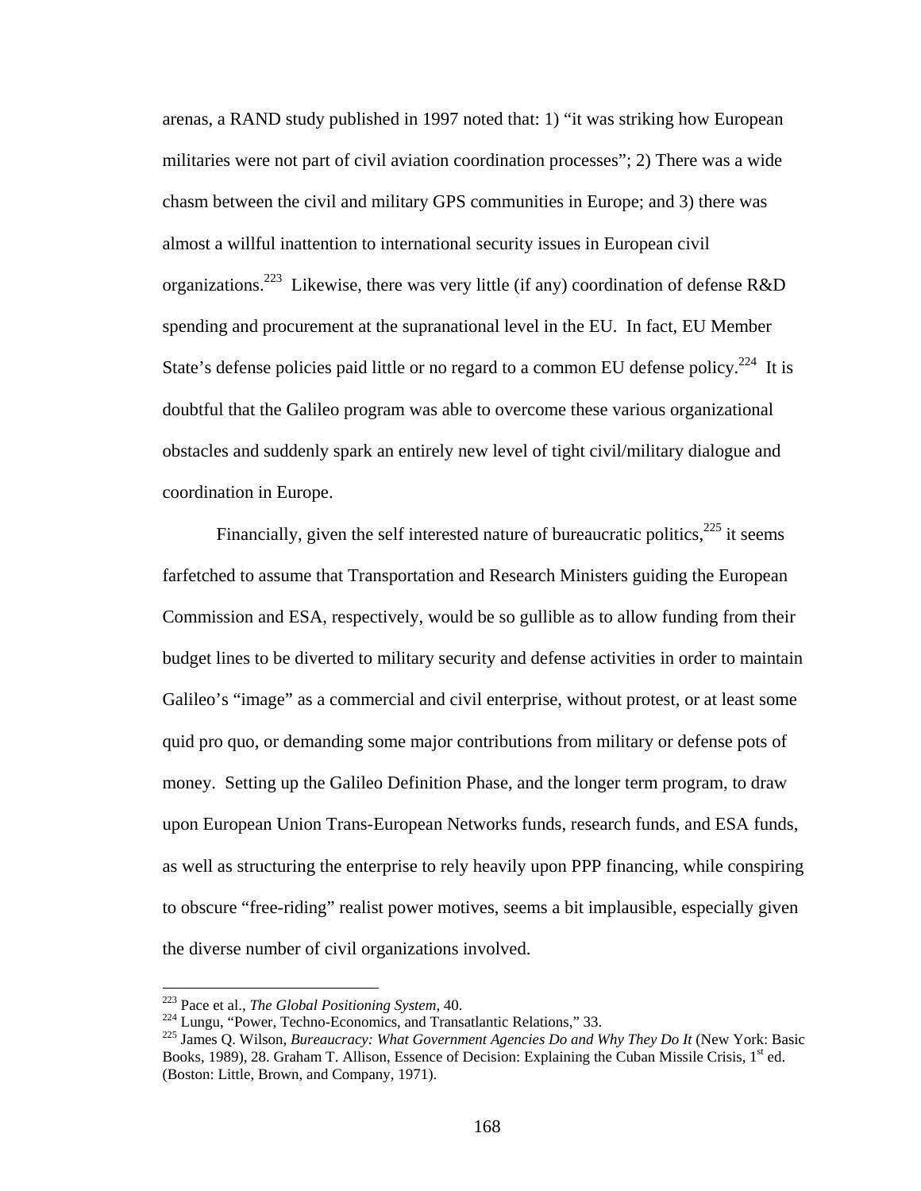arenas, a RAND study published in 1997 noted that: 1) "it was striking how European militaries were not part of civil aviation coordination processes"; 2) There was a wide chasm between the civil and military GPS communities in Europe; and 3) there was almost a willful inattention to international security issues in European civil organizations.[223] Likewise, there was very little (if any) coordination of defense R&D spending and procurement at the supranational level in the EU. In fact, EU Member State's defense policies paid little or no regard to a common EU defense policy.[224] It is doubtful that the Galileo program was able to overcome these various organizational obstacles and suddenly spark an entirely new level of tight civil/military dialogue and coordination in Europe.

Financially, given the self interested nature of bureaucratic politics,[225] it seems farfetched to assume that Transportation and Research Ministers guiding the European Commission and ESA, respectively, would be so gullible as to allow funding from their budget lines to be diverted to military security and defense activities in order to maintain Galileo's "image" as a commercial and civil enterprise, without protest, or at least some quid pro quo, or demanding some major contributions from military or defense pots of money. Setting up the Galileo Definition Phase, and the longer term program, to draw upon European Union Trans-European Networks funds, research funds, and ESA funds, as well as structuring the enterprise to rely heavily upon PPP financing, while conspiring to obscure "free-riding" realist power motives, seems a bit implausible, especially given the diverse number of civil organizations involved.

---

[223] Pace et al., *The Global Positioning System*, 40.

[224] Lungu, "Power, Techno-Economics, and Transatlantic Relations," 33.

[225] James Q. Wilson, *Bureaucracy: What Government Agencies Do and Why They Do It* (New York: Basic Books, 1989), 28. Graham T. Allison, Essence of Decision: Explaining the Cuban Missile Crisis, 1st ed. (Boston: Little, Brown, and Company, 1971).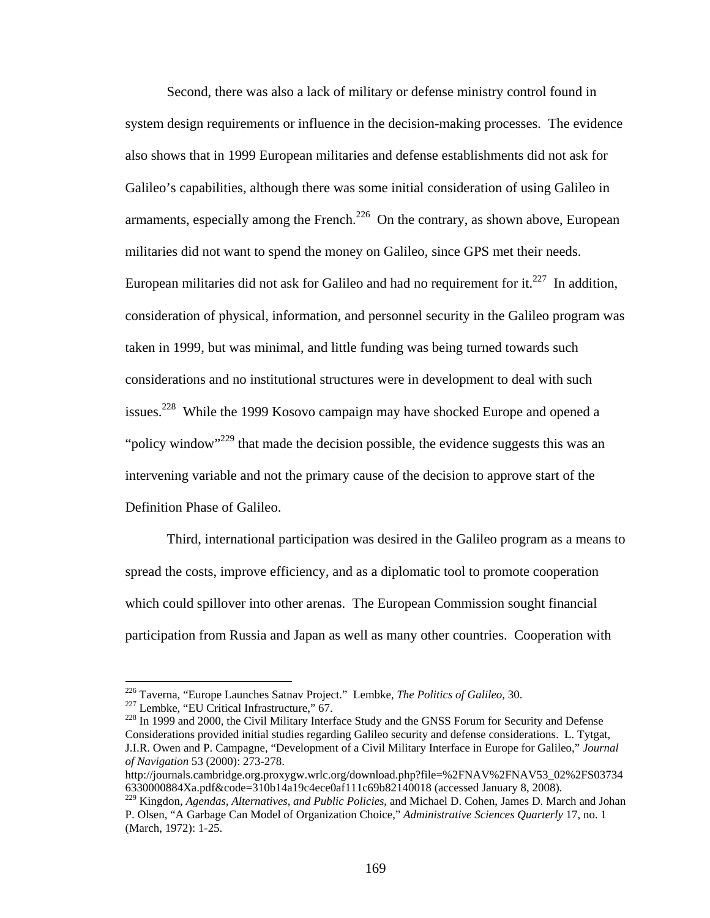Second, there was also a lack of military or defense ministry control found in system design requirements or influence in the decision-making processes. The evidence also shows that in 1999 European militaries and defense establishments did not ask for Galileo's capabilities, although there was some initial consideration of using Galileo in armaments, especially among the French.[226] On the contrary, as shown above, European militaries did not want to spend the money on Galileo, since GPS met their needs. European militaries did not ask for Galileo and had no requirement for it.[227] In addition, consideration of physical, information, and personnel security in the Galileo program was taken in 1999, but was minimal, and little funding was being turned towards such considerations and no institutional structures were in development to deal with such issues.[228] While the 1999 Kosovo campaign may have shocked Europe and opened a "policy window"[229] that made the decision possible, the evidence suggests this was an intervening variable and not the primary cause of the decision to approve start of the Definition Phase of Galileo.

Third, international participation was desired in the Galileo program as a means to spread the costs, improve efficiency, and as a diplomatic tool to promote cooperation which could spillover into other arenas. The European Commission sought financial participation from Russia and Japan as well as many other countries. Cooperation with

---

[226] Taverna, "Europe Launches Satnav Project." Lembke, *The Politics of Galileo,* 30.

[227] Lembke, "EU Critical Infrastructure," 67.

[228] In 1999 and 2000, the Civil Military Interface Study and the GNSS Forum for Security and Defense Considerations provided initial studies regarding Galileo security and defense considerations. L. Tytgat, J.I.R. Owen and P. Campagne, "Development of a Civil Military Interface in Europe for Galileo," *Journal of Navigation* 53 (2000): 273-278. http://journals.cambridge.org.proxygw.wrlc.org/download.php?file=%2FNAV%2FNAV53_02%2FS037346330000884Xa.pdf&code=310b14a19c4ece0af111c69b82140018 (accessed January 8, 2008).

[229] Kingdon, *Agendas, Alternatives, and Public Policies,* and Michael D. Cohen, James D. March and Johan P. Olsen, "A Garbage Can Model of Organization Choice," *Administrative Sciences Quarterly* 17, no. 1 (March, 1972): 1-25.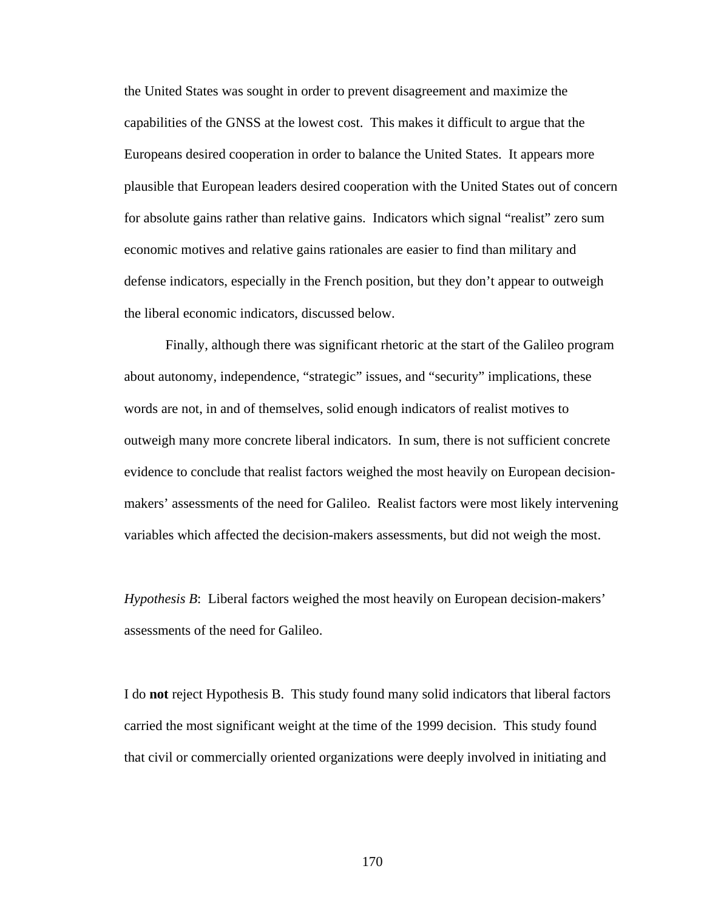the United States was sought in order to prevent disagreement and maximize the capabilities of the GNSS at the lowest cost. This makes it difficult to argue that the Europeans desired cooperation in order to balance the United States. It appears more plausible that European leaders desired cooperation with the United States out of concern for absolute gains rather than relative gains. Indicators which signal "realist" zero sum economic motives and relative gains rationales are easier to find than military and defense indicators, especially in the French position, but they don't appear to outweigh the liberal economic indicators, discussed below.

Finally, although there was significant rhetoric at the start of the Galileo program about autonomy, independence, "strategic" issues, and "security" implications, these words are not, in and of themselves, solid enough indicators of realist motives to outweigh many more concrete liberal indicators. In sum, there is not sufficient concrete evidence to conclude that realist factors weighed the most heavily on European decision-makers' assessments of the need for Galileo. Realist factors were most likely intervening variables which affected the decision-makers assessments, but did not weigh the most.

*Hypothesis B*: Liberal factors weighed the most heavily on European decision-makers' assessments of the need for Galileo.

I do **not** reject Hypothesis B. This study found many solid indicators that liberal factors carried the most significant weight at the time of the 1999 decision. This study found that civil or commercially oriented organizations were deeply involved in initiating and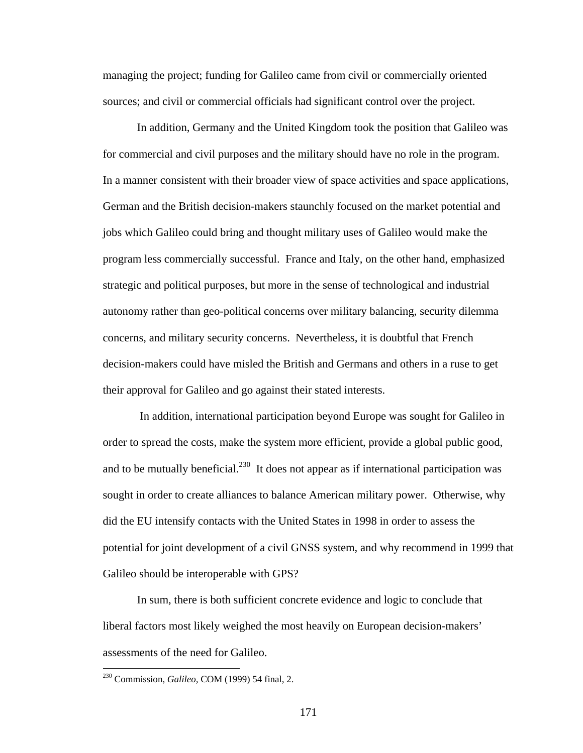managing the project; funding for Galileo came from civil or commercially oriented sources; and civil or commercial officials had significant control over the project.

In addition, Germany and the United Kingdom took the position that Galileo was for commercial and civil purposes and the military should have no role in the program. In a manner consistent with their broader view of space activities and space applications, German and the British decision-makers staunchly focused on the market potential and jobs which Galileo could bring and thought military uses of Galileo would make the program less commercially successful. France and Italy, on the other hand, emphasized strategic and political purposes, but more in the sense of technological and industrial autonomy rather than geo-political concerns over military balancing, security dilemma concerns, and military security concerns. Nevertheless, it is doubtful that French decision-makers could have misled the British and Germans and others in a ruse to get their approval for Galileo and go against their stated interests.

In addition, international participation beyond Europe was sought for Galileo in order to spread the costs, make the system more efficient, provide a global public good, and to be mutually beneficial.[230] It does not appear as if international participation was sought in order to create alliances to balance American military power. Otherwise, why did the EU intensify contacts with the United States in 1998 in order to assess the potential for joint development of a civil GNSS system, and why recommend in 1999 that Galileo should be interoperable with GPS?

In sum, there is both sufficient concrete evidence and logic to conclude that liberal factors most likely weighed the most heavily on European decision-makers' assessments of the need for Galileo.

[230] Commission, *Galileo*, COM (1999) 54 final, 2.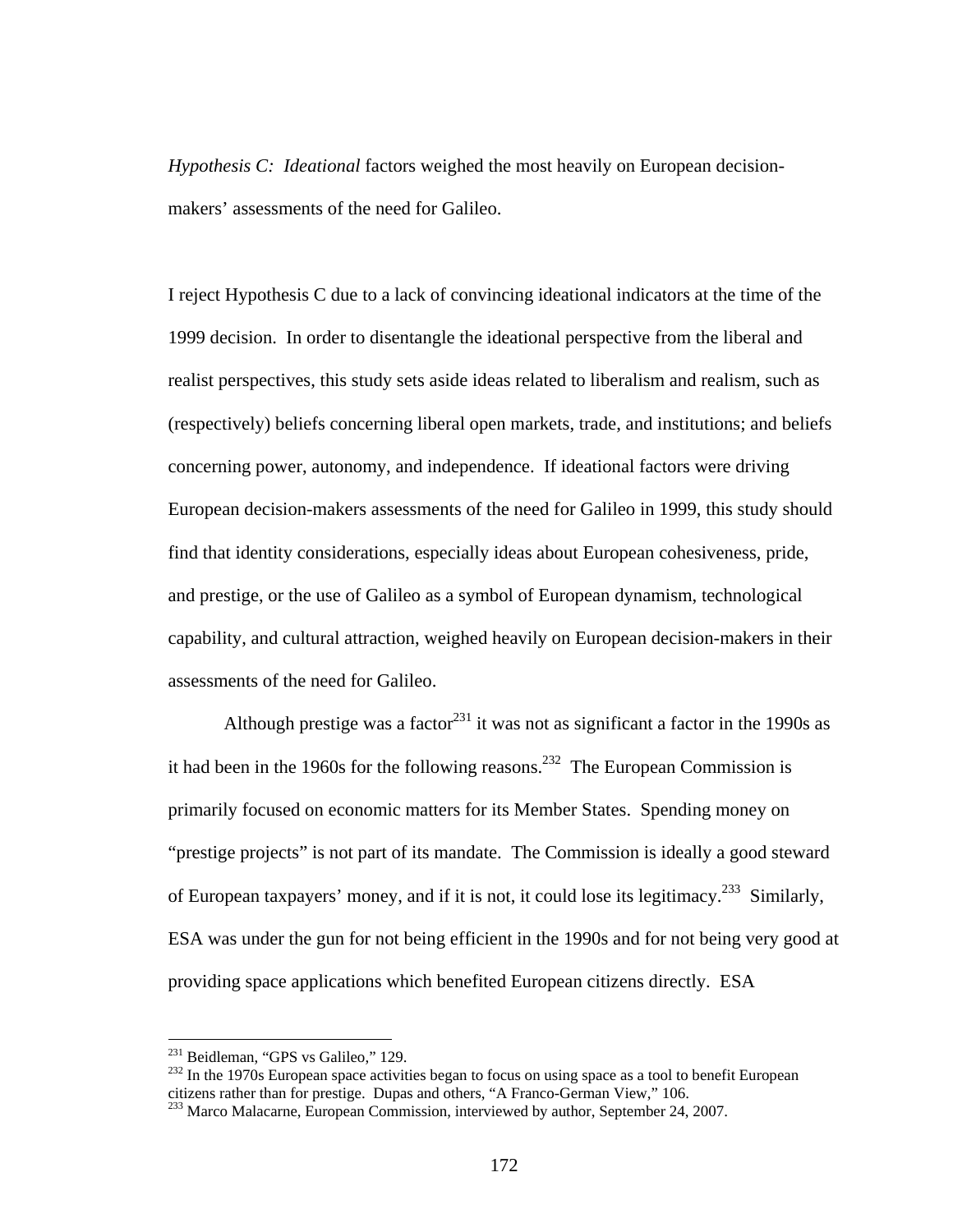*Hypothesis C: Ideational* factors weighed the most heavily on European decision-makers' assessments of the need for Galileo.

I reject Hypothesis C due to a lack of convincing ideational indicators at the time of the 1999 decision. In order to disentangle the ideational perspective from the liberal and realist perspectives, this study sets aside ideas related to liberalism and realism, such as (respectively) beliefs concerning liberal open markets, trade, and institutions; and beliefs concerning power, autonomy, and independence. If ideational factors were driving European decision-makers assessments of the need for Galileo in 1999, this study should find that identity considerations, especially ideas about European cohesiveness, pride, and prestige, or the use of Galileo as a symbol of European dynamism, technological capability, and cultural attraction, weighed heavily on European decision-makers in their assessments of the need for Galileo.

Although prestige was a factor[231] it was not as significant a factor in the 1990s as it had been in the 1960s for the following reasons.[232] The European Commission is primarily focused on economic matters for its Member States. Spending money on "prestige projects" is not part of its mandate. The Commission is ideally a good steward of European taxpayers' money, and if it is not, it could lose its legitimacy.[233] Similarly, ESA was under the gun for not being efficient in the 1990s and for not being very good at providing space applications which benefited European citizens directly. ESA

---

[231] Beidleman, "GPS vs Galileo," 129.

[232] In the 1970s European space activities began to focus on using space as a tool to benefit European citizens rather than for prestige. Dupas and others, "A Franco-German View," 106.

[233] Marco Malacarne, European Commission, interviewed by author, September 24, 2007.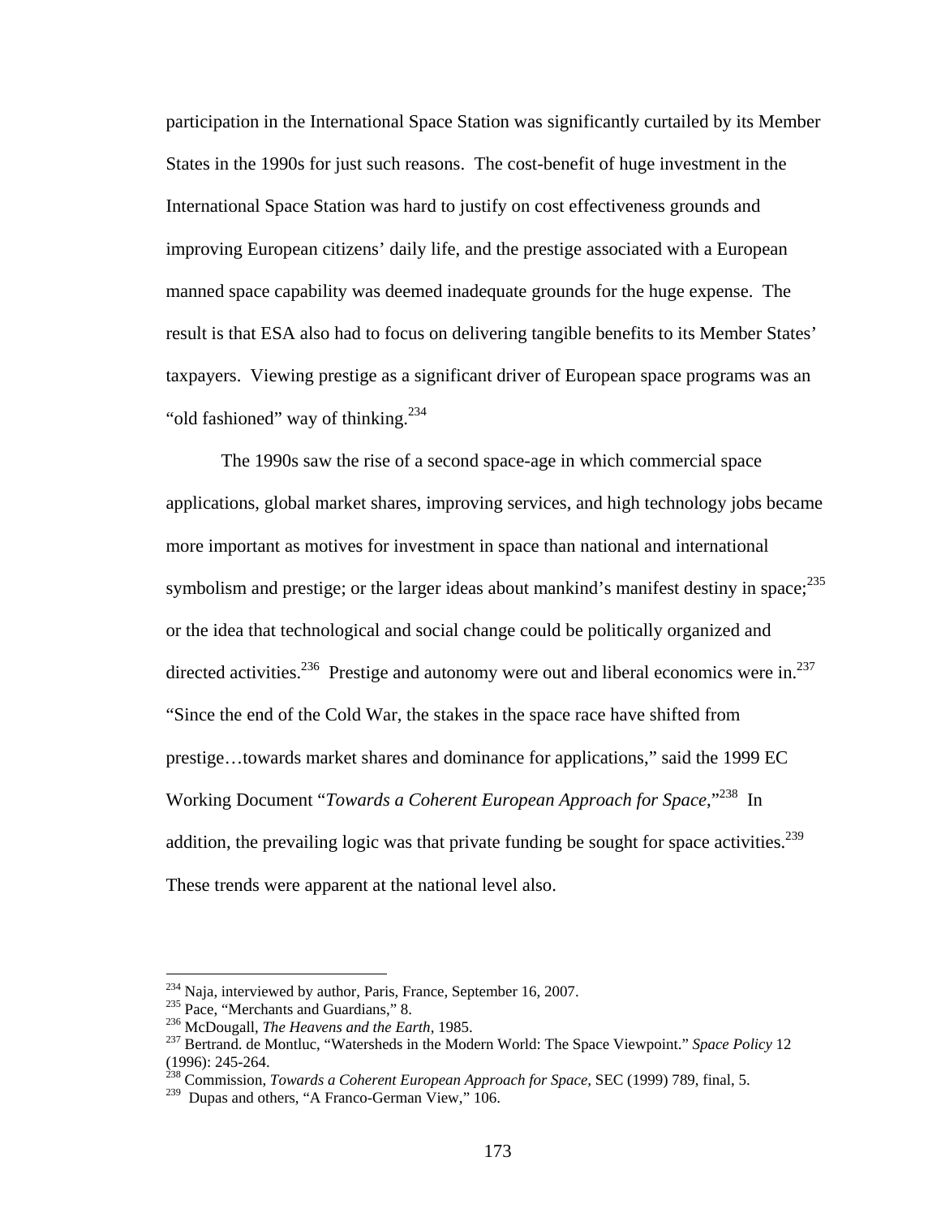participation in the International Space Station was significantly curtailed by its Member States in the 1990s for just such reasons. The cost-benefit of huge investment in the International Space Station was hard to justify on cost effectiveness grounds and improving European citizens' daily life, and the prestige associated with a European manned space capability was deemed inadequate grounds for the huge expense. The result is that ESA also had to focus on delivering tangible benefits to its Member States' taxpayers. Viewing prestige as a significant driver of European space programs was an "old fashioned" way of thinking.[234]

The 1990s saw the rise of a second space-age in which commercial space applications, global market shares, improving services, and high technology jobs became more important as motives for investment in space than national and international symbolism and prestige; or the larger ideas about mankind's manifest destiny in space;[235] or the idea that technological and social change could be politically organized and directed activities.[236] Prestige and autonomy were out and liberal economics were in.[237] "Since the end of the Cold War, the stakes in the space race have shifted from prestige…towards market shares and dominance for applications," said the 1999 EC Working Document "*Towards a Coherent European Approach for Space*,"[238] In addition, the prevailing logic was that private funding be sought for space activities.[239] These trends were apparent at the national level also.

---

[234] Naja, interviewed by author, Paris, France, September 16, 2007.

[235] Pace, "Merchants and Guardians," 8.

[236] McDougall, *The Heavens and the Earth*, 1985.

[237] Bertrand. de Montluc, "Watersheds in the Modern World: The Space Viewpoint." *Space Policy* 12 (1996): 245-264.

[238] Commission, *Towards a Coherent European Approach for Space*, SEC (1999) 789, final, 5.

[239] Dupas and others, "A Franco-German View," 106.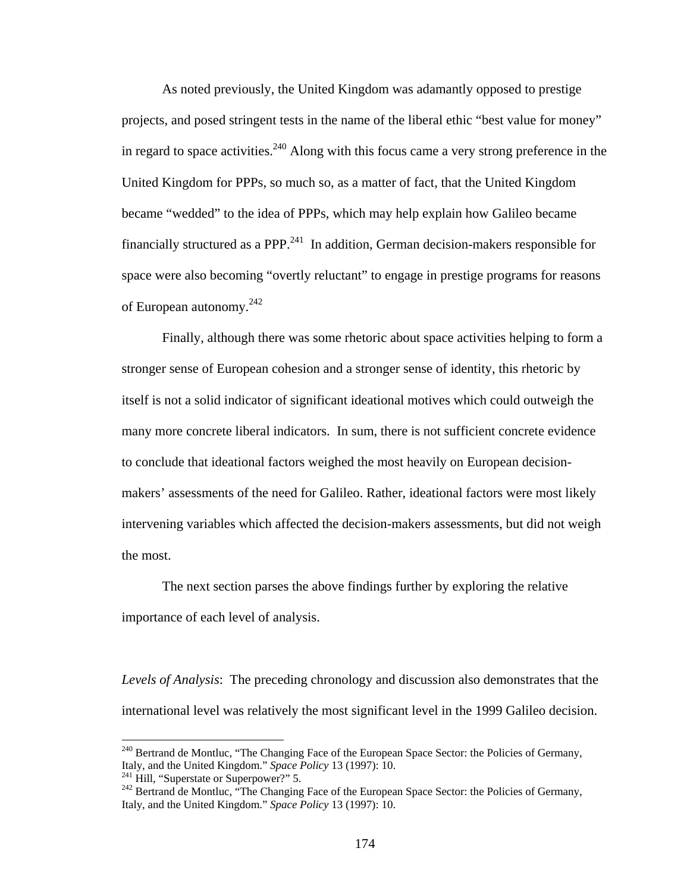As noted previously, the United Kingdom was adamantly opposed to prestige projects, and posed stringent tests in the name of the liberal ethic "best value for money" in regard to space activities.[240] Along with this focus came a very strong preference in the United Kingdom for PPPs, so much so, as a matter of fact, that the United Kingdom became "wedded" to the idea of PPPs, which may help explain how Galileo became financially structured as a PPP.[241] In addition, German decision-makers responsible for space were also becoming "overtly reluctant" to engage in prestige programs for reasons of European autonomy.[242]

Finally, although there was some rhetoric about space activities helping to form a stronger sense of European cohesion and a stronger sense of identity, this rhetoric by itself is not a solid indicator of significant ideational motives which could outweigh the many more concrete liberal indicators. In sum, there is not sufficient concrete evidence to conclude that ideational factors weighed the most heavily on European decision-makers' assessments of the need for Galileo. Rather, ideational factors were most likely intervening variables which affected the decision-makers assessments, but did not weigh the most.

The next section parses the above findings further by exploring the relative importance of each level of analysis.

*Levels of Analysis*: The preceding chronology and discussion also demonstrates that the international level was relatively the most significant level in the 1999 Galileo decision.

---

[240] Bertrand de Montluc, "The Changing Face of the European Space Sector: the Policies of Germany, Italy, and the United Kingdom." *Space Policy* 13 (1997): 10.

[241] Hill, "Superstate or Superpower?" 5.

[242] Bertrand de Montluc, "The Changing Face of the European Space Sector: the Policies of Germany, Italy, and the United Kingdom." *Space Policy* 13 (1997): 10.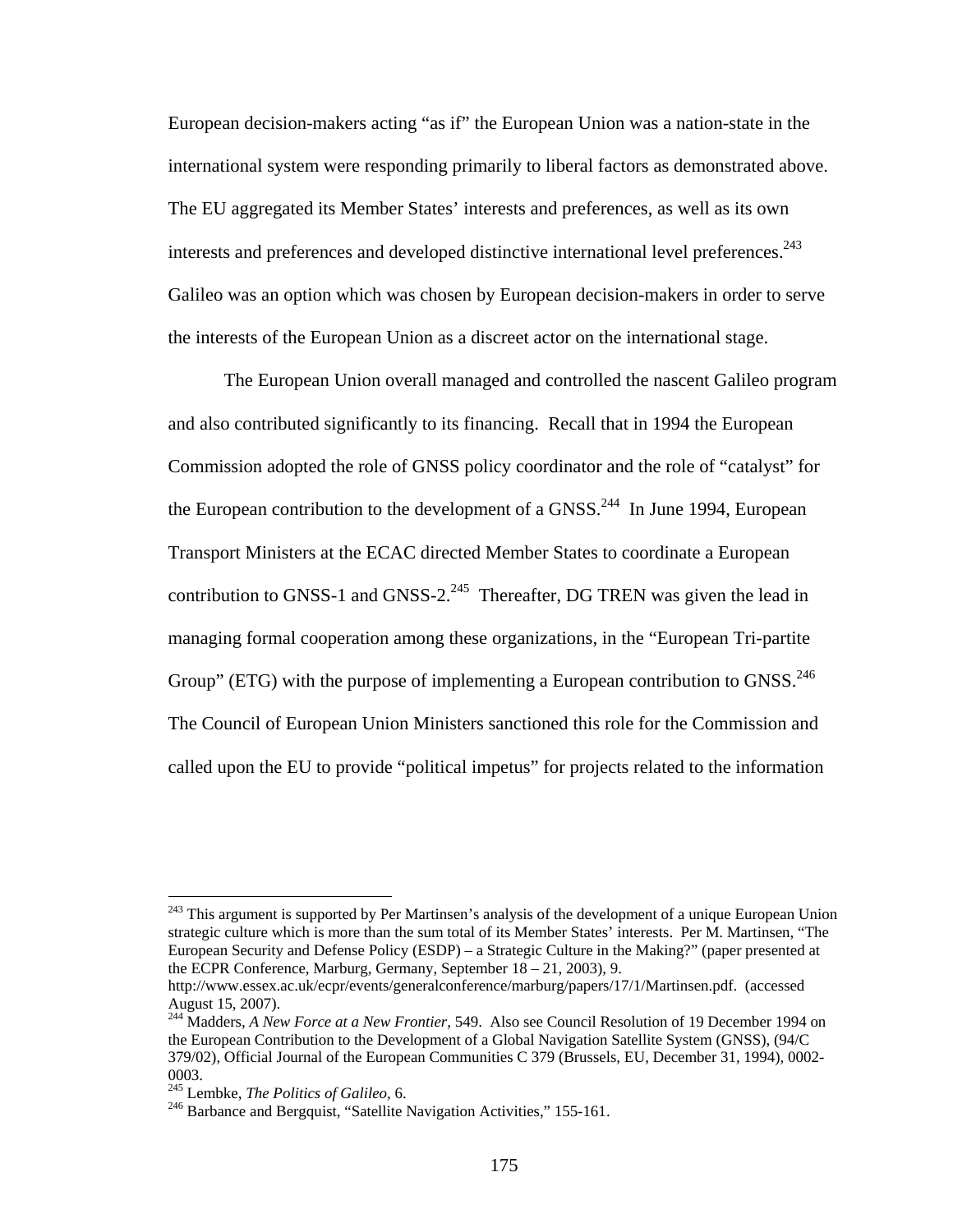European decision-makers acting "as if" the European Union was a nation-state in the international system were responding primarily to liberal factors as demonstrated above. The EU aggregated its Member States' interests and preferences, as well as its own interests and preferences and developed distinctive international level preferences.[243] Galileo was an option which was chosen by European decision-makers in order to serve the interests of the European Union as a discreet actor on the international stage.

The European Union overall managed and controlled the nascent Galileo program and also contributed significantly to its financing. Recall that in 1994 the European Commission adopted the role of GNSS policy coordinator and the role of "catalyst" for the European contribution to the development of a GNSS.[244] In June 1994, European Transport Ministers at the ECAC directed Member States to coordinate a European contribution to GNSS-1 and GNSS-2.[245] Thereafter, DG TREN was given the lead in managing formal cooperation among these organizations, in the "European Tri-partite Group" (ETG) with the purpose of implementing a European contribution to GNSS.[246] The Council of European Union Ministers sanctioned this role for the Commission and called upon the EU to provide "political impetus" for projects related to the information

---

[243] This argument is supported by Per Martinsen's analysis of the development of a unique European Union strategic culture which is more than the sum total of its Member States' interests. Per M. Martinsen, "The European Security and Defense Policy (ESDP) – a Strategic Culture in the Making?" (paper presented at the ECPR Conference, Marburg, Germany, September 18 – 21, 2003), 9. http://www.essex.ac.uk/ecpr/events/generalconference/marburg/papers/17/1/Martinsen.pdf. (accessed August 15, 2007).

[244] Madders, *A New Force at a New Frontier,* 549. Also see Council Resolution of 19 December 1994 on the European Contribution to the Development of a Global Navigation Satellite System (GNSS), (94/C 379/02), Official Journal of the European Communities C 379 (Brussels, EU, December 31, 1994), 0002-0003.

[245] Lembke, *The Politics of Galileo,* 6.

[246] Barbance and Bergquist, "Satellite Navigation Activities," 155-161.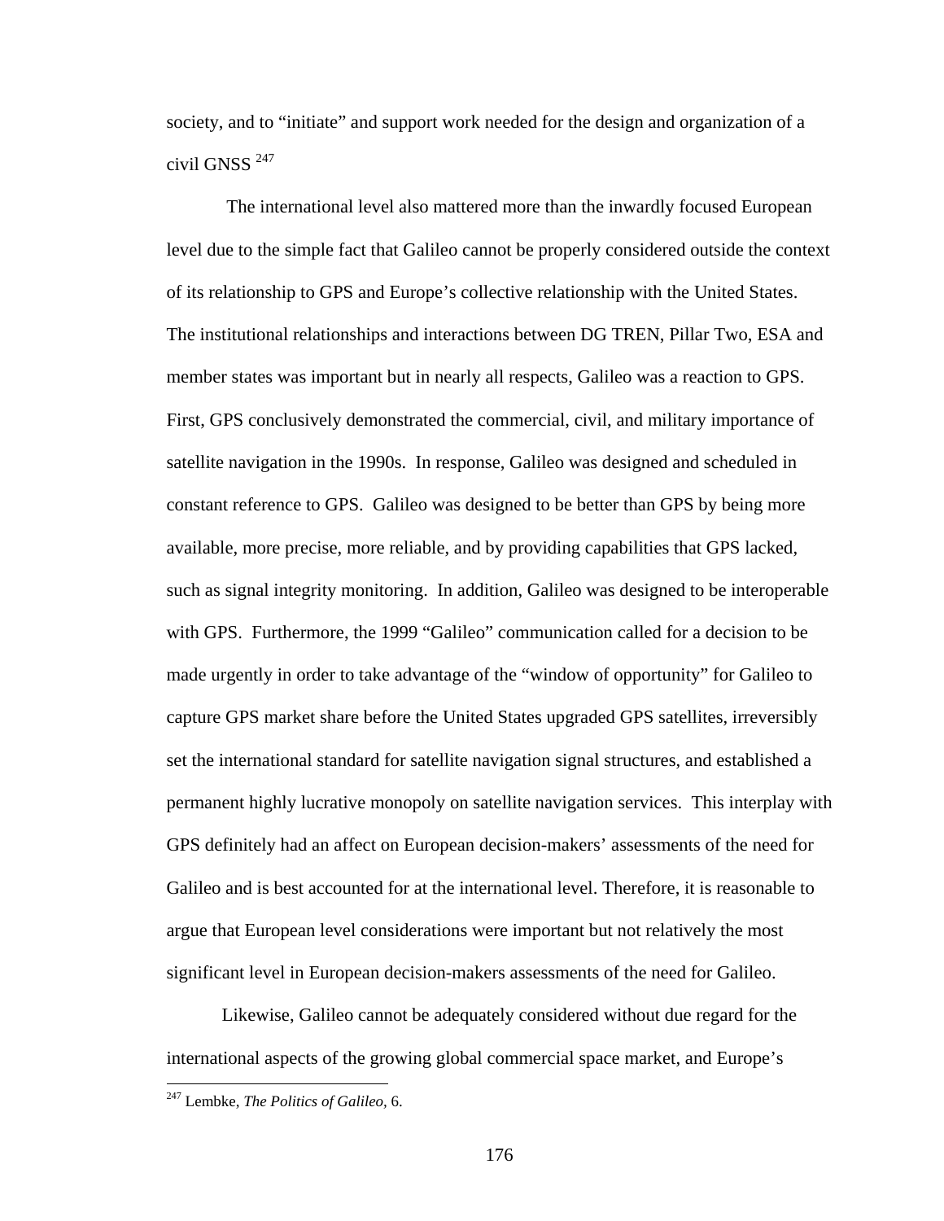society, and to "initiate" and support work needed for the design and organization of a civil GNSS [247]

The international level also mattered more than the inwardly focused European level due to the simple fact that Galileo cannot be properly considered outside the context of its relationship to GPS and Europe's collective relationship with the United States. The institutional relationships and interactions between DG TREN, Pillar Two, ESA and member states was important but in nearly all respects, Galileo was a reaction to GPS. First, GPS conclusively demonstrated the commercial, civil, and military importance of satellite navigation in the 1990s. In response, Galileo was designed and scheduled in constant reference to GPS. Galileo was designed to be better than GPS by being more available, more precise, more reliable, and by providing capabilities that GPS lacked, such as signal integrity monitoring. In addition, Galileo was designed to be interoperable with GPS. Furthermore, the 1999 "Galileo" communication called for a decision to be made urgently in order to take advantage of the "window of opportunity" for Galileo to capture GPS market share before the United States upgraded GPS satellites, irreversibly set the international standard for satellite navigation signal structures, and established a permanent highly lucrative monopoly on satellite navigation services. This interplay with GPS definitely had an affect on European decision-makers' assessments of the need for Galileo and is best accounted for at the international level. Therefore, it is reasonable to argue that European level considerations were important but not relatively the most significant level in European decision-makers assessments of the need for Galileo.

Likewise, Galileo cannot be adequately considered without due regard for the international aspects of the growing global commercial space market, and Europe's

[247] Lembke, *The Politics of Galileo*, 6.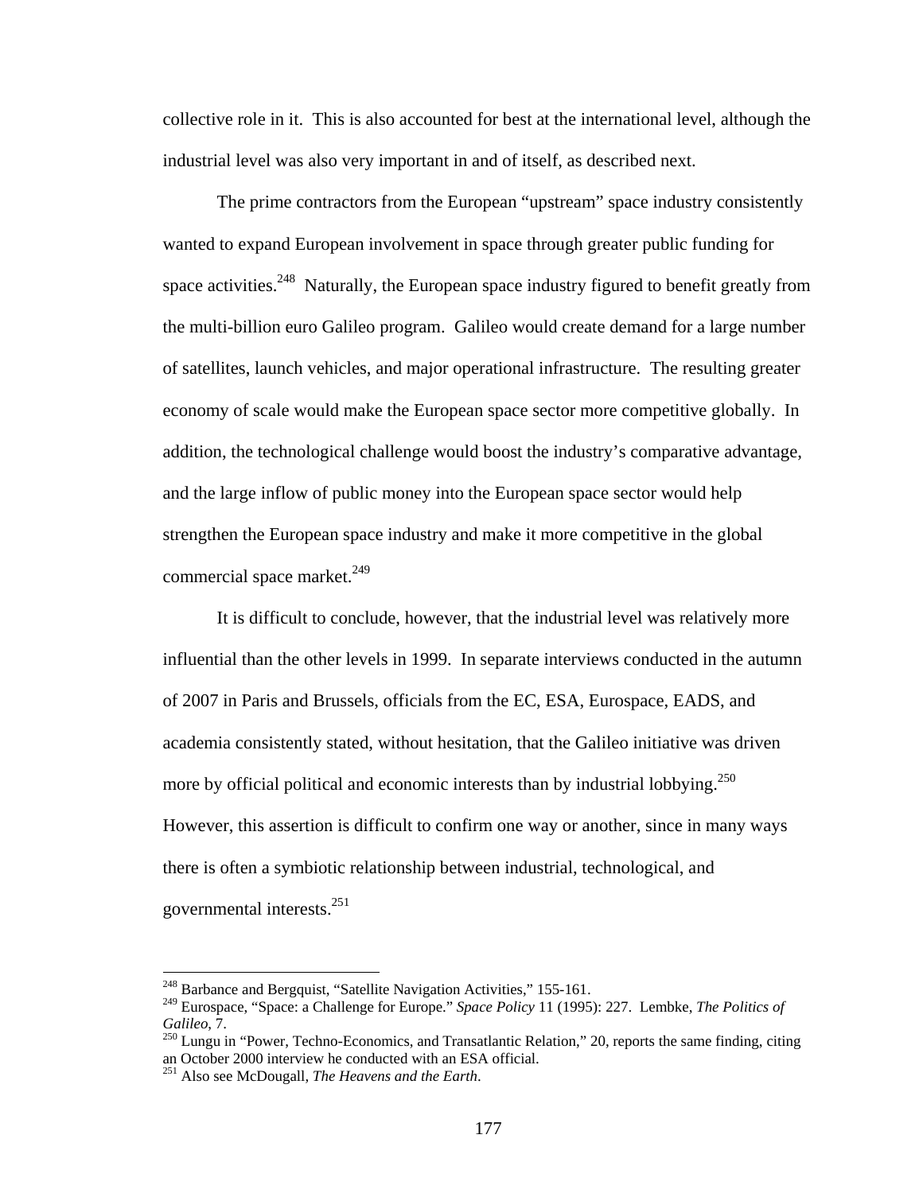collective role in it. This is also accounted for best at the international level, although the industrial level was also very important in and of itself, as described next.

The prime contractors from the European "upstream" space industry consistently wanted to expand European involvement in space through greater public funding for space activities.[248] Naturally, the European space industry figured to benefit greatly from the multi-billion euro Galileo program. Galileo would create demand for a large number of satellites, launch vehicles, and major operational infrastructure. The resulting greater economy of scale would make the European space sector more competitive globally. In addition, the technological challenge would boost the industry's comparative advantage, and the large inflow of public money into the European space sector would help strengthen the European space industry and make it more competitive in the global commercial space market.[249]

It is difficult to conclude, however, that the industrial level was relatively more influential than the other levels in 1999. In separate interviews conducted in the autumn of 2007 in Paris and Brussels, officials from the EC, ESA, Eurospace, EADS, and academia consistently stated, without hesitation, that the Galileo initiative was driven more by official political and economic interests than by industrial lobbying.[250] However, this assertion is difficult to confirm one way or another, since in many ways there is often a symbiotic relationship between industrial, technological, and governmental interests.[251]

---

[248] Barbance and Bergquist, "Satellite Navigation Activities," 155-161.

[249] Eurospace, "Space: a Challenge for Europe." *Space Policy* 11 (1995): 227. Lembke, *The Politics of Galileo*, 7.

[250] Lungu in "Power, Techno-Economics, and Transatlantic Relation," 20, reports the same finding, citing an October 2000 interview he conducted with an ESA official.

[251] Also see McDougall, *The Heavens and the Earth*.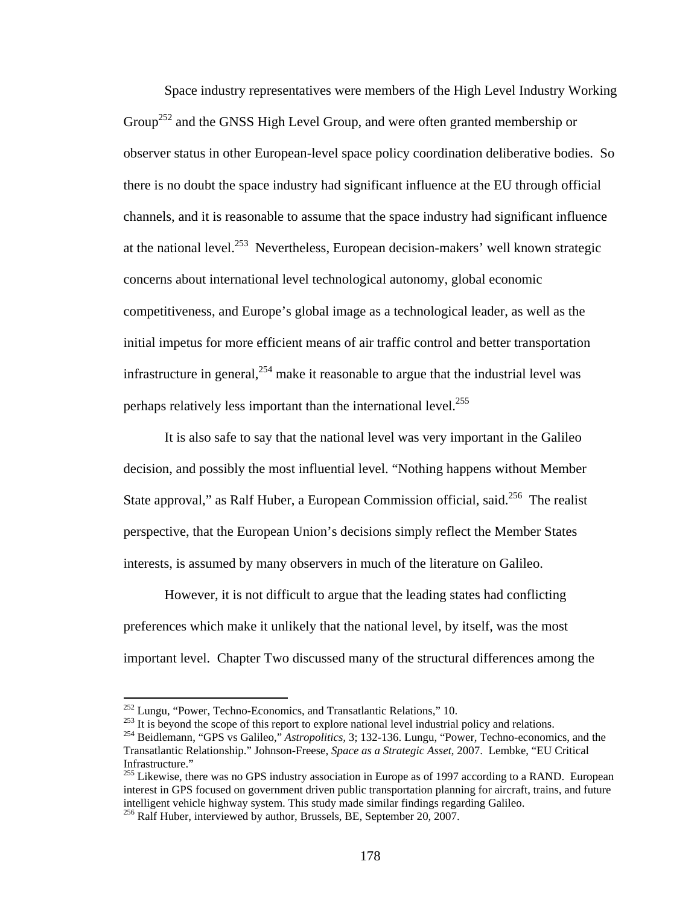Space industry representatives were members of the High Level Industry Working Group[252] and the GNSS High Level Group, and were often granted membership or observer status in other European-level space policy coordination deliberative bodies. So there is no doubt the space industry had significant influence at the EU through official channels, and it is reasonable to assume that the space industry had significant influence at the national level.[253] Nevertheless, European decision-makers' well known strategic concerns about international level technological autonomy, global economic competitiveness, and Europe's global image as a technological leader, as well as the initial impetus for more efficient means of air traffic control and better transportation infrastructure in general,[254] make it reasonable to argue that the industrial level was perhaps relatively less important than the international level.[255]

It is also safe to say that the national level was very important in the Galileo decision, and possibly the most influential level. "Nothing happens without Member State approval," as Ralf Huber, a European Commission official, said.[256] The realist perspective, that the European Union's decisions simply reflect the Member States interests, is assumed by many observers in much of the literature on Galileo.

However, it is not difficult to argue that the leading states had conflicting preferences which make it unlikely that the national level, by itself, was the most important level. Chapter Two discussed many of the structural differences among the

---

[252] Lungu, "Power, Techno-Economics, and Transatlantic Relations," 10.

[253] It is beyond the scope of this report to explore national level industrial policy and relations.

[254] Beidlemann, "GPS vs Galileo," *Astropolitics,* 3; 132-136. Lungu, "Power, Techno-economics, and the Transatlantic Relationship." Johnson-Freese, *Space as a Strategic Asset*, 2007. Lembke, "EU Critical Infrastructure."

[255] Likewise, there was no GPS industry association in Europe as of 1997 according to a RAND. European interest in GPS focused on government driven public transportation planning for aircraft, trains, and future intelligent vehicle highway system. This study made similar findings regarding Galileo.

[256] Ralf Huber, interviewed by author, Brussels, BE, September 20, 2007.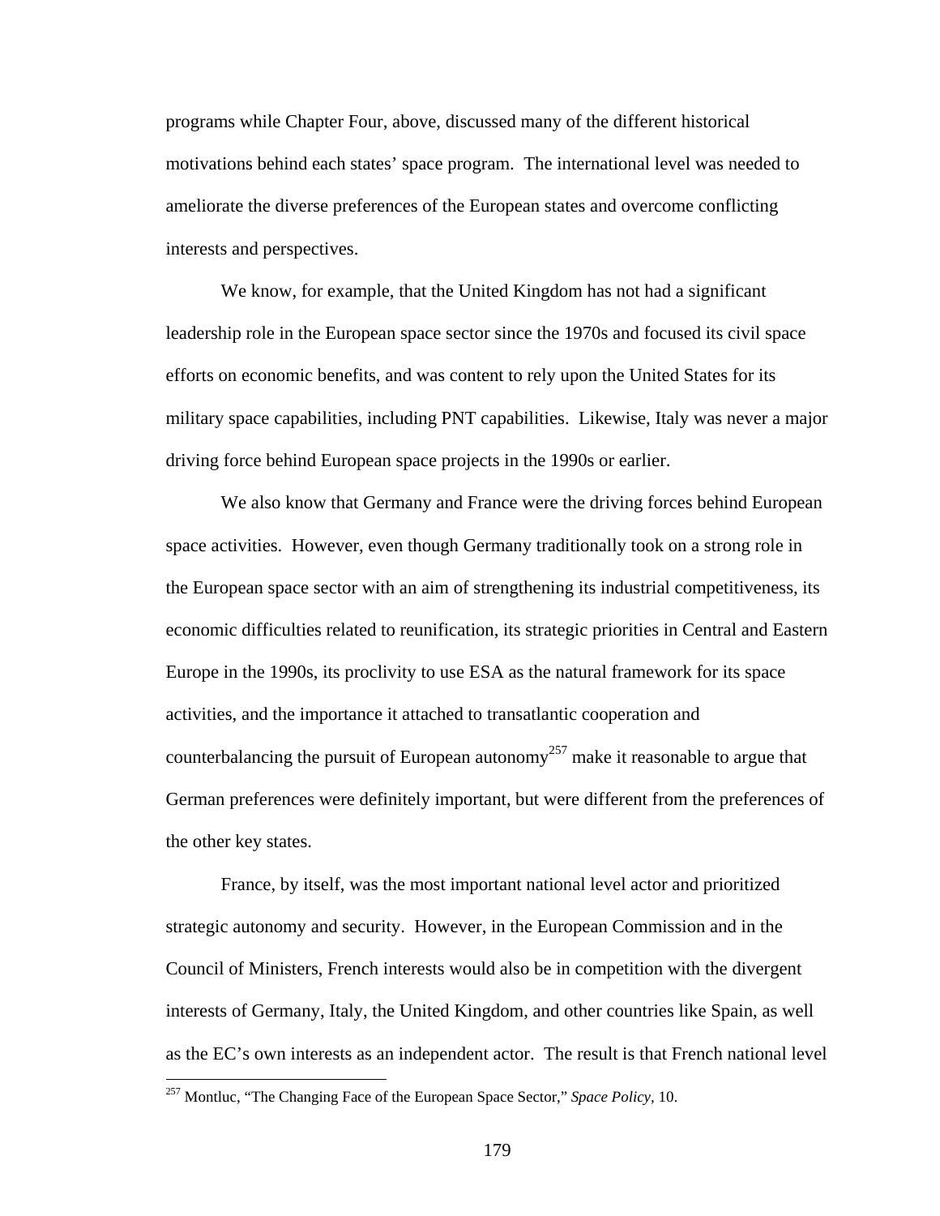programs while Chapter Four, above, discussed many of the different historical motivations behind each states' space program. The international level was needed to ameliorate the diverse preferences of the European states and overcome conflicting interests and perspectives.

We know, for example, that the United Kingdom has not had a significant leadership role in the European space sector since the 1970s and focused its civil space efforts on economic benefits, and was content to rely upon the United States for its military space capabilities, including PNT capabilities. Likewise, Italy was never a major driving force behind European space projects in the 1990s or earlier.

We also know that Germany and France were the driving forces behind European space activities. However, even though Germany traditionally took on a strong role in the European space sector with an aim of strengthening its industrial competitiveness, its economic difficulties related to reunification, its strategic priorities in Central and Eastern Europe in the 1990s, its proclivity to use ESA as the natural framework for its space activities, and the importance it attached to transatlantic cooperation and counterbalancing the pursuit of European autonomy[257] make it reasonable to argue that German preferences were definitely important, but were different from the preferences of the other key states.

France, by itself, was the most important national level actor and prioritized strategic autonomy and security. However, in the European Commission and in the Council of Ministers, French interests would also be in competition with the divergent interests of Germany, Italy, the United Kingdom, and other countries like Spain, as well as the EC's own interests as an independent actor. The result is that French national level

[257] Montluc, "The Changing Face of the European Space Sector," *Space Policy*, 10.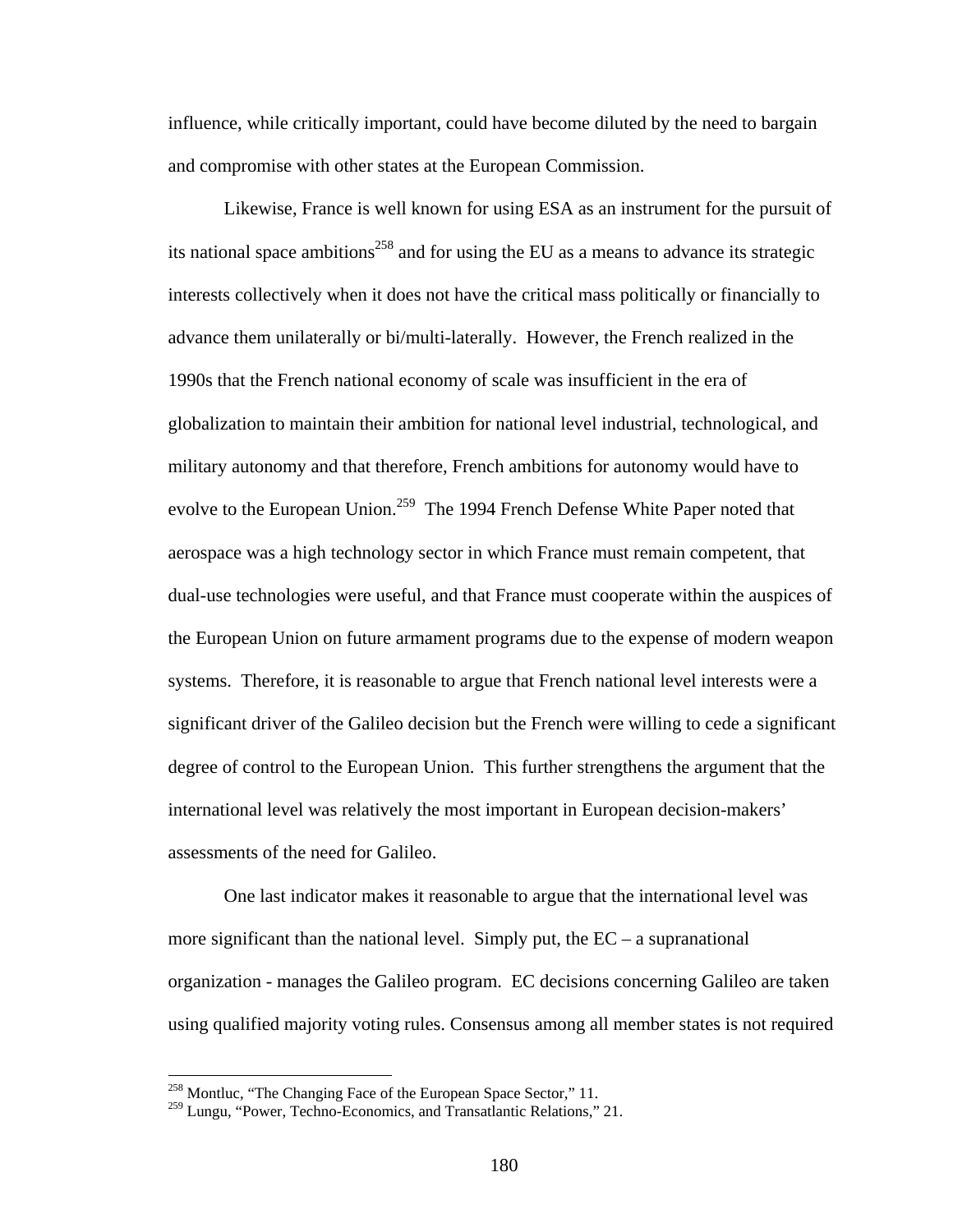influence, while critically important, could have become diluted by the need to bargain and compromise with other states at the European Commission.

Likewise, France is well known for using ESA as an instrument for the pursuit of its national space ambitions[258] and for using the EU as a means to advance its strategic interests collectively when it does not have the critical mass politically or financially to advance them unilaterally or bi/multi-laterally. However, the French realized in the 1990s that the French national economy of scale was insufficient in the era of globalization to maintain their ambition for national level industrial, technological, and military autonomy and that therefore, French ambitions for autonomy would have to evolve to the European Union.[259] The 1994 French Defense White Paper noted that aerospace was a high technology sector in which France must remain competent, that dual-use technologies were useful, and that France must cooperate within the auspices of the European Union on future armament programs due to the expense of modern weapon systems. Therefore, it is reasonable to argue that French national level interests were a significant driver of the Galileo decision but the French were willing to cede a significant degree of control to the European Union. This further strengthens the argument that the international level was relatively the most important in European decision-makers' assessments of the need for Galileo.

One last indicator makes it reasonable to argue that the international level was more significant than the national level. Simply put, the EC – a supranational organization - manages the Galileo program. EC decisions concerning Galileo are taken using qualified majority voting rules. Consensus among all member states is not required

[258] Montluc, "The Changing Face of the European Space Sector," 11.

[259] Lungu, "Power, Techno-Economics, and Transatlantic Relations," 21.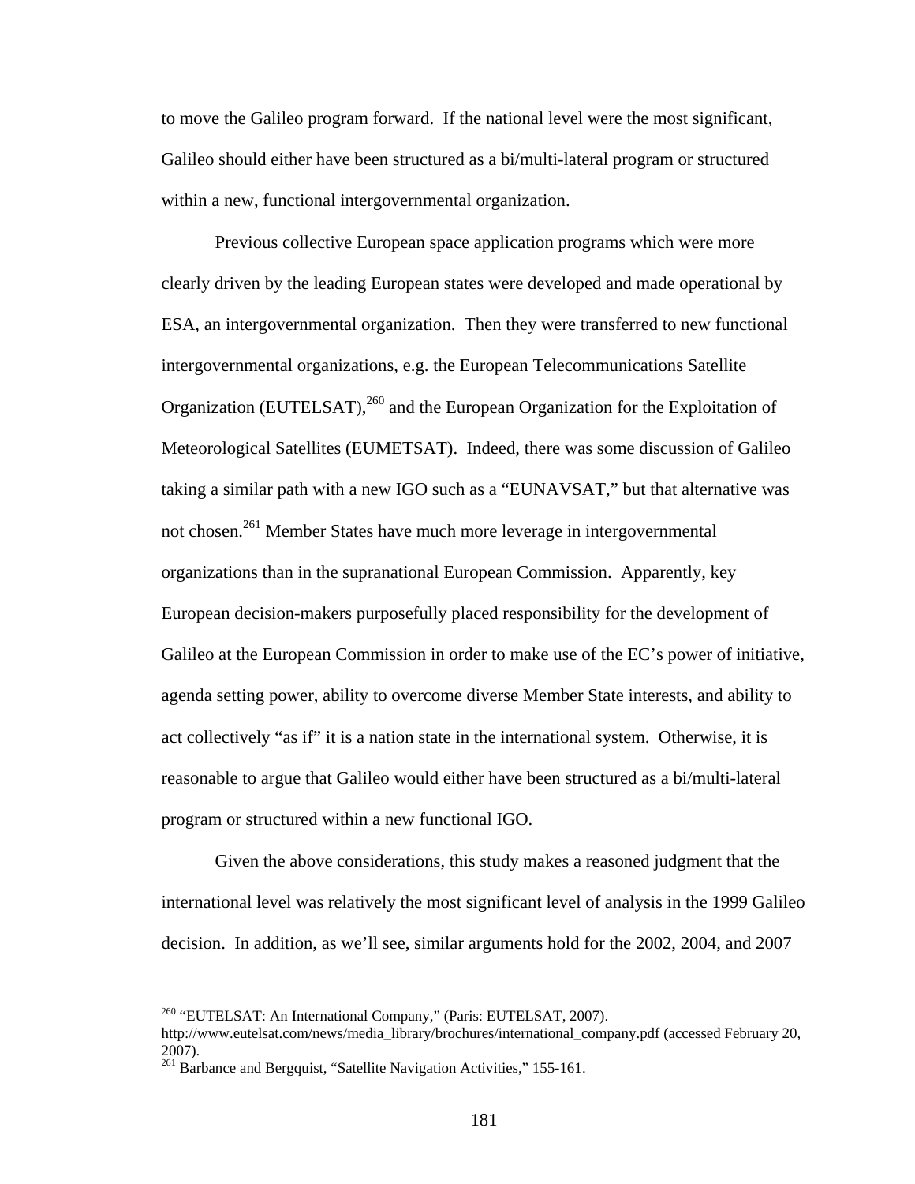to move the Galileo program forward. If the national level were the most significant, Galileo should either have been structured as a bi/multi-lateral program or structured within a new, functional intergovernmental organization.

Previous collective European space application programs which were more clearly driven by the leading European states were developed and made operational by ESA, an intergovernmental organization. Then they were transferred to new functional intergovernmental organizations, e.g. the European Telecommunications Satellite Organization (EUTELSAT),[260] and the European Organization for the Exploitation of Meteorological Satellites (EUMETSAT). Indeed, there was some discussion of Galileo taking a similar path with a new IGO such as a "EUNAVSAT," but that alternative was not chosen.[261] Member States have much more leverage in intergovernmental organizations than in the supranational European Commission. Apparently, key European decision-makers purposefully placed responsibility for the development of Galileo at the European Commission in order to make use of the EC's power of initiative, agenda setting power, ability to overcome diverse Member State interests, and ability to act collectively "as if" it is a nation state in the international system. Otherwise, it is reasonable to argue that Galileo would either have been structured as a bi/multi-lateral program or structured within a new functional IGO.

Given the above considerations, this study makes a reasoned judgment that the international level was relatively the most significant level of analysis in the 1999 Galileo decision. In addition, as we'll see, similar arguments hold for the 2002, 2004, and 2007

---

[260] "EUTELSAT: An International Company," (Paris: EUTELSAT, 2007). http://www.eutelsat.com/news/media_library/brochures/international_company.pdf (accessed February 20, 2007).

[261] Barbance and Bergquist, "Satellite Navigation Activities," 155-161.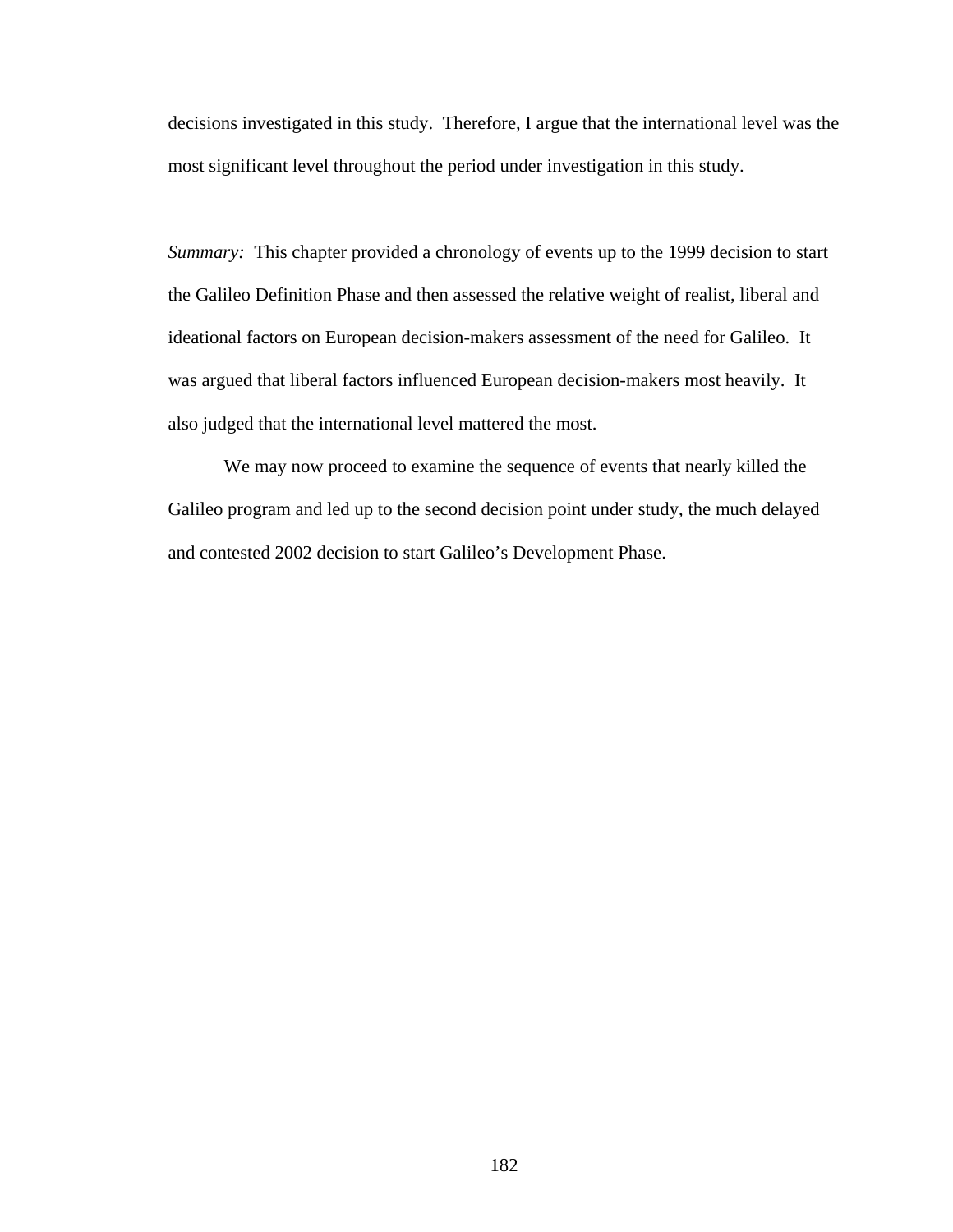decisions investigated in this study. Therefore, I argue that the international level was the most significant level throughout the period under investigation in this study.

*Summary:* This chapter provided a chronology of events up to the 1999 decision to start the Galileo Definition Phase and then assessed the relative weight of realist, liberal and ideational factors on European decision-makers assessment of the need for Galileo. It was argued that liberal factors influenced European decision-makers most heavily. It also judged that the international level mattered the most.

We may now proceed to examine the sequence of events that nearly killed the Galileo program and led up to the second decision point under study, the much delayed and contested 2002 decision to start Galileo's Development Phase.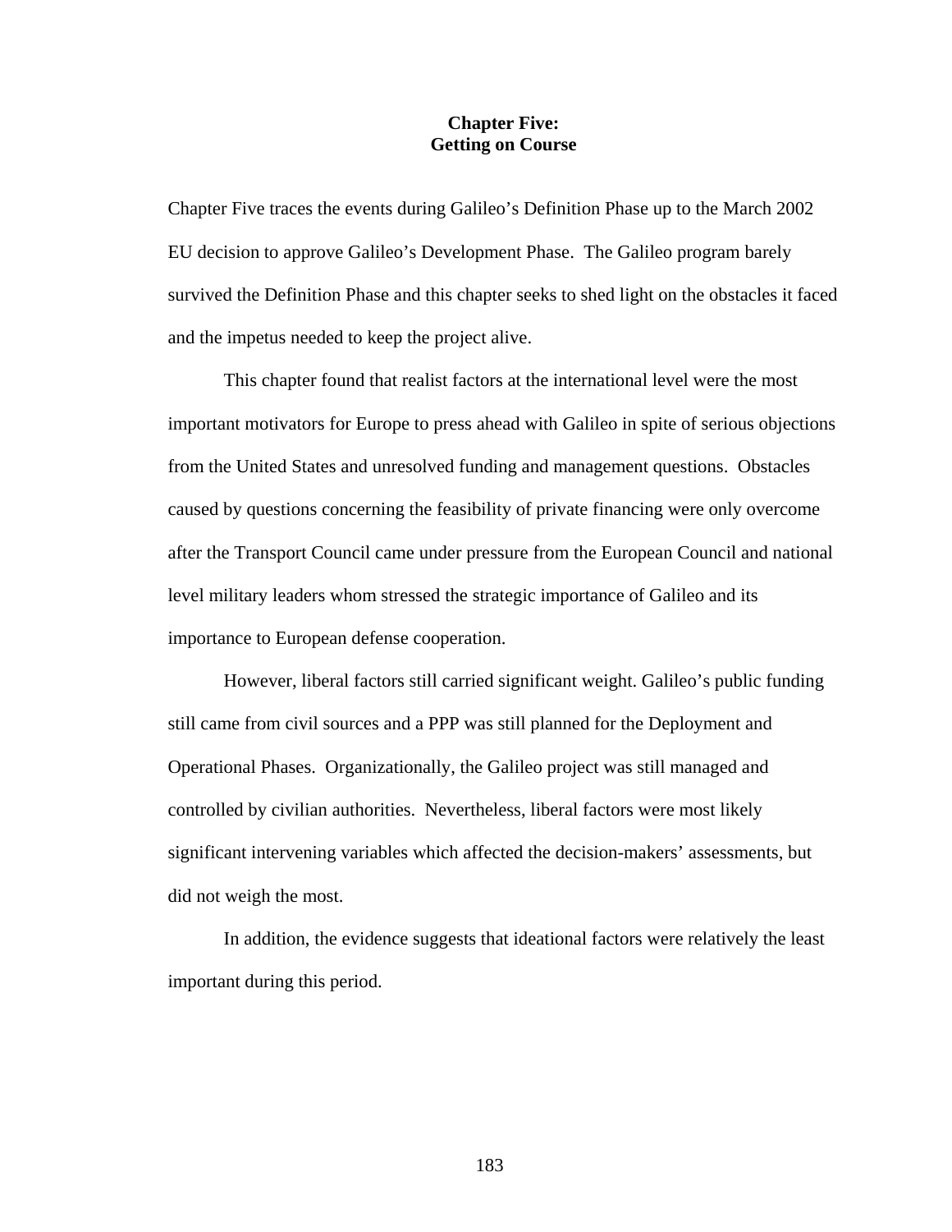# Chapter Five:
# Getting on Course

Chapter Five traces the events during Galileo's Definition Phase up to the March 2002 EU decision to approve Galileo's Development Phase. The Galileo program barely survived the Definition Phase and this chapter seeks to shed light on the obstacles it faced and the impetus needed to keep the project alive.

This chapter found that realist factors at the international level were the most important motivators for Europe to press ahead with Galileo in spite of serious objections from the United States and unresolved funding and management questions. Obstacles caused by questions concerning the feasibility of private financing were only overcome after the Transport Council came under pressure from the European Council and national level military leaders whom stressed the strategic importance of Galileo and its importance to European defense cooperation.

However, liberal factors still carried significant weight. Galileo's public funding still came from civil sources and a PPP was still planned for the Deployment and Operational Phases. Organizationally, the Galileo project was still managed and controlled by civilian authorities. Nevertheless, liberal factors were most likely significant intervening variables which affected the decision-makers' assessments, but did not weigh the most.

In addition, the evidence suggests that ideational factors were relatively the least important during this period.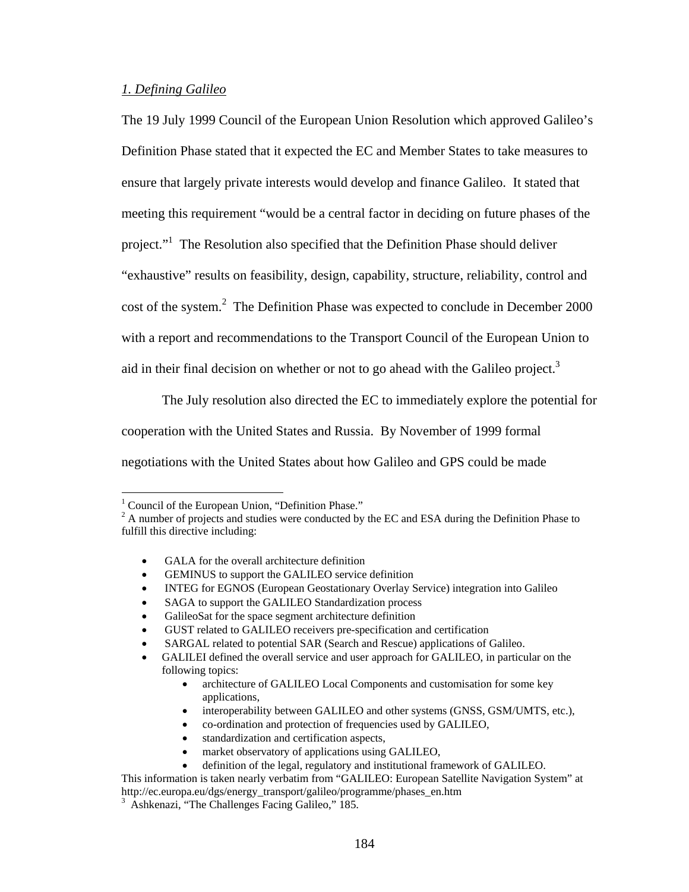*1. Defining Galileo*

The 19 July 1999 Council of the European Union Resolution which approved Galileo's Definition Phase stated that it expected the EC and Member States to take measures to ensure that largely private interests would develop and finance Galileo. It stated that meeting this requirement "would be a central factor in deciding on future phases of the project."[1] The Resolution also specified that the Definition Phase should deliver "exhaustive" results on feasibility, design, capability, structure, reliability, control and cost of the system.[2] The Definition Phase was expected to conclude in December 2000 with a report and recommendations to the Transport Council of the European Union to aid in their final decision on whether or not to go ahead with the Galileo project.[3]

The July resolution also directed the EC to immediately explore the potential for cooperation with the United States and Russia. By November of 1999 formal negotiations with the United States about how Galileo and GPS could be made

---

[1] Council of the European Union, "Definition Phase."

[2] A number of projects and studies were conducted by the EC and ESA during the Definition Phase to fulfill this directive including:

- GALA for the overall architecture definition
- GEMINUS to support the GALILEO service definition
- INTEG for EGNOS (European Geostationary Overlay Service) integration into Galileo
- SAGA to support the GALILEO Standardization process
- GalileoSat for the space segment architecture definition
- GUST related to GALILEO receivers pre-specification and certification
- SARGAL related to potential SAR (Search and Rescue) applications of Galileo.
- GALILEI defined the overall service and user approach for GALILEO, in particular on the following topics:
    - architecture of GALILEO Local Components and customisation for some key applications,
    - interoperability between GALILEO and other systems (GNSS, GSM/UMTS, etc.),
    - co-ordination and protection of frequencies used by GALILEO,
    - standardization and certification aspects,
    - market observatory of applications using GALILEO,
    - definition of the legal, regulatory and institutional framework of GALILEO.

This information is taken nearly verbatim from "GALILEO: European Satellite Navigation System" at http://ec.europa.eu/dgs/energy_transport/galileo/programme/phases_en.htm

[3] Ashkenazi, "The Challenges Facing Galileo," 185.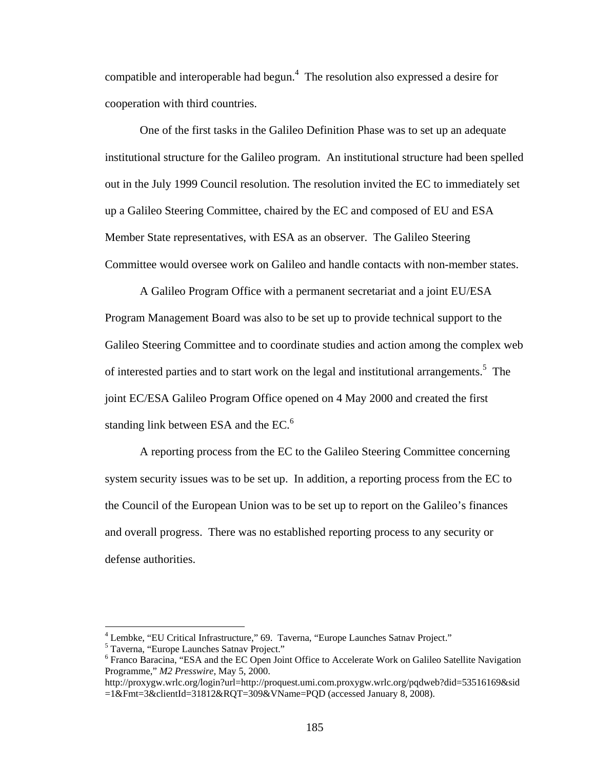compatible and interoperable had begun.[4] The resolution also expressed a desire for cooperation with third countries.

One of the first tasks in the Galileo Definition Phase was to set up an adequate institutional structure for the Galileo program. An institutional structure had been spelled out in the July 1999 Council resolution. The resolution invited the EC to immediately set up a Galileo Steering Committee, chaired by the EC and composed of EU and ESA Member State representatives, with ESA as an observer. The Galileo Steering Committee would oversee work on Galileo and handle contacts with non-member states.

A Galileo Program Office with a permanent secretariat and a joint EU/ESA Program Management Board was also to be set up to provide technical support to the Galileo Steering Committee and to coordinate studies and action among the complex web of interested parties and to start work on the legal and institutional arrangements.[5] The joint EC/ESA Galileo Program Office opened on 4 May 2000 and created the first standing link between ESA and the EC.[6]

A reporting process from the EC to the Galileo Steering Committee concerning system security issues was to be set up. In addition, a reporting process from the EC to the Council of the European Union was to be set up to report on the Galileo's finances and overall progress. There was no established reporting process to any security or defense authorities.

---

[4] Lembke, "EU Critical Infrastructure," 69. Taverna, "Europe Launches Satnav Project."

[5] Taverna, "Europe Launches Satnav Project."

[6] Franco Baracina, "ESA and the EC Open Joint Office to Accelerate Work on Galileo Satellite Navigation Programme," *M2 Presswire*, May 5, 2000. http://proxygw.wrlc.org/login?url=http://proquest.umi.com.proxygw.wrlc.org/pqdweb?did=53516169&sid=1&Fmt=3&clientId=31812&RQT=309&VName=PQD (accessed January 8, 2008).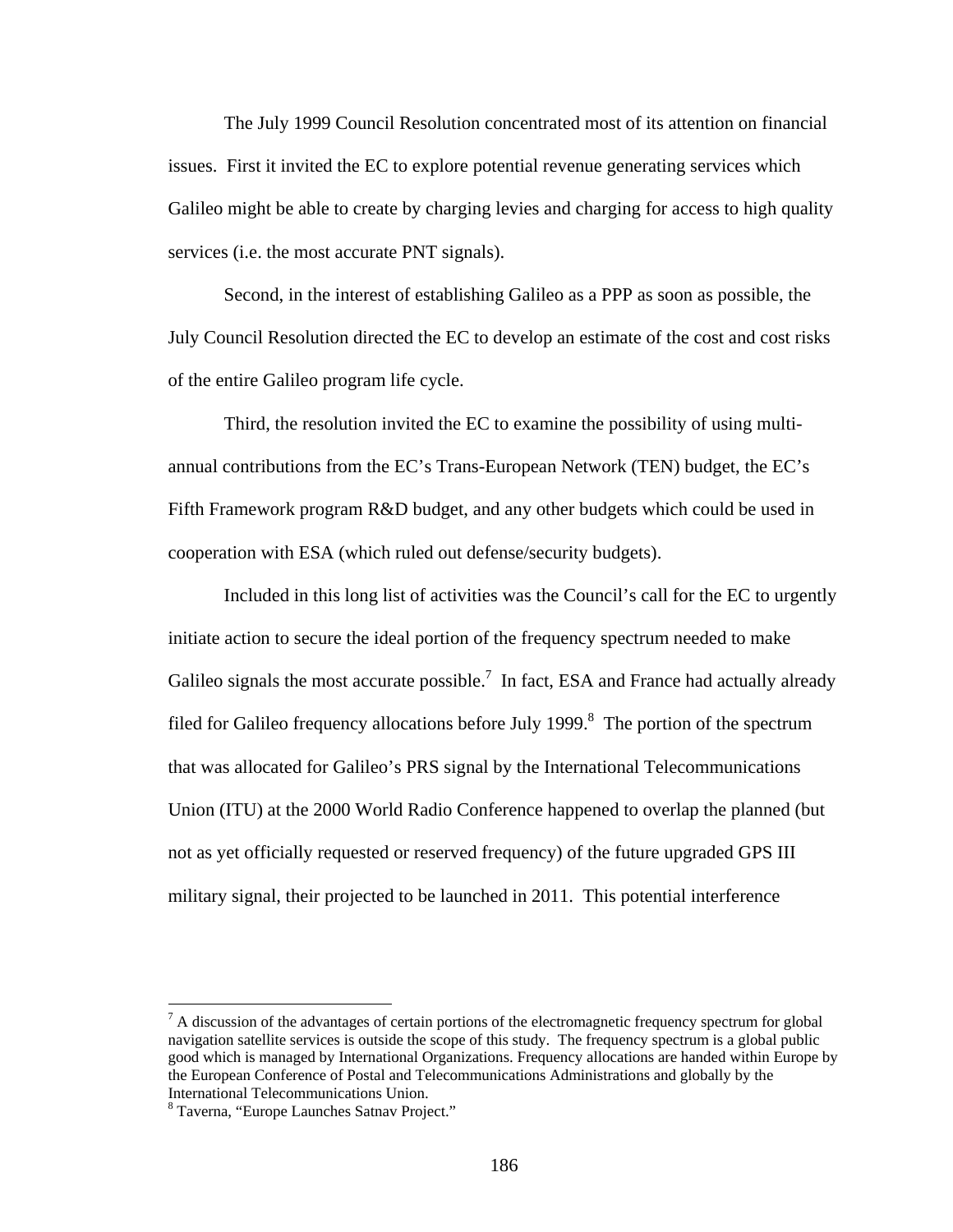The July 1999 Council Resolution concentrated most of its attention on financial issues. First it invited the EC to explore potential revenue generating services which Galileo might be able to create by charging levies and charging for access to high quality services (i.e. the most accurate PNT signals).

Second, in the interest of establishing Galileo as a PPP as soon as possible, the July Council Resolution directed the EC to develop an estimate of the cost and cost risks of the entire Galileo program life cycle.

Third, the resolution invited the EC to examine the possibility of using multi-annual contributions from the EC's Trans-European Network (TEN) budget, the EC's Fifth Framework program R&D budget, and any other budgets which could be used in cooperation with ESA (which ruled out defense/security budgets).

Included in this long list of activities was the Council's call for the EC to urgently initiate action to secure the ideal portion of the frequency spectrum needed to make Galileo signals the most accurate possible.[7] In fact, ESA and France had actually already filed for Galileo frequency allocations before July 1999.[8] The portion of the spectrum that was allocated for Galileo's PRS signal by the International Telecommunications Union (ITU) at the 2000 World Radio Conference happened to overlap the planned (but not as yet officially requested or reserved frequency) of the future upgraded GPS III military signal, their projected to be launched in 2011. This potential interference

---

[7] A discussion of the advantages of certain portions of the electromagnetic frequency spectrum for global navigation satellite services is outside the scope of this study. The frequency spectrum is a global public good which is managed by International Organizations. Frequency allocations are handed within Europe by the European Conference of Postal and Telecommunications Administrations and globally by the International Telecommunications Union.

[8] Taverna, "Europe Launches Satnav Project."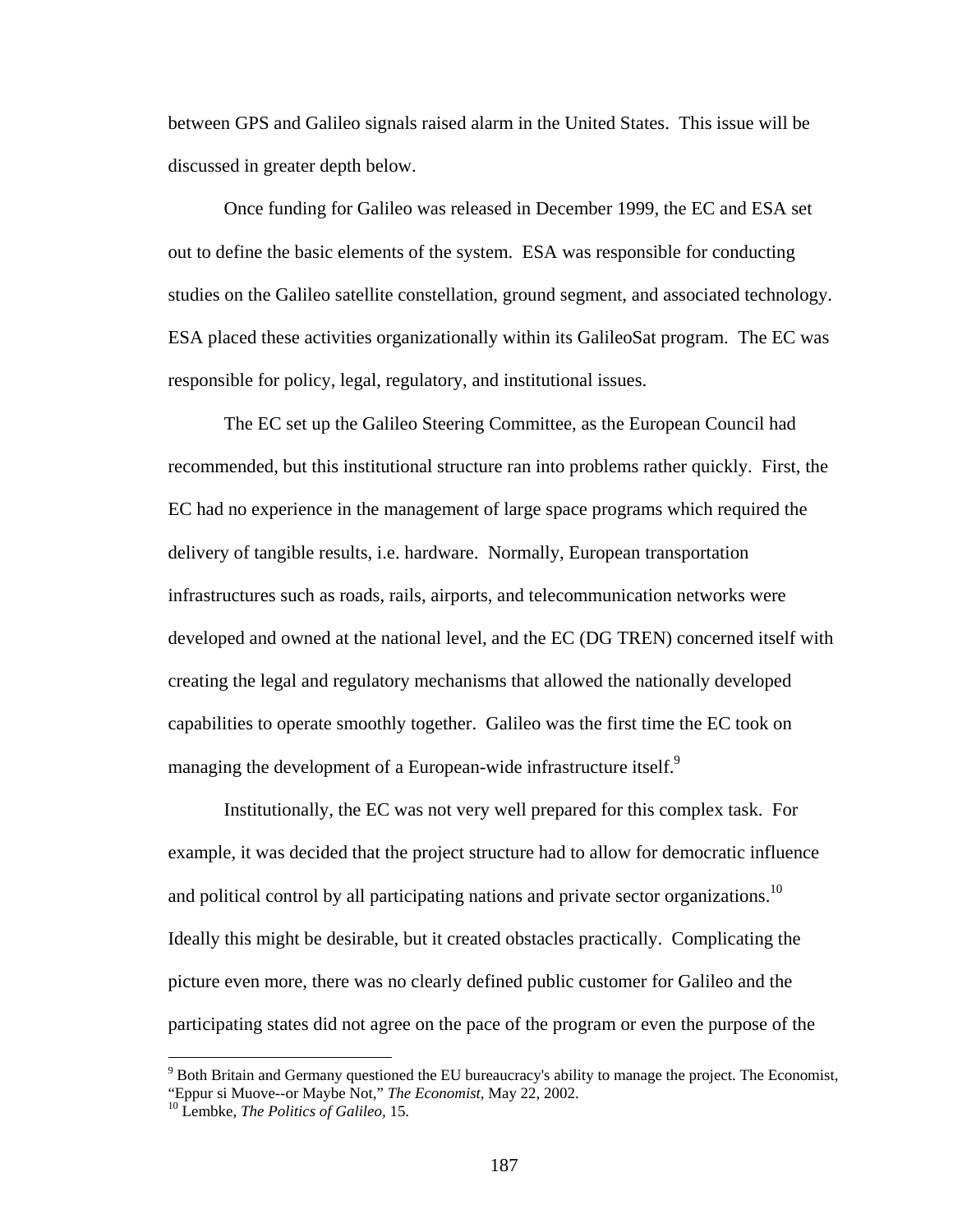between GPS and Galileo signals raised alarm in the United States. This issue will be discussed in greater depth below.

Once funding for Galileo was released in December 1999, the EC and ESA set out to define the basic elements of the system. ESA was responsible for conducting studies on the Galileo satellite constellation, ground segment, and associated technology. ESA placed these activities organizationally within its GalileoSat program. The EC was responsible for policy, legal, regulatory, and institutional issues.

The EC set up the Galileo Steering Committee, as the European Council had recommended, but this institutional structure ran into problems rather quickly. First, the EC had no experience in the management of large space programs which required the delivery of tangible results, i.e. hardware. Normally, European transportation infrastructures such as roads, rails, airports, and telecommunication networks were developed and owned at the national level, and the EC (DG TREN) concerned itself with creating the legal and regulatory mechanisms that allowed the nationally developed capabilities to operate smoothly together. Galileo was the first time the EC took on managing the development of a European-wide infrastructure itself.[9]

Institutionally, the EC was not very well prepared for this complex task. For example, it was decided that the project structure had to allow for democratic influence and political control by all participating nations and private sector organizations.[10] Ideally this might be desirable, but it created obstacles practically. Complicating the picture even more, there was no clearly defined public customer for Galileo and the participating states did not agree on the pace of the program or even the purpose of the

---

[9] Both Britain and Germany questioned the EU bureaucracy's ability to manage the project. The Economist, "Eppur si Muove--or Maybe Not," *The Economist*, May 22, 2002.

[10] Lembke, *The Politics of Galileo*, 15.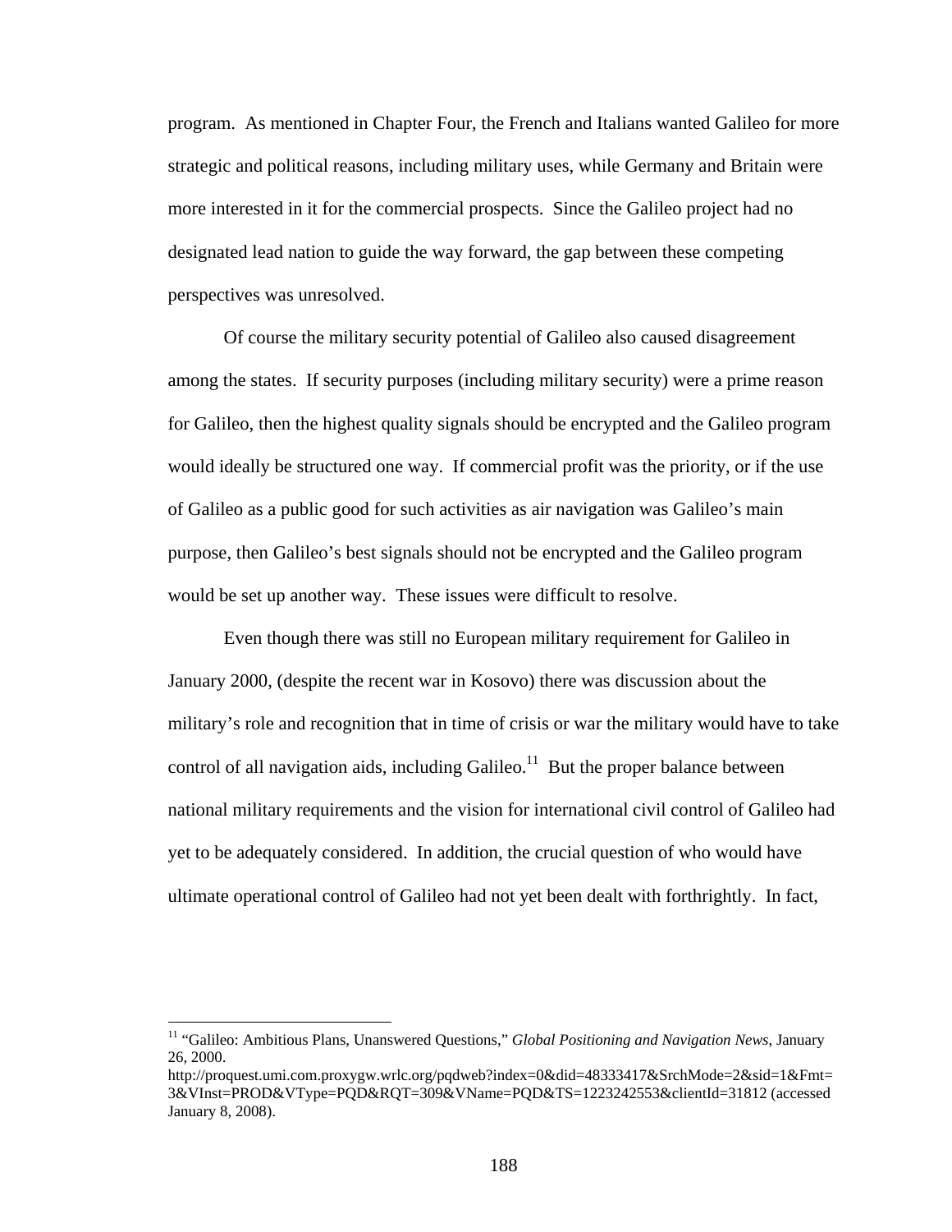program. As mentioned in Chapter Four, the French and Italians wanted Galileo for more strategic and political reasons, including military uses, while Germany and Britain were more interested in it for the commercial prospects. Since the Galileo project had no designated lead nation to guide the way forward, the gap between these competing perspectives was unresolved.

Of course the military security potential of Galileo also caused disagreement among the states. If security purposes (including military security) were a prime reason for Galileo, then the highest quality signals should be encrypted and the Galileo program would ideally be structured one way. If commercial profit was the priority, or if the use of Galileo as a public good for such activities as air navigation was Galileo's main purpose, then Galileo's best signals should not be encrypted and the Galileo program would be set up another way. These issues were difficult to resolve.

Even though there was still no European military requirement for Galileo in January 2000, (despite the recent war in Kosovo) there was discussion about the military's role and recognition that in time of crisis or war the military would have to take control of all navigation aids, including Galileo.[11] But the proper balance between national military requirements and the vision for international civil control of Galileo had yet to be adequately considered. In addition, the crucial question of who would have ultimate operational control of Galileo had not yet been dealt with forthrightly. In fact,

---

[11] "Galileo: Ambitious Plans, Unanswered Questions," *Global Positioning and Navigation News*, January 26, 2000. http://proquest.umi.com.proxygw.wrlc.org/pqdweb?index=0&did=48333417&SrchMode=2&sid=1&Fmt=3&VInst=PROD&VType=PQD&RQT=309&VName=PQD&TS=1223242553&clientId=31812 (accessed January 8, 2008).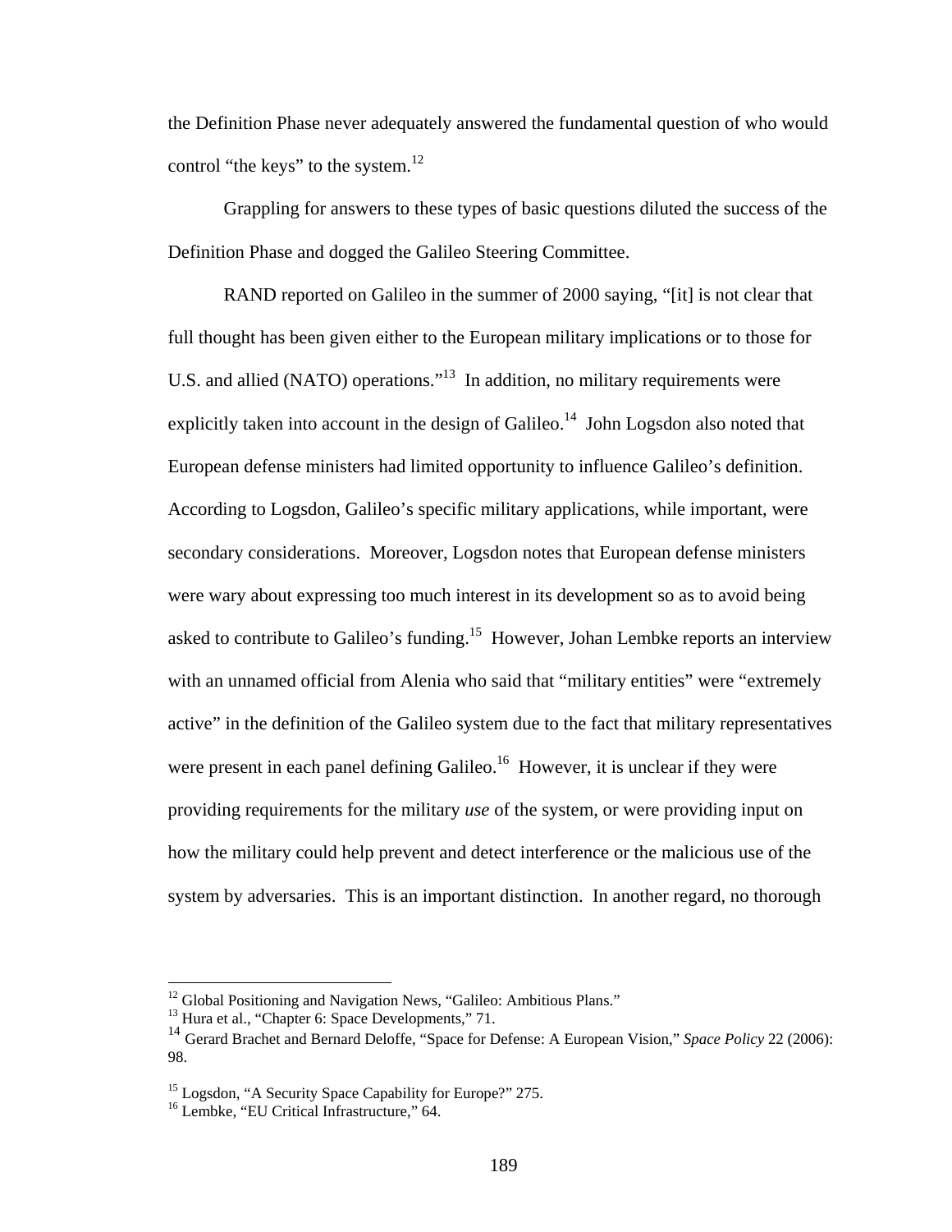the Definition Phase never adequately answered the fundamental question of who would control "the keys" to the system.[12]

Grappling for answers to these types of basic questions diluted the success of the Definition Phase and dogged the Galileo Steering Committee.

RAND reported on Galileo in the summer of 2000 saying, "[it] is not clear that full thought has been given either to the European military implications or to those for U.S. and allied (NATO) operations."[13] In addition, no military requirements were explicitly taken into account in the design of Galileo.[14] John Logsdon also noted that European defense ministers had limited opportunity to influence Galileo's definition. According to Logsdon, Galileo's specific military applications, while important, were secondary considerations. Moreover, Logsdon notes that European defense ministers were wary about expressing too much interest in its development so as to avoid being asked to contribute to Galileo's funding.[15] However, Johan Lembke reports an interview with an unnamed official from Alenia who said that "military entities" were "extremely active" in the definition of the Galileo system due to the fact that military representatives were present in each panel defining Galileo.[16] However, it is unclear if they were providing requirements for the military *use* of the system, or were providing input on how the military could help prevent and detect interference or the malicious use of the system by adversaries. This is an important distinction. In another regard, no thorough

---

[12] Global Positioning and Navigation News, "Galileo: Ambitious Plans."

[13] Hura et al., "Chapter 6: Space Developments," 71.

[14] Gerard Brachet and Bernard Deloffe, "Space for Defense: A European Vision," *Space Policy* 22 (2006): 98.

[15] Logsdon, "A Security Space Capability for Europe?" 275.

[16] Lembke, "EU Critical Infrastructure," 64.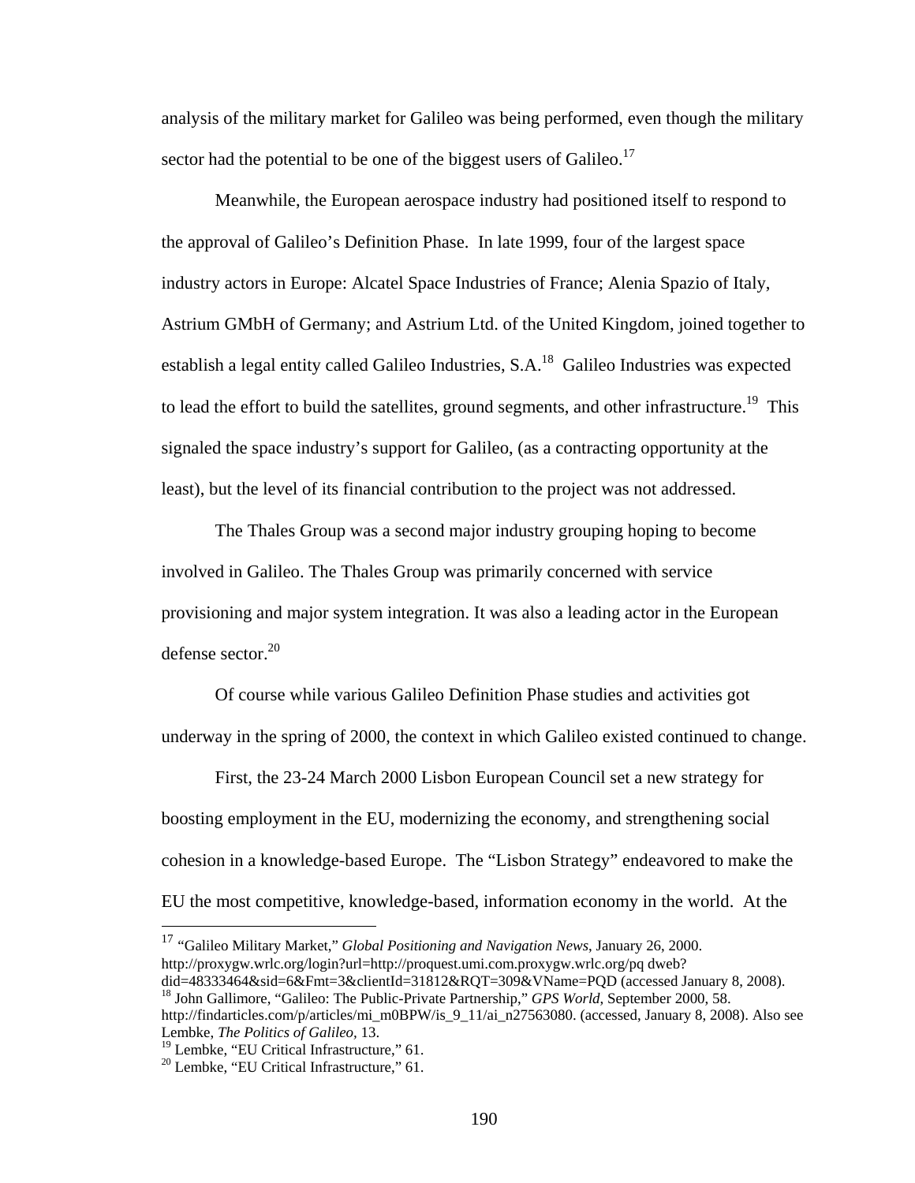analysis of the military market for Galileo was being performed, even though the military sector had the potential to be one of the biggest users of Galileo.[17]

Meanwhile, the European aerospace industry had positioned itself to respond to the approval of Galileo's Definition Phase. In late 1999, four of the largest space industry actors in Europe: Alcatel Space Industries of France; Alenia Spazio of Italy, Astrium GMbH of Germany; and Astrium Ltd. of the United Kingdom, joined together to establish a legal entity called Galileo Industries, S.A.[18] Galileo Industries was expected to lead the effort to build the satellites, ground segments, and other infrastructure.[19] This signaled the space industry's support for Galileo, (as a contracting opportunity at the least), but the level of its financial contribution to the project was not addressed.

The Thales Group was a second major industry grouping hoping to become involved in Galileo. The Thales Group was primarily concerned with service provisioning and major system integration. It was also a leading actor in the European defense sector.[20]

Of course while various Galileo Definition Phase studies and activities got underway in the spring of 2000, the context in which Galileo existed continued to change.

First, the 23-24 March 2000 Lisbon European Council set a new strategy for boosting employment in the EU, modernizing the economy, and strengthening social cohesion in a knowledge-based Europe. The "Lisbon Strategy" endeavored to make the EU the most competitive, knowledge-based, information economy in the world. At the

---

[17] "Galileo Military Market," *Global Positioning and Navigation News*, January 26, 2000. http://proxygw.wrlc.org/login?url=http://proquest.umi.com.proxygw.wrlc.org/pq dweb?did=48333464&sid=6&Fmt=3&clientId=31812&RQT=309&VName=PQD (accessed January 8, 2008).

[18] John Gallimore, "Galileo: The Public-Private Partnership," *GPS World*, September 2000, 58. http://findarticles.com/p/articles/mi_m0BPW/is_9_11/ai_n27563080. (accessed, January 8, 2008). Also see Lembke, *The Politics of Galileo*, 13.

[19] Lembke, "EU Critical Infrastructure," 61.

[20] Lembke, "EU Critical Infrastructure," 61.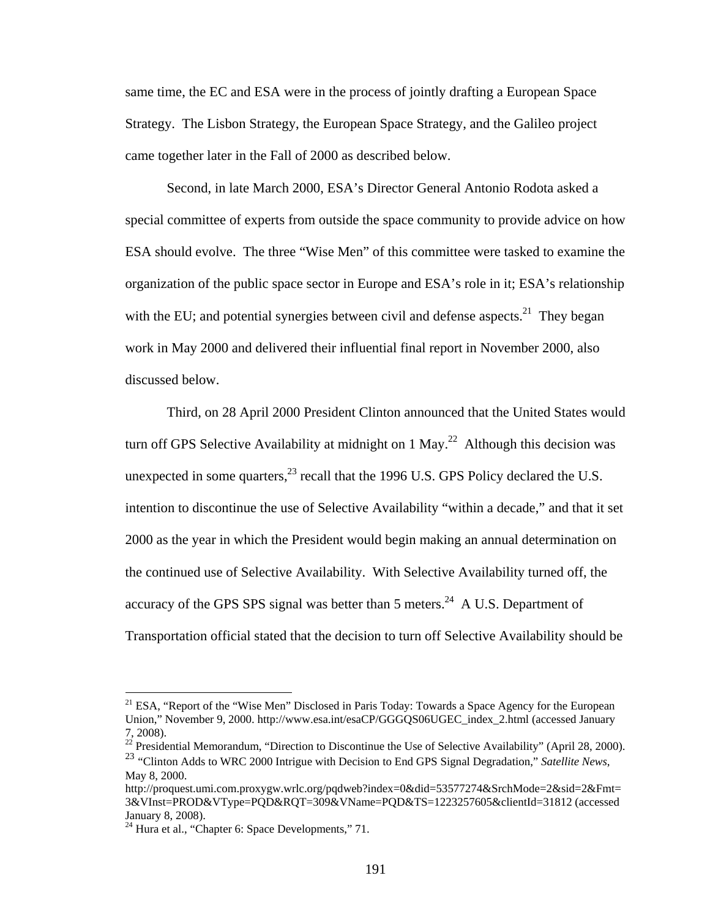same time, the EC and ESA were in the process of jointly drafting a European Space Strategy. The Lisbon Strategy, the European Space Strategy, and the Galileo project came together later in the Fall of 2000 as described below.

Second, in late March 2000, ESA's Director General Antonio Rodota asked a special committee of experts from outside the space community to provide advice on how ESA should evolve. The three "Wise Men" of this committee were tasked to examine the organization of the public space sector in Europe and ESA's role in it; ESA's relationship with the EU; and potential synergies between civil and defense aspects.[21] They began work in May 2000 and delivered their influential final report in November 2000, also discussed below.

Third, on 28 April 2000 President Clinton announced that the United States would turn off GPS Selective Availability at midnight on 1 May.[22] Although this decision was unexpected in some quarters,[23] recall that the 1996 U.S. GPS Policy declared the U.S. intention to discontinue the use of Selective Availability "within a decade," and that it set 2000 as the year in which the President would begin making an annual determination on the continued use of Selective Availability. With Selective Availability turned off, the accuracy of the GPS SPS signal was better than 5 meters.[24] A U.S. Department of Transportation official stated that the decision to turn off Selective Availability should be

---

[21] ESA, "Report of the "Wise Men" Disclosed in Paris Today: Towards a Space Agency for the European Union," November 9, 2000. http://www.esa.int/esaCP/GGGQS06UGEC_index_2.html (accessed January 7, 2008).

[22] Presidential Memorandum, "Direction to Discontinue the Use of Selective Availability" (April 28, 2000).

[23] "Clinton Adds to WRC 2000 Intrigue with Decision to End GPS Signal Degradation," *Satellite News*, May 8, 2000. http://proquest.umi.com.proxygw.wrlc.org/pqdweb?index=0&did=53577274&SrchMode=2&sid=2&Fmt=3&VInst=PROD&VType=PQD&RQT=309&VName=PQD&TS=1223257605&clientId=31812 (accessed January 8, 2008).

[24] Hura et al., "Chapter 6: Space Developments," 71.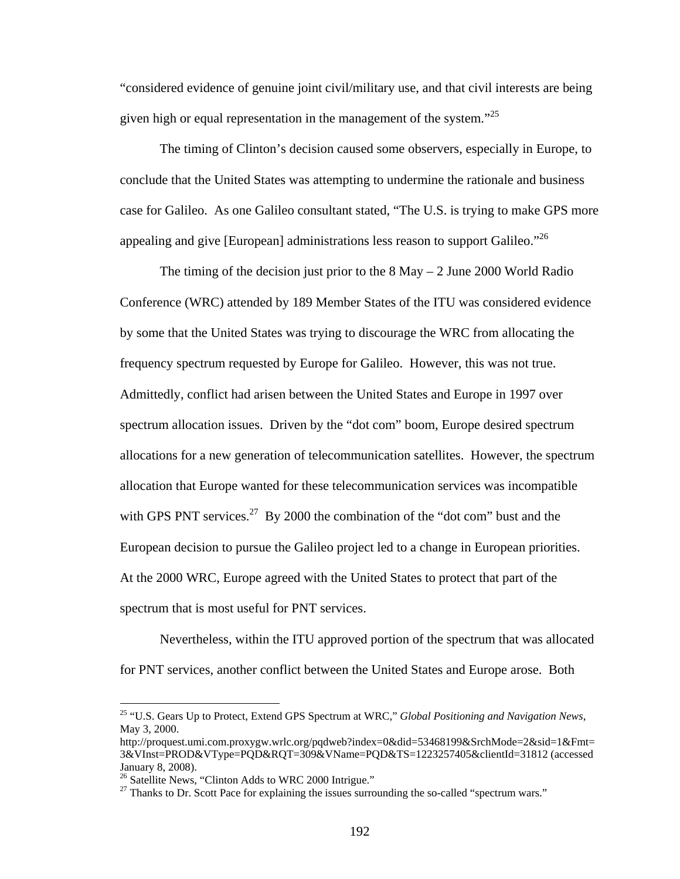"considered evidence of genuine joint civil/military use, and that civil interests are being given high or equal representation in the management of the system."[25]

The timing of Clinton's decision caused some observers, especially in Europe, to conclude that the United States was attempting to undermine the rationale and business case for Galileo. As one Galileo consultant stated, "The U.S. is trying to make GPS more appealing and give [European] administrations less reason to support Galileo."[26]

The timing of the decision just prior to the 8 May – 2 June 2000 World Radio Conference (WRC) attended by 189 Member States of the ITU was considered evidence by some that the United States was trying to discourage the WRC from allocating the frequency spectrum requested by Europe for Galileo. However, this was not true. Admittedly, conflict had arisen between the United States and Europe in 1997 over spectrum allocation issues. Driven by the "dot com" boom, Europe desired spectrum allocations for a new generation of telecommunication satellites. However, the spectrum allocation that Europe wanted for these telecommunication services was incompatible with GPS PNT services.[27] By 2000 the combination of the "dot com" bust and the European decision to pursue the Galileo project led to a change in European priorities. At the 2000 WRC, Europe agreed with the United States to protect that part of the spectrum that is most useful for PNT services.

Nevertheless, within the ITU approved portion of the spectrum that was allocated for PNT services, another conflict between the United States and Europe arose. Both

---

[25] "U.S. Gears Up to Protect, Extend GPS Spectrum at WRC," *Global Positioning and Navigation News*, May 3, 2000. http://proquest.umi.com.proxygw.wrlc.org/pqdweb?index=0&did=53468199&SrchMode=2&sid=1&Fmt=3&VInst=PROD&VType=PQD&RQT=309&VName=PQD&TS=1223257405&clientId=31812 (accessed January 8, 2008).

[26] Satellite News, "Clinton Adds to WRC 2000 Intrigue."

[27] Thanks to Dr. Scott Pace for explaining the issues surrounding the so-called "spectrum wars."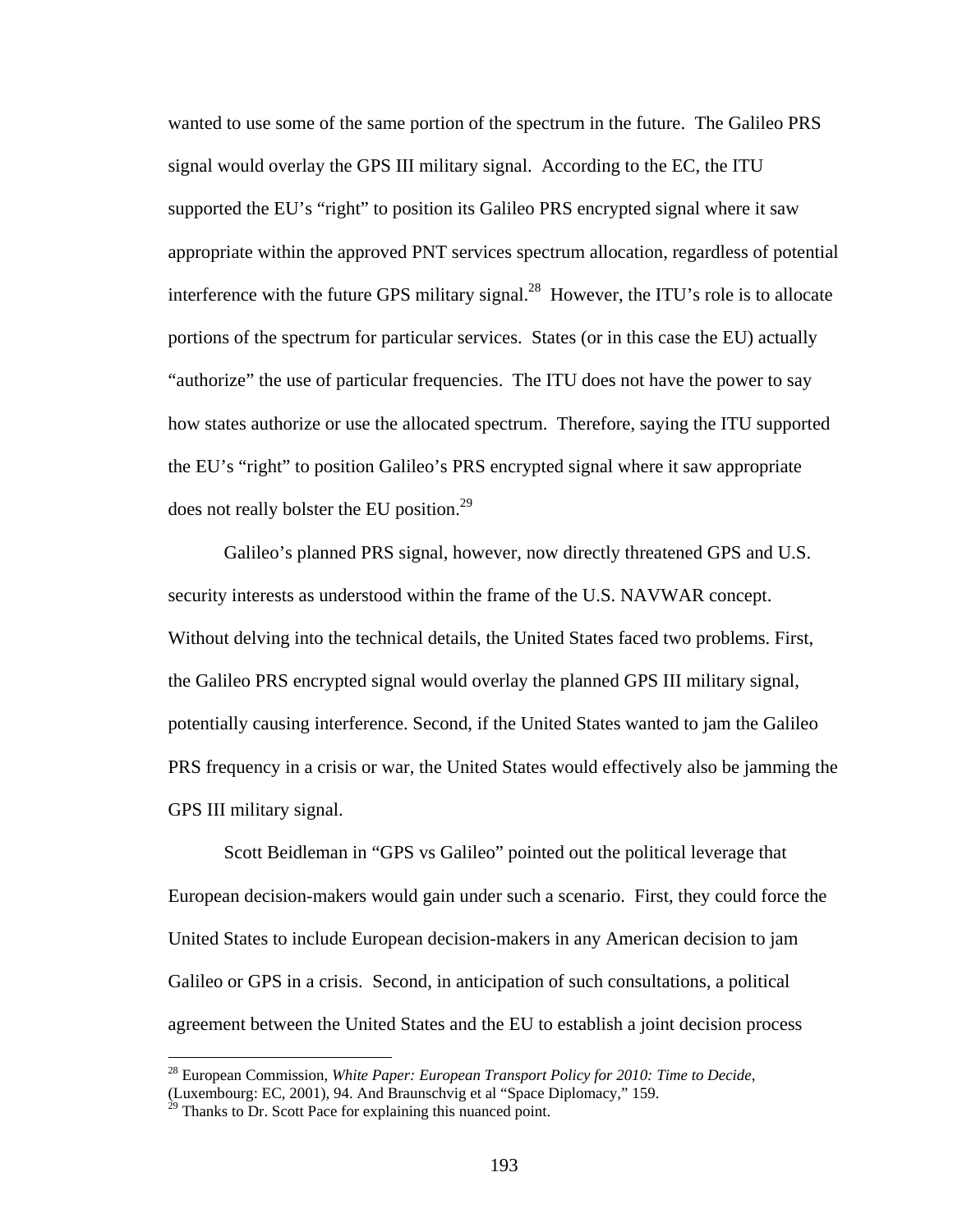wanted to use some of the same portion of the spectrum in the future. The Galileo PRS signal would overlay the GPS III military signal. According to the EC, the ITU supported the EU's "right" to position its Galileo PRS encrypted signal where it saw appropriate within the approved PNT services spectrum allocation, regardless of potential interference with the future GPS military signal.[28] However, the ITU's role is to allocate portions of the spectrum for particular services. States (or in this case the EU) actually "authorize" the use of particular frequencies. The ITU does not have the power to say how states authorize or use the allocated spectrum. Therefore, saying the ITU supported the EU's "right" to position Galileo's PRS encrypted signal where it saw appropriate does not really bolster the EU position.[29]

Galileo's planned PRS signal, however, now directly threatened GPS and U.S. security interests as understood within the frame of the U.S. NAVWAR concept. Without delving into the technical details, the United States faced two problems. First, the Galileo PRS encrypted signal would overlay the planned GPS III military signal, potentially causing interference. Second, if the United States wanted to jam the Galileo PRS frequency in a crisis or war, the United States would effectively also be jamming the GPS III military signal.

Scott Beidleman in "GPS vs Galileo" pointed out the political leverage that European decision-makers would gain under such a scenario. First, they could force the United States to include European decision-makers in any American decision to jam Galileo or GPS in a crisis. Second, in anticipation of such consultations, a political agreement between the United States and the EU to establish a joint decision process

---

[28] European Commission, *White Paper: European Transport Policy for 2010: Time to Decide*, (Luxembourg: EC, 2001), 94. And Braunschvig et al "Space Diplomacy," 159.

[29] Thanks to Dr. Scott Pace for explaining this nuanced point.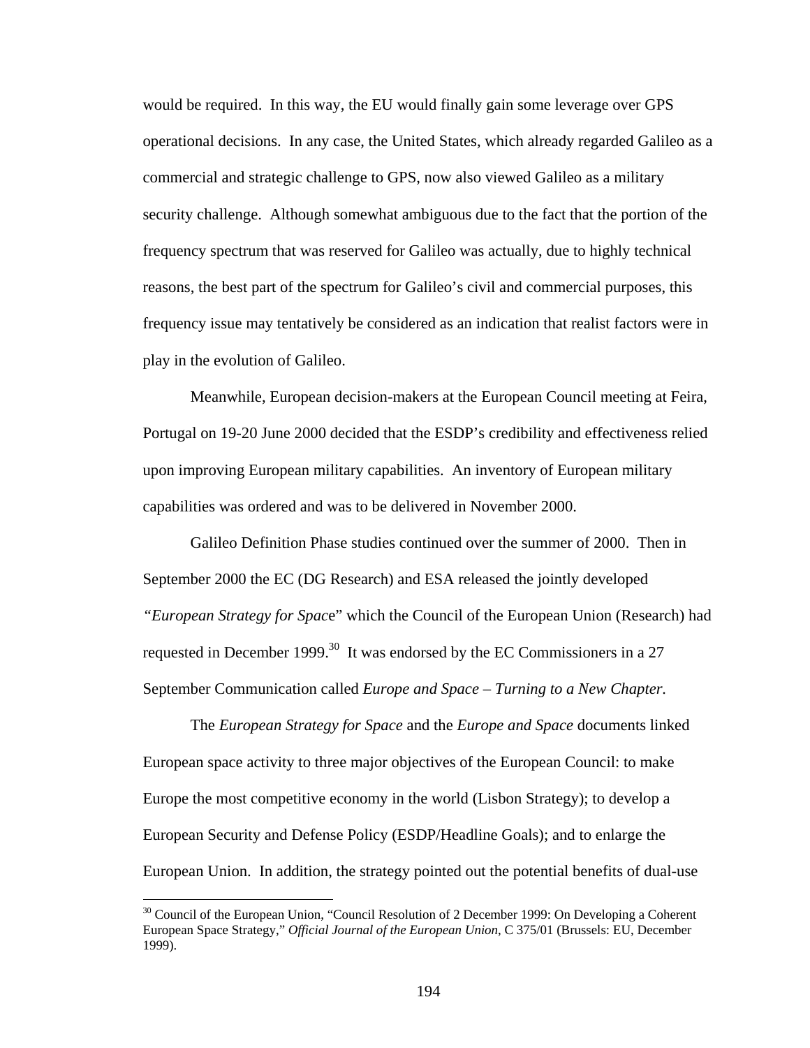would be required. In this way, the EU would finally gain some leverage over GPS operational decisions. In any case, the United States, which already regarded Galileo as a commercial and strategic challenge to GPS, now also viewed Galileo as a military security challenge. Although somewhat ambiguous due to the fact that the portion of the frequency spectrum that was reserved for Galileo was actually, due to highly technical reasons, the best part of the spectrum for Galileo's civil and commercial purposes, this frequency issue may tentatively be considered as an indication that realist factors were in play in the evolution of Galileo.

Meanwhile, European decision-makers at the European Council meeting at Feira, Portugal on 19-20 June 2000 decided that the ESDP's credibility and effectiveness relied upon improving European military capabilities. An inventory of European military capabilities was ordered and was to be delivered in November 2000.

Galileo Definition Phase studies continued over the summer of 2000. Then in September 2000 the EC (DG Research) and ESA released the jointly developed *"European Strategy for Space*" which the Council of the European Union (Research) had requested in December 1999.[30] It was endorsed by the EC Commissioners in a 27 September Communication called *Europe and Space – Turning to a New Chapter*.

The *European Strategy for Space* and the *Europe and Space* documents linked European space activity to three major objectives of the European Council: to make Europe the most competitive economy in the world (Lisbon Strategy); to develop a European Security and Defense Policy (ESDP/Headline Goals); and to enlarge the European Union. In addition, the strategy pointed out the potential benefits of dual-use

---

[30] Council of the European Union, "Council Resolution of 2 December 1999: On Developing a Coherent European Space Strategy," *Official Journal of the European Union*, C 375/01 (Brussels: EU, December 1999).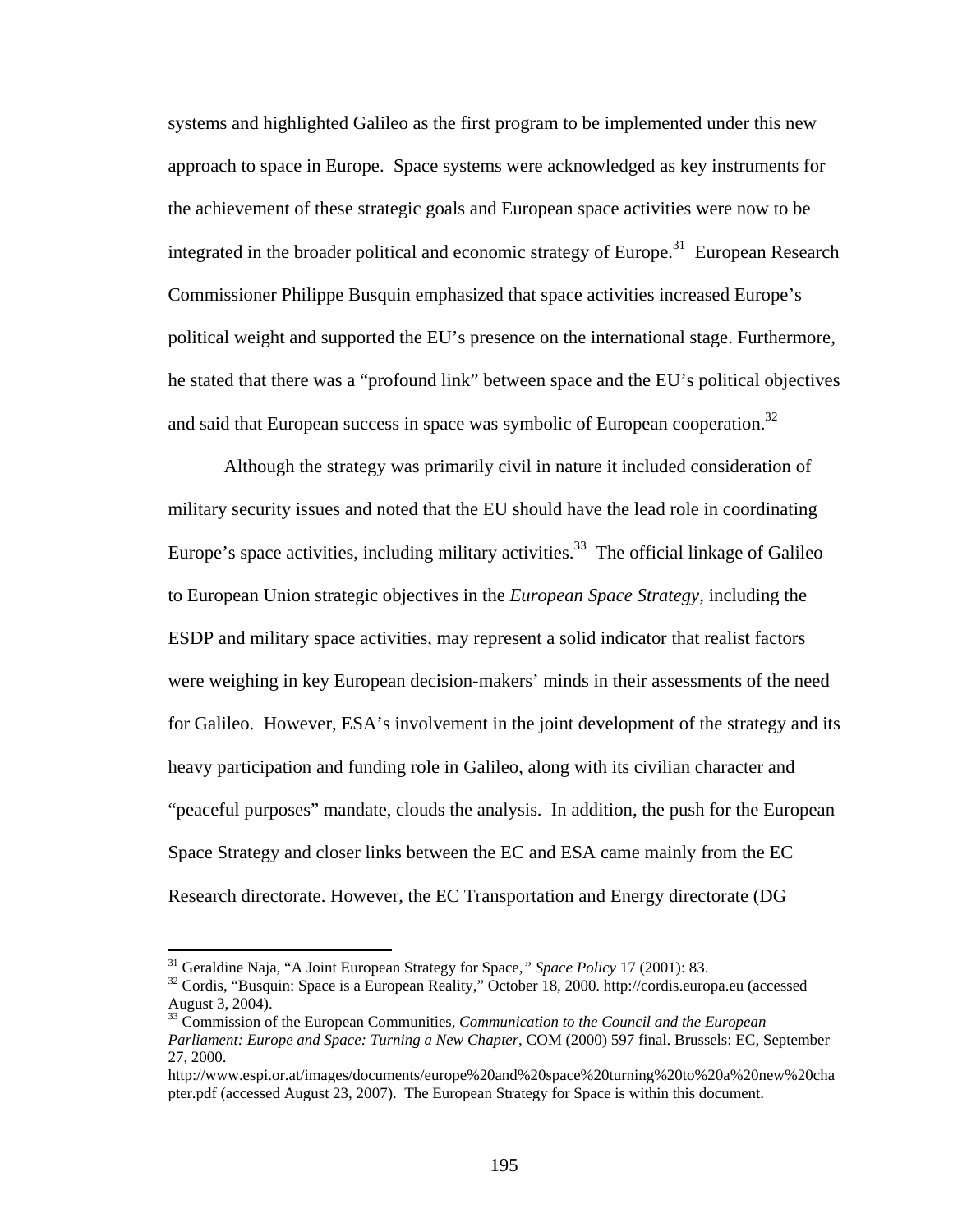systems and highlighted Galileo as the first program to be implemented under this new approach to space in Europe. Space systems were acknowledged as key instruments for the achievement of these strategic goals and European space activities were now to be integrated in the broader political and economic strategy of Europe.[31] European Research Commissioner Philippe Busquin emphasized that space activities increased Europe's political weight and supported the EU's presence on the international stage. Furthermore, he stated that there was a "profound link" between space and the EU's political objectives and said that European success in space was symbolic of European cooperation.[32]

Although the strategy was primarily civil in nature it included consideration of military security issues and noted that the EU should have the lead role in coordinating Europe's space activities, including military activities.[33] The official linkage of Galileo to European Union strategic objectives in the *European Space Strategy*, including the ESDP and military space activities, may represent a solid indicator that realist factors were weighing in key European decision-makers' minds in their assessments of the need for Galileo. However, ESA's involvement in the joint development of the strategy and its heavy participation and funding role in Galileo, along with its civilian character and "peaceful purposes" mandate, clouds the analysis. In addition, the push for the European Space Strategy and closer links between the EC and ESA came mainly from the EC Research directorate. However, the EC Transportation and Energy directorate (DG

---

[31] Geraldine Naja, "A Joint European Strategy for Space," *Space Policy* 17 (2001): 83.

[32] Cordis, "Busquin: Space is a European Reality," October 18, 2000. http://cordis.europa.eu (accessed August 3, 2004).

[33] Commission of the European Communities, *Communication to the Council and the European Parliament: Europe and Space: Turning a New Chapter*, COM (2000) 597 final. Brussels: EC, September 27, 2000.
http://www.espi.or.at/images/documents/europe%20and%20space%20turning%20to%20a%20new%20chapter.pdf (accessed August 23, 2007). The European Strategy for Space is within this document.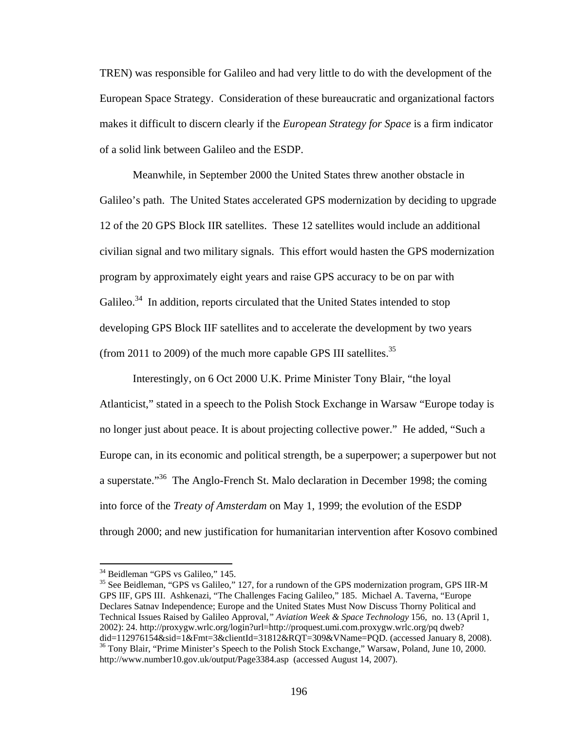TREN) was responsible for Galileo and had very little to do with the development of the European Space Strategy. Consideration of these bureaucratic and organizational factors makes it difficult to discern clearly if the *European Strategy for Space* is a firm indicator of a solid link between Galileo and the ESDP.

Meanwhile, in September 2000 the United States threw another obstacle in Galileo's path. The United States accelerated GPS modernization by deciding to upgrade 12 of the 20 GPS Block IIR satellites. These 12 satellites would include an additional civilian signal and two military signals. This effort would hasten the GPS modernization program by approximately eight years and raise GPS accuracy to be on par with Galileo.[34] In addition, reports circulated that the United States intended to stop developing GPS Block IIF satellites and to accelerate the development by two years (from 2011 to 2009) of the much more capable GPS III satellites.[35]

Interestingly, on 6 Oct 2000 U.K. Prime Minister Tony Blair, "the loyal Atlanticist," stated in a speech to the Polish Stock Exchange in Warsaw "Europe today is no longer just about peace. It is about projecting collective power." He added, "Such a Europe can, in its economic and political strength, be a superpower; a superpower but not a superstate."[36] The Anglo-French St. Malo declaration in December 1998; the coming into force of the *Treaty of Amsterdam* on May 1, 1999; the evolution of the ESDP through 2000; and new justification for humanitarian intervention after Kosovo combined

---

[34] Beidleman "GPS vs Galileo," 145.

[35] See Beidleman, "GPS vs Galileo," 127, for a rundown of the GPS modernization program, GPS IIR-M GPS IIF, GPS III. Ashkenazi, "The Challenges Facing Galileo," 185. Michael A. Taverna, "Europe Declares Satnav Independence; Europe and the United States Must Now Discuss Thorny Political and Technical Issues Raised by Galileo Approval,*" Aviation Week & Space Technology* 156, no. 13 (April 1, 2002): 24. http://proxygw.wrlc.org/login?url=http://proquest.umi.com.proxygw.wrlc.org/pq dweb?did=112976154&sid=1&Fmt=3&clientId=31812&RQT=309&VName=PQD. (accessed January 8, 2008).

[36] Tony Blair, "Prime Minister's Speech to the Polish Stock Exchange," Warsaw, Poland, June 10, 2000. http://www.number10.gov.uk/output/Page3384.asp (accessed August 14, 2007).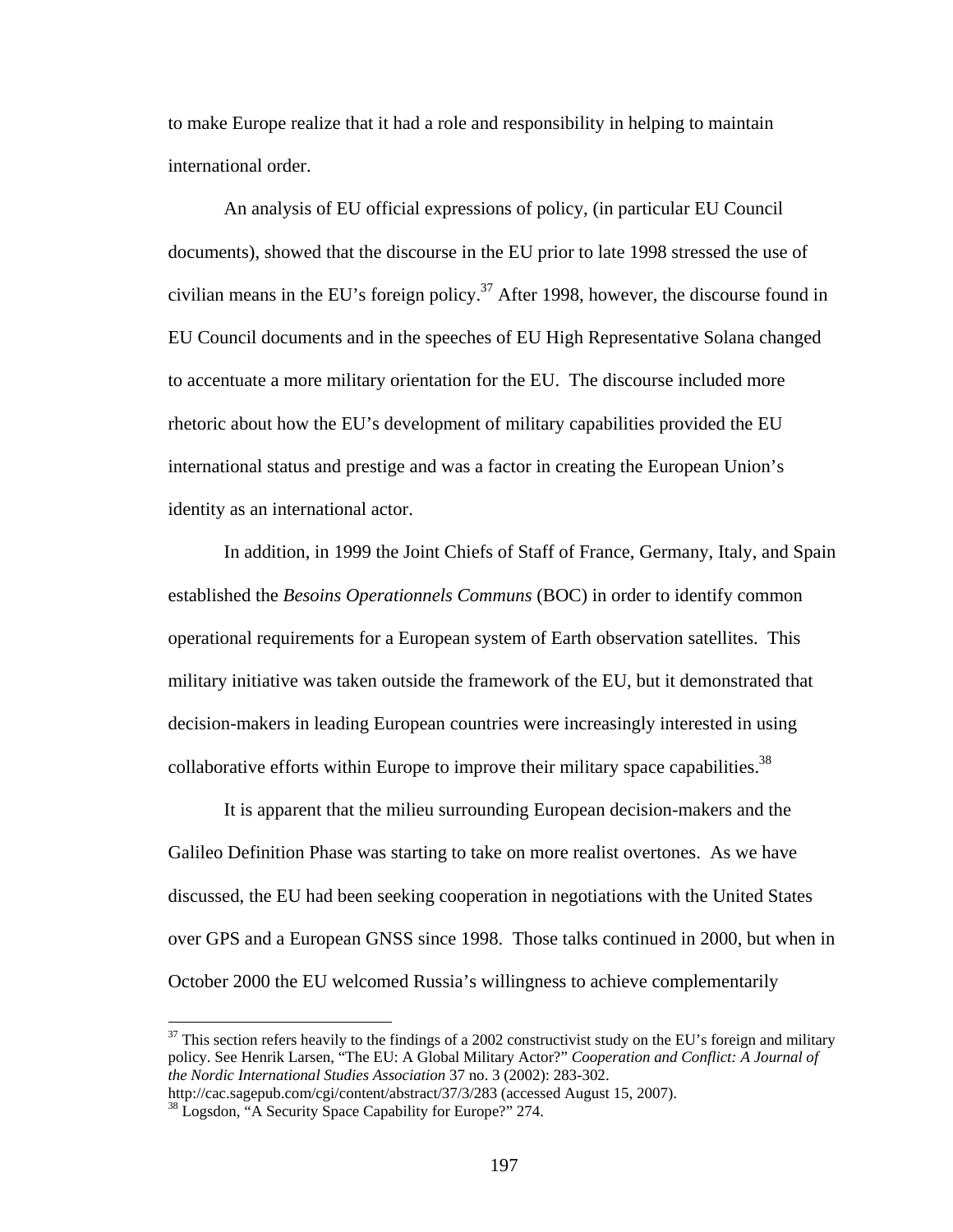to make Europe realize that it had a role and responsibility in helping to maintain international order.

An analysis of EU official expressions of policy, (in particular EU Council documents), showed that the discourse in the EU prior to late 1998 stressed the use of civilian means in the EU's foreign policy.[37] After 1998, however, the discourse found in EU Council documents and in the speeches of EU High Representative Solana changed to accentuate a more military orientation for the EU. The discourse included more rhetoric about how the EU's development of military capabilities provided the EU international status and prestige and was a factor in creating the European Union's identity as an international actor.

In addition, in 1999 the Joint Chiefs of Staff of France, Germany, Italy, and Spain established the *Besoins Operationnels Communs* (BOC) in order to identify common operational requirements for a European system of Earth observation satellites. This military initiative was taken outside the framework of the EU, but it demonstrated that decision-makers in leading European countries were increasingly interested in using collaborative efforts within Europe to improve their military space capabilities.[38]

It is apparent that the milieu surrounding European decision-makers and the Galileo Definition Phase was starting to take on more realist overtones. As we have discussed, the EU had been seeking cooperation in negotiations with the United States over GPS and a European GNSS since 1998. Those talks continued in 2000, but when in October 2000 the EU welcomed Russia's willingness to achieve complementarily

---

[37] This section refers heavily to the findings of a 2002 constructivist study on the EU's foreign and military policy. See Henrik Larsen, "The EU: A Global Military Actor?" *Cooperation and Conflict: A Journal of the Nordic International Studies Association* 37 no. 3 (2002): 283-302. http://cac.sagepub.com/cgi/content/abstract/37/3/283 (accessed August 15, 2007).

[38] Logsdon, "A Security Space Capability for Europe?" 274.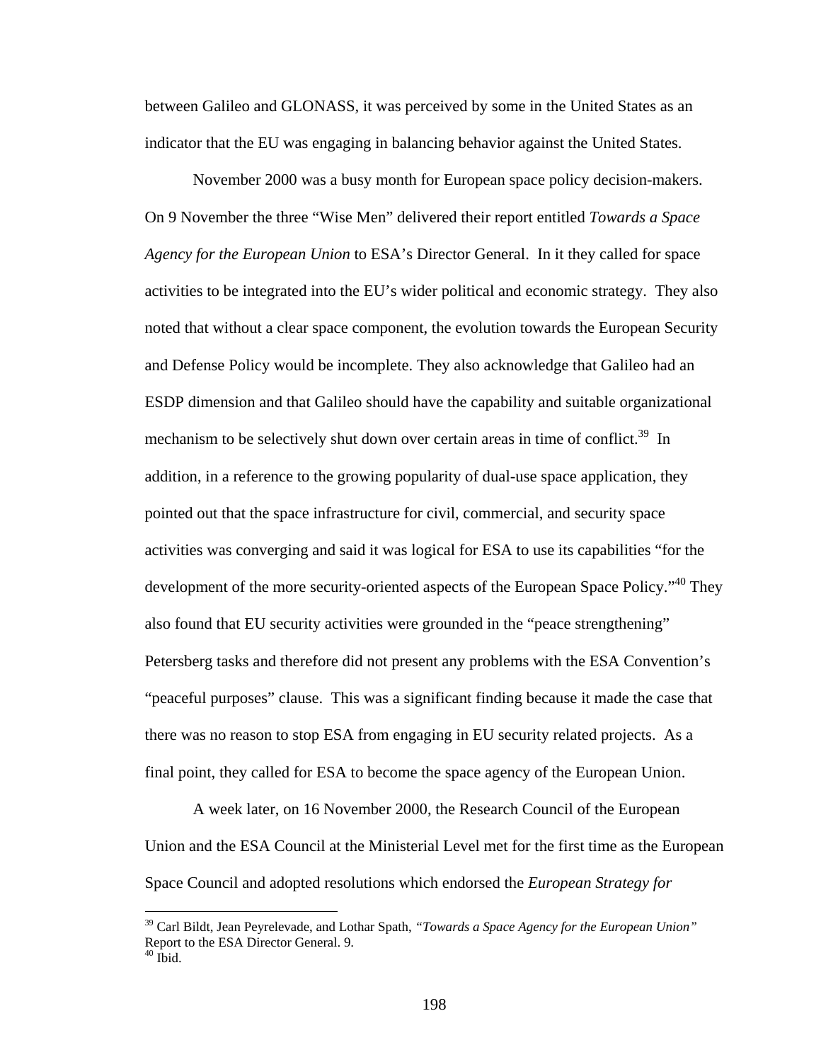between Galileo and GLONASS, it was perceived by some in the United States as an indicator that the EU was engaging in balancing behavior against the United States.

November 2000 was a busy month for European space policy decision-makers. On 9 November the three "Wise Men" delivered their report entitled *Towards a Space Agency for the European Union* to ESA's Director General. In it they called for space activities to be integrated into the EU's wider political and economic strategy. They also noted that without a clear space component, the evolution towards the European Security and Defense Policy would be incomplete. They also acknowledge that Galileo had an ESDP dimension and that Galileo should have the capability and suitable organizational mechanism to be selectively shut down over certain areas in time of conflict.[39] In addition, in a reference to the growing popularity of dual-use space application, they pointed out that the space infrastructure for civil, commercial, and security space activities was converging and said it was logical for ESA to use its capabilities "for the development of the more security-oriented aspects of the European Space Policy."[40] They also found that EU security activities were grounded in the "peace strengthening" Petersberg tasks and therefore did not present any problems with the ESA Convention's "peaceful purposes" clause. This was a significant finding because it made the case that there was no reason to stop ESA from engaging in EU security related projects. As a final point, they called for ESA to become the space agency of the European Union.

A week later, on 16 November 2000, the Research Council of the European Union and the ESA Council at the Ministerial Level met for the first time as the European Space Council and adopted resolutions which endorsed the *European Strategy for*

---

[39] Carl Bildt, Jean Peyrelevade, and Lothar Spath, *"Towards a Space Agency for the European Union"* Report to the ESA Director General. 9.

[40] Ibid.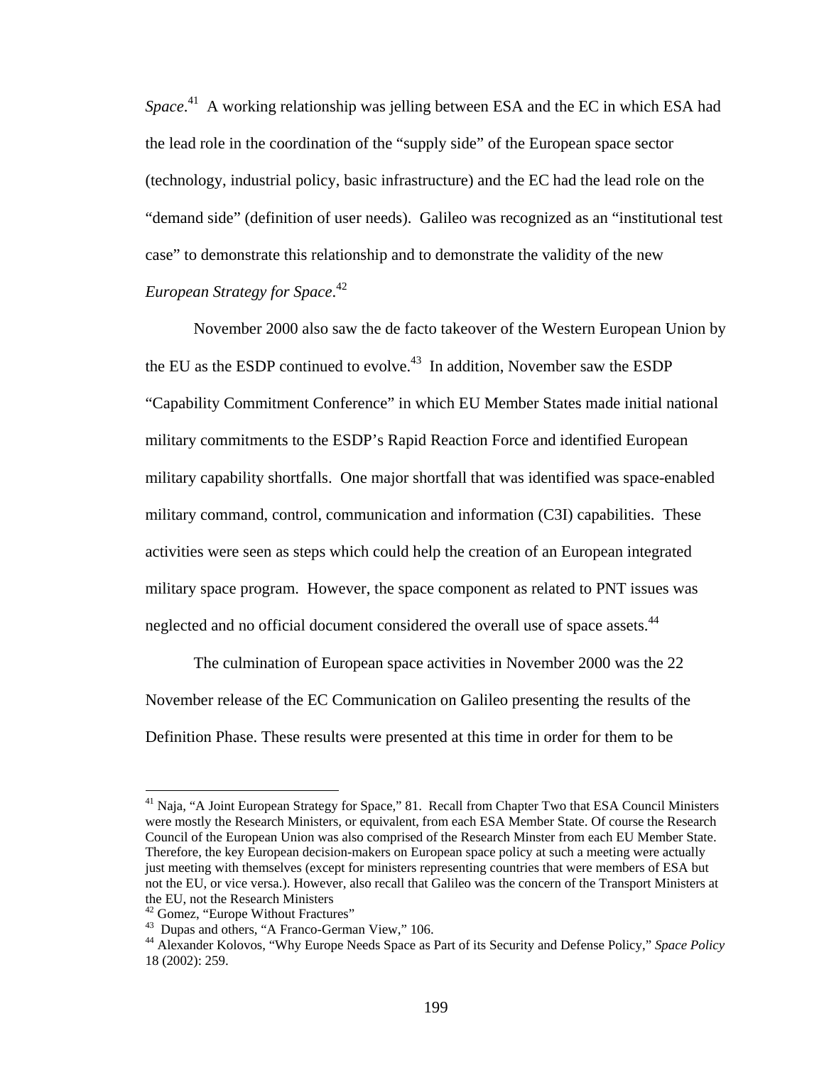*Space*.[41] A working relationship was jelling between ESA and the EC in which ESA had the lead role in the coordination of the "supply side" of the European space sector (technology, industrial policy, basic infrastructure) and the EC had the lead role on the "demand side" (definition of user needs). Galileo was recognized as an "institutional test case" to demonstrate this relationship and to demonstrate the validity of the new *European Strategy for Space*.[42]

November 2000 also saw the de facto takeover of the Western European Union by the EU as the ESDP continued to evolve.[43] In addition, November saw the ESDP "Capability Commitment Conference" in which EU Member States made initial national military commitments to the ESDP's Rapid Reaction Force and identified European military capability shortfalls. One major shortfall that was identified was space-enabled military command, control, communication and information (C3I) capabilities. These activities were seen as steps which could help the creation of an European integrated military space program. However, the space component as related to PNT issues was neglected and no official document considered the overall use of space assets.[44]

The culmination of European space activities in November 2000 was the 22 November release of the EC Communication on Galileo presenting the results of the Definition Phase. These results were presented at this time in order for them to be

---

[41] Naja, "A Joint European Strategy for Space," 81. Recall from Chapter Two that ESA Council Ministers were mostly the Research Ministers, or equivalent, from each ESA Member State. Of course the Research Council of the European Union was also comprised of the Research Minster from each EU Member State. Therefore, the key European decision-makers on European space policy at such a meeting were actually just meeting with themselves (except for ministers representing countries that were members of ESA but not the EU, or vice versa.). However, also recall that Galileo was the concern of the Transport Ministers at the EU, not the Research Ministers

[42] Gomez, "Europe Without Fractures"

[43] Dupas and others, "A Franco-German View," 106.

[44] Alexander Kolovos, "Why Europe Needs Space as Part of its Security and Defense Policy," *Space Policy* 18 (2002): 259.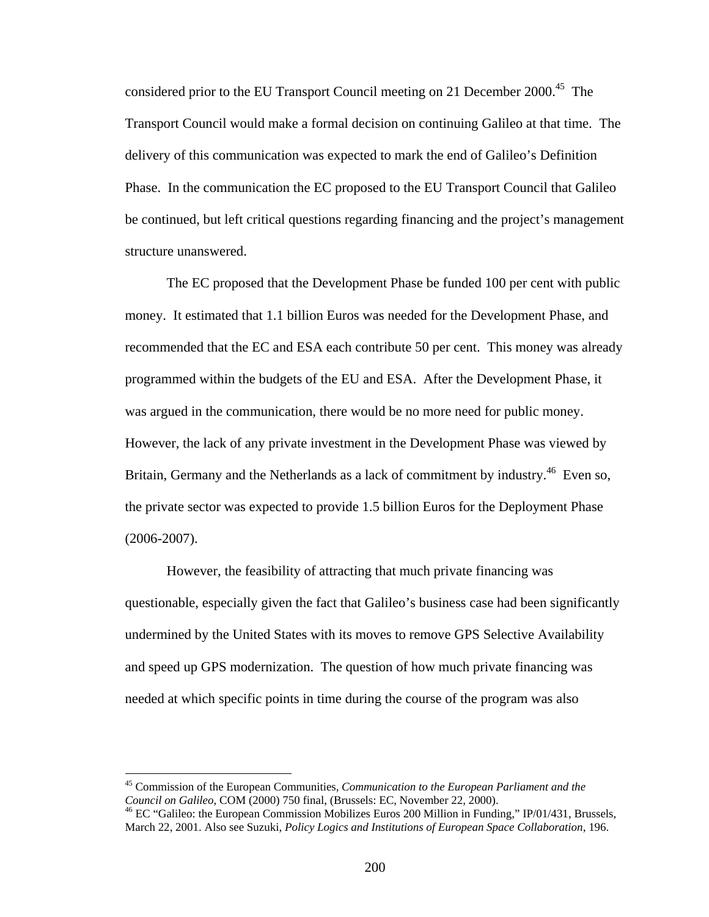considered prior to the EU Transport Council meeting on 21 December 2000.[45] The Transport Council would make a formal decision on continuing Galileo at that time. The delivery of this communication was expected to mark the end of Galileo's Definition Phase. In the communication the EC proposed to the EU Transport Council that Galileo be continued, but left critical questions regarding financing and the project's management structure unanswered.

The EC proposed that the Development Phase be funded 100 per cent with public money. It estimated that 1.1 billion Euros was needed for the Development Phase, and recommended that the EC and ESA each contribute 50 per cent. This money was already programmed within the budgets of the EU and ESA. After the Development Phase, it was argued in the communication, there would be no more need for public money. However, the lack of any private investment in the Development Phase was viewed by Britain, Germany and the Netherlands as a lack of commitment by industry.[46] Even so, the private sector was expected to provide 1.5 billion Euros for the Deployment Phase (2006-2007).

However, the feasibility of attracting that much private financing was questionable, especially given the fact that Galileo's business case had been significantly undermined by the United States with its moves to remove GPS Selective Availability and speed up GPS modernization. The question of how much private financing was needed at which specific points in time during the course of the program was also

[45] Commission of the European Communities, *Communication to the European Parliament and the Council on Galileo*, COM (2000) 750 final, (Brussels: EC, November 22, 2000).

[46] EC "Galileo: the European Commission Mobilizes Euros 200 Million in Funding," IP/01/431, Brussels, March 22, 2001. Also see Suzuki, *Policy Logics and Institutions of European Space Collaboration*, 196.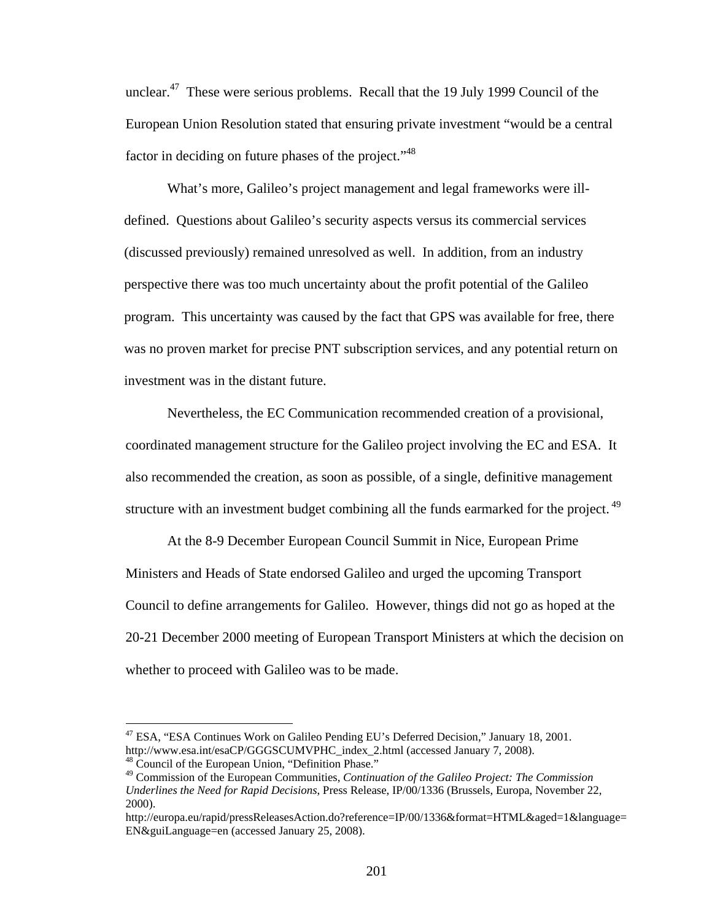unclear.[47] These were serious problems. Recall that the 19 July 1999 Council of the European Union Resolution stated that ensuring private investment "would be a central factor in deciding on future phases of the project."[48]

What's more, Galileo's project management and legal frameworks were ill-defined. Questions about Galileo's security aspects versus its commercial services (discussed previously) remained unresolved as well. In addition, from an industry perspective there was too much uncertainty about the profit potential of the Galileo program. This uncertainty was caused by the fact that GPS was available for free, there was no proven market for precise PNT subscription services, and any potential return on investment was in the distant future.

Nevertheless, the EC Communication recommended creation of a provisional, coordinated management structure for the Galileo project involving the EC and ESA. It also recommended the creation, as soon as possible, of a single, definitive management structure with an investment budget combining all the funds earmarked for the project.[49]

At the 8-9 December European Council Summit in Nice, European Prime Ministers and Heads of State endorsed Galileo and urged the upcoming Transport Council to define arrangements for Galileo. However, things did not go as hoped at the 20-21 December 2000 meeting of European Transport Ministers at which the decision on whether to proceed with Galileo was to be made.

---

[47] ESA, "ESA Continues Work on Galileo Pending EU's Deferred Decision," January 18, 2001. http://www.esa.int/esaCP/GGGSCUMVPHC_index_2.html (accessed January 7, 2008).

[48] Council of the European Union, "Definition Phase."

[49] Commission of the European Communities, *Continuation of the Galileo Project: The Commission Underlines the Need for Rapid Decisions*, Press Release, IP/00/1336 (Brussels, Europa, November 22, 2000). http://europa.eu/rapid/pressReleasesAction.do?reference=IP/00/1336&format=HTML&aged=1&language=EN&guiLanguage=en (accessed January 25, 2008).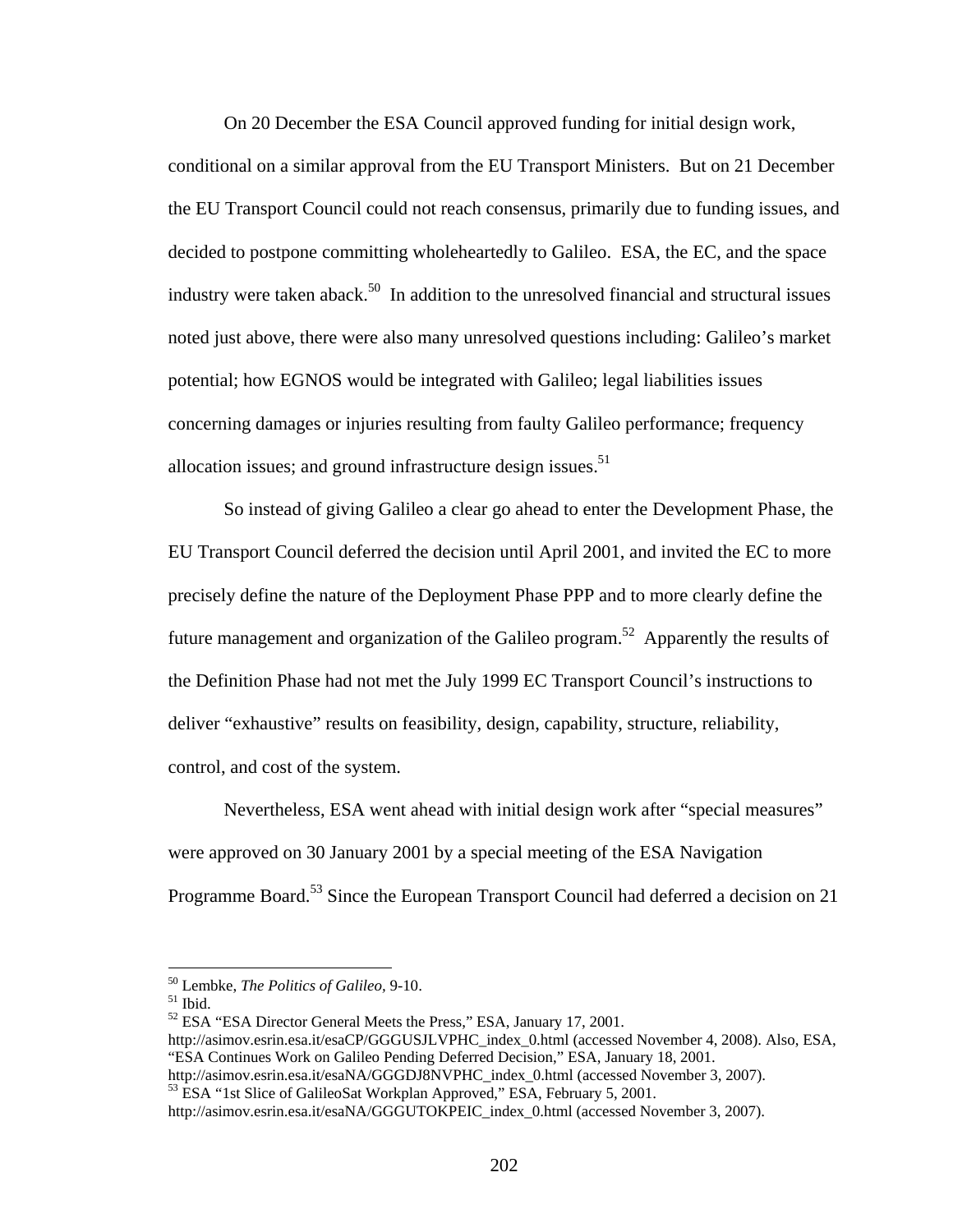On 20 December the ESA Council approved funding for initial design work, conditional on a similar approval from the EU Transport Ministers. But on 21 December the EU Transport Council could not reach consensus, primarily due to funding issues, and decided to postpone committing wholeheartedly to Galileo. ESA, the EC, and the space industry were taken aback.[50] In addition to the unresolved financial and structural issues noted just above, there were also many unresolved questions including: Galileo's market potential; how EGNOS would be integrated with Galileo; legal liabilities issues concerning damages or injuries resulting from faulty Galileo performance; frequency allocation issues; and ground infrastructure design issues.[51]

So instead of giving Galileo a clear go ahead to enter the Development Phase, the EU Transport Council deferred the decision until April 2001, and invited the EC to more precisely define the nature of the Deployment Phase PPP and to more clearly define the future management and organization of the Galileo program.[52] Apparently the results of the Definition Phase had not met the July 1999 EC Transport Council's instructions to deliver "exhaustive" results on feasibility, design, capability, structure, reliability, control, and cost of the system.

Nevertheless, ESA went ahead with initial design work after "special measures" were approved on 30 January 2001 by a special meeting of the ESA Navigation Programme Board.[53] Since the European Transport Council had deferred a decision on 21

---

[50] Lembke, *The Politics of Galileo,* 9-10.

[51] Ibid.

[52] ESA "ESA Director General Meets the Press," ESA, January 17, 2001. http://asimov.esrin.esa.it/esaCP/GGGUSJLVPHC_index_0.html (accessed November 4, 2008). Also, ESA, "ESA Continues Work on Galileo Pending Deferred Decision," ESA, January 18, 2001. http://asimov.esrin.esa.it/esaNA/GGGDJ8NVPHC_index_0.html (accessed November 3, 2007).

[53] ESA "1st Slice of GalileoSat Workplan Approved," ESA, February 5, 2001. http://asimov.esrin.esa.it/esaNA/GGGUTOKPEIC_index_0.html (accessed November 3, 2007).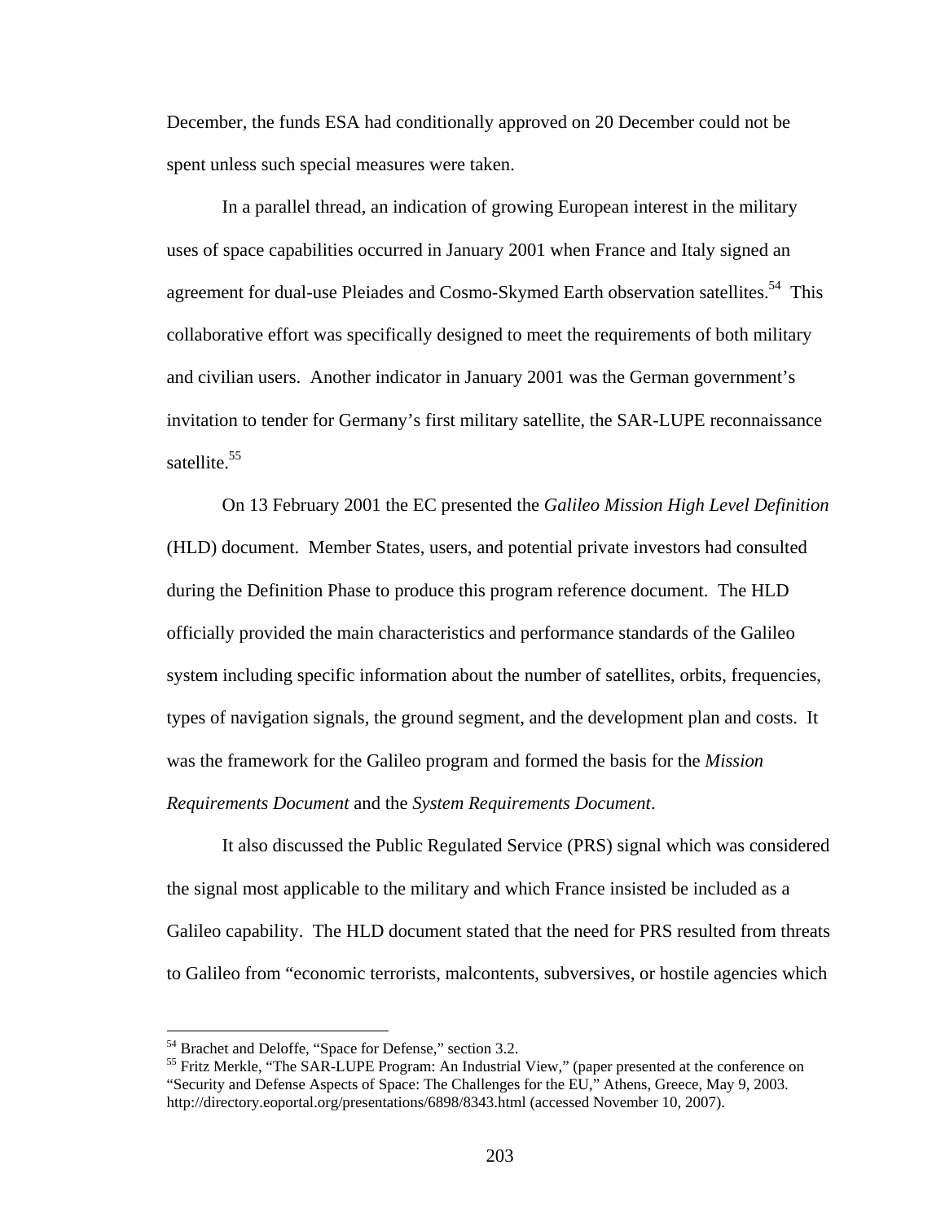December, the funds ESA had conditionally approved on 20 December could not be spent unless such special measures were taken.

In a parallel thread, an indication of growing European interest in the military uses of space capabilities occurred in January 2001 when France and Italy signed an agreement for dual-use Pleiades and Cosmo-Skymed Earth observation satellites.[54] This collaborative effort was specifically designed to meet the requirements of both military and civilian users. Another indicator in January 2001 was the German government's invitation to tender for Germany's first military satellite, the SAR-LUPE reconnaissance satellite.[55]

On 13 February 2001 the EC presented the *Galileo Mission High Level Definition* (HLD) document. Member States, users, and potential private investors had consulted during the Definition Phase to produce this program reference document. The HLD officially provided the main characteristics and performance standards of the Galileo system including specific information about the number of satellites, orbits, frequencies, types of navigation signals, the ground segment, and the development plan and costs. It was the framework for the Galileo program and formed the basis for the *Mission Requirements Document* and the *System Requirements Document*.

It also discussed the Public Regulated Service (PRS) signal which was considered the signal most applicable to the military and which France insisted be included as a Galileo capability. The HLD document stated that the need for PRS resulted from threats to Galileo from "economic terrorists, malcontents, subversives, or hostile agencies which

---

[54] Brachet and Deloffe, "Space for Defense," section 3.2.

[55] Fritz Merkle, "The SAR-LUPE Program: An Industrial View," (paper presented at the conference on "Security and Defense Aspects of Space: The Challenges for the EU," Athens, Greece, May 9, 2003. http://directory.eoportal.org/presentations/6898/8343.html (accessed November 10, 2007).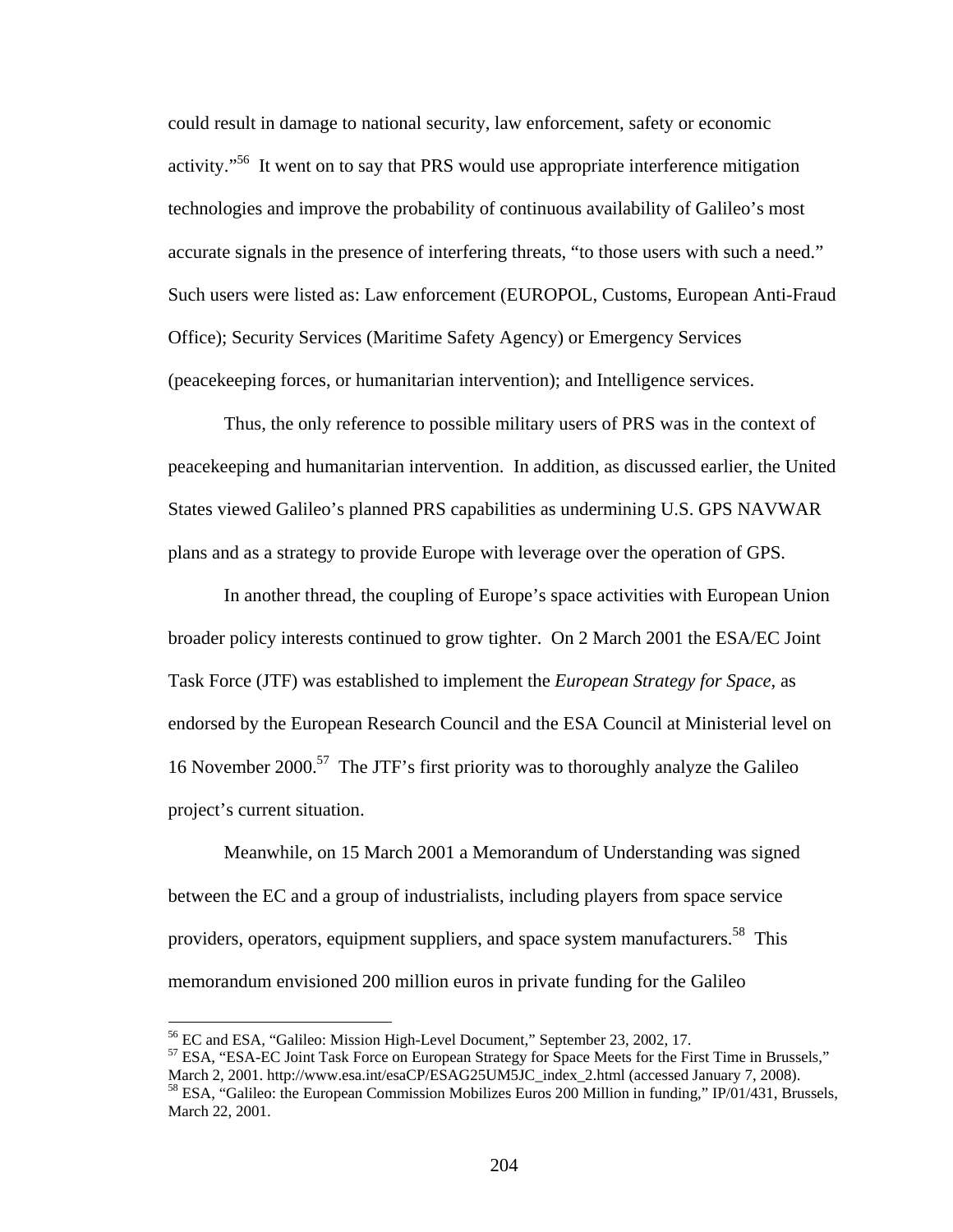could result in damage to national security, law enforcement, safety or economic activity."[56] It went on to say that PRS would use appropriate interference mitigation technologies and improve the probability of continuous availability of Galileo's most accurate signals in the presence of interfering threats, "to those users with such a need." Such users were listed as: Law enforcement (EUROPOL, Customs, European Anti-Fraud Office); Security Services (Maritime Safety Agency) or Emergency Services (peacekeeping forces, or humanitarian intervention); and Intelligence services.

Thus, the only reference to possible military users of PRS was in the context of peacekeeping and humanitarian intervention. In addition, as discussed earlier, the United States viewed Galileo's planned PRS capabilities as undermining U.S. GPS NAVWAR plans and as a strategy to provide Europe with leverage over the operation of GPS.

In another thread, the coupling of Europe's space activities with European Union broader policy interests continued to grow tighter. On 2 March 2001 the ESA/EC Joint Task Force (JTF) was established to implement the *European Strategy for Space*, as endorsed by the European Research Council and the ESA Council at Ministerial level on 16 November 2000.[57] The JTF's first priority was to thoroughly analyze the Galileo project's current situation.

Meanwhile, on 15 March 2001 a Memorandum of Understanding was signed between the EC and a group of industrialists, including players from space service providers, operators, equipment suppliers, and space system manufacturers.[58] This memorandum envisioned 200 million euros in private funding for the Galileo

---

[56] EC and ESA, "Galileo: Mission High-Level Document," September 23, 2002, 17.

[57] ESA, "ESA-EC Joint Task Force on European Strategy for Space Meets for the First Time in Brussels," March 2, 2001. http://www.esa.int/esaCP/ESAG25UM5JC_index_2.html (accessed January 7, 2008).

[58] ESA, "Galileo: the European Commission Mobilizes Euros 200 Million in funding," IP/01/431, Brussels, March 22, 2001.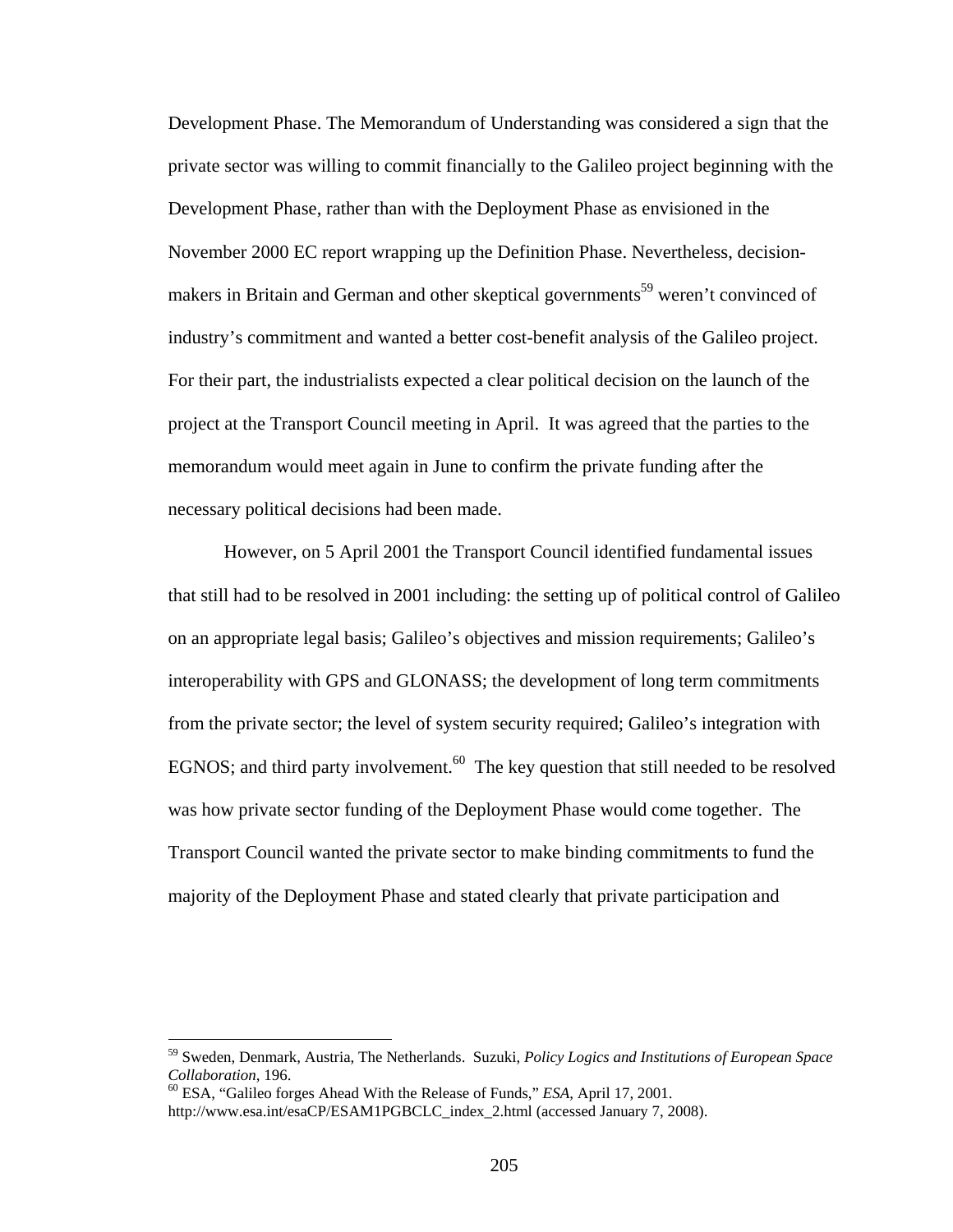Development Phase. The Memorandum of Understanding was considered a sign that the private sector was willing to commit financially to the Galileo project beginning with the Development Phase, rather than with the Deployment Phase as envisioned in the November 2000 EC report wrapping up the Definition Phase. Nevertheless, decision-makers in Britain and German and other skeptical governments[59] weren't convinced of industry's commitment and wanted a better cost-benefit analysis of the Galileo project. For their part, the industrialists expected a clear political decision on the launch of the project at the Transport Council meeting in April. It was agreed that the parties to the memorandum would meet again in June to confirm the private funding after the necessary political decisions had been made.

However, on 5 April 2001 the Transport Council identified fundamental issues that still had to be resolved in 2001 including: the setting up of political control of Galileo on an appropriate legal basis; Galileo's objectives and mission requirements; Galileo's interoperability with GPS and GLONASS; the development of long term commitments from the private sector; the level of system security required; Galileo's integration with EGNOS; and third party involvement.[60] The key question that still needed to be resolved was how private sector funding of the Deployment Phase would come together. The Transport Council wanted the private sector to make binding commitments to fund the majority of the Deployment Phase and stated clearly that private participation and

[59] Sweden, Denmark, Austria, The Netherlands. Suzuki, *Policy Logics and Institutions of European Space Collaboration*, 196.

[60] ESA, "Galileo forges Ahead With the Release of Funds," *ESA*, April 17, 2001. http://www.esa.int/esaCP/ESAM1PGBCLC_index_2.html (accessed January 7, 2008).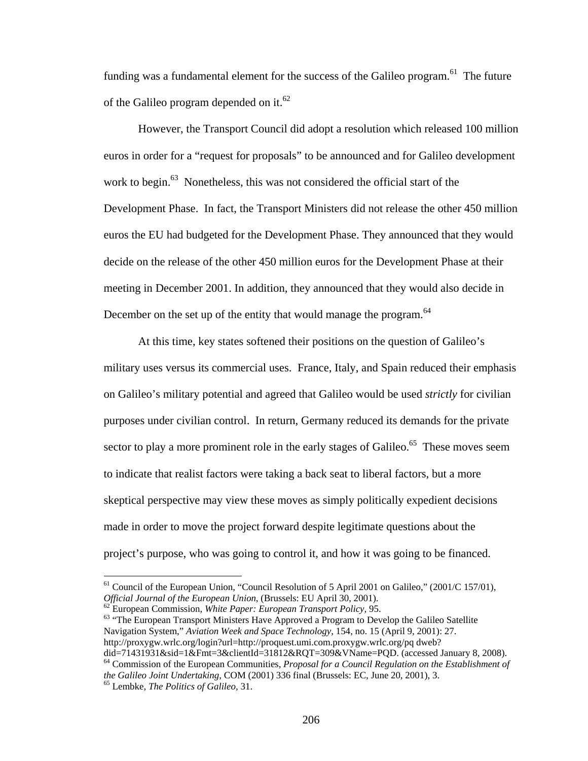funding was a fundamental element for the success of the Galileo program.[61] The future of the Galileo program depended on it.[62]

However, the Transport Council did adopt a resolution which released 100 million euros in order for a "request for proposals" to be announced and for Galileo development work to begin.[63] Nonetheless, this was not considered the official start of the Development Phase. In fact, the Transport Ministers did not release the other 450 million euros the EU had budgeted for the Development Phase. They announced that they would decide on the release of the other 450 million euros for the Development Phase at their meeting in December 2001. In addition, they announced that they would also decide in December on the set up of the entity that would manage the program.[64]

At this time, key states softened their positions on the question of Galileo's military uses versus its commercial uses. France, Italy, and Spain reduced their emphasis on Galileo's military potential and agreed that Galileo would be used *strictly* for civilian purposes under civilian control. In return, Germany reduced its demands for the private sector to play a more prominent role in the early stages of Galileo.[65] These moves seem to indicate that realist factors were taking a back seat to liberal factors, but a more skeptical perspective may view these moves as simply politically expedient decisions made in order to move the project forward despite legitimate questions about the project's purpose, who was going to control it, and how it was going to be financed.

---

[61] Council of the European Union, "Council Resolution of 5 April 2001 on Galileo," (2001/C 157/01), *Official Journal of the European Union*, (Brussels: EU April 30, 2001).

[62] European Commission, *White Paper: European Transport Policy,* 95.

[63] "The European Transport Ministers Have Approved a Program to Develop the Galileo Satellite Navigation System," *Aviation Week and Space Technology,* 154, no. 15 (April 9, 2001): 27. http://proxygw.wrlc.org/login?url=http://proquest.umi.com.proxygw.wrlc.org/pq dweb?did=71431931&sid=1&Fmt=3&clientId=31812&RQT=309&VName=PQD. (accessed January 8, 2008).

[64] Commission of the European Communities, *Proposal for a Council Regulation on the Establishment of the Galileo Joint Undertaking,* COM (2001) 336 final (Brussels: EC, June 20, 2001), 3.

[65] Lembke, *The Politics of Galileo,* 31.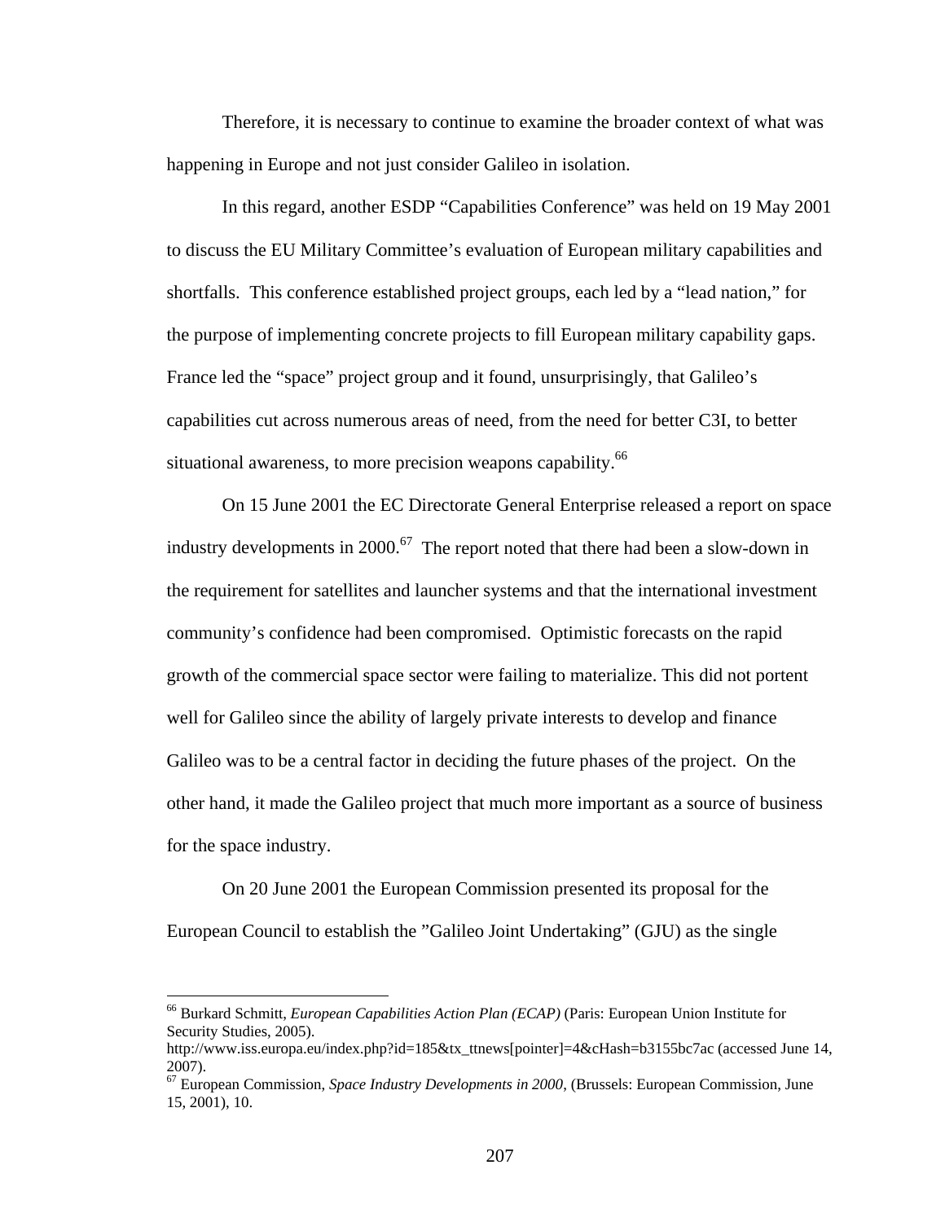Therefore, it is necessary to continue to examine the broader context of what was happening in Europe and not just consider Galileo in isolation.

In this regard, another ESDP "Capabilities Conference" was held on 19 May 2001 to discuss the EU Military Committee's evaluation of European military capabilities and shortfalls. This conference established project groups, each led by a "lead nation," for the purpose of implementing concrete projects to fill European military capability gaps. France led the "space" project group and it found, unsurprisingly, that Galileo's capabilities cut across numerous areas of need, from the need for better C3I, to better situational awareness, to more precision weapons capability.[66]

On 15 June 2001 the EC Directorate General Enterprise released a report on space industry developments in 2000.[67] The report noted that there had been a slow-down in the requirement for satellites and launcher systems and that the international investment community's confidence had been compromised. Optimistic forecasts on the rapid growth of the commercial space sector were failing to materialize. This did not portent well for Galileo since the ability of largely private interests to develop and finance Galileo was to be a central factor in deciding the future phases of the project. On the other hand, it made the Galileo project that much more important as a source of business for the space industry.

On 20 June 2001 the European Commission presented its proposal for the European Council to establish the "Galileo Joint Undertaking" (GJU) as the single

---

[66] Burkard Schmitt, *European Capabilities Action Plan (ECAP)* (Paris: European Union Institute for Security Studies, 2005). http://www.iss.europa.eu/index.php?id=185&tx_ttnews[pointer]=4&cHash=b3155bc7ac (accessed June 14, 2007).

[67] European Commission, *Space Industry Developments in 2000*, (Brussels: European Commission, June 15, 2001), 10.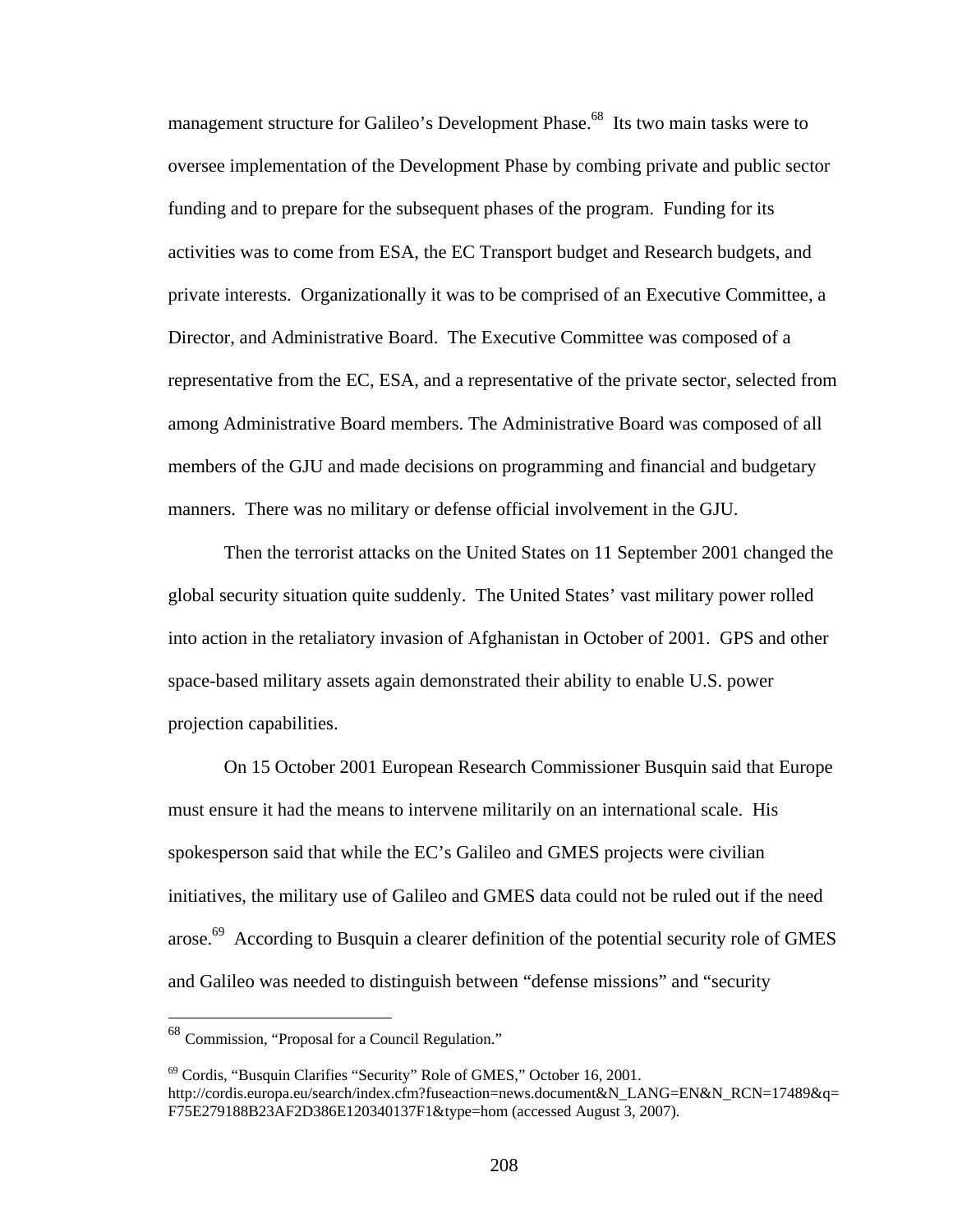management structure for Galileo's Development Phase.[68] Its two main tasks were to oversee implementation of the Development Phase by combing private and public sector funding and to prepare for the subsequent phases of the program. Funding for its activities was to come from ESA, the EC Transport budget and Research budgets, and private interests. Organizationally it was to be comprised of an Executive Committee, a Director, and Administrative Board. The Executive Committee was composed of a representative from the EC, ESA, and a representative of the private sector, selected from among Administrative Board members. The Administrative Board was composed of all members of the GJU and made decisions on programming and financial and budgetary manners. There was no military or defense official involvement in the GJU.

Then the terrorist attacks on the United States on 11 September 2001 changed the global security situation quite suddenly. The United States' vast military power rolled into action in the retaliatory invasion of Afghanistan in October of 2001. GPS and other space-based military assets again demonstrated their ability to enable U.S. power projection capabilities.

On 15 October 2001 European Research Commissioner Busquin said that Europe must ensure it had the means to intervene militarily on an international scale. His spokesperson said that while the EC's Galileo and GMES projects were civilian initiatives, the military use of Galileo and GMES data could not be ruled out if the need arose.[69] According to Busquin a clearer definition of the potential security role of GMES and Galileo was needed to distinguish between "defense missions" and "security

---

[68] Commission, "Proposal for a Council Regulation."

[69] Cordis, "Busquin Clarifies "Security" Role of GMES," October 16, 2001. http://cordis.europa.eu/search/index.cfm?fuseaction=news.document&N_LANG=EN&N_RCN=17489&q=F75E279188B23AF2D386E120340137F1&type=hom (accessed August 3, 2007).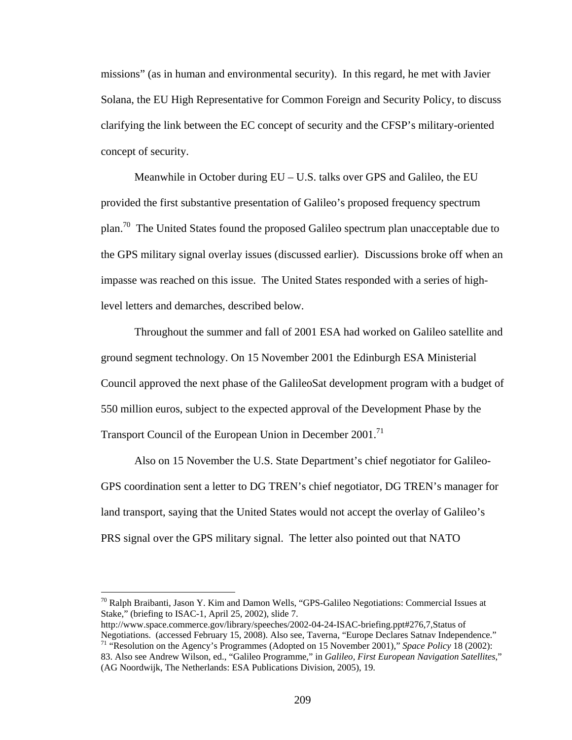missions" (as in human and environmental security). In this regard, he met with Javier Solana, the EU High Representative for Common Foreign and Security Policy, to discuss clarifying the link between the EC concept of security and the CFSP's military-oriented concept of security.

Meanwhile in October during EU – U.S. talks over GPS and Galileo, the EU provided the first substantive presentation of Galileo's proposed frequency spectrum plan.[70] The United States found the proposed Galileo spectrum plan unacceptable due to the GPS military signal overlay issues (discussed earlier). Discussions broke off when an impasse was reached on this issue. The United States responded with a series of high-level letters and demarches, described below.

Throughout the summer and fall of 2001 ESA had worked on Galileo satellite and ground segment technology. On 15 November 2001 the Edinburgh ESA Ministerial Council approved the next phase of the GalileoSat development program with a budget of 550 million euros, subject to the expected approval of the Development Phase by the Transport Council of the European Union in December 2001.[71]

Also on 15 November the U.S. State Department's chief negotiator for Galileo-GPS coordination sent a letter to DG TREN's chief negotiator, DG TREN's manager for land transport, saying that the United States would not accept the overlay of Galileo's PRS signal over the GPS military signal. The letter also pointed out that NATO

---

[70] Ralph Braibanti, Jason Y. Kim and Damon Wells, "GPS-Galileo Negotiations: Commercial Issues at Stake," (briefing to ISAC-1, April 25, 2002), slide 7. http://www.space.commerce.gov/library/speeches/2002-04-24-ISAC-briefing.ppt#276,7,Status of Negotiations. (accessed February 15, 2008). Also see, Taverna, "Europe Declares Satnav Independence."

[71] "Resolution on the Agency's Programmes (Adopted on 15 November 2001)," *Space Policy* 18 (2002): 83. Also see Andrew Wilson, ed., "Galileo Programme," in *Galileo, First European Navigation Satellites*," (AG Noordwijk, The Netherlands: ESA Publications Division, 2005), 19.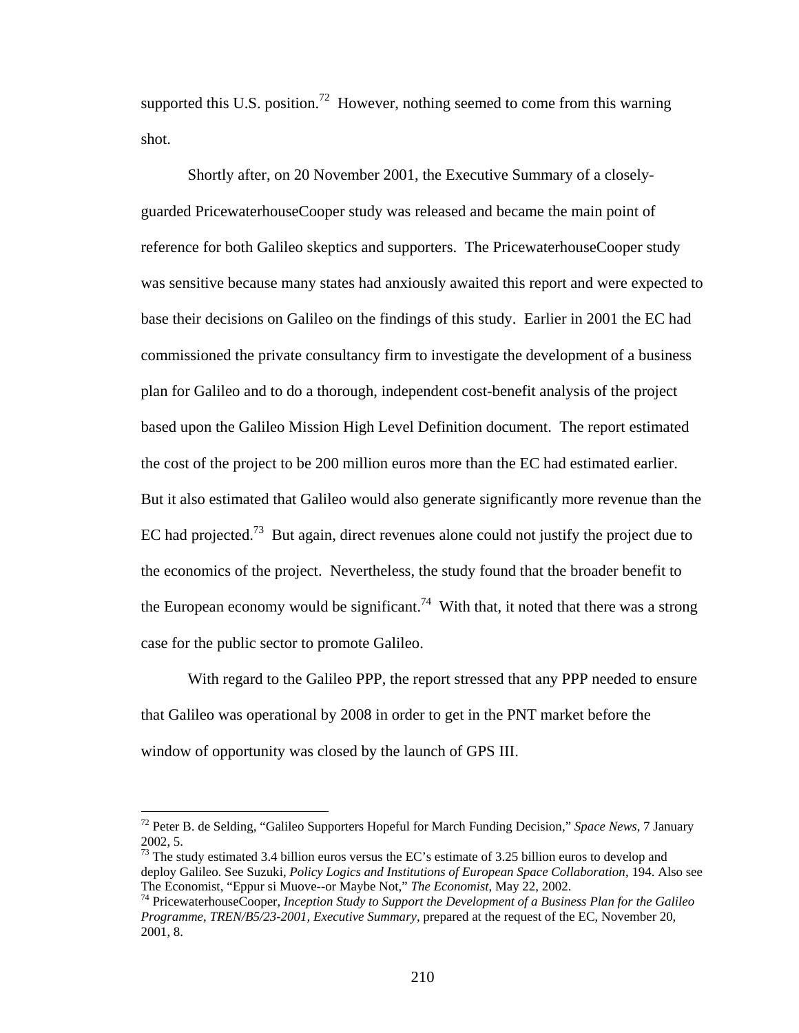supported this U.S. position.[72] However, nothing seemed to come from this warning shot.

Shortly after, on 20 November 2001, the Executive Summary of a closely-guarded PricewaterhouseCooper study was released and became the main point of reference for both Galileo skeptics and supporters. The PricewaterhouseCooper study was sensitive because many states had anxiously awaited this report and were expected to base their decisions on Galileo on the findings of this study. Earlier in 2001 the EC had commissioned the private consultancy firm to investigate the development of a business plan for Galileo and to do a thorough, independent cost-benefit analysis of the project based upon the Galileo Mission High Level Definition document. The report estimated the cost of the project to be 200 million euros more than the EC had estimated earlier. But it also estimated that Galileo would also generate significantly more revenue than the EC had projected.[73] But again, direct revenues alone could not justify the project due to the economics of the project. Nevertheless, the study found that the broader benefit to the European economy would be significant.[74] With that, it noted that there was a strong case for the public sector to promote Galileo.

With regard to the Galileo PPP, the report stressed that any PPP needed to ensure that Galileo was operational by 2008 in order to get in the PNT market before the window of opportunity was closed by the launch of GPS III.

---

[72] Peter B. de Selding, "Galileo Supporters Hopeful for March Funding Decision," *Space News*, 7 January 2002, 5.

[73] The study estimated 3.4 billion euros versus the EC's estimate of 3.25 billion euros to develop and deploy Galileo. See Suzuki, *Policy Logics and Institutions of European Space Collaboration*, 194. Also see The Economist, "Eppur si Muove--or Maybe Not," *The Economist*, May 22, 2002.

[74] PricewaterhouseCooper, *Inception Study to Support the Development of a Business Plan for the Galileo Programme*, *TREN/B5/23-2001, Executive Summary*, prepared at the request of the EC, November 20, 2001, 8.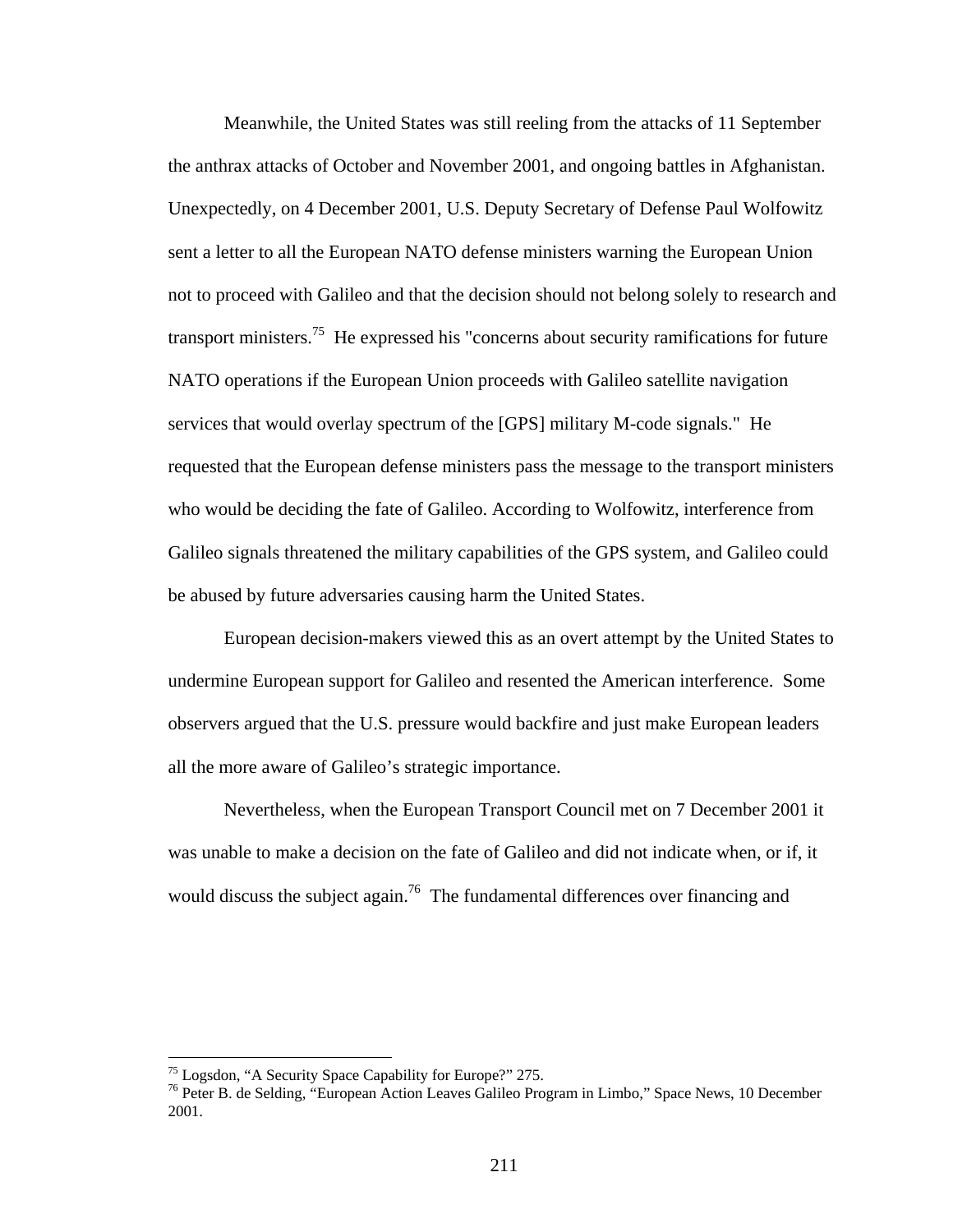Meanwhile, the United States was still reeling from the attacks of 11 September the anthrax attacks of October and November 2001, and ongoing battles in Afghanistan. Unexpectedly, on 4 December 2001, U.S. Deputy Secretary of Defense Paul Wolfowitz sent a letter to all the European NATO defense ministers warning the European Union not to proceed with Galileo and that the decision should not belong solely to research and transport ministers.[75] He expressed his "concerns about security ramifications for future NATO operations if the European Union proceeds with Galileo satellite navigation services that would overlay spectrum of the [GPS] military M-code signals." He requested that the European defense ministers pass the message to the transport ministers who would be deciding the fate of Galileo. According to Wolfowitz, interference from Galileo signals threatened the military capabilities of the GPS system, and Galileo could be abused by future adversaries causing harm the United States.

European decision-makers viewed this as an overt attempt by the United States to undermine European support for Galileo and resented the American interference. Some observers argued that the U.S. pressure would backfire and just make European leaders all the more aware of Galileo's strategic importance.

Nevertheless, when the European Transport Council met on 7 December 2001 it was unable to make a decision on the fate of Galileo and did not indicate when, or if, it would discuss the subject again.[76] The fundamental differences over financing and

---

[75] Logsdon, "A Security Space Capability for Europe?" 275.

[76] Peter B. de Selding, "European Action Leaves Galileo Program in Limbo," Space News, 10 December 2001.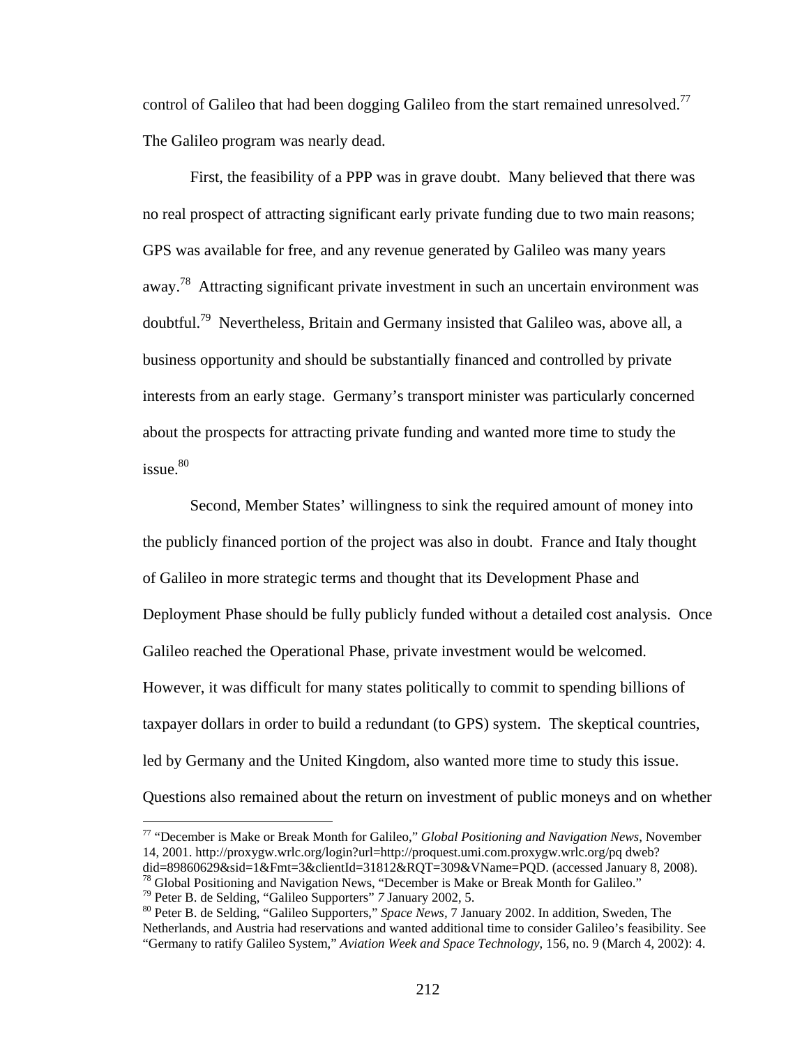control of Galileo that had been dogging Galileo from the start remained unresolved.[77] The Galileo program was nearly dead.

First, the feasibility of a PPP was in grave doubt. Many believed that there was no real prospect of attracting significant early private funding due to two main reasons; GPS was available for free, and any revenue generated by Galileo was many years away.[78] Attracting significant private investment in such an uncertain environment was doubtful.[79] Nevertheless, Britain and Germany insisted that Galileo was, above all, a business opportunity and should be substantially financed and controlled by private interests from an early stage. Germany's transport minister was particularly concerned about the prospects for attracting private funding and wanted more time to study the issue.[80]

Second, Member States' willingness to sink the required amount of money into the publicly financed portion of the project was also in doubt. France and Italy thought of Galileo in more strategic terms and thought that its Development Phase and Deployment Phase should be fully publicly funded without a detailed cost analysis. Once Galileo reached the Operational Phase, private investment would be welcomed. However, it was difficult for many states politically to commit to spending billions of taxpayer dollars in order to build a redundant (to GPS) system. The skeptical countries, led by Germany and the United Kingdom, also wanted more time to study this issue. Questions also remained about the return on investment of public moneys and on whether

---

[77] "December is Make or Break Month for Galileo," *Global Positioning and Navigation News*, November 14, 2001. http://proxygw.wrlc.org/login?url=http://proquest.umi.com.proxygw.wrlc.org/pq dweb?did=89860629&sid=1&Fmt=3&clientId=31812&RQT=309&VName=PQD. (accessed January 8, 2008).

[78] Global Positioning and Navigation News, "December is Make or Break Month for Galileo."

[79] Peter B. de Selding, "Galileo Supporters" *7* January 2002, 5.

[80] Peter B. de Selding, "Galileo Supporters," *Space News*, 7 January 2002. In addition, Sweden, The Netherlands, and Austria had reservations and wanted additional time to consider Galileo's feasibility. See "Germany to ratify Galileo System," *Aviation Week and Space Technology*, 156, no. 9 (March 4, 2002): 4.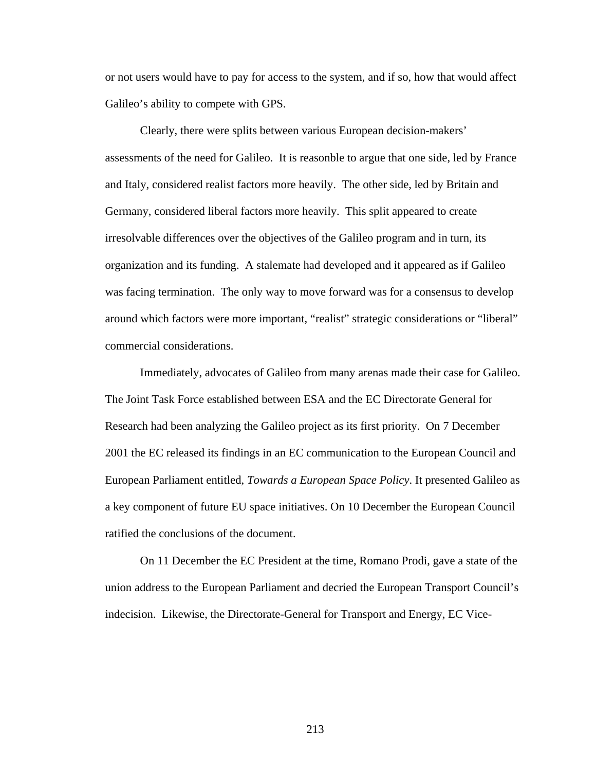or not users would have to pay for access to the system, and if so, how that would affect Galileo's ability to compete with GPS.

Clearly, there were splits between various European decision-makers' assessments of the need for Galileo. It is reasonble to argue that one side, led by France and Italy, considered realist factors more heavily. The other side, led by Britain and Germany, considered liberal factors more heavily. This split appeared to create irresolvable differences over the objectives of the Galileo program and in turn, its organization and its funding. A stalemate had developed and it appeared as if Galileo was facing termination. The only way to move forward was for a consensus to develop around which factors were more important, "realist" strategic considerations or "liberal" commercial considerations.

Immediately, advocates of Galileo from many arenas made their case for Galileo. The Joint Task Force established between ESA and the EC Directorate General for Research had been analyzing the Galileo project as its first priority. On 7 December 2001 the EC released its findings in an EC communication to the European Council and European Parliament entitled, *Towards a European Space Policy*. It presented Galileo as a key component of future EU space initiatives. On 10 December the European Council ratified the conclusions of the document.

On 11 December the EC President at the time, Romano Prodi, gave a state of the union address to the European Parliament and decried the European Transport Council's indecision. Likewise, the Directorate-General for Transport and Energy, EC Vice-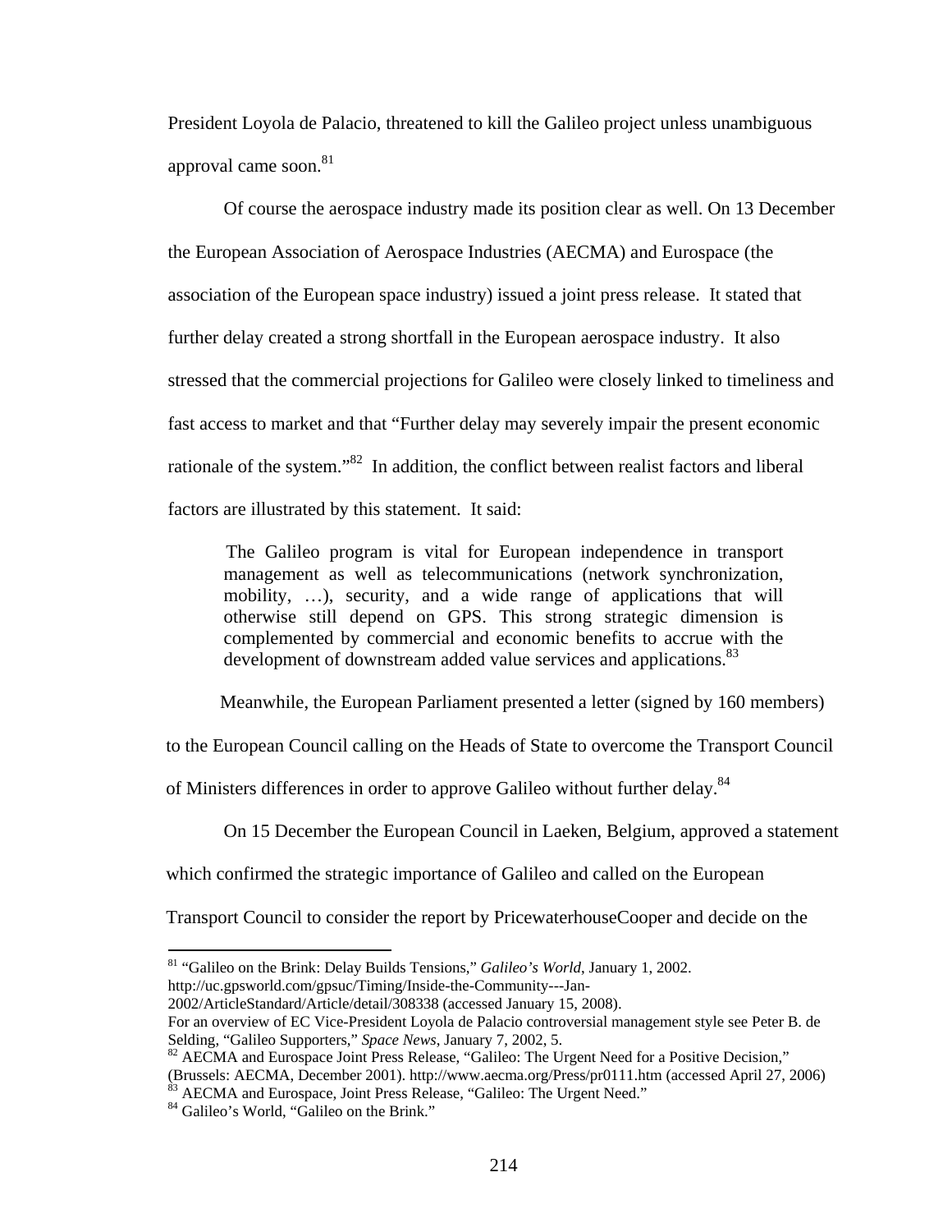President Loyola de Palacio, threatened to kill the Galileo project unless unambiguous approval came soon.[81]

Of course the aerospace industry made its position clear as well. On 13 December the European Association of Aerospace Industries (AECMA) and Eurospace (the association of the European space industry) issued a joint press release. It stated that further delay created a strong shortfall in the European aerospace industry. It also stressed that the commercial projections for Galileo were closely linked to timeliness and fast access to market and that "Further delay may severely impair the present economic rationale of the system."[82] In addition, the conflict between realist factors and liberal factors are illustrated by this statement. It said:

> The Galileo program is vital for European independence in transport management as well as telecommunications (network synchronization, mobility, …), security, and a wide range of applications that will otherwise still depend on GPS. This strong strategic dimension is complemented by commercial and economic benefits to accrue with the development of downstream added value services and applications.[83]

Meanwhile, the European Parliament presented a letter (signed by 160 members) to the European Council calling on the Heads of State to overcome the Transport Council of Ministers differences in order to approve Galileo without further delay.[84]

On 15 December the European Council in Laeken, Belgium, approved a statement which confirmed the strategic importance of Galileo and called on the European Transport Council to consider the report by PricewaterhouseCooper and decide on the

---

[81] "Galileo on the Brink: Delay Builds Tensions," *Galileo's World*, January 1, 2002. http://uc.gpsworld.com/gpsuc/Timing/Inside-the-Community---Jan-2002/ArticleStandard/Article/detail/308338 (accessed January 15, 2008). For an overview of EC Vice-President Loyola de Palacio controversial management style see Peter B. de Selding, "Galileo Supporters," *Space News*, January 7, 2002, 5.

[82] AECMA and Eurospace Joint Press Release, "Galileo: The Urgent Need for a Positive Decision," (Brussels: AECMA, December 2001). http://www.aecma.org/Press/pr0111.htm (accessed April 27, 2006)

[83] AECMA and Eurospace, Joint Press Release, "Galileo: The Urgent Need."

[84] Galileo's World, "Galileo on the Brink."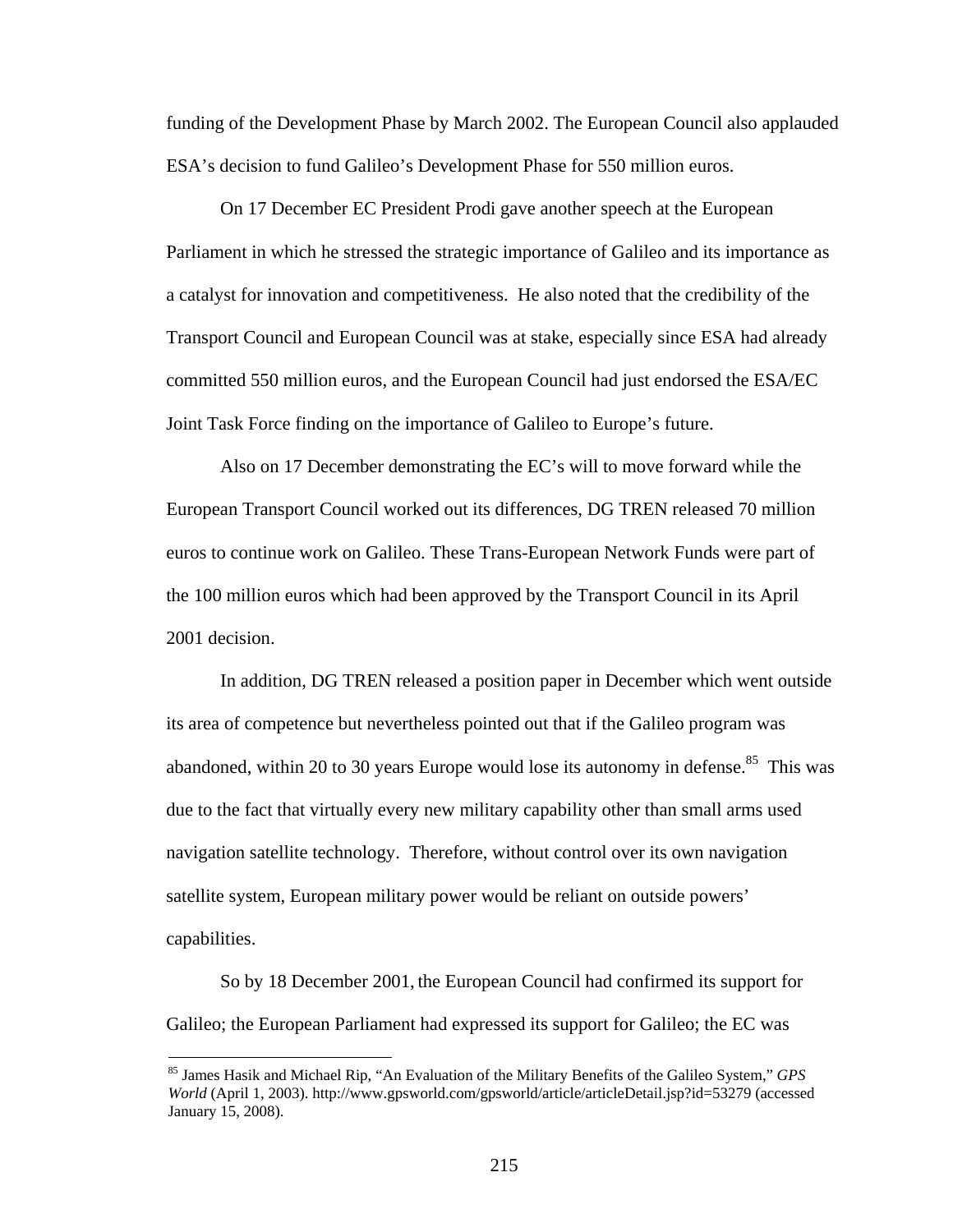funding of the Development Phase by March 2002. The European Council also applauded ESA's decision to fund Galileo's Development Phase for 550 million euros.

On 17 December EC President Prodi gave another speech at the European Parliament in which he stressed the strategic importance of Galileo and its importance as a catalyst for innovation and competitiveness. He also noted that the credibility of the Transport Council and European Council was at stake, especially since ESA had already committed 550 million euros, and the European Council had just endorsed the ESA/EC Joint Task Force finding on the importance of Galileo to Europe's future.

Also on 17 December demonstrating the EC's will to move forward while the European Transport Council worked out its differences, DG TREN released 70 million euros to continue work on Galileo. These Trans-European Network Funds were part of the 100 million euros which had been approved by the Transport Council in its April 2001 decision.

In addition, DG TREN released a position paper in December which went outside its area of competence but nevertheless pointed out that if the Galileo program was abandoned, within 20 to 30 years Europe would lose its autonomy in defense.[85] This was due to the fact that virtually every new military capability other than small arms used navigation satellite technology. Therefore, without control over its own navigation satellite system, European military power would be reliant on outside powers' capabilities.

So by 18 December 2001, the European Council had confirmed its support for Galileo; the European Parliament had expressed its support for Galileo; the EC was

---

[85] James Hasik and Michael Rip, "An Evaluation of the Military Benefits of the Galileo System," *GPS World* (April 1, 2003). http://www.gpsworld.com/gpsworld/article/articleDetail.jsp?id=53279 (accessed January 15, 2008).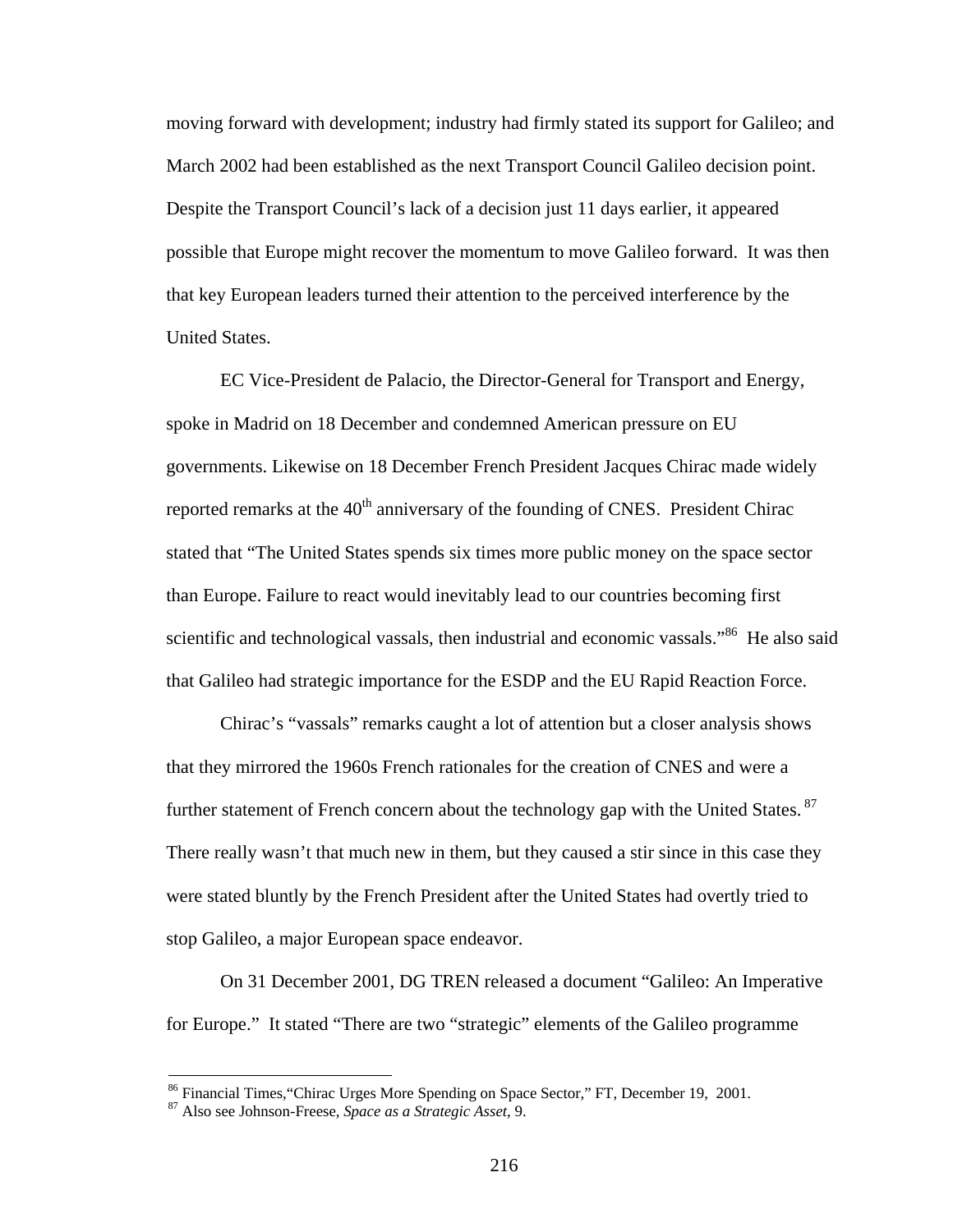moving forward with development; industry had firmly stated its support for Galileo; and March 2002 had been established as the next Transport Council Galileo decision point. Despite the Transport Council's lack of a decision just 11 days earlier, it appeared possible that Europe might recover the momentum to move Galileo forward. It was then that key European leaders turned their attention to the perceived interference by the United States.

EC Vice-President de Palacio, the Director-General for Transport and Energy, spoke in Madrid on 18 December and condemned American pressure on EU governments. Likewise on 18 December French President Jacques Chirac made widely reported remarks at the 40th anniversary of the founding of CNES. President Chirac stated that "The United States spends six times more public money on the space sector than Europe. Failure to react would inevitably lead to our countries becoming first scientific and technological vassals, then industrial and economic vassals."[86] He also said that Galileo had strategic importance for the ESDP and the EU Rapid Reaction Force.

Chirac's "vassals" remarks caught a lot of attention but a closer analysis shows that they mirrored the 1960s French rationales for the creation of CNES and were a further statement of French concern about the technology gap with the United States.[87] There really wasn't that much new in them, but they caused a stir since in this case they were stated bluntly by the French President after the United States had overtly tried to stop Galileo, a major European space endeavor.

On 31 December 2001, DG TREN released a document "Galileo: An Imperative for Europe." It stated "There are two "strategic" elements of the Galileo programme

---

[86] Financial Times,"Chirac Urges More Spending on Space Sector," FT, December 19, 2001.

[87] Also see Johnson-Freese, *Space as a Strategic Asset*, 9.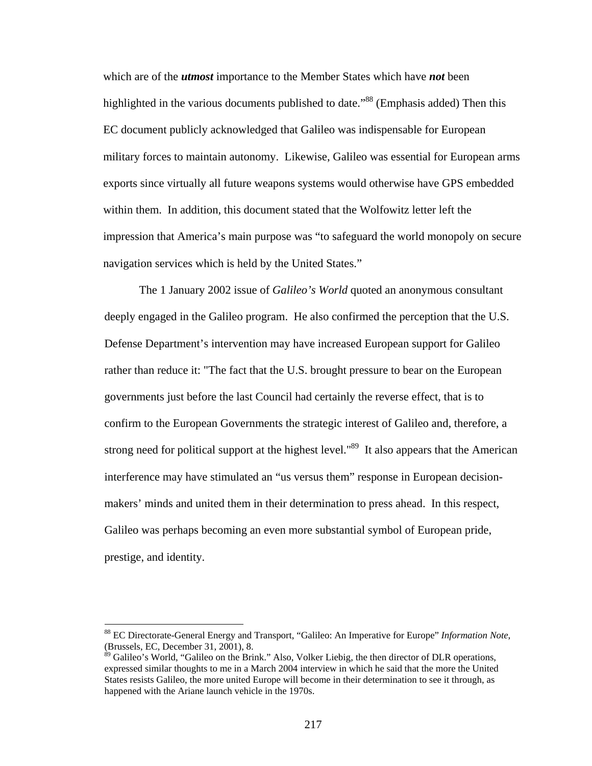which are of the ***utmost*** importance to the Member States which have ***not*** been highlighted in the various documents published to date."[88] (Emphasis added) Then this EC document publicly acknowledged that Galileo was indispensable for European military forces to maintain autonomy. Likewise, Galileo was essential for European arms exports since virtually all future weapons systems would otherwise have GPS embedded within them. In addition, this document stated that the Wolfowitz letter left the impression that America's main purpose was "to safeguard the world monopoly on secure navigation services which is held by the United States."

The 1 January 2002 issue of *Galileo's World* quoted an anonymous consultant deeply engaged in the Galileo program. He also confirmed the perception that the U.S. Defense Department's intervention may have increased European support for Galileo rather than reduce it: "The fact that the U.S. brought pressure to bear on the European governments just before the last Council had certainly the reverse effect, that is to confirm to the European Governments the strategic interest of Galileo and, therefore, a strong need for political support at the highest level."[89] It also appears that the American interference may have stimulated an "us versus them" response in European decision-makers' minds and united them in their determination to press ahead. In this respect, Galileo was perhaps becoming an even more substantial symbol of European pride, prestige, and identity.

---

[88] EC Directorate-General Energy and Transport, "Galileo: An Imperative for Europe" *Information Note*, (Brussels, EC, December 31, 2001), 8.

[89] Galileo's World, "Galileo on the Brink." Also, Volker Liebig, the then director of DLR operations, expressed similar thoughts to me in a March 2004 interview in which he said that the more the United States resists Galileo, the more united Europe will become in their determination to see it through, as happened with the Ariane launch vehicle in the 1970s.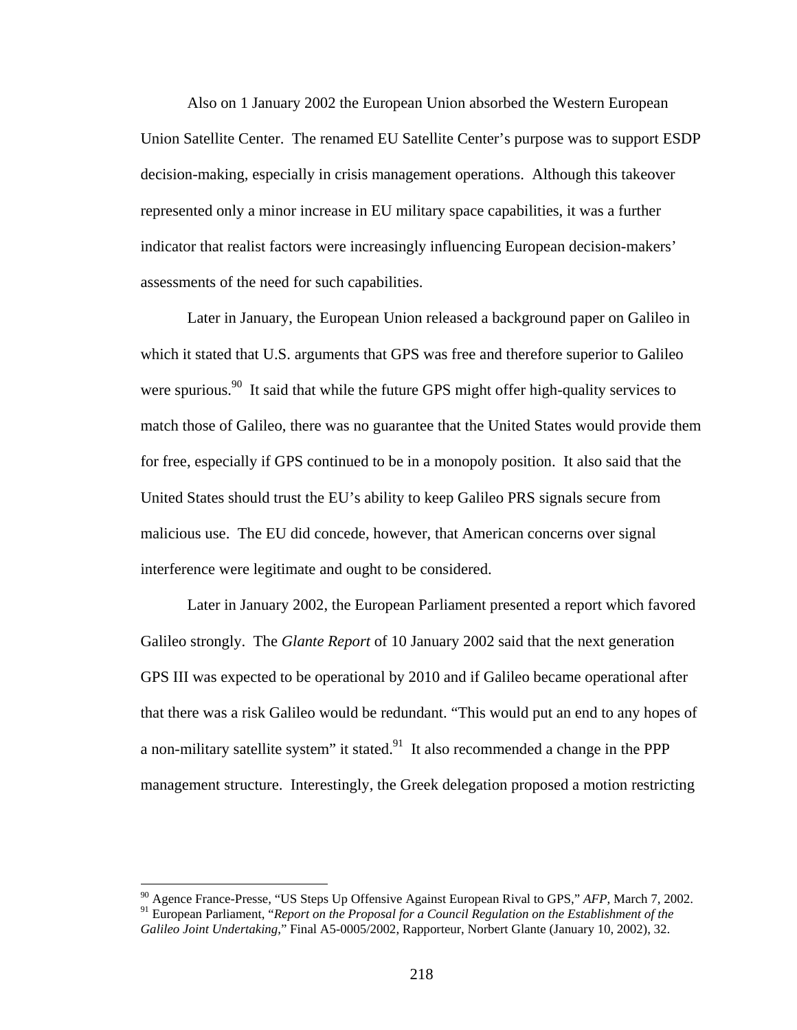Also on 1 January 2002 the European Union absorbed the Western European Union Satellite Center. The renamed EU Satellite Center's purpose was to support ESDP decision-making, especially in crisis management operations. Although this takeover represented only a minor increase in EU military space capabilities, it was a further indicator that realist factors were increasingly influencing European decision-makers' assessments of the need for such capabilities.

Later in January, the European Union released a background paper on Galileo in which it stated that U.S. arguments that GPS was free and therefore superior to Galileo were spurious.[90] It said that while the future GPS might offer high-quality services to match those of Galileo, there was no guarantee that the United States would provide them for free, especially if GPS continued to be in a monopoly position. It also said that the United States should trust the EU's ability to keep Galileo PRS signals secure from malicious use. The EU did concede, however, that American concerns over signal interference were legitimate and ought to be considered.

Later in January 2002, the European Parliament presented a report which favored Galileo strongly. The *Glante Report* of 10 January 2002 said that the next generation GPS III was expected to be operational by 2010 and if Galileo became operational after that there was a risk Galileo would be redundant. "This would put an end to any hopes of a non-military satellite system" it stated.[91] It also recommended a change in the PPP management structure. Interestingly, the Greek delegation proposed a motion restricting

---

[90] Agence France-Presse, "US Steps Up Offensive Against European Rival to GPS," *AFP*, March 7, 2002.

[91] European Parliament, "*Report on the Proposal for a Council Regulation on the Establishment of the Galileo Joint Undertaking*," Final A5-0005/2002, Rapporteur, Norbert Glante (January 10, 2002), 32.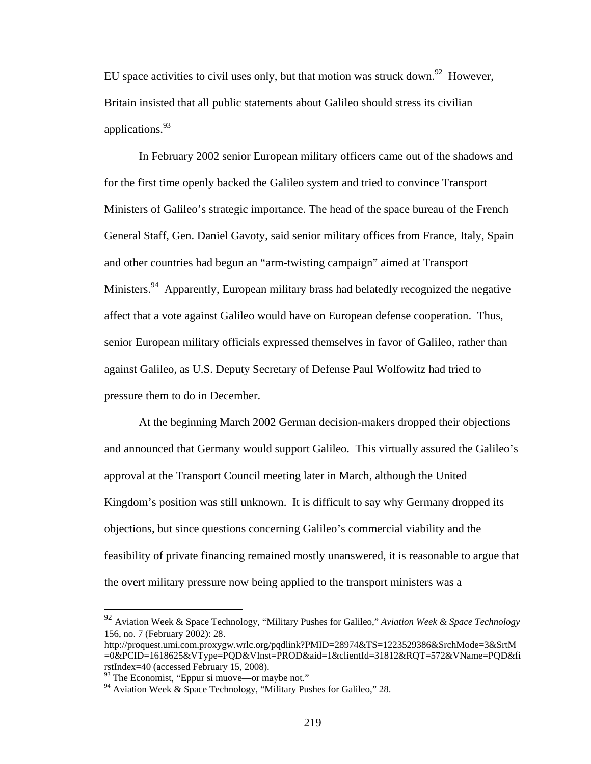EU space activities to civil uses only, but that motion was struck down.[92] However, Britain insisted that all public statements about Galileo should stress its civilian applications.[93]

In February 2002 senior European military officers came out of the shadows and for the first time openly backed the Galileo system and tried to convince Transport Ministers of Galileo's strategic importance. The head of the space bureau of the French General Staff, Gen. Daniel Gavoty, said senior military offices from France, Italy, Spain and other countries had begun an "arm-twisting campaign" aimed at Transport Ministers.[94] Apparently, European military brass had belatedly recognized the negative affect that a vote against Galileo would have on European defense cooperation. Thus, senior European military officials expressed themselves in favor of Galileo, rather than against Galileo, as U.S. Deputy Secretary of Defense Paul Wolfowitz had tried to pressure them to do in December.

At the beginning March 2002 German decision-makers dropped their objections and announced that Germany would support Galileo. This virtually assured the Galileo's approval at the Transport Council meeting later in March, although the United Kingdom's position was still unknown. It is difficult to say why Germany dropped its objections, but since questions concerning Galileo's commercial viability and the feasibility of private financing remained mostly unanswered, it is reasonable to argue that the overt military pressure now being applied to the transport ministers was a

---

[92] Aviation Week & Space Technology, "Military Pushes for Galileo," *Aviation Week & Space Technology* 156, no. 7 (February 2002): 28. http://proquest.umi.com.proxygw.wrlc.org/pqdlink?PMID=28974&TS=1223529386&SrchMode=3&SrtM=0&PCID=1618625&VType=PQD&VInst=PROD&aid=1&clientId=31812&RQT=572&VName=PQD&firstIndex=40 (accessed February 15, 2008).

[93] The Economist, "Eppur si muove—or maybe not."

[94] Aviation Week & Space Technology, "Military Pushes for Galileo," 28.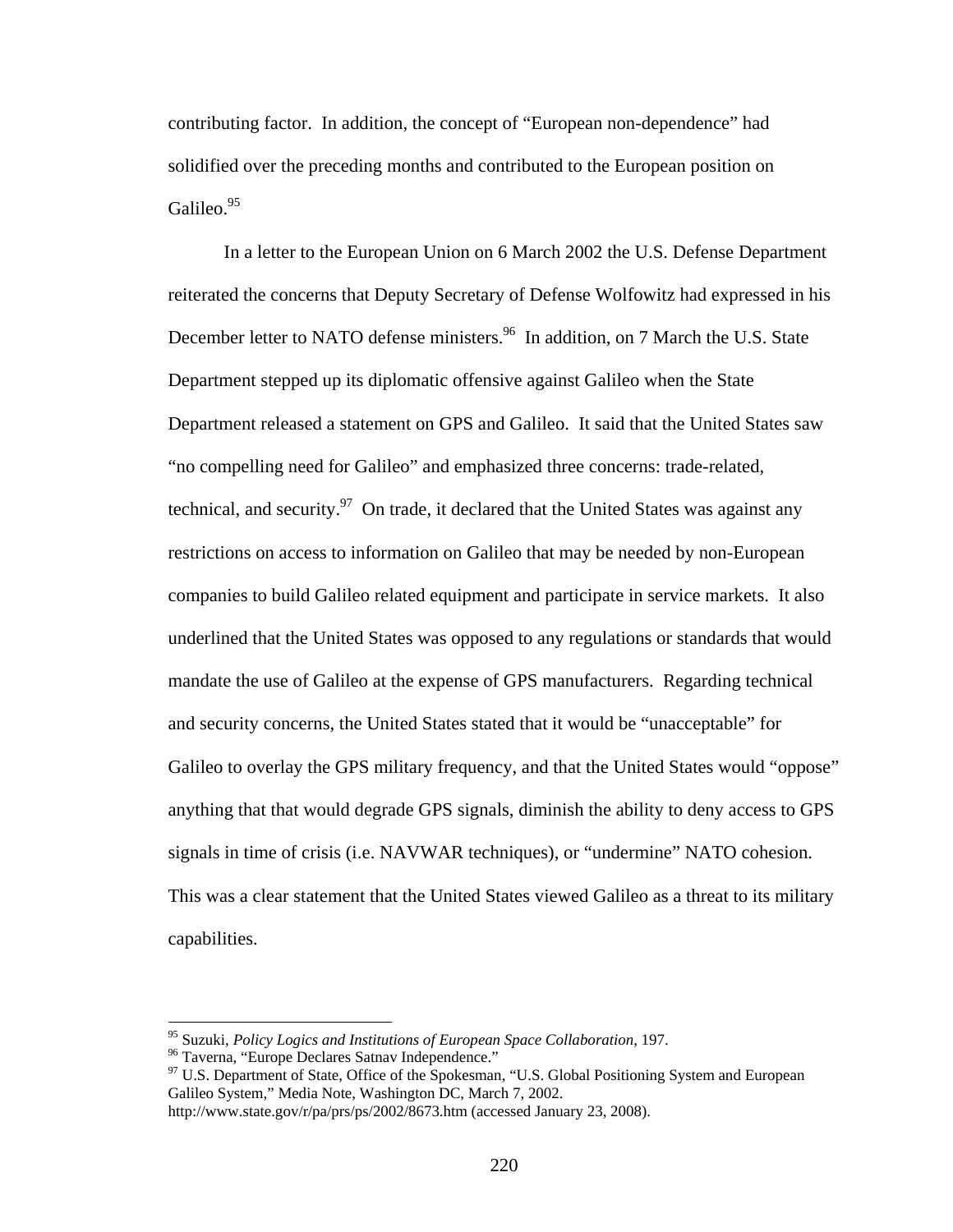contributing factor. In addition, the concept of "European non-dependence" had solidified over the preceding months and contributed to the European position on Galileo.[95]

In a letter to the European Union on 6 March 2002 the U.S. Defense Department reiterated the concerns that Deputy Secretary of Defense Wolfowitz had expressed in his December letter to NATO defense ministers.[96] In addition, on 7 March the U.S. State Department stepped up its diplomatic offensive against Galileo when the State Department released a statement on GPS and Galileo. It said that the United States saw "no compelling need for Galileo" and emphasized three concerns: trade-related, technical, and security.[97] On trade, it declared that the United States was against any restrictions on access to information on Galileo that may be needed by non-European companies to build Galileo related equipment and participate in service markets. It also underlined that the United States was opposed to any regulations or standards that would mandate the use of Galileo at the expense of GPS manufacturers. Regarding technical and security concerns, the United States stated that it would be "unacceptable" for Galileo to overlay the GPS military frequency, and that the United States would "oppose" anything that that would degrade GPS signals, diminish the ability to deny access to GPS signals in time of crisis (i.e. NAVWAR techniques), or "undermine" NATO cohesion. This was a clear statement that the United States viewed Galileo as a threat to its military capabilities.

---

[95] Suzuki, *Policy Logics and Institutions of European Space Collaboration*, 197.

[96] Taverna, "Europe Declares Satnav Independence."

[97] U.S. Department of State, Office of the Spokesman, "U.S. Global Positioning System and European Galileo System," Media Note, Washington DC, March 7, 2002. http://www.state.gov/r/pa/prs/ps/2002/8673.htm (accessed January 23, 2008).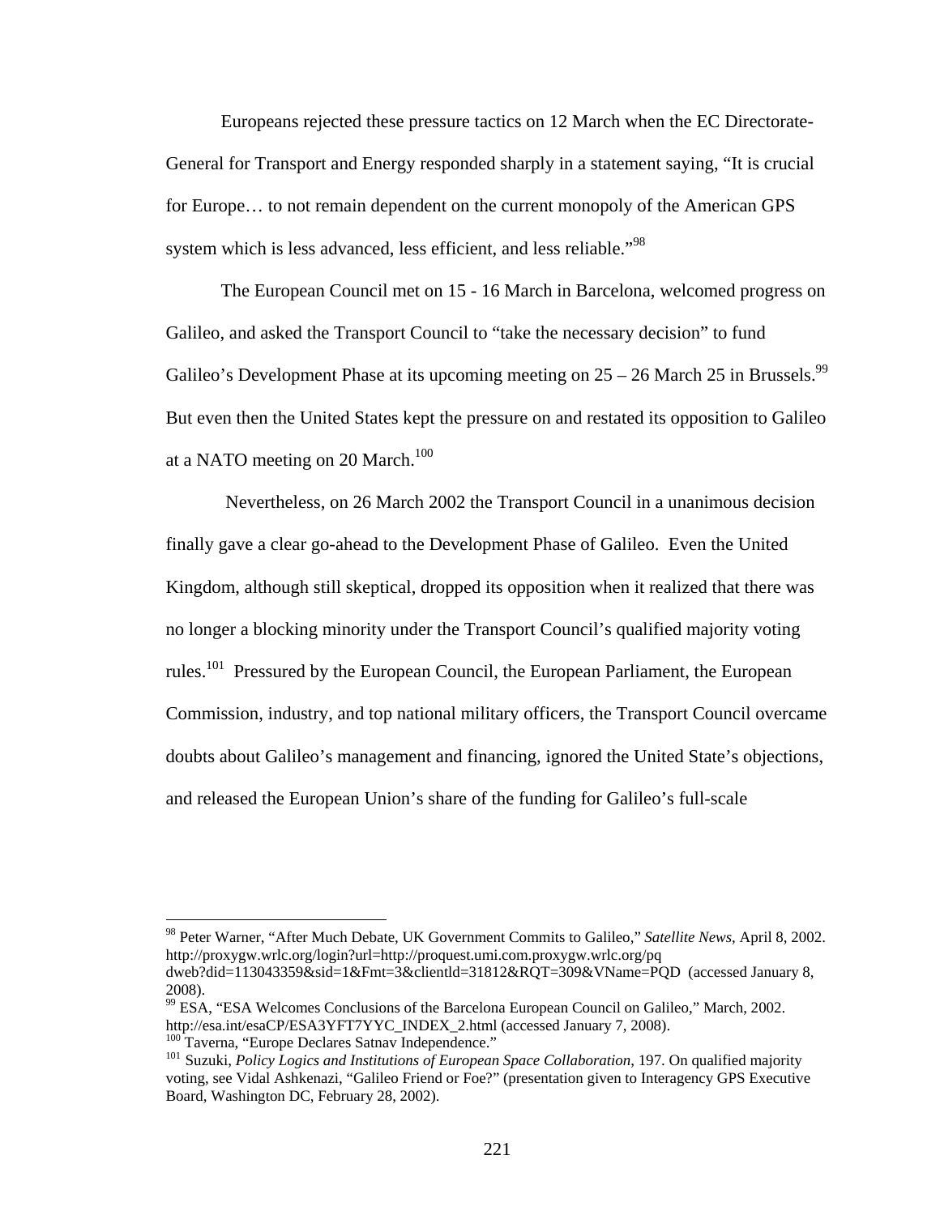Europeans rejected these pressure tactics on 12 March when the EC Directorate-General for Transport and Energy responded sharply in a statement saying, "It is crucial for Europe… to not remain dependent on the current monopoly of the American GPS system which is less advanced, less efficient, and less reliable."[98]

The European Council met on 15 - 16 March in Barcelona, welcomed progress on Galileo, and asked the Transport Council to "take the necessary decision" to fund Galileo's Development Phase at its upcoming meeting on 25 – 26 March 25 in Brussels.[99] But even then the United States kept the pressure on and restated its opposition to Galileo at a NATO meeting on 20 March.[100]

Nevertheless, on 26 March 2002 the Transport Council in a unanimous decision finally gave a clear go-ahead to the Development Phase of Galileo. Even the United Kingdom, although still skeptical, dropped its opposition when it realized that there was no longer a blocking minority under the Transport Council's qualified majority voting rules.[101] Pressured by the European Council, the European Parliament, the European Commission, industry, and top national military officers, the Transport Council overcame doubts about Galileo's management and financing, ignored the United State's objections, and released the European Union's share of the funding for Galileo's full-scale

---

[98] Peter Warner, "After Much Debate, UK Government Commits to Galileo," *Satellite News*, April 8, 2002. http://proxygw.wrlc.org/login?url=http://proquest.umi.com.proxygw.wrlc.org/pqdweb?did=113043359&sid=1&Fmt=3&clientld=31812&RQT=309&VName=PQD (accessed January 8, 2008).

[99] ESA, "ESA Welcomes Conclusions of the Barcelona European Council on Galileo," March, 2002. http://esa.int/esaCP/ESA3YFT7YYC_INDEX_2.html (accessed January 7, 2008).

[100] Taverna, "Europe Declares Satnav Independence."

[101] Suzuki, *Policy Logics and Institutions of European Space Collaboration*, 197. On qualified majority voting, see Vidal Ashkenazi, "Galileo Friend or Foe?" (presentation given to Interagency GPS Executive Board, Washington DC, February 28, 2002).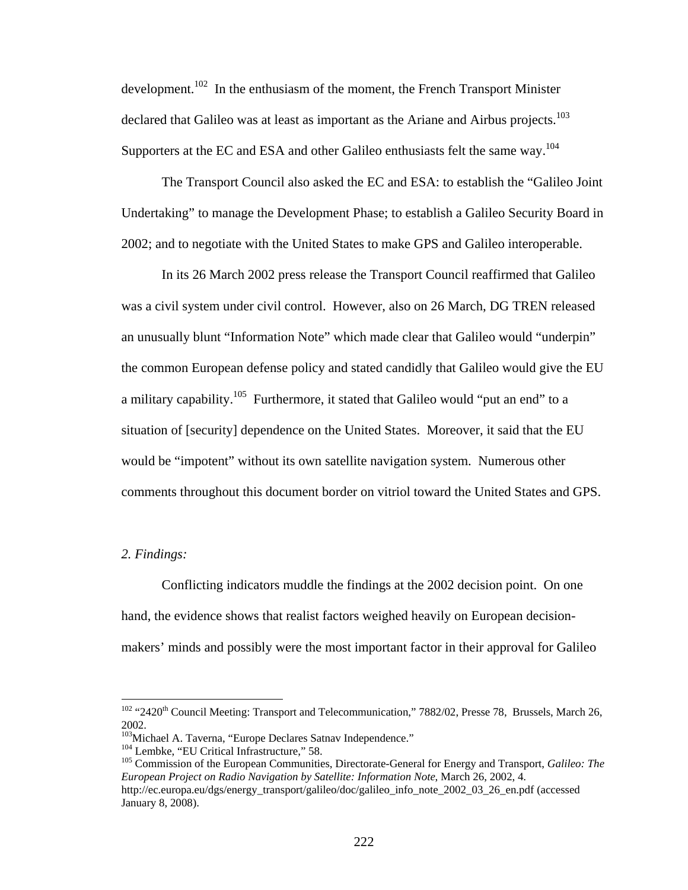development.[102] In the enthusiasm of the moment, the French Transport Minister declared that Galileo was at least as important as the Ariane and Airbus projects.[103] Supporters at the EC and ESA and other Galileo enthusiasts felt the same way.[104]

The Transport Council also asked the EC and ESA: to establish the "Galileo Joint Undertaking" to manage the Development Phase; to establish a Galileo Security Board in 2002; and to negotiate with the United States to make GPS and Galileo interoperable.

In its 26 March 2002 press release the Transport Council reaffirmed that Galileo was a civil system under civil control. However, also on 26 March, DG TREN released an unusually blunt "Information Note" which made clear that Galileo would "underpin" the common European defense policy and stated candidly that Galileo would give the EU a military capability.[105] Furthermore, it stated that Galileo would "put an end" to a situation of [security] dependence on the United States. Moreover, it said that the EU would be "impotent" without its own satellite navigation system. Numerous other comments throughout this document border on vitriol toward the United States and GPS.

*2. Findings:*

Conflicting indicators muddle the findings at the 2002 decision point. On one hand, the evidence shows that realist factors weighed heavily on European decision-makers' minds and possibly were the most important factor in their approval for Galileo

---

[102] "2420th Council Meeting: Transport and Telecommunication," 7882/02, Presse 78, Brussels, March 26, 2002.

[103] Michael A. Taverna, "Europe Declares Satnav Independence."

[104] Lembke, "EU Critical Infrastructure," 58.

[105] Commission of the European Communities, Directorate-General for Energy and Transport, *Galileo: The European Project on Radio Navigation by Satellite: Information Note*, March 26, 2002, 4. http://ec.europa.eu/dgs/energy_transport/galileo/doc/galileo_info_note_2002_03_26_en.pdf (accessed January 8, 2008).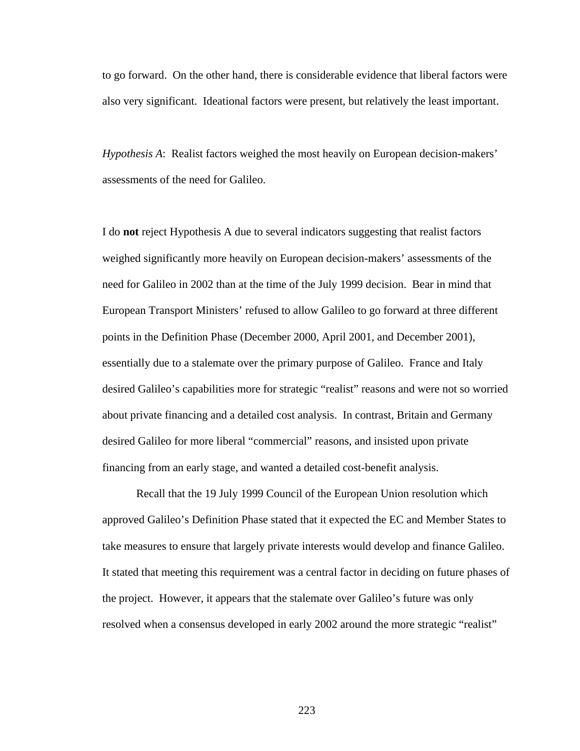to go forward. On the other hand, there is considerable evidence that liberal factors were also very significant. Ideational factors were present, but relatively the least important.

*Hypothesis A*: Realist factors weighed the most heavily on European decision-makers' assessments of the need for Galileo.

I do **not** reject Hypothesis A due to several indicators suggesting that realist factors weighed significantly more heavily on European decision-makers' assessments of the need for Galileo in 2002 than at the time of the July 1999 decision. Bear in mind that European Transport Ministers' refused to allow Galileo to go forward at three different points in the Definition Phase (December 2000, April 2001, and December 2001), essentially due to a stalemate over the primary purpose of Galileo. France and Italy desired Galileo's capabilities more for strategic "realist" reasons and were not so worried about private financing and a detailed cost analysis. In contrast, Britain and Germany desired Galileo for more liberal "commercial" reasons, and insisted upon private financing from an early stage, and wanted a detailed cost-benefit analysis.

Recall that the 19 July 1999 Council of the European Union resolution which approved Galileo's Definition Phase stated that it expected the EC and Member States to take measures to ensure that largely private interests would develop and finance Galileo. It stated that meeting this requirement was a central factor in deciding on future phases of the project. However, it appears that the stalemate over Galileo's future was only resolved when a consensus developed in early 2002 around the more strategic "realist"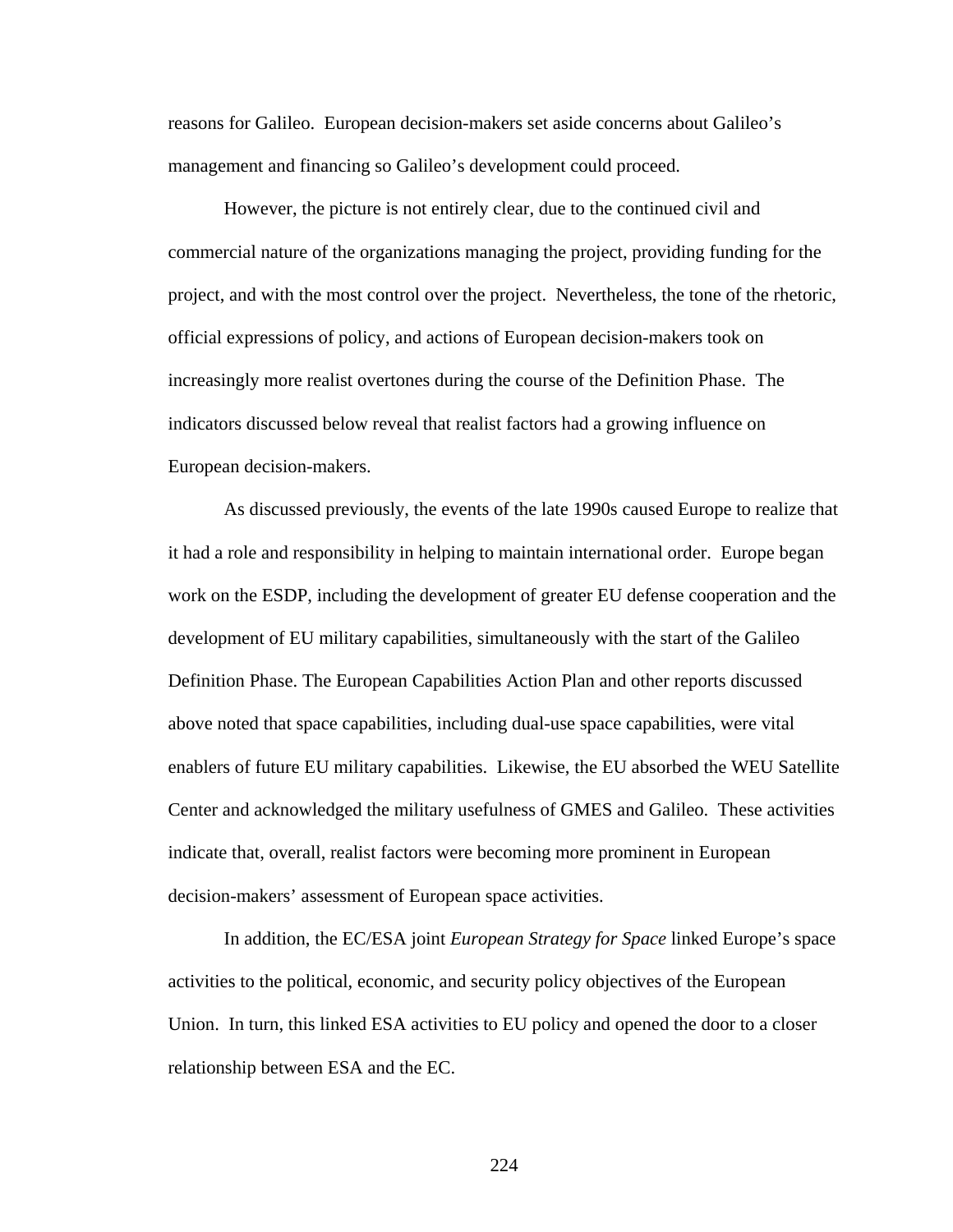reasons for Galileo. European decision-makers set aside concerns about Galileo's management and financing so Galileo's development could proceed.

However, the picture is not entirely clear, due to the continued civil and commercial nature of the organizations managing the project, providing funding for the project, and with the most control over the project. Nevertheless, the tone of the rhetoric, official expressions of policy, and actions of European decision-makers took on increasingly more realist overtones during the course of the Definition Phase. The indicators discussed below reveal that realist factors had a growing influence on European decision-makers.

As discussed previously, the events of the late 1990s caused Europe to realize that it had a role and responsibility in helping to maintain international order. Europe began work on the ESDP, including the development of greater EU defense cooperation and the development of EU military capabilities, simultaneously with the start of the Galileo Definition Phase. The European Capabilities Action Plan and other reports discussed above noted that space capabilities, including dual-use space capabilities, were vital enablers of future EU military capabilities. Likewise, the EU absorbed the WEU Satellite Center and acknowledged the military usefulness of GMES and Galileo. These activities indicate that, overall, realist factors were becoming more prominent in European decision-makers' assessment of European space activities.

In addition, the EC/ESA joint *European Strategy for Space* linked Europe's space activities to the political, economic, and security policy objectives of the European Union. In turn, this linked ESA activities to EU policy and opened the door to a closer relationship between ESA and the EC.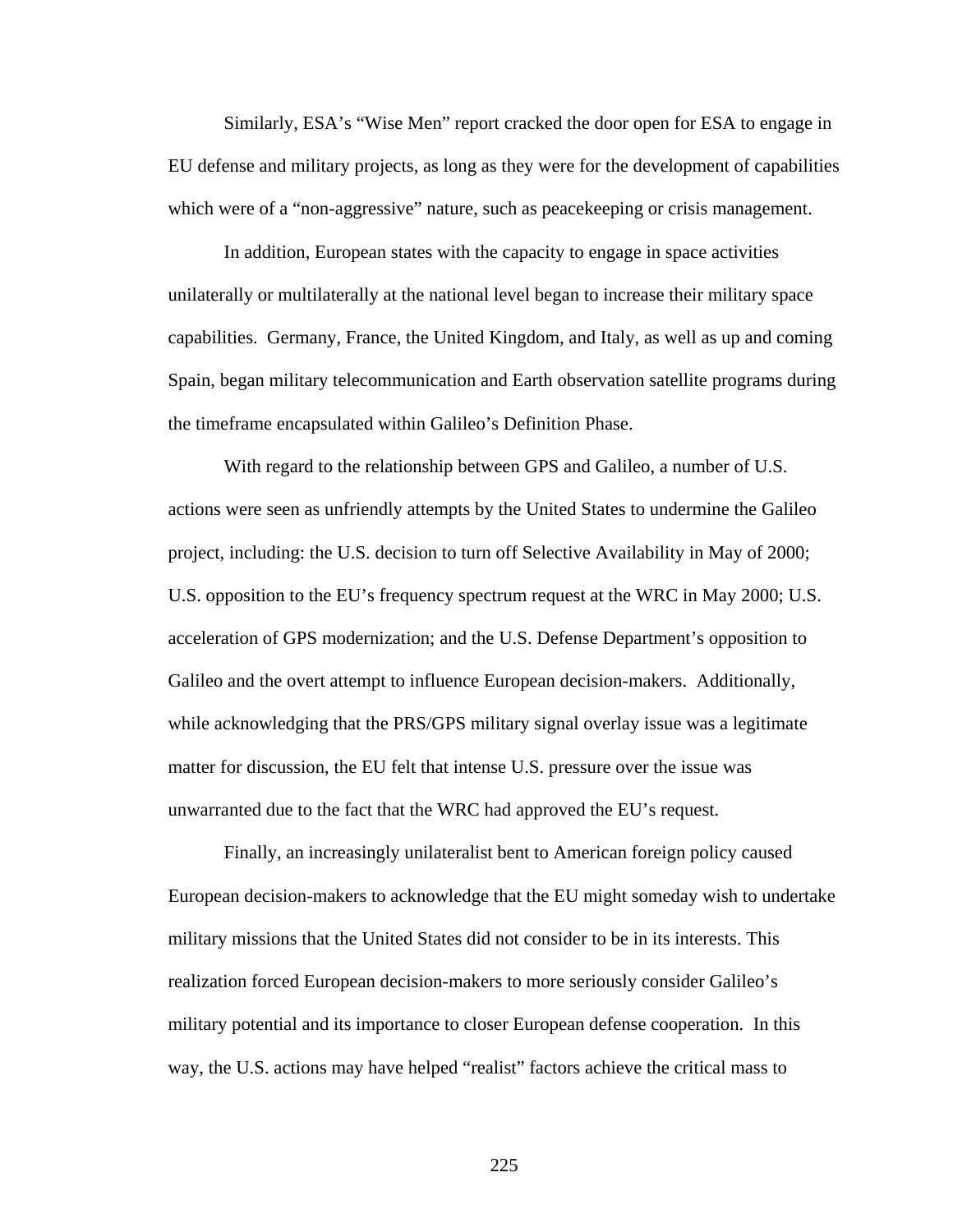Similarly, ESA's "Wise Men" report cracked the door open for ESA to engage in EU defense and military projects, as long as they were for the development of capabilities which were of a "non-aggressive" nature, such as peacekeeping or crisis management.

In addition, European states with the capacity to engage in space activities unilaterally or multilaterally at the national level began to increase their military space capabilities. Germany, France, the United Kingdom, and Italy, as well as up and coming Spain, began military telecommunication and Earth observation satellite programs during the timeframe encapsulated within Galileo's Definition Phase.

With regard to the relationship between GPS and Galileo, a number of U.S. actions were seen as unfriendly attempts by the United States to undermine the Galileo project, including: the U.S. decision to turn off Selective Availability in May of 2000; U.S. opposition to the EU's frequency spectrum request at the WRC in May 2000; U.S. acceleration of GPS modernization; and the U.S. Defense Department's opposition to Galileo and the overt attempt to influence European decision-makers. Additionally, while acknowledging that the PRS/GPS military signal overlay issue was a legitimate matter for discussion, the EU felt that intense U.S. pressure over the issue was unwarranted due to the fact that the WRC had approved the EU's request.

Finally, an increasingly unilateralist bent to American foreign policy caused European decision-makers to acknowledge that the EU might someday wish to undertake military missions that the United States did not consider to be in its interests. This realization forced European decision-makers to more seriously consider Galileo's military potential and its importance to closer European defense cooperation. In this way, the U.S. actions may have helped "realist" factors achieve the critical mass to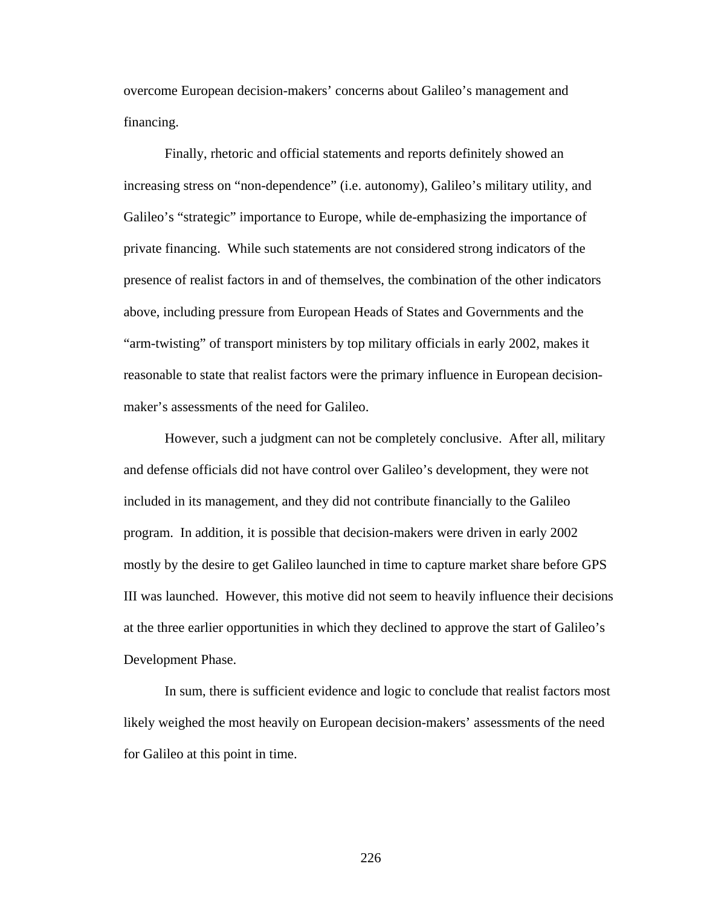overcome European decision-makers' concerns about Galileo's management and financing.

Finally, rhetoric and official statements and reports definitely showed an increasing stress on "non-dependence" (i.e. autonomy), Galileo's military utility, and Galileo's "strategic" importance to Europe, while de-emphasizing the importance of private financing. While such statements are not considered strong indicators of the presence of realist factors in and of themselves, the combination of the other indicators above, including pressure from European Heads of States and Governments and the "arm-twisting" of transport ministers by top military officials in early 2002, makes it reasonable to state that realist factors were the primary influence in European decision-maker's assessments of the need for Galileo.

However, such a judgment can not be completely conclusive. After all, military and defense officials did not have control over Galileo's development, they were not included in its management, and they did not contribute financially to the Galileo program. In addition, it is possible that decision-makers were driven in early 2002 mostly by the desire to get Galileo launched in time to capture market share before GPS III was launched. However, this motive did not seem to heavily influence their decisions at the three earlier opportunities in which they declined to approve the start of Galileo's Development Phase.

In sum, there is sufficient evidence and logic to conclude that realist factors most likely weighed the most heavily on European decision-makers' assessments of the need for Galileo at this point in time.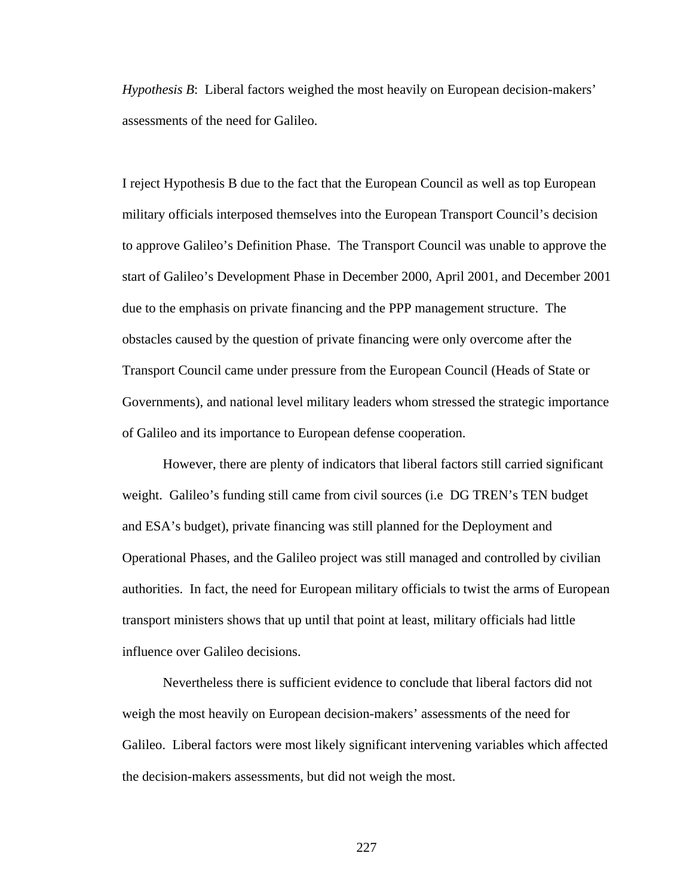*Hypothesis B*: Liberal factors weighed the most heavily on European decision-makers' assessments of the need for Galileo.

I reject Hypothesis B due to the fact that the European Council as well as top European military officials interposed themselves into the European Transport Council's decision to approve Galileo's Definition Phase. The Transport Council was unable to approve the start of Galileo's Development Phase in December 2000, April 2001, and December 2001 due to the emphasis on private financing and the PPP management structure. The obstacles caused by the question of private financing were only overcome after the Transport Council came under pressure from the European Council (Heads of State or Governments), and national level military leaders whom stressed the strategic importance of Galileo and its importance to European defense cooperation.

However, there are plenty of indicators that liberal factors still carried significant weight. Galileo's funding still came from civil sources (i.e DG TREN's TEN budget and ESA's budget), private financing was still planned for the Deployment and Operational Phases, and the Galileo project was still managed and controlled by civilian authorities. In fact, the need for European military officials to twist the arms of European transport ministers shows that up until that point at least, military officials had little influence over Galileo decisions.

Nevertheless there is sufficient evidence to conclude that liberal factors did not weigh the most heavily on European decision-makers' assessments of the need for Galileo. Liberal factors were most likely significant intervening variables which affected the decision-makers assessments, but did not weigh the most.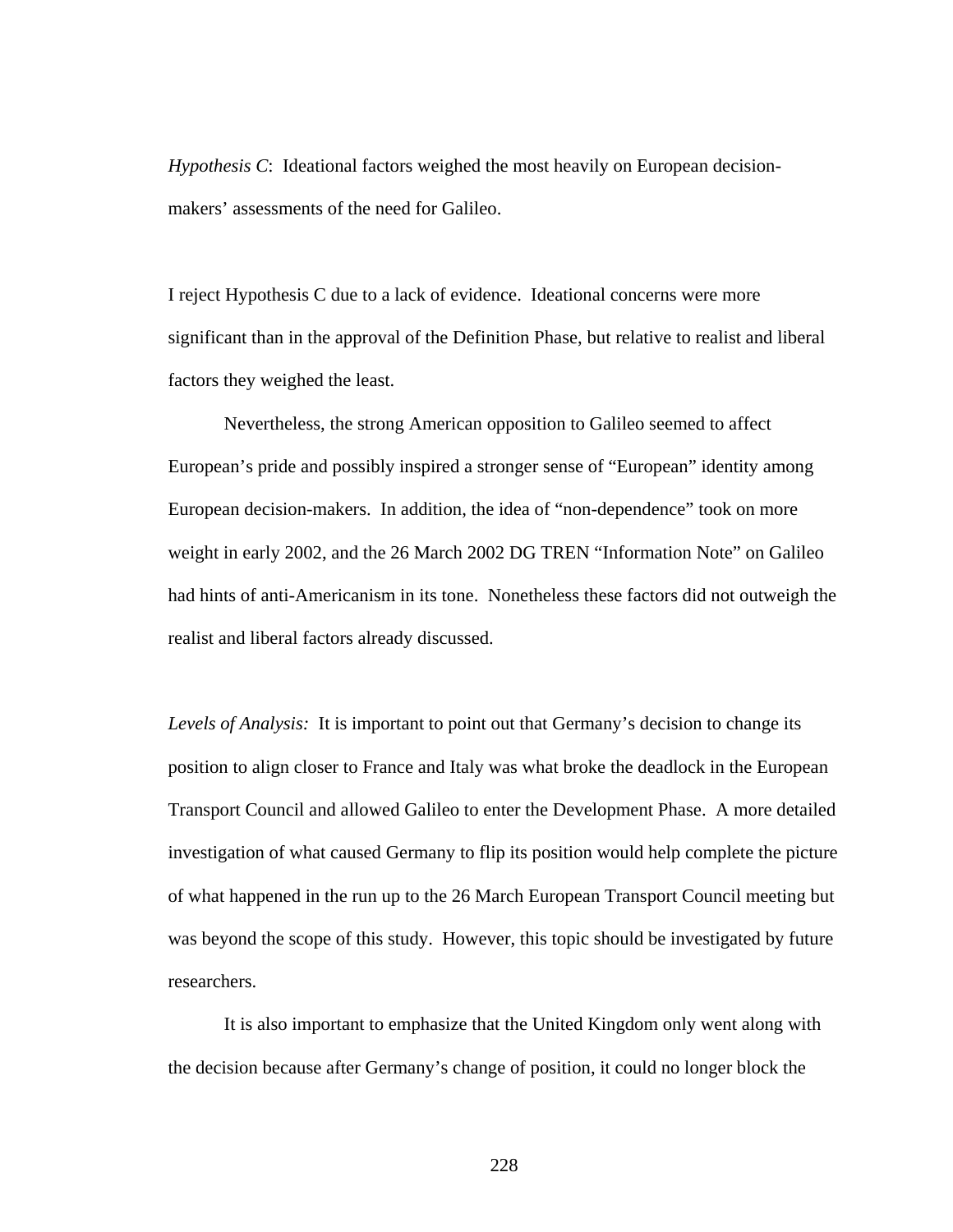*Hypothesis C*: Ideational factors weighed the most heavily on European decision-makers' assessments of the need for Galileo.

I reject Hypothesis C due to a lack of evidence. Ideational concerns were more significant than in the approval of the Definition Phase, but relative to realist and liberal factors they weighed the least.

Nevertheless, the strong American opposition to Galileo seemed to affect European's pride and possibly inspired a stronger sense of "European" identity among European decision-makers. In addition, the idea of "non-dependence" took on more weight in early 2002, and the 26 March 2002 DG TREN "Information Note" on Galileo had hints of anti-Americanism in its tone. Nonetheless these factors did not outweigh the realist and liberal factors already discussed.

*Levels of Analysis:* It is important to point out that Germany's decision to change its position to align closer to France and Italy was what broke the deadlock in the European Transport Council and allowed Galileo to enter the Development Phase. A more detailed investigation of what caused Germany to flip its position would help complete the picture of what happened in the run up to the 26 March European Transport Council meeting but was beyond the scope of this study. However, this topic should be investigated by future researchers.

It is also important to emphasize that the United Kingdom only went along with the decision because after Germany's change of position, it could no longer block the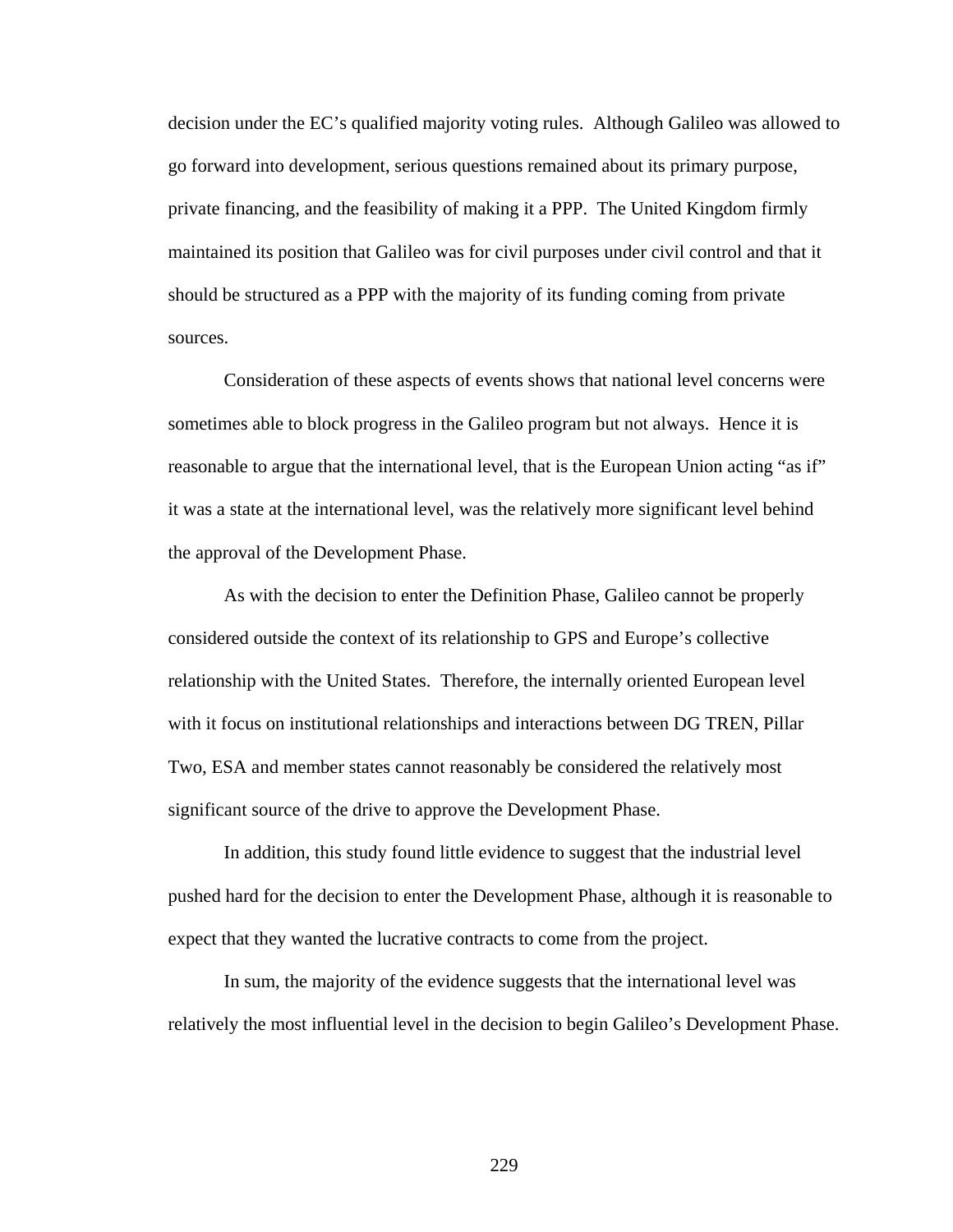decision under the EC's qualified majority voting rules. Although Galileo was allowed to go forward into development, serious questions remained about its primary purpose, private financing, and the feasibility of making it a PPP. The United Kingdom firmly maintained its position that Galileo was for civil purposes under civil control and that it should be structured as a PPP with the majority of its funding coming from private sources.

Consideration of these aspects of events shows that national level concerns were sometimes able to block progress in the Galileo program but not always. Hence it is reasonable to argue that the international level, that is the European Union acting "as if" it was a state at the international level, was the relatively more significant level behind the approval of the Development Phase.

As with the decision to enter the Definition Phase, Galileo cannot be properly considered outside the context of its relationship to GPS and Europe's collective relationship with the United States. Therefore, the internally oriented European level with it focus on institutional relationships and interactions between DG TREN, Pillar Two, ESA and member states cannot reasonably be considered the relatively most significant source of the drive to approve the Development Phase.

In addition, this study found little evidence to suggest that the industrial level pushed hard for the decision to enter the Development Phase, although it is reasonable to expect that they wanted the lucrative contracts to come from the project.

In sum, the majority of the evidence suggests that the international level was relatively the most influential level in the decision to begin Galileo's Development Phase.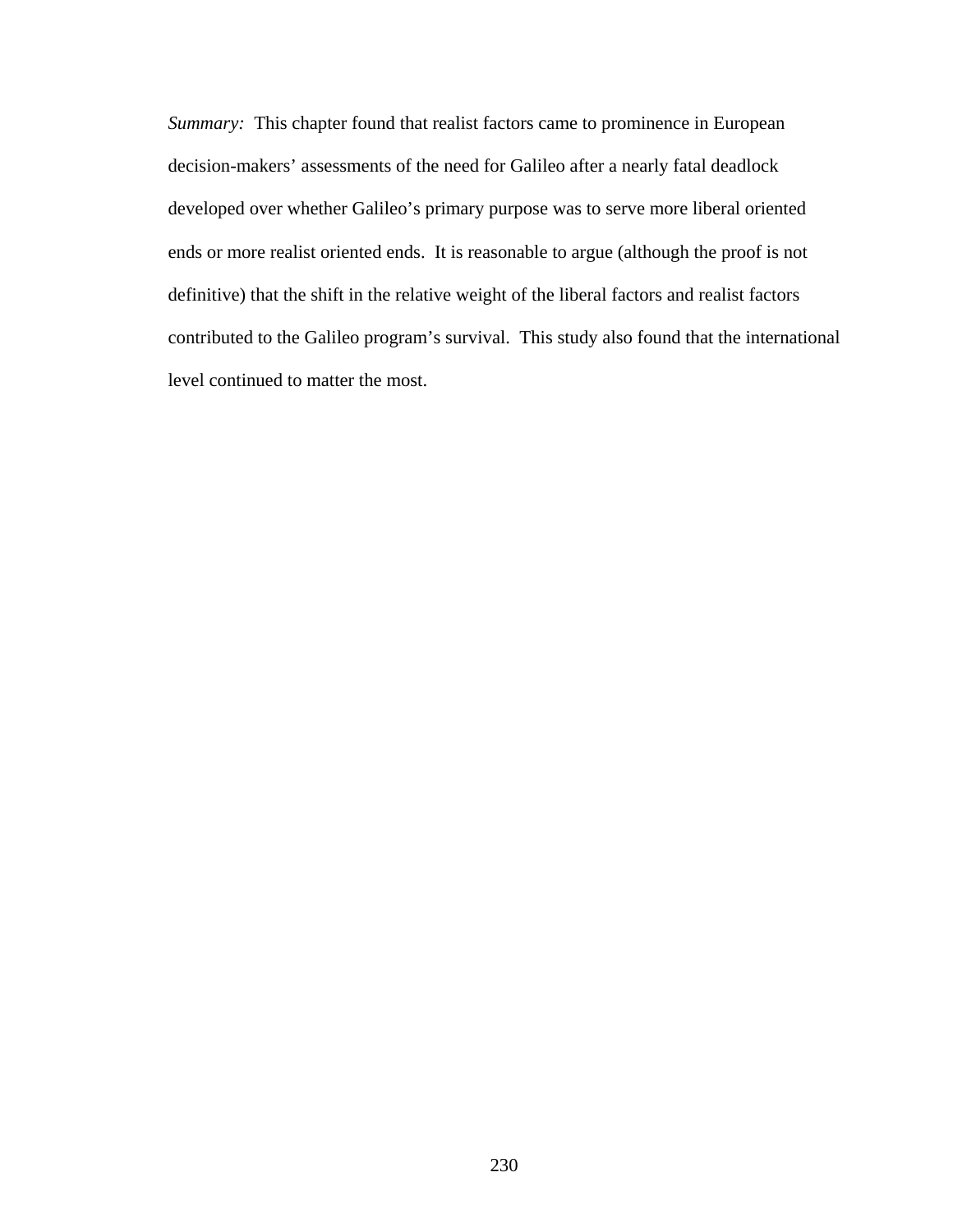*Summary:* This chapter found that realist factors came to prominence in European decision-makers' assessments of the need for Galileo after a nearly fatal deadlock developed over whether Galileo's primary purpose was to serve more liberal oriented ends or more realist oriented ends. It is reasonable to argue (although the proof is not definitive) that the shift in the relative weight of the liberal factors and realist factors contributed to the Galileo program's survival. This study also found that the international level continued to matter the most.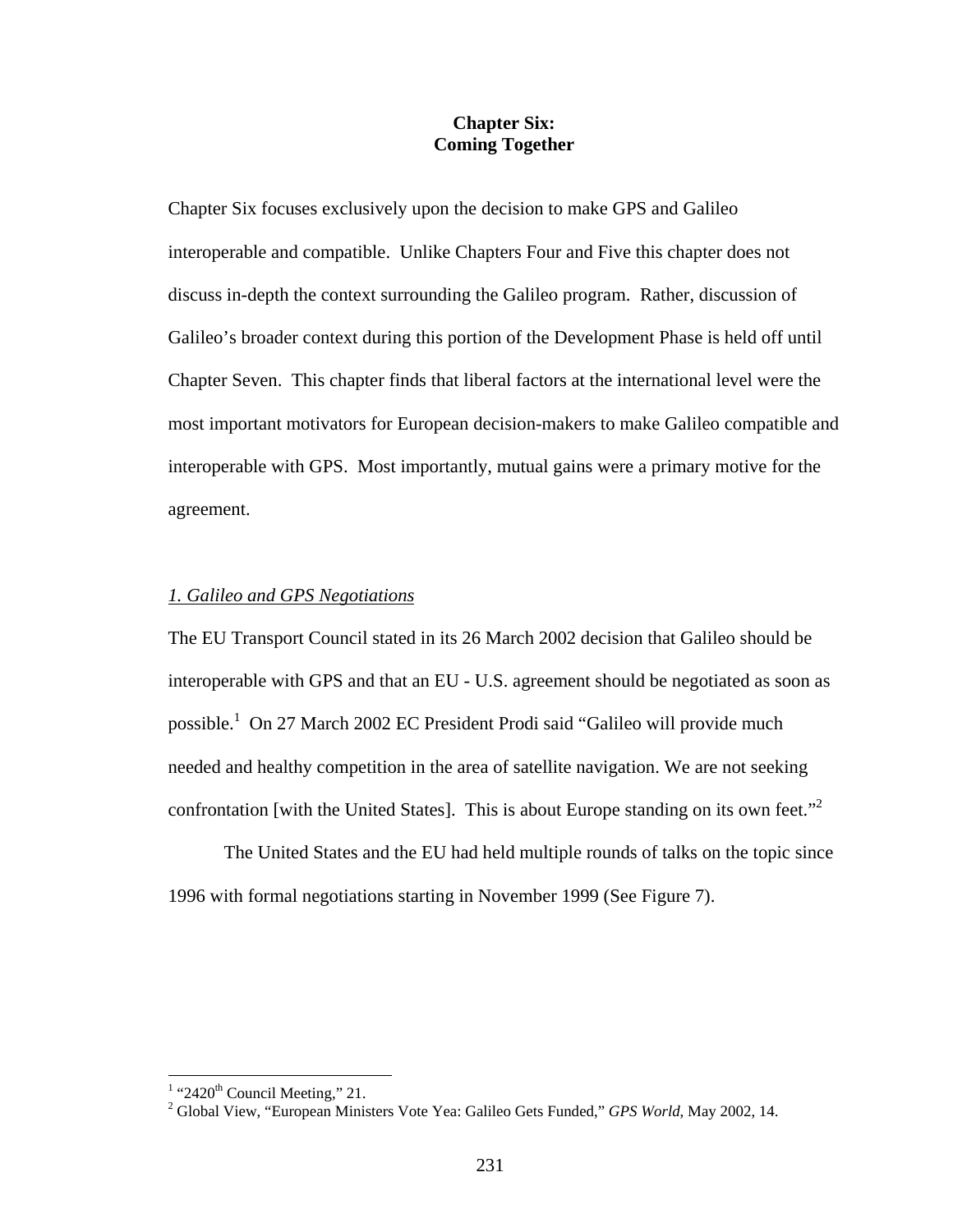# Chapter Six:
# Coming Together

Chapter Six focuses exclusively upon the decision to make GPS and Galileo interoperable and compatible. Unlike Chapters Four and Five this chapter does not discuss in-depth the context surrounding the Galileo program. Rather, discussion of Galileo's broader context during this portion of the Development Phase is held off until Chapter Seven. This chapter finds that liberal factors at the international level were the most important motivators for European decision-makers to make Galileo compatible and interoperable with GPS. Most importantly, mutual gains were a primary motive for the agreement.

## *1. Galileo and GPS Negotiations*

The EU Transport Council stated in its 26 March 2002 decision that Galileo should be interoperable with GPS and that an EU - U.S. agreement should be negotiated as soon as possible.[1] On 27 March 2002 EC President Prodi said "Galileo will provide much needed and healthy competition in the area of satellite navigation. We are not seeking confrontation [with the United States]. This is about Europe standing on its own feet."[2]

The United States and the EU had held multiple rounds of talks on the topic since 1996 with formal negotiations starting in November 1999 (See Figure 7).

---

[1] "2420th Council Meeting," 21.

[2] Global View, "European Ministers Vote Yea: Galileo Gets Funded," *GPS World*, May 2002, 14.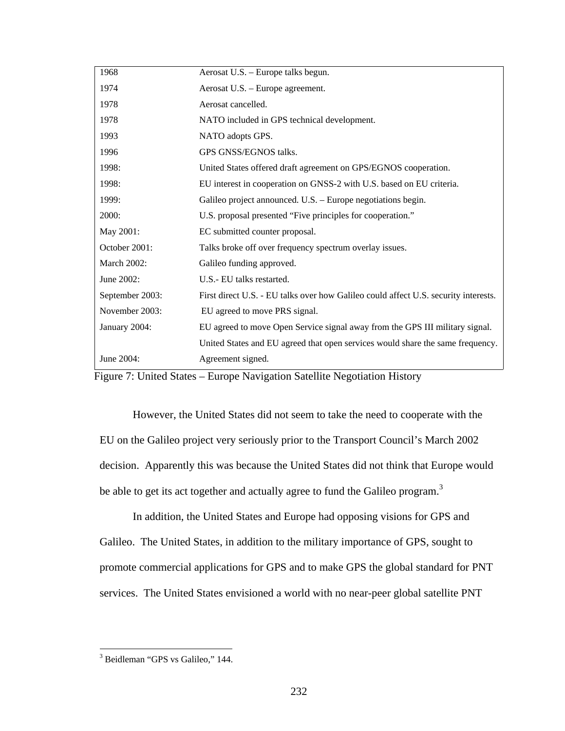| | |
|---|---|
| 1968 | Aerosat U.S. – Europe talks begun. |
| 1974 | Aerosat U.S. – Europe agreement. |
| 1978 | Aerosat cancelled. |
| 1978 | NATO included in GPS technical development. |
| 1993 | NATO adopts GPS. |
| 1996 | GPS GNSS/EGNOS talks. |
| 1998: | United States offered draft agreement on GPS/EGNOS cooperation. |
| 1998: | EU interest in cooperation on GNSS-2 with U.S. based on EU criteria. |
| 1999: | Galileo project announced. U.S. – Europe negotiations begin. |
| 2000: | U.S. proposal presented "Five principles for cooperation." |
| May 2001: | EC submitted counter proposal. |
| October 2001: | Talks broke off over frequency spectrum overlay issues. |
| March 2002: | Galileo funding approved. |
| June 2002: | U.S.- EU talks restarted. |
| September 2003: | First direct U.S. - EU talks over how Galileo could affect U.S. security interests. |
| November 2003: | EU agreed to move PRS signal. |
| January 2004: | EU agreed to move Open Service signal away from the GPS III military signal. |
| | United States and EU agreed that open services would share the same frequency. |
| June 2004: | Agreement signed. |

Figure 7: United States – Europe Navigation Satellite Negotiation History

However, the United States did not seem to take the need to cooperate with the EU on the Galileo project very seriously prior to the Transport Council's March 2002 decision. Apparently this was because the United States did not think that Europe would be able to get its act together and actually agree to fund the Galileo program.[3]

In addition, the United States and Europe had opposing visions for GPS and Galileo. The United States, in addition to the military importance of GPS, sought to promote commercial applications for GPS and to make GPS the global standard for PNT services. The United States envisioned a world with no near-peer global satellite PNT

[3] Beidleman "GPS vs Galileo," 144.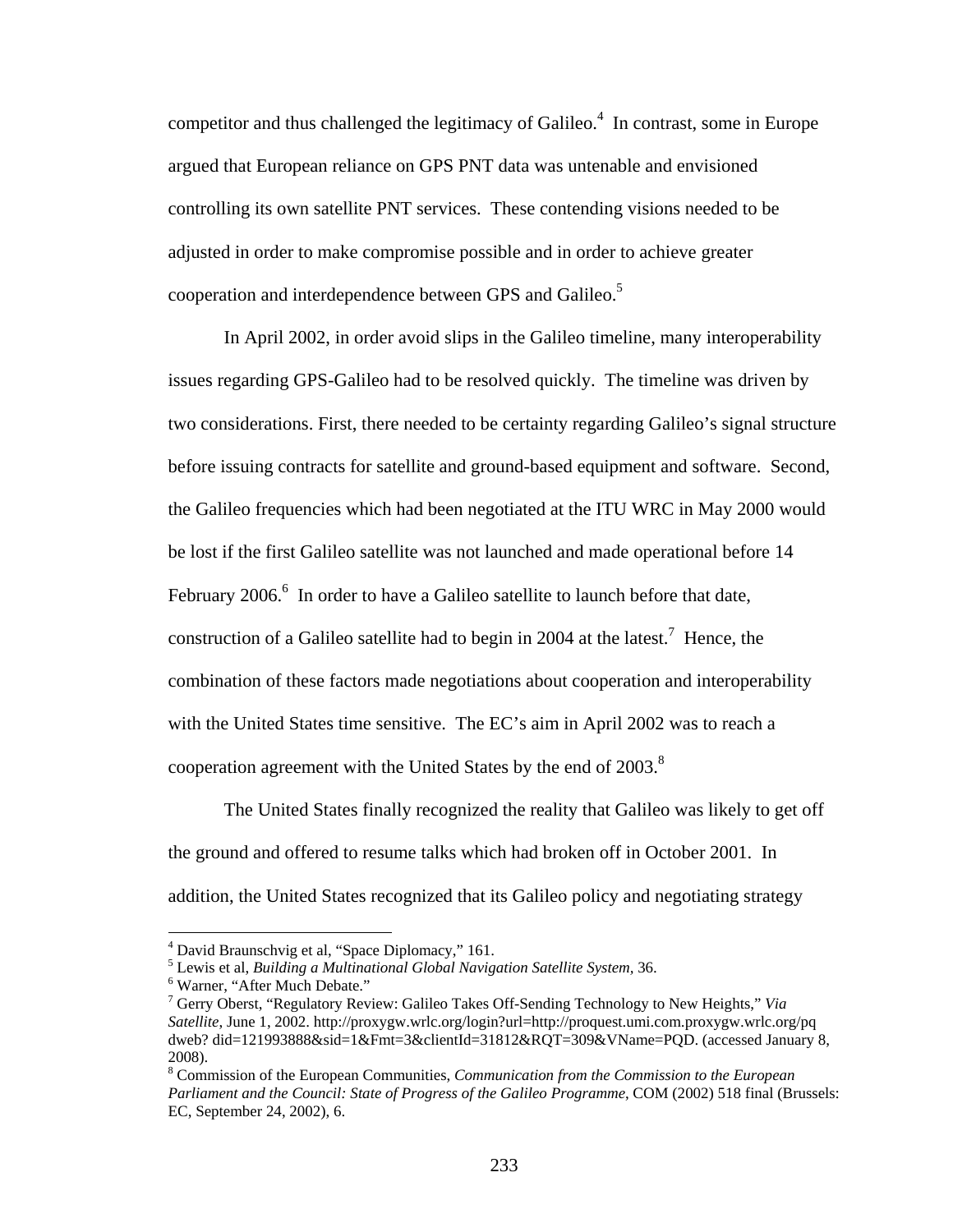competitor and thus challenged the legitimacy of Galileo.[4] In contrast, some in Europe argued that European reliance on GPS PNT data was untenable and envisioned controlling its own satellite PNT services. These contending visions needed to be adjusted in order to make compromise possible and in order to achieve greater cooperation and interdependence between GPS and Galileo.[5]

In April 2002, in order avoid slips in the Galileo timeline, many interoperability issues regarding GPS-Galileo had to be resolved quickly. The timeline was driven by two considerations. First, there needed to be certainty regarding Galileo's signal structure before issuing contracts for satellite and ground-based equipment and software. Second, the Galileo frequencies which had been negotiated at the ITU WRC in May 2000 would be lost if the first Galileo satellite was not launched and made operational before 14 February 2006.[6] In order to have a Galileo satellite to launch before that date, construction of a Galileo satellite had to begin in 2004 at the latest.[7] Hence, the combination of these factors made negotiations about cooperation and interoperability with the United States time sensitive. The EC's aim in April 2002 was to reach a cooperation agreement with the United States by the end of 2003.[8]

The United States finally recognized the reality that Galileo was likely to get off the ground and offered to resume talks which had broken off in October 2001. In addition, the United States recognized that its Galileo policy and negotiating strategy

---

[4] David Braunschvig et al, "Space Diplomacy," 161.

[5] Lewis et al, *Building a Multinational Global Navigation Satellite System*, 36.

[6] Warner, "After Much Debate."

[7] Gerry Oberst, "Regulatory Review: Galileo Takes Off-Sending Technology to New Heights," *Via Satellite*, June 1, 2002. http://proxygw.wrlc.org/login?url=http://proquest.umi.com.proxygw.wrlc.org/pqdweb? did=121993888&sid=1&Fmt=3&clientId=31812&RQT=309&VName=PQD. (accessed January 8, 2008).

[8] Commission of the European Communities, *Communication from the Commission to the European Parliament and the Council: State of Progress of the Galileo Programme*, COM (2002) 518 final (Brussels: EC, September 24, 2002), 6.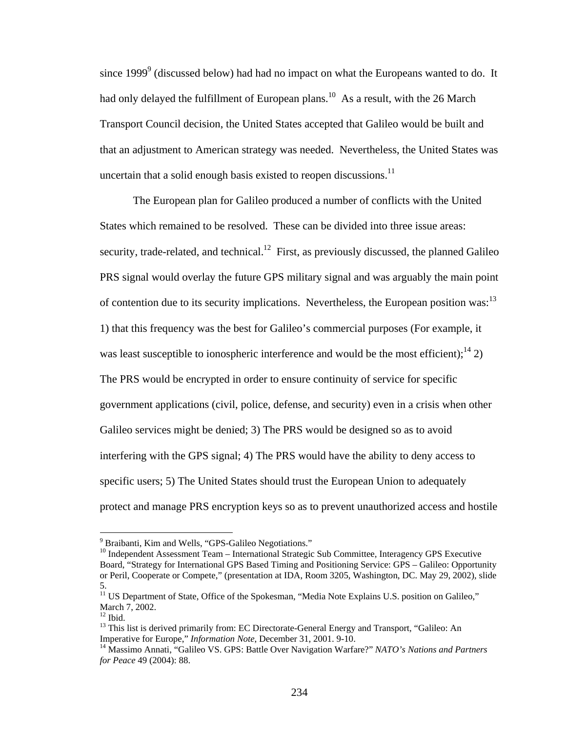since 1999[9] (discussed below) had had no impact on what the Europeans wanted to do. It had only delayed the fulfillment of European plans.[10] As a result, with the 26 March Transport Council decision, the United States accepted that Galileo would be built and that an adjustment to American strategy was needed. Nevertheless, the United States was uncertain that a solid enough basis existed to reopen discussions.[11]

The European plan for Galileo produced a number of conflicts with the United States which remained to be resolved. These can be divided into three issue areas: security, trade-related, and technical.[12] First, as previously discussed, the planned Galileo PRS signal would overlay the future GPS military signal and was arguably the main point of contention due to its security implications. Nevertheless, the European position was:[13] 1) that this frequency was the best for Galileo's commercial purposes (For example, it was least susceptible to ionospheric interference and would be the most efficient);[14] 2) The PRS would be encrypted in order to ensure continuity of service for specific government applications (civil, police, defense, and security) even in a crisis when other Galileo services might be denied; 3) The PRS would be designed so as to avoid interfering with the GPS signal; 4) The PRS would have the ability to deny access to specific users; 5) The United States should trust the European Union to adequately protect and manage PRS encryption keys so as to prevent unauthorized access and hostile

---

[9] Braibanti, Kim and Wells, "GPS-Galileo Negotiations."

[10] Independent Assessment Team – International Strategic Sub Committee, Interagency GPS Executive Board, "Strategy for International GPS Based Timing and Positioning Service: GPS – Galileo: Opportunity or Peril, Cooperate or Compete," (presentation at IDA, Room 3205, Washington, DC. May 29, 2002), slide 5.

[11] US Department of State, Office of the Spokesman, "Media Note Explains U.S. position on Galileo," March 7, 2002.

[12] Ibid.

[13] This list is derived primarily from: EC Directorate-General Energy and Transport, "Galileo: An Imperative for Europe," *Information Note*, December 31, 2001. 9-10.

[14] Massimo Annati, "Galileo VS. GPS: Battle Over Navigation Warfare?" *NATO's Nations and Partners for Peace* 49 (2004): 88.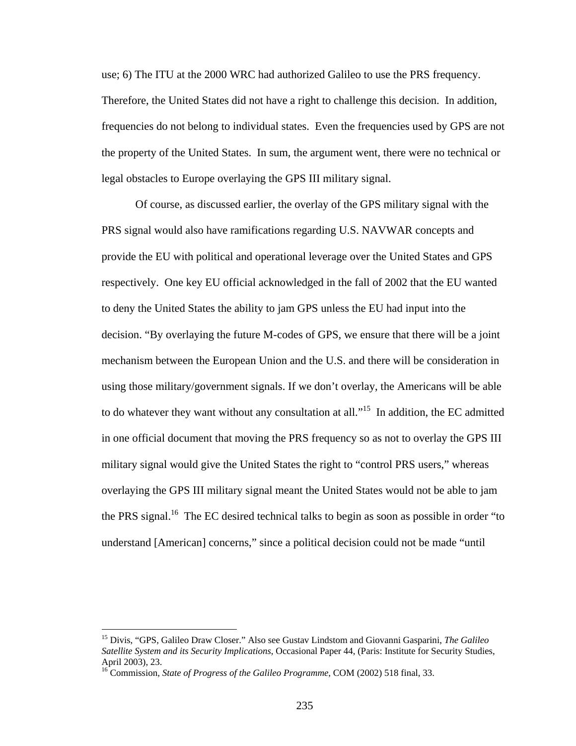use; 6) The ITU at the 2000 WRC had authorized Galileo to use the PRS frequency. Therefore, the United States did not have a right to challenge this decision. In addition, frequencies do not belong to individual states. Even the frequencies used by GPS are not the property of the United States. In sum, the argument went, there were no technical or legal obstacles to Europe overlaying the GPS III military signal.

Of course, as discussed earlier, the overlay of the GPS military signal with the PRS signal would also have ramifications regarding U.S. NAVWAR concepts and provide the EU with political and operational leverage over the United States and GPS respectively. One key EU official acknowledged in the fall of 2002 that the EU wanted to deny the United States the ability to jam GPS unless the EU had input into the decision. "By overlaying the future M-codes of GPS, we ensure that there will be a joint mechanism between the European Union and the U.S. and there will be consideration in using those military/government signals. If we don't overlay, the Americans will be able to do whatever they want without any consultation at all."[15] In addition, the EC admitted in one official document that moving the PRS frequency so as not to overlay the GPS III military signal would give the United States the right to "control PRS users," whereas overlaying the GPS III military signal meant the United States would not be able to jam the PRS signal.[16] The EC desired technical talks to begin as soon as possible in order "to understand [American] concerns," since a political decision could not be made "until

---

[15] Divis, "GPS, Galileo Draw Closer." Also see Gustav Lindstom and Giovanni Gasparini, *The Galileo Satellite System and its Security Implications*, Occasional Paper 44, (Paris: Institute for Security Studies, April 2003), 23.

[16] Commission, *State of Progress of the Galileo Programme*, COM (2002) 518 final, 33.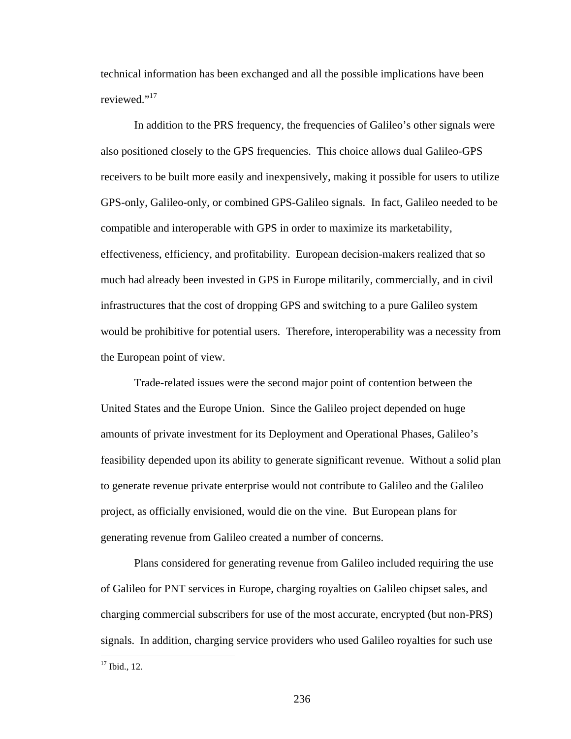technical information has been exchanged and all the possible implications have been reviewed."[17]

In addition to the PRS frequency, the frequencies of Galileo's other signals were also positioned closely to the GPS frequencies. This choice allows dual Galileo-GPS receivers to be built more easily and inexpensively, making it possible for users to utilize GPS-only, Galileo-only, or combined GPS-Galileo signals. In fact, Galileo needed to be compatible and interoperable with GPS in order to maximize its marketability, effectiveness, efficiency, and profitability. European decision-makers realized that so much had already been invested in GPS in Europe militarily, commercially, and in civil infrastructures that the cost of dropping GPS and switching to a pure Galileo system would be prohibitive for potential users. Therefore, interoperability was a necessity from the European point of view.

Trade-related issues were the second major point of contention between the United States and the Europe Union. Since the Galileo project depended on huge amounts of private investment for its Deployment and Operational Phases, Galileo's feasibility depended upon its ability to generate significant revenue. Without a solid plan to generate revenue private enterprise would not contribute to Galileo and the Galileo project, as officially envisioned, would die on the vine. But European plans for generating revenue from Galileo created a number of concerns.

Plans considered for generating revenue from Galileo included requiring the use of Galileo for PNT services in Europe, charging royalties on Galileo chipset sales, and charging commercial subscribers for use of the most accurate, encrypted (but non-PRS) signals. In addition, charging service providers who used Galileo royalties for such use

[17] Ibid., 12.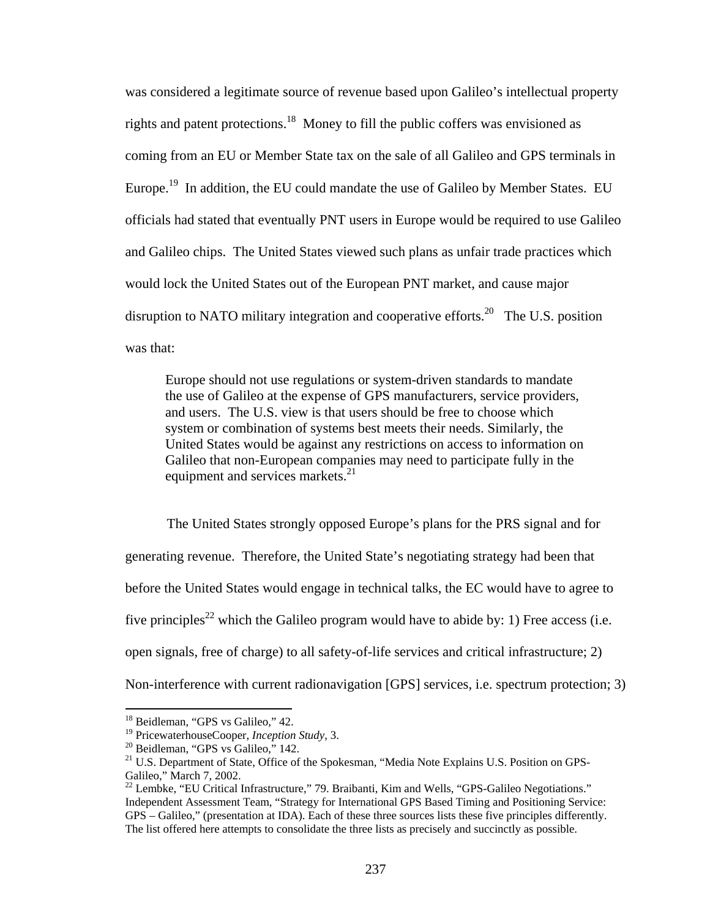was considered a legitimate source of revenue based upon Galileo's intellectual property rights and patent protections.[18] Money to fill the public coffers was envisioned as coming from an EU or Member State tax on the sale of all Galileo and GPS terminals in Europe.[19] In addition, the EU could mandate the use of Galileo by Member States. EU officials had stated that eventually PNT users in Europe would be required to use Galileo and Galileo chips. The United States viewed such plans as unfair trade practices which would lock the United States out of the European PNT market, and cause major disruption to NATO military integration and cooperative efforts.[20] The U.S. position was that:

> Europe should not use regulations or system-driven standards to mandate the use of Galileo at the expense of GPS manufacturers, service providers, and users. The U.S. view is that users should be free to choose which system or combination of systems best meets their needs. Similarly, the United States would be against any restrictions on access to information on Galileo that non-European companies may need to participate fully in the equipment and services markets.[21]

The United States strongly opposed Europe's plans for the PRS signal and for generating revenue. Therefore, the United State's negotiating strategy had been that before the United States would engage in technical talks, the EC would have to agree to five principles[22] which the Galileo program would have to abide by: 1) Free access (i.e. open signals, free of charge) to all safety-of-life services and critical infrastructure; 2) Non-interference with current radionavigation [GPS] services, i.e. spectrum protection; 3)

---

[18] Beidleman, "GPS vs Galileo," 42.

[19] PricewaterhouseCooper, *Inception Study*, 3.

[20] Beidleman, "GPS vs Galileo," 142.

[21] U.S. Department of State, Office of the Spokesman, "Media Note Explains U.S. Position on GPS-Galileo," March 7, 2002.

[22] Lembke, "EU Critical Infrastructure," 79. Braibanti, Kim and Wells, "GPS-Galileo Negotiations." Independent Assessment Team, "Strategy for International GPS Based Timing and Positioning Service: GPS – Galileo," (presentation at IDA). Each of these three sources lists these five principles differently. The list offered here attempts to consolidate the three lists as precisely and succinctly as possible.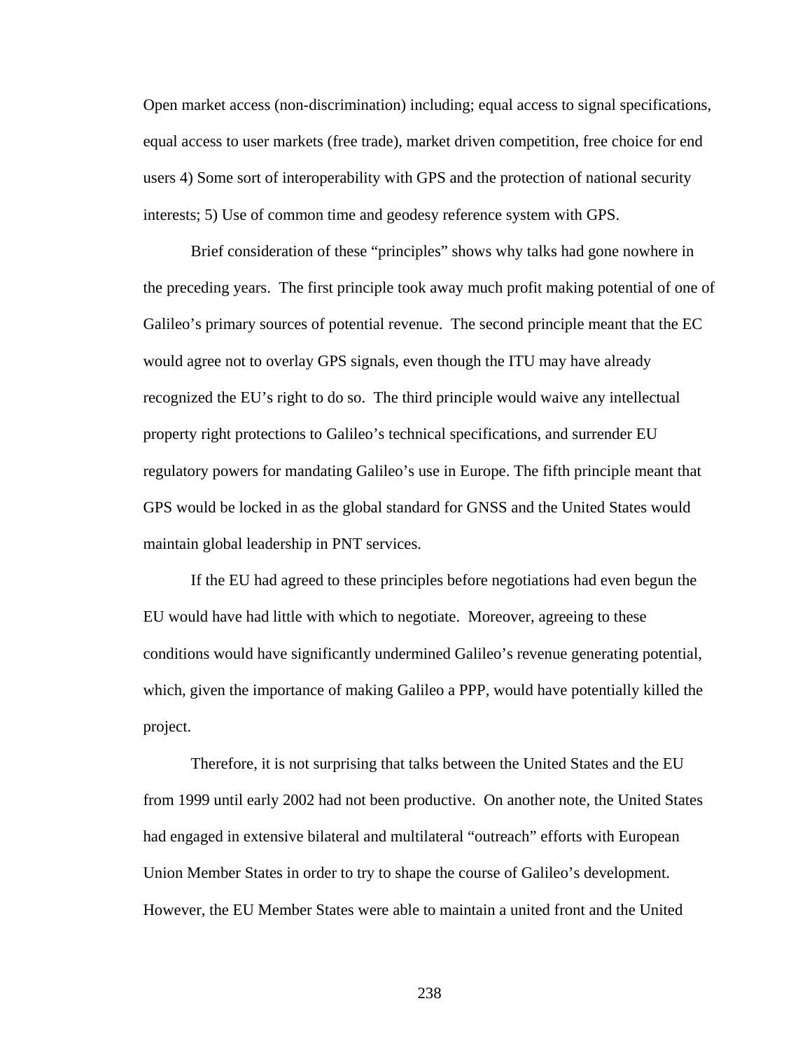Open market access (non-discrimination) including; equal access to signal specifications, equal access to user markets (free trade), market driven competition, free choice for end users 4) Some sort of interoperability with GPS and the protection of national security interests; 5) Use of common time and geodesy reference system with GPS.

Brief consideration of these "principles" shows why talks had gone nowhere in the preceding years. The first principle took away much profit making potential of one of Galileo's primary sources of potential revenue. The second principle meant that the EC would agree not to overlay GPS signals, even though the ITU may have already recognized the EU's right to do so. The third principle would waive any intellectual property right protections to Galileo's technical specifications, and surrender EU regulatory powers for mandating Galileo's use in Europe. The fifth principle meant that GPS would be locked in as the global standard for GNSS and the United States would maintain global leadership in PNT services.

If the EU had agreed to these principles before negotiations had even begun the EU would have had little with which to negotiate. Moreover, agreeing to these conditions would have significantly undermined Galileo's revenue generating potential, which, given the importance of making Galileo a PPP, would have potentially killed the project.

Therefore, it is not surprising that talks between the United States and the EU from 1999 until early 2002 had not been productive. On another note, the United States had engaged in extensive bilateral and multilateral "outreach" efforts with European Union Member States in order to try to shape the course of Galileo's development. However, the EU Member States were able to maintain a united front and the United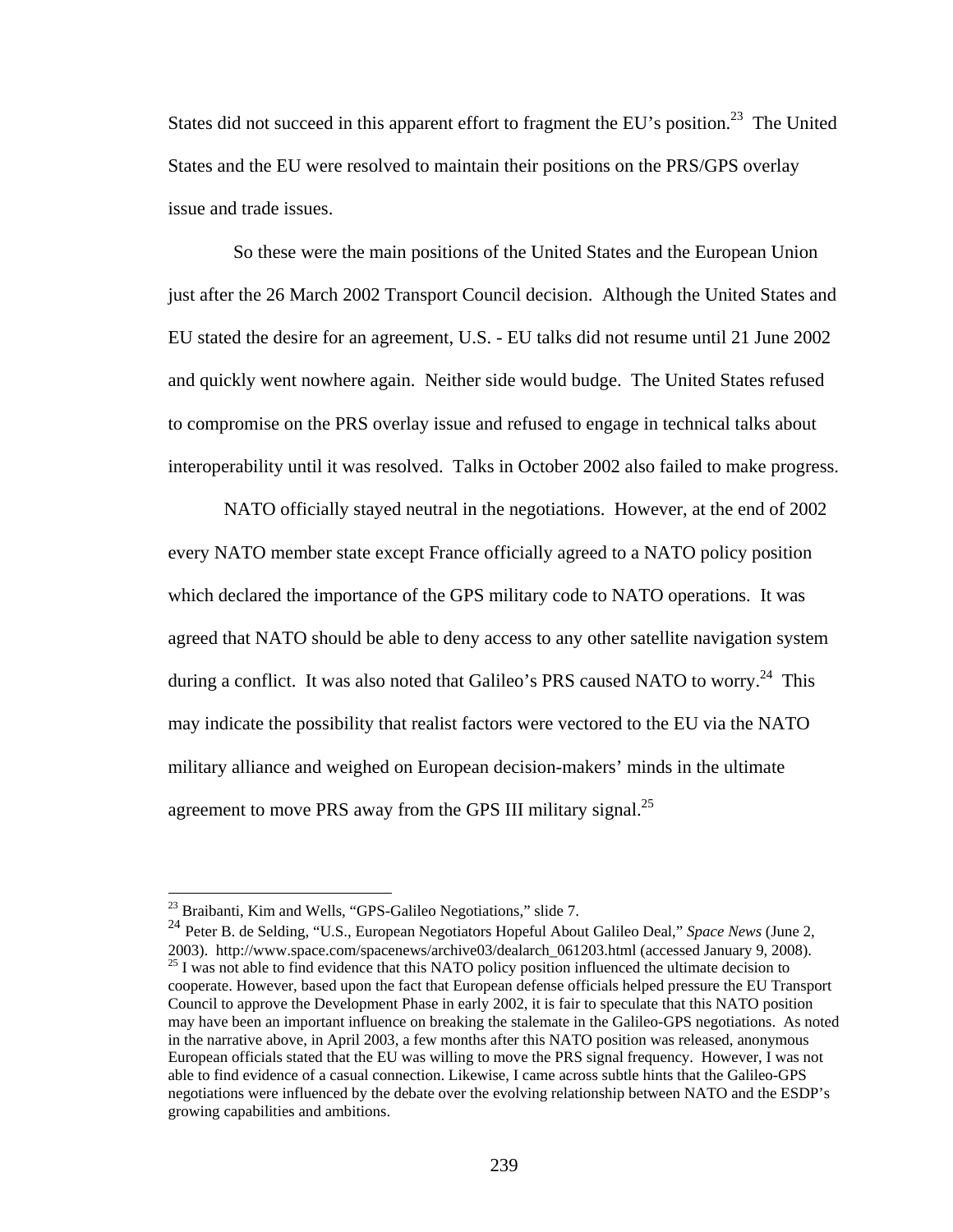States did not succeed in this apparent effort to fragment the EU's position.[23] The United States and the EU were resolved to maintain their positions on the PRS/GPS overlay issue and trade issues.

So these were the main positions of the United States and the European Union just after the 26 March 2002 Transport Council decision. Although the United States and EU stated the desire for an agreement, U.S. - EU talks did not resume until 21 June 2002 and quickly went nowhere again. Neither side would budge. The United States refused to compromise on the PRS overlay issue and refused to engage in technical talks about interoperability until it was resolved. Talks in October 2002 also failed to make progress.

NATO officially stayed neutral in the negotiations. However, at the end of 2002 every NATO member state except France officially agreed to a NATO policy position which declared the importance of the GPS military code to NATO operations. It was agreed that NATO should be able to deny access to any other satellite navigation system during a conflict. It was also noted that Galileo's PRS caused NATO to worry.[24] This may indicate the possibility that realist factors were vectored to the EU via the NATO military alliance and weighed on European decision-makers' minds in the ultimate agreement to move PRS away from the GPS III military signal.[25]

---

[23] Braibanti, Kim and Wells, "GPS-Galileo Negotiations," slide 7.

[24] Peter B. de Selding, "U.S., European Negotiators Hopeful About Galileo Deal," *Space News* (June 2, 2003). http://www.space.com/spacenews/archive03/dealarch_061203.html (accessed January 9, 2008).

[25] I was not able to find evidence that this NATO policy position influenced the ultimate decision to cooperate. However, based upon the fact that European defense officials helped pressure the EU Transport Council to approve the Development Phase in early 2002, it is fair to speculate that this NATO position may have been an important influence on breaking the stalemate in the Galileo-GPS negotiations. As noted in the narrative above, in April 2003, a few months after this NATO position was released, anonymous European officials stated that the EU was willing to move the PRS signal frequency. However, I was not able to find evidence of a casual connection. Likewise, I came across subtle hints that the Galileo-GPS negotiations were influenced by the debate over the evolving relationship between NATO and the ESDP's growing capabilities and ambitions.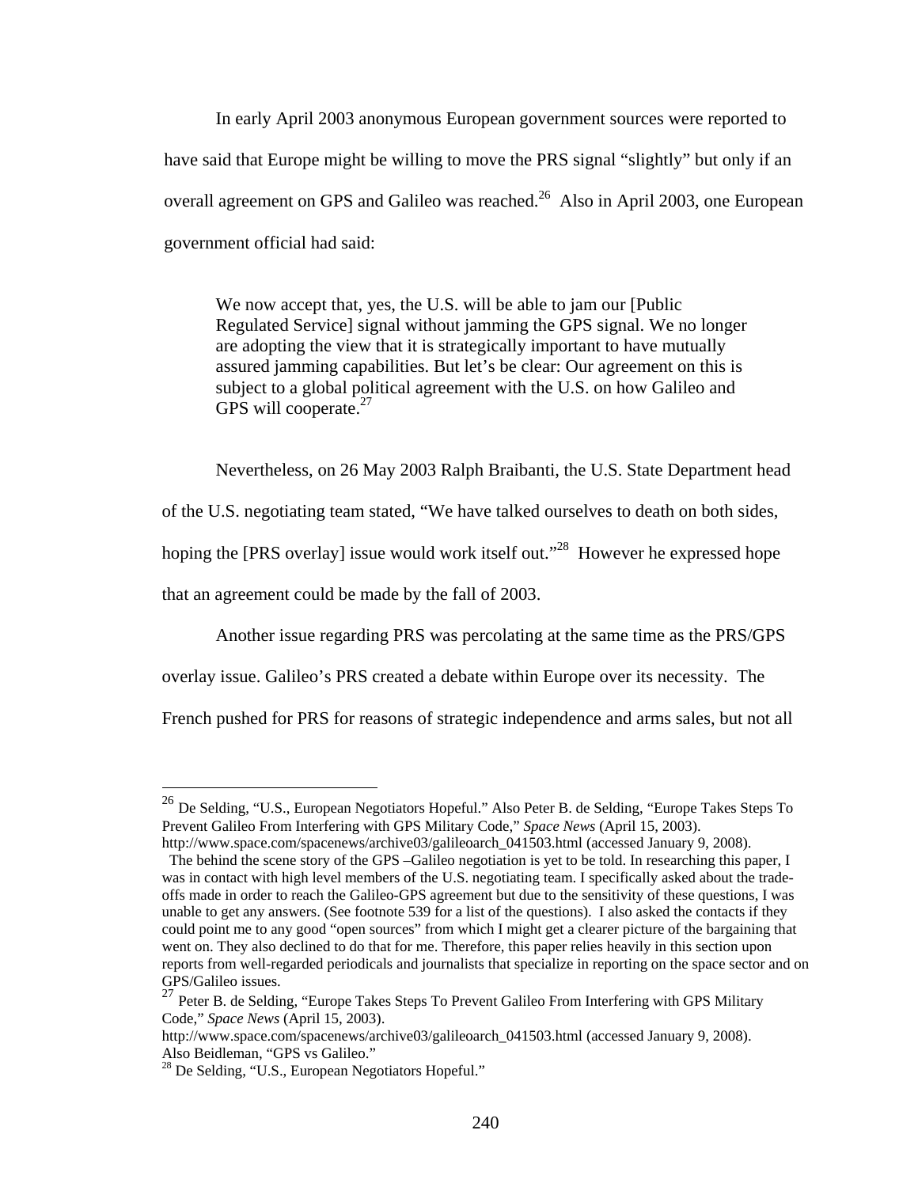In early April 2003 anonymous European government sources were reported to have said that Europe might be willing to move the PRS signal "slightly" but only if an overall agreement on GPS and Galileo was reached.[26] Also in April 2003, one European government official had said:

> We now accept that, yes, the U.S. will be able to jam our [Public Regulated Service] signal without jamming the GPS signal. We no longer are adopting the view that it is strategically important to have mutually assured jamming capabilities. But let's be clear: Our agreement on this is subject to a global political agreement with the U.S. on how Galileo and GPS will cooperate.[27]

Nevertheless, on 26 May 2003 Ralph Braibanti, the U.S. State Department head of the U.S. negotiating team stated, "We have talked ourselves to death on both sides, hoping the [PRS overlay] issue would work itself out."[28] However he expressed hope that an agreement could be made by the fall of 2003.

Another issue regarding PRS was percolating at the same time as the PRS/GPS overlay issue. Galileo's PRS created a debate within Europe over its necessity. The French pushed for PRS for reasons of strategic independence and arms sales, but not all

---

[26] De Selding, "U.S., European Negotiators Hopeful." Also Peter B. de Selding, "Europe Takes Steps To Prevent Galileo From Interfering with GPS Military Code," *Space News* (April 15, 2003). http://www.space.com/spacenews/archive03/galileoarch_041503.html (accessed January 9, 2008).
The behind the scene story of the GPS –Galileo negotiation is yet to be told. In researching this paper, I was in contact with high level members of the U.S. negotiating team. I specifically asked about the trade-offs made in order to reach the Galileo-GPS agreement but due to the sensitivity of these questions, I was unable to get any answers. (See footnote 539 for a list of the questions). I also asked the contacts if they could point me to any good "open sources" from which I might get a clearer picture of the bargaining that went on. They also declined to do that for me. Therefore, this paper relies heavily in this section upon reports from well-regarded periodicals and journalists that specialize in reporting on the space sector and on GPS/Galileo issues.

[27] Peter B. de Selding, "Europe Takes Steps To Prevent Galileo From Interfering with GPS Military Code," *Space News* (April 15, 2003). http://www.space.com/spacenews/archive03/galileoarch_041503.html (accessed January 9, 2008). Also Beidleman, "GPS vs Galileo."

[28] De Selding, "U.S., European Negotiators Hopeful."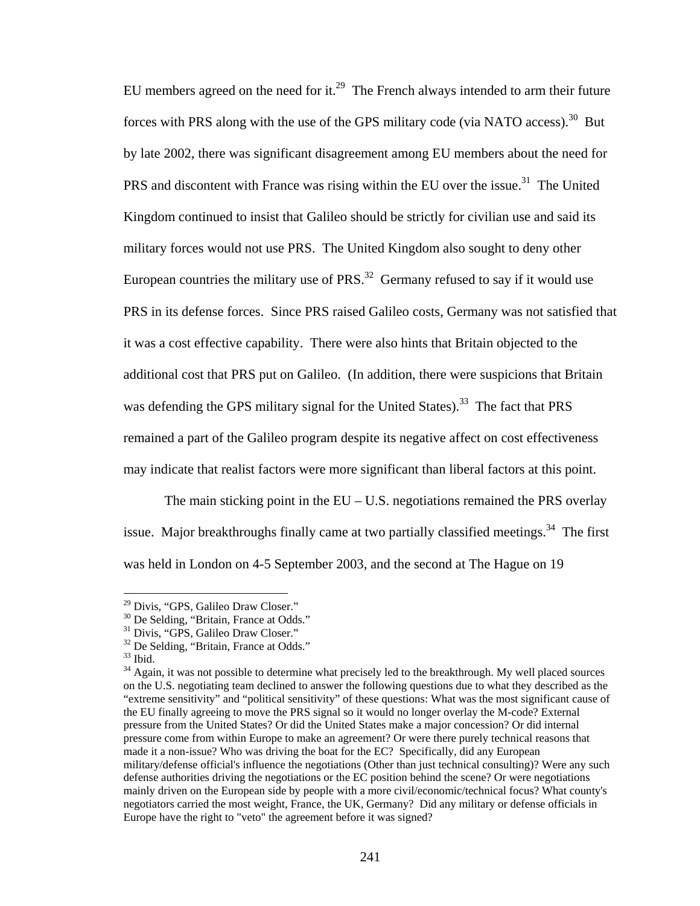EU members agreed on the need for it.[29] The French always intended to arm their future forces with PRS along with the use of the GPS military code (via NATO access).[30] But by late 2002, there was significant disagreement among EU members about the need for PRS and discontent with France was rising within the EU over the issue.[31] The United Kingdom continued to insist that Galileo should be strictly for civilian use and said its military forces would not use PRS. The United Kingdom also sought to deny other European countries the military use of PRS.[32] Germany refused to say if it would use PRS in its defense forces. Since PRS raised Galileo costs, Germany was not satisfied that it was a cost effective capability. There were also hints that Britain objected to the additional cost that PRS put on Galileo. (In addition, there were suspicions that Britain was defending the GPS military signal for the United States).[33] The fact that PRS remained a part of the Galileo program despite its negative affect on cost effectiveness may indicate that realist factors were more significant than liberal factors at this point.

The main sticking point in the EU – U.S. negotiations remained the PRS overlay issue. Major breakthroughs finally came at two partially classified meetings.[34] The first was held in London on 4-5 September 2003, and the second at The Hague on 19

---

[29] Divis, "GPS, Galileo Draw Closer."

[30] De Selding, "Britain, France at Odds."

[31] Divis, "GPS, Galileo Draw Closer."

[32] De Selding, "Britain, France at Odds."

[33] Ibid.

[34] Again, it was not possible to determine what precisely led to the breakthrough. My well placed sources on the U.S. negotiating team declined to answer the following questions due to what they described as the "extreme sensitivity" and "political sensitivity" of these questions: What was the most significant cause of the EU finally agreeing to move the PRS signal so it would no longer overlay the M-code? External pressure from the United States? Or did the United States make a major concession? Or did internal pressure come from within Europe to make an agreement? Or were there purely technical reasons that made it a non-issue? Who was driving the boat for the EC? Specifically, did any European military/defense official's influence the negotiations (Other than just technical consulting)? Were any such defense authorities driving the negotiations or the EC position behind the scene? Or were negotiations mainly driven on the European side by people with a more civil/economic/technical focus? What county's negotiators carried the most weight, France, the UK, Germany? Did any military or defense officials in Europe have the right to "veto" the agreement before it was signed?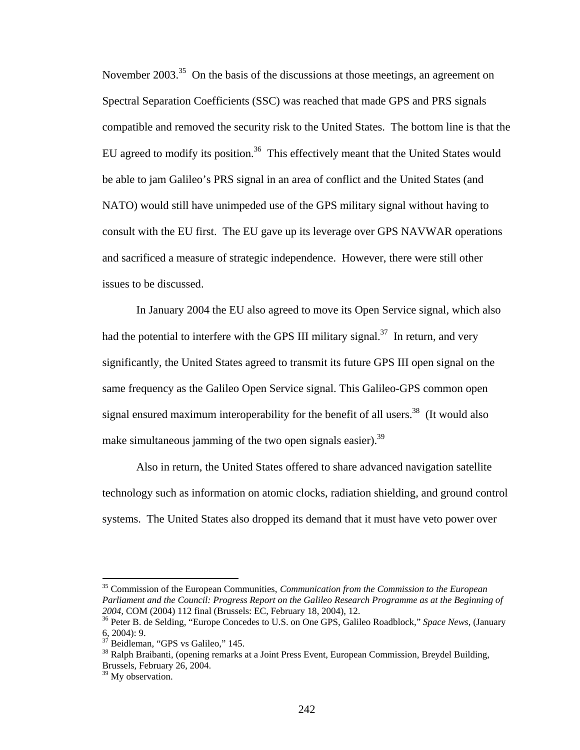November 2003.[35] On the basis of the discussions at those meetings, an agreement on Spectral Separation Coefficients (SSC) was reached that made GPS and PRS signals compatible and removed the security risk to the United States. The bottom line is that the EU agreed to modify its position.[36] This effectively meant that the United States would be able to jam Galileo's PRS signal in an area of conflict and the United States (and NATO) would still have unimpeded use of the GPS military signal without having to consult with the EU first. The EU gave up its leverage over GPS NAVWAR operations and sacrificed a measure of strategic independence. However, there were still other issues to be discussed.

In January 2004 the EU also agreed to move its Open Service signal, which also had the potential to interfere with the GPS III military signal.[37] In return, and very significantly, the United States agreed to transmit its future GPS III open signal on the same frequency as the Galileo Open Service signal. This Galileo-GPS common open signal ensured maximum interoperability for the benefit of all users.[38] (It would also make simultaneous jamming of the two open signals easier).[39]

Also in return, the United States offered to share advanced navigation satellite technology such as information on atomic clocks, radiation shielding, and ground control systems. The United States also dropped its demand that it must have veto power over

---

[35] Commission of the European Communities, *Communication from the Commission to the European Parliament and the Council: Progress Report on the Galileo Research Programme as at the Beginning of 2004,* COM (2004) 112 final (Brussels: EC, February 18, 2004), 12.

[36] Peter B. de Selding, "Europe Concedes to U.S. on One GPS, Galileo Roadblock," *Space News*, (January 6, 2004): 9.

[37] Beidleman, "GPS vs Galileo," 145.

[38] Ralph Braibanti, (opening remarks at a Joint Press Event, European Commission, Breydel Building, Brussels, February 26, 2004.

[39] My observation.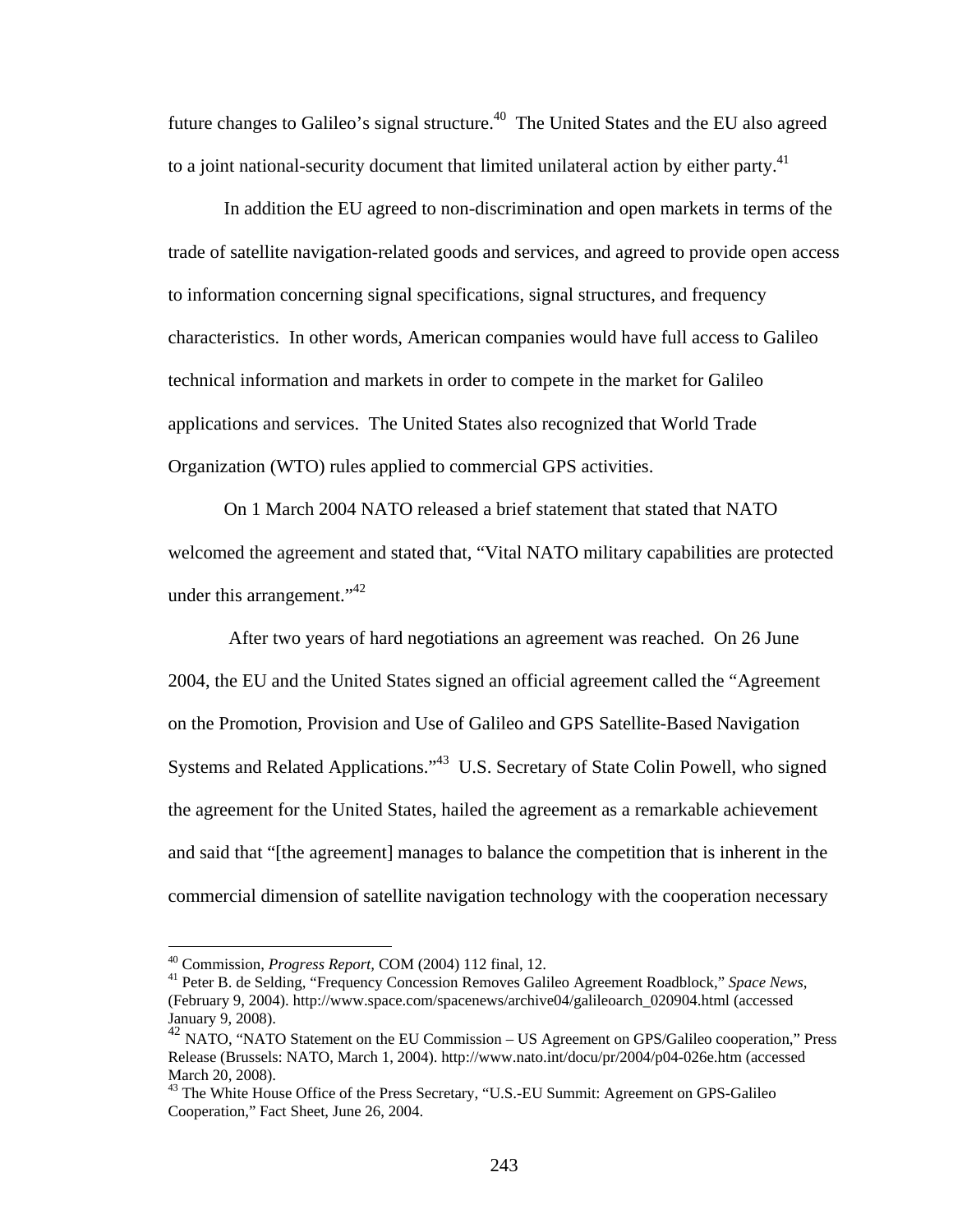future changes to Galileo's signal structure.[40] The United States and the EU also agreed to a joint national-security document that limited unilateral action by either party.[41]

In addition the EU agreed to non-discrimination and open markets in terms of the trade of satellite navigation-related goods and services, and agreed to provide open access to information concerning signal specifications, signal structures, and frequency characteristics. In other words, American companies would have full access to Galileo technical information and markets in order to compete in the market for Galileo applications and services. The United States also recognized that World Trade Organization (WTO) rules applied to commercial GPS activities.

On 1 March 2004 NATO released a brief statement that stated that NATO welcomed the agreement and stated that, "Vital NATO military capabilities are protected under this arrangement."[42]

After two years of hard negotiations an agreement was reached. On 26 June 2004, the EU and the United States signed an official agreement called the "Agreement on the Promotion, Provision and Use of Galileo and GPS Satellite-Based Navigation Systems and Related Applications."[43] U.S. Secretary of State Colin Powell, who signed the agreement for the United States, hailed the agreement as a remarkable achievement and said that "[the agreement] manages to balance the competition that is inherent in the commercial dimension of satellite navigation technology with the cooperation necessary

---

[40] Commission, *Progress Report,* COM (2004) 112 final, 12.

[41] Peter B. de Selding, "Frequency Concession Removes Galileo Agreement Roadblock," *Space News*, (February 9, 2004). http://www.space.com/spacenews/archive04/galileoarch_020904.html (accessed January 9, 2008).

[42] NATO, "NATO Statement on the EU Commission – US Agreement on GPS/Galileo cooperation," Press Release (Brussels: NATO, March 1, 2004). http://www.nato.int/docu/pr/2004/p04-026e.htm (accessed March 20, 2008).

[43] The White House Office of the Press Secretary, "U.S.-EU Summit: Agreement on GPS-Galileo Cooperation," Fact Sheet, June 26, 2004.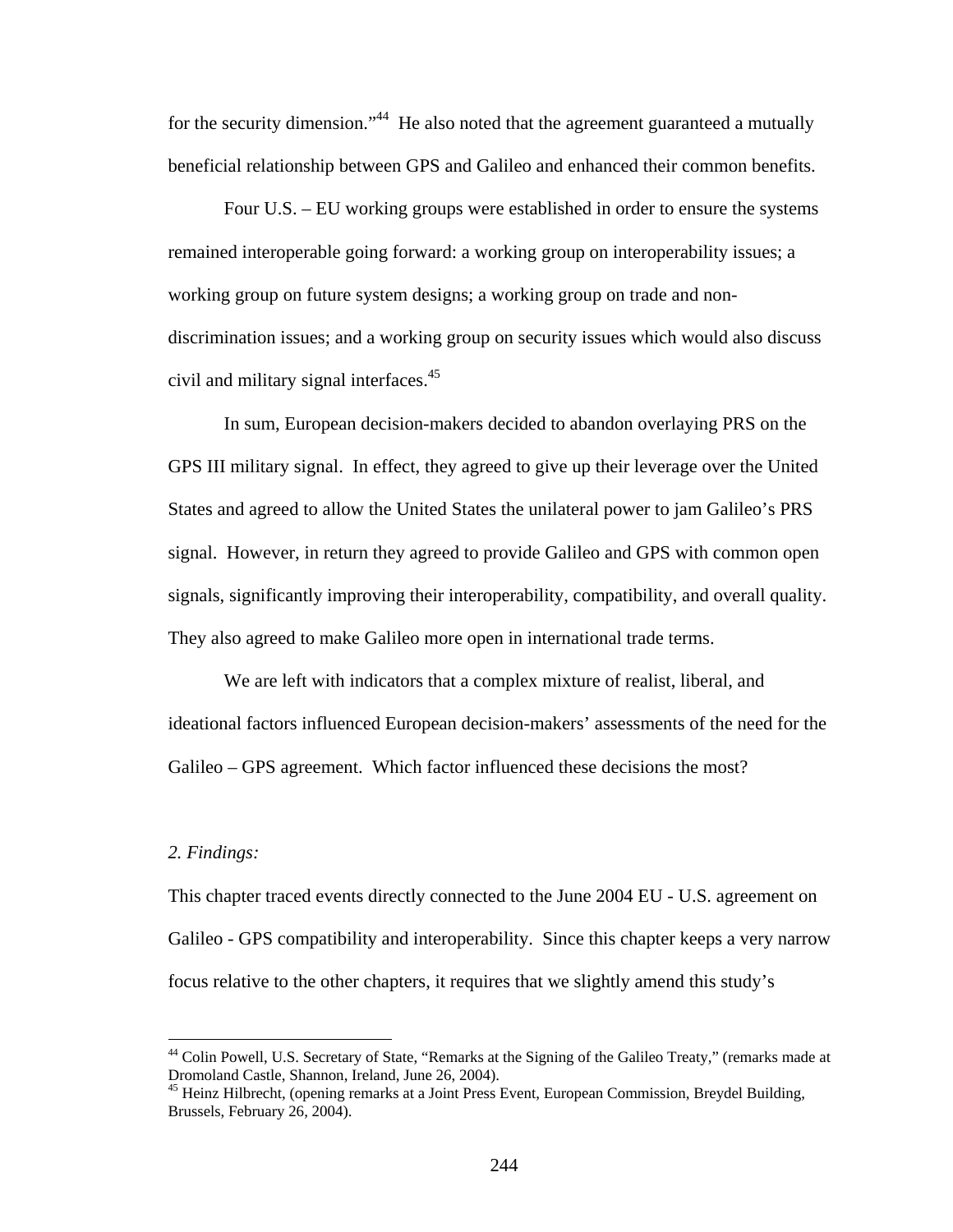for the security dimension."[44] He also noted that the agreement guaranteed a mutually beneficial relationship between GPS and Galileo and enhanced their common benefits.

Four U.S. – EU working groups were established in order to ensure the systems remained interoperable going forward: a working group on interoperability issues; a working group on future system designs; a working group on trade and non-discrimination issues; and a working group on security issues which would also discuss civil and military signal interfaces.[45]

In sum, European decision-makers decided to abandon overlaying PRS on the GPS III military signal. In effect, they agreed to give up their leverage over the United States and agreed to allow the United States the unilateral power to jam Galileo's PRS signal. However, in return they agreed to provide Galileo and GPS with common open signals, significantly improving their interoperability, compatibility, and overall quality. They also agreed to make Galileo more open in international trade terms.

We are left with indicators that a complex mixture of realist, liberal, and ideational factors influenced European decision-makers' assessments of the need for the Galileo – GPS agreement. Which factor influenced these decisions the most?

*2. Findings:*

This chapter traced events directly connected to the June 2004 EU - U.S. agreement on Galileo - GPS compatibility and interoperability. Since this chapter keeps a very narrow focus relative to the other chapters, it requires that we slightly amend this study's

---

[44] Colin Powell, U.S. Secretary of State, "Remarks at the Signing of the Galileo Treaty," (remarks made at Dromoland Castle, Shannon, Ireland, June 26, 2004).

[45] Heinz Hilbrecht, (opening remarks at a Joint Press Event, European Commission, Breydel Building, Brussels, February 26, 2004).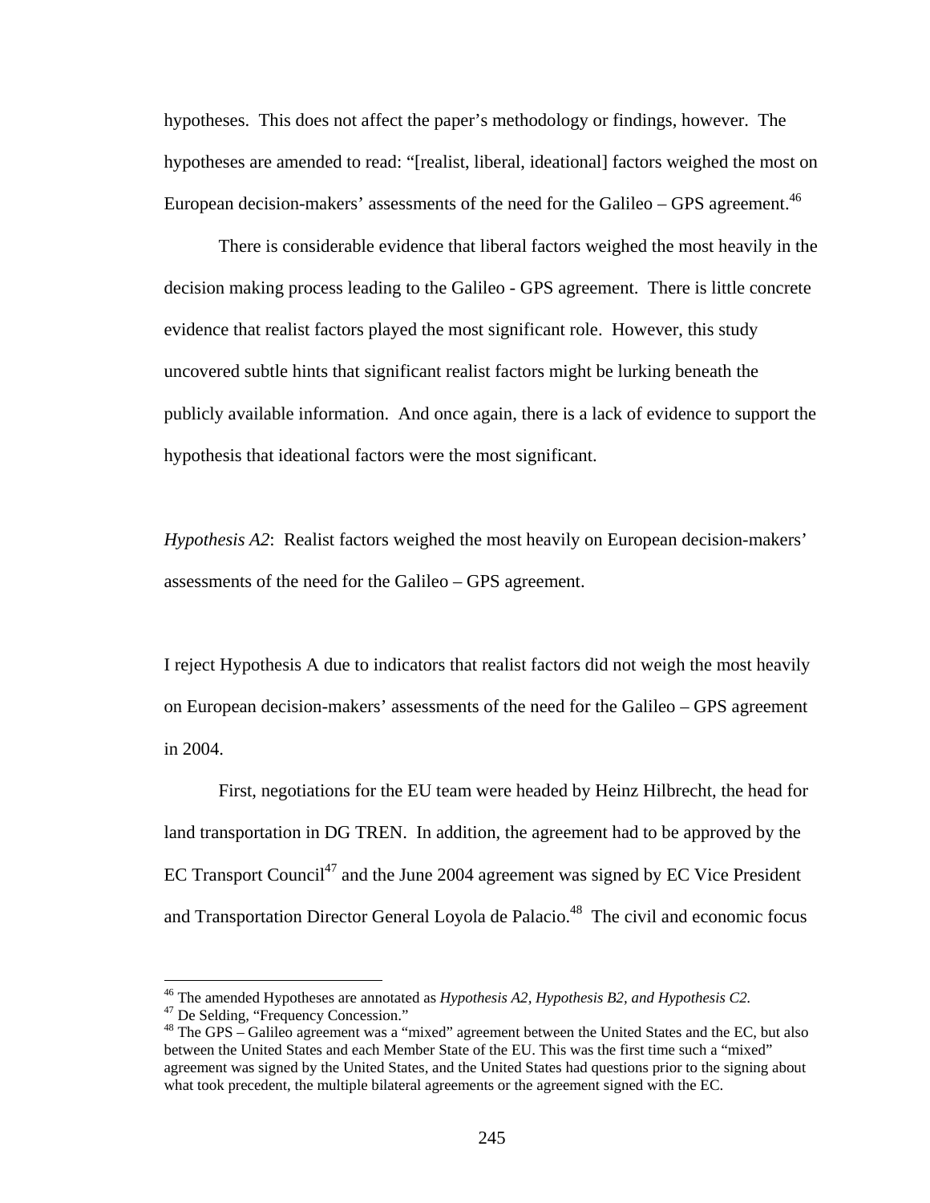hypotheses. This does not affect the paper's methodology or findings, however. The hypotheses are amended to read: "[realist, liberal, ideational] factors weighed the most on European decision-makers' assessments of the need for the Galileo – GPS agreement.[46]

There is considerable evidence that liberal factors weighed the most heavily in the decision making process leading to the Galileo - GPS agreement. There is little concrete evidence that realist factors played the most significant role. However, this study uncovered subtle hints that significant realist factors might be lurking beneath the publicly available information. And once again, there is a lack of evidence to support the hypothesis that ideational factors were the most significant.

*Hypothesis A2*: Realist factors weighed the most heavily on European decision-makers' assessments of the need for the Galileo – GPS agreement.

I reject Hypothesis A due to indicators that realist factors did not weigh the most heavily on European decision-makers' assessments of the need for the Galileo – GPS agreement in 2004.

First, negotiations for the EU team were headed by Heinz Hilbrecht, the head for land transportation in DG TREN. In addition, the agreement had to be approved by the EC Transport Council[47] and the June 2004 agreement was signed by EC Vice President and Transportation Director General Loyola de Palacio.[48] The civil and economic focus

---

[46] The amended Hypotheses are annotated as *Hypothesis A2, Hypothesis B2, and Hypothesis C2.*

[47] De Selding, "Frequency Concession."

[48] The GPS – Galileo agreement was a "mixed" agreement between the United States and the EC, but also between the United States and each Member State of the EU. This was the first time such a "mixed" agreement was signed by the United States, and the United States had questions prior to the signing about what took precedent, the multiple bilateral agreements or the agreement signed with the EC.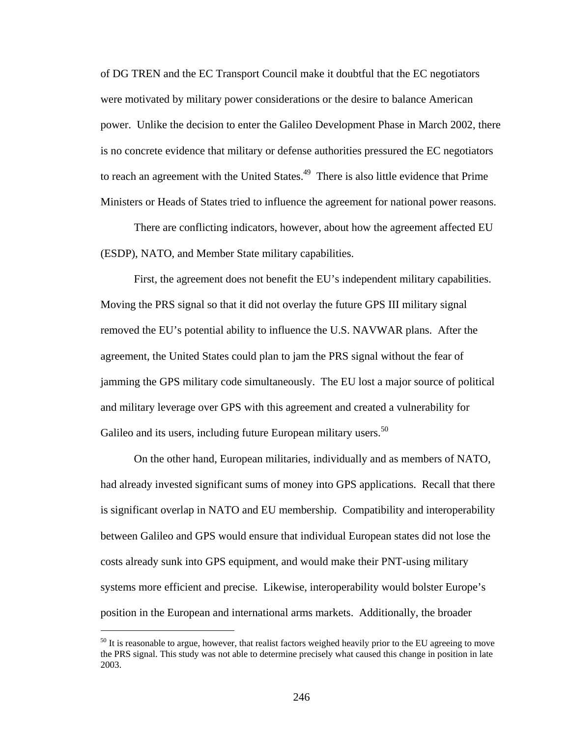of DG TREN and the EC Transport Council make it doubtful that the EC negotiators were motivated by military power considerations or the desire to balance American power. Unlike the decision to enter the Galileo Development Phase in March 2002, there is no concrete evidence that military or defense authorities pressured the EC negotiators to reach an agreement with the United States.[49] There is also little evidence that Prime Ministers or Heads of States tried to influence the agreement for national power reasons.

There are conflicting indicators, however, about how the agreement affected EU (ESDP), NATO, and Member State military capabilities.

First, the agreement does not benefit the EU's independent military capabilities. Moving the PRS signal so that it did not overlay the future GPS III military signal removed the EU's potential ability to influence the U.S. NAVWAR plans. After the agreement, the United States could plan to jam the PRS signal without the fear of jamming the GPS military code simultaneously. The EU lost a major source of political and military leverage over GPS with this agreement and created a vulnerability for Galileo and its users, including future European military users.[50]

On the other hand, European militaries, individually and as members of NATO, had already invested significant sums of money into GPS applications. Recall that there is significant overlap in NATO and EU membership. Compatibility and interoperability between Galileo and GPS would ensure that individual European states did not lose the costs already sunk into GPS equipment, and would make their PNT-using military systems more efficient and precise. Likewise, interoperability would bolster Europe's position in the European and international arms markets. Additionally, the broader

[50] It is reasonable to argue, however, that realist factors weighed heavily prior to the EU agreeing to move the PRS signal. This study was not able to determine precisely what caused this change in position in late 2003.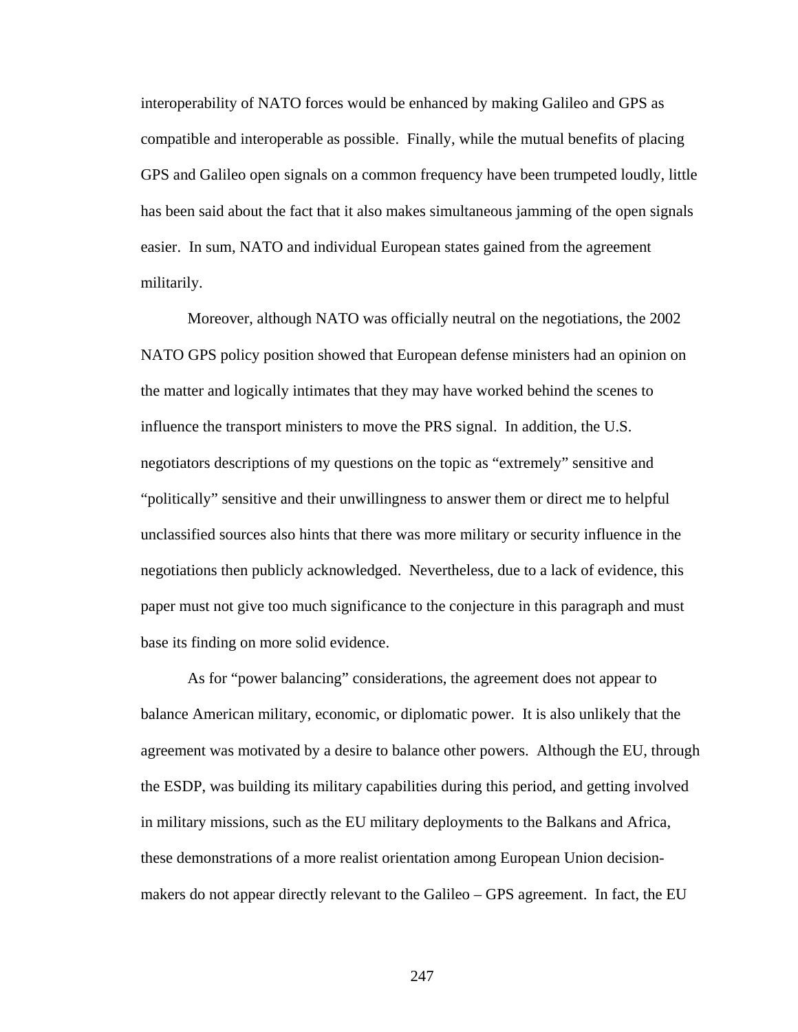interoperability of NATO forces would be enhanced by making Galileo and GPS as compatible and interoperable as possible. Finally, while the mutual benefits of placing GPS and Galileo open signals on a common frequency have been trumpeted loudly, little has been said about the fact that it also makes simultaneous jamming of the open signals easier. In sum, NATO and individual European states gained from the agreement militarily.

Moreover, although NATO was officially neutral on the negotiations, the 2002 NATO GPS policy position showed that European defense ministers had an opinion on the matter and logically intimates that they may have worked behind the scenes to influence the transport ministers to move the PRS signal. In addition, the U.S. negotiators descriptions of my questions on the topic as "extremely" sensitive and "politically" sensitive and their unwillingness to answer them or direct me to helpful unclassified sources also hints that there was more military or security influence in the negotiations then publicly acknowledged. Nevertheless, due to a lack of evidence, this paper must not give too much significance to the conjecture in this paragraph and must base its finding on more solid evidence.

As for "power balancing" considerations, the agreement does not appear to balance American military, economic, or diplomatic power. It is also unlikely that the agreement was motivated by a desire to balance other powers. Although the EU, through the ESDP, was building its military capabilities during this period, and getting involved in military missions, such as the EU military deployments to the Balkans and Africa, these demonstrations of a more realist orientation among European Union decision-makers do not appear directly relevant to the Galileo – GPS agreement. In fact, the EU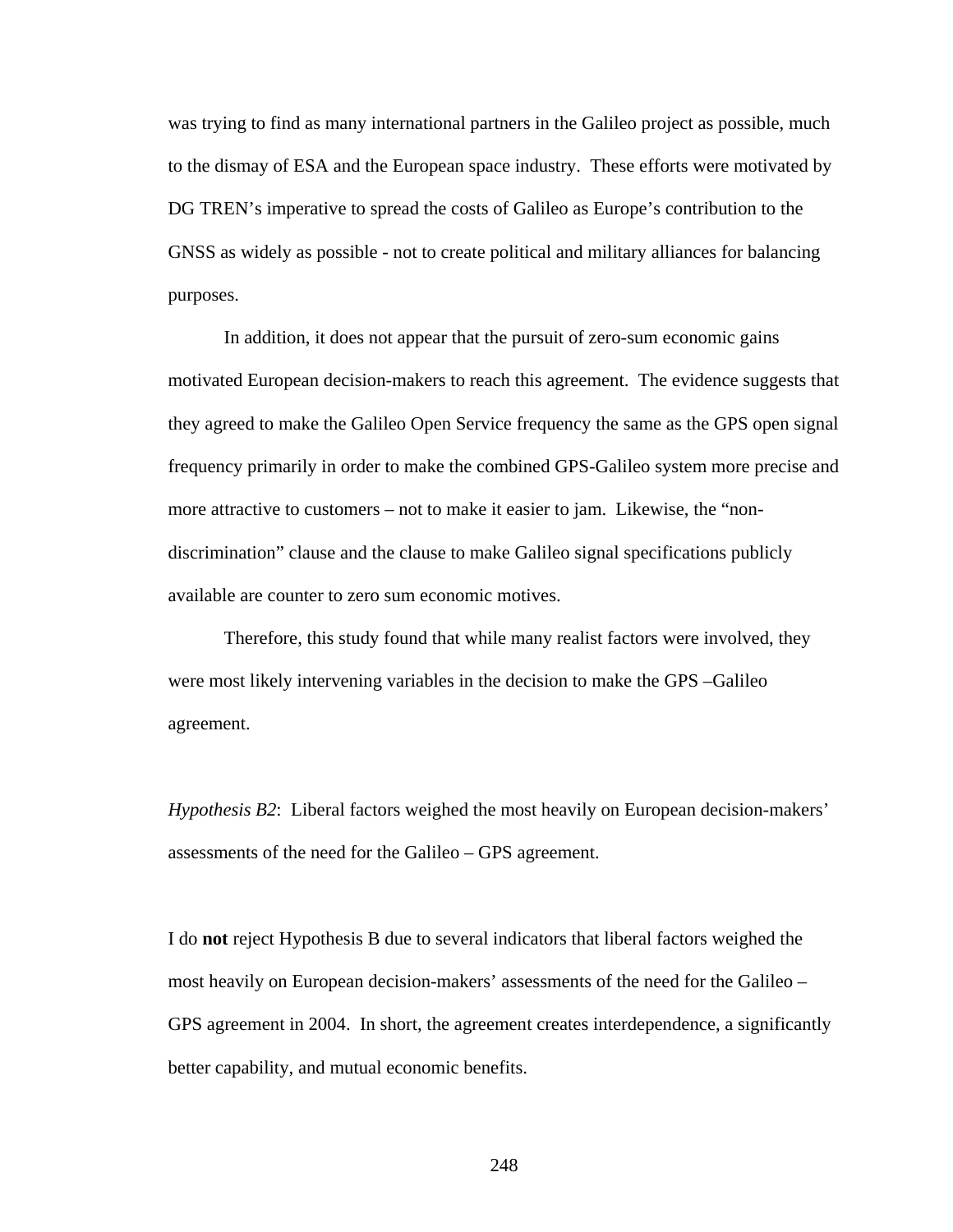was trying to find as many international partners in the Galileo project as possible, much to the dismay of ESA and the European space industry. These efforts were motivated by DG TREN's imperative to spread the costs of Galileo as Europe's contribution to the GNSS as widely as possible - not to create political and military alliances for balancing purposes.

In addition, it does not appear that the pursuit of zero-sum economic gains motivated European decision-makers to reach this agreement. The evidence suggests that they agreed to make the Galileo Open Service frequency the same as the GPS open signal frequency primarily in order to make the combined GPS-Galileo system more precise and more attractive to customers – not to make it easier to jam. Likewise, the "non-discrimination" clause and the clause to make Galileo signal specifications publicly available are counter to zero sum economic motives.

Therefore, this study found that while many realist factors were involved, they were most likely intervening variables in the decision to make the GPS –Galileo agreement.

*Hypothesis B2*: Liberal factors weighed the most heavily on European decision-makers' assessments of the need for the Galileo – GPS agreement.

I do **not** reject Hypothesis B due to several indicators that liberal factors weighed the most heavily on European decision-makers' assessments of the need for the Galileo – GPS agreement in 2004. In short, the agreement creates interdependence, a significantly better capability, and mutual economic benefits.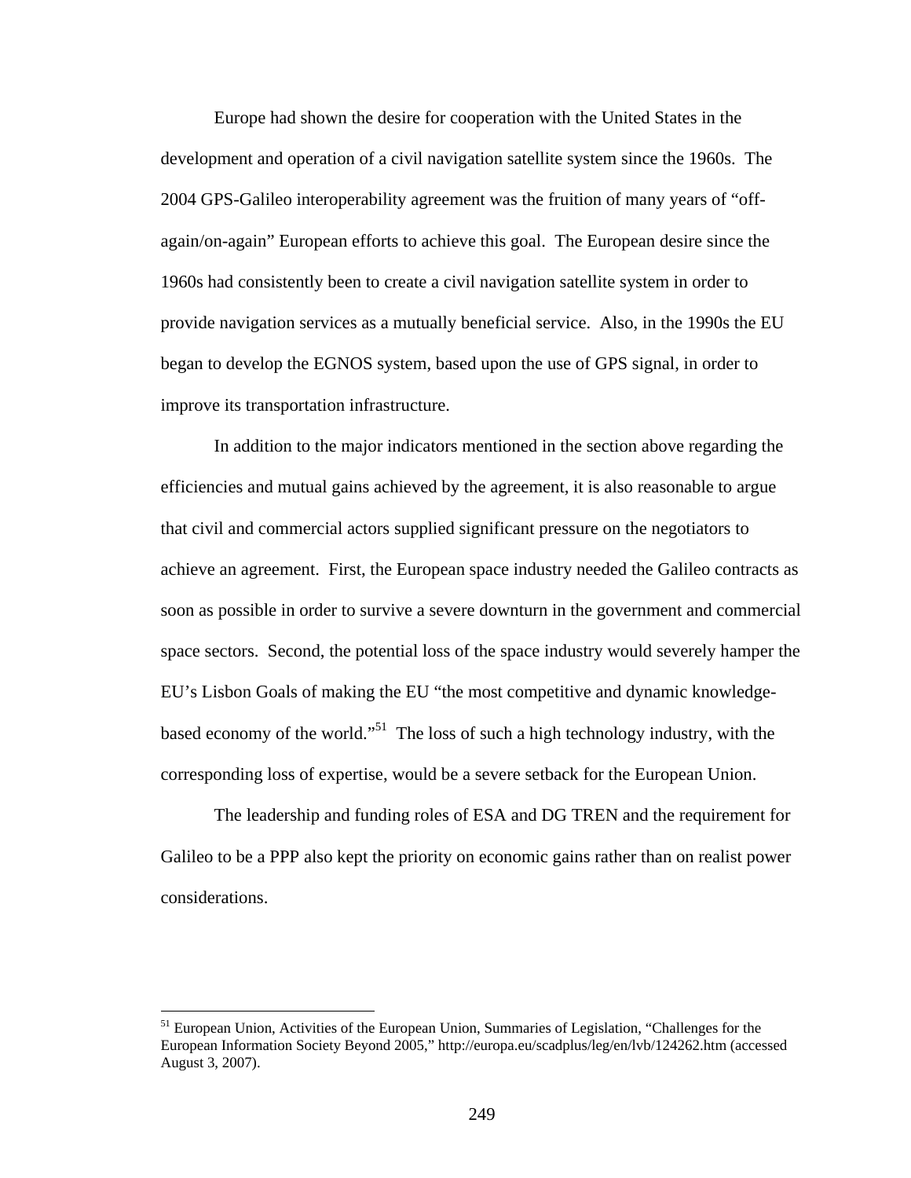Europe had shown the desire for cooperation with the United States in the development and operation of a civil navigation satellite system since the 1960s. The 2004 GPS-Galileo interoperability agreement was the fruition of many years of "off-again/on-again" European efforts to achieve this goal. The European desire since the 1960s had consistently been to create a civil navigation satellite system in order to provide navigation services as a mutually beneficial service. Also, in the 1990s the EU began to develop the EGNOS system, based upon the use of GPS signal, in order to improve its transportation infrastructure.

In addition to the major indicators mentioned in the section above regarding the efficiencies and mutual gains achieved by the agreement, it is also reasonable to argue that civil and commercial actors supplied significant pressure on the negotiators to achieve an agreement. First, the European space industry needed the Galileo contracts as soon as possible in order to survive a severe downturn in the government and commercial space sectors. Second, the potential loss of the space industry would severely hamper the EU's Lisbon Goals of making the EU "the most competitive and dynamic knowledge-based economy of the world."[51] The loss of such a high technology industry, with the corresponding loss of expertise, would be a severe setback for the European Union.

The leadership and funding roles of ESA and DG TREN and the requirement for Galileo to be a PPP also kept the priority on economic gains rather than on realist power considerations.

[51] European Union, Activities of the European Union, Summaries of Legislation, "Challenges for the European Information Society Beyond 2005," http://europa.eu/scadplus/leg/en/lvb/124262.htm (accessed August 3, 2007).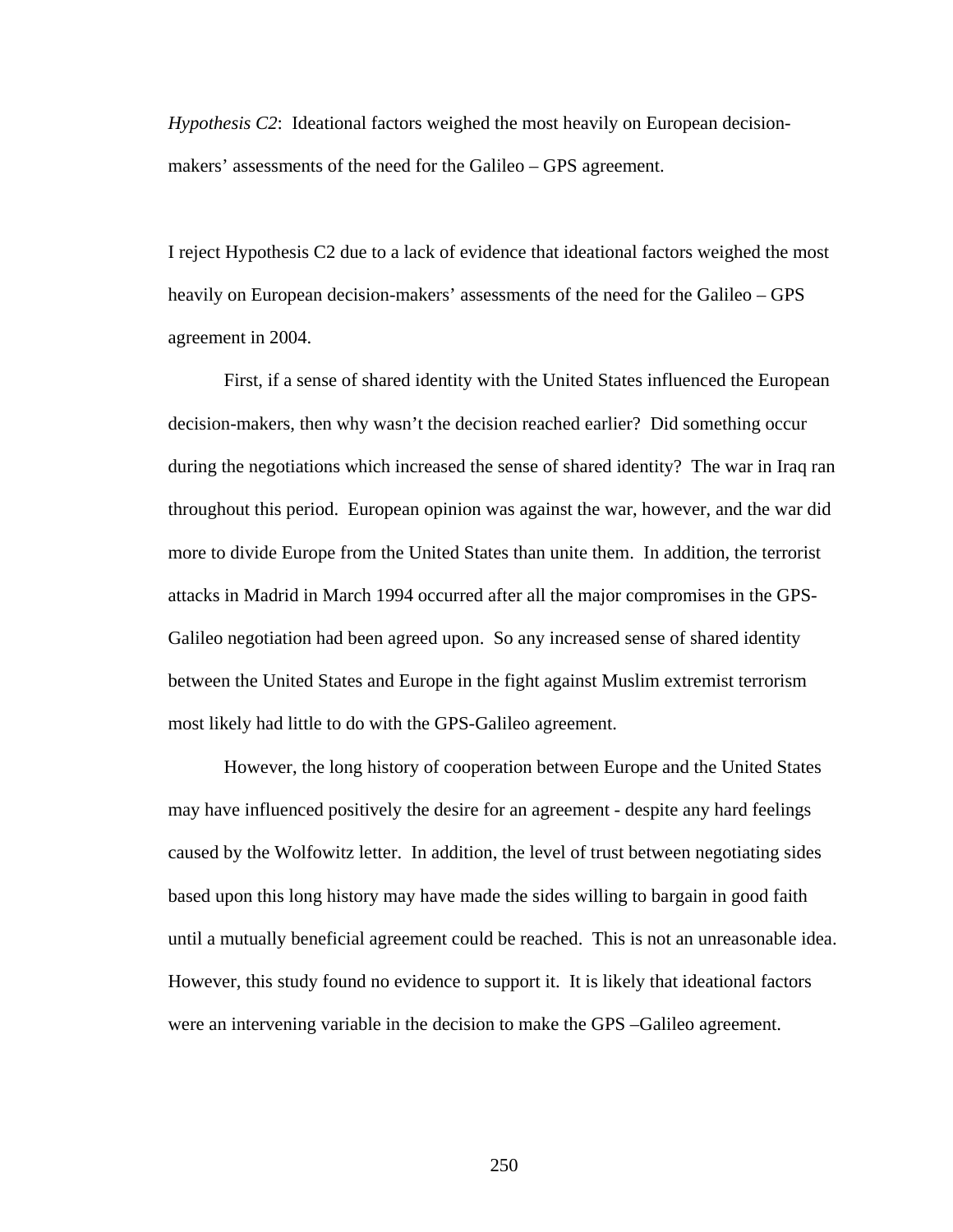*Hypothesis C2*: Ideational factors weighed the most heavily on European decision-makers' assessments of the need for the Galileo – GPS agreement.

I reject Hypothesis C2 due to a lack of evidence that ideational factors weighed the most heavily on European decision-makers' assessments of the need for the Galileo – GPS agreement in 2004.

First, if a sense of shared identity with the United States influenced the European decision-makers, then why wasn't the decision reached earlier? Did something occur during the negotiations which increased the sense of shared identity? The war in Iraq ran throughout this period. European opinion was against the war, however, and the war did more to divide Europe from the United States than unite them. In addition, the terrorist attacks in Madrid in March 1994 occurred after all the major compromises in the GPS-Galileo negotiation had been agreed upon. So any increased sense of shared identity between the United States and Europe in the fight against Muslim extremist terrorism most likely had little to do with the GPS-Galileo agreement.

However, the long history of cooperation between Europe and the United States may have influenced positively the desire for an agreement - despite any hard feelings caused by the Wolfowitz letter. In addition, the level of trust between negotiating sides based upon this long history may have made the sides willing to bargain in good faith until a mutually beneficial agreement could be reached. This is not an unreasonable idea. However, this study found no evidence to support it. It is likely that ideational factors were an intervening variable in the decision to make the GPS –Galileo agreement.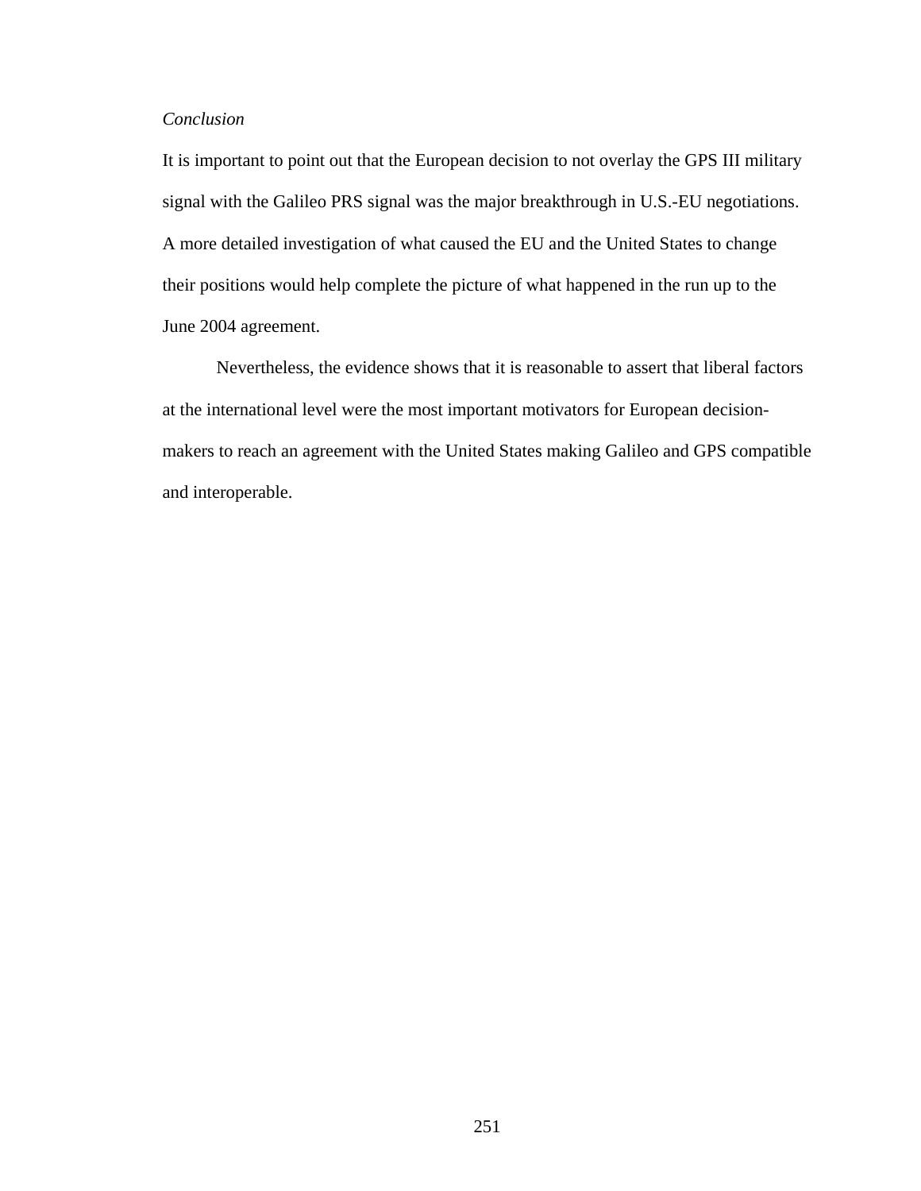*Conclusion*

It is important to point out that the European decision to not overlay the GPS III military signal with the Galileo PRS signal was the major breakthrough in U.S.-EU negotiations. A more detailed investigation of what caused the EU and the United States to change their positions would help complete the picture of what happened in the run up to the June 2004 agreement.

Nevertheless, the evidence shows that it is reasonable to assert that liberal factors at the international level were the most important motivators for European decision-makers to reach an agreement with the United States making Galileo and GPS compatible and interoperable.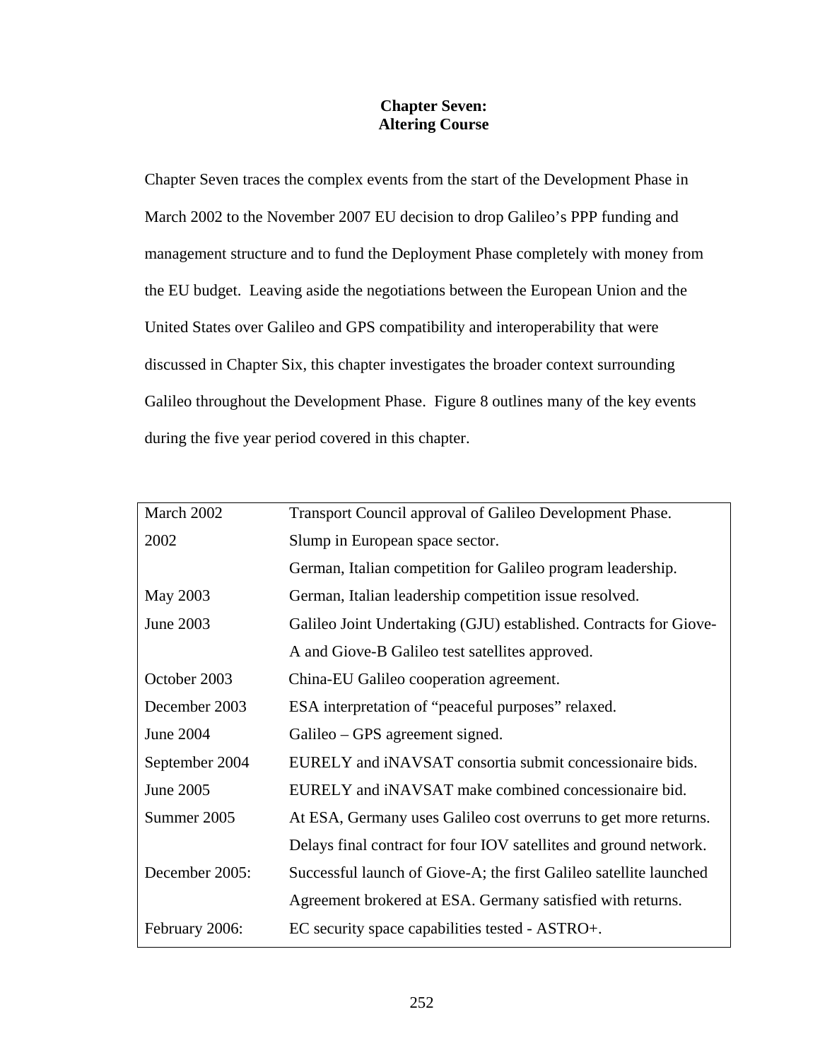# Chapter Seven: Altering Course

Chapter Seven traces the complex events from the start of the Development Phase in March 2002 to the November 2007 EU decision to drop Galileo's PPP funding and management structure and to fund the Deployment Phase completely with money from the EU budget. Leaving aside the negotiations between the European Union and the United States over Galileo and GPS compatibility and interoperability that were discussed in Chapter Six, this chapter investigates the broader context surrounding Galileo throughout the Development Phase. Figure 8 outlines many of the key events during the five year period covered in this chapter.

| | |
|---|---|
| March 2002 | Transport Council approval of Galileo Development Phase. |
| 2002 | Slump in European space sector. |
| | German, Italian competition for Galileo program leadership. |
| May 2003 | German, Italian leadership competition issue resolved. |
| June 2003 | Galileo Joint Undertaking (GJU) established. Contracts for Giove-A and Giove-B Galileo test satellites approved. |
| October 2003 | China-EU Galileo cooperation agreement. |
| December 2003 | ESA interpretation of "peaceful purposes" relaxed. |
| June 2004 | Galileo – GPS agreement signed. |
| September 2004 | EURELY and iNAVSAT consortia submit concessionaire bids. |
| June 2005 | EURELY and iNAVSAT make combined concessionaire bid. |
| Summer 2005 | At ESA, Germany uses Galileo cost overruns to get more returns. |
| | Delays final contract for four IOV satellites and ground network. |
| December 2005: | Successful launch of Giove-A; the first Galileo satellite launched |
| | Agreement brokered at ESA. Germany satisfied with returns. |
| February 2006: | EC security space capabilities tested - ASTRO+. |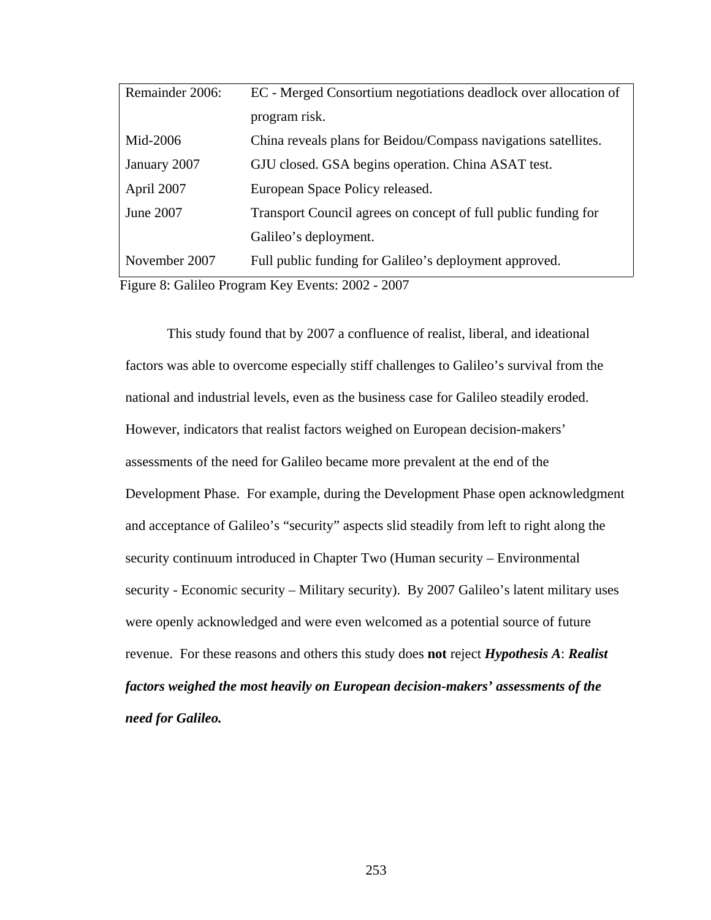| | |
|---|---|
| Remainder 2006: | EC - Merged Consortium negotiations deadlock over allocation of program risk. |
| Mid-2006 | China reveals plans for Beidou/Compass navigations satellites. |
| January 2007 | GJU closed. GSA begins operation. China ASAT test. |
| April 2007 | European Space Policy released. |
| June 2007 | Transport Council agrees on concept of full public funding for Galileo's deployment. |
| November 2007 | Full public funding for Galileo's deployment approved. |

Figure 8: Galileo Program Key Events: 2002 - 2007

This study found that by 2007 a confluence of realist, liberal, and ideational factors was able to overcome especially stiff challenges to Galileo's survival from the national and industrial levels, even as the business case for Galileo steadily eroded. However, indicators that realist factors weighed on European decision-makers' assessments of the need for Galileo became more prevalent at the end of the Development Phase. For example, during the Development Phase open acknowledgment and acceptance of Galileo's "security" aspects slid steadily from left to right along the security continuum introduced in Chapter Two (Human security – Environmental security - Economic security – Military security). By 2007 Galileo's latent military uses were openly acknowledged and were even welcomed as a potential source of future revenue. For these reasons and others this study does **not** reject ***Hypothesis A***: ***Realist factors weighed the most heavily on European decision-makers' assessments of the need for Galileo.***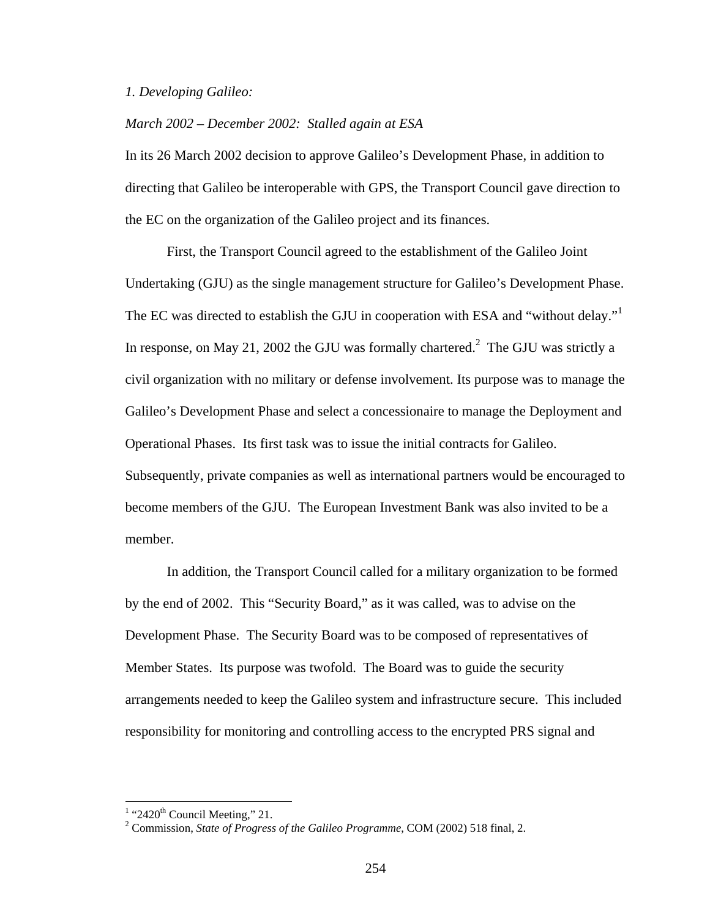*1. Developing Galileo:*

*March 2002 – December 2002: Stalled again at ESA*

In its 26 March 2002 decision to approve Galileo's Development Phase, in addition to directing that Galileo be interoperable with GPS, the Transport Council gave direction to the EC on the organization of the Galileo project and its finances.

First, the Transport Council agreed to the establishment of the Galileo Joint Undertaking (GJU) as the single management structure for Galileo's Development Phase. The EC was directed to establish the GJU in cooperation with ESA and "without delay."[1] In response, on May 21, 2002 the GJU was formally chartered.[2] The GJU was strictly a civil organization with no military or defense involvement. Its purpose was to manage the Galileo's Development Phase and select a concessionaire to manage the Deployment and Operational Phases. Its first task was to issue the initial contracts for Galileo. Subsequently, private companies as well as international partners would be encouraged to become members of the GJU. The European Investment Bank was also invited to be a member.

In addition, the Transport Council called for a military organization to be formed by the end of 2002. This "Security Board," as it was called, was to advise on the Development Phase. The Security Board was to be composed of representatives of Member States. Its purpose was twofold. The Board was to guide the security arrangements needed to keep the Galileo system and infrastructure secure. This included responsibility for monitoring and controlling access to the encrypted PRS signal and

---

[1] "2420th Council Meeting," 21.

[2] Commission, *State of Progress of the Galileo Programme*, COM (2002) 518 final, 2.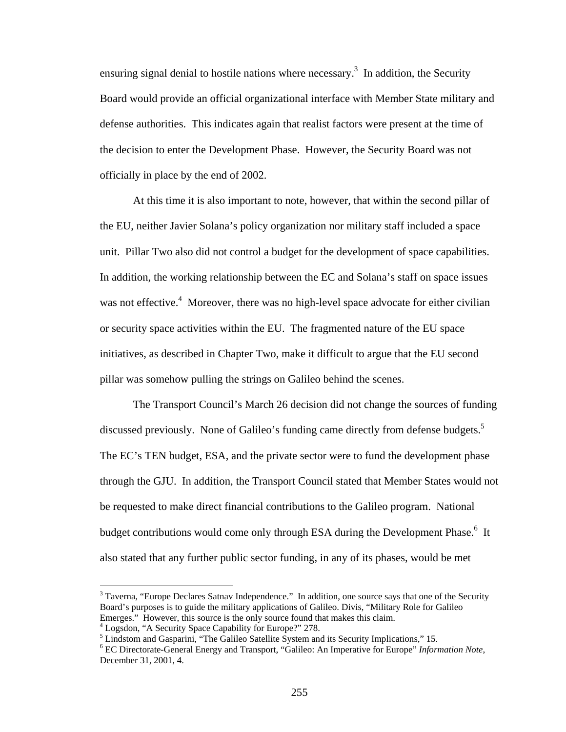ensuring signal denial to hostile nations where necessary.[3] In addition, the Security Board would provide an official organizational interface with Member State military and defense authorities. This indicates again that realist factors were present at the time of the decision to enter the Development Phase. However, the Security Board was not officially in place by the end of 2002.

At this time it is also important to note, however, that within the second pillar of the EU, neither Javier Solana's policy organization nor military staff included a space unit. Pillar Two also did not control a budget for the development of space capabilities. In addition, the working relationship between the EC and Solana's staff on space issues was not effective.[4] Moreover, there was no high-level space advocate for either civilian or security space activities within the EU. The fragmented nature of the EU space initiatives, as described in Chapter Two, make it difficult to argue that the EU second pillar was somehow pulling the strings on Galileo behind the scenes.

The Transport Council's March 26 decision did not change the sources of funding discussed previously. None of Galileo's funding came directly from defense budgets.[5] The EC's TEN budget, ESA, and the private sector were to fund the development phase through the GJU. In addition, the Transport Council stated that Member States would not be requested to make direct financial contributions to the Galileo program. National budget contributions would come only through ESA during the Development Phase.[6] It also stated that any further public sector funding, in any of its phases, would be met

---

[3] Taverna, "Europe Declares Satnav Independence." In addition, one source says that one of the Security Board's purposes is to guide the military applications of Galileo. Divis, "Military Role for Galileo Emerges." However, this source is the only source found that makes this claim.

[4] Logsdon, "A Security Space Capability for Europe?" 278.

[5] Lindstom and Gasparini, "The Galileo Satellite System and its Security Implications," 15.

[6] EC Directorate-General Energy and Transport, "Galileo: An Imperative for Europe" *Information Note*, December 31, 2001, 4.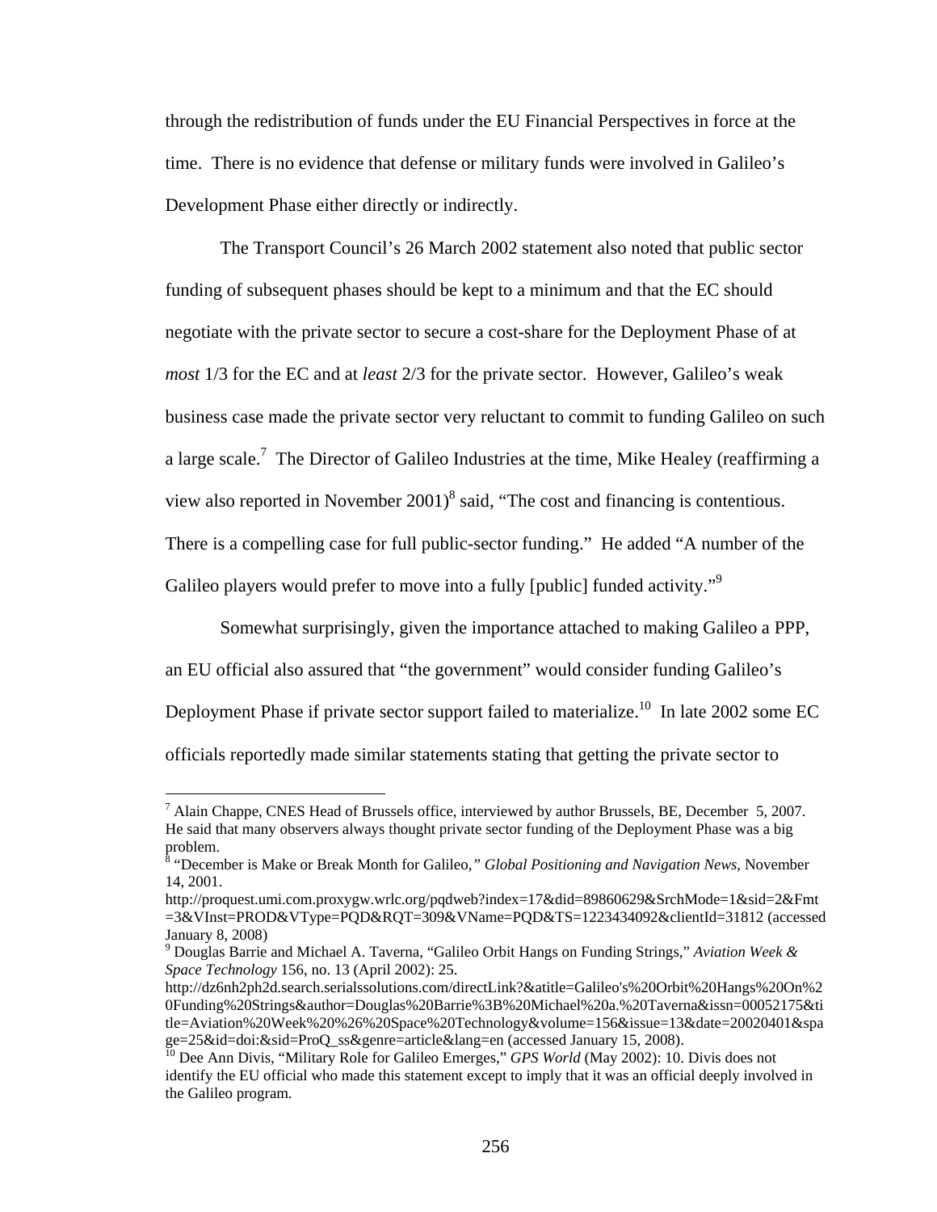through the redistribution of funds under the EU Financial Perspectives in force at the time. There is no evidence that defense or military funds were involved in Galileo's Development Phase either directly or indirectly.

The Transport Council's 26 March 2002 statement also noted that public sector funding of subsequent phases should be kept to a minimum and that the EC should negotiate with the private sector to secure a cost-share for the Deployment Phase of at *most* 1/3 for the EC and at *least* 2/3 for the private sector. However, Galileo's weak business case made the private sector very reluctant to commit to funding Galileo on such a large scale.[7] The Director of Galileo Industries at the time, Mike Healey (reaffirming a view also reported in November 2001)[8] said, "The cost and financing is contentious. There is a compelling case for full public-sector funding." He added "A number of the Galileo players would prefer to move into a fully [public] funded activity."[9]

Somewhat surprisingly, given the importance attached to making Galileo a PPP, an EU official also assured that "the government" would consider funding Galileo's Deployment Phase if private sector support failed to materialize.[10] In late 2002 some EC officials reportedly made similar statements stating that getting the private sector to

---

[7] Alain Chappe, CNES Head of Brussels office, interviewed by author Brussels, BE, December 5, 2007. He said that many observers always thought private sector funding of the Deployment Phase was a big problem.

[8] "December is Make or Break Month for Galileo," *Global Positioning and Navigation News*, November 14, 2001. http://proquest.umi.com.proxygw.wrlc.org/pqdweb?index=17&did=89860629&SrchMode=1&sid=2&Fmt=3&VInst=PROD&VType=PQD&RQT=309&VName=PQD&TS=1223434092&clientId=31812 (accessed January 8, 2008)

[9] Douglas Barrie and Michael A. Taverna, "Galileo Orbit Hangs on Funding Strings," *Aviation Week & Space Technology* 156, no. 13 (April 2002): 25. http://dz6nh2ph2d.search.serialssolutions.com/directLink?&atitle=Galileo's%20Orbit%20Hangs%20On%20Funding%20Strings&author=Douglas%20Barrie%3B%20Michael%20a.%20Taverna&issn=00052175&title=Aviation%20Week%20%26%20Space%20Technology&volume=156&issue=13&date=20020401&spage=25&id=doi:&sid=ProQ_ss&genre=article&lang=en (accessed January 15, 2008).

[10] Dee Ann Divis, "Military Role for Galileo Emerges," *GPS World* (May 2002): 10. Divis does not identify the EU official who made this statement except to imply that it was an official deeply involved in the Galileo program.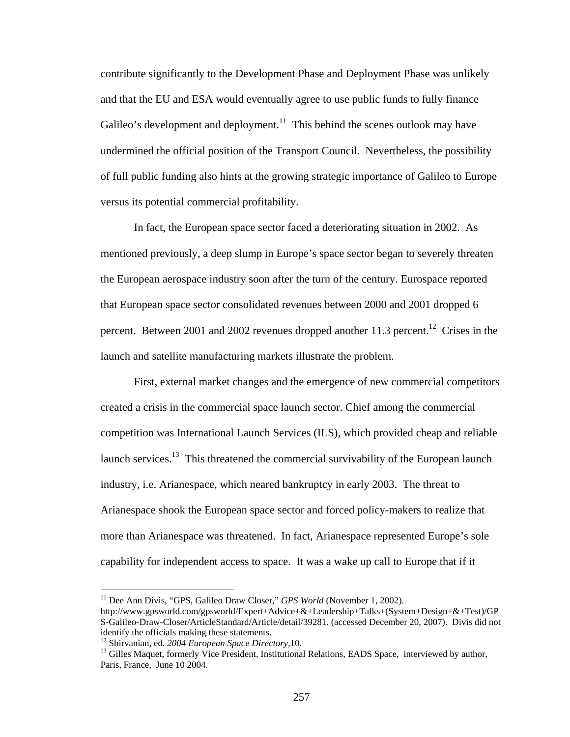contribute significantly to the Development Phase and Deployment Phase was unlikely and that the EU and ESA would eventually agree to use public funds to fully finance Galileo's development and deployment.[11] This behind the scenes outlook may have undermined the official position of the Transport Council. Nevertheless, the possibility of full public funding also hints at the growing strategic importance of Galileo to Europe versus its potential commercial profitability.

In fact, the European space sector faced a deteriorating situation in 2002. As mentioned previously, a deep slump in Europe's space sector began to severely threaten the European aerospace industry soon after the turn of the century. Eurospace reported that European space sector consolidated revenues between 2000 and 2001 dropped 6 percent. Between 2001 and 2002 revenues dropped another 11.3 percent.[12] Crises in the launch and satellite manufacturing markets illustrate the problem.

First, external market changes and the emergence of new commercial competitors created a crisis in the commercial space launch sector. Chief among the commercial competition was International Launch Services (ILS), which provided cheap and reliable launch services.[13] This threatened the commercial survivability of the European launch industry, i.e. Arianespace, which neared bankruptcy in early 2003. The threat to Arianespace shook the European space sector and forced policy-makers to realize that more than Arianespace was threatened. In fact, Arianespace represented Europe's sole capability for independent access to space. It was a wake up call to Europe that if it

---

[11] Dee Ann Divis, "GPS, Galileo Draw Closer," *GPS World* (November 1, 2002). http://www.gpsworld.com/gpsworld/Expert+Advice+&+Leadership+Talks+(System+Design+&+Test)/GPS-Galileo-Draw-Closer/ArticleStandard/Article/detail/39281. (accessed December 20, 2007). Divis did not identify the officials making these statements.

[12] Shirvanian, ed. *2004 European Space Directory*,10.

[13] Gilles Maquet, formerly Vice President, Institutional Relations, EADS Space, interviewed by author, Paris, France, June 10 2004.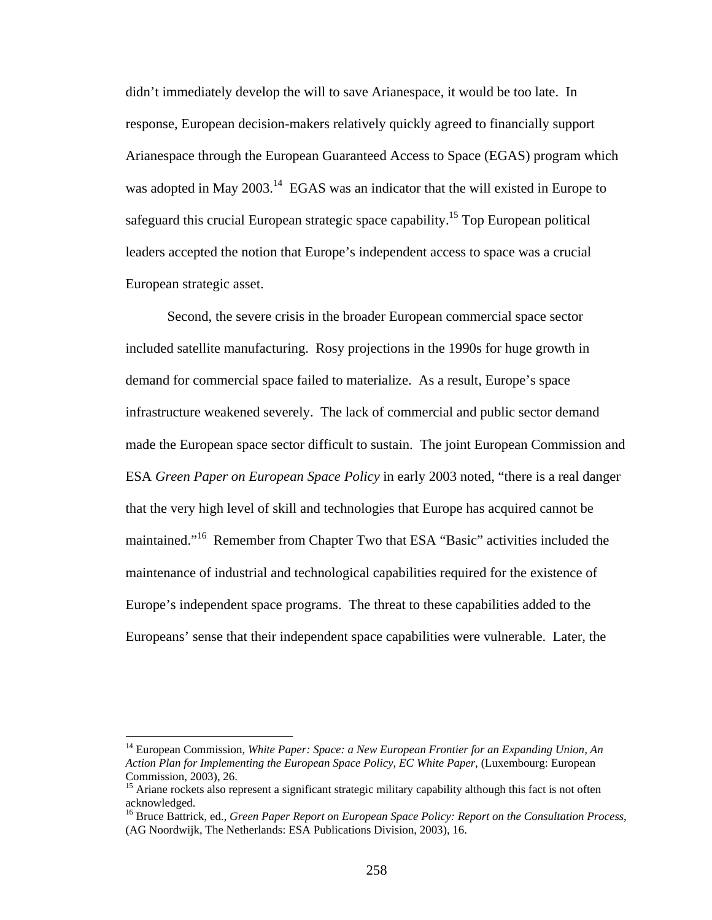didn't immediately develop the will to save Arianespace, it would be too late. In response, European decision-makers relatively quickly agreed to financially support Arianespace through the European Guaranteed Access to Space (EGAS) program which was adopted in May 2003.[14] EGAS was an indicator that the will existed in Europe to safeguard this crucial European strategic space capability.[15] Top European political leaders accepted the notion that Europe's independent access to space was a crucial European strategic asset.

Second, the severe crisis in the broader European commercial space sector included satellite manufacturing. Rosy projections in the 1990s for huge growth in demand for commercial space failed to materialize. As a result, Europe's space infrastructure weakened severely. The lack of commercial and public sector demand made the European space sector difficult to sustain. The joint European Commission and ESA *Green Paper on European Space Policy* in early 2003 noted, "there is a real danger that the very high level of skill and technologies that Europe has acquired cannot be maintained."[16] Remember from Chapter Two that ESA "Basic" activities included the maintenance of industrial and technological capabilities required for the existence of Europe's independent space programs. The threat to these capabilities added to the Europeans' sense that their independent space capabilities were vulnerable. Later, the

---

[14] European Commission, *White Paper: Space: a New European Frontier for an Expanding Union, An Action Plan for Implementing the European Space Policy, EC White Paper*, (Luxembourg: European Commission, 2003), 26.

[15] Ariane rockets also represent a significant strategic military capability although this fact is not often acknowledged.

[16] Bruce Battrick, ed., *Green Paper Report on European Space Policy: Report on the Consultation Process*, (AG Noordwijk, The Netherlands: ESA Publications Division, 2003), 16.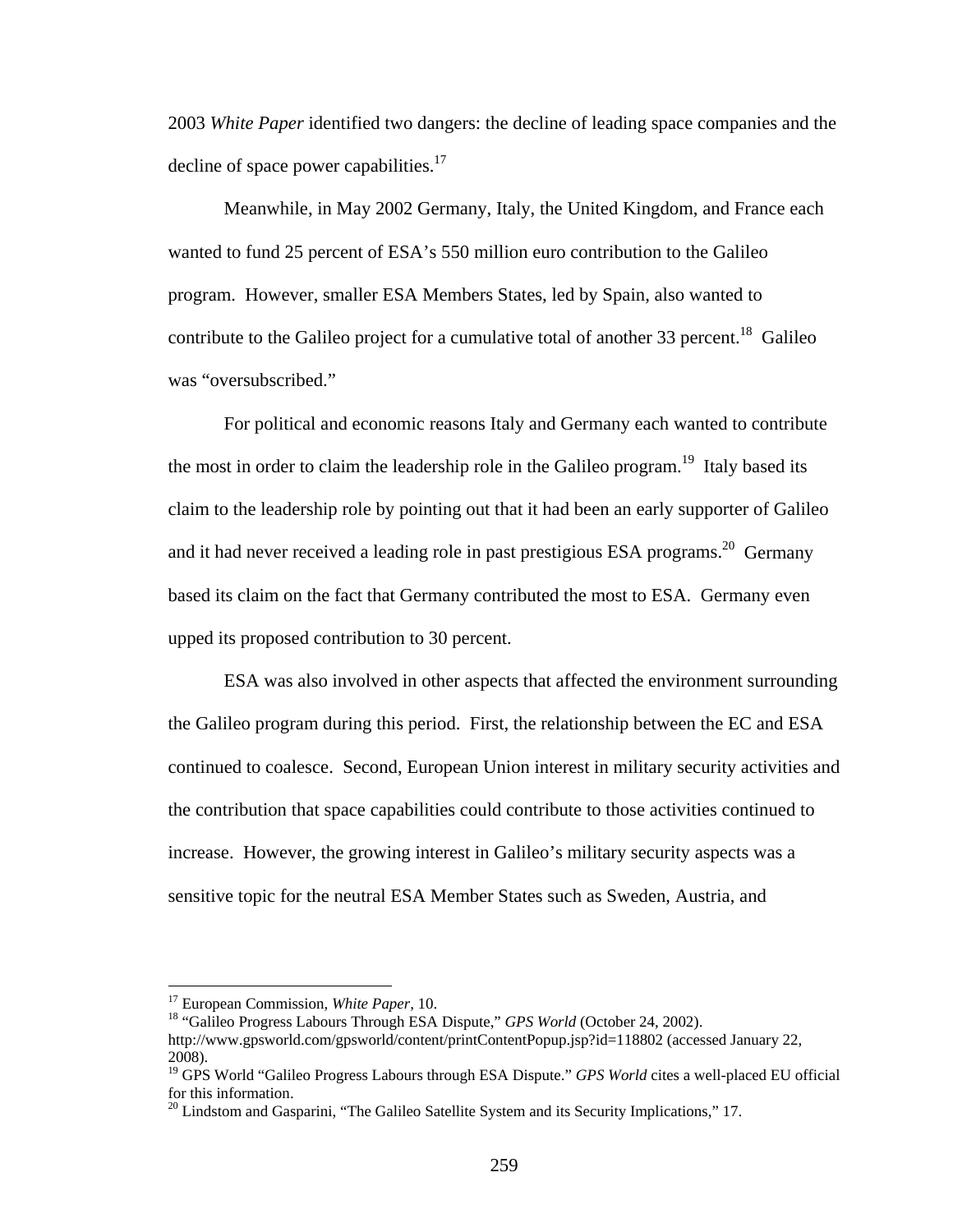2003 *White Paper* identified two dangers: the decline of leading space companies and the decline of space power capabilities.[17]

Meanwhile, in May 2002 Germany, Italy, the United Kingdom, and France each wanted to fund 25 percent of ESA's 550 million euro contribution to the Galileo program. However, smaller ESA Members States, led by Spain, also wanted to contribute to the Galileo project for a cumulative total of another 33 percent.[18] Galileo was "oversubscribed."

For political and economic reasons Italy and Germany each wanted to contribute the most in order to claim the leadership role in the Galileo program.[19] Italy based its claim to the leadership role by pointing out that it had been an early supporter of Galileo and it had never received a leading role in past prestigious ESA programs.[20] Germany based its claim on the fact that Germany contributed the most to ESA. Germany even upped its proposed contribution to 30 percent.

ESA was also involved in other aspects that affected the environment surrounding the Galileo program during this period. First, the relationship between the EC and ESA continued to coalesce. Second, European Union interest in military security activities and the contribution that space capabilities could contribute to those activities continued to increase. However, the growing interest in Galileo's military security aspects was a sensitive topic for the neutral ESA Member States such as Sweden, Austria, and

---

[17] European Commission, *White Paper*, 10.

[18] "Galileo Progress Labours Through ESA Dispute," *GPS World* (October 24, 2002). http://www.gpsworld.com/gpsworld/content/printContentPopup.jsp?id=118802 (accessed January 22, 2008).

[19] GPS World "Galileo Progress Labours through ESA Dispute." *GPS World* cites a well-placed EU official for this information.

[20] Lindstom and Gasparini, "The Galileo Satellite System and its Security Implications," 17.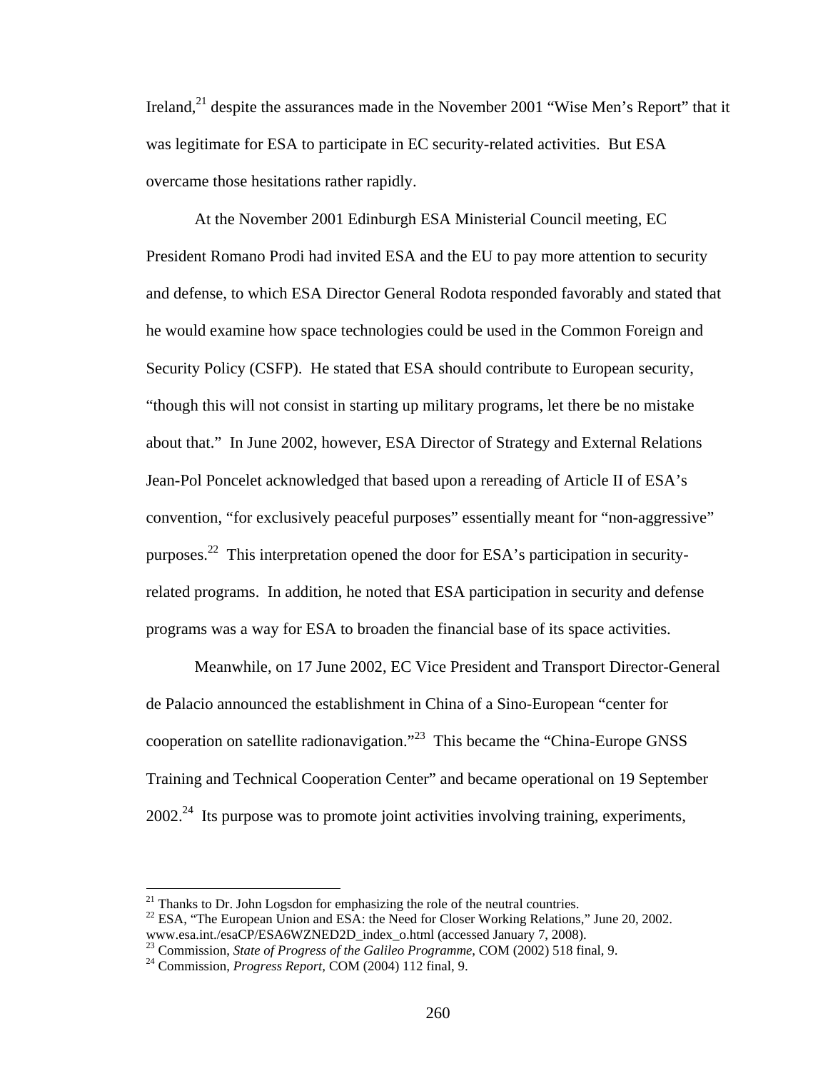Ireland,[21] despite the assurances made in the November 2001 "Wise Men's Report" that it was legitimate for ESA to participate in EC security-related activities. But ESA overcame those hesitations rather rapidly.

At the November 2001 Edinburgh ESA Ministerial Council meeting, EC President Romano Prodi had invited ESA and the EU to pay more attention to security and defense, to which ESA Director General Rodota responded favorably and stated that he would examine how space technologies could be used in the Common Foreign and Security Policy (CSFP). He stated that ESA should contribute to European security, "though this will not consist in starting up military programs, let there be no mistake about that." In June 2002, however, ESA Director of Strategy and External Relations Jean-Pol Poncelet acknowledged that based upon a rereading of Article II of ESA's convention, "for exclusively peaceful purposes" essentially meant for "non-aggressive" purposes.[22] This interpretation opened the door for ESA's participation in security-related programs. In addition, he noted that ESA participation in security and defense programs was a way for ESA to broaden the financial base of its space activities.

Meanwhile, on 17 June 2002, EC Vice President and Transport Director-General de Palacio announced the establishment in China of a Sino-European "center for cooperation on satellite radionavigation."[23] This became the "China-Europe GNSS Training and Technical Cooperation Center" and became operational on 19 September 2002.[24] Its purpose was to promote joint activities involving training, experiments,

---

[21] Thanks to Dr. John Logsdon for emphasizing the role of the neutral countries.

[22] ESA, "The European Union and ESA: the Need for Closer Working Relations," June 20, 2002. www.esa.int./esaCP/ESA6WZNED2D_index_o.html (accessed January 7, 2008).

[23] Commission, *State of Progress of the Galileo Programme*, COM (2002) 518 final, 9.

[24] Commission, *Progress Report*, COM (2004) 112 final, 9.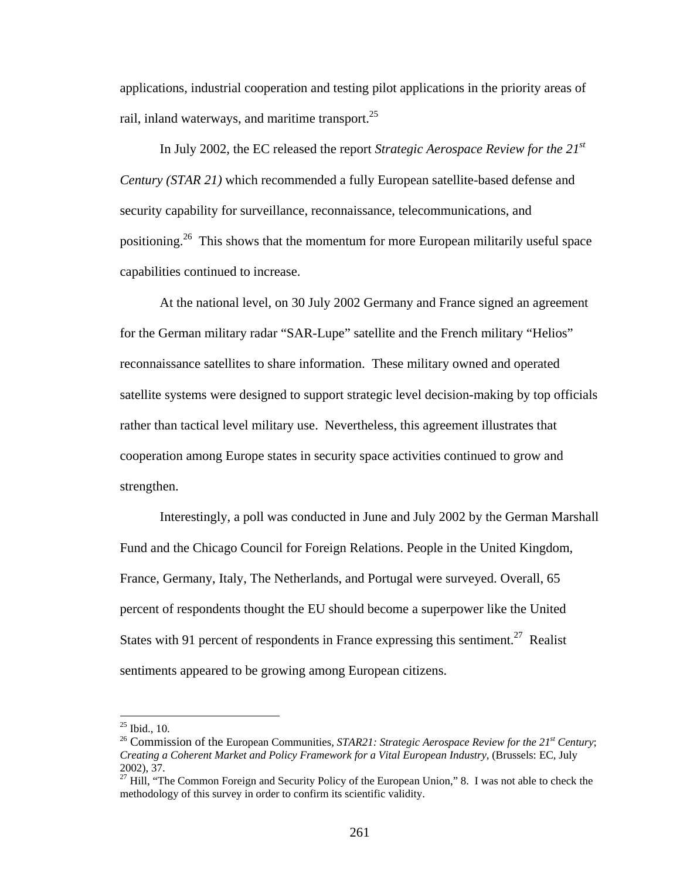applications, industrial cooperation and testing pilot applications in the priority areas of rail, inland waterways, and maritime transport.[25]

In July 2002, the EC released the report *Strategic Aerospace Review for the 21st Century (STAR 21)* which recommended a fully European satellite-based defense and security capability for surveillance, reconnaissance, telecommunications, and positioning.[26] This shows that the momentum for more European militarily useful space capabilities continued to increase.

At the national level, on 30 July 2002 Germany and France signed an agreement for the German military radar "SAR-Lupe" satellite and the French military "Helios" reconnaissance satellites to share information. These military owned and operated satellite systems were designed to support strategic level decision-making by top officials rather than tactical level military use. Nevertheless, this agreement illustrates that cooperation among Europe states in security space activities continued to grow and strengthen.

Interestingly, a poll was conducted in June and July 2002 by the German Marshall Fund and the Chicago Council for Foreign Relations. People in the United Kingdom, France, Germany, Italy, The Netherlands, and Portugal were surveyed. Overall, 65 percent of respondents thought the EU should become a superpower like the United States with 91 percent of respondents in France expressing this sentiment.[27] Realist sentiments appeared to be growing among European citizens.

---

[25] Ibid., 10.

[26] Commission of the European Communities, *STAR21: Strategic Aerospace Review for the 21st Century; Creating a Coherent Market and Policy Framework for a Vital European Industry,* (Brussels: EC, July 2002), 37.

[27] Hill, "The Common Foreign and Security Policy of the European Union," 8. I was not able to check the methodology of this survey in order to confirm its scientific validity.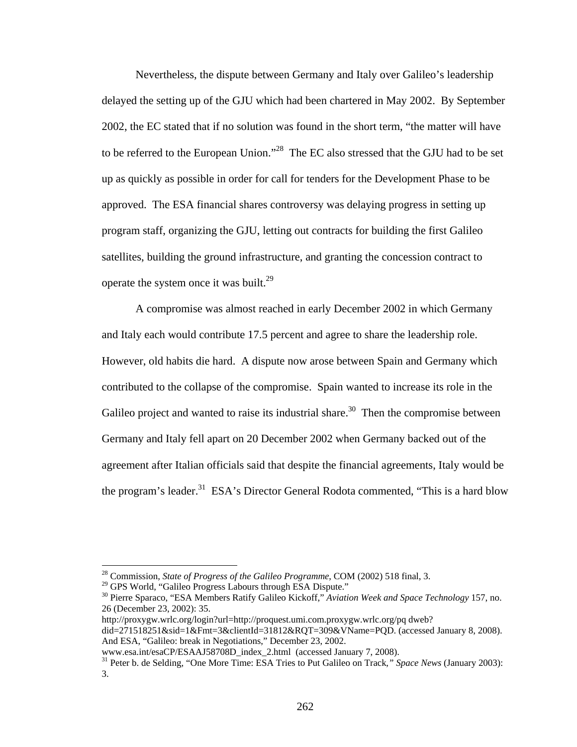Nevertheless, the dispute between Germany and Italy over Galileo's leadership delayed the setting up of the GJU which had been chartered in May 2002. By September 2002, the EC stated that if no solution was found in the short term, "the matter will have to be referred to the European Union."[28] The EC also stressed that the GJU had to be set up as quickly as possible in order for call for tenders for the Development Phase to be approved. The ESA financial shares controversy was delaying progress in setting up program staff, organizing the GJU, letting out contracts for building the first Galileo satellites, building the ground infrastructure, and granting the concession contract to operate the system once it was built.[29]

A compromise was almost reached in early December 2002 in which Germany and Italy each would contribute 17.5 percent and agree to share the leadership role. However, old habits die hard. A dispute now arose between Spain and Germany which contributed to the collapse of the compromise. Spain wanted to increase its role in the Galileo project and wanted to raise its industrial share.[30] Then the compromise between Germany and Italy fell apart on 20 December 2002 when Germany backed out of the agreement after Italian officials said that despite the financial agreements, Italy would be the program's leader.[31] ESA's Director General Rodota commented, "This is a hard blow

---

[28] Commission, *State of Progress of the Galileo Programme*, COM (2002) 518 final, 3.

[29] GPS World, "Galileo Progress Labours through ESA Dispute."

[30] Pierre Sparaco, "ESA Members Ratify Galileo Kickoff," *Aviation Week and Space Technology* 157, no. 26 (December 23, 2002): 35. http://proxygw.wrlc.org/login?url=http://proquest.umi.com.proxygw.wrlc.org/pq dweb?did=271518251&sid=1&Fmt=3&clientId=31812&RQT=309&VName=PQD. (accessed January 8, 2008). And ESA, "Galileo: break in Negotiations," December 23, 2002. www.esa.int/esaCP/ESAAJ58708D_index_2.html (accessed January 7, 2008).

[31] Peter b. de Selding, "One More Time: ESA Tries to Put Galileo on Track," *Space News* (January 2003): 3.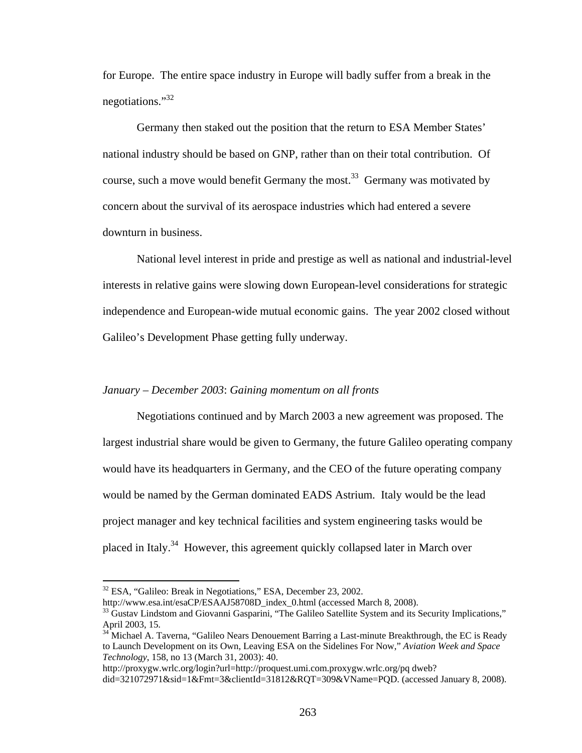for Europe. The entire space industry in Europe will badly suffer from a break in the negotiations."[32]

Germany then staked out the position that the return to ESA Member States' national industry should be based on GNP, rather than on their total contribution. Of course, such a move would benefit Germany the most.[33] Germany was motivated by concern about the survival of its aerospace industries which had entered a severe downturn in business.

National level interest in pride and prestige as well as national and industrial-level interests in relative gains were slowing down European-level considerations for strategic independence and European-wide mutual economic gains. The year 2002 closed without Galileo's Development Phase getting fully underway.

*January – December 2003*: *Gaining momentum on all fronts*

Negotiations continued and by March 2003 a new agreement was proposed. The largest industrial share would be given to Germany, the future Galileo operating company would have its headquarters in Germany, and the CEO of the future operating company would be named by the German dominated EADS Astrium. Italy would be the lead project manager and key technical facilities and system engineering tasks would be placed in Italy.[34] However, this agreement quickly collapsed later in March over

---

[32] ESA, "Galileo: Break in Negotiations," ESA, December 23, 2002. http://www.esa.int/esaCP/ESAAJ58708D_index_0.html (accessed March 8, 2008).

[33] Gustav Lindstom and Giovanni Gasparini, "The Galileo Satellite System and its Security Implications," April 2003, 15.

[34] Michael A. Taverna, "Galileo Nears Denouement Barring a Last-minute Breakthrough, the EC is Ready to Launch Development on its Own, Leaving ESA on the Sidelines For Now," *Aviation Week and Space Technology*, 158, no 13 (March 31, 2003): 40. http://proxygw.wrlc.org/login?url=http://proquest.umi.com.proxygw.wrlc.org/pq dweb?did=321072971&sid=1&Fmt=3&clientId=31812&RQT=309&VName=PQD. (accessed January 8, 2008).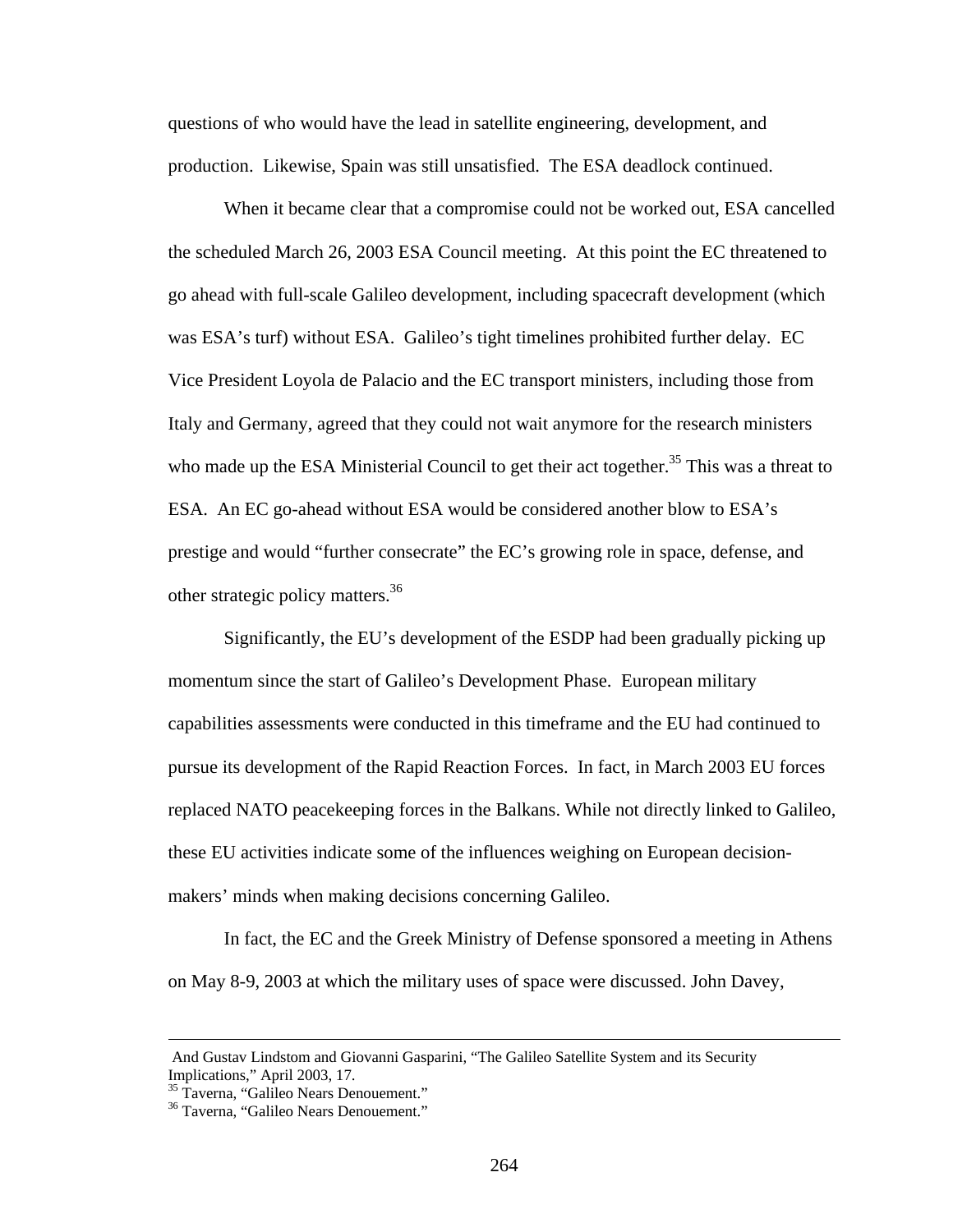questions of who would have the lead in satellite engineering, development, and production. Likewise, Spain was still unsatisfied. The ESA deadlock continued.

When it became clear that a compromise could not be worked out, ESA cancelled the scheduled March 26, 2003 ESA Council meeting. At this point the EC threatened to go ahead with full-scale Galileo development, including spacecraft development (which was ESA's turf) without ESA. Galileo's tight timelines prohibited further delay. EC Vice President Loyola de Palacio and the EC transport ministers, including those from Italy and Germany, agreed that they could not wait anymore for the research ministers who made up the ESA Ministerial Council to get their act together.[35] This was a threat to ESA. An EC go-ahead without ESA would be considered another blow to ESA's prestige and would "further consecrate" the EC's growing role in space, defense, and other strategic policy matters.[36]

Significantly, the EU's development of the ESDP had been gradually picking up momentum since the start of Galileo's Development Phase. European military capabilities assessments were conducted in this timeframe and the EU had continued to pursue its development of the Rapid Reaction Forces. In fact, in March 2003 EU forces replaced NATO peacekeeping forces in the Balkans. While not directly linked to Galileo, these EU activities indicate some of the influences weighing on European decision-makers' minds when making decisions concerning Galileo.

In fact, the EC and the Greek Ministry of Defense sponsored a meeting in Athens on May 8-9, 2003 at which the military uses of space were discussed. John Davey,

---

And Gustav Lindstom and Giovanni Gasparini, "The Galileo Satellite System and its Security Implications," April 2003, 17.

[35] Taverna, "Galileo Nears Denouement."

[36] Taverna, "Galileo Nears Denouement."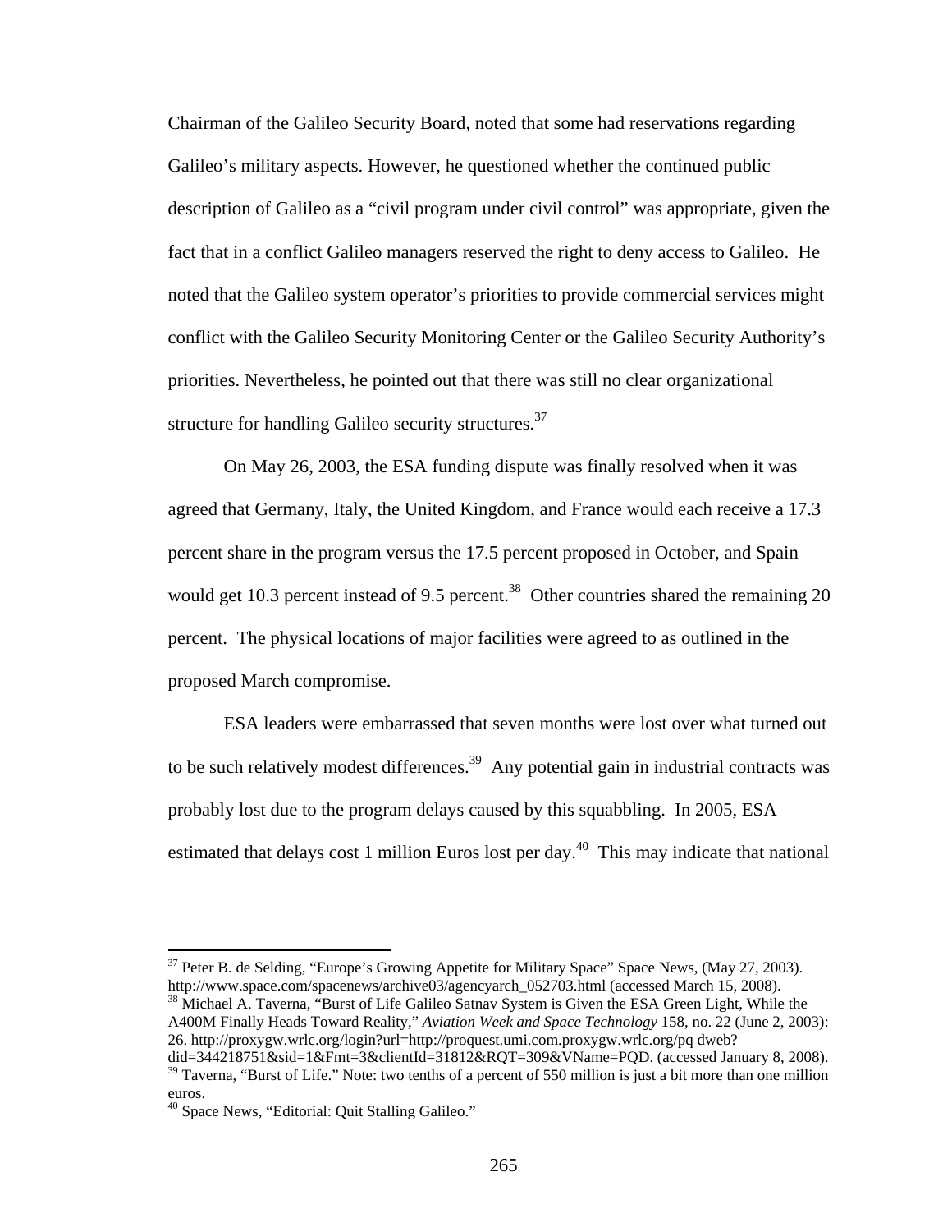Chairman of the Galileo Security Board, noted that some had reservations regarding Galileo's military aspects. However, he questioned whether the continued public description of Galileo as a "civil program under civil control" was appropriate, given the fact that in a conflict Galileo managers reserved the right to deny access to Galileo. He noted that the Galileo system operator's priorities to provide commercial services might conflict with the Galileo Security Monitoring Center or the Galileo Security Authority's priorities. Nevertheless, he pointed out that there was still no clear organizational structure for handling Galileo security structures.[37]

On May 26, 2003, the ESA funding dispute was finally resolved when it was agreed that Germany, Italy, the United Kingdom, and France would each receive a 17.3 percent share in the program versus the 17.5 percent proposed in October, and Spain would get 10.3 percent instead of 9.5 percent.[38] Other countries shared the remaining 20 percent. The physical locations of major facilities were agreed to as outlined in the proposed March compromise.

ESA leaders were embarrassed that seven months were lost over what turned out to be such relatively modest differences.[39] Any potential gain in industrial contracts was probably lost due to the program delays caused by this squabbling. In 2005, ESA estimated that delays cost 1 million Euros lost per day.[40] This may indicate that national

---

[37] Peter B. de Selding, "Europe's Growing Appetite for Military Space" Space News, (May 27, 2003). http://www.space.com/spacenews/archive03/agencyarch_052703.html (accessed March 15, 2008).

[38] Michael A. Taverna, "Burst of Life Galileo Satnav System is Given the ESA Green Light, While the A400M Finally Heads Toward Reality," *Aviation Week and Space Technology* 158, no. 22 (June 2, 2003): 26. http://proxygw.wrlc.org/login?url=http://proquest.umi.com.proxygw.wrlc.org/pq dweb?did=344218751&sid=1&Fmt=3&clientId=31812&RQT=309&VName=PQD. (accessed January 8, 2008).

[39] Taverna, "Burst of Life." Note: two tenths of a percent of 550 million is just a bit more than one million euros.

[40] Space News, "Editorial: Quit Stalling Galileo."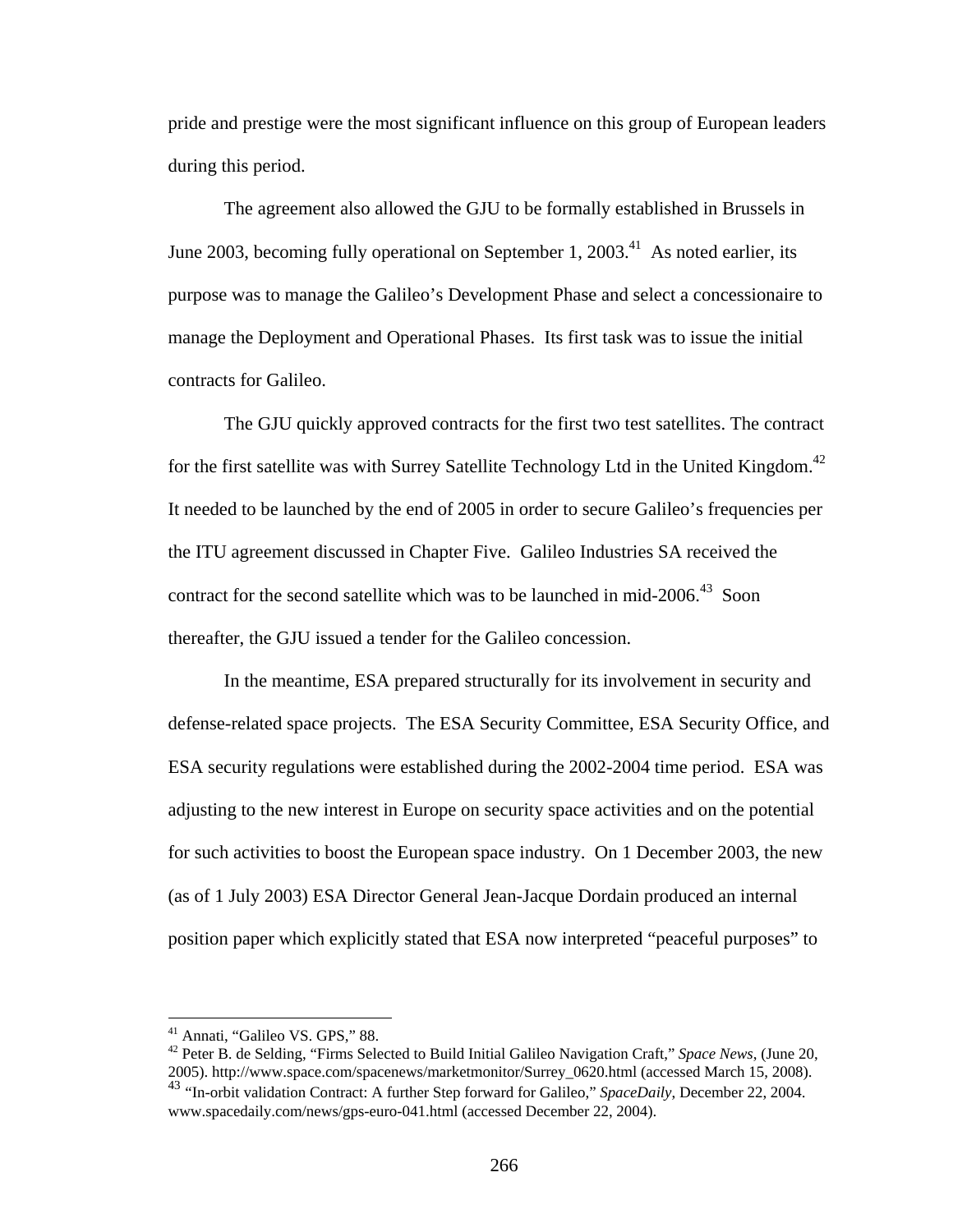pride and prestige were the most significant influence on this group of European leaders during this period.

The agreement also allowed the GJU to be formally established in Brussels in June 2003, becoming fully operational on September 1, 2003.[41] As noted earlier, its purpose was to manage the Galileo's Development Phase and select a concessionaire to manage the Deployment and Operational Phases. Its first task was to issue the initial contracts for Galileo.

The GJU quickly approved contracts for the first two test satellites. The contract for the first satellite was with Surrey Satellite Technology Ltd in the United Kingdom.[42] It needed to be launched by the end of 2005 in order to secure Galileo's frequencies per the ITU agreement discussed in Chapter Five. Galileo Industries SA received the contract for the second satellite which was to be launched in mid-2006.[43] Soon thereafter, the GJU issued a tender for the Galileo concession.

In the meantime, ESA prepared structurally for its involvement in security and defense-related space projects. The ESA Security Committee, ESA Security Office, and ESA security regulations were established during the 2002-2004 time period. ESA was adjusting to the new interest in Europe on security space activities and on the potential for such activities to boost the European space industry. On 1 December 2003, the new (as of 1 July 2003) ESA Director General Jean-Jacque Dordain produced an internal position paper which explicitly stated that ESA now interpreted "peaceful purposes" to

---

[41] Annati, "Galileo VS. GPS," 88.

[42] Peter B. de Selding, "Firms Selected to Build Initial Galileo Navigation Craft," *Space News*, (June 20, 2005). http://www.space.com/spacenews/marketmonitor/Surrey_0620.html (accessed March 15, 2008).

[43] "In-orbit validation Contract: A further Step forward for Galileo," *SpaceDaily*, December 22, 2004. www.spacedaily.com/news/gps-euro-041.html (accessed December 22, 2004).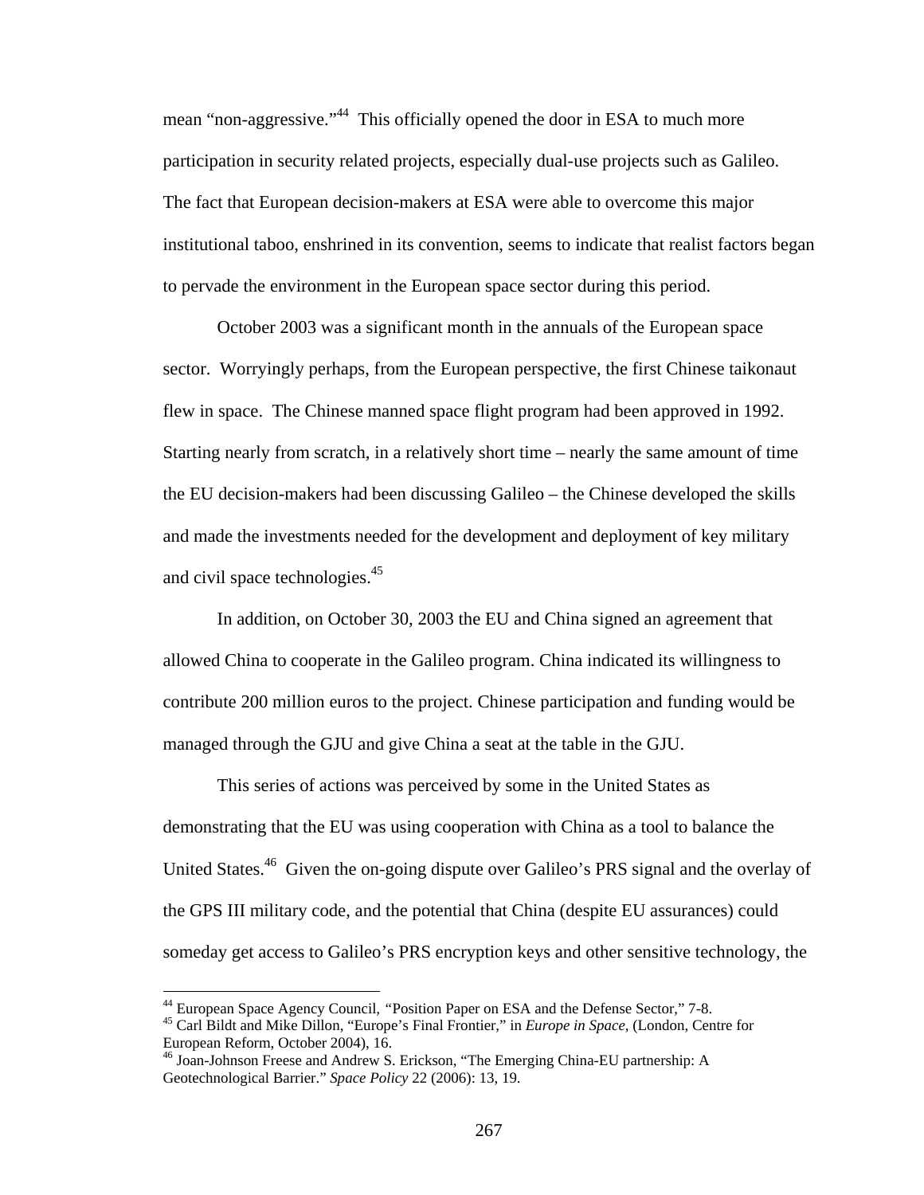mean "non-aggressive."[44] This officially opened the door in ESA to much more participation in security related projects, especially dual-use projects such as Galileo. The fact that European decision-makers at ESA were able to overcome this major institutional taboo, enshrined in its convention, seems to indicate that realist factors began to pervade the environment in the European space sector during this period.

October 2003 was a significant month in the annuals of the European space sector. Worryingly perhaps, from the European perspective, the first Chinese taikonaut flew in space. The Chinese manned space flight program had been approved in 1992. Starting nearly from scratch, in a relatively short time – nearly the same amount of time the EU decision-makers had been discussing Galileo – the Chinese developed the skills and made the investments needed for the development and deployment of key military and civil space technologies.[45]

In addition, on October 30, 2003 the EU and China signed an agreement that allowed China to cooperate in the Galileo program. China indicated its willingness to contribute 200 million euros to the project. Chinese participation and funding would be managed through the GJU and give China a seat at the table in the GJU.

This series of actions was perceived by some in the United States as demonstrating that the EU was using cooperation with China as a tool to balance the United States.[46] Given the on-going dispute over Galileo's PRS signal and the overlay of the GPS III military code, and the potential that China (despite EU assurances) could someday get access to Galileo's PRS encryption keys and other sensitive technology, the

---

[44] European Space Agency Council, "Position Paper on ESA and the Defense Sector," 7-8.

[45] Carl Bildt and Mike Dillon, "Europe's Final Frontier," in *Europe in Space*, (London, Centre for European Reform, October 2004), 16.

[46] Joan-Johnson Freese and Andrew S. Erickson, "The Emerging China-EU partnership: A Geotechnological Barrier." *Space Policy* 22 (2006): 13, 19.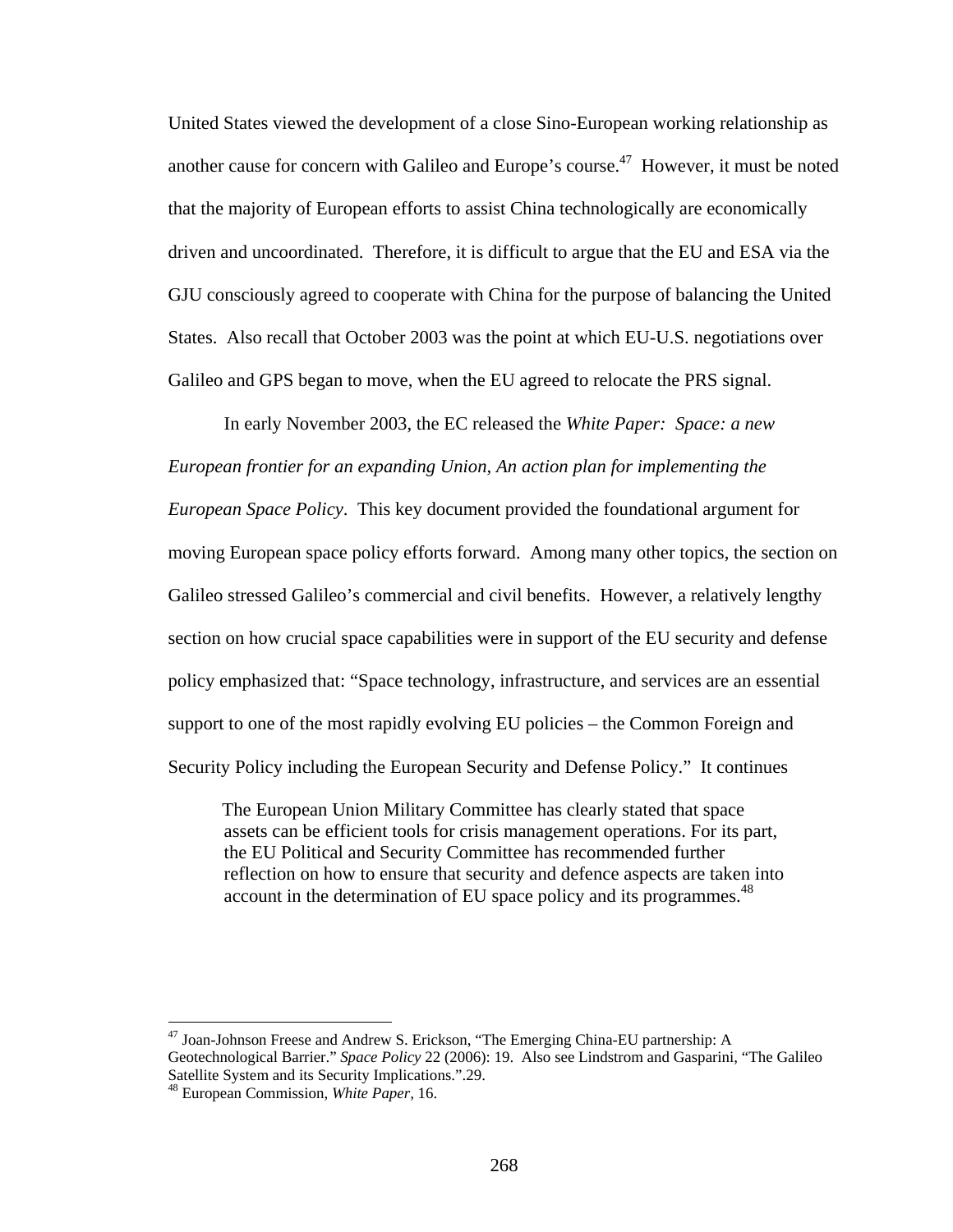United States viewed the development of a close Sino-European working relationship as another cause for concern with Galileo and Europe's course.[47] However, it must be noted that the majority of European efforts to assist China technologically are economically driven and uncoordinated. Therefore, it is difficult to argue that the EU and ESA via the GJU consciously agreed to cooperate with China for the purpose of balancing the United States. Also recall that October 2003 was the point at which EU-U.S. negotiations over Galileo and GPS began to move, when the EU agreed to relocate the PRS signal.

In early November 2003, the EC released the *White Paper: Space: a new European frontier for an expanding Union, An action plan for implementing the European Space Policy*. This key document provided the foundational argument for moving European space policy efforts forward. Among many other topics, the section on Galileo stressed Galileo's commercial and civil benefits. However, a relatively lengthy section on how crucial space capabilities were in support of the EU security and defense policy emphasized that: "Space technology, infrastructure, and services are an essential support to one of the most rapidly evolving EU policies – the Common Foreign and Security Policy including the European Security and Defense Policy." It continues

> The European Union Military Committee has clearly stated that space assets can be efficient tools for crisis management operations. For its part, the EU Political and Security Committee has recommended further reflection on how to ensure that security and defence aspects are taken into account in the determination of EU space policy and its programmes.[48]

---

[47] Joan-Johnson Freese and Andrew S. Erickson, "The Emerging China-EU partnership: A Geotechnological Barrier." *Space Policy* 22 (2006): 19. Also see Lindstrom and Gasparini, "The Galileo Satellite System and its Security Implications.".29.

[48] European Commission, *White Paper*, 16.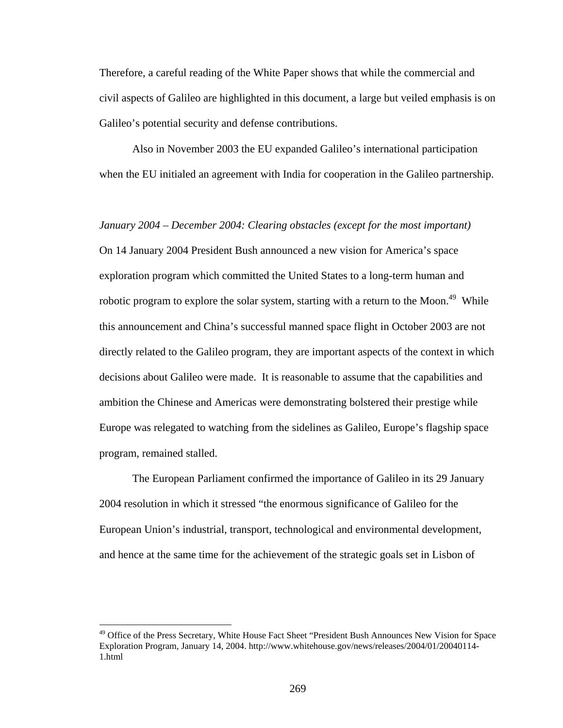Therefore, a careful reading of the White Paper shows that while the commercial and civil aspects of Galileo are highlighted in this document, a large but veiled emphasis is on Galileo's potential security and defense contributions.

Also in November 2003 the EU expanded Galileo's international participation when the EU initialed an agreement with India for cooperation in the Galileo partnership.

*January 2004 – December 2004: Clearing obstacles (except for the most important)*

On 14 January 2004 President Bush announced a new vision for America's space exploration program which committed the United States to a long-term human and robotic program to explore the solar system, starting with a return to the Moon.[49] While this announcement and China's successful manned space flight in October 2003 are not directly related to the Galileo program, they are important aspects of the context in which decisions about Galileo were made. It is reasonable to assume that the capabilities and ambition the Chinese and Americas were demonstrating bolstered their prestige while Europe was relegated to watching from the sidelines as Galileo, Europe's flagship space program, remained stalled.

The European Parliament confirmed the importance of Galileo in its 29 January 2004 resolution in which it stressed "the enormous significance of Galileo for the European Union's industrial, transport, technological and environmental development, and hence at the same time for the achievement of the strategic goals set in Lisbon of

---

[49] Office of the Press Secretary, White House Fact Sheet "President Bush Announces New Vision for Space Exploration Program, January 14, 2004. http://www.whitehouse.gov/news/releases/2004/01/20040114-1.html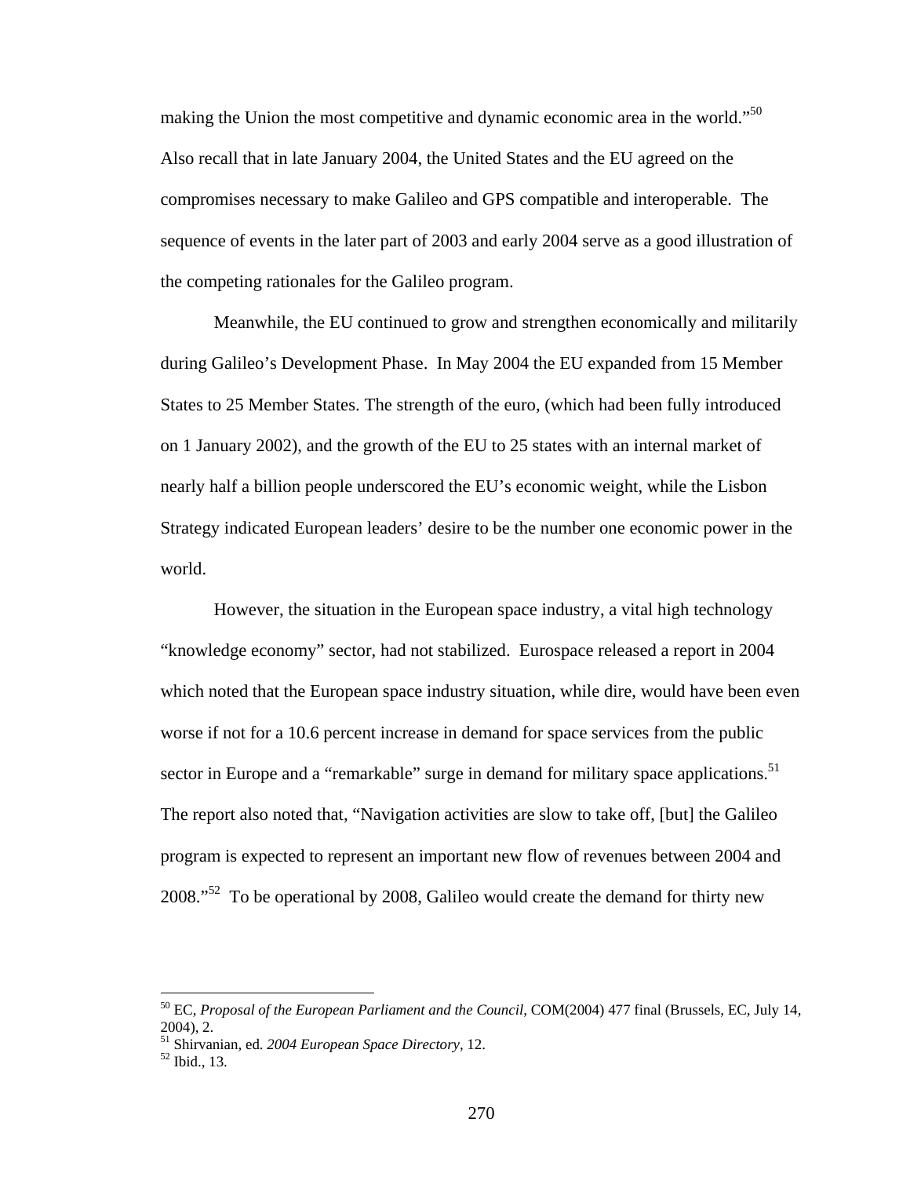making the Union the most competitive and dynamic economic area in the world."[50] Also recall that in late January 2004, the United States and the EU agreed on the compromises necessary to make Galileo and GPS compatible and interoperable. The sequence of events in the later part of 2003 and early 2004 serve as a good illustration of the competing rationales for the Galileo program.

Meanwhile, the EU continued to grow and strengthen economically and militarily during Galileo's Development Phase. In May 2004 the EU expanded from 15 Member States to 25 Member States. The strength of the euro, (which had been fully introduced on 1 January 2002), and the growth of the EU to 25 states with an internal market of nearly half a billion people underscored the EU's economic weight, while the Lisbon Strategy indicated European leaders' desire to be the number one economic power in the world.

However, the situation in the European space industry, a vital high technology "knowledge economy" sector, had not stabilized. Eurospace released a report in 2004 which noted that the European space industry situation, while dire, would have been even worse if not for a 10.6 percent increase in demand for space services from the public sector in Europe and a "remarkable" surge in demand for military space applications.[51] The report also noted that, "Navigation activities are slow to take off, [but] the Galileo program is expected to represent an important new flow of revenues between 2004 and 2008."[52] To be operational by 2008, Galileo would create the demand for thirty new

---

[50] EC, *Proposal of the European Parliament and the Council*, COM(2004) 477 final (Brussels, EC, July 14, 2004), 2.

[51] Shirvanian, ed. *2004 European Space Directory*, 12.

[52] Ibid., 13.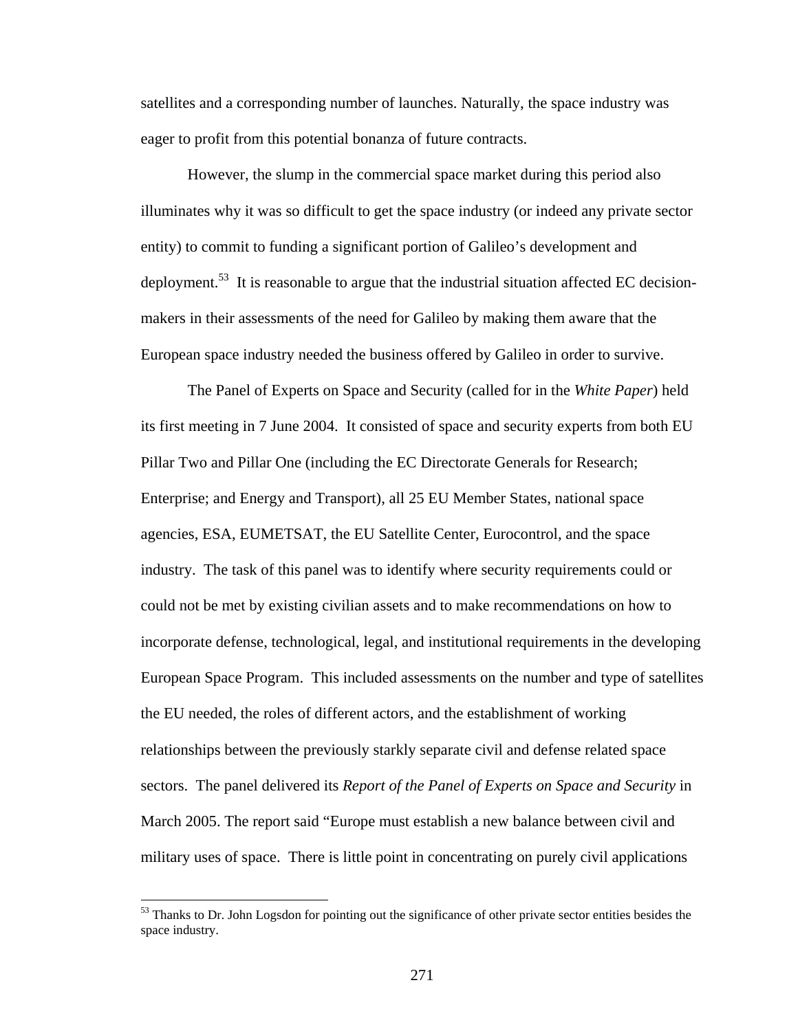satellites and a corresponding number of launches. Naturally, the space industry was eager to profit from this potential bonanza of future contracts.

However, the slump in the commercial space market during this period also illuminates why it was so difficult to get the space industry (or indeed any private sector entity) to commit to funding a significant portion of Galileo's development and deployment.[53] It is reasonable to argue that the industrial situation affected EC decision-makers in their assessments of the need for Galileo by making them aware that the European space industry needed the business offered by Galileo in order to survive.

The Panel of Experts on Space and Security (called for in the *White Paper*) held its first meeting in 7 June 2004. It consisted of space and security experts from both EU Pillar Two and Pillar One (including the EC Directorate Generals for Research; Enterprise; and Energy and Transport), all 25 EU Member States, national space agencies, ESA, EUMETSAT, the EU Satellite Center, Eurocontrol, and the space industry. The task of this panel was to identify where security requirements could or could not be met by existing civilian assets and to make recommendations on how to incorporate defense, technological, legal, and institutional requirements in the developing European Space Program. This included assessments on the number and type of satellites the EU needed, the roles of different actors, and the establishment of working relationships between the previously starkly separate civil and defense related space sectors. The panel delivered its *Report of the Panel of Experts on Space and Security* in March 2005. The report said "Europe must establish a new balance between civil and military uses of space. There is little point in concentrating on purely civil applications

[53] Thanks to Dr. John Logsdon for pointing out the significance of other private sector entities besides the space industry.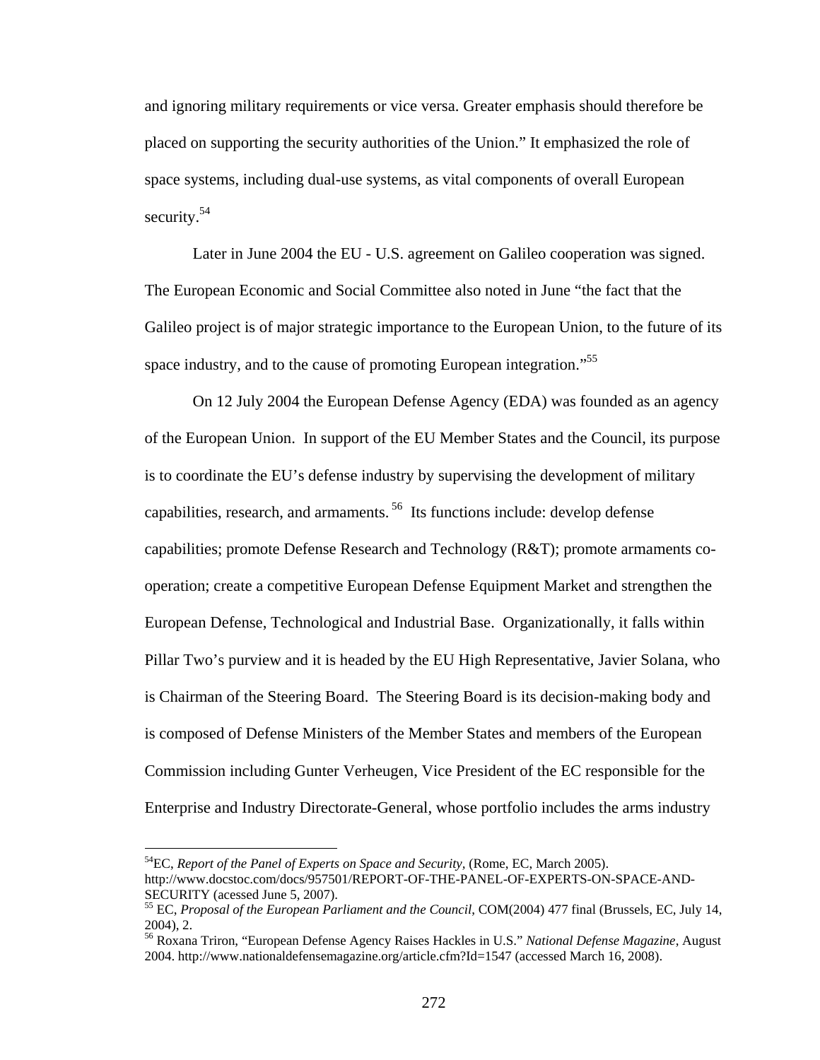and ignoring military requirements or vice versa. Greater emphasis should therefore be placed on supporting the security authorities of the Union." It emphasized the role of space systems, including dual-use systems, as vital components of overall European security.[54]

Later in June 2004 the EU - U.S. agreement on Galileo cooperation was signed. The European Economic and Social Committee also noted in June "the fact that the Galileo project is of major strategic importance to the European Union, to the future of its space industry, and to the cause of promoting European integration."[55]

On 12 July 2004 the European Defense Agency (EDA) was founded as an agency of the European Union. In support of the EU Member States and the Council, its purpose is to coordinate the EU's defense industry by supervising the development of military capabilities, research, and armaments.[56] Its functions include: develop defense capabilities; promote Defense Research and Technology (R&T); promote armaments co-operation; create a competitive European Defense Equipment Market and strengthen the European Defense, Technological and Industrial Base. Organizationally, it falls within Pillar Two's purview and it is headed by the EU High Representative, Javier Solana, who is Chairman of the Steering Board. The Steering Board is its decision-making body and is composed of Defense Ministers of the Member States and members of the European Commission including Gunter Verheugen, Vice President of the EC responsible for the Enterprise and Industry Directorate-General, whose portfolio includes the arms industry

---

[54] EC, *Report of the Panel of Experts on Space and Security*, (Rome, EC, March 2005). http://www.docstoc.com/docs/957501/REPORT-OF-THE-PANEL-OF-EXPERTS-ON-SPACE-AND-SECURITY (acessed June 5, 2007).

[55] EC, *Proposal of the European Parliament and the Council*, COM(2004) 477 final (Brussels, EC, July 14, 2004), 2.

[56] Roxana Triron, "European Defense Agency Raises Hackles in U.S." *National Defense Magazine*, August 2004. http://www.nationaldefensemagazine.org/article.cfm?Id=1547 (accessed March 16, 2008).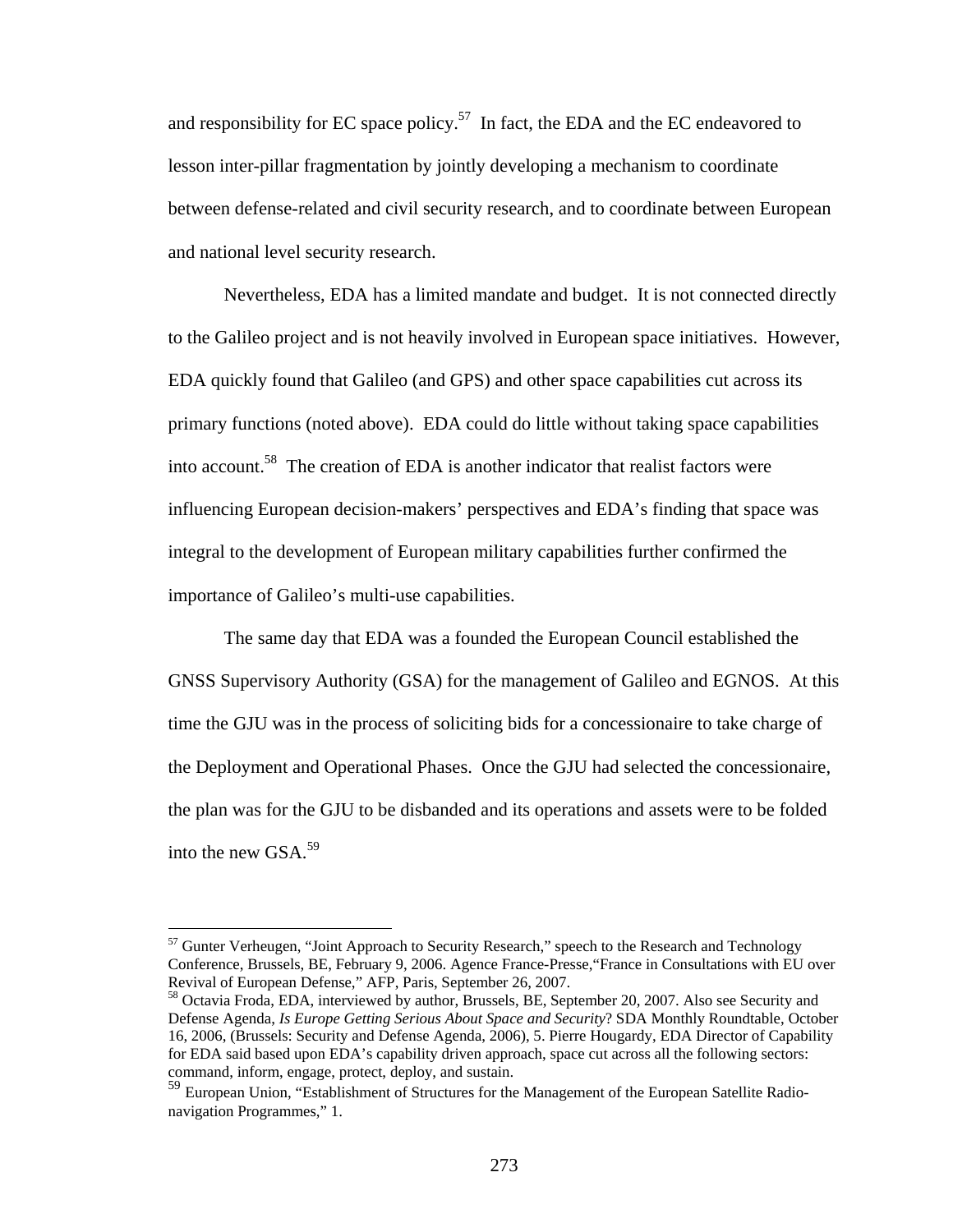and responsibility for EC space policy.[57] In fact, the EDA and the EC endeavored to lesson inter-pillar fragmentation by jointly developing a mechanism to coordinate between defense-related and civil security research, and to coordinate between European and national level security research.

Nevertheless, EDA has a limited mandate and budget. It is not connected directly to the Galileo project and is not heavily involved in European space initiatives. However, EDA quickly found that Galileo (and GPS) and other space capabilities cut across its primary functions (noted above). EDA could do little without taking space capabilities into account.[58] The creation of EDA is another indicator that realist factors were influencing European decision-makers' perspectives and EDA's finding that space was integral to the development of European military capabilities further confirmed the importance of Galileo's multi-use capabilities.

The same day that EDA was a founded the European Council established the GNSS Supervisory Authority (GSA) for the management of Galileo and EGNOS. At this time the GJU was in the process of soliciting bids for a concessionaire to take charge of the Deployment and Operational Phases. Once the GJU had selected the concessionaire, the plan was for the GJU to be disbanded and its operations and assets were to be folded into the new GSA.[59]

---

[57] Gunter Verheugen, "Joint Approach to Security Research," speech to the Research and Technology Conference, Brussels, BE, February 9, 2006. Agence France-Presse,"France in Consultations with EU over Revival of European Defense," AFP, Paris, September 26, 2007.

[58] Octavia Froda, EDA, interviewed by author, Brussels, BE, September 20, 2007. Also see Security and Defense Agenda, *Is Europe Getting Serious About Space and Security*? SDA Monthly Roundtable, October 16, 2006, (Brussels: Security and Defense Agenda, 2006), 5. Pierre Hougardy, EDA Director of Capability for EDA said based upon EDA's capability driven approach, space cut across all the following sectors: command, inform, engage, protect, deploy, and sustain.

[59] European Union, "Establishment of Structures for the Management of the European Satellite Radio-navigation Programmes," 1.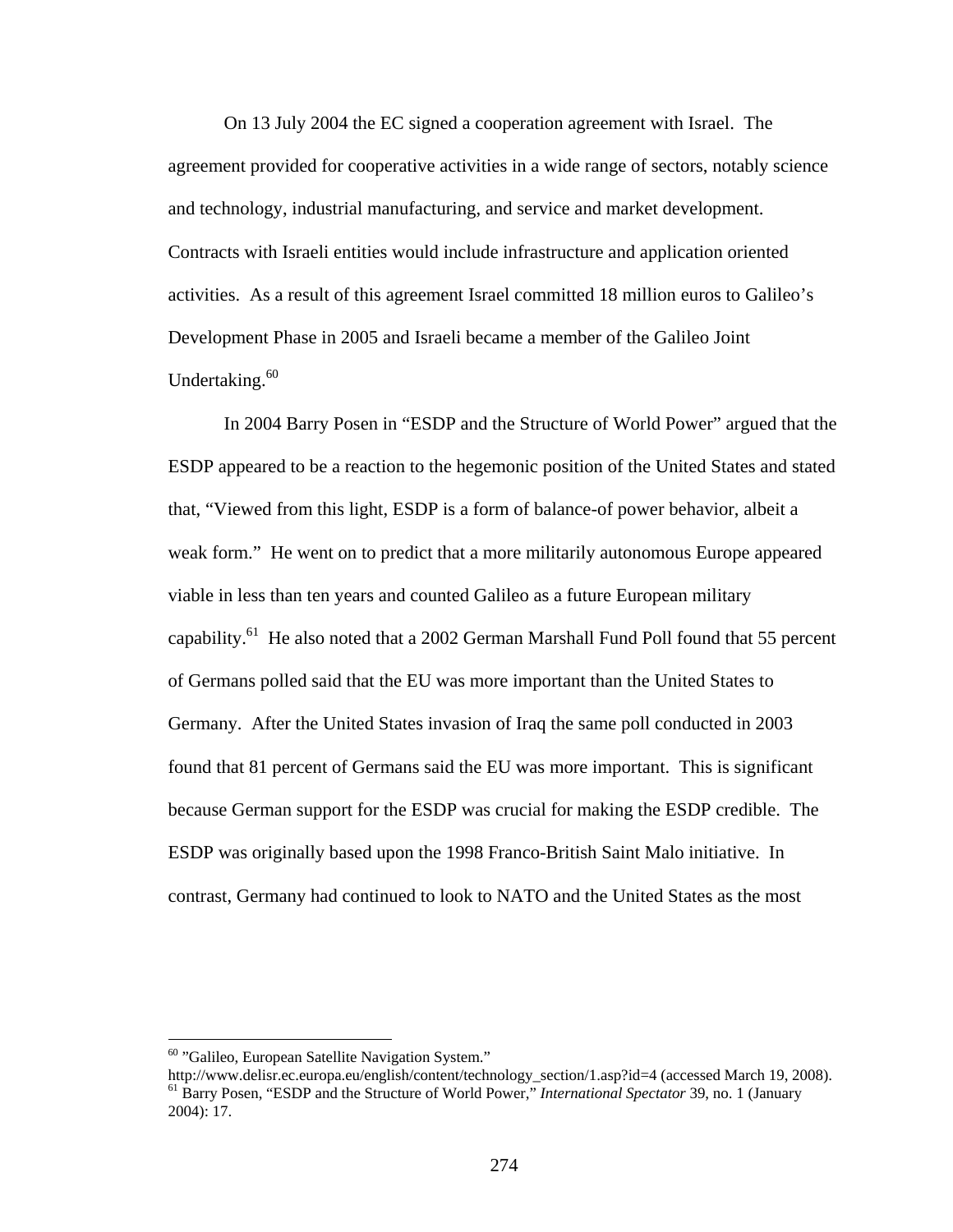On 13 July 2004 the EC signed a cooperation agreement with Israel. The agreement provided for cooperative activities in a wide range of sectors, notably science and technology, industrial manufacturing, and service and market development. Contracts with Israeli entities would include infrastructure and application oriented activities. As a result of this agreement Israel committed 18 million euros to Galileo's Development Phase in 2005 and Israeli became a member of the Galileo Joint Undertaking.[60]

In 2004 Barry Posen in "ESDP and the Structure of World Power" argued that the ESDP appeared to be a reaction to the hegemonic position of the United States and stated that, "Viewed from this light, ESDP is a form of balance-of power behavior, albeit a weak form." He went on to predict that a more militarily autonomous Europe appeared viable in less than ten years and counted Galileo as a future European military capability.[61] He also noted that a 2002 German Marshall Fund Poll found that 55 percent of Germans polled said that the EU was more important than the United States to Germany. After the United States invasion of Iraq the same poll conducted in 2003 found that 81 percent of Germans said the EU was more important. This is significant because German support for the ESDP was crucial for making the ESDP credible. The ESDP was originally based upon the 1998 Franco-British Saint Malo initiative. In contrast, Germany had continued to look to NATO and the United States as the most

---

[60] "Galileo, European Satellite Navigation System." http://www.delisr.ec.europa.eu/english/content/technology_section/1.asp?id=4 (accessed March 19, 2008).

[61] Barry Posen, "ESDP and the Structure of World Power," *International Spectator* 39, no. 1 (January 2004): 17.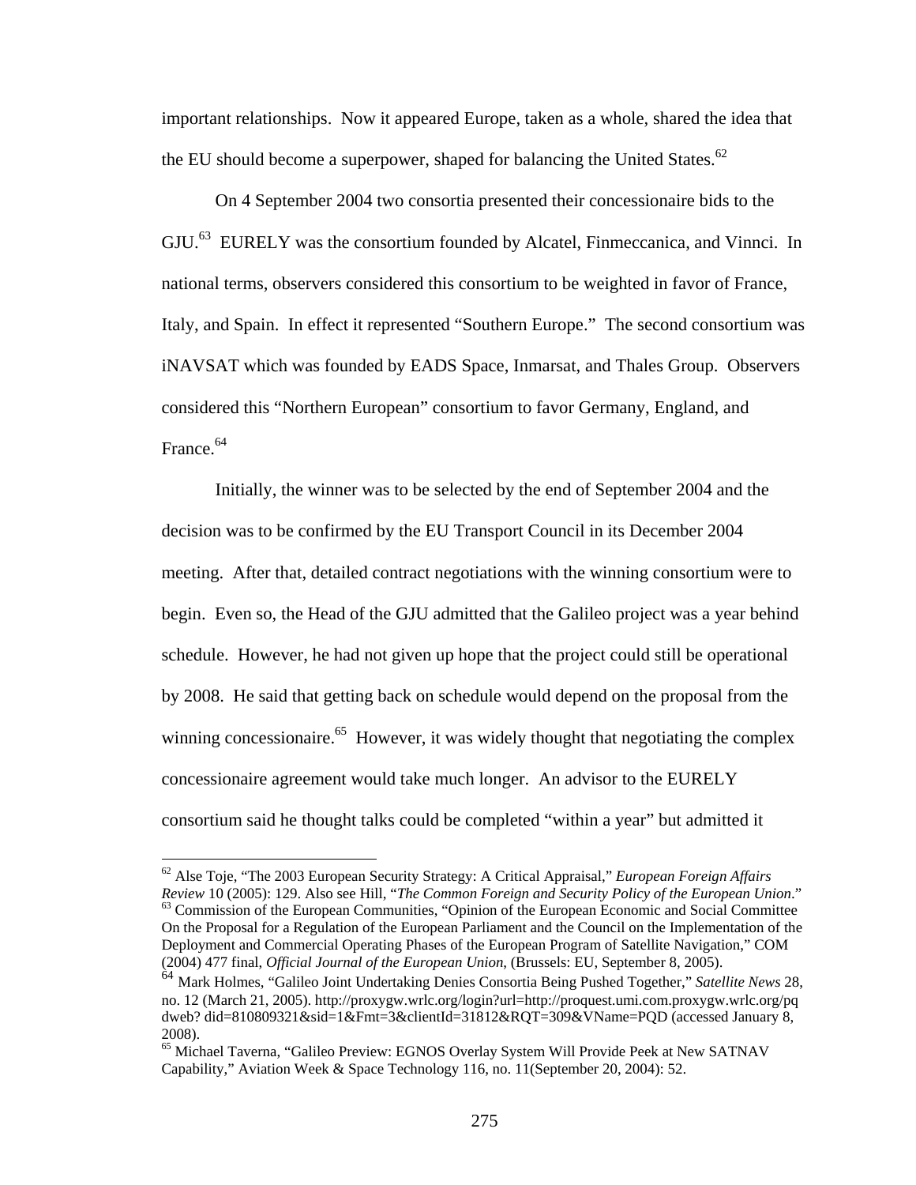important relationships. Now it appeared Europe, taken as a whole, shared the idea that the EU should become a superpower, shaped for balancing the United States.[62]

On 4 September 2004 two consortia presented their concessionaire bids to the GJU.[63] EURELY was the consortium founded by Alcatel, Finmeccanica, and Vinnci. In national terms, observers considered this consortium to be weighted in favor of France, Italy, and Spain. In effect it represented "Southern Europe." The second consortium was iNAVSAT which was founded by EADS Space, Inmarsat, and Thales Group. Observers considered this "Northern European" consortium to favor Germany, England, and France.[64]

Initially, the winner was to be selected by the end of September 2004 and the decision was to be confirmed by the EU Transport Council in its December 2004 meeting. After that, detailed contract negotiations with the winning consortium were to begin. Even so, the Head of the GJU admitted that the Galileo project was a year behind schedule. However, he had not given up hope that the project could still be operational by 2008. He said that getting back on schedule would depend on the proposal from the winning concessionaire.[65] However, it was widely thought that negotiating the complex concessionaire agreement would take much longer. An advisor to the EURELY consortium said he thought talks could be completed "within a year" but admitted it

---

[62] Alse Toje, "The 2003 European Security Strategy: A Critical Appraisal," *European Foreign Affairs Review* 10 (2005): 129. Also see Hill, "*The Common Foreign and Security Policy of the European Union*."

[63] Commission of the European Communities, "Opinion of the European Economic and Social Committee On the Proposal for a Regulation of the European Parliament and the Council on the Implementation of the Deployment and Commercial Operating Phases of the European Program of Satellite Navigation," COM (2004) 477 final, *Official Journal of the European Union*, (Brussels: EU, September 8, 2005).

[64] Mark Holmes, "Galileo Joint Undertaking Denies Consortia Being Pushed Together," *Satellite News* 28, no. 12 (March 21, 2005). http://proxygw.wrlc.org/login?url=http://proquest.umi.com.proxygw.wrlc.org/pqdweb? did=810809321&sid=1&Fmt=3&clientId=31812&RQT=309&VName=PQD (accessed January 8, 2008).

[65] Michael Taverna, "Galileo Preview: EGNOS Overlay System Will Provide Peek at New SATNAV Capability," Aviation Week & Space Technology 116, no. 11(September 20, 2004): 52.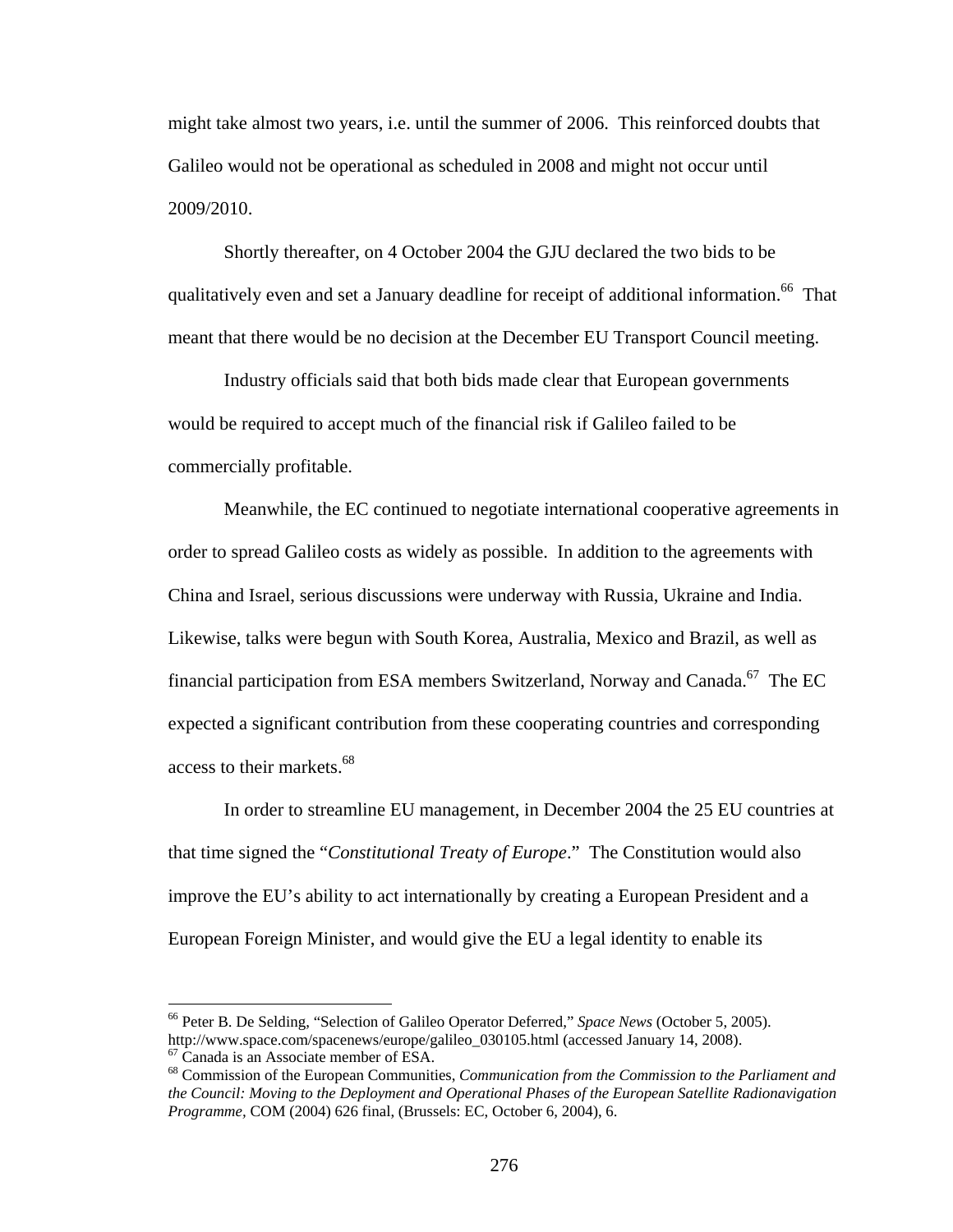might take almost two years, i.e. until the summer of 2006. This reinforced doubts that Galileo would not be operational as scheduled in 2008 and might not occur until 2009/2010.

Shortly thereafter, on 4 October 2004 the GJU declared the two bids to be qualitatively even and set a January deadline for receipt of additional information.[66] That meant that there would be no decision at the December EU Transport Council meeting.

Industry officials said that both bids made clear that European governments would be required to accept much of the financial risk if Galileo failed to be commercially profitable.

Meanwhile, the EC continued to negotiate international cooperative agreements in order to spread Galileo costs as widely as possible. In addition to the agreements with China and Israel, serious discussions were underway with Russia, Ukraine and India. Likewise, talks were begun with South Korea, Australia, Mexico and Brazil, as well as financial participation from ESA members Switzerland, Norway and Canada.[67] The EC expected a significant contribution from these cooperating countries and corresponding access to their markets.[68]

In order to streamline EU management, in December 2004 the 25 EU countries at that time signed the "*Constitutional Treaty of Europe*." The Constitution would also improve the EU's ability to act internationally by creating a European President and a European Foreign Minister, and would give the EU a legal identity to enable its

---

[66] Peter B. De Selding, "Selection of Galileo Operator Deferred," *Space News* (October 5, 2005). http://www.space.com/spacenews/europe/galileo_030105.html (accessed January 14, 2008).

[67] Canada is an Associate member of ESA.

[68] Commission of the European Communities, *Communication from the Commission to the Parliament and the Council: Moving to the Deployment and Operational Phases of the European Satellite Radionavigation Programme*, COM (2004) 626 final, (Brussels: EC, October 6, 2004), 6.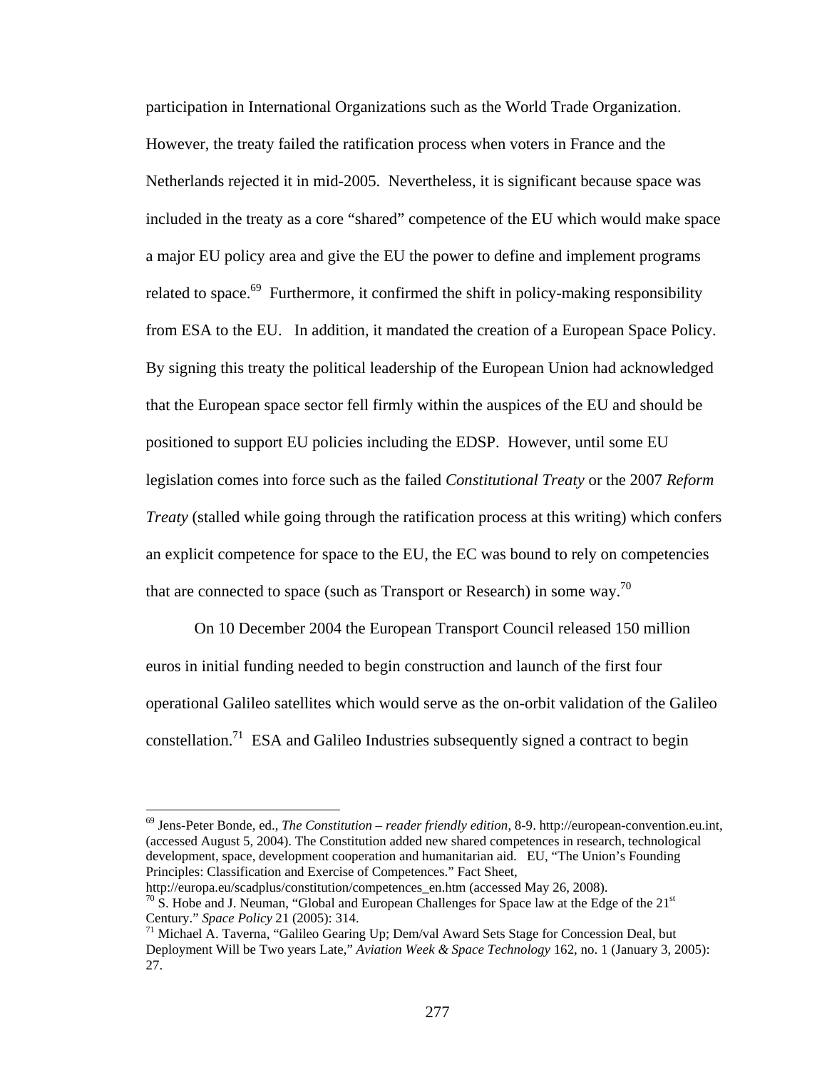participation in International Organizations such as the World Trade Organization. However, the treaty failed the ratification process when voters in France and the Netherlands rejected it in mid-2005. Nevertheless, it is significant because space was included in the treaty as a core "shared" competence of the EU which would make space a major EU policy area and give the EU the power to define and implement programs related to space.[69] Furthermore, it confirmed the shift in policy-making responsibility from ESA to the EU. In addition, it mandated the creation of a European Space Policy. By signing this treaty the political leadership of the European Union had acknowledged that the European space sector fell firmly within the auspices of the EU and should be positioned to support EU policies including the EDSP. However, until some EU legislation comes into force such as the failed *Constitutional Treaty* or the 2007 *Reform Treaty* (stalled while going through the ratification process at this writing) which confers an explicit competence for space to the EU, the EC was bound to rely on competencies that are connected to space (such as Transport or Research) in some way.[70]

On 10 December 2004 the European Transport Council released 150 million euros in initial funding needed to begin construction and launch of the first four operational Galileo satellites which would serve as the on-orbit validation of the Galileo constellation.[71] ESA and Galileo Industries subsequently signed a contract to begin

---

[69] Jens-Peter Bonde, ed., *The Constitution – reader friendly edition*, 8-9. http://european-convention.eu.int, (accessed August 5, 2004). The Constitution added new shared competences in research, technological development, space, development cooperation and humanitarian aid. EU, "The Union's Founding Principles: Classification and Exercise of Competences." Fact Sheet, http://europa.eu/scadplus/constitution/competences_en.htm (accessed May 26, 2008).

[70] S. Hobe and J. Neuman, "Global and European Challenges for Space law at the Edge of the 21st Century." *Space Policy* 21 (2005): 314.

[71] Michael A. Taverna, "Galileo Gearing Up; Dem/val Award Sets Stage for Concession Deal, but Deployment Will be Two years Late," *Aviation Week & Space Technology* 162, no. 1 (January 3, 2005): 27.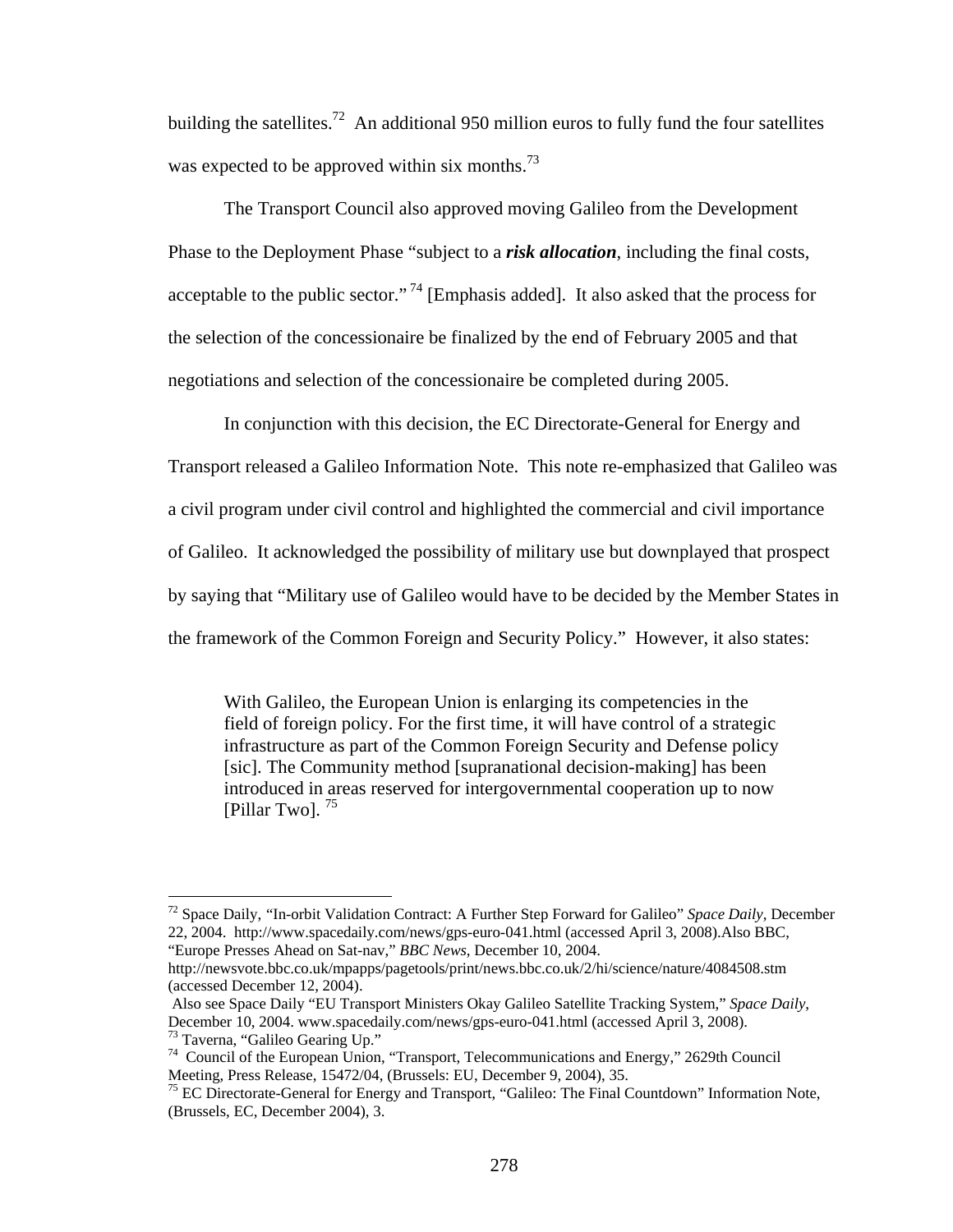building the satellites.[72] An additional 950 million euros to fully fund the four satellites was expected to be approved within six months.[73]

The Transport Council also approved moving Galileo from the Development Phase to the Deployment Phase "subject to a ***risk allocation***, including the final costs, acceptable to the public sector."[74] [Emphasis added]. It also asked that the process for the selection of the concessionaire be finalized by the end of February 2005 and that negotiations and selection of the concessionaire be completed during 2005.

In conjunction with this decision, the EC Directorate-General for Energy and Transport released a Galileo Information Note. This note re-emphasized that Galileo was a civil program under civil control and highlighted the commercial and civil importance of Galileo. It acknowledged the possibility of military use but downplayed that prospect by saying that "Military use of Galileo would have to be decided by the Member States in the framework of the Common Foreign and Security Policy." However, it also states:

> With Galileo, the European Union is enlarging its competencies in the field of foreign policy. For the first time, it will have control of a strategic infrastructure as part of the Common Foreign Security and Defense policy [sic]. The Community method [supranational decision-making] has been introduced in areas reserved for intergovernmental cooperation up to now [Pillar Two]. [75]

---

[72] Space Daily, "In-orbit Validation Contract: A Further Step Forward for Galileo" *Space Daily*, December 22, 2004. http://www.spacedaily.com/news/gps-euro-041.html (accessed April 3, 2008).Also BBC, "Europe Presses Ahead on Sat-nav," *BBC News*, December 10, 2004. http://newsvote.bbc.co.uk/mpapps/pagetools/print/news.bbc.co.uk/2/hi/science/nature/4084508.stm (accessed December 12, 2004).
Also see Space Daily "EU Transport Ministers Okay Galileo Satellite Tracking System," *Space Daily*, December 10, 2004. www.spacedaily.com/news/gps-euro-041.html (accessed April 3, 2008).

[73] Taverna, "Galileo Gearing Up."

[74] Council of the European Union, "Transport, Telecommunications and Energy," 2629th Council Meeting, Press Release, 15472/04, (Brussels: EU, December 9, 2004), 35.

[75] EC Directorate-General for Energy and Transport, "Galileo: The Final Countdown" Information Note, (Brussels, EC, December 2004), 3.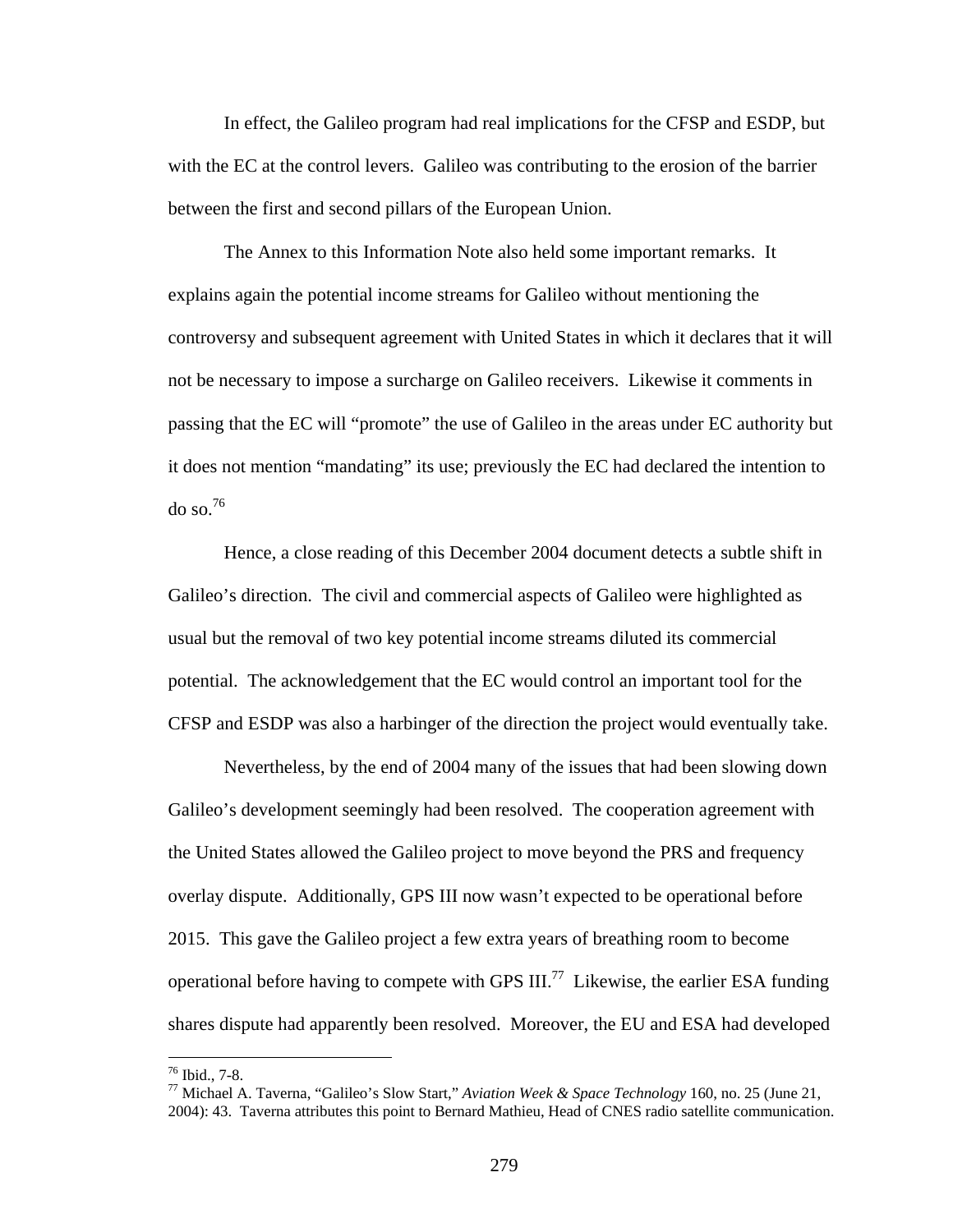In effect, the Galileo program had real implications for the CFSP and ESDP, but with the EC at the control levers. Galileo was contributing to the erosion of the barrier between the first and second pillars of the European Union.

The Annex to this Information Note also held some important remarks. It explains again the potential income streams for Galileo without mentioning the controversy and subsequent agreement with United States in which it declares that it will not be necessary to impose a surcharge on Galileo receivers. Likewise it comments in passing that the EC will "promote" the use of Galileo in the areas under EC authority but it does not mention "mandating" its use; previously the EC had declared the intention to do so.[76]

Hence, a close reading of this December 2004 document detects a subtle shift in Galileo's direction. The civil and commercial aspects of Galileo were highlighted as usual but the removal of two key potential income streams diluted its commercial potential. The acknowledgement that the EC would control an important tool for the CFSP and ESDP was also a harbinger of the direction the project would eventually take.

Nevertheless, by the end of 2004 many of the issues that had been slowing down Galileo's development seemingly had been resolved. The cooperation agreement with the United States allowed the Galileo project to move beyond the PRS and frequency overlay dispute. Additionally, GPS III now wasn't expected to be operational before 2015. This gave the Galileo project a few extra years of breathing room to become operational before having to compete with GPS III.[77] Likewise, the earlier ESA funding shares dispute had apparently been resolved. Moreover, the EU and ESA had developed

---

[76] Ibid., 7-8.

[77] Michael A. Taverna, "Galileo's Slow Start," *Aviation Week & Space Technology* 160, no. 25 (June 21, 2004): 43. Taverna attributes this point to Bernard Mathieu, Head of CNES radio satellite communication.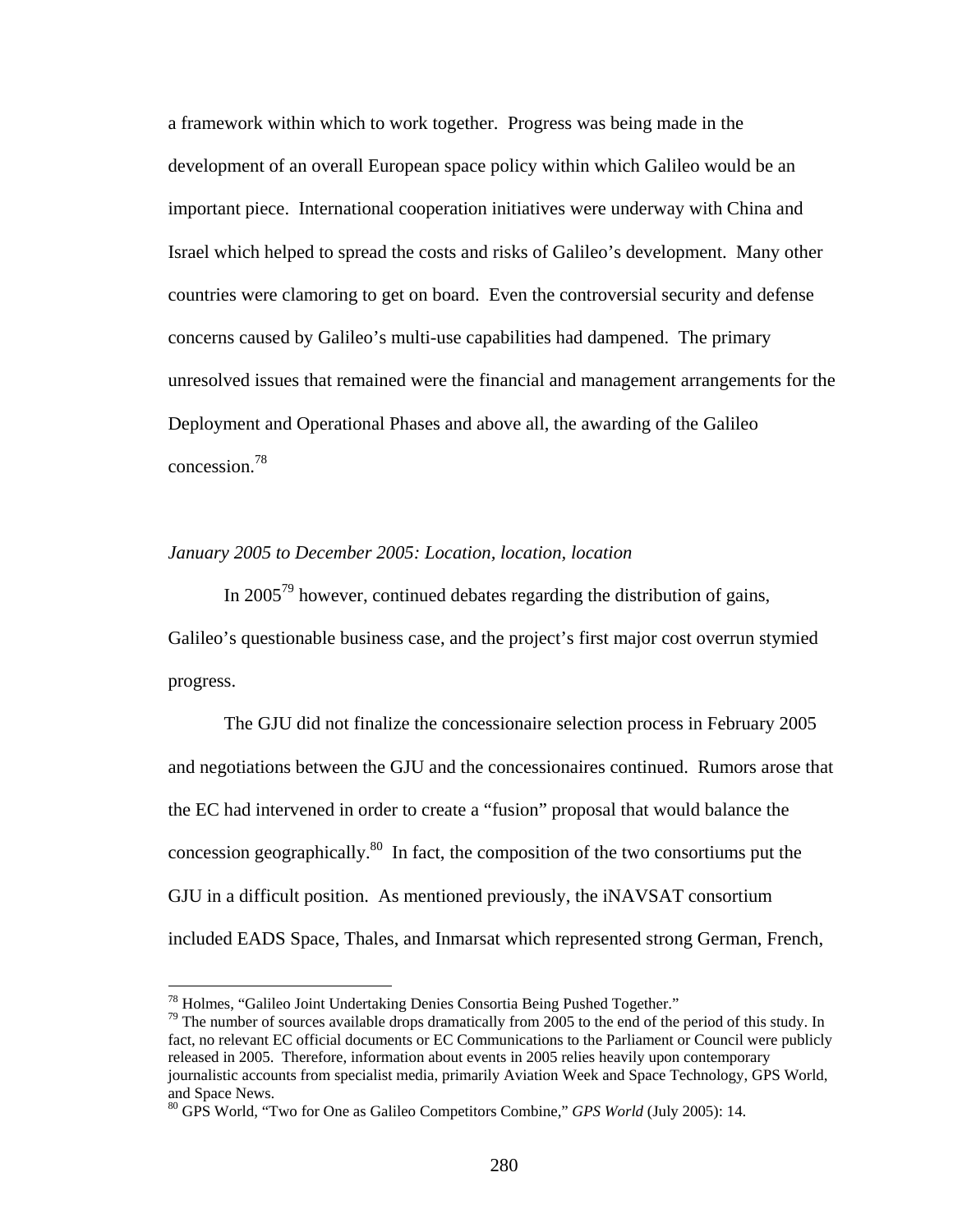a framework within which to work together. Progress was being made in the development of an overall European space policy within which Galileo would be an important piece. International cooperation initiatives were underway with China and Israel which helped to spread the costs and risks of Galileo's development. Many other countries were clamoring to get on board. Even the controversial security and defense concerns caused by Galileo's multi-use capabilities had dampened. The primary unresolved issues that remained were the financial and management arrangements for the Deployment and Operational Phases and above all, the awarding of the Galileo concession.[78]

*January 2005 to December 2005: Location, location, location*

In 2005[79] however, continued debates regarding the distribution of gains, Galileo's questionable business case, and the project's first major cost overrun stymied progress.

The GJU did not finalize the concessionaire selection process in February 2005 and negotiations between the GJU and the concessionaires continued. Rumors arose that the EC had intervened in order to create a "fusion" proposal that would balance the concession geographically.[80] In fact, the composition of the two consortiums put the GJU in a difficult position. As mentioned previously, the iNAVSAT consortium included EADS Space, Thales, and Inmarsat which represented strong German, French,

---

[78] Holmes, "Galileo Joint Undertaking Denies Consortia Being Pushed Together."

[79] The number of sources available drops dramatically from 2005 to the end of the period of this study. In fact, no relevant EC official documents or EC Communications to the Parliament or Council were publicly released in 2005. Therefore, information about events in 2005 relies heavily upon contemporary journalistic accounts from specialist media, primarily Aviation Week and Space Technology, GPS World, and Space News.

[80] GPS World, "Two for One as Galileo Competitors Combine," *GPS World* (July 2005): 14.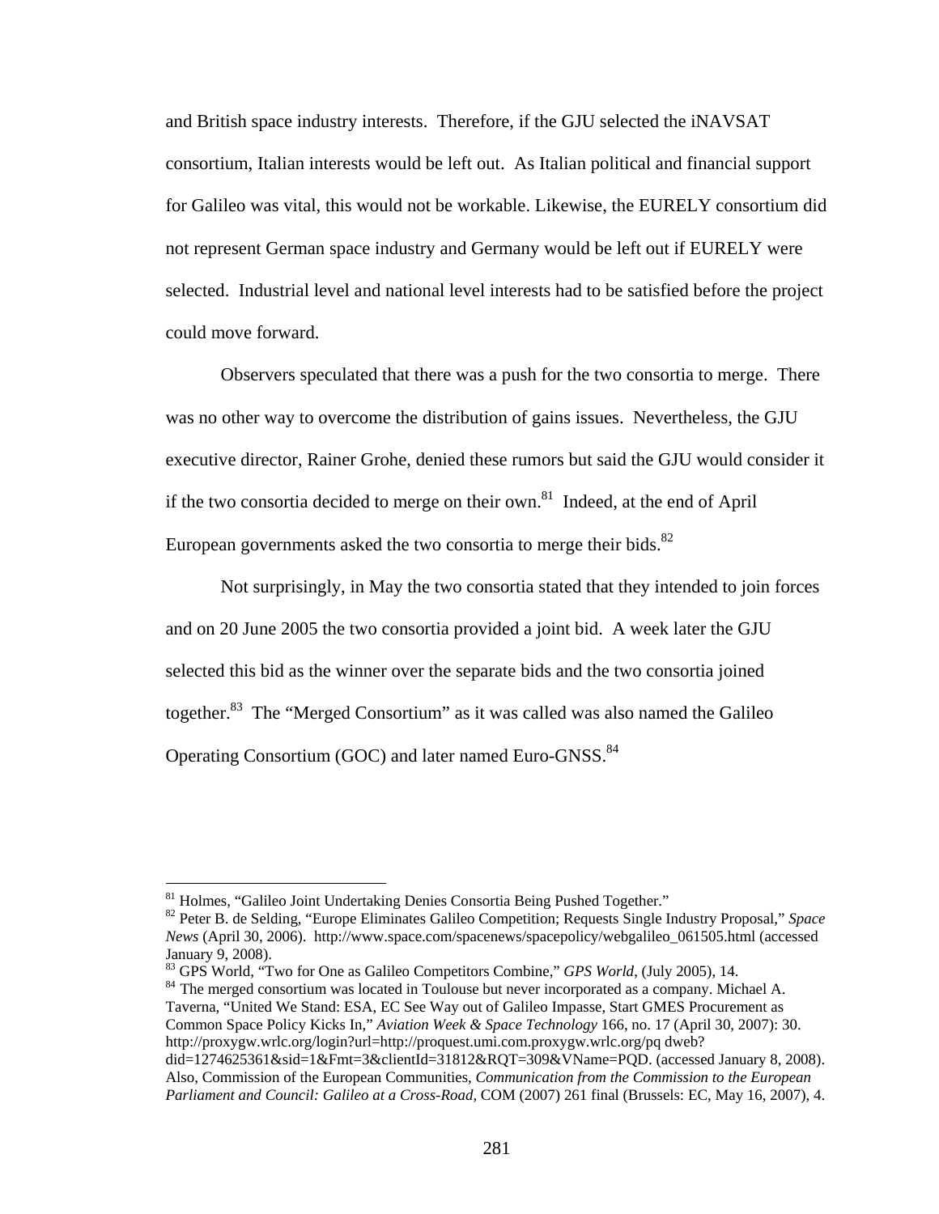and British space industry interests. Therefore, if the GJU selected the iNAVSAT consortium, Italian interests would be left out. As Italian political and financial support for Galileo was vital, this would not be workable. Likewise, the EURELY consortium did not represent German space industry and Germany would be left out if EURELY were selected. Industrial level and national level interests had to be satisfied before the project could move forward.

Observers speculated that there was a push for the two consortia to merge. There was no other way to overcome the distribution of gains issues. Nevertheless, the GJU executive director, Rainer Grohe, denied these rumors but said the GJU would consider it if the two consortia decided to merge on their own.[81] Indeed, at the end of April European governments asked the two consortia to merge their bids.[82]

Not surprisingly, in May the two consortia stated that they intended to join forces and on 20 June 2005 the two consortia provided a joint bid. A week later the GJU selected this bid as the winner over the separate bids and the two consortia joined together.[83] The "Merged Consortium" as it was called was also named the Galileo Operating Consortium (GOC) and later named Euro-GNSS.[84]

---

[81] Holmes, "Galileo Joint Undertaking Denies Consortia Being Pushed Together."

[82] Peter B. de Selding, "Europe Eliminates Galileo Competition; Requests Single Industry Proposal," *Space News* (April 30, 2006). http://www.space.com/spacenews/spacepolicy/webgalileo_061505.html (accessed January 9, 2008).

[83] GPS World, "Two for One as Galileo Competitors Combine," *GPS World*, (July 2005), 14.

[84] The merged consortium was located in Toulouse but never incorporated as a company. Michael A. Taverna, "United We Stand: ESA, EC See Way out of Galileo Impasse, Start GMES Procurement as Common Space Policy Kicks In," *Aviation Week & Space Technology* 166, no. 17 (April 30, 2007): 30. http://proxygw.wrlc.org/login?url=http://proquest.umi.com.proxygw.wrlc.org/pq dweb?did=1274625361&sid=1&Fmt=3&clientId=31812&RQT=309&VName=PQD. (accessed January 8, 2008). Also, Commission of the European Communities, *Communication from the Commission to the European Parliament and Council: Galileo at a Cross-Road*, COM (2007) 261 final (Brussels: EC, May 16, 2007), 4.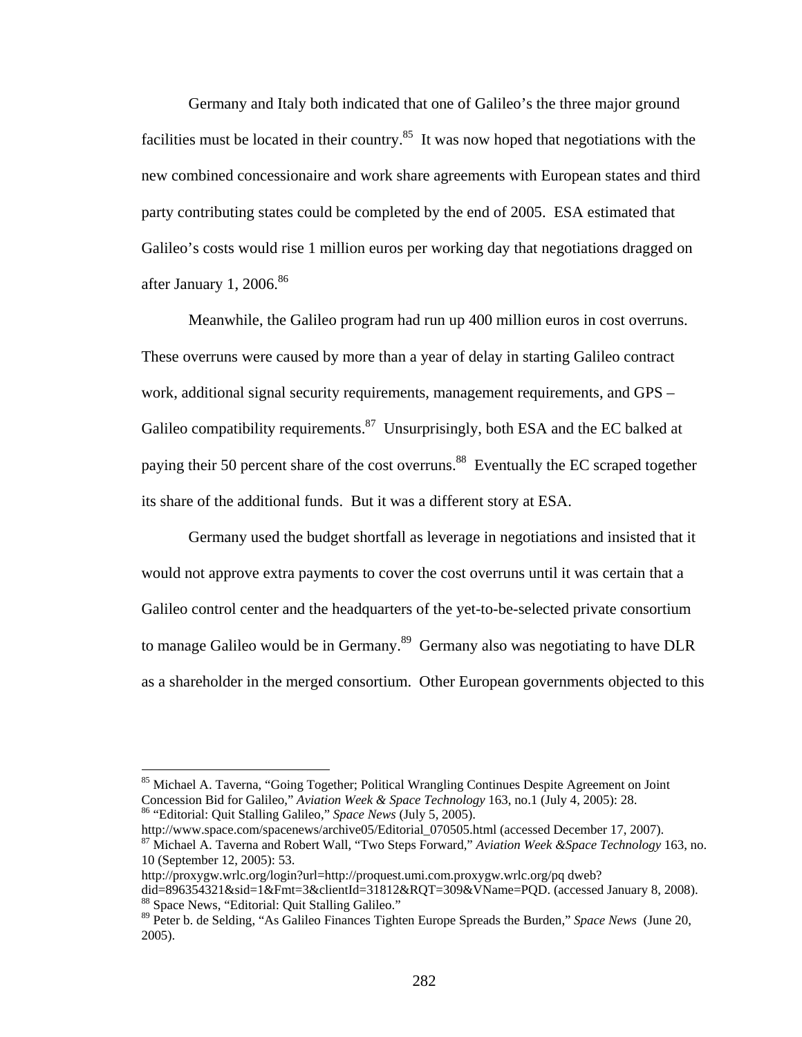Germany and Italy both indicated that one of Galileo's the three major ground facilities must be located in their country.[85] It was now hoped that negotiations with the new combined concessionaire and work share agreements with European states and third party contributing states could be completed by the end of 2005. ESA estimated that Galileo's costs would rise 1 million euros per working day that negotiations dragged on after January 1, 2006.[86]

Meanwhile, the Galileo program had run up 400 million euros in cost overruns. These overruns were caused by more than a year of delay in starting Galileo contract work, additional signal security requirements, management requirements, and GPS – Galileo compatibility requirements.[87] Unsurprisingly, both ESA and the EC balked at paying their 50 percent share of the cost overruns.[88] Eventually the EC scraped together its share of the additional funds. But it was a different story at ESA.

Germany used the budget shortfall as leverage in negotiations and insisted that it would not approve extra payments to cover the cost overruns until it was certain that a Galileo control center and the headquarters of the yet-to-be-selected private consortium to manage Galileo would be in Germany.[89] Germany also was negotiating to have DLR as a shareholder in the merged consortium. Other European governments objected to this

---

[85] Michael A. Taverna, "Going Together; Political Wrangling Continues Despite Agreement on Joint Concession Bid for Galileo," *Aviation Week & Space Technology* 163, no.1 (July 4, 2005): 28.

[86] "Editorial: Quit Stalling Galileo," *Space News* (July 5, 2005). http://www.space.com/spacenews/archive05/Editorial_070505.html (accessed December 17, 2007).

[87] Michael A. Taverna and Robert Wall, "Two Steps Forward," *Aviation Week &Space Technology* 163, no. 10 (September 12, 2005): 53. http://proxygw.wrlc.org/login?url=http://proquest.umi.com.proxygw.wrlc.org/pq dweb?did=896354321&sid=1&Fmt=3&clientId=31812&RQT=309&VName=PQD. (accessed January 8, 2008).

[88] Space News, "Editorial: Quit Stalling Galileo."

[89] Peter b. de Selding, "As Galileo Finances Tighten Europe Spreads the Burden," *Space News* (June 20, 2005).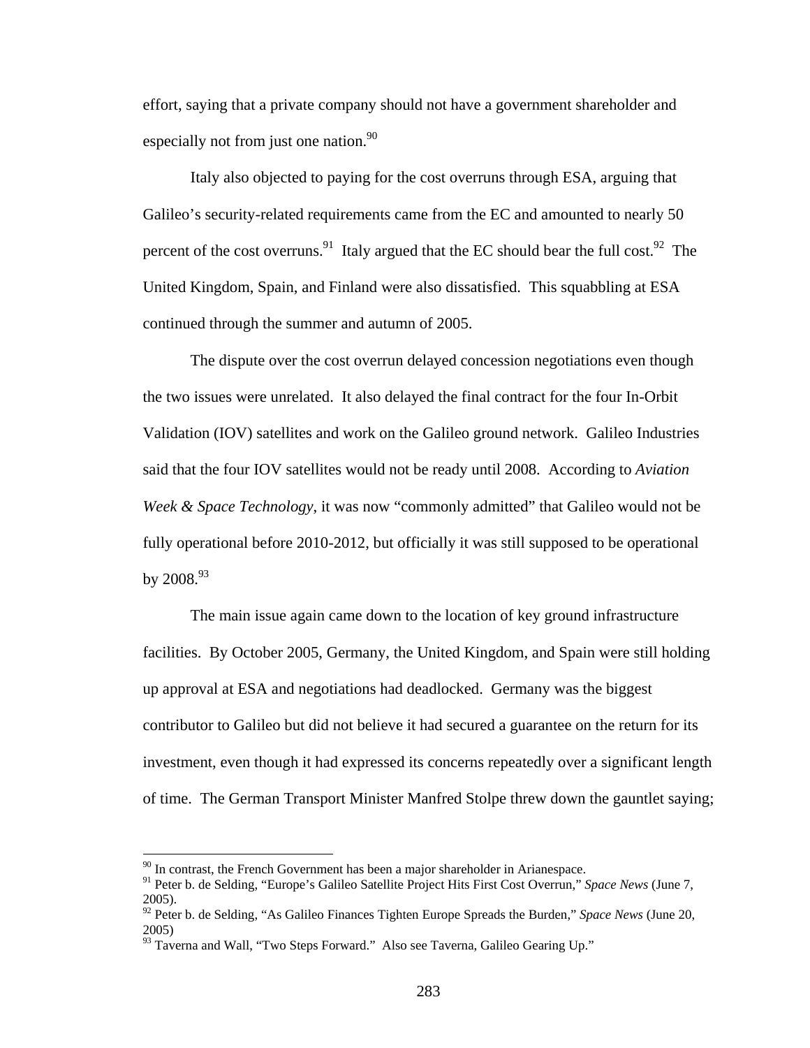effort, saying that a private company should not have a government shareholder and especially not from just one nation.[90]

Italy also objected to paying for the cost overruns through ESA, arguing that Galileo's security-related requirements came from the EC and amounted to nearly 50 percent of the cost overruns.[91] Italy argued that the EC should bear the full cost.[92] The United Kingdom, Spain, and Finland were also dissatisfied. This squabbling at ESA continued through the summer and autumn of 2005.

The dispute over the cost overrun delayed concession negotiations even though the two issues were unrelated. It also delayed the final contract for the four In-Orbit Validation (IOV) satellites and work on the Galileo ground network. Galileo Industries said that the four IOV satellites would not be ready until 2008. According to *Aviation Week & Space Technology*, it was now "commonly admitted" that Galileo would not be fully operational before 2010-2012, but officially it was still supposed to be operational by 2008.[93]

The main issue again came down to the location of key ground infrastructure facilities. By October 2005, Germany, the United Kingdom, and Spain were still holding up approval at ESA and negotiations had deadlocked. Germany was the biggest contributor to Galileo but did not believe it had secured a guarantee on the return for its investment, even though it had expressed its concerns repeatedly over a significant length of time. The German Transport Minister Manfred Stolpe threw down the gauntlet saying;

---

[90] In contrast, the French Government has been a major shareholder in Arianespace.

[91] Peter b. de Selding, "Europe's Galileo Satellite Project Hits First Cost Overrun," *Space News* (June 7, 2005).

[92] Peter b. de Selding, "As Galileo Finances Tighten Europe Spreads the Burden," *Space News* (June 20, 2005)

[93] Taverna and Wall, "Two Steps Forward." Also see Taverna, Galileo Gearing Up."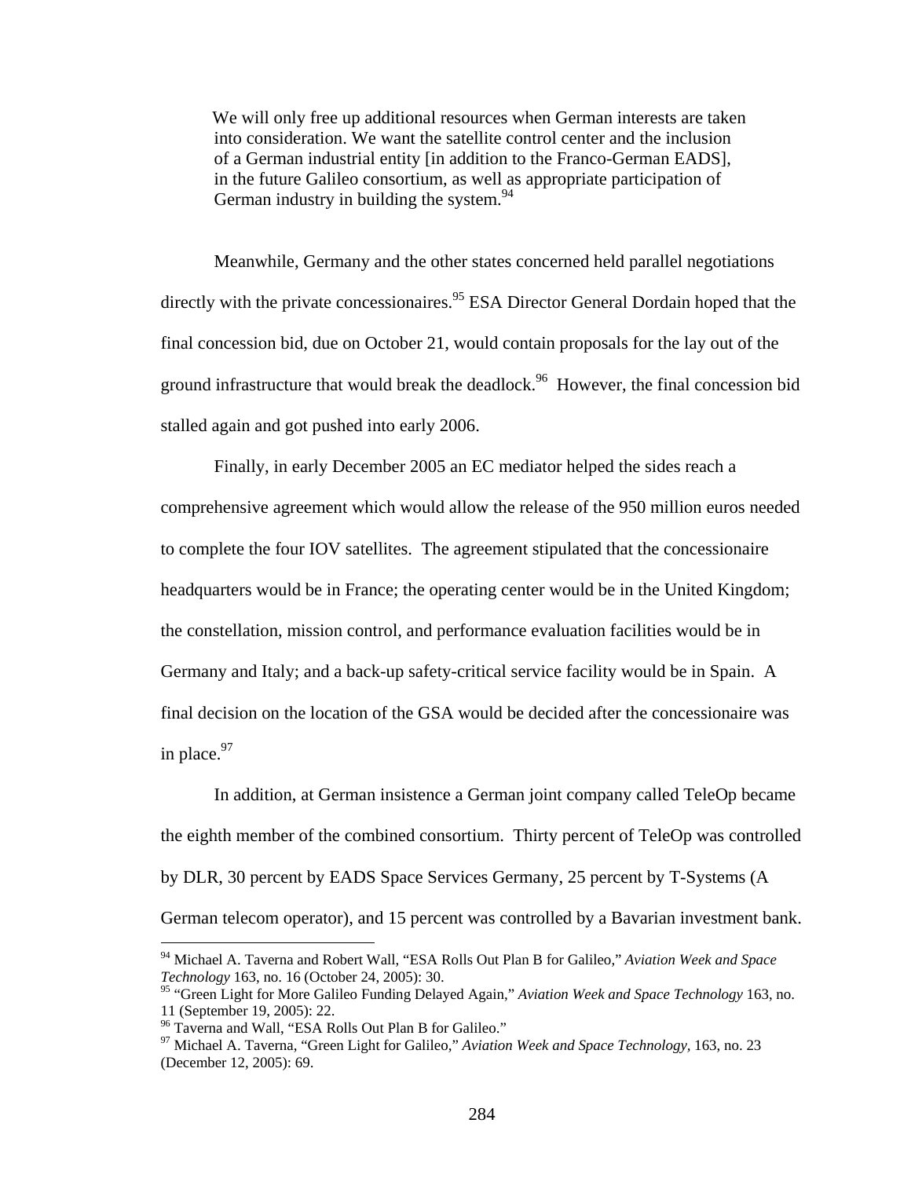> We will only free up additional resources when German interests are taken into consideration. We want the satellite control center and the inclusion of a German industrial entity [in addition to the Franco-German EADS], in the future Galileo consortium, as well as appropriate participation of German industry in building the system.[94]

Meanwhile, Germany and the other states concerned held parallel negotiations directly with the private concessionaires.[95] ESA Director General Dordain hoped that the final concession bid, due on October 21, would contain proposals for the lay out of the ground infrastructure that would break the deadlock.[96] However, the final concession bid stalled again and got pushed into early 2006.

Finally, in early December 2005 an EC mediator helped the sides reach a comprehensive agreement which would allow the release of the 950 million euros needed to complete the four IOV satellites. The agreement stipulated that the concessionaire headquarters would be in France; the operating center would be in the United Kingdom; the constellation, mission control, and performance evaluation facilities would be in Germany and Italy; and a back-up safety-critical service facility would be in Spain. A final decision on the location of the GSA would be decided after the concessionaire was in place.[97]

In addition, at German insistence a German joint company called TeleOp became the eighth member of the combined consortium. Thirty percent of TeleOp was controlled by DLR, 30 percent by EADS Space Services Germany, 25 percent by T-Systems (A German telecom operator), and 15 percent was controlled by a Bavarian investment bank.

---

[94] Michael A. Taverna and Robert Wall, "ESA Rolls Out Plan B for Galileo," *Aviation Week and Space Technology* 163, no. 16 (October 24, 2005): 30.

[95] "Green Light for More Galileo Funding Delayed Again," *Aviation Week and Space Technology* 163, no. 11 (September 19, 2005): 22.

[96] Taverna and Wall, "ESA Rolls Out Plan B for Galileo."

[97] Michael A. Taverna, "Green Light for Galileo," *Aviation Week and Space Technology,* 163, no. 23 (December 12, 2005): 69.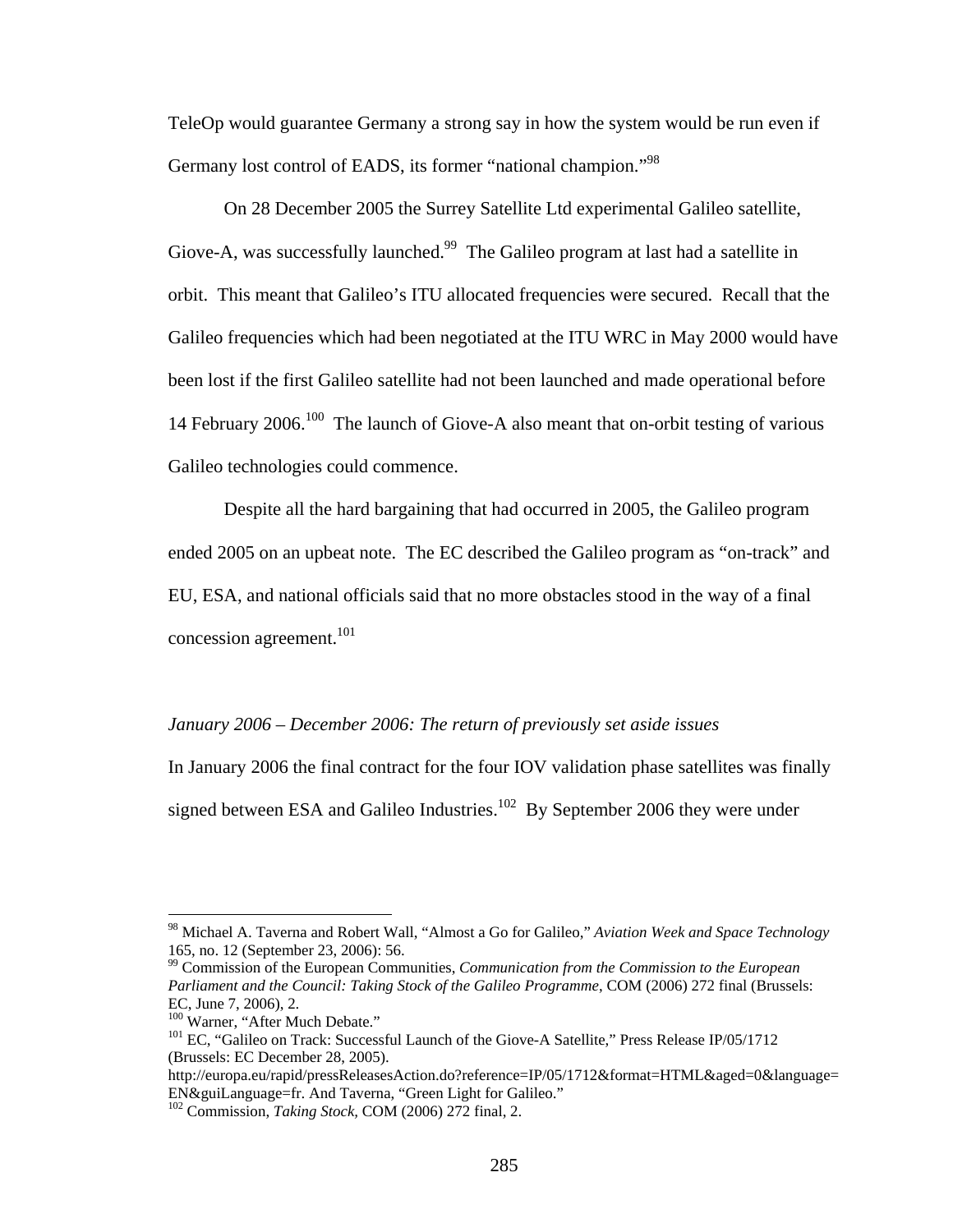TeleOp would guarantee Germany a strong say in how the system would be run even if Germany lost control of EADS, its former "national champion."[98]

On 28 December 2005 the Surrey Satellite Ltd experimental Galileo satellite, Giove-A, was successfully launched.[99] The Galileo program at last had a satellite in orbit. This meant that Galileo's ITU allocated frequencies were secured. Recall that the Galileo frequencies which had been negotiated at the ITU WRC in May 2000 would have been lost if the first Galileo satellite had not been launched and made operational before 14 February 2006.[100] The launch of Giove-A also meant that on-orbit testing of various Galileo technologies could commence.

Despite all the hard bargaining that had occurred in 2005, the Galileo program ended 2005 on an upbeat note. The EC described the Galileo program as "on-track" and EU, ESA, and national officials said that no more obstacles stood in the way of a final concession agreement.[101]

*January 2006 – December 2006: The return of previously set aside issues*

In January 2006 the final contract for the four IOV validation phase satellites was finally signed between ESA and Galileo Industries.[102] By September 2006 they were under

---

[98] Michael A. Taverna and Robert Wall, "Almost a Go for Galileo," *Aviation Week and Space Technology* 165, no. 12 (September 23, 2006): 56.

[99] Commission of the European Communities, *Communication from the Commission to the European Parliament and the Council: Taking Stock of the Galileo Programme*, COM (2006) 272 final (Brussels: EC, June 7, 2006), 2.

[100] Warner, "After Much Debate."

[101] EC, "Galileo on Track: Successful Launch of the Giove-A Satellite," Press Release IP/05/1712 (Brussels: EC December 28, 2005). http://europa.eu/rapid/pressReleasesAction.do?reference=IP/05/1712&format=HTML&aged=0&language=EN&guiLanguage=fr. And Taverna, "Green Light for Galileo."

[102] Commission, *Taking Stock*, COM (2006) 272 final, 2.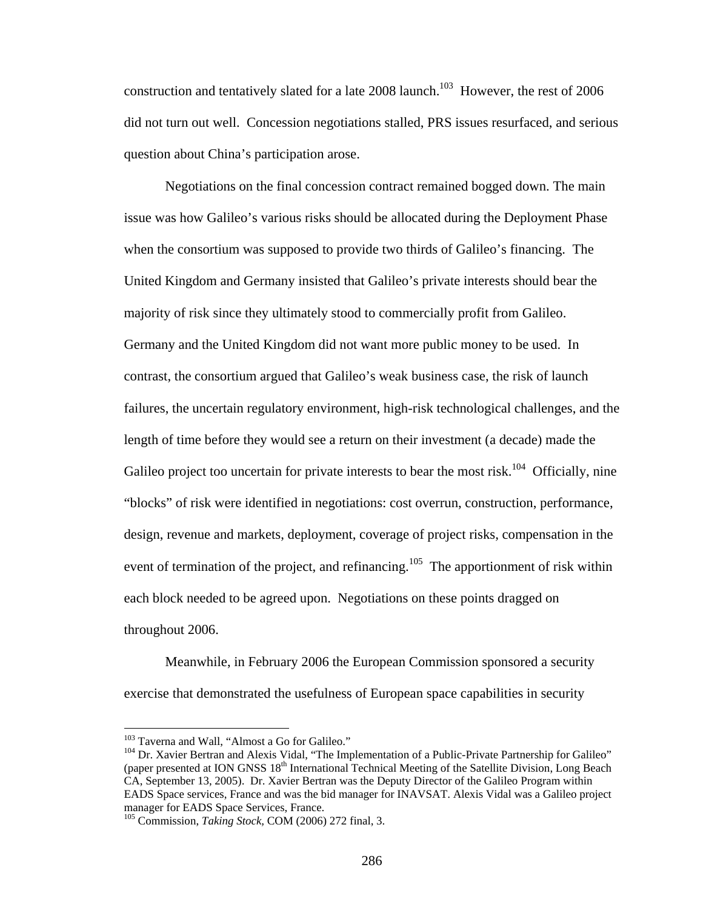construction and tentatively slated for a late 2008 launch.[103] However, the rest of 2006 did not turn out well. Concession negotiations stalled, PRS issues resurfaced, and serious question about China's participation arose.

Negotiations on the final concession contract remained bogged down. The main issue was how Galileo's various risks should be allocated during the Deployment Phase when the consortium was supposed to provide two thirds of Galileo's financing. The United Kingdom and Germany insisted that Galileo's private interests should bear the majority of risk since they ultimately stood to commercially profit from Galileo. Germany and the United Kingdom did not want more public money to be used. In contrast, the consortium argued that Galileo's weak business case, the risk of launch failures, the uncertain regulatory environment, high-risk technological challenges, and the length of time before they would see a return on their investment (a decade) made the Galileo project too uncertain for private interests to bear the most risk.[104] Officially, nine "blocks" of risk were identified in negotiations: cost overrun, construction, performance, design, revenue and markets, deployment, coverage of project risks, compensation in the event of termination of the project, and refinancing.[105] The apportionment of risk within each block needed to be agreed upon. Negotiations on these points dragged on throughout 2006.

Meanwhile, in February 2006 the European Commission sponsored a security exercise that demonstrated the usefulness of European space capabilities in security

---

[103] Taverna and Wall, "Almost a Go for Galileo."

[104] Dr. Xavier Bertran and Alexis Vidal, "The Implementation of a Public-Private Partnership for Galileo" (paper presented at ION GNSS 18th International Technical Meeting of the Satellite Division, Long Beach CA, September 13, 2005). Dr. Xavier Bertran was the Deputy Director of the Galileo Program within EADS Space services, France and was the bid manager for INAVSAT. Alexis Vidal was a Galileo project manager for EADS Space Services, France.

[105] Commission, *Taking Stock,* COM (2006) 272 final, 3.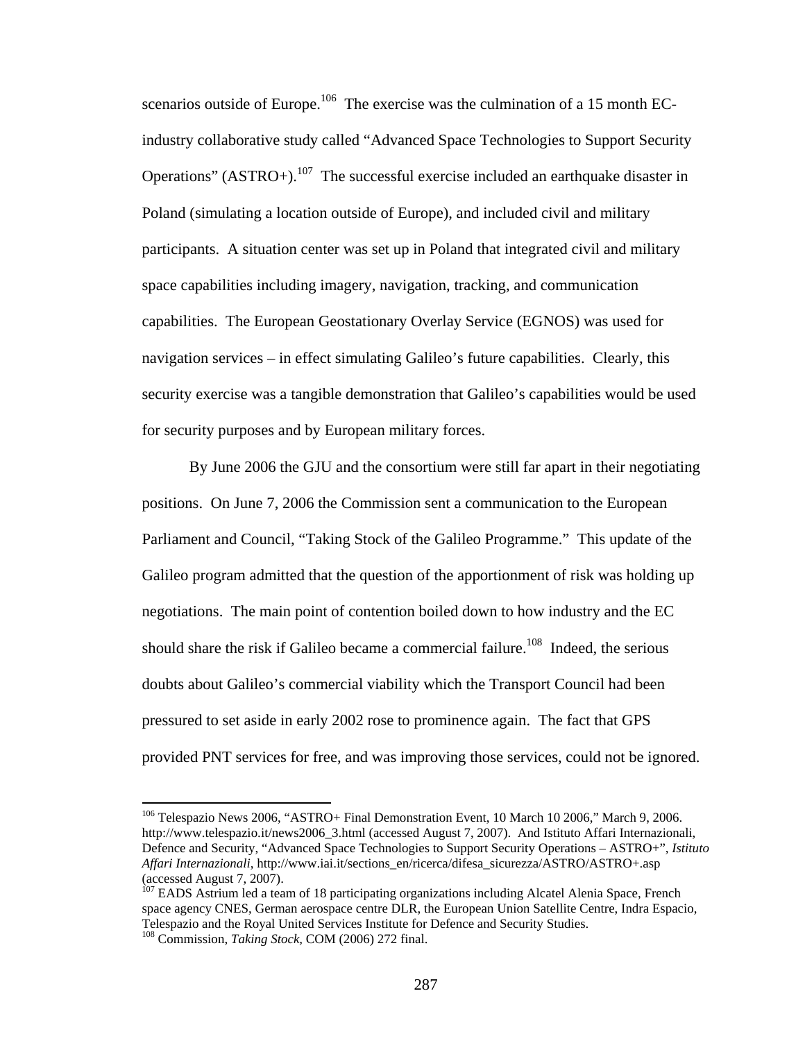scenarios outside of Europe.[106] The exercise was the culmination of a 15 month EC-industry collaborative study called "Advanced Space Technologies to Support Security Operations" (ASTRO+).[107] The successful exercise included an earthquake disaster in Poland (simulating a location outside of Europe), and included civil and military participants. A situation center was set up in Poland that integrated civil and military space capabilities including imagery, navigation, tracking, and communication capabilities. The European Geostationary Overlay Service (EGNOS) was used for navigation services – in effect simulating Galileo's future capabilities. Clearly, this security exercise was a tangible demonstration that Galileo's capabilities would be used for security purposes and by European military forces.

By June 2006 the GJU and the consortium were still far apart in their negotiating positions. On June 7, 2006 the Commission sent a communication to the European Parliament and Council, "Taking Stock of the Galileo Programme." This update of the Galileo program admitted that the question of the apportionment of risk was holding up negotiations. The main point of contention boiled down to how industry and the EC should share the risk if Galileo became a commercial failure.[108] Indeed, the serious doubts about Galileo's commercial viability which the Transport Council had been pressured to set aside in early 2002 rose to prominence again. The fact that GPS provided PNT services for free, and was improving those services, could not be ignored.

---

[106] Telespazio News 2006, "ASTRO+ Final Demonstration Event, 10 March 10 2006," March 9, 2006. http://www.telespazio.it/news2006_3.html (accessed August 7, 2007). And Istituto Affari Internazionali, Defence and Security, "Advanced Space Technologies to Support Security Operations – ASTRO+", *Istituto Affari Internazionali*, http://www.iai.it/sections_en/ricerca/difesa_sicurezza/ASTRO/ASTRO+.asp (accessed August 7, 2007).

[107] EADS Astrium led a team of 18 participating organizations including Alcatel Alenia Space, French space agency CNES, German aerospace centre DLR, the European Union Satellite Centre, Indra Espacio, Telespazio and the Royal United Services Institute for Defence and Security Studies.

[108] Commission, *Taking Stock*, COM (2006) 272 final.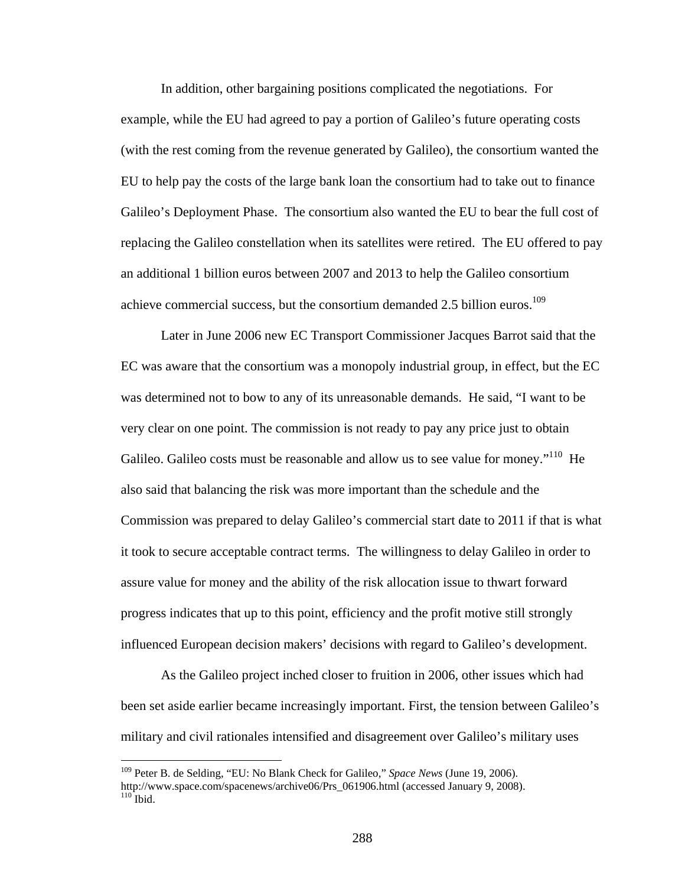In addition, other bargaining positions complicated the negotiations. For example, while the EU had agreed to pay a portion of Galileo's future operating costs (with the rest coming from the revenue generated by Galileo), the consortium wanted the EU to help pay the costs of the large bank loan the consortium had to take out to finance Galileo's Deployment Phase. The consortium also wanted the EU to bear the full cost of replacing the Galileo constellation when its satellites were retired. The EU offered to pay an additional 1 billion euros between 2007 and 2013 to help the Galileo consortium achieve commercial success, but the consortium demanded 2.5 billion euros.[109]

Later in June 2006 new EC Transport Commissioner Jacques Barrot said that the EC was aware that the consortium was a monopoly industrial group, in effect, but the EC was determined not to bow to any of its unreasonable demands. He said, "I want to be very clear on one point. The commission is not ready to pay any price just to obtain Galileo. Galileo costs must be reasonable and allow us to see value for money."[110] He also said that balancing the risk was more important than the schedule and the Commission was prepared to delay Galileo's commercial start date to 2011 if that is what it took to secure acceptable contract terms. The willingness to delay Galileo in order to assure value for money and the ability of the risk allocation issue to thwart forward progress indicates that up to this point, efficiency and the profit motive still strongly influenced European decision makers' decisions with regard to Galileo's development.

As the Galileo project inched closer to fruition in 2006, other issues which had been set aside earlier became increasingly important. First, the tension between Galileo's military and civil rationales intensified and disagreement over Galileo's military uses

---

[109] Peter B. de Selding, "EU: No Blank Check for Galileo," *Space News* (June 19, 2006). http://www.space.com/spacenews/archive06/Prs_061906.html (accessed January 9, 2008).

[110] Ibid.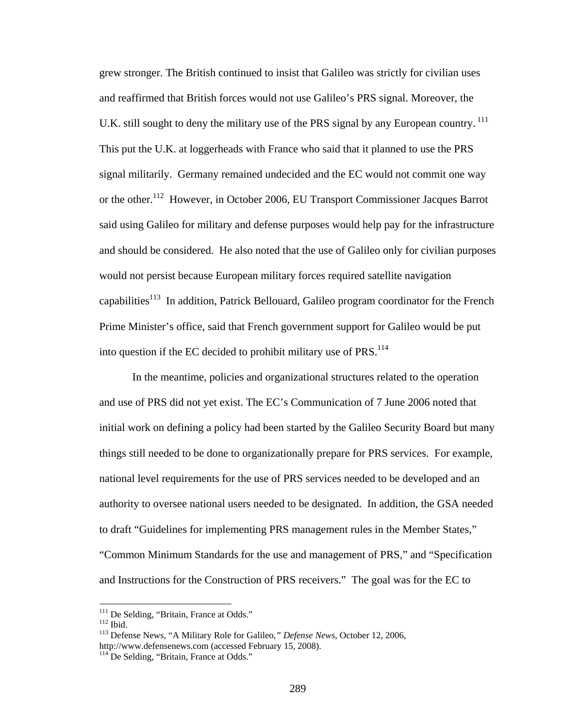grew stronger. The British continued to insist that Galileo was strictly for civilian uses and reaffirmed that British forces would not use Galileo's PRS signal. Moreover, the U.K. still sought to deny the military use of the PRS signal by any European country. [111] This put the U.K. at loggerheads with France who said that it planned to use the PRS signal militarily. Germany remained undecided and the EC would not commit one way or the other.[112] However, in October 2006, EU Transport Commissioner Jacques Barrot said using Galileo for military and defense purposes would help pay for the infrastructure and should be considered. He also noted that the use of Galileo only for civilian purposes would not persist because European military forces required satellite navigation capabilities[113] In addition, Patrick Bellouard, Galileo program coordinator for the French Prime Minister's office, said that French government support for Galileo would be put into question if the EC decided to prohibit military use of PRS.[114]

In the meantime, policies and organizational structures related to the operation and use of PRS did not yet exist. The EC's Communication of 7 June 2006 noted that initial work on defining a policy had been started by the Galileo Security Board but many things still needed to be done to organizationally prepare for PRS services. For example, national level requirements for the use of PRS services needed to be developed and an authority to oversee national users needed to be designated. In addition, the GSA needed to draft "Guidelines for implementing PRS management rules in the Member States," "Common Minimum Standards for the use and management of PRS," and "Specification and Instructions for the Construction of PRS receivers." The goal was for the EC to

---

[111] De Selding, "Britain, France at Odds."
[112] Ibid.
[113] Defense News, "A Military Role for Galileo*," Defense News*, October 12, 2006, http://www.defensenews.com (accessed February 15, 2008).
[114] De Selding, "Britain, France at Odds."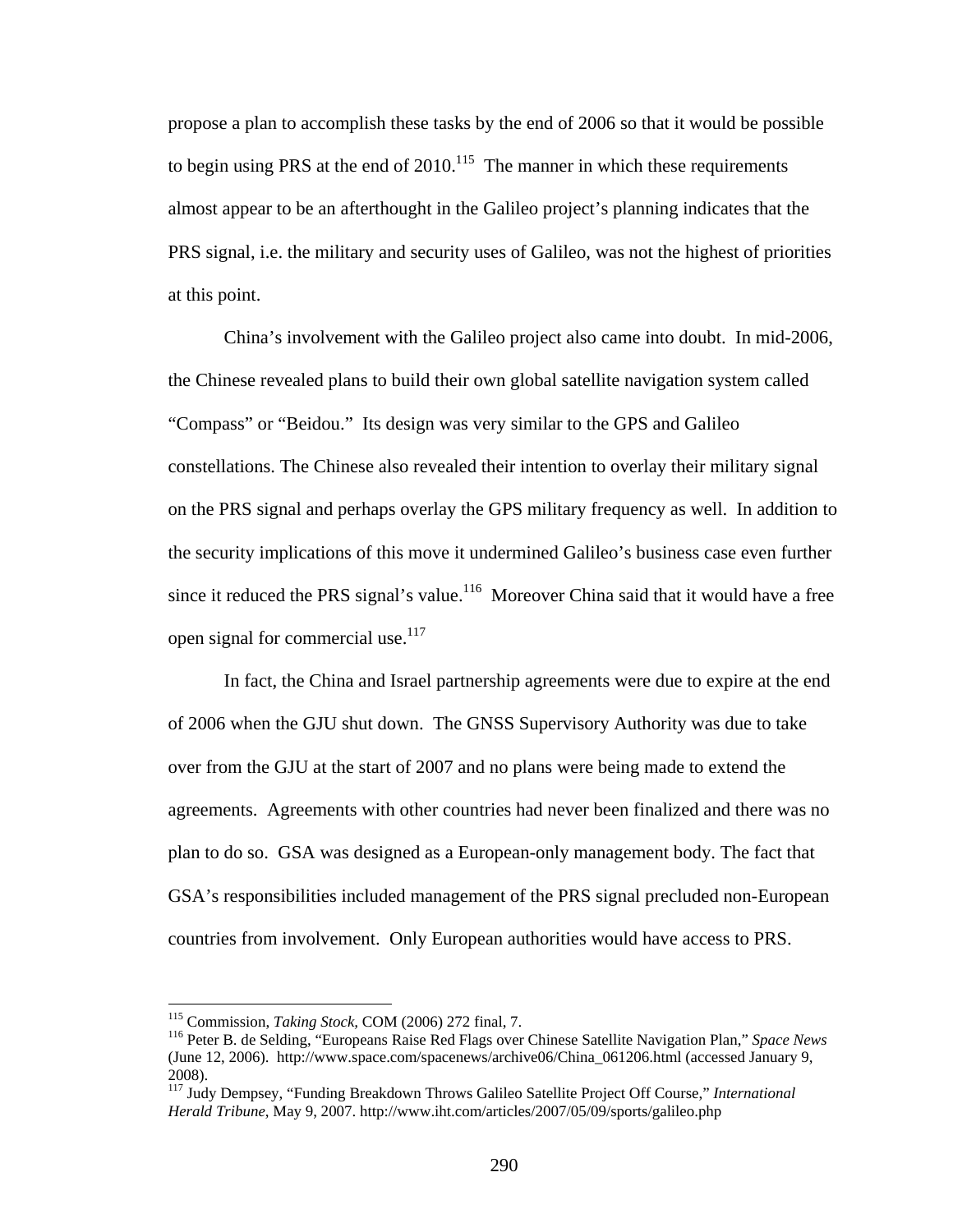propose a plan to accomplish these tasks by the end of 2006 so that it would be possible to begin using PRS at the end of 2010.[115] The manner in which these requirements almost appear to be an afterthought in the Galileo project's planning indicates that the PRS signal, i.e. the military and security uses of Galileo, was not the highest of priorities at this point.

China's involvement with the Galileo project also came into doubt. In mid-2006, the Chinese revealed plans to build their own global satellite navigation system called "Compass" or "Beidou." Its design was very similar to the GPS and Galileo constellations. The Chinese also revealed their intention to overlay their military signal on the PRS signal and perhaps overlay the GPS military frequency as well. In addition to the security implications of this move it undermined Galileo's business case even further since it reduced the PRS signal's value.[116] Moreover China said that it would have a free open signal for commercial use.[117]

In fact, the China and Israel partnership agreements were due to expire at the end of 2006 when the GJU shut down. The GNSS Supervisory Authority was due to take over from the GJU at the start of 2007 and no plans were being made to extend the agreements. Agreements with other countries had never been finalized and there was no plan to do so. GSA was designed as a European-only management body. The fact that GSA's responsibilities included management of the PRS signal precluded non-European countries from involvement. Only European authorities would have access to PRS.

---

[115] Commission, *Taking Stock,* COM (2006) 272 final, 7.

[116] Peter B. de Selding, "Europeans Raise Red Flags over Chinese Satellite Navigation Plan," *Space News* (June 12, 2006). http://www.space.com/spacenews/archive06/China_061206.html (accessed January 9, 2008).

[117] Judy Dempsey, "Funding Breakdown Throws Galileo Satellite Project Off Course," *International Herald Tribune*, May 9, 2007. http://www.iht.com/articles/2007/05/09/sports/galileo.php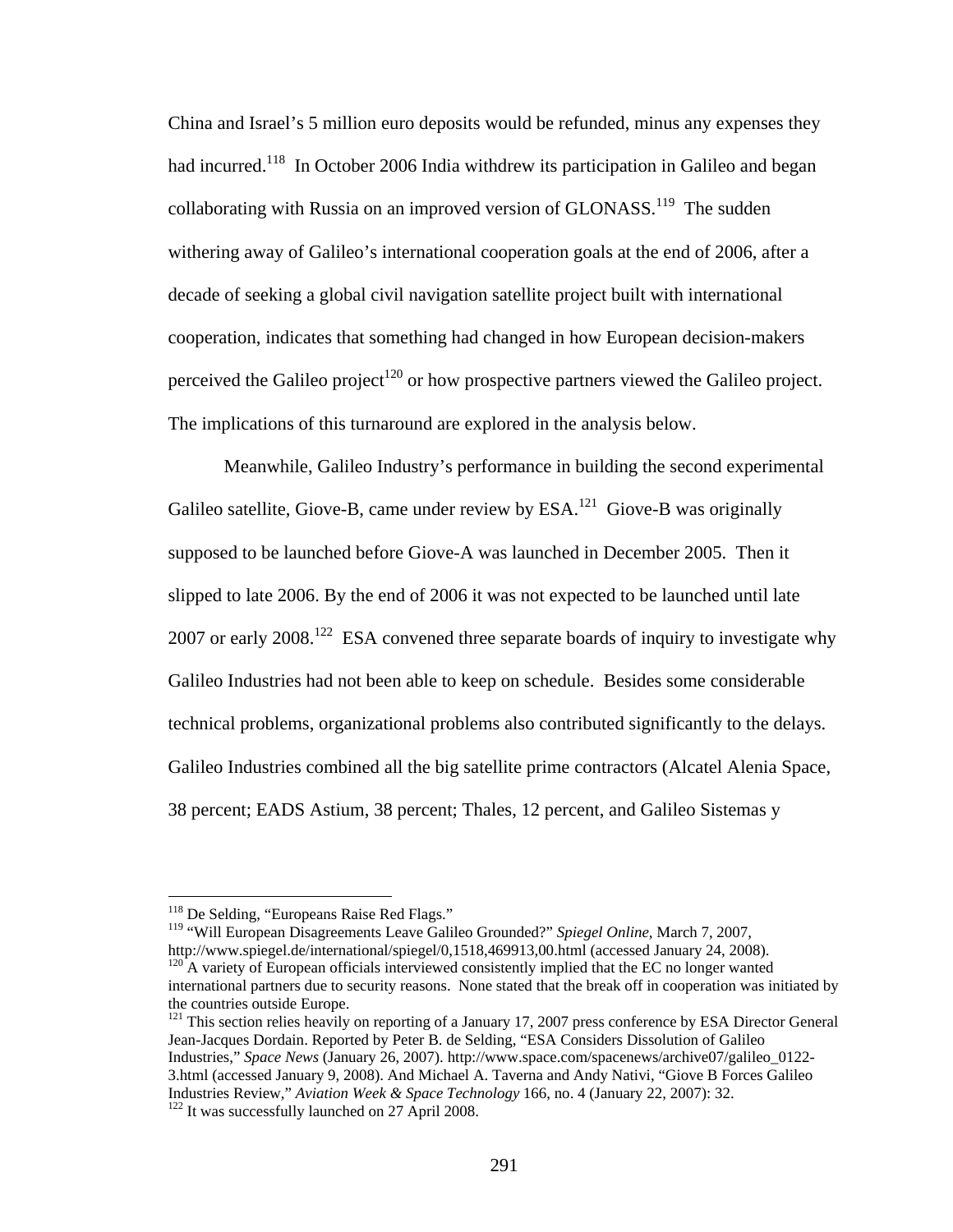China and Israel's 5 million euro deposits would be refunded, minus any expenses they had incurred.[118] In October 2006 India withdrew its participation in Galileo and began collaborating with Russia on an improved version of GLONASS.[119] The sudden withering away of Galileo's international cooperation goals at the end of 2006, after a decade of seeking a global civil navigation satellite project built with international cooperation, indicates that something had changed in how European decision-makers perceived the Galileo project[120] or how prospective partners viewed the Galileo project. The implications of this turnaround are explored in the analysis below.

Meanwhile, Galileo Industry's performance in building the second experimental Galileo satellite, Giove-B, came under review by ESA.[121] Giove-B was originally supposed to be launched before Giove-A was launched in December 2005. Then it slipped to late 2006. By the end of 2006 it was not expected to be launched until late 2007 or early 2008.[122] ESA convened three separate boards of inquiry to investigate why Galileo Industries had not been able to keep on schedule. Besides some considerable technical problems, organizational problems also contributed significantly to the delays. Galileo Industries combined all the big satellite prime contractors (Alcatel Alenia Space, 38 percent; EADS Astium, 38 percent; Thales, 12 percent, and Galileo Sistemas y

---

[118] De Selding, "Europeans Raise Red Flags."

[119] "Will European Disagreements Leave Galileo Grounded?" *Spiegel Online,* March 7, 2007, http://www.spiegel.de/international/spiegel/0,1518,469913,00.html (accessed January 24, 2008).

[120] A variety of European officials interviewed consistently implied that the EC no longer wanted international partners due to security reasons. None stated that the break off in cooperation was initiated by the countries outside Europe.

[121] This section relies heavily on reporting of a January 17, 2007 press conference by ESA Director General Jean-Jacques Dordain. Reported by Peter B. de Selding, "ESA Considers Dissolution of Galileo Industries," *Space News* (January 26, 2007). http://www.space.com/spacenews/archive07/galileo_0122-3.html (accessed January 9, 2008). And Michael A. Taverna and Andy Nativi, "Giove B Forces Galileo Industries Review," *Aviation Week & Space Technology* 166, no. 4 (January 22, 2007): 32.

[122] It was successfully launched on 27 April 2008.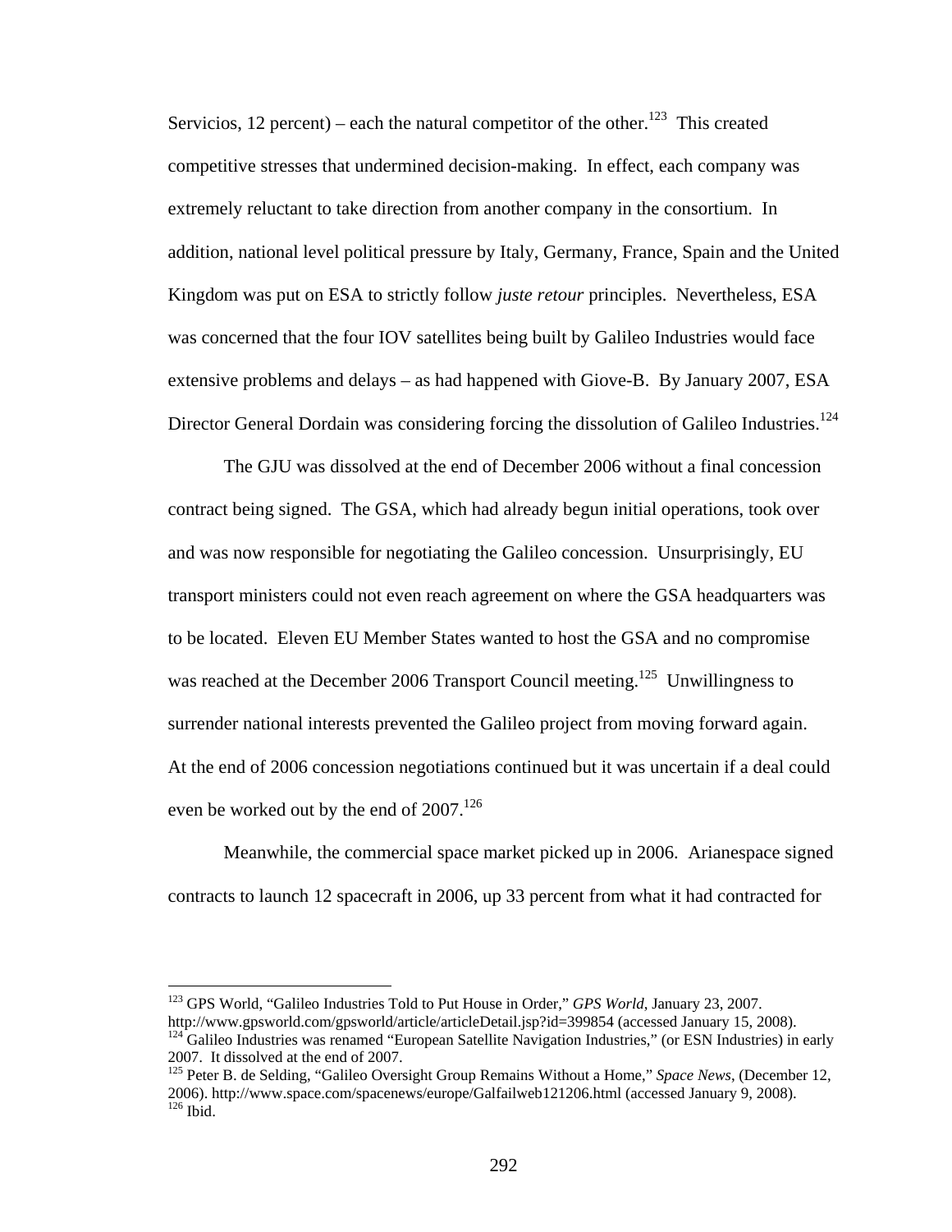Servicios, 12 percent) – each the natural competitor of the other.[123] This created competitive stresses that undermined decision-making. In effect, each company was extremely reluctant to take direction from another company in the consortium. In addition, national level political pressure by Italy, Germany, France, Spain and the United Kingdom was put on ESA to strictly follow *juste retour* principles. Nevertheless, ESA was concerned that the four IOV satellites being built by Galileo Industries would face extensive problems and delays – as had happened with Giove-B. By January 2007, ESA Director General Dordain was considering forcing the dissolution of Galileo Industries.[124]

The GJU was dissolved at the end of December 2006 without a final concession contract being signed. The GSA, which had already begun initial operations, took over and was now responsible for negotiating the Galileo concession. Unsurprisingly, EU transport ministers could not even reach agreement on where the GSA headquarters was to be located. Eleven EU Member States wanted to host the GSA and no compromise was reached at the December 2006 Transport Council meeting.[125] Unwillingness to surrender national interests prevented the Galileo project from moving forward again. At the end of 2006 concession negotiations continued but it was uncertain if a deal could even be worked out by the end of 2007.[126]

Meanwhile, the commercial space market picked up in 2006. Arianespace signed contracts to launch 12 spacecraft in 2006, up 33 percent from what it had contracted for

---

[123] GPS World, "Galileo Industries Told to Put House in Order," *GPS World*, January 23, 2007. http://www.gpsworld.com/gpsworld/article/articleDetail.jsp?id=399854 (accessed January 15, 2008).

[124] Galileo Industries was renamed "European Satellite Navigation Industries," (or ESN Industries) in early 2007. It dissolved at the end of 2007.

[125] Peter B. de Selding, "Galileo Oversight Group Remains Without a Home," *Space News*, (December 12, 2006). http://www.space.com/spacenews/europe/Galfailweb121206.html (accessed January 9, 2008).

[126] Ibid.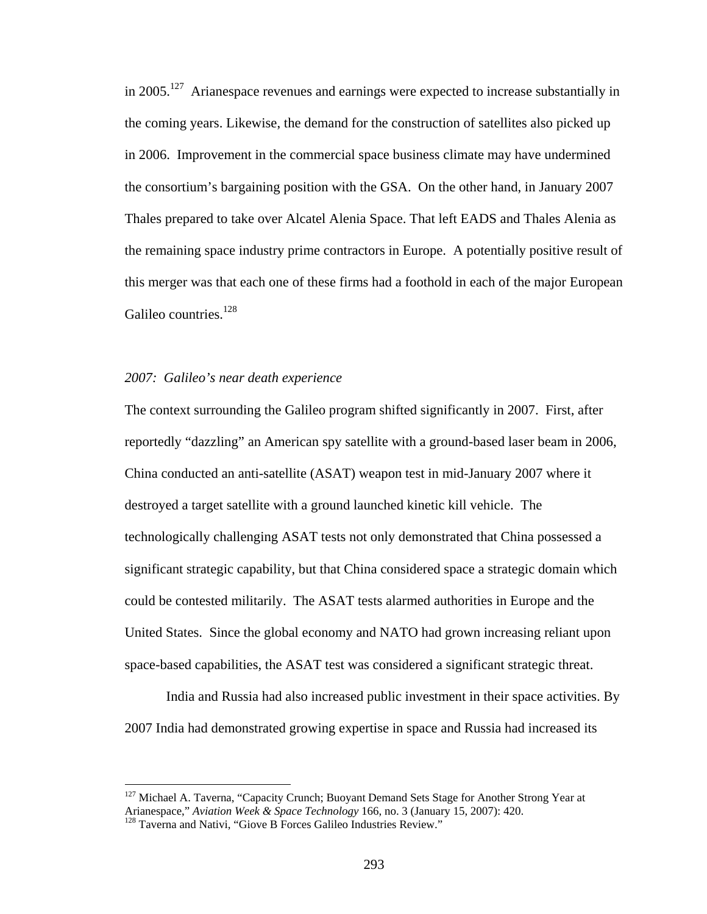in 2005.[127] Arianespace revenues and earnings were expected to increase substantially in the coming years. Likewise, the demand for the construction of satellites also picked up in 2006. Improvement in the commercial space business climate may have undermined the consortium's bargaining position with the GSA. On the other hand, in January 2007 Thales prepared to take over Alcatel Alenia Space. That left EADS and Thales Alenia as the remaining space industry prime contractors in Europe. A potentially positive result of this merger was that each one of these firms had a foothold in each of the major European Galileo countries.[128]

*2007: Galileo's near death experience*

The context surrounding the Galileo program shifted significantly in 2007. First, after reportedly "dazzling" an American spy satellite with a ground-based laser beam in 2006, China conducted an anti-satellite (ASAT) weapon test in mid-January 2007 where it destroyed a target satellite with a ground launched kinetic kill vehicle. The technologically challenging ASAT tests not only demonstrated that China possessed a significant strategic capability, but that China considered space a strategic domain which could be contested militarily. The ASAT tests alarmed authorities in Europe and the United States. Since the global economy and NATO had grown increasing reliant upon space-based capabilities, the ASAT test was considered a significant strategic threat.

India and Russia had also increased public investment in their space activities. By 2007 India had demonstrated growing expertise in space and Russia had increased its

---

[127] Michael A. Taverna, "Capacity Crunch; Buoyant Demand Sets Stage for Another Strong Year at Arianespace," *Aviation Week & Space Technology* 166, no. 3 (January 15, 2007): 420.

[128] Taverna and Nativi, "Giove B Forces Galileo Industries Review."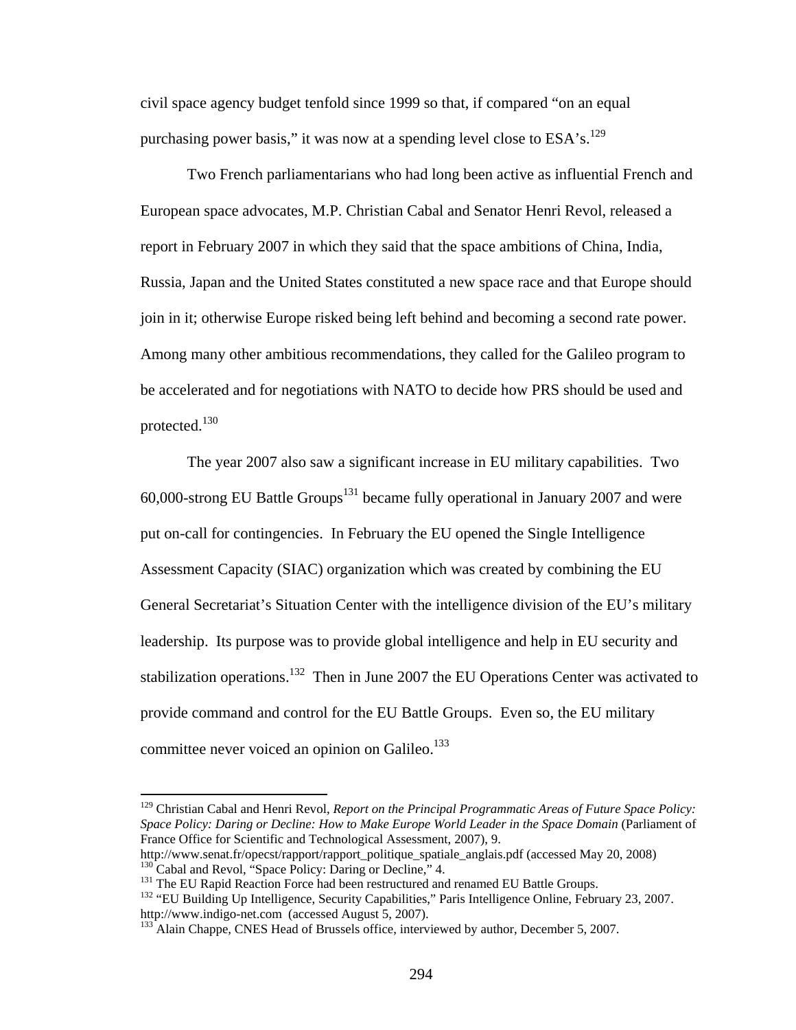civil space agency budget tenfold since 1999 so that, if compared "on an equal purchasing power basis," it was now at a spending level close to ESA's.[129]

Two French parliamentarians who had long been active as influential French and European space advocates, M.P. Christian Cabal and Senator Henri Revol, released a report in February 2007 in which they said that the space ambitions of China, India, Russia, Japan and the United States constituted a new space race and that Europe should join in it; otherwise Europe risked being left behind and becoming a second rate power. Among many other ambitious recommendations, they called for the Galileo program to be accelerated and for negotiations with NATO to decide how PRS should be used and protected.[130]

The year 2007 also saw a significant increase in EU military capabilities. Two 60,000-strong EU Battle Groups[131] became fully operational in January 2007 and were put on-call for contingencies. In February the EU opened the Single Intelligence Assessment Capacity (SIAC) organization which was created by combining the EU General Secretariat's Situation Center with the intelligence division of the EU's military leadership. Its purpose was to provide global intelligence and help in EU security and stabilization operations.[132] Then in June 2007 the EU Operations Center was activated to provide command and control for the EU Battle Groups. Even so, the EU military committee never voiced an opinion on Galileo.[133]

---

[129] Christian Cabal and Henri Revol, *Report on the Principal Programmatic Areas of Future Space Policy: Space Policy: Daring or Decline: How to Make Europe World Leader in the Space Domain* (Parliament of France Office for Scientific and Technological Assessment, 2007), 9. http://www.senat.fr/opecst/rapport/rapport_politique_spatiale_anglais.pdf (accessed May 20, 2008)

[130] Cabal and Revol, "Space Policy: Daring or Decline," 4.

[131] The EU Rapid Reaction Force had been restructured and renamed EU Battle Groups.

[132] "EU Building Up Intelligence, Security Capabilities," Paris Intelligence Online, February 23, 2007. http://www.indigo-net.com (accessed August 5, 2007).

[133] Alain Chappe, CNES Head of Brussels office, interviewed by author, December 5, 2007.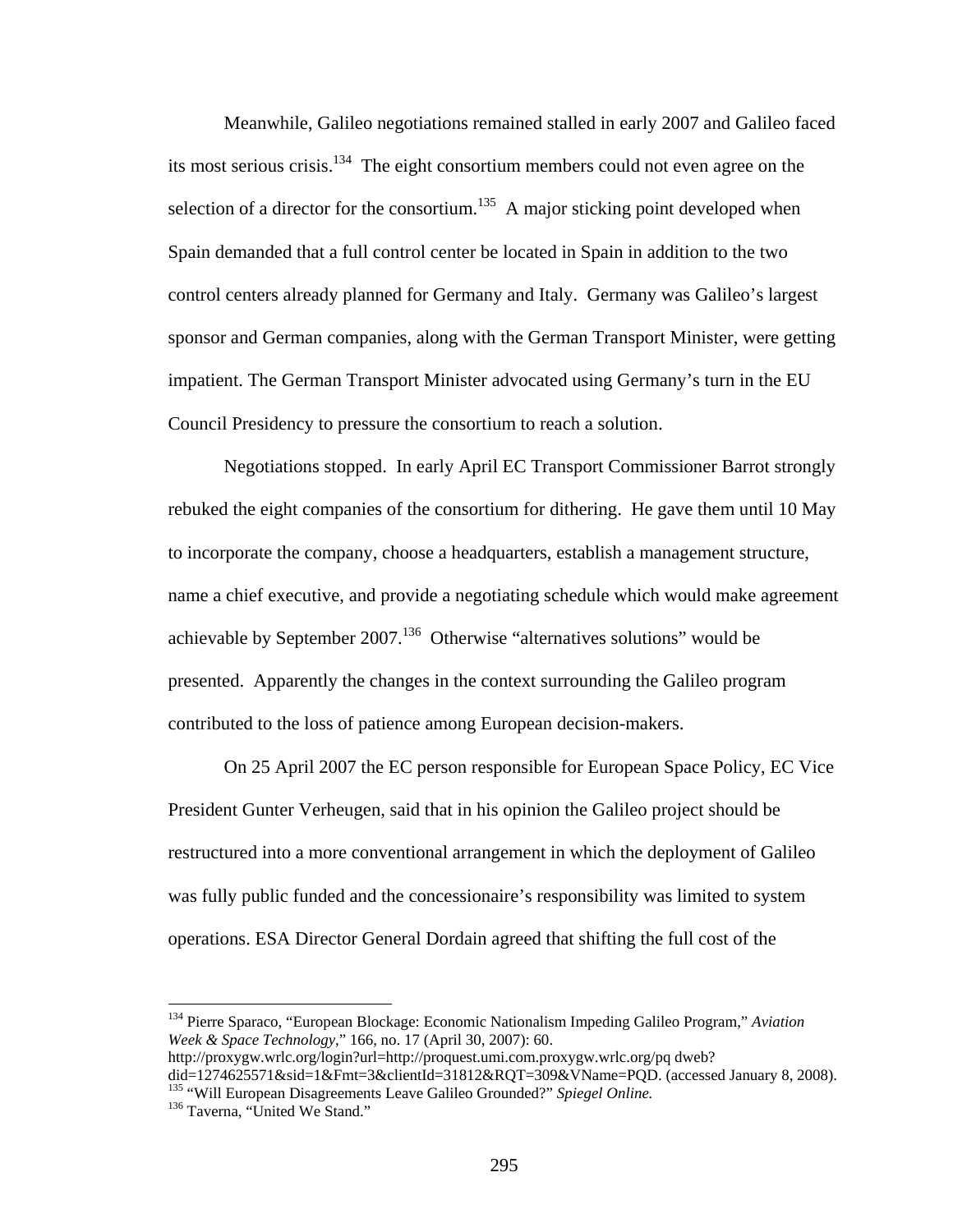Meanwhile, Galileo negotiations remained stalled in early 2007 and Galileo faced its most serious crisis.[134] The eight consortium members could not even agree on the selection of a director for the consortium.[135] A major sticking point developed when Spain demanded that a full control center be located in Spain in addition to the two control centers already planned for Germany and Italy. Germany was Galileo's largest sponsor and German companies, along with the German Transport Minister, were getting impatient. The German Transport Minister advocated using Germany's turn in the EU Council Presidency to pressure the consortium to reach a solution.

Negotiations stopped. In early April EC Transport Commissioner Barrot strongly rebuked the eight companies of the consortium for dithering. He gave them until 10 May to incorporate the company, choose a headquarters, establish a management structure, name a chief executive, and provide a negotiating schedule which would make agreement achievable by September 2007.[136] Otherwise "alternatives solutions" would be presented. Apparently the changes in the context surrounding the Galileo program contributed to the loss of patience among European decision-makers.

On 25 April 2007 the EC person responsible for European Space Policy, EC Vice President Gunter Verheugen, said that in his opinion the Galileo project should be restructured into a more conventional arrangement in which the deployment of Galileo was fully public funded and the concessionaire's responsibility was limited to system operations. ESA Director General Dordain agreed that shifting the full cost of the

---

[134] Pierre Sparaco, "European Blockage: Economic Nationalism Impeding Galileo Program," *Aviation Week & Space Technology*," 166, no. 17 (April 30, 2007): 60. http://proxygw.wrlc.org/login?url=http://proquest.umi.com.proxygw.wrlc.org/pq dweb?did=1274625571&sid=1&Fmt=3&clientId=31812&RQT=309&VName=PQD. (accessed January 8, 2008).

[135] "Will European Disagreements Leave Galileo Grounded?" *Spiegel Online.*

[136] Taverna, "United We Stand."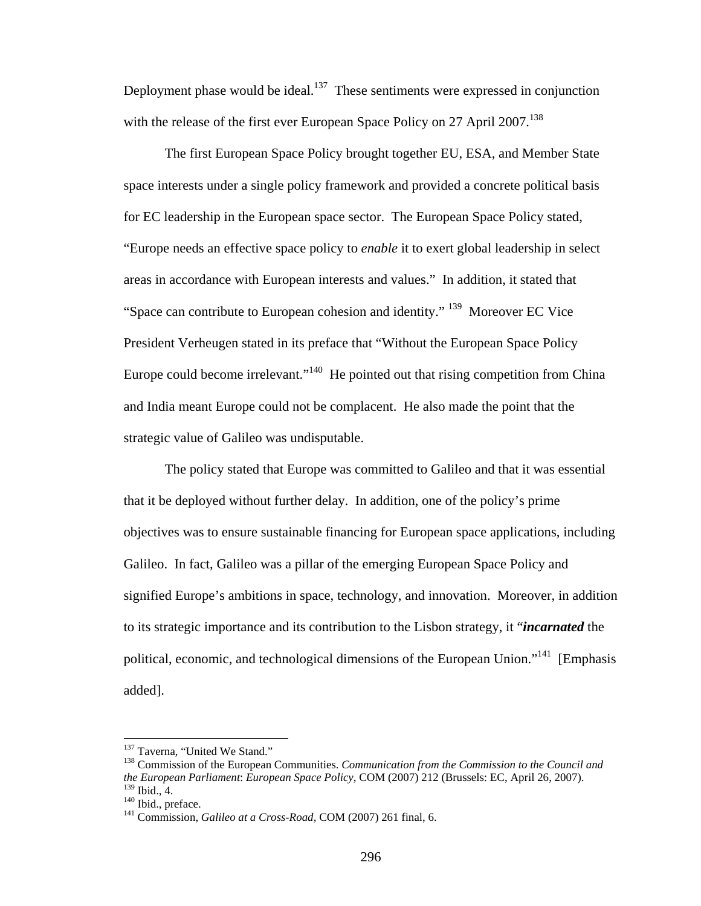Deployment phase would be ideal.[137] These sentiments were expressed in conjunction with the release of the first ever European Space Policy on 27 April 2007.[138]

The first European Space Policy brought together EU, ESA, and Member State space interests under a single policy framework and provided a concrete political basis for EC leadership in the European space sector. The European Space Policy stated, "Europe needs an effective space policy to *enable* it to exert global leadership in select areas in accordance with European interests and values." In addition, it stated that "Space can contribute to European cohesion and identity." [139] Moreover EC Vice President Verheugen stated in its preface that "Without the European Space Policy Europe could become irrelevant."[140] He pointed out that rising competition from China and India meant Europe could not be complacent. He also made the point that the strategic value of Galileo was undisputable.

The policy stated that Europe was committed to Galileo and that it was essential that it be deployed without further delay. In addition, one of the policy's prime objectives was to ensure sustainable financing for European space applications, including Galileo. In fact, Galileo was a pillar of the emerging European Space Policy and signified Europe's ambitions in space, technology, and innovation. Moreover, in addition to its strategic importance and its contribution to the Lisbon strategy, it "***incarnated*** the political, economic, and technological dimensions of the European Union."[141] [Emphasis added].

---

[137] Taverna, "United We Stand."

[138] Commission of the European Communities. *Communication from the Commission to the Council and the European Parliament*: *European Space Policy*, COM (2007) 212 (Brussels: EC, April 26, 2007).

[139] Ibid., 4.

[140] Ibid., preface.

[141] Commission, *Galileo at a Cross-Road*, COM (2007) 261 final, 6.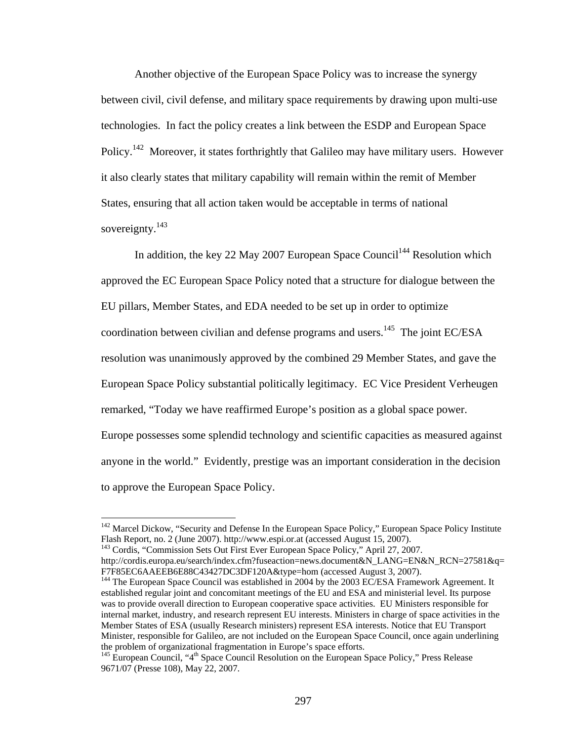Another objective of the European Space Policy was to increase the synergy between civil, civil defense, and military space requirements by drawing upon multi-use technologies. In fact the policy creates a link between the ESDP and European Space Policy.[142] Moreover, it states forthrightly that Galileo may have military users. However it also clearly states that military capability will remain within the remit of Member States, ensuring that all action taken would be acceptable in terms of national sovereignty.[143]

In addition, the key 22 May 2007 European Space Council[144] Resolution which approved the EC European Space Policy noted that a structure for dialogue between the EU pillars, Member States, and EDA needed to be set up in order to optimize coordination between civilian and defense programs and users.[145] The joint EC/ESA resolution was unanimously approved by the combined 29 Member States, and gave the European Space Policy substantial politically legitimacy. EC Vice President Verheugen remarked, "Today we have reaffirmed Europe's position as a global space power. Europe possesses some splendid technology and scientific capacities as measured against anyone in the world." Evidently, prestige was an important consideration in the decision to approve the European Space Policy.

---

[142] Marcel Dickow, "Security and Defense In the European Space Policy," European Space Policy Institute Flash Report, no. 2 (June 2007). http://www.espi.or.at (accessed August 15, 2007).

[143] Cordis, "Commission Sets Out First Ever European Space Policy," April 27, 2007. http://cordis.europa.eu/search/index.cfm?fuseaction=news.document&N_LANG=EN&N_RCN=27581&q=F7F85EC6AAEEB6E88C43427DC3DF120A&type=hom (accessed August 3, 2007).

[144] The European Space Council was established in 2004 by the 2003 EC/ESA Framework Agreement. It established regular joint and concomitant meetings of the EU and ESA and ministerial level. Its purpose was to provide overall direction to European cooperative space activities. EU Ministers responsible for internal market, industry, and research represent EU interests. Ministers in charge of space activities in the Member States of ESA (usually Research ministers) represent ESA interests. Notice that EU Transport Minister, responsible for Galileo, are not included on the European Space Council, once again underlining the problem of organizational fragmentation in Europe's space efforts.

[145] European Council, "4th Space Council Resolution on the European Space Policy," Press Release 9671/07 (Presse 108), May 22, 2007.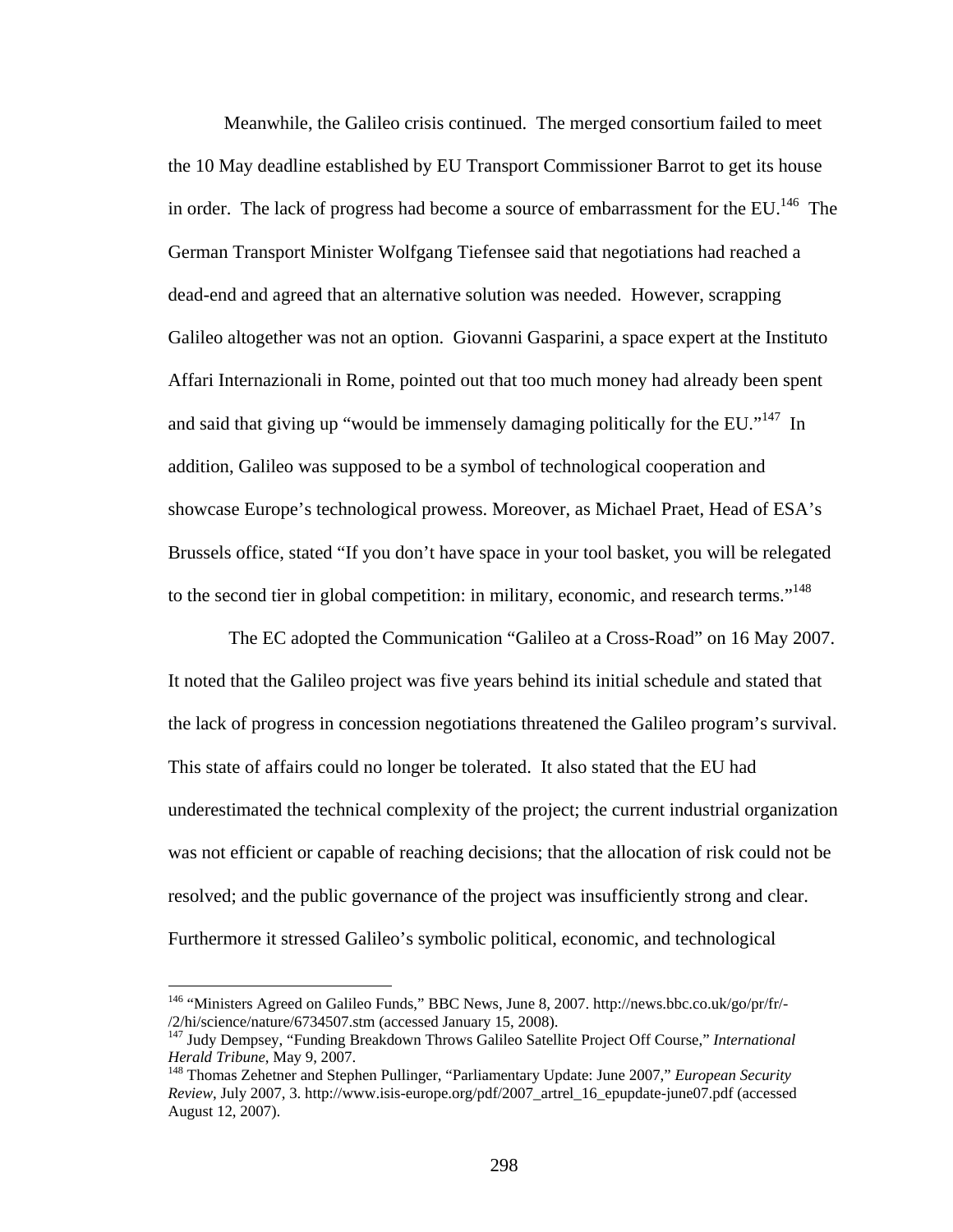Meanwhile, the Galileo crisis continued. The merged consortium failed to meet the 10 May deadline established by EU Transport Commissioner Barrot to get its house in order. The lack of progress had become a source of embarrassment for the EU.[146] The German Transport Minister Wolfgang Tiefensee said that negotiations had reached a dead-end and agreed that an alternative solution was needed. However, scrapping Galileo altogether was not an option. Giovanni Gasparini, a space expert at the Instituto Affari Internazionali in Rome, pointed out that too much money had already been spent and said that giving up "would be immensely damaging politically for the EU."[147] In addition, Galileo was supposed to be a symbol of technological cooperation and showcase Europe's technological prowess. Moreover, as Michael Praet, Head of ESA's Brussels office, stated "If you don't have space in your tool basket, you will be relegated to the second tier in global competition: in military, economic, and research terms."[148]

The EC adopted the Communication "Galileo at a Cross-Road" on 16 May 2007. It noted that the Galileo project was five years behind its initial schedule and stated that the lack of progress in concession negotiations threatened the Galileo program's survival. This state of affairs could no longer be tolerated. It also stated that the EU had underestimated the technical complexity of the project; the current industrial organization was not efficient or capable of reaching decisions; that the allocation of risk could not be resolved; and the public governance of the project was insufficiently strong and clear. Furthermore it stressed Galileo's symbolic political, economic, and technological

---

[146] "Ministers Agreed on Galileo Funds," BBC News, June 8, 2007. http://news.bbc.co.uk/go/pr/fr/-/2/hi/science/nature/6734507.stm (accessed January 15, 2008).

[147] Judy Dempsey, "Funding Breakdown Throws Galileo Satellite Project Off Course," *International Herald Tribune*, May 9, 2007.

[148] Thomas Zehetner and Stephen Pullinger, "Parliamentary Update: June 2007," *European Security Review*, July 2007, 3. http://www.isis-europe.org/pdf/2007_artrel_16_epupdate-june07.pdf (accessed August 12, 2007).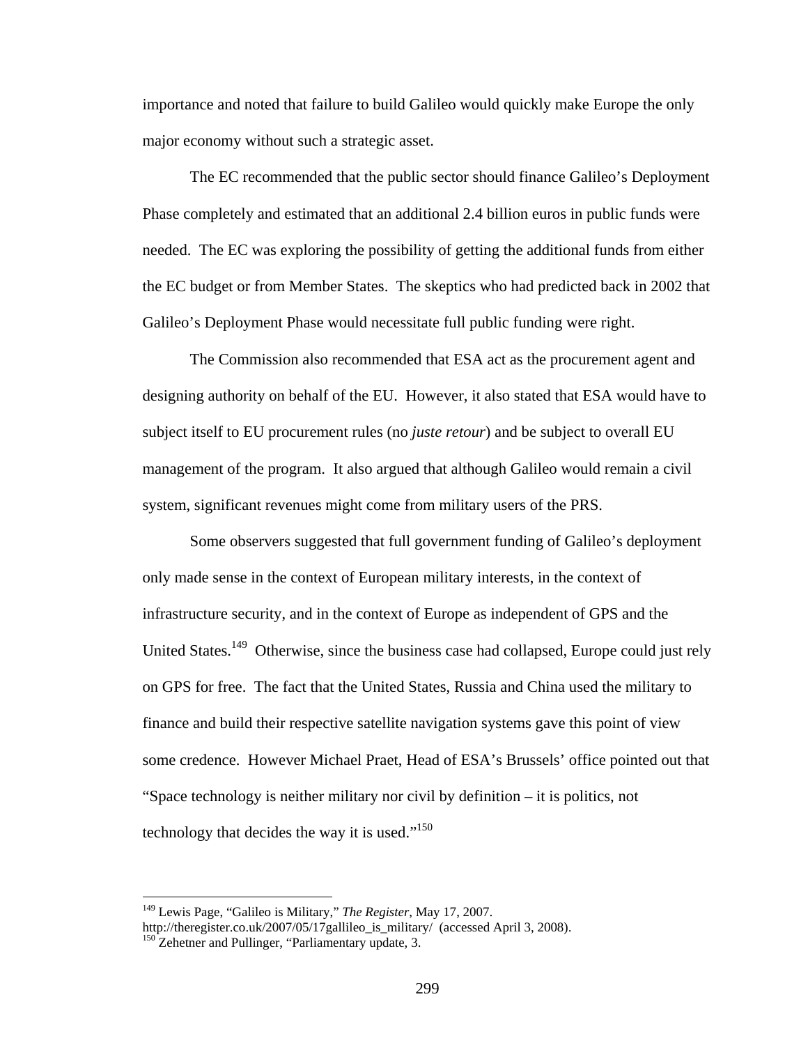importance and noted that failure to build Galileo would quickly make Europe the only major economy without such a strategic asset.

The EC recommended that the public sector should finance Galileo's Deployment Phase completely and estimated that an additional 2.4 billion euros in public funds were needed. The EC was exploring the possibility of getting the additional funds from either the EC budget or from Member States. The skeptics who had predicted back in 2002 that Galileo's Deployment Phase would necessitate full public funding were right.

The Commission also recommended that ESA act as the procurement agent and designing authority on behalf of the EU. However, it also stated that ESA would have to subject itself to EU procurement rules (no *juste retour*) and be subject to overall EU management of the program. It also argued that although Galileo would remain a civil system, significant revenues might come from military users of the PRS.

Some observers suggested that full government funding of Galileo's deployment only made sense in the context of European military interests, in the context of infrastructure security, and in the context of Europe as independent of GPS and the United States.[149] Otherwise, since the business case had collapsed, Europe could just rely on GPS for free. The fact that the United States, Russia and China used the military to finance and build their respective satellite navigation systems gave this point of view some credence. However Michael Praet, Head of ESA's Brussels' office pointed out that "Space technology is neither military nor civil by definition – it is politics, not technology that decides the way it is used."[150]

---

[149] Lewis Page, "Galileo is Military," *The Register*, May 17, 2007. http://theregister.co.uk/2007/05/17gallileo_is_military/ (accessed April 3, 2008).

[150] Zehetner and Pullinger, "Parliamentary update, 3.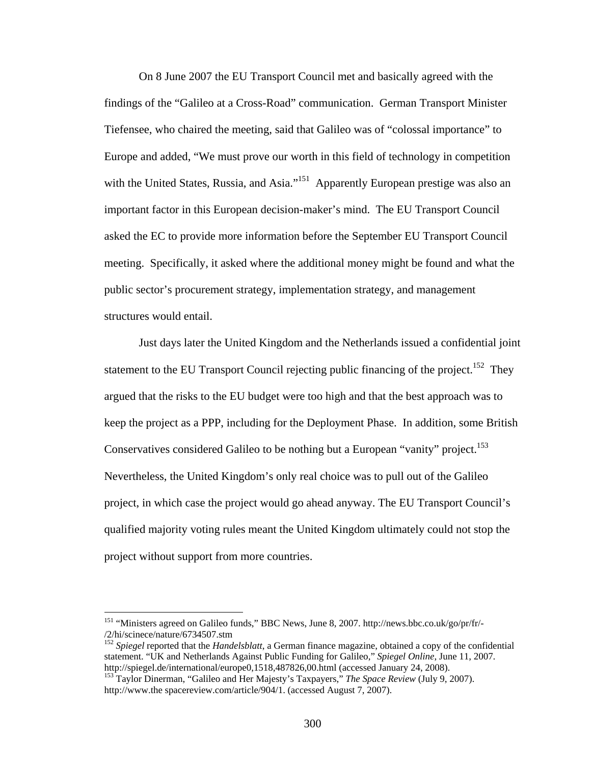On 8 June 2007 the EU Transport Council met and basically agreed with the findings of the "Galileo at a Cross-Road" communication. German Transport Minister Tiefensee, who chaired the meeting, said that Galileo was of "colossal importance" to Europe and added, "We must prove our worth in this field of technology in competition with the United States, Russia, and Asia."[151] Apparently European prestige was also an important factor in this European decision-maker's mind. The EU Transport Council asked the EC to provide more information before the September EU Transport Council meeting. Specifically, it asked where the additional money might be found and what the public sector's procurement strategy, implementation strategy, and management structures would entail.

Just days later the United Kingdom and the Netherlands issued a confidential joint statement to the EU Transport Council rejecting public financing of the project.[152] They argued that the risks to the EU budget were too high and that the best approach was to keep the project as a PPP, including for the Deployment Phase. In addition, some British Conservatives considered Galileo to be nothing but a European "vanity" project.[153] Nevertheless, the United Kingdom's only real choice was to pull out of the Galileo project, in which case the project would go ahead anyway. The EU Transport Council's qualified majority voting rules meant the United Kingdom ultimately could not stop the project without support from more countries.

---

[151] "Ministers agreed on Galileo funds," BBC News, June 8, 2007. http://news.bbc.co.uk/go/pr/fr/-/2/hi/scinece/nature/6734507.stm

[152] *Spiegel* reported that the *Handelsblatt*, a German finance magazine, obtained a copy of the confidential statement. "UK and Netherlands Against Public Funding for Galileo," *Spiegel Online*, June 11, 2007. http://spiegel.de/international/europe0,1518,487826,00.html (accessed January 24, 2008).

[153] Taylor Dinerman, "Galileo and Her Majesty's Taxpayers," *The Space Review* (July 9, 2007). http://www.the spacereview.com/article/904/1. (accessed August 7, 2007).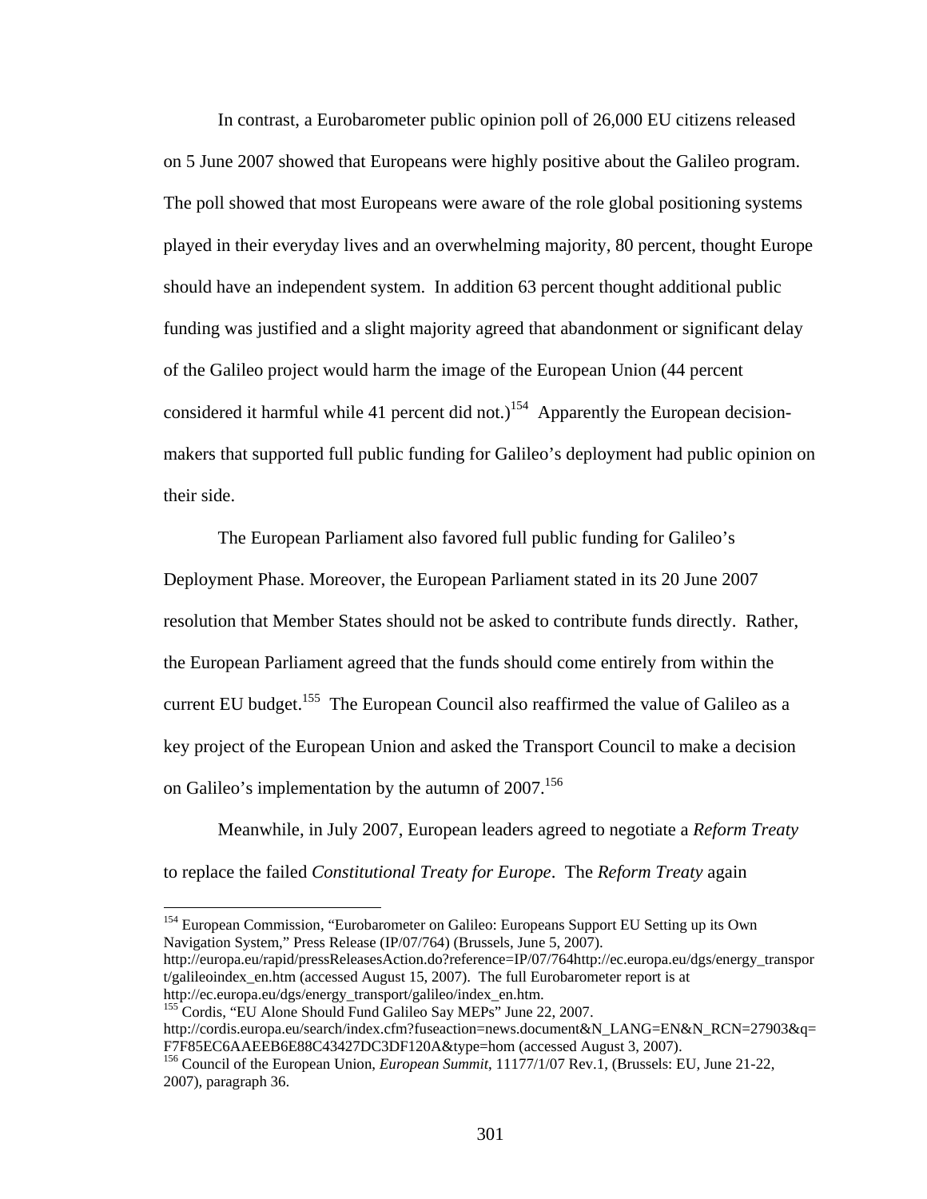In contrast, a Eurobarometer public opinion poll of 26,000 EU citizens released on 5 June 2007 showed that Europeans were highly positive about the Galileo program. The poll showed that most Europeans were aware of the role global positioning systems played in their everyday lives and an overwhelming majority, 80 percent, thought Europe should have an independent system. In addition 63 percent thought additional public funding was justified and a slight majority agreed that abandonment or significant delay of the Galileo project would harm the image of the European Union (44 percent considered it harmful while 41 percent did not.)[154] Apparently the European decision-makers that supported full public funding for Galileo's deployment had public opinion on their side.

The European Parliament also favored full public funding for Galileo's Deployment Phase. Moreover, the European Parliament stated in its 20 June 2007 resolution that Member States should not be asked to contribute funds directly. Rather, the European Parliament agreed that the funds should come entirely from within the current EU budget.[155] The European Council also reaffirmed the value of Galileo as a key project of the European Union and asked the Transport Council to make a decision on Galileo's implementation by the autumn of 2007.[156]

Meanwhile, in July 2007, European leaders agreed to negotiate a *Reform Treaty* to replace the failed *Constitutional Treaty for Europe*. The *Reform Treaty* again

---

[154] European Commission, "Eurobarometer on Galileo: Europeans Support EU Setting up its Own Navigation System," Press Release (IP/07/764) (Brussels, June 5, 2007). http://europa.eu/rapid/pressReleasesAction.do?reference=IP/07/764http://ec.europa.eu/dgs/energy_transport/galileoindex_en.htm (accessed August 15, 2007). The full Eurobarometer report is at http://ec.europa.eu/dgs/energy_transport/galileo/index_en.htm.

[155] Cordis, "EU Alone Should Fund Galileo Say MEPs" June 22, 2007. http://cordis.europa.eu/search/index.cfm?fuseaction=news.document&N_LANG=EN&N_RCN=27903&q=F7F85EC6AAEEB6E88C43427DC3DF120A&type=hom (accessed August 3, 2007).

[156] Council of the European Union, *European Summit*, 11177/1/07 Rev.1, (Brussels: EU, June 21-22, 2007), paragraph 36.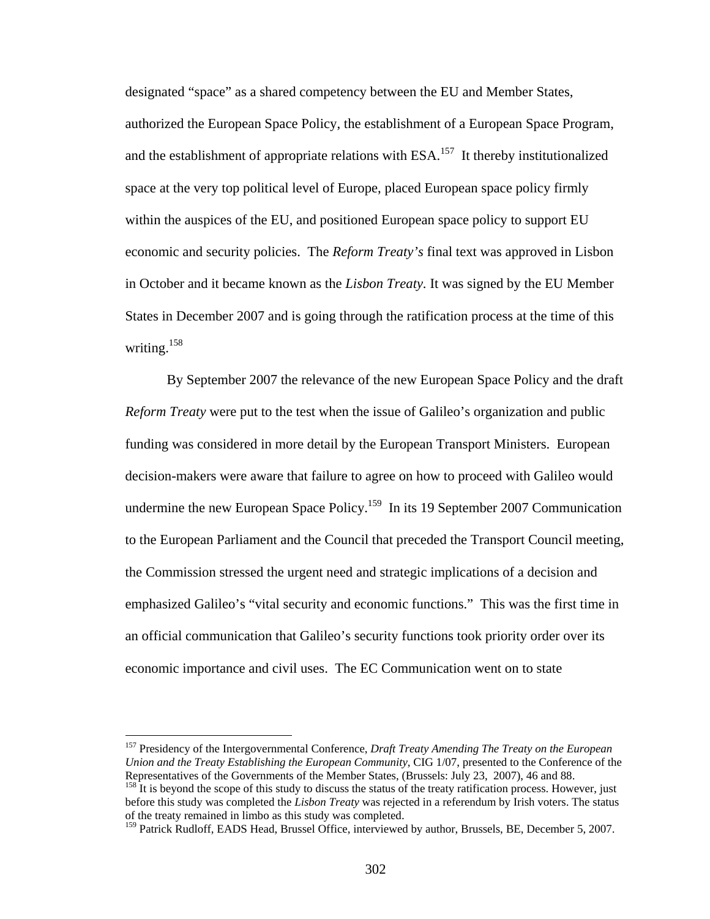designated "space" as a shared competency between the EU and Member States, authorized the European Space Policy, the establishment of a European Space Program, and the establishment of appropriate relations with ESA.[157] It thereby institutionalized space at the very top political level of Europe, placed European space policy firmly within the auspices of the EU, and positioned European space policy to support EU economic and security policies. The *Reform Treaty's* final text was approved in Lisbon in October and it became known as the *Lisbon Treaty*. It was signed by the EU Member States in December 2007 and is going through the ratification process at the time of this writing.[158]

By September 2007 the relevance of the new European Space Policy and the draft *Reform Treaty* were put to the test when the issue of Galileo's organization and public funding was considered in more detail by the European Transport Ministers. European decision-makers were aware that failure to agree on how to proceed with Galileo would undermine the new European Space Policy.[159] In its 19 September 2007 Communication to the European Parliament and the Council that preceded the Transport Council meeting, the Commission stressed the urgent need and strategic implications of a decision and emphasized Galileo's "vital security and economic functions." This was the first time in an official communication that Galileo's security functions took priority order over its economic importance and civil uses. The EC Communication went on to state

---

[157] Presidency of the Intergovernmental Conference, *Draft Treaty Amending The Treaty on the European Union and the Treaty Establishing the European Community*, CIG 1/07, presented to the Conference of the Representatives of the Governments of the Member States, (Brussels: July 23, 2007), 46 and 88.

[158] It is beyond the scope of this study to discuss the status of the treaty ratification process. However, just before this study was completed the *Lisbon Treaty* was rejected in a referendum by Irish voters. The status of the treaty remained in limbo as this study was completed.

[159] Patrick Rudloff, EADS Head, Brussel Office, interviewed by author, Brussels, BE, December 5, 2007.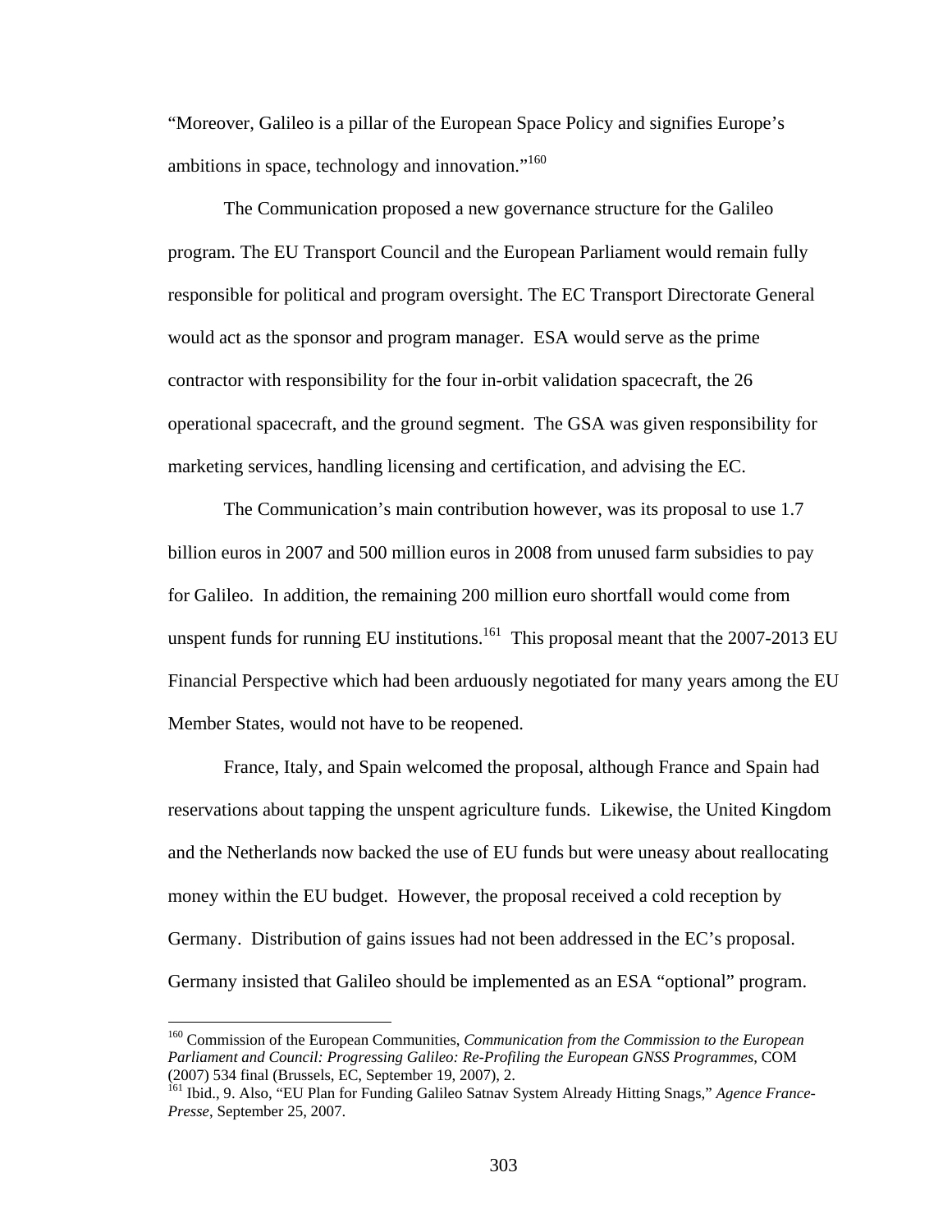"Moreover, Galileo is a pillar of the European Space Policy and signifies Europe's ambitions in space, technology and innovation."[160]

The Communication proposed a new governance structure for the Galileo program. The EU Transport Council and the European Parliament would remain fully responsible for political and program oversight. The EC Transport Directorate General would act as the sponsor and program manager. ESA would serve as the prime contractor with responsibility for the four in-orbit validation spacecraft, the 26 operational spacecraft, and the ground segment. The GSA was given responsibility for marketing services, handling licensing and certification, and advising the EC.

The Communication's main contribution however, was its proposal to use 1.7 billion euros in 2007 and 500 million euros in 2008 from unused farm subsidies to pay for Galileo. In addition, the remaining 200 million euro shortfall would come from unspent funds for running EU institutions.[161] This proposal meant that the 2007-2013 EU Financial Perspective which had been arduously negotiated for many years among the EU Member States, would not have to be reopened.

France, Italy, and Spain welcomed the proposal, although France and Spain had reservations about tapping the unspent agriculture funds. Likewise, the United Kingdom and the Netherlands now backed the use of EU funds but were uneasy about reallocating money within the EU budget. However, the proposal received a cold reception by Germany. Distribution of gains issues had not been addressed in the EC's proposal. Germany insisted that Galileo should be implemented as an ESA "optional" program.

---

[160] Commission of the European Communities, *Communication from the Commission to the European Parliament and Council: Progressing Galileo: Re-Profiling the European GNSS Programmes*, COM (2007) 534 final (Brussels, EC, September 19, 2007), 2.

[161] Ibid., 9. Also, "EU Plan for Funding Galileo Satnav System Already Hitting Snags," *Agence France-Presse*, September 25, 2007.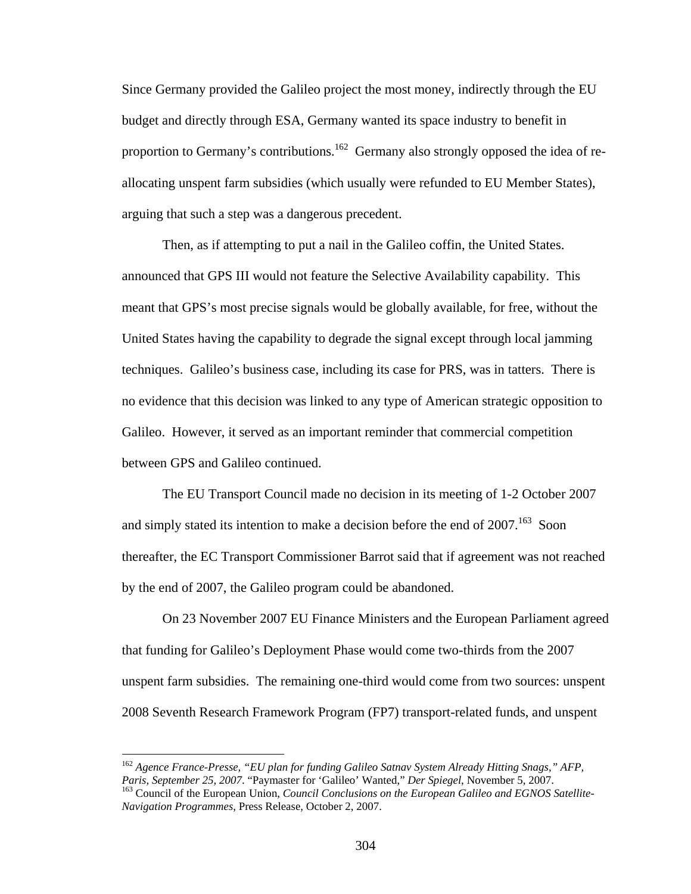Since Germany provided the Galileo project the most money, indirectly through the EU budget and directly through ESA, Germany wanted its space industry to benefit in proportion to Germany's contributions.[162] Germany also strongly opposed the idea of re-allocating unspent farm subsidies (which usually were refunded to EU Member States), arguing that such a step was a dangerous precedent.

Then, as if attempting to put a nail in the Galileo coffin, the United States. announced that GPS III would not feature the Selective Availability capability. This meant that GPS's most precise signals would be globally available, for free, without the United States having the capability to degrade the signal except through local jamming techniques. Galileo's business case, including its case for PRS, was in tatters. There is no evidence that this decision was linked to any type of American strategic opposition to Galileo. However, it served as an important reminder that commercial competition between GPS and Galileo continued.

The EU Transport Council made no decision in its meeting of 1-2 October 2007 and simply stated its intention to make a decision before the end of 2007.[163] Soon thereafter, the EC Transport Commissioner Barrot said that if agreement was not reached by the end of 2007, the Galileo program could be abandoned.

On 23 November 2007 EU Finance Ministers and the European Parliament agreed that funding for Galileo's Deployment Phase would come two-thirds from the 2007 unspent farm subsidies. The remaining one-third would come from two sources: unspent 2008 Seventh Research Framework Program (FP7) transport-related funds, and unspent

---

[162] *Agence France-Presse, "EU plan for funding Galileo Satnav System Already Hitting Snags," AFP, Paris, September 25, 2007*. "Paymaster for 'Galileo' Wanted," *Der Spiegel*, November 5, 2007.

[163] Council of the European Union, *Council Conclusions on the European Galileo and EGNOS Satellite-Navigation Programmes*, Press Release, October 2, 2007.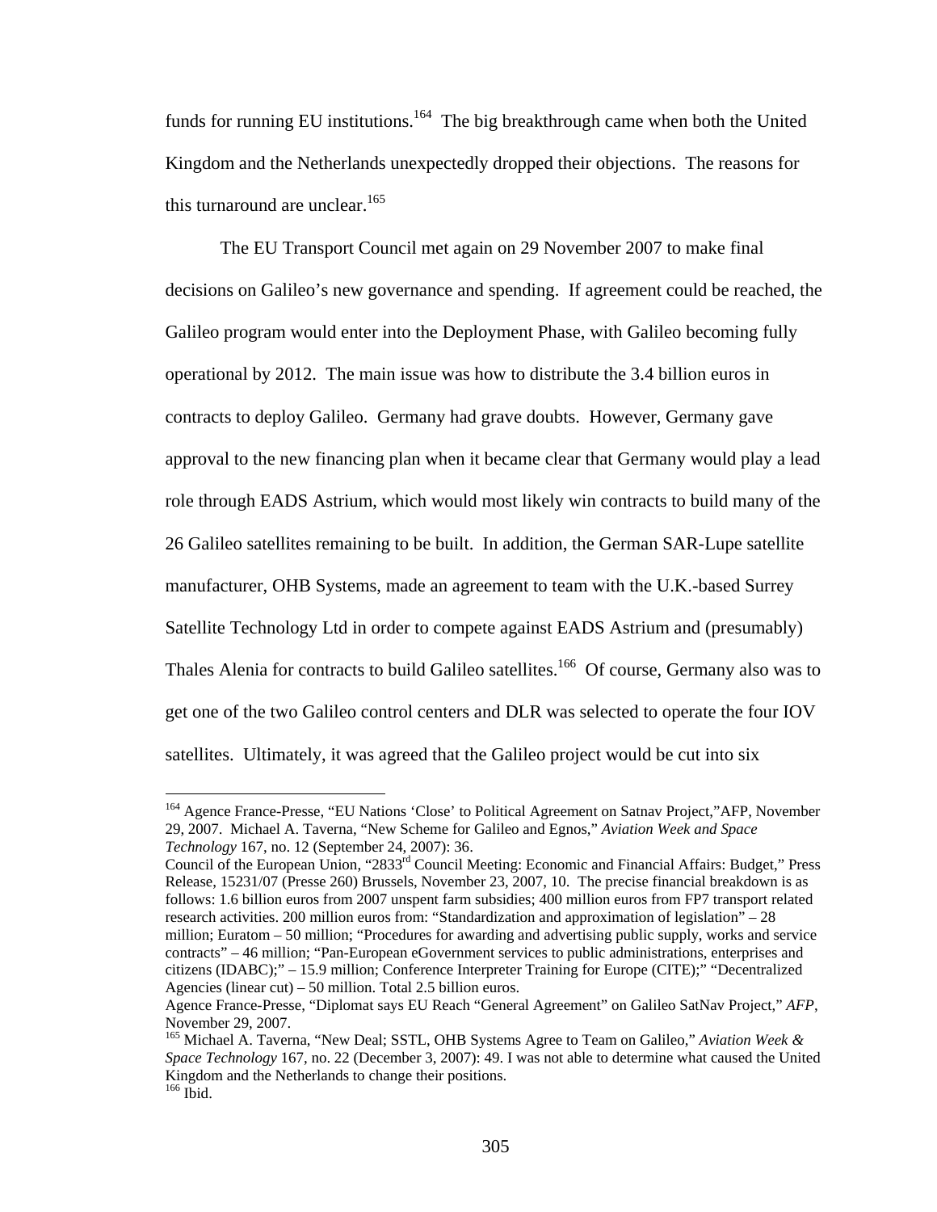funds for running EU institutions.[164] The big breakthrough came when both the United Kingdom and the Netherlands unexpectedly dropped their objections. The reasons for this turnaround are unclear.[165]

The EU Transport Council met again on 29 November 2007 to make final decisions on Galileo's new governance and spending. If agreement could be reached, the Galileo program would enter into the Deployment Phase, with Galileo becoming fully operational by 2012. The main issue was how to distribute the 3.4 billion euros in contracts to deploy Galileo. Germany had grave doubts. However, Germany gave approval to the new financing plan when it became clear that Germany would play a lead role through EADS Astrium, which would most likely win contracts to build many of the 26 Galileo satellites remaining to be built. In addition, the German SAR-Lupe satellite manufacturer, OHB Systems, made an agreement to team with the U.K.-based Surrey Satellite Technology Ltd in order to compete against EADS Astrium and (presumably) Thales Alenia for contracts to build Galileo satellites.[166] Of course, Germany also was to get one of the two Galileo control centers and DLR was selected to operate the four IOV satellites. Ultimately, it was agreed that the Galileo project would be cut into six

---

[164] Agence France-Presse, "EU Nations 'Close' to Political Agreement on Satnav Project,"AFP, November 29, 2007. Michael A. Taverna, "New Scheme for Galileo and Egnos," *Aviation Week and Space Technology* 167, no. 12 (September 24, 2007): 36.
Council of the European Union, "2833rd Council Meeting: Economic and Financial Affairs: Budget," Press Release, 15231/07 (Presse 260) Brussels, November 23, 2007, 10. The precise financial breakdown is as follows: 1.6 billion euros from 2007 unspent farm subsidies; 400 million euros from FP7 transport related research activities. 200 million euros from: "Standardization and approximation of legislation" – 28 million; Euratom – 50 million; "Procedures for awarding and advertising public supply, works and service contracts" – 46 million; "Pan-European eGovernment services to public administrations, enterprises and citizens (IDABC);" – 15.9 million; Conference Interpreter Training for Europe (CITE);" "Decentralized Agencies (linear cut) – 50 million. Total 2.5 billion euros.
Agence France-Presse, "Diplomat says EU Reach "General Agreement" on Galileo SatNav Project," *AFP*, November 29, 2007.

[165] Michael A. Taverna, "New Deal; SSTL, OHB Systems Agree to Team on Galileo," *Aviation Week & Space Technology* 167, no. 22 (December 3, 2007): 49. I was not able to determine what caused the United Kingdom and the Netherlands to change their positions.

[166] Ibid.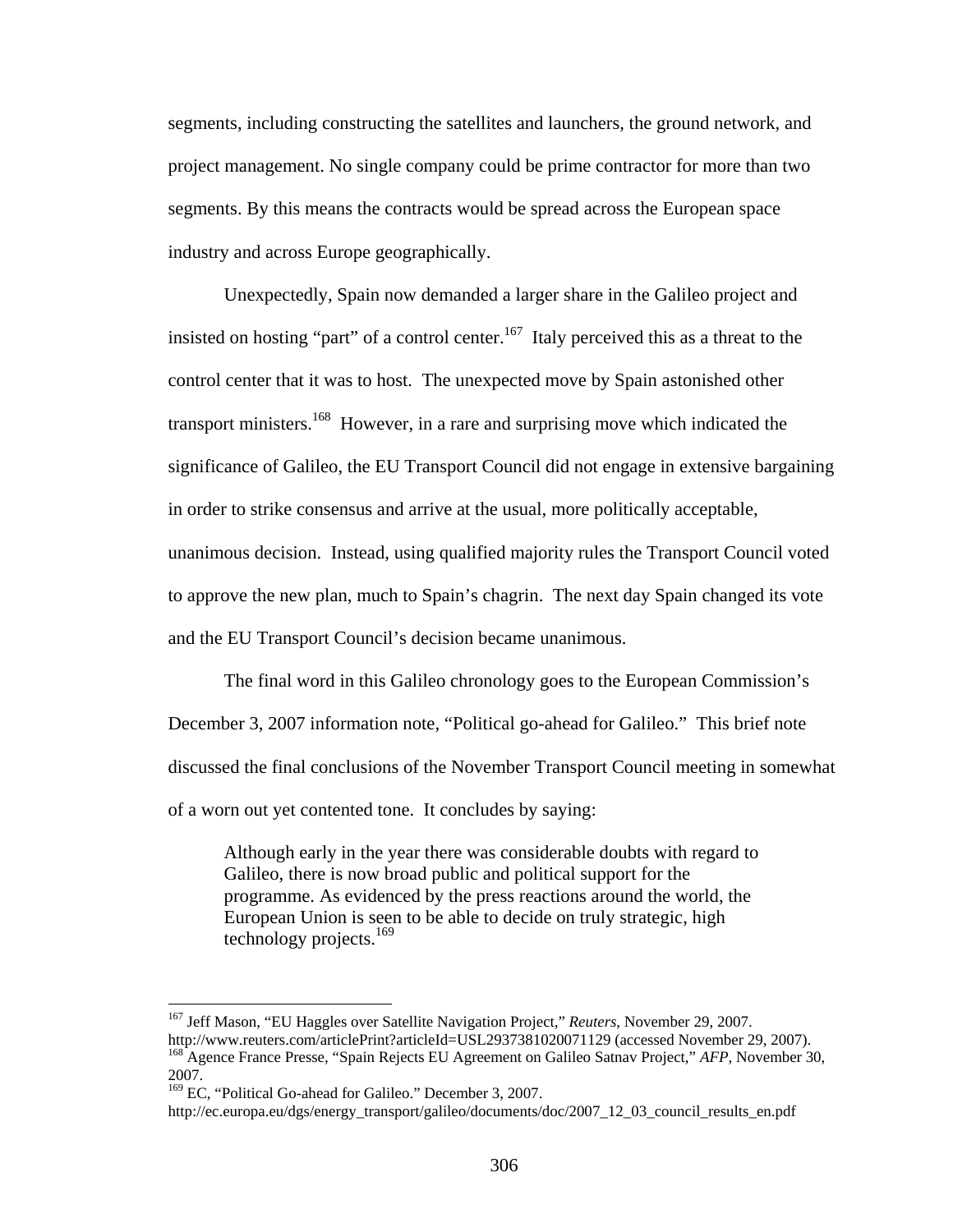segments, including constructing the satellites and launchers, the ground network, and project management. No single company could be prime contractor for more than two segments. By this means the contracts would be spread across the European space industry and across Europe geographically.

Unexpectedly, Spain now demanded a larger share in the Galileo project and insisted on hosting "part" of a control center.[167] Italy perceived this as a threat to the control center that it was to host. The unexpected move by Spain astonished other transport ministers.[168] However, in a rare and surprising move which indicated the significance of Galileo, the EU Transport Council did not engage in extensive bargaining in order to strike consensus and arrive at the usual, more politically acceptable, unanimous decision. Instead, using qualified majority rules the Transport Council voted to approve the new plan, much to Spain's chagrin. The next day Spain changed its vote and the EU Transport Council's decision became unanimous.

The final word in this Galileo chronology goes to the European Commission's December 3, 2007 information note, "Political go-ahead for Galileo." This brief note discussed the final conclusions of the November Transport Council meeting in somewhat of a worn out yet contented tone. It concludes by saying:

> Although early in the year there was considerable doubts with regard to Galileo, there is now broad public and political support for the programme. As evidenced by the press reactions around the world, the European Union is seen to be able to decide on truly strategic, high technology projects.[169]

---

[167] Jeff Mason, "EU Haggles over Satellite Navigation Project," *Reuters*, November 29, 2007. http://www.reuters.com/articlePrint?articleId=USL2937381020071129 (accessed November 29, 2007).

[168] Agence France Presse, "Spain Rejects EU Agreement on Galileo Satnav Project," *AFP*, November 30, 2007.

[169] EC, "Political Go-ahead for Galileo." December 3, 2007. http://ec.europa.eu/dgs/energy_transport/galileo/documents/doc/2007_12_03_council_results_en.pdf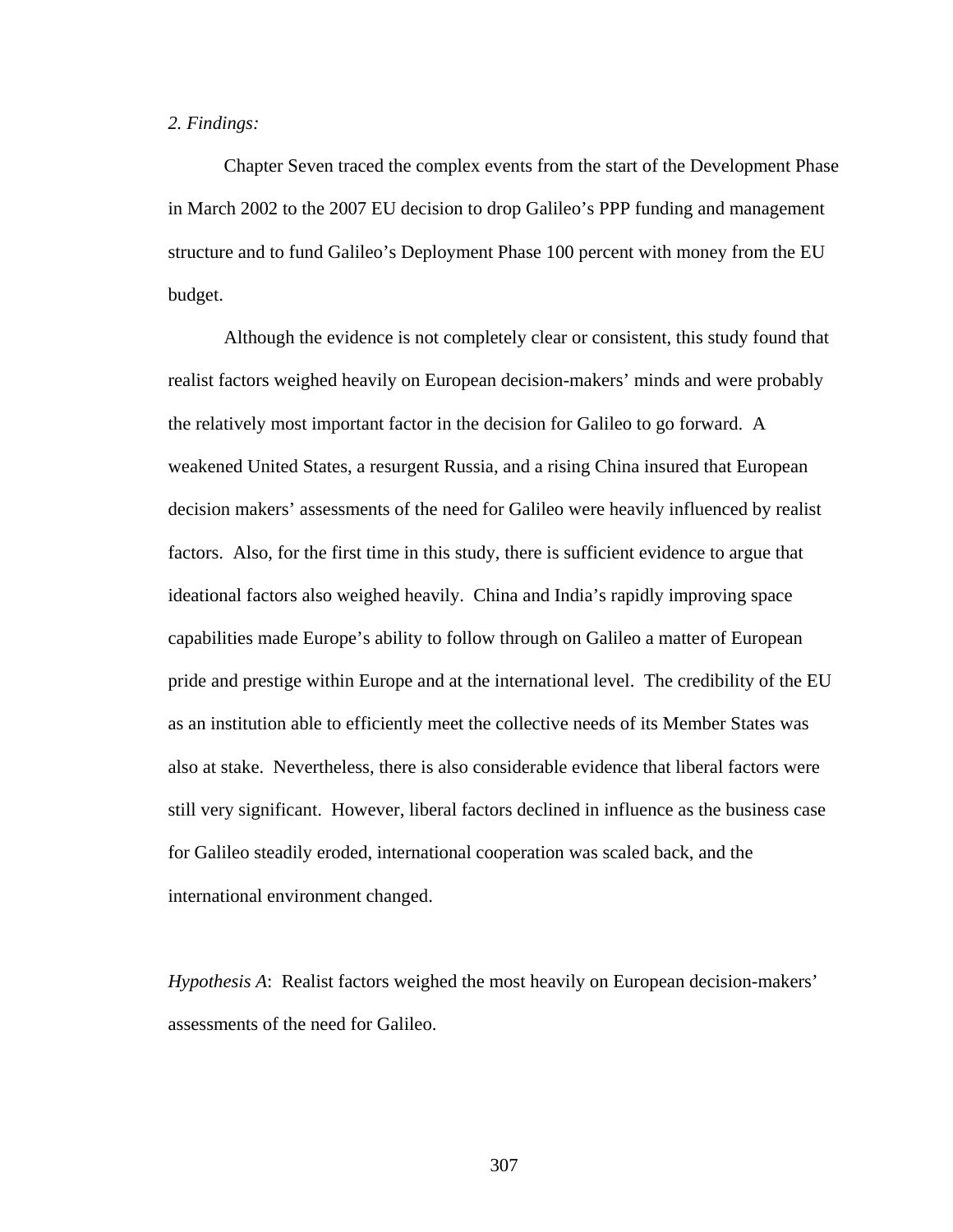*2. Findings:*

Chapter Seven traced the complex events from the start of the Development Phase in March 2002 to the 2007 EU decision to drop Galileo's PPP funding and management structure and to fund Galileo's Deployment Phase 100 percent with money from the EU budget.

Although the evidence is not completely clear or consistent, this study found that realist factors weighed heavily on European decision-makers' minds and were probably the relatively most important factor in the decision for Galileo to go forward. A weakened United States, a resurgent Russia, and a rising China insured that European decision makers' assessments of the need for Galileo were heavily influenced by realist factors. Also, for the first time in this study, there is sufficient evidence to argue that ideational factors also weighed heavily. China and India's rapidly improving space capabilities made Europe's ability to follow through on Galileo a matter of European pride and prestige within Europe and at the international level. The credibility of the EU as an institution able to efficiently meet the collective needs of its Member States was also at stake. Nevertheless, there is also considerable evidence that liberal factors were still very significant. However, liberal factors declined in influence as the business case for Galileo steadily eroded, international cooperation was scaled back, and the international environment changed.

*Hypothesis A*: Realist factors weighed the most heavily on European decision-makers' assessments of the need for Galileo.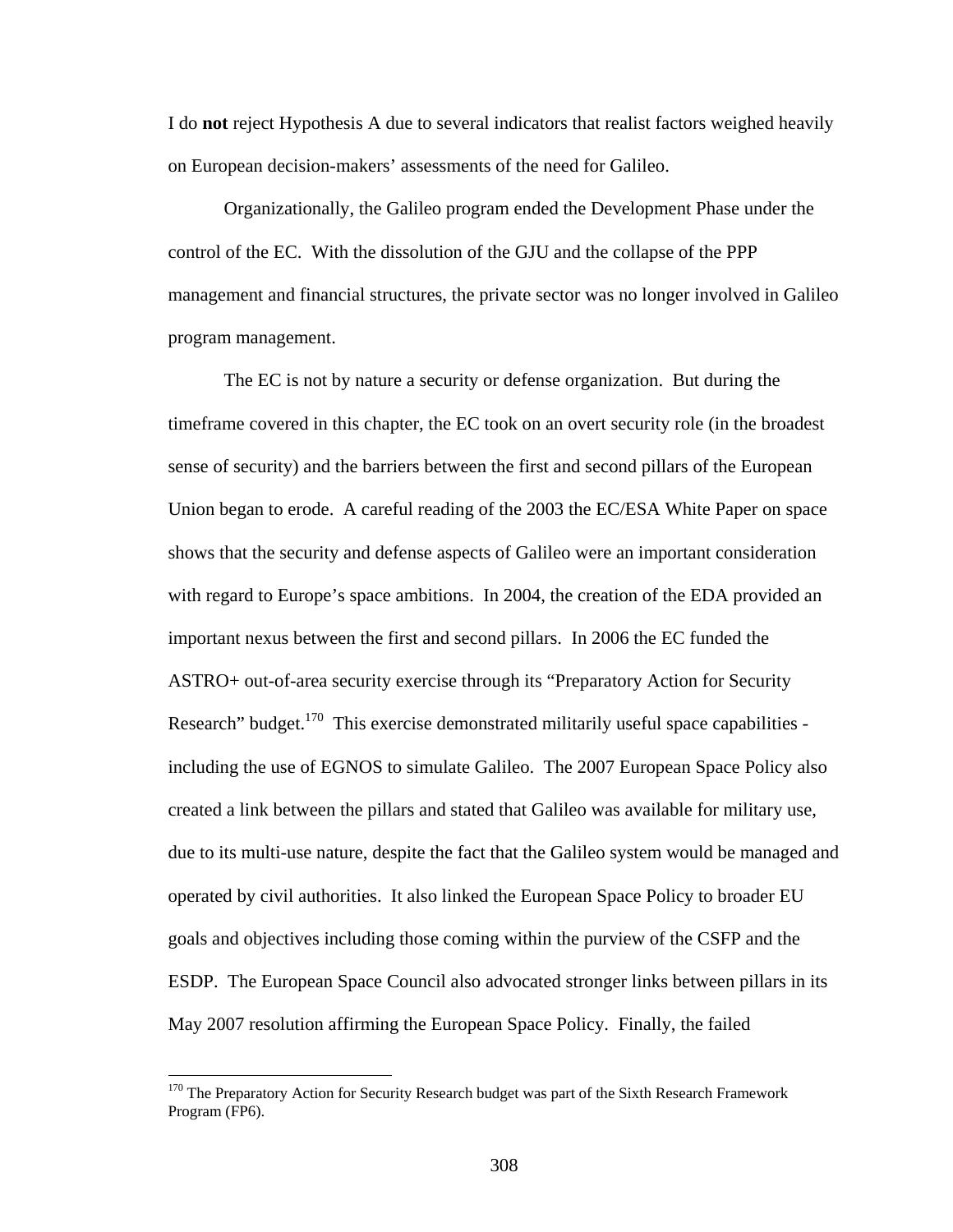I do **not** reject Hypothesis A due to several indicators that realist factors weighed heavily on European decision-makers' assessments of the need for Galileo.

Organizationally, the Galileo program ended the Development Phase under the control of the EC. With the dissolution of the GJU and the collapse of the PPP management and financial structures, the private sector was no longer involved in Galileo program management.

The EC is not by nature a security or defense organization. But during the timeframe covered in this chapter, the EC took on an overt security role (in the broadest sense of security) and the barriers between the first and second pillars of the European Union began to erode. A careful reading of the 2003 the EC/ESA White Paper on space shows that the security and defense aspects of Galileo were an important consideration with regard to Europe's space ambitions. In 2004, the creation of the EDA provided an important nexus between the first and second pillars. In 2006 the EC funded the ASTRO+ out-of-area security exercise through its "Preparatory Action for Security Research" budget.[170] This exercise demonstrated militarily useful space capabilities - including the use of EGNOS to simulate Galileo. The 2007 European Space Policy also created a link between the pillars and stated that Galileo was available for military use, due to its multi-use nature, despite the fact that the Galileo system would be managed and operated by civil authorities. It also linked the European Space Policy to broader EU goals and objectives including those coming within the purview of the CSFP and the ESDP. The European Space Council also advocated stronger links between pillars in its May 2007 resolution affirming the European Space Policy. Finally, the failed

[170] The Preparatory Action for Security Research budget was part of the Sixth Research Framework Program (FP6).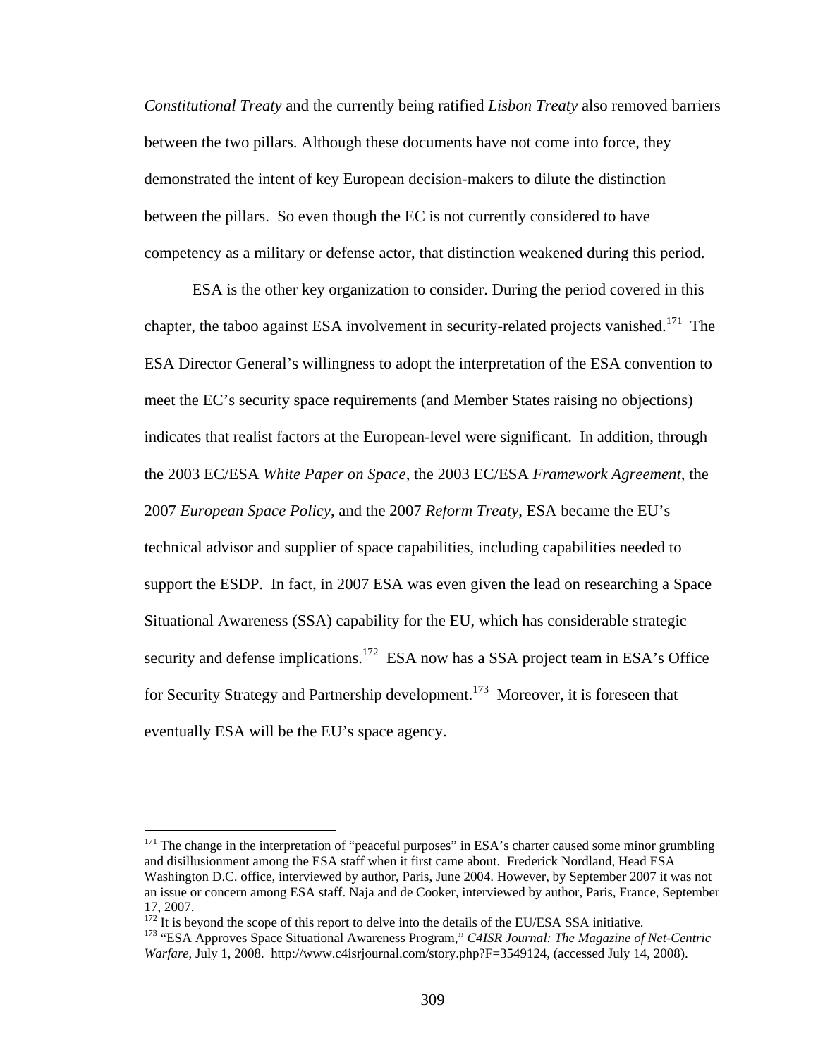*Constitutional Treaty* and the currently being ratified *Lisbon Treaty* also removed barriers between the two pillars. Although these documents have not come into force, they demonstrated the intent of key European decision-makers to dilute the distinction between the pillars. So even though the EC is not currently considered to have competency as a military or defense actor, that distinction weakened during this period.

ESA is the other key organization to consider. During the period covered in this chapter, the taboo against ESA involvement in security-related projects vanished.[171] The ESA Director General's willingness to adopt the interpretation of the ESA convention to meet the EC's security space requirements (and Member States raising no objections) indicates that realist factors at the European-level were significant. In addition, through the 2003 EC/ESA *White Paper on Space*, the 2003 EC/ESA *Framework Agreement*, the 2007 *European Space Policy*, and the 2007 *Reform Treaty*, ESA became the EU's technical advisor and supplier of space capabilities, including capabilities needed to support the ESDP. In fact, in 2007 ESA was even given the lead on researching a Space Situational Awareness (SSA) capability for the EU, which has considerable strategic security and defense implications.[172] ESA now has a SSA project team in ESA's Office for Security Strategy and Partnership development.[173] Moreover, it is foreseen that eventually ESA will be the EU's space agency.

---

[171] The change in the interpretation of "peaceful purposes" in ESA's charter caused some minor grumbling and disillusionment among the ESA staff when it first came about. Frederick Nordland, Head ESA Washington D.C. office, interviewed by author, Paris, June 2004. However, by September 2007 it was not an issue or concern among ESA staff. Naja and de Cooker, interviewed by author, Paris, France, September 17, 2007.

[172] It is beyond the scope of this report to delve into the details of the EU/ESA SSA initiative.

[173] "ESA Approves Space Situational Awareness Program," *C4ISR Journal: The Magazine of Net-Centric Warfare*, July 1, 2008. http://www.c4isrjournal.com/story.php?F=3549124, (accessed July 14, 2008).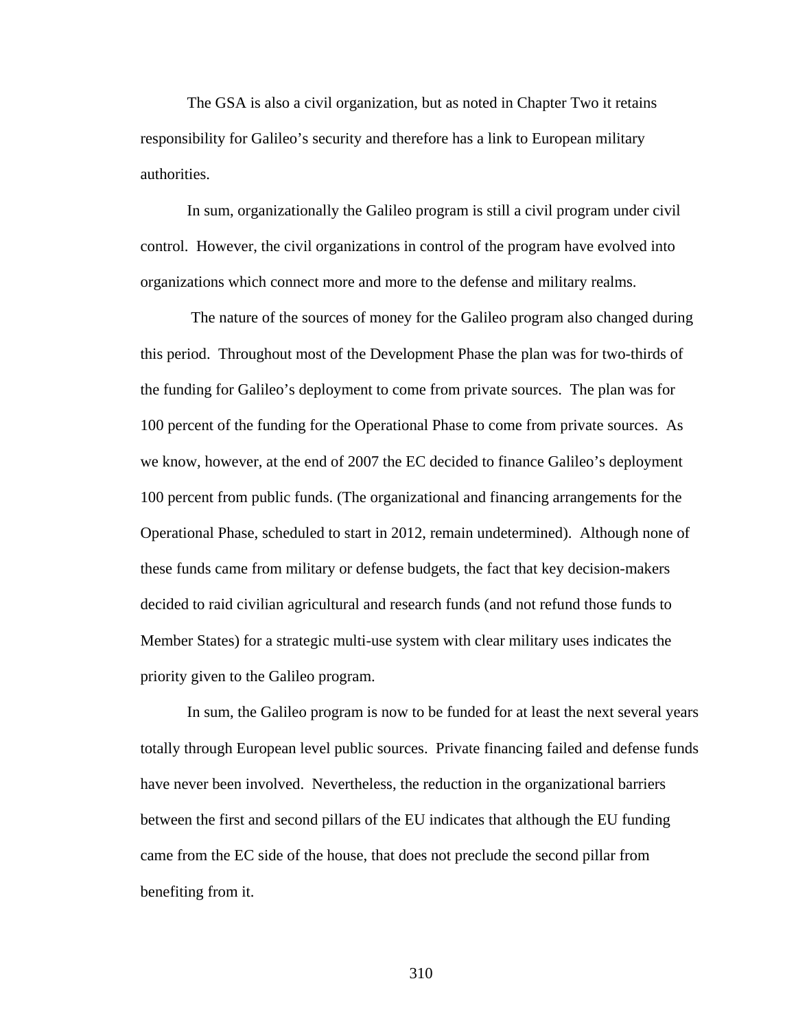The GSA is also a civil organization, but as noted in Chapter Two it retains responsibility for Galileo's security and therefore has a link to European military authorities.

In sum, organizationally the Galileo program is still a civil program under civil control. However, the civil organizations in control of the program have evolved into organizations which connect more and more to the defense and military realms.

The nature of the sources of money for the Galileo program also changed during this period. Throughout most of the Development Phase the plan was for two-thirds of the funding for Galileo's deployment to come from private sources. The plan was for 100 percent of the funding for the Operational Phase to come from private sources. As we know, however, at the end of 2007 the EC decided to finance Galileo's deployment 100 percent from public funds. (The organizational and financing arrangements for the Operational Phase, scheduled to start in 2012, remain undetermined). Although none of these funds came from military or defense budgets, the fact that key decision-makers decided to raid civilian agricultural and research funds (and not refund those funds to Member States) for a strategic multi-use system with clear military uses indicates the priority given to the Galileo program.

In sum, the Galileo program is now to be funded for at least the next several years totally through European level public sources. Private financing failed and defense funds have never been involved. Nevertheless, the reduction in the organizational barriers between the first and second pillars of the EU indicates that although the EU funding came from the EC side of the house, that does not preclude the second pillar from benefiting from it.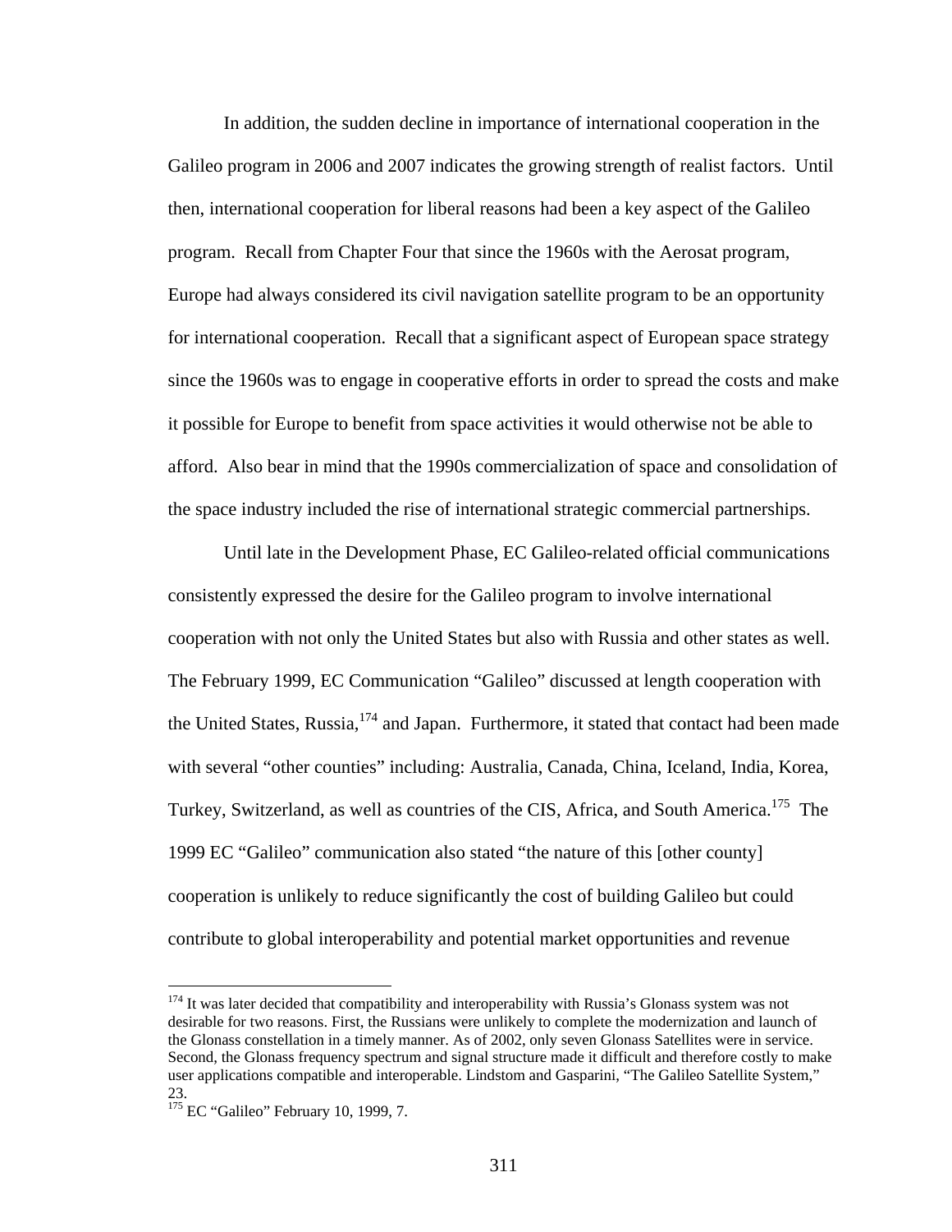In addition, the sudden decline in importance of international cooperation in the Galileo program in 2006 and 2007 indicates the growing strength of realist factors. Until then, international cooperation for liberal reasons had been a key aspect of the Galileo program. Recall from Chapter Four that since the 1960s with the Aerosat program, Europe had always considered its civil navigation satellite program to be an opportunity for international cooperation. Recall that a significant aspect of European space strategy since the 1960s was to engage in cooperative efforts in order to spread the costs and make it possible for Europe to benefit from space activities it would otherwise not be able to afford. Also bear in mind that the 1990s commercialization of space and consolidation of the space industry included the rise of international strategic commercial partnerships.

Until late in the Development Phase, EC Galileo-related official communications consistently expressed the desire for the Galileo program to involve international cooperation with not only the United States but also with Russia and other states as well. The February 1999, EC Communication "Galileo" discussed at length cooperation with the United States, Russia,[174] and Japan. Furthermore, it stated that contact had been made with several "other counties" including: Australia, Canada, China, Iceland, India, Korea, Turkey, Switzerland, as well as countries of the CIS, Africa, and South America.[175] The 1999 EC "Galileo" communication also stated "the nature of this [other county] cooperation is unlikely to reduce significantly the cost of building Galileo but could contribute to global interoperability and potential market opportunities and revenue

---

[174] It was later decided that compatibility and interoperability with Russia's Glonass system was not desirable for two reasons. First, the Russians were unlikely to complete the modernization and launch of the Glonass constellation in a timely manner. As of 2002, only seven Glonass Satellites were in service. Second, the Glonass frequency spectrum and signal structure made it difficult and therefore costly to make user applications compatible and interoperable. Lindstom and Gasparini, "The Galileo Satellite System," 23.

[175] EC "Galileo" February 10, 1999, 7.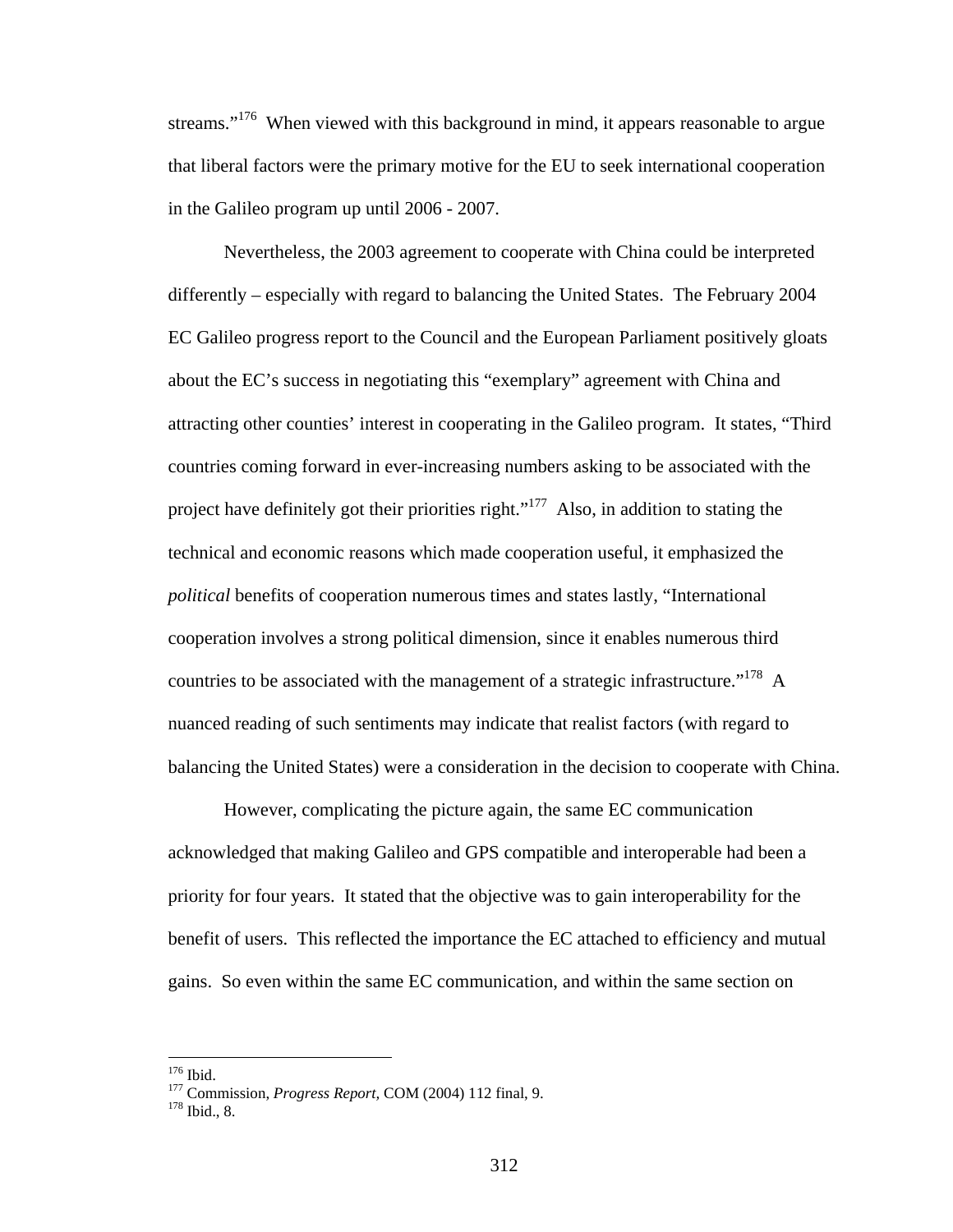streams."[176] When viewed with this background in mind, it appears reasonable to argue that liberal factors were the primary motive for the EU to seek international cooperation in the Galileo program up until 2006 - 2007.

Nevertheless, the 2003 agreement to cooperate with China could be interpreted differently – especially with regard to balancing the United States. The February 2004 EC Galileo progress report to the Council and the European Parliament positively gloats about the EC's success in negotiating this "exemplary" agreement with China and attracting other counties' interest in cooperating in the Galileo program. It states, "Third countries coming forward in ever-increasing numbers asking to be associated with the project have definitely got their priorities right."[177] Also, in addition to stating the technical and economic reasons which made cooperation useful, it emphasized the *political* benefits of cooperation numerous times and states lastly, "International cooperation involves a strong political dimension, since it enables numerous third countries to be associated with the management of a strategic infrastructure."[178] A nuanced reading of such sentiments may indicate that realist factors (with regard to balancing the United States) were a consideration in the decision to cooperate with China.

However, complicating the picture again, the same EC communication acknowledged that making Galileo and GPS compatible and interoperable had been a priority for four years. It stated that the objective was to gain interoperability for the benefit of users. This reflected the importance the EC attached to efficiency and mutual gains. So even within the same EC communication, and within the same section on

---

[176] Ibid.

[177] Commission, *Progress Report*, COM (2004) 112 final, 9.

[178] Ibid., 8.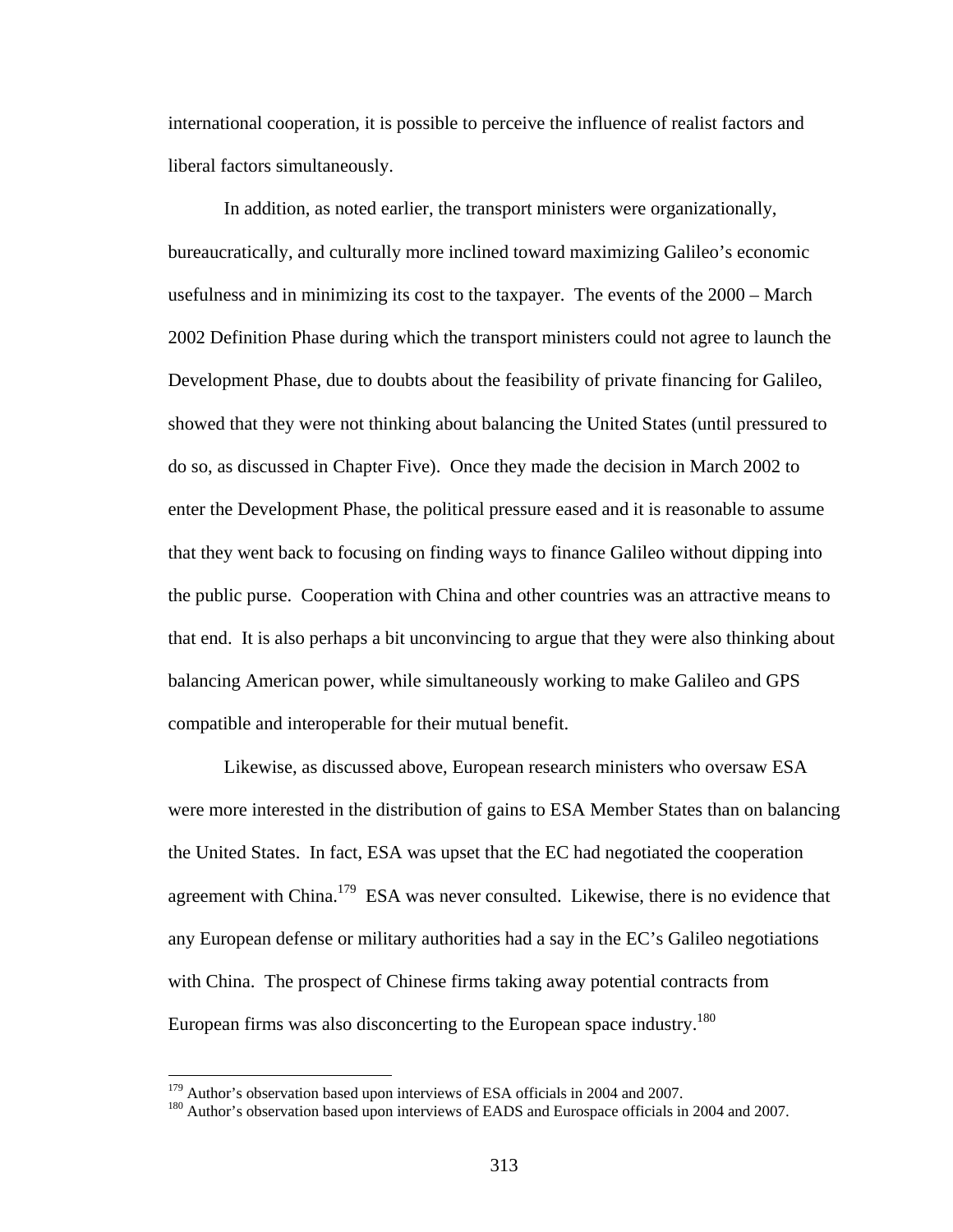international cooperation, it is possible to perceive the influence of realist factors and liberal factors simultaneously.

In addition, as noted earlier, the transport ministers were organizationally, bureaucratically, and culturally more inclined toward maximizing Galileo's economic usefulness and in minimizing its cost to the taxpayer. The events of the 2000 – March 2002 Definition Phase during which the transport ministers could not agree to launch the Development Phase, due to doubts about the feasibility of private financing for Galileo, showed that they were not thinking about balancing the United States (until pressured to do so, as discussed in Chapter Five). Once they made the decision in March 2002 to enter the Development Phase, the political pressure eased and it is reasonable to assume that they went back to focusing on finding ways to finance Galileo without dipping into the public purse. Cooperation with China and other countries was an attractive means to that end. It is also perhaps a bit unconvincing to argue that they were also thinking about balancing American power, while simultaneously working to make Galileo and GPS compatible and interoperable for their mutual benefit.

Likewise, as discussed above, European research ministers who oversaw ESA were more interested in the distribution of gains to ESA Member States than on balancing the United States. In fact, ESA was upset that the EC had negotiated the cooperation agreement with China.[179] ESA was never consulted. Likewise, there is no evidence that any European defense or military authorities had a say in the EC's Galileo negotiations with China. The prospect of Chinese firms taking away potential contracts from European firms was also disconcerting to the European space industry.[180]

---

[179] Author's observation based upon interviews of ESA officials in 2004 and 2007.

[180] Author's observation based upon interviews of EADS and Eurospace officials in 2004 and 2007.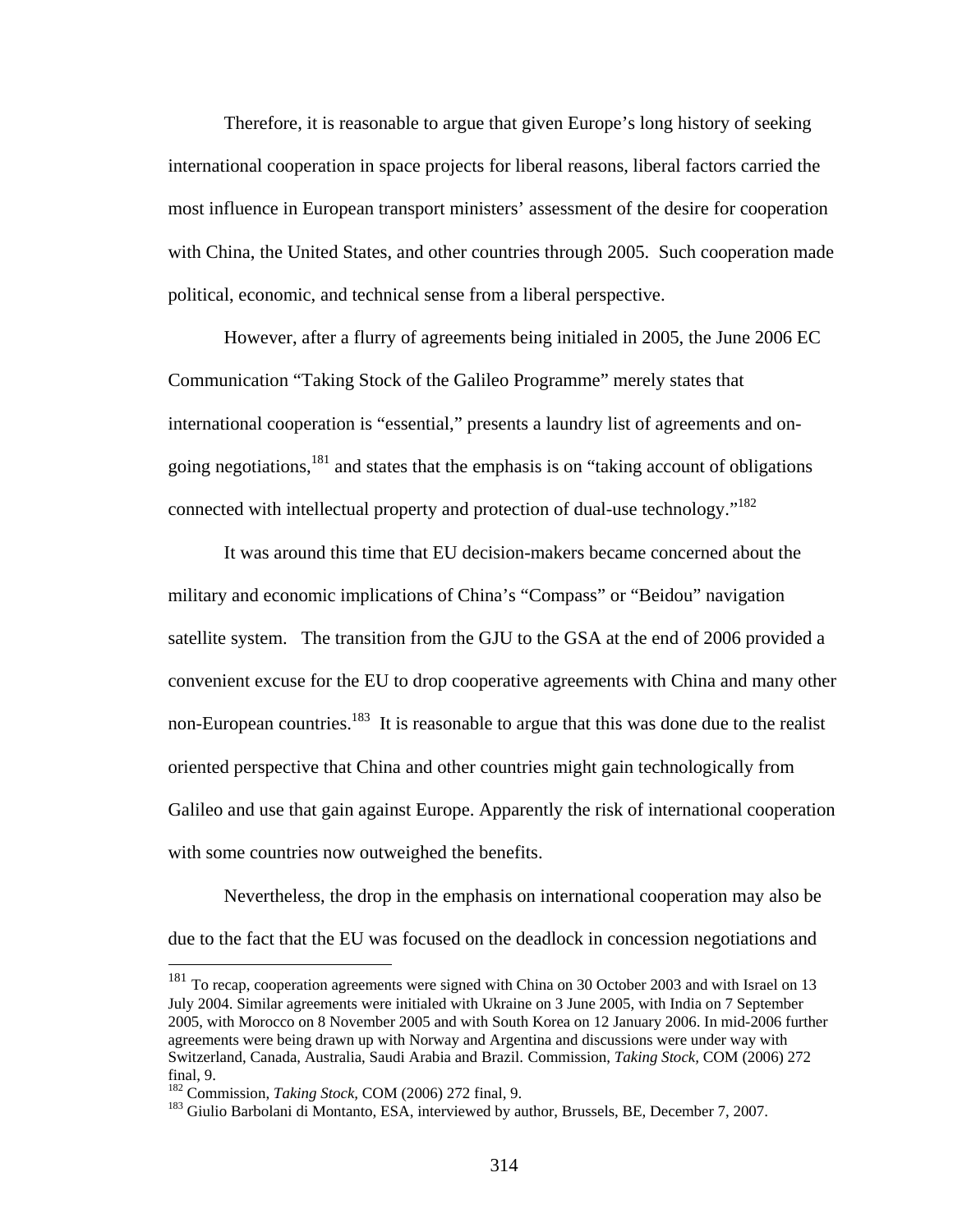Therefore, it is reasonable to argue that given Europe's long history of seeking international cooperation in space projects for liberal reasons, liberal factors carried the most influence in European transport ministers' assessment of the desire for cooperation with China, the United States, and other countries through 2005. Such cooperation made political, economic, and technical sense from a liberal perspective.

However, after a flurry of agreements being initialed in 2005, the June 2006 EC Communication "Taking Stock of the Galileo Programme" merely states that international cooperation is "essential," presents a laundry list of agreements and on-going negotiations,[181] and states that the emphasis is on "taking account of obligations connected with intellectual property and protection of dual-use technology."[182]

It was around this time that EU decision-makers became concerned about the military and economic implications of China's "Compass" or "Beidou" navigation satellite system. The transition from the GJU to the GSA at the end of 2006 provided a convenient excuse for the EU to drop cooperative agreements with China and many other non-European countries.[183] It is reasonable to argue that this was done due to the realist oriented perspective that China and other countries might gain technologically from Galileo and use that gain against Europe. Apparently the risk of international cooperation with some countries now outweighed the benefits.

Nevertheless, the drop in the emphasis on international cooperation may also be due to the fact that the EU was focused on the deadlock in concession negotiations and

---

[181] To recap, cooperation agreements were signed with China on 30 October 2003 and with Israel on 13 July 2004. Similar agreements were initialed with Ukraine on 3 June 2005, with India on 7 September 2005, with Morocco on 8 November 2005 and with South Korea on 12 January 2006. In mid-2006 further agreements were being drawn up with Norway and Argentina and discussions were under way with Switzerland, Canada, Australia, Saudi Arabia and Brazil. Commission, *Taking Stock,* COM (2006) 272 final, 9.

[182] Commission, *Taking Stock,* COM (2006) 272 final, 9.

[183] Giulio Barbolani di Montanto, ESA, interviewed by author, Brussels, BE, December 7, 2007.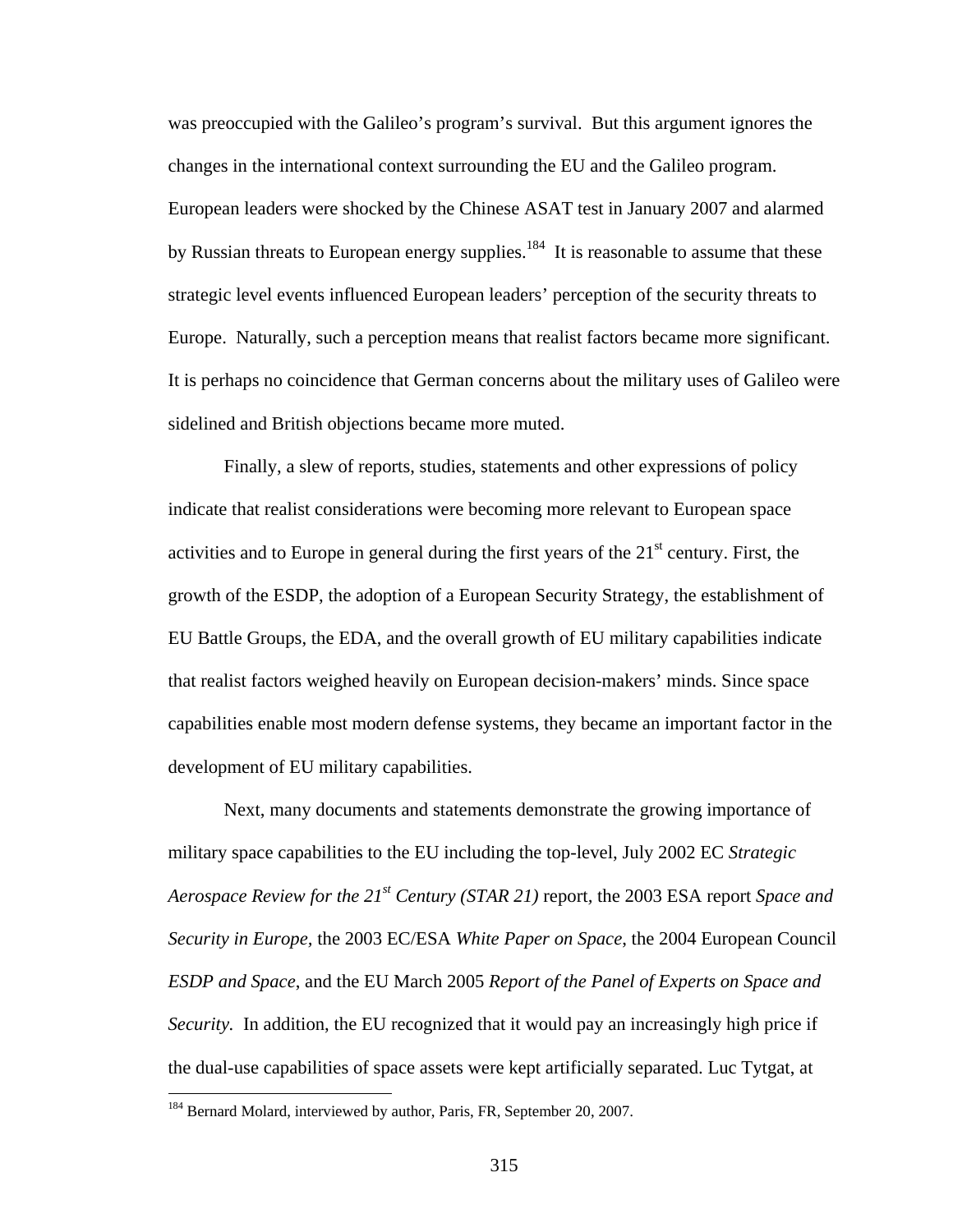was preoccupied with the Galileo's program's survival. But this argument ignores the changes in the international context surrounding the EU and the Galileo program. European leaders were shocked by the Chinese ASAT test in January 2007 and alarmed by Russian threats to European energy supplies.[184] It is reasonable to assume that these strategic level events influenced European leaders' perception of the security threats to Europe. Naturally, such a perception means that realist factors became more significant. It is perhaps no coincidence that German concerns about the military uses of Galileo were sidelined and British objections became more muted.

Finally, a slew of reports, studies, statements and other expressions of policy indicate that realist considerations were becoming more relevant to European space activities and to Europe in general during the first years of the 21st century. First, the growth of the ESDP, the adoption of a European Security Strategy, the establishment of EU Battle Groups, the EDA, and the overall growth of EU military capabilities indicate that realist factors weighed heavily on European decision-makers' minds. Since space capabilities enable most modern defense systems, they became an important factor in the development of EU military capabilities.

Next, many documents and statements demonstrate the growing importance of military space capabilities to the EU including the top-level, July 2002 EC *Strategic Aerospace Review for the 21st Century (STAR 21)* report, the 2003 ESA report *Space and Security in Europe*, the 2003 EC/ESA *White Paper on Space*, the 2004 European Council *ESDP and Space*, and the EU March 2005 *Report of the Panel of Experts on Space and Security*. In addition, the EU recognized that it would pay an increasingly high price if the dual-use capabilities of space assets were kept artificially separated. Luc Tytgat, at

[184] Bernard Molard, interviewed by author, Paris, FR, September 20, 2007.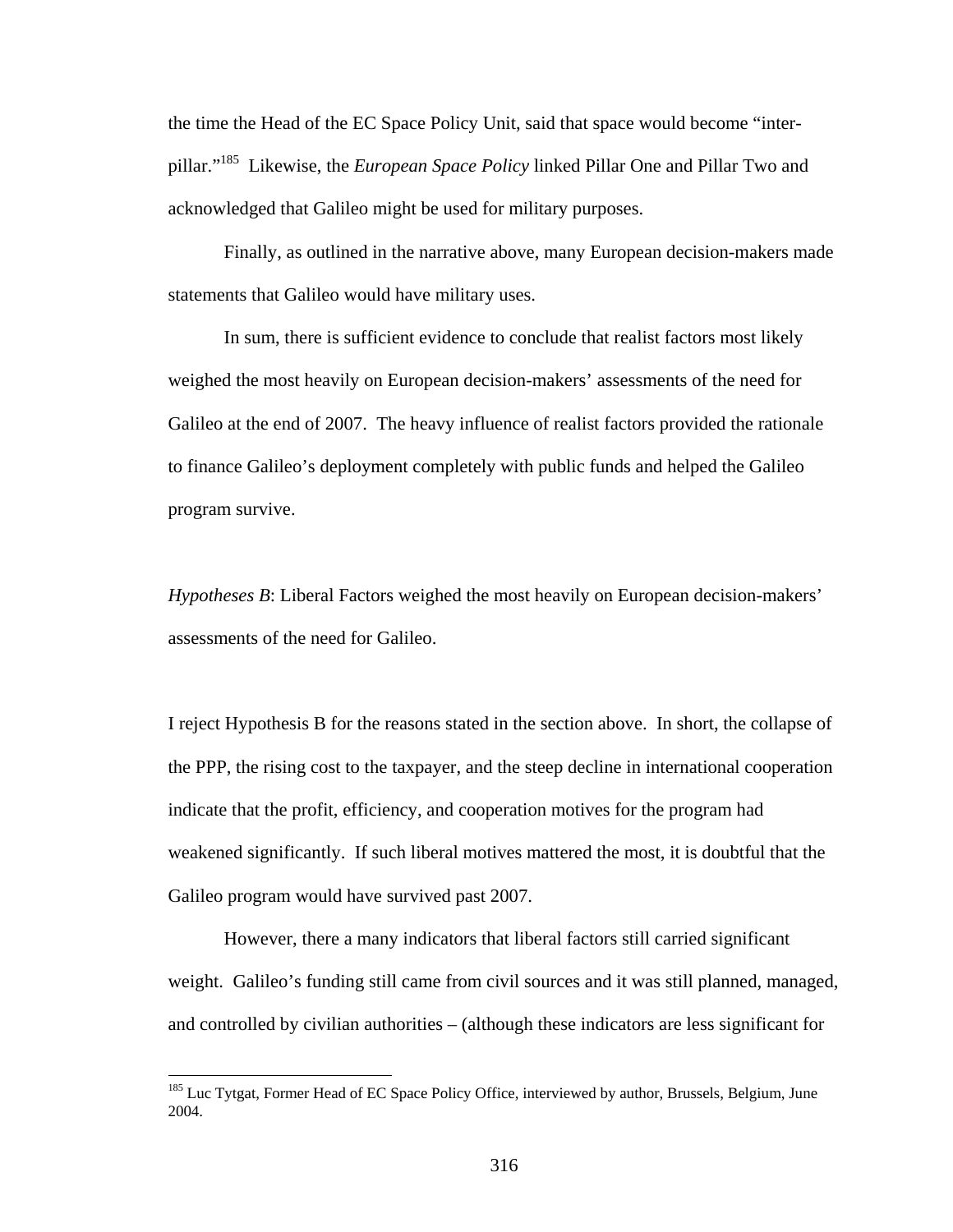the time the Head of the EC Space Policy Unit, said that space would become "inter-pillar."[185] Likewise, the *European Space Policy* linked Pillar One and Pillar Two and acknowledged that Galileo might be used for military purposes.

Finally, as outlined in the narrative above, many European decision-makers made statements that Galileo would have military uses.

In sum, there is sufficient evidence to conclude that realist factors most likely weighed the most heavily on European decision-makers' assessments of the need for Galileo at the end of 2007. The heavy influence of realist factors provided the rationale to finance Galileo's deployment completely with public funds and helped the Galileo program survive.

*Hypotheses B*: Liberal Factors weighed the most heavily on European decision-makers' assessments of the need for Galileo.

I reject Hypothesis B for the reasons stated in the section above. In short, the collapse of the PPP, the rising cost to the taxpayer, and the steep decline in international cooperation indicate that the profit, efficiency, and cooperation motives for the program had weakened significantly. If such liberal motives mattered the most, it is doubtful that the Galileo program would have survived past 2007.

However, there a many indicators that liberal factors still carried significant weight. Galileo's funding still came from civil sources and it was still planned, managed, and controlled by civilian authorities – (although these indicators are less significant for

[185] Luc Tytgat, Former Head of EC Space Policy Office, interviewed by author, Brussels, Belgium, June 2004.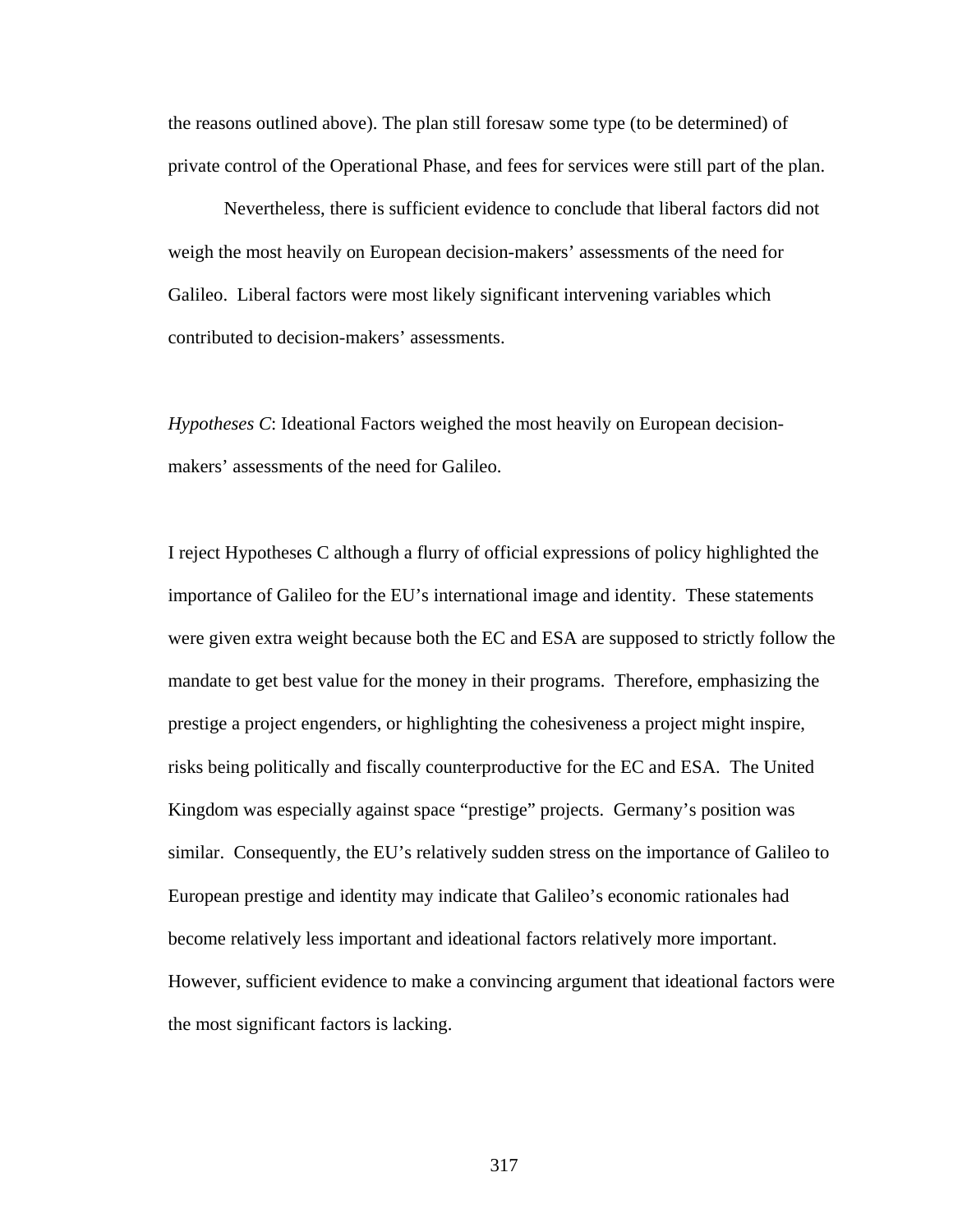the reasons outlined above). The plan still foresaw some type (to be determined) of private control of the Operational Phase, and fees for services were still part of the plan.

Nevertheless, there is sufficient evidence to conclude that liberal factors did not weigh the most heavily on European decision-makers' assessments of the need for Galileo. Liberal factors were most likely significant intervening variables which contributed to decision-makers' assessments.

*Hypotheses C*: Ideational Factors weighed the most heavily on European decision-makers' assessments of the need for Galileo.

I reject Hypotheses C although a flurry of official expressions of policy highlighted the importance of Galileo for the EU's international image and identity. These statements were given extra weight because both the EC and ESA are supposed to strictly follow the mandate to get best value for the money in their programs. Therefore, emphasizing the prestige a project engenders, or highlighting the cohesiveness a project might inspire, risks being politically and fiscally counterproductive for the EC and ESA. The United Kingdom was especially against space "prestige" projects. Germany's position was similar. Consequently, the EU's relatively sudden stress on the importance of Galileo to European prestige and identity may indicate that Galileo's economic rationales had become relatively less important and ideational factors relatively more important. However, sufficient evidence to make a convincing argument that ideational factors were the most significant factors is lacking.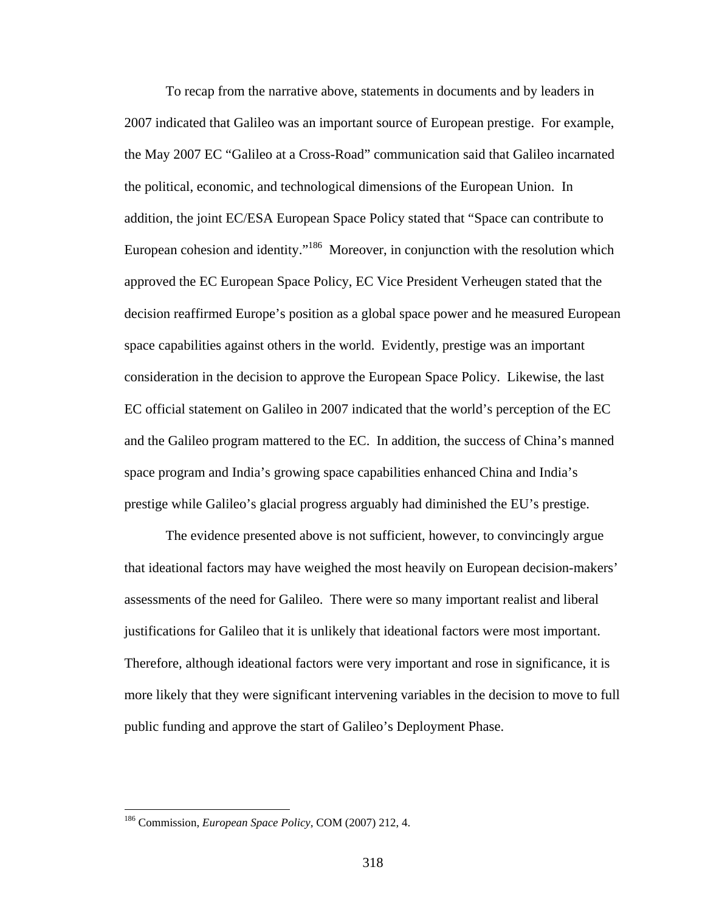To recap from the narrative above, statements in documents and by leaders in 2007 indicated that Galileo was an important source of European prestige. For example, the May 2007 EC "Galileo at a Cross-Road" communication said that Galileo incarnated the political, economic, and technological dimensions of the European Union. In addition, the joint EC/ESA European Space Policy stated that "Space can contribute to European cohesion and identity."[186] Moreover, in conjunction with the resolution which approved the EC European Space Policy, EC Vice President Verheugen stated that the decision reaffirmed Europe's position as a global space power and he measured European space capabilities against others in the world. Evidently, prestige was an important consideration in the decision to approve the European Space Policy. Likewise, the last EC official statement on Galileo in 2007 indicated that the world's perception of the EC and the Galileo program mattered to the EC. In addition, the success of China's manned space program and India's growing space capabilities enhanced China and India's prestige while Galileo's glacial progress arguably had diminished the EU's prestige.

The evidence presented above is not sufficient, however, to convincingly argue that ideational factors may have weighed the most heavily on European decision-makers' assessments of the need for Galileo. There were so many important realist and liberal justifications for Galileo that it is unlikely that ideational factors were most important. Therefore, although ideational factors were very important and rose in significance, it is more likely that they were significant intervening variables in the decision to move to full public funding and approve the start of Galileo's Deployment Phase.

---

[186] Commission, *European Space Policy*, COM (2007) 212, 4.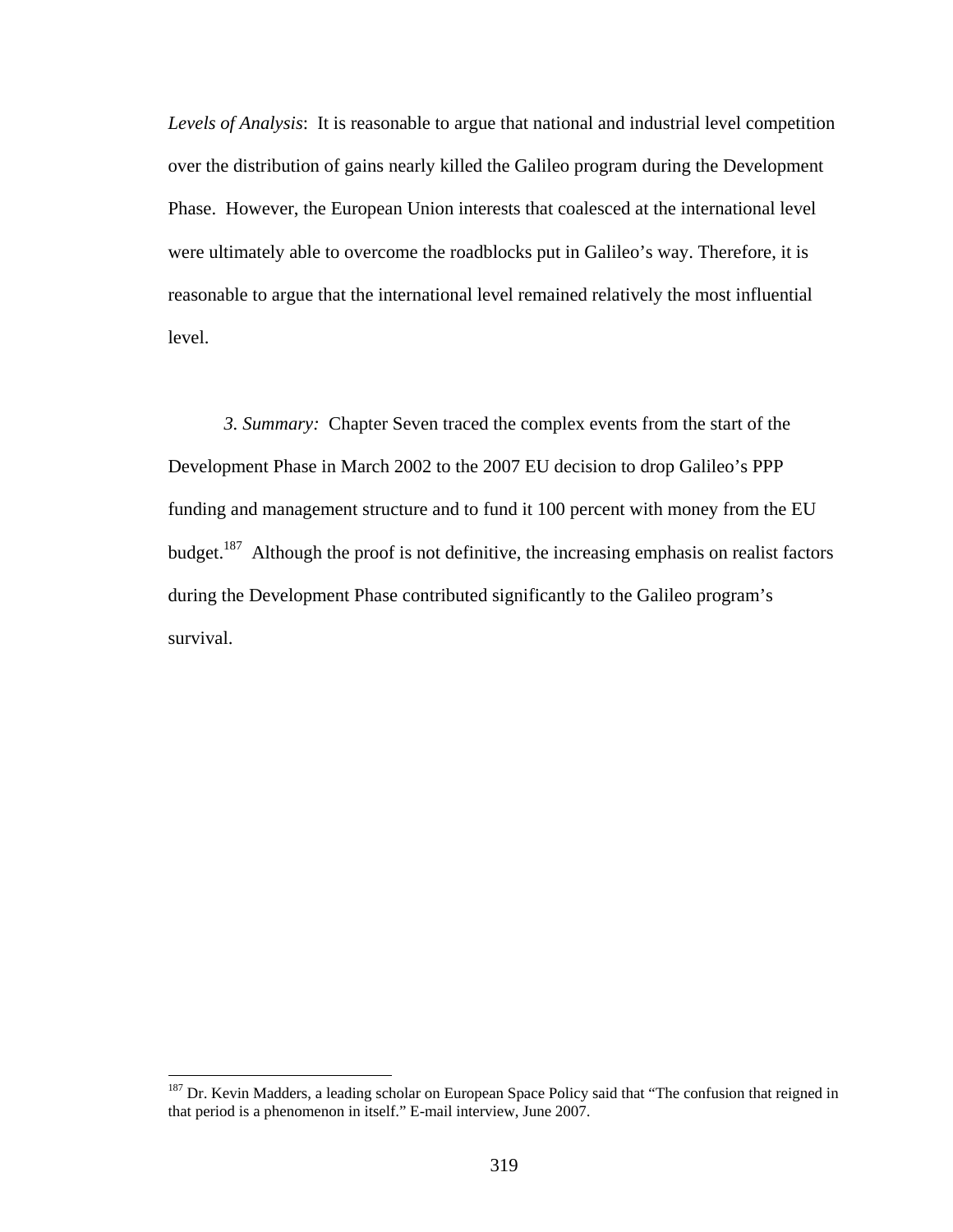*Levels of Analysis*: It is reasonable to argue that national and industrial level competition over the distribution of gains nearly killed the Galileo program during the Development Phase. However, the European Union interests that coalesced at the international level were ultimately able to overcome the roadblocks put in Galileo's way. Therefore, it is reasonable to argue that the international level remained relatively the most influential level.

*3. Summary:* Chapter Seven traced the complex events from the start of the Development Phase in March 2002 to the 2007 EU decision to drop Galileo's PPP funding and management structure and to fund it 100 percent with money from the EU budget.[187] Although the proof is not definitive, the increasing emphasis on realist factors during the Development Phase contributed significantly to the Galileo program's survival.

---

[187] Dr. Kevin Madders, a leading scholar on European Space Policy said that "The confusion that reigned in that period is a phenomenon in itself." E-mail interview, June 2007.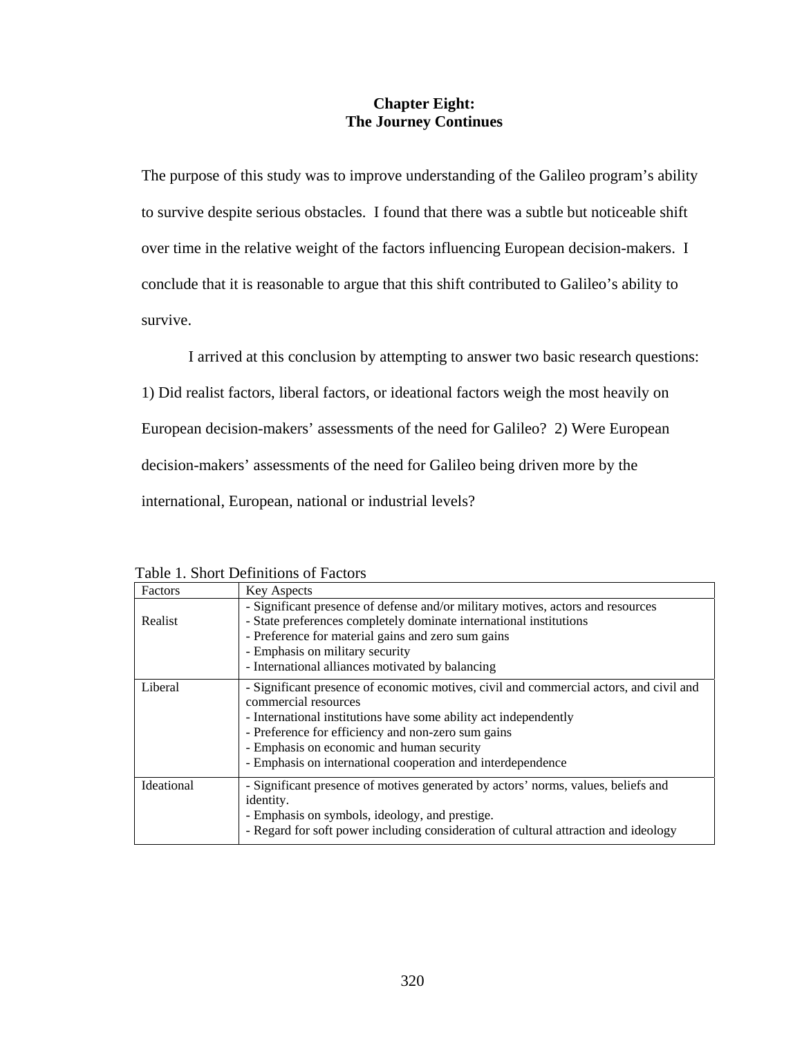# Chapter Eight: The Journey Continues

The purpose of this study was to improve understanding of the Galileo program's ability to survive despite serious obstacles. I found that there was a subtle but noticeable shift over time in the relative weight of the factors influencing European decision-makers. I conclude that it is reasonable to argue that this shift contributed to Galileo's ability to survive.

I arrived at this conclusion by attempting to answer two basic research questions: 1) Did realist factors, liberal factors, or ideational factors weigh the most heavily on European decision-makers' assessments of the need for Galileo? 2) Were European decision-makers' assessments of the need for Galileo being driven more by the international, European, national or industrial levels?

Table 1. Short Definitions of Factors

| Factors | Key Aspects |
| --- | --- |
| Realist | - Significant presence of defense and/or military motives, actors and resources<br>- State preferences completely dominate international institutions<br>- Preference for material gains and zero sum gains<br>- Emphasis on military security<br>- International alliances motivated by balancing |
| Liberal | - Significant presence of economic motives, civil and commercial actors, and civil and commercial resources<br>- International institutions have some ability act independently<br>- Preference for efficiency and non-zero sum gains<br>- Emphasis on economic and human security<br>- Emphasis on international cooperation and interdependence |
| Ideational | - Significant presence of motives generated by actors' norms, values, beliefs and identity.<br>- Emphasis on symbols, ideology, and prestige.<br>- Regard for soft power including consideration of cultural attraction and ideology |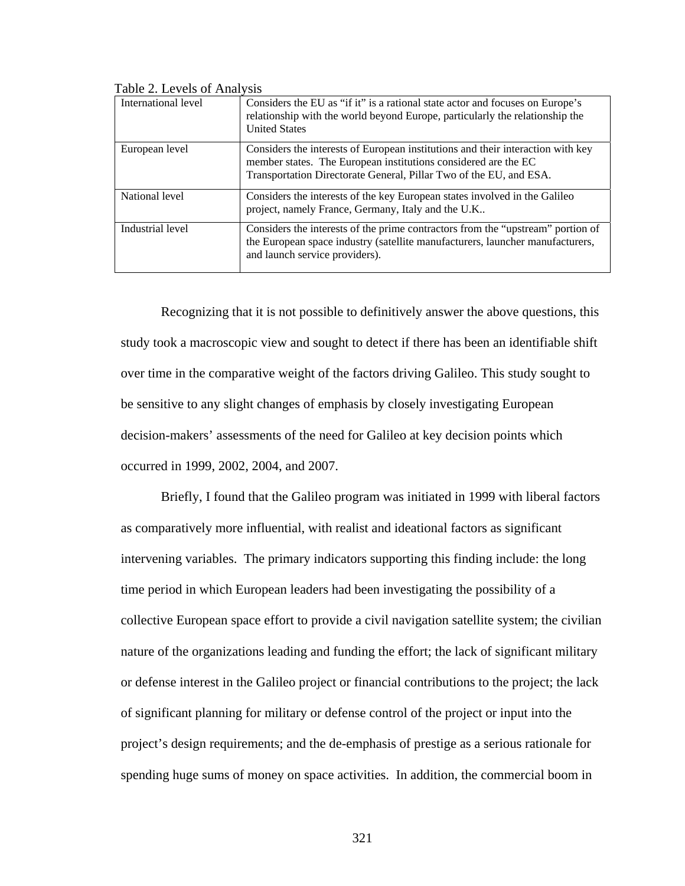Table 2. Levels of Analysis

| | |
|---|---|
| International level | Considers the EU as "if it" is a rational state actor and focuses on Europe's relationship with the world beyond Europe, particularly the relationship the United States |
| European level | Considers the interests of European institutions and their interaction with key member states. The European institutions considered are the EC Transportation Directorate General, Pillar Two of the EU, and ESA. |
| National level | Considers the interests of the key European states involved in the Galileo project, namely France, Germany, Italy and the U.K.. |
| Industrial level | Considers the interests of the prime contractors from the "upstream" portion of the European space industry (satellite manufacturers, launcher manufacturers, and launch service providers). |

Recognizing that it is not possible to definitively answer the above questions, this study took a macroscopic view and sought to detect if there has been an identifiable shift over time in the comparative weight of the factors driving Galileo. This study sought to be sensitive to any slight changes of emphasis by closely investigating European decision-makers' assessments of the need for Galileo at key decision points which occurred in 1999, 2002, 2004, and 2007.

Briefly, I found that the Galileo program was initiated in 1999 with liberal factors as comparatively more influential, with realist and ideational factors as significant intervening variables. The primary indicators supporting this finding include: the long time period in which European leaders had been investigating the possibility of a collective European space effort to provide a civil navigation satellite system; the civilian nature of the organizations leading and funding the effort; the lack of significant military or defense interest in the Galileo project or financial contributions to the project; the lack of significant planning for military or defense control of the project or input into the project's design requirements; and the de-emphasis of prestige as a serious rationale for spending huge sums of money on space activities. In addition, the commercial boom in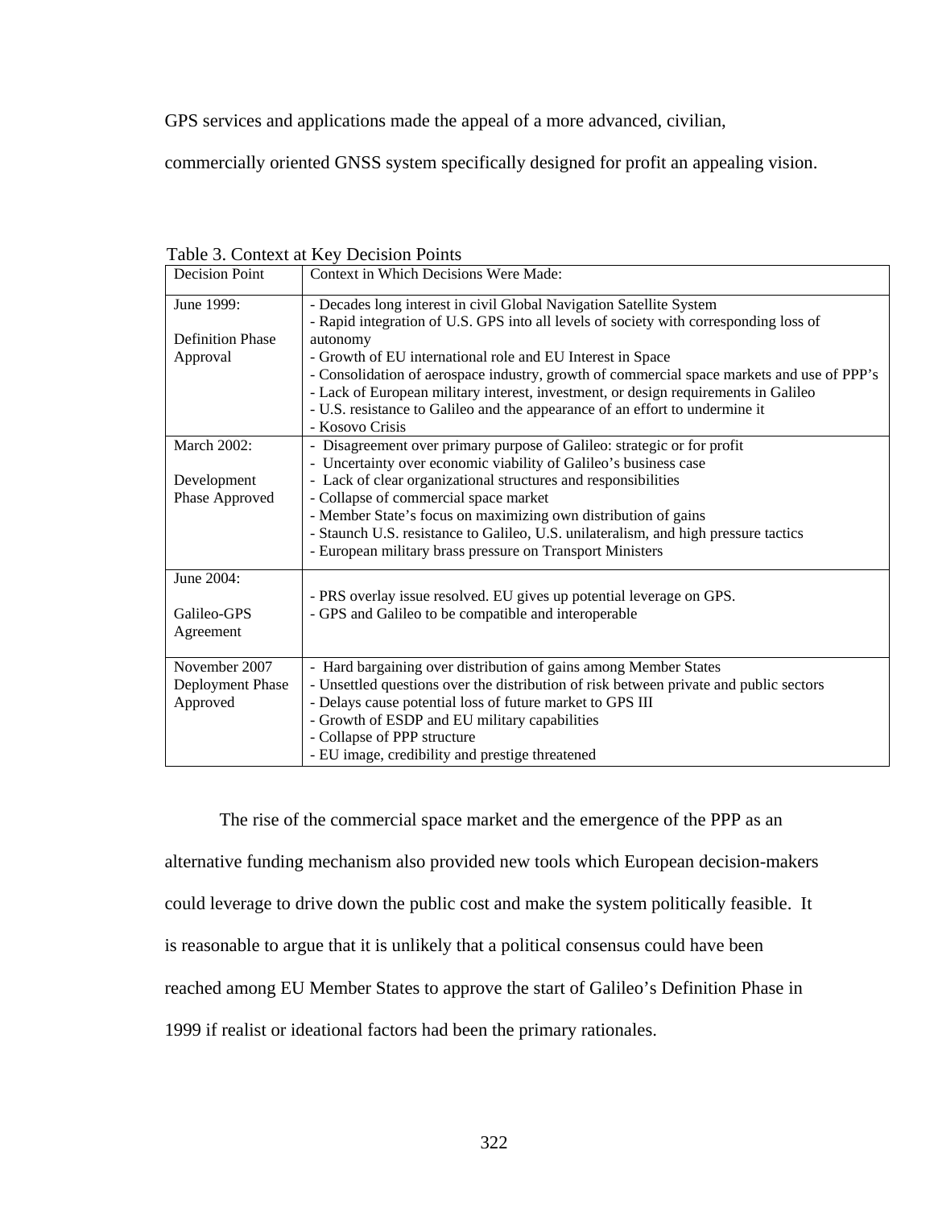GPS services and applications made the appeal of a more advanced, civilian, commercially oriented GNSS system specifically designed for profit an appealing vision.

Table 3. Context at Key Decision Points

| Decision Point | Context in Which Decisions Were Made: |
|---|---|
| June 1999:<br><br>Definition Phase Approval | - Decades long interest in civil Global Navigation Satellite System<br>- Rapid integration of U.S. GPS into all levels of society with corresponding loss of autonomy<br>- Growth of EU international role and EU Interest in Space<br>- Consolidation of aerospace industry, growth of commercial space markets and use of PPP's<br>- Lack of European military interest, investment, or design requirements in Galileo<br>- U.S. resistance to Galileo and the appearance of an effort to undermine it<br>- Kosovo Crisis |
| March 2002:<br><br>Development Phase Approved | - Disagreement over primary purpose of Galileo: strategic or for profit<br>- Uncertainty over economic viability of Galileo's business case<br>- Lack of clear organizational structures and responsibilities<br>- Collapse of commercial space market<br>- Member State's focus on maximizing own distribution of gains<br>- Staunch U.S. resistance to Galileo, U.S. unilateralism, and high pressure tactics<br>- European military brass pressure on Transport Ministers |
| June 2004:<br><br>Galileo-GPS Agreement | - PRS overlay issue resolved. EU gives up potential leverage on GPS.<br>- GPS and Galileo to be compatible and interoperable |
| November 2007 Deployment Phase Approved | - Hard bargaining over distribution of gains among Member States<br>- Unsettled questions over the distribution of risk between private and public sectors<br>- Delays cause potential loss of future market to GPS III<br>- Growth of ESDP and EU military capabilities<br>- Collapse of PPP structure<br>- EU image, credibility and prestige threatened |

The rise of the commercial space market and the emergence of the PPP as an alternative funding mechanism also provided new tools which European decision-makers could leverage to drive down the public cost and make the system politically feasible. It is reasonable to argue that it is unlikely that a political consensus could have been reached among EU Member States to approve the start of Galileo's Definition Phase in 1999 if realist or ideational factors had been the primary rationales.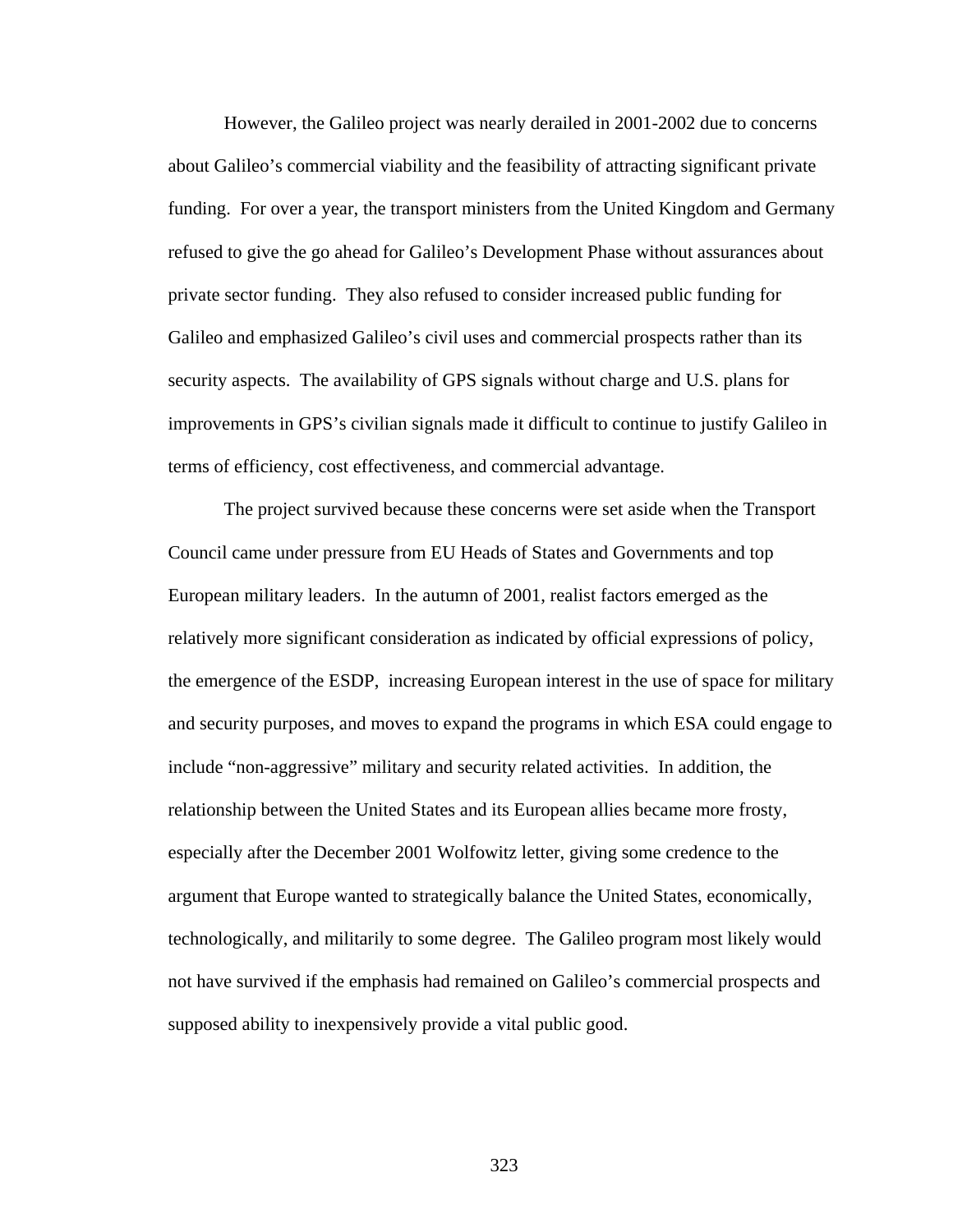However, the Galileo project was nearly derailed in 2001-2002 due to concerns about Galileo's commercial viability and the feasibility of attracting significant private funding. For over a year, the transport ministers from the United Kingdom and Germany refused to give the go ahead for Galileo's Development Phase without assurances about private sector funding. They also refused to consider increased public funding for Galileo and emphasized Galileo's civil uses and commercial prospects rather than its security aspects. The availability of GPS signals without charge and U.S. plans for improvements in GPS's civilian signals made it difficult to continue to justify Galileo in terms of efficiency, cost effectiveness, and commercial advantage.

The project survived because these concerns were set aside when the Transport Council came under pressure from EU Heads of States and Governments and top European military leaders. In the autumn of 2001, realist factors emerged as the relatively more significant consideration as indicated by official expressions of policy, the emergence of the ESDP, increasing European interest in the use of space for military and security purposes, and moves to expand the programs in which ESA could engage to include "non-aggressive" military and security related activities. In addition, the relationship between the United States and its European allies became more frosty, especially after the December 2001 Wolfowitz letter, giving some credence to the argument that Europe wanted to strategically balance the United States, economically, technologically, and militarily to some degree. The Galileo program most likely would not have survived if the emphasis had remained on Galileo's commercial prospects and supposed ability to inexpensively provide a vital public good.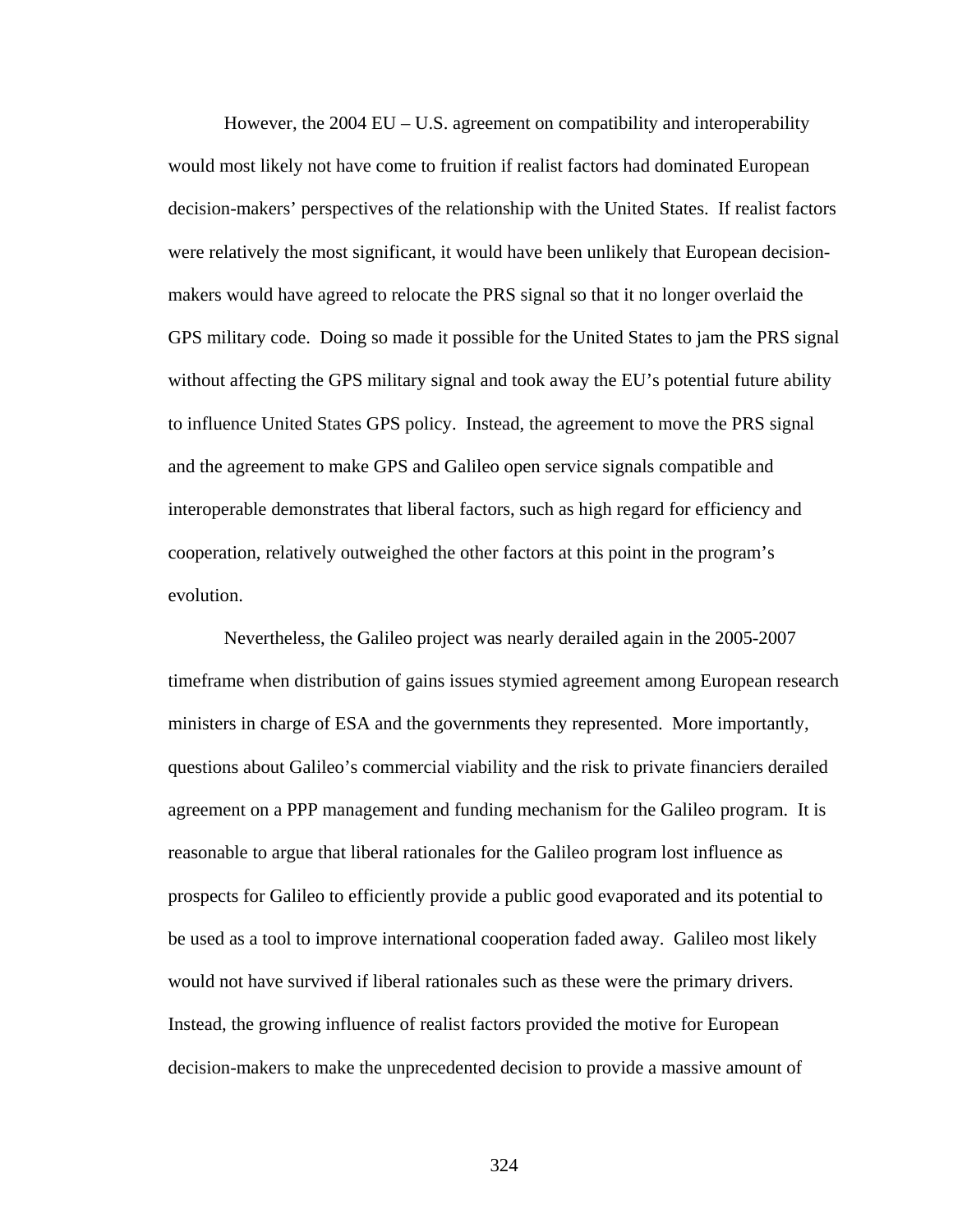However, the 2004 EU – U.S. agreement on compatibility and interoperability would most likely not have come to fruition if realist factors had dominated European decision-makers' perspectives of the relationship with the United States. If realist factors were relatively the most significant, it would have been unlikely that European decision-makers would have agreed to relocate the PRS signal so that it no longer overlaid the GPS military code. Doing so made it possible for the United States to jam the PRS signal without affecting the GPS military signal and took away the EU's potential future ability to influence United States GPS policy. Instead, the agreement to move the PRS signal and the agreement to make GPS and Galileo open service signals compatible and interoperable demonstrates that liberal factors, such as high regard for efficiency and cooperation, relatively outweighed the other factors at this point in the program's evolution.

Nevertheless, the Galileo project was nearly derailed again in the 2005-2007 timeframe when distribution of gains issues stymied agreement among European research ministers in charge of ESA and the governments they represented. More importantly, questions about Galileo's commercial viability and the risk to private financiers derailed agreement on a PPP management and funding mechanism for the Galileo program. It is reasonable to argue that liberal rationales for the Galileo program lost influence as prospects for Galileo to efficiently provide a public good evaporated and its potential to be used as a tool to improve international cooperation faded away. Galileo most likely would not have survived if liberal rationales such as these were the primary drivers. Instead, the growing influence of realist factors provided the motive for European decision-makers to make the unprecedented decision to provide a massive amount of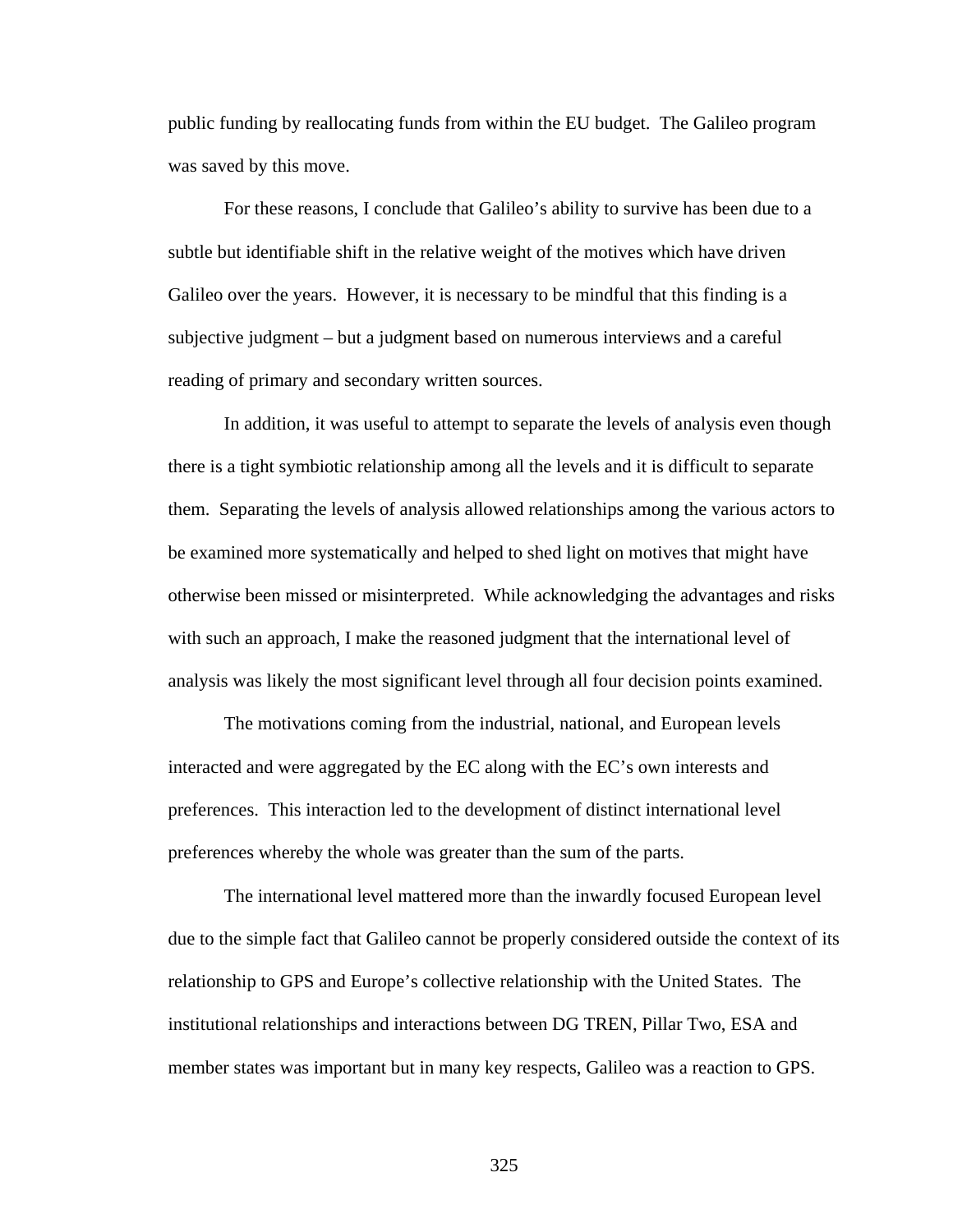public funding by reallocating funds from within the EU budget. The Galileo program was saved by this move.

For these reasons, I conclude that Galileo's ability to survive has been due to a subtle but identifiable shift in the relative weight of the motives which have driven Galileo over the years. However, it is necessary to be mindful that this finding is a subjective judgment – but a judgment based on numerous interviews and a careful reading of primary and secondary written sources.

In addition, it was useful to attempt to separate the levels of analysis even though there is a tight symbiotic relationship among all the levels and it is difficult to separate them. Separating the levels of analysis allowed relationships among the various actors to be examined more systematically and helped to shed light on motives that might have otherwise been missed or misinterpreted. While acknowledging the advantages and risks with such an approach, I make the reasoned judgment that the international level of analysis was likely the most significant level through all four decision points examined.

The motivations coming from the industrial, national, and European levels interacted and were aggregated by the EC along with the EC's own interests and preferences. This interaction led to the development of distinct international level preferences whereby the whole was greater than the sum of the parts.

The international level mattered more than the inwardly focused European level due to the simple fact that Galileo cannot be properly considered outside the context of its relationship to GPS and Europe's collective relationship with the United States. The institutional relationships and interactions between DG TREN, Pillar Two, ESA and member states was important but in many key respects, Galileo was a reaction to GPS.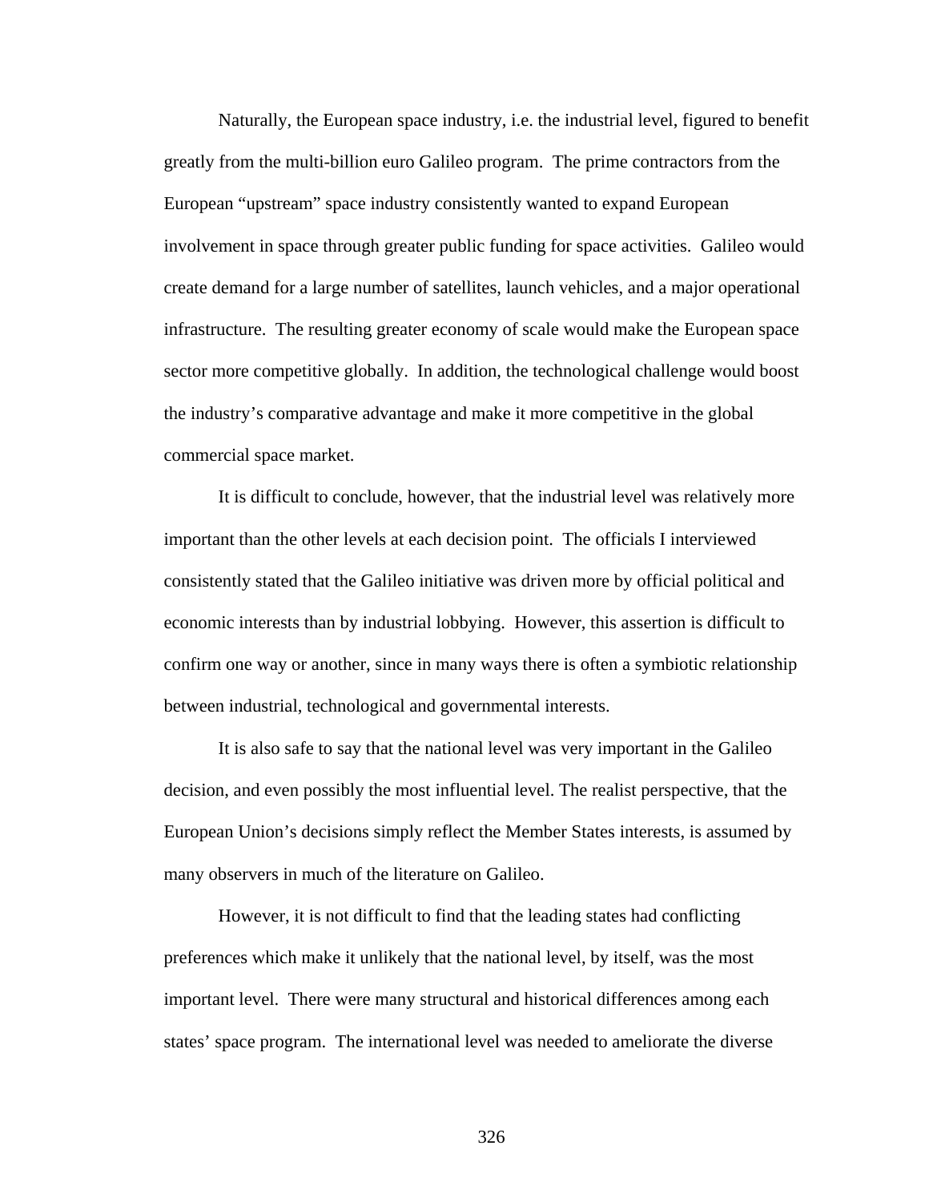Naturally, the European space industry, i.e. the industrial level, figured to benefit greatly from the multi-billion euro Galileo program. The prime contractors from the European "upstream" space industry consistently wanted to expand European involvement in space through greater public funding for space activities. Galileo would create demand for a large number of satellites, launch vehicles, and a major operational infrastructure. The resulting greater economy of scale would make the European space sector more competitive globally. In addition, the technological challenge would boost the industry's comparative advantage and make it more competitive in the global commercial space market.

It is difficult to conclude, however, that the industrial level was relatively more important than the other levels at each decision point. The officials I interviewed consistently stated that the Galileo initiative was driven more by official political and economic interests than by industrial lobbying. However, this assertion is difficult to confirm one way or another, since in many ways there is often a symbiotic relationship between industrial, technological and governmental interests.

It is also safe to say that the national level was very important in the Galileo decision, and even possibly the most influential level. The realist perspective, that the European Union's decisions simply reflect the Member States interests, is assumed by many observers in much of the literature on Galileo.

However, it is not difficult to find that the leading states had conflicting preferences which make it unlikely that the national level, by itself, was the most important level. There were many structural and historical differences among each states' space program. The international level was needed to ameliorate the diverse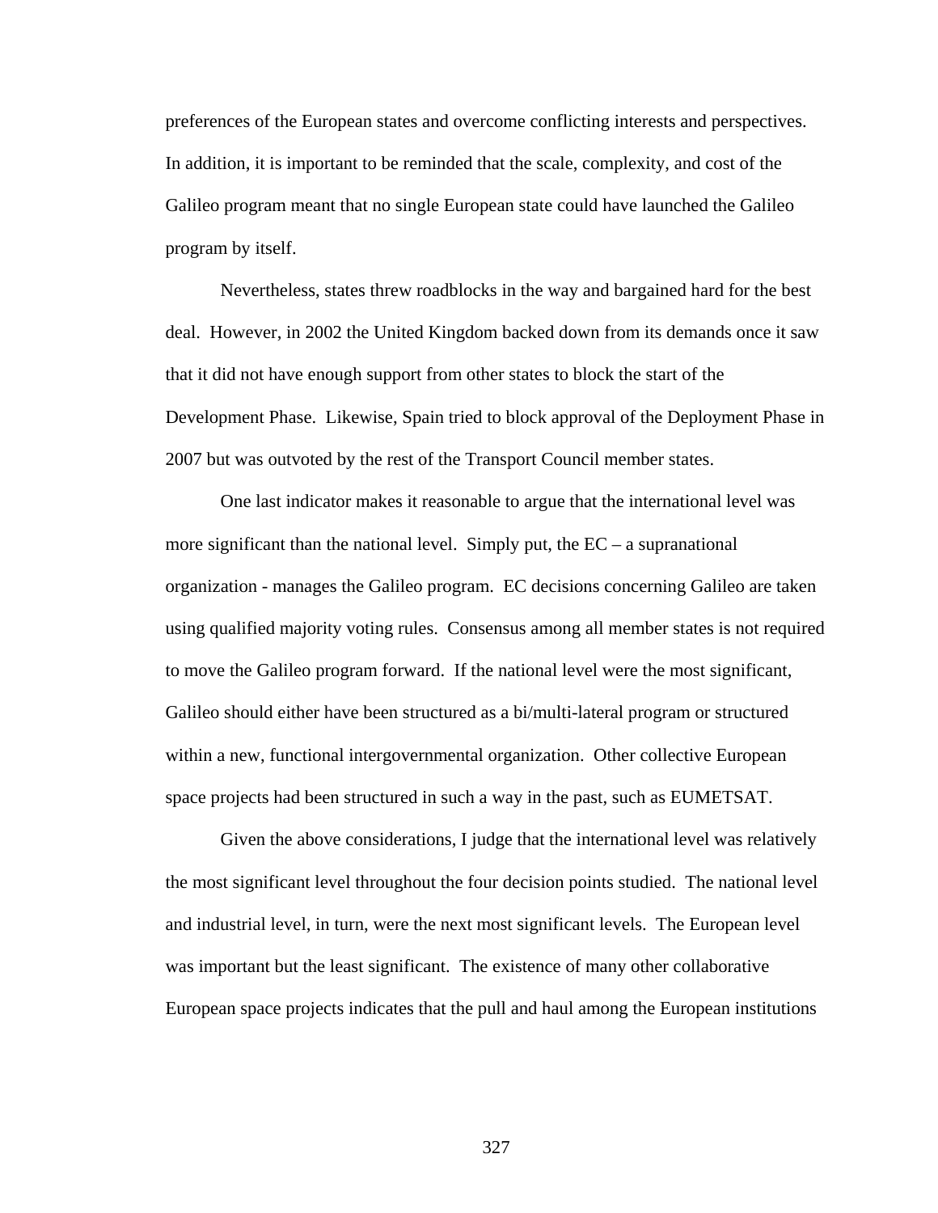preferences of the European states and overcome conflicting interests and perspectives. In addition, it is important to be reminded that the scale, complexity, and cost of the Galileo program meant that no single European state could have launched the Galileo program by itself.

Nevertheless, states threw roadblocks in the way and bargained hard for the best deal. However, in 2002 the United Kingdom backed down from its demands once it saw that it did not have enough support from other states to block the start of the Development Phase. Likewise, Spain tried to block approval of the Deployment Phase in 2007 but was outvoted by the rest of the Transport Council member states.

One last indicator makes it reasonable to argue that the international level was more significant than the national level. Simply put, the EC – a supranational organization - manages the Galileo program. EC decisions concerning Galileo are taken using qualified majority voting rules. Consensus among all member states is not required to move the Galileo program forward. If the national level were the most significant, Galileo should either have been structured as a bi/multi-lateral program or structured within a new, functional intergovernmental organization. Other collective European space projects had been structured in such a way in the past, such as EUMETSAT.

Given the above considerations, I judge that the international level was relatively the most significant level throughout the four decision points studied. The national level and industrial level, in turn, were the next most significant levels. The European level was important but the least significant. The existence of many other collaborative European space projects indicates that the pull and haul among the European institutions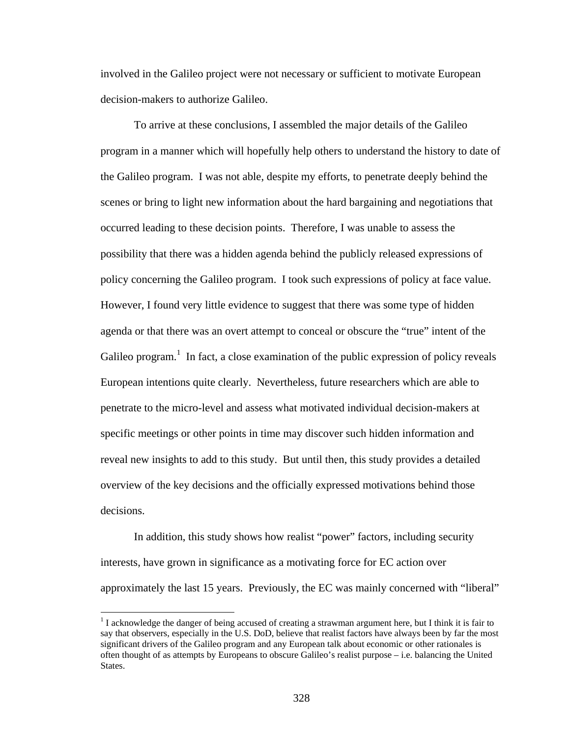involved in the Galileo project were not necessary or sufficient to motivate European decision-makers to authorize Galileo.

To arrive at these conclusions, I assembled the major details of the Galileo program in a manner which will hopefully help others to understand the history to date of the Galileo program. I was not able, despite my efforts, to penetrate deeply behind the scenes or bring to light new information about the hard bargaining and negotiations that occurred leading to these decision points. Therefore, I was unable to assess the possibility that there was a hidden agenda behind the publicly released expressions of policy concerning the Galileo program. I took such expressions of policy at face value. However, I found very little evidence to suggest that there was some type of hidden agenda or that there was an overt attempt to conceal or obscure the "true" intent of the Galileo program.[1] In fact, a close examination of the public expression of policy reveals European intentions quite clearly. Nevertheless, future researchers which are able to penetrate to the micro-level and assess what motivated individual decision-makers at specific meetings or other points in time may discover such hidden information and reveal new insights to add to this study. But until then, this study provides a detailed overview of the key decisions and the officially expressed motivations behind those decisions.

In addition, this study shows how realist "power" factors, including security interests, have grown in significance as a motivating force for EC action over approximately the last 15 years. Previously, the EC was mainly concerned with "liberal"

---

[1] I acknowledge the danger of being accused of creating a strawman argument here, but I think it is fair to say that observers, especially in the U.S. DoD, believe that realist factors have always been by far the most significant drivers of the Galileo program and any European talk about economic or other rationales is often thought of as attempts by Europeans to obscure Galileo's realist purpose – i.e. balancing the United States.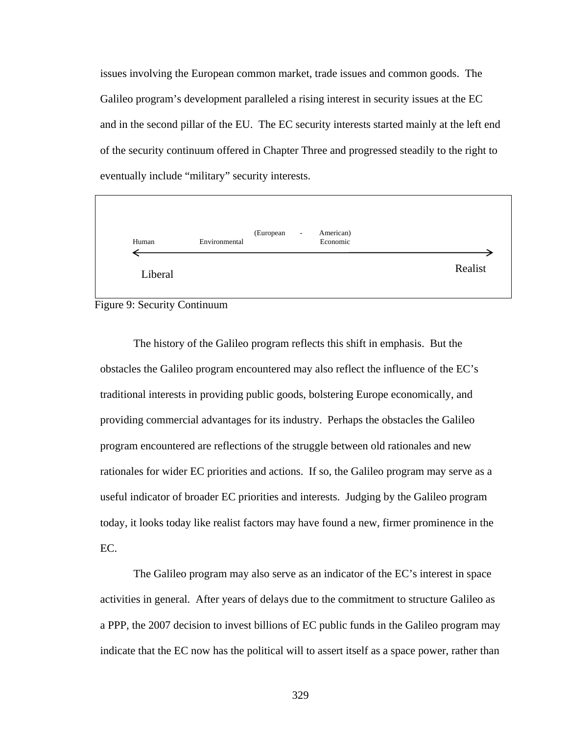issues involving the European common market, trade issues and common goods. The Galileo program's development paralleled a rising interest in security issues at the EC and in the second pillar of the EU. The EC security interests started mainly at the left end of the security continuum offered in Chapter Three and progressed steadily to the right to eventually include "military" security interests.

Human — Environmental — (European - American) Economic

Liberal ←——————————————————————→ Realist

Figure 9: Security Continuum

The history of the Galileo program reflects this shift in emphasis. But the obstacles the Galileo program encountered may also reflect the influence of the EC's traditional interests in providing public goods, bolstering Europe economically, and providing commercial advantages for its industry. Perhaps the obstacles the Galileo program encountered are reflections of the struggle between old rationales and new rationales for wider EC priorities and actions. If so, the Galileo program may serve as a useful indicator of broader EC priorities and interests. Judging by the Galileo program today, it looks today like realist factors may have found a new, firmer prominence in the EC.

The Galileo program may also serve as an indicator of the EC's interest in space activities in general. After years of delays due to the commitment to structure Galileo as a PPP, the 2007 decision to invest billions of EC public funds in the Galileo program may indicate that the EC now has the political will to assert itself as a space power, rather than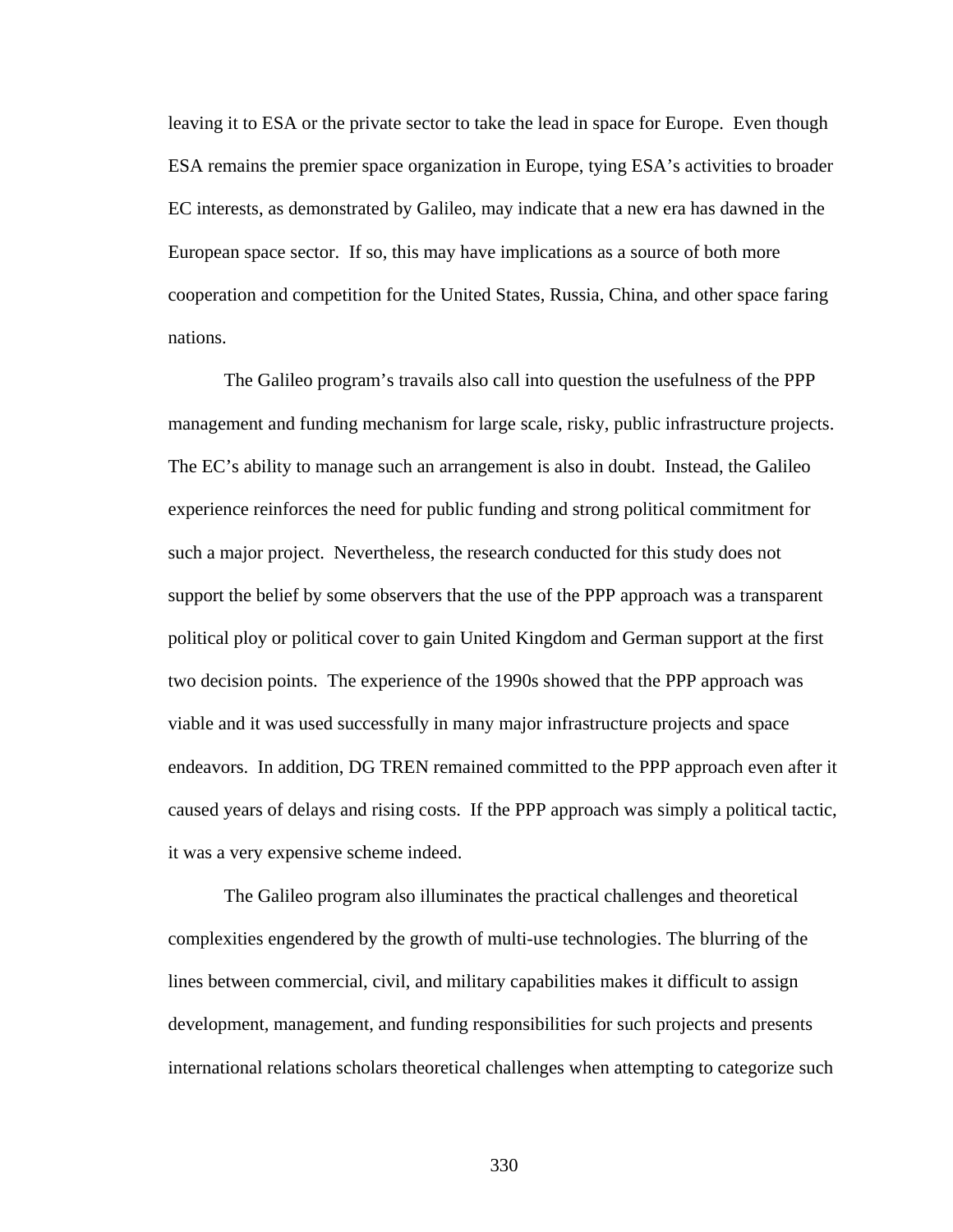leaving it to ESA or the private sector to take the lead in space for Europe. Even though ESA remains the premier space organization in Europe, tying ESA's activities to broader EC interests, as demonstrated by Galileo, may indicate that a new era has dawned in the European space sector. If so, this may have implications as a source of both more cooperation and competition for the United States, Russia, China, and other space faring nations.

The Galileo program's travails also call into question the usefulness of the PPP management and funding mechanism for large scale, risky, public infrastructure projects. The EC's ability to manage such an arrangement is also in doubt. Instead, the Galileo experience reinforces the need for public funding and strong political commitment for such a major project. Nevertheless, the research conducted for this study does not support the belief by some observers that the use of the PPP approach was a transparent political ploy or political cover to gain United Kingdom and German support at the first two decision points. The experience of the 1990s showed that the PPP approach was viable and it was used successfully in many major infrastructure projects and space endeavors. In addition, DG TREN remained committed to the PPP approach even after it caused years of delays and rising costs. If the PPP approach was simply a political tactic, it was a very expensive scheme indeed.

The Galileo program also illuminates the practical challenges and theoretical complexities engendered by the growth of multi-use technologies. The blurring of the lines between commercial, civil, and military capabilities makes it difficult to assign development, management, and funding responsibilities for such projects and presents international relations scholars theoretical challenges when attempting to categorize such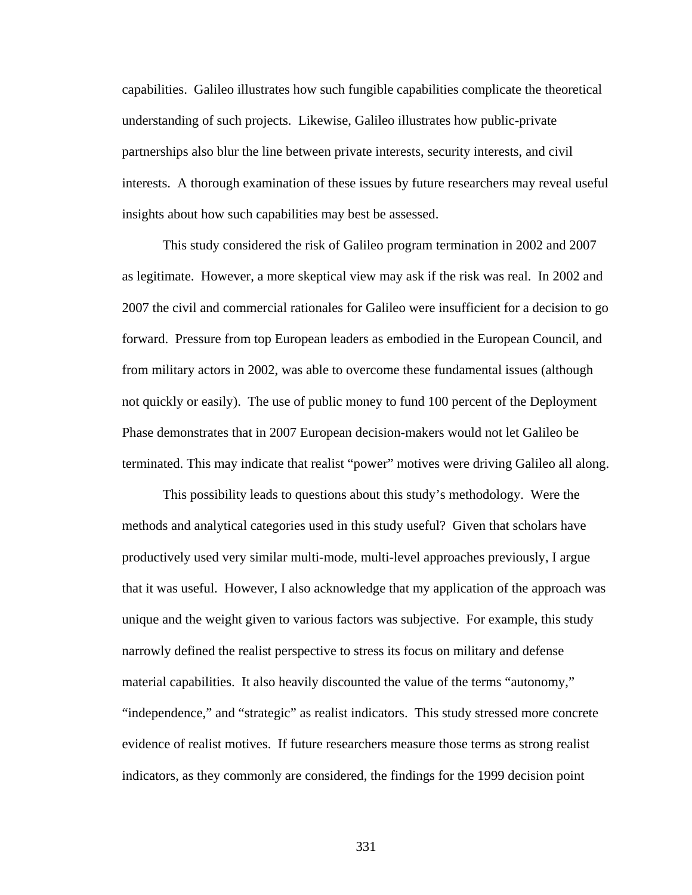capabilities. Galileo illustrates how such fungible capabilities complicate the theoretical understanding of such projects. Likewise, Galileo illustrates how public-private partnerships also blur the line between private interests, security interests, and civil interests. A thorough examination of these issues by future researchers may reveal useful insights about how such capabilities may best be assessed.

This study considered the risk of Galileo program termination in 2002 and 2007 as legitimate. However, a more skeptical view may ask if the risk was real. In 2002 and 2007 the civil and commercial rationales for Galileo were insufficient for a decision to go forward. Pressure from top European leaders as embodied in the European Council, and from military actors in 2002, was able to overcome these fundamental issues (although not quickly or easily). The use of public money to fund 100 percent of the Deployment Phase demonstrates that in 2007 European decision-makers would not let Galileo be terminated. This may indicate that realist "power" motives were driving Galileo all along.

This possibility leads to questions about this study's methodology. Were the methods and analytical categories used in this study useful? Given that scholars have productively used very similar multi-mode, multi-level approaches previously, I argue that it was useful. However, I also acknowledge that my application of the approach was unique and the weight given to various factors was subjective. For example, this study narrowly defined the realist perspective to stress its focus on military and defense material capabilities. It also heavily discounted the value of the terms "autonomy," "independence," and "strategic" as realist indicators. This study stressed more concrete evidence of realist motives. If future researchers measure those terms as strong realist indicators, as they commonly are considered, the findings for the 1999 decision point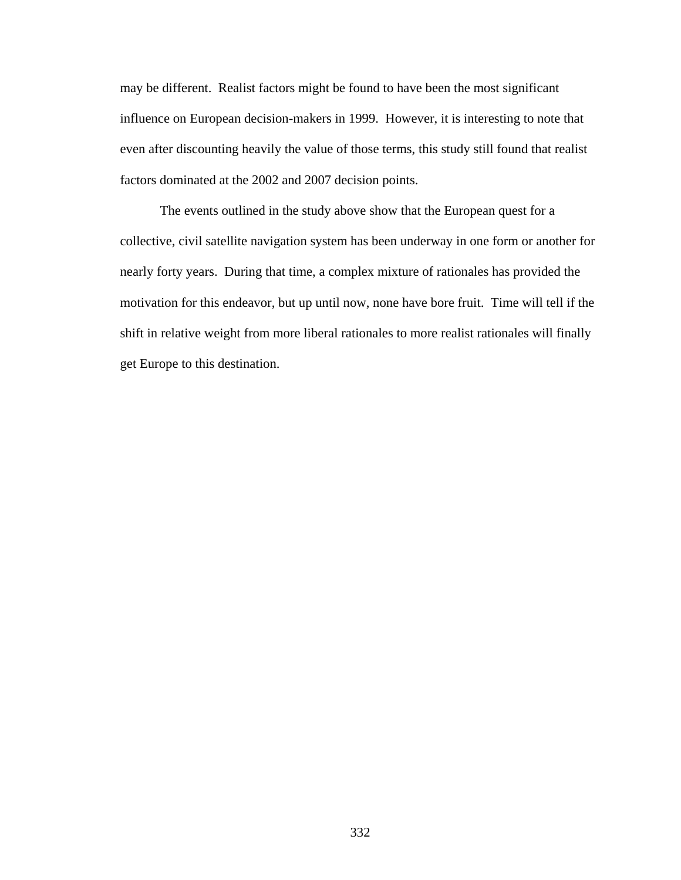may be different. Realist factors might be found to have been the most significant influence on European decision-makers in 1999. However, it is interesting to note that even after discounting heavily the value of those terms, this study still found that realist factors dominated at the 2002 and 2007 decision points.

The events outlined in the study above show that the European quest for a collective, civil satellite navigation system has been underway in one form or another for nearly forty years. During that time, a complex mixture of rationales has provided the motivation for this endeavor, but up until now, none have bore fruit. Time will tell if the shift in relative weight from more liberal rationales to more realist rationales will finally get Europe to this destination.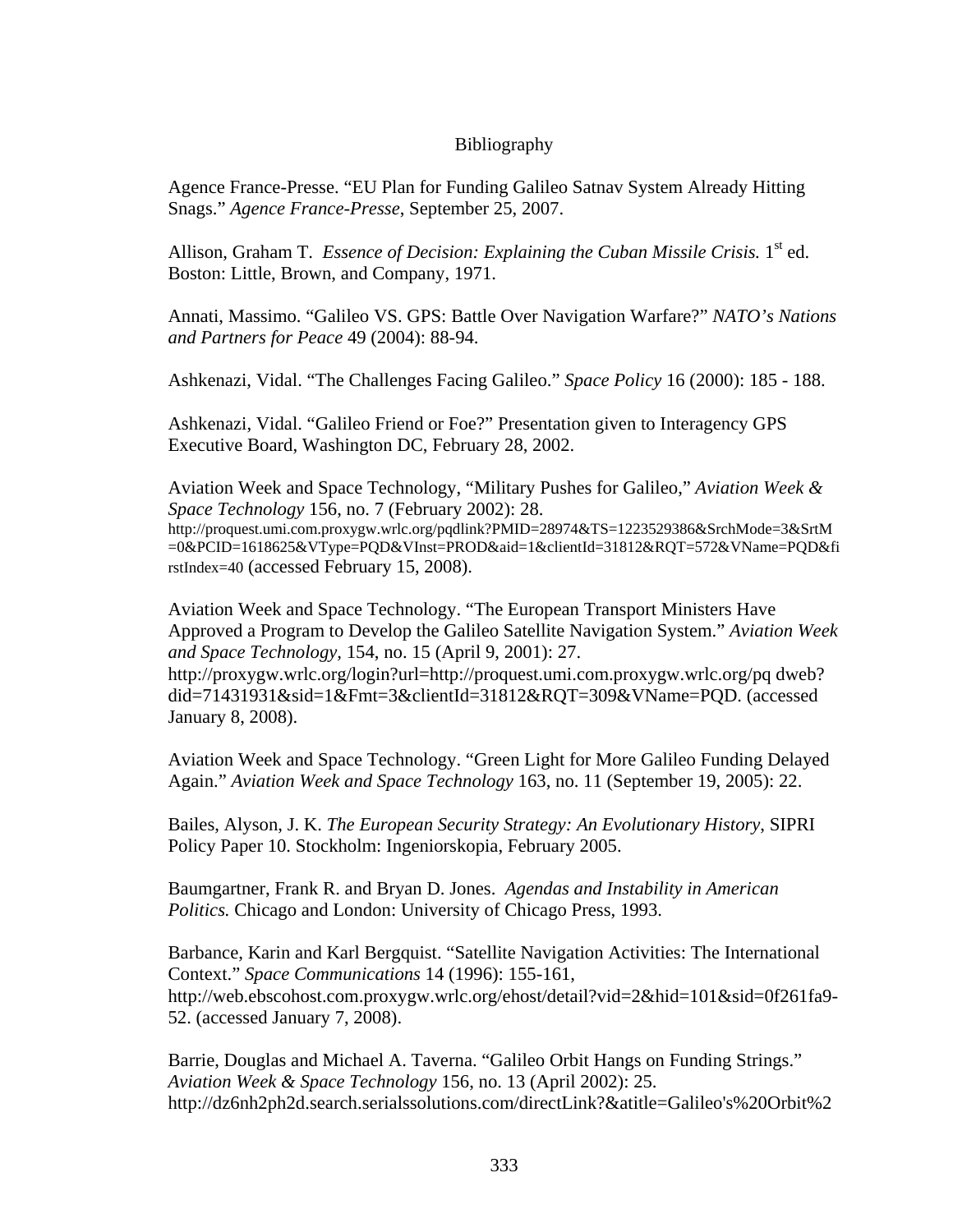# Bibliography

Agence France-Presse. “EU Plan for Funding Galileo Satnav System Already Hitting Snags.” *Agence France-Presse*, September 25, 2007.

Allison, Graham T. *Essence of Decision: Explaining the Cuban Missile Crisis.* 1st ed. Boston: Little, Brown, and Company, 1971.

Annati, Massimo. “Galileo VS. GPS: Battle Over Navigation Warfare?” *NATO’s Nations and Partners for Peace* 49 (2004): 88-94.

Ashkenazi, Vidal. “The Challenges Facing Galileo.” *Space Policy* 16 (2000): 185 - 188.

Ashkenazi, Vidal. “Galileo Friend or Foe?” Presentation given to Interagency GPS Executive Board, Washington DC, February 28, 2002.

Aviation Week and Space Technology, “Military Pushes for Galileo,” *Aviation Week & Space Technology* 156, no. 7 (February 2002): 28. http://proquest.umi.com.proxygw.wrlc.org/pqdlink?PMID=28974&TS=1223529386&SrchMode=3&SrtM=0&PCID=1618625&VType=PQD&VInst=PROD&aid=1&clientId=31812&RQT=572&VName=PQD&firstIndex=40 (accessed February 15, 2008).

Aviation Week and Space Technology. “The European Transport Ministers Have Approved a Program to Develop the Galileo Satellite Navigation System.” *Aviation Week and Space Technology,* 154, no. 15 (April 9, 2001): 27. http://proxygw.wrlc.org/login?url=http://proquest.umi.com.proxygw.wrlc.org/pq dweb?did=71431931&sid=1&Fmt=3&clientId=31812&RQT=309&VName=PQD. (accessed January 8, 2008).

Aviation Week and Space Technology. “Green Light for More Galileo Funding Delayed Again.” *Aviation Week and Space Technology* 163, no. 11 (September 19, 2005): 22.

Bailes, Alyson, J. K. *The European Security Strategy: An Evolutionary History*, SIPRI Policy Paper 10. Stockholm: Ingeniorskopia, February 2005.

Baumgartner, Frank R. and Bryan D. Jones. *Agendas and Instability in American Politics.* Chicago and London: University of Chicago Press, 1993.

Barbance, Karin and Karl Bergquist. “Satellite Navigation Activities: The International Context.” *Space Communications* 14 (1996): 155-161, http://web.ebscohost.com.proxygw.wrlc.org/ehost/detail?vid=2&hid=101&sid=0f261fa9-52. (accessed January 7, 2008).

Barrie, Douglas and Michael A. Taverna. “Galileo Orbit Hangs on Funding Strings.” *Aviation Week & Space Technology* 156, no. 13 (April 2002): 25. http://dz6nh2ph2d.search.serialssolutions.com/directLink?&atitle=Galileo's%20Orbit%2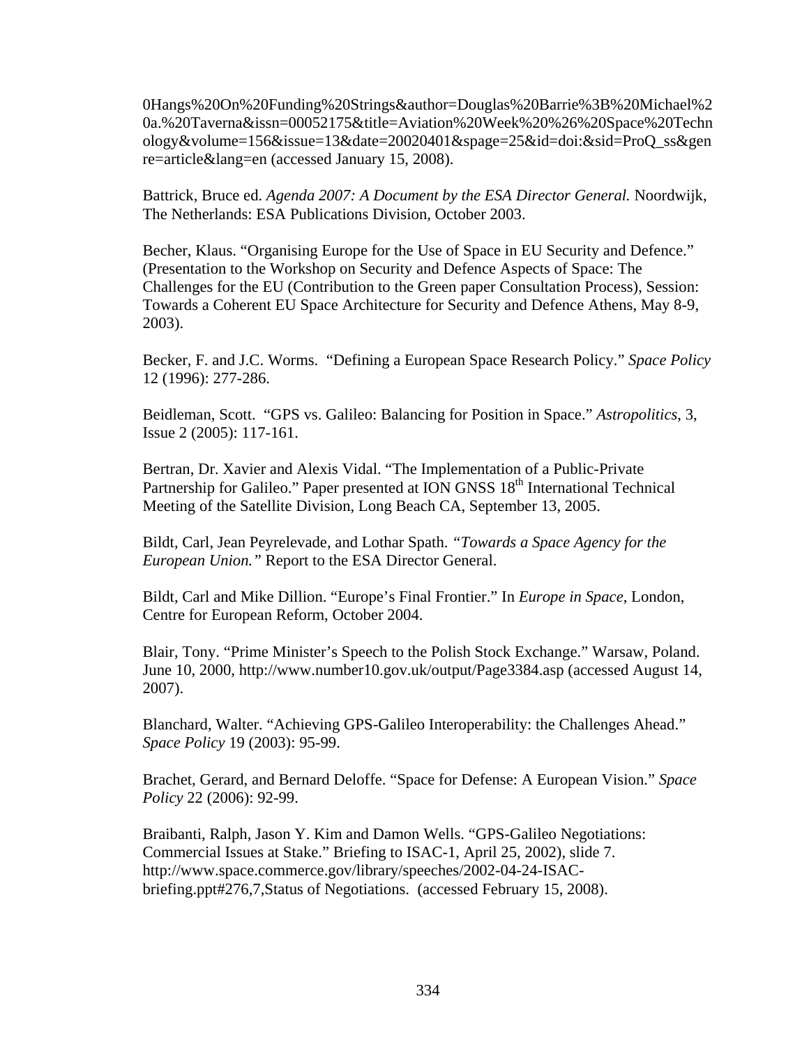0Hangs%20On%20Funding%20Strings&author=Douglas%20Barrie%3B%20Michael%20a.%20Taverna&issn=00052175&title=Aviation%20Week%20%26%20Space%20Technology&volume=156&issue=13&date=20020401&spage=25&id=doi:&sid=ProQ_ss&genre=article&lang=en (accessed January 15, 2008).

Battrick, Bruce ed. *Agenda 2007: A Document by the ESA Director General.* Noordwijk, The Netherlands: ESA Publications Division, October 2003.

Becher, Klaus. "Organising Europe for the Use of Space in EU Security and Defence." (Presentation to the Workshop on Security and Defence Aspects of Space: The Challenges for the EU (Contribution to the Green paper Consultation Process), Session: Towards a Coherent EU Space Architecture for Security and Defence Athens, May 8-9, 2003).

Becker, F. and J.C. Worms. "Defining a European Space Research Policy." *Space Policy* 12 (1996): 277-286.

Beidleman, Scott. "GPS vs. Galileo: Balancing for Position in Space." *Astropolitics*, 3, Issue 2 (2005): 117-161.

Bertran, Dr. Xavier and Alexis Vidal. "The Implementation of a Public-Private Partnership for Galileo." Paper presented at ION GNSS 18th International Technical Meeting of the Satellite Division, Long Beach CA, September 13, 2005.

Bildt, Carl, Jean Peyrelevade, and Lothar Spath. *"Towards a Space Agency for the European Union."* Report to the ESA Director General.

Bildt, Carl and Mike Dillion. "Europe's Final Frontier." In *Europe in Space*, London, Centre for European Reform, October 2004.

Blair, Tony. "Prime Minister's Speech to the Polish Stock Exchange." Warsaw, Poland. June 10, 2000, http://www.number10.gov.uk/output/Page3384.asp (accessed August 14, 2007).

Blanchard, Walter. "Achieving GPS-Galileo Interoperability: the Challenges Ahead." *Space Policy* 19 (2003): 95-99.

Brachet, Gerard, and Bernard Deloffe. "Space for Defense: A European Vision." *Space Policy* 22 (2006): 92-99.

Braibanti, Ralph, Jason Y. Kim and Damon Wells. "GPS-Galileo Negotiations: Commercial Issues at Stake." Briefing to ISAC-1, April 25, 2002), slide 7. http://www.space.commerce.gov/library/speeches/2002-04-24-ISAC-briefing.ppt#276,7,Status of Negotiations. (accessed February 15, 2008).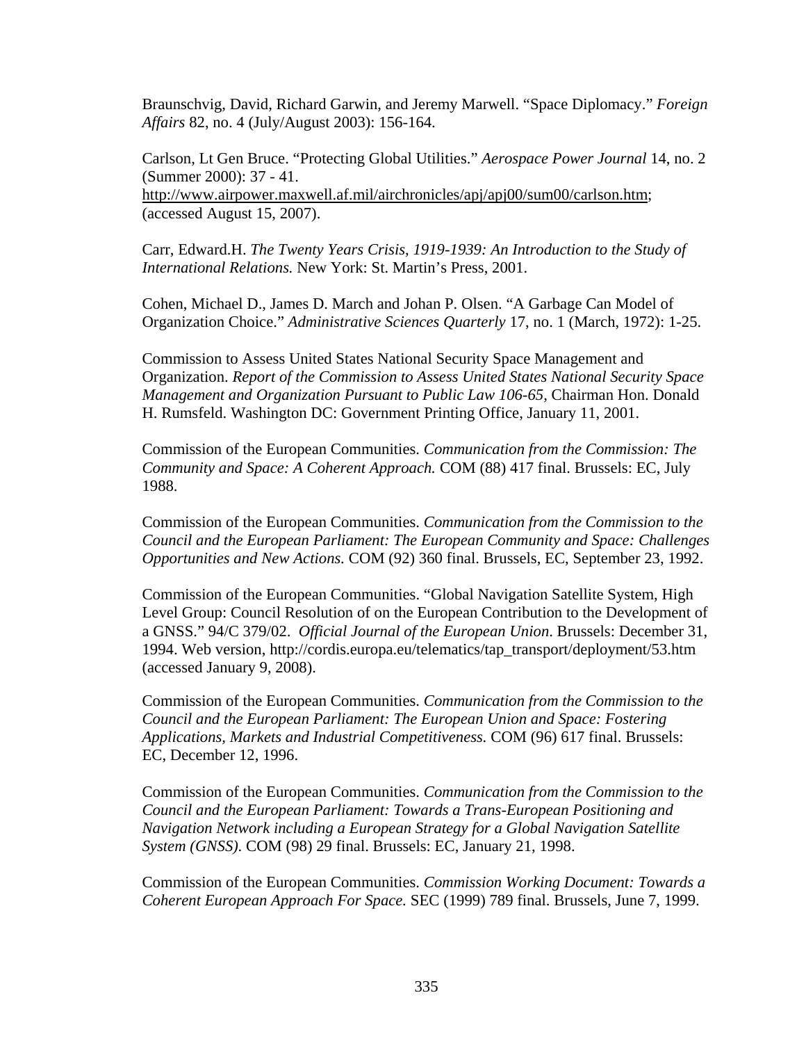Braunschvig, David, Richard Garwin, and Jeremy Marwell. "Space Diplomacy." *Foreign Affairs* 82, no. 4 (July/August 2003): 156-164.

Carlson, Lt Gen Bruce. "Protecting Global Utilities." *Aerospace Power Journal* 14, no. 2 (Summer 2000): 37 - 41. http://www.airpower.maxwell.af.mil/airchronicles/apj/apj00/sum00/carlson.htm; (accessed August 15, 2007).

Carr, Edward.H. *The Twenty Years Crisis, 1919-1939: An Introduction to the Study of International Relations.* New York: St. Martin's Press, 2001.

Cohen, Michael D., James D. March and Johan P. Olsen. "A Garbage Can Model of Organization Choice." *Administrative Sciences Quarterly* 17, no. 1 (March, 1972): 1-25.

Commission to Assess United States National Security Space Management and Organization. *Report of the Commission to Assess United States National Security Space Management and Organization Pursuant to Public Law 106-65*, Chairman Hon. Donald H. Rumsfeld. Washington DC: Government Printing Office, January 11, 2001.

Commission of the European Communities. *Communication from the Commission: The Community and Space: A Coherent Approach.* COM (88) 417 final. Brussels: EC, July 1988.

Commission of the European Communities. *Communication from the Commission to the Council and the European Parliament: The European Community and Space: Challenges Opportunities and New Actions.* COM (92) 360 final. Brussels, EC, September 23, 1992.

Commission of the European Communities. "Global Navigation Satellite System, High Level Group: Council Resolution of on the European Contribution to the Development of a GNSS." 94/C 379/02. *Official Journal of the European Union*. Brussels: December 31, 1994. Web version, http://cordis.europa.eu/telematics/tap_transport/deployment/53.htm (accessed January 9, 2008).

Commission of the European Communities. *Communication from the Commission to the Council and the European Parliament: The European Union and Space: Fostering Applications, Markets and Industrial Competitiveness.* COM (96) 617 final. Brussels: EC, December 12, 1996.

Commission of the European Communities. *Communication from the Commission to the Council and the European Parliament: Towards a Trans-European Positioning and Navigation Network including a European Strategy for a Global Navigation Satellite System (GNSS).* COM (98) 29 final. Brussels: EC, January 21, 1998.

Commission of the European Communities. *Commission Working Document: Towards a Coherent European Approach For Space.* SEC (1999) 789 final. Brussels, June 7, 1999.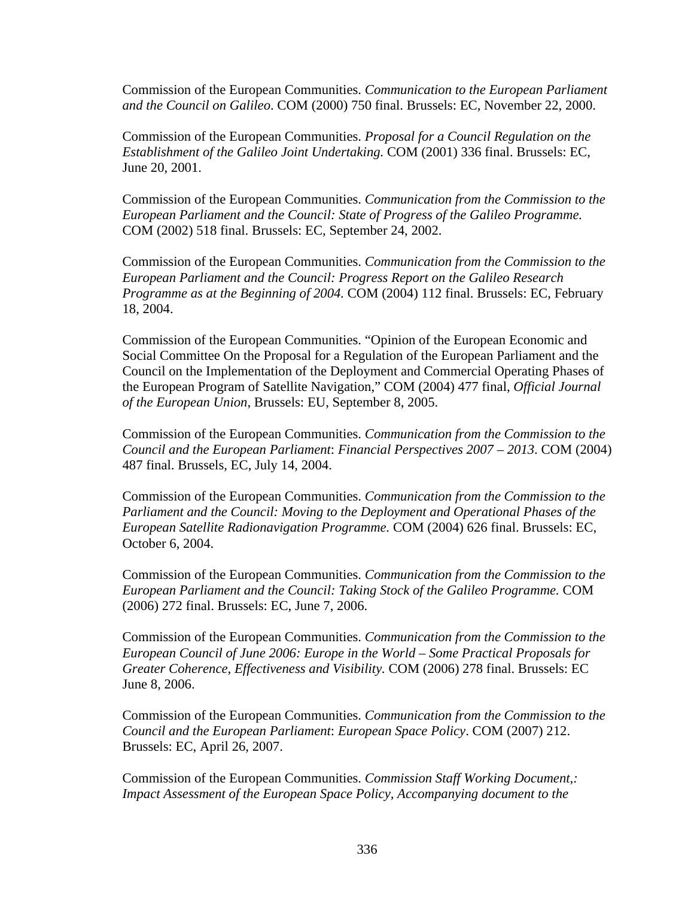Commission of the European Communities. *Communication to the European Parliament and the Council on Galileo*. COM (2000) 750 final. Brussels: EC, November 22, 2000.

Commission of the European Communities. *Proposal for a Council Regulation on the Establishment of the Galileo Joint Undertaking.* COM (2001) 336 final. Brussels: EC, June 20, 2001.

Commission of the European Communities. *Communication from the Commission to the European Parliament and the Council: State of Progress of the Galileo Programme.* COM (2002) 518 final. Brussels: EC, September 24, 2002.

Commission of the European Communities. *Communication from the Commission to the European Parliament and the Council: Progress Report on the Galileo Research Programme as at the Beginning of 2004.* COM (2004) 112 final. Brussels: EC, February 18, 2004.

Commission of the European Communities. "Opinion of the European Economic and Social Committee On the Proposal for a Regulation of the European Parliament and the Council on the Implementation of the Deployment and Commercial Operating Phases of the European Program of Satellite Navigation," COM (2004) 477 final, *Official Journal of the European Union*, Brussels: EU, September 8, 2005.

Commission of the European Communities. *Communication from the Commission to the Council and the European Parliament*: *Financial Perspectives 2007 – 2013*. COM (2004) 487 final. Brussels, EC, July 14, 2004.

Commission of the European Communities. *Communication from the Commission to the Parliament and the Council: Moving to the Deployment and Operational Phases of the European Satellite Radionavigation Programme.* COM (2004) 626 final. Brussels: EC, October 6, 2004.

Commission of the European Communities. *Communication from the Commission to the European Parliament and the Council: Taking Stock of the Galileo Programme.* COM (2006) 272 final. Brussels: EC, June 7, 2006.

Commission of the European Communities. *Communication from the Commission to the European Council of June 2006: Europe in the World – Some Practical Proposals for Greater Coherence, Effectiveness and Visibility.* COM (2006) 278 final. Brussels: EC June 8, 2006.

Commission of the European Communities. *Communication from the Commission to the Council and the European Parliament*: *European Space Policy*. COM (2007) 212. Brussels: EC, April 26, 2007.

Commission of the European Communities. *Commission Staff Working Document,: Impact Assessment of the European Space Policy, Accompanying document to the*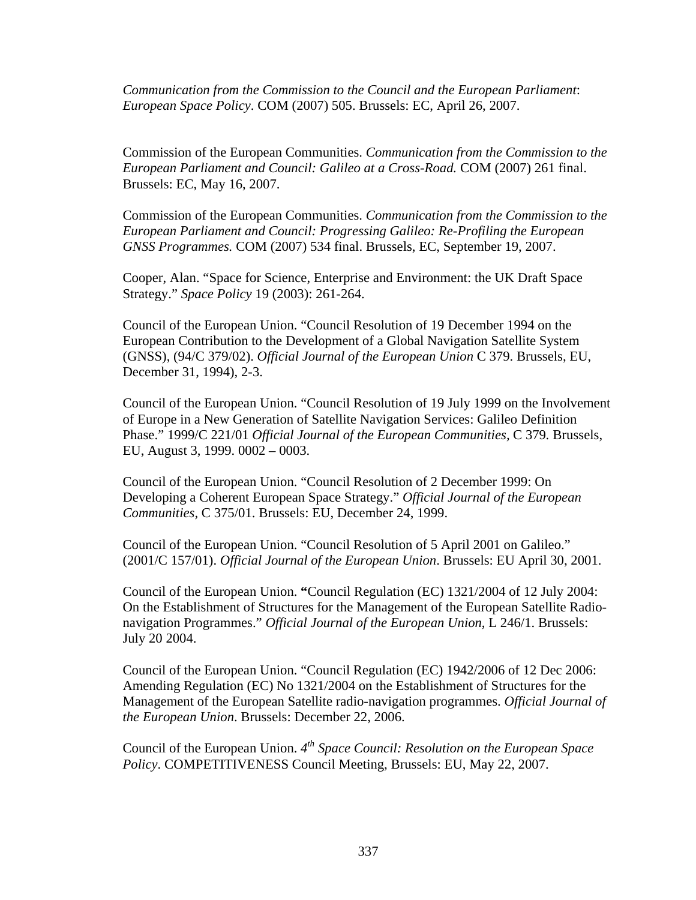*Communication from the Commission to the Council and the European Parliament*: *European Space Policy*. COM (2007) 505. Brussels: EC, April 26, 2007.

Commission of the European Communities. *Communication from the Commission to the European Parliament and Council: Galileo at a Cross-Road.* COM (2007) 261 final. Brussels: EC, May 16, 2007.

Commission of the European Communities. *Communication from the Commission to the European Parliament and Council: Progressing Galileo: Re-Profiling the European GNSS Programmes.* COM (2007) 534 final. Brussels, EC, September 19, 2007.

Cooper, Alan. "Space for Science, Enterprise and Environment: the UK Draft Space Strategy." *Space Policy* 19 (2003): 261-264.

Council of the European Union. "Council Resolution of 19 December 1994 on the European Contribution to the Development of a Global Navigation Satellite System (GNSS), (94/C 379/02). *Official Journal of the European Union* C 379. Brussels, EU, December 31, 1994), 2-3.

Council of the European Union. "Council Resolution of 19 July 1999 on the Involvement of Europe in a New Generation of Satellite Navigation Services: Galileo Definition Phase." 1999/C 221/01 *Official Journal of the European Communities,* C 379. Brussels, EU, August 3, 1999. 0002 – 0003.

Council of the European Union. "Council Resolution of 2 December 1999: On Developing a Coherent European Space Strategy." *Official Journal of the European Communities*, C 375/01. Brussels: EU, December 24, 1999.

Council of the European Union. "Council Resolution of 5 April 2001 on Galileo." (2001/C 157/01). *Official Journal of the European Union*. Brussels: EU April 30, 2001.

Council of the European Union. **"**Council Regulation (EC) 1321/2004 of 12 July 2004: On the Establishment of Structures for the Management of the European Satellite Radio-navigation Programmes." *Official Journal of the European Union*, L 246/1. Brussels: July 20 2004.

Council of the European Union. "Council Regulation (EC) 1942/2006 of 12 Dec 2006: Amending Regulation (EC) No 1321/2004 on the Establishment of Structures for the Management of the European Satellite radio-navigation programmes. *Official Journal of the European Union*. Brussels: December 22, 2006.

Council of the European Union. *4th Space Council: Resolution on the European Space Policy*. COMPETITIVENESS Council Meeting, Brussels: EU, May 22, 2007.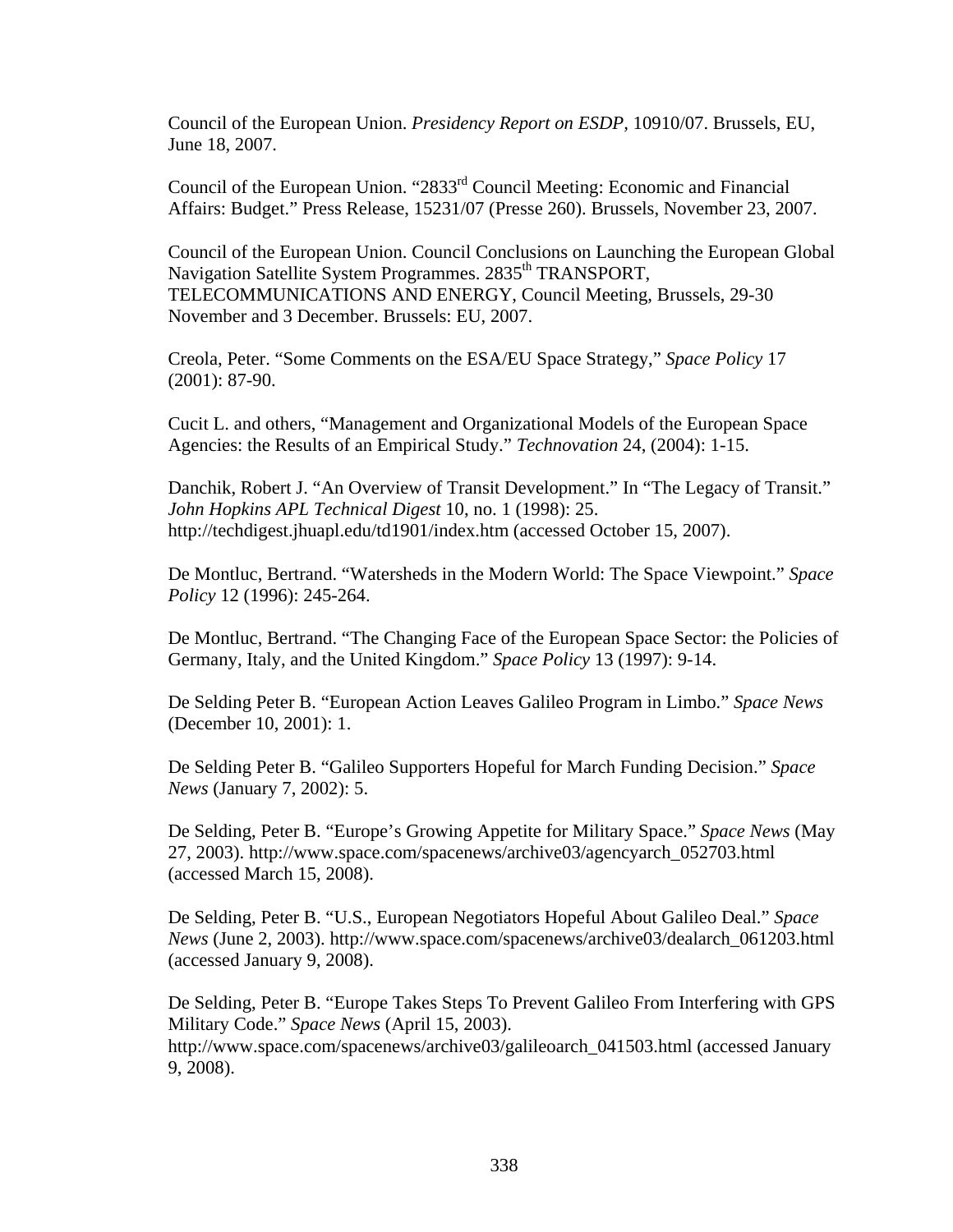Council of the European Union. *Presidency Report on ESDP*, 10910/07. Brussels, EU, June 18, 2007.

Council of the European Union. "2833rd Council Meeting: Economic and Financial Affairs: Budget." Press Release, 15231/07 (Presse 260). Brussels, November 23, 2007.

Council of the European Union. Council Conclusions on Launching the European Global Navigation Satellite System Programmes. 2835th TRANSPORT, TELECOMMUNICATIONS AND ENERGY, Council Meeting, Brussels, 29-30 November and 3 December. Brussels: EU, 2007.

Creola, Peter. "Some Comments on the ESA/EU Space Strategy," *Space Policy* 17 (2001): 87-90.

Cucit L. and others, "Management and Organizational Models of the European Space Agencies: the Results of an Empirical Study." *Technovation* 24, (2004): 1-15.

Danchik, Robert J. "An Overview of Transit Development." In "The Legacy of Transit." *John Hopkins APL Technical Digest* 10, no. 1 (1998): 25. http://techdigest.jhuapl.edu/td1901/index.htm (accessed October 15, 2007).

De Montluc, Bertrand. "Watersheds in the Modern World: The Space Viewpoint." *Space Policy* 12 (1996): 245-264.

De Montluc, Bertrand. "The Changing Face of the European Space Sector: the Policies of Germany, Italy, and the United Kingdom." *Space Policy* 13 (1997): 9-14.

De Selding Peter B. "European Action Leaves Galileo Program in Limbo." *Space News* (December 10, 2001): 1.

De Selding Peter B. "Galileo Supporters Hopeful for March Funding Decision." *Space News* (January 7, 2002): 5.

De Selding, Peter B. "Europe's Growing Appetite for Military Space." *Space News* (May 27, 2003). http://www.space.com/spacenews/archive03/agencyarch_052703.html (accessed March 15, 2008).

De Selding, Peter B. "U.S., European Negotiators Hopeful About Galileo Deal." *Space News* (June 2, 2003). http://www.space.com/spacenews/archive03/dealarch_061203.html (accessed January 9, 2008).

De Selding, Peter B. "Europe Takes Steps To Prevent Galileo From Interfering with GPS Military Code." *Space News* (April 15, 2003). http://www.space.com/spacenews/archive03/galileoarch_041503.html (accessed January 9, 2008).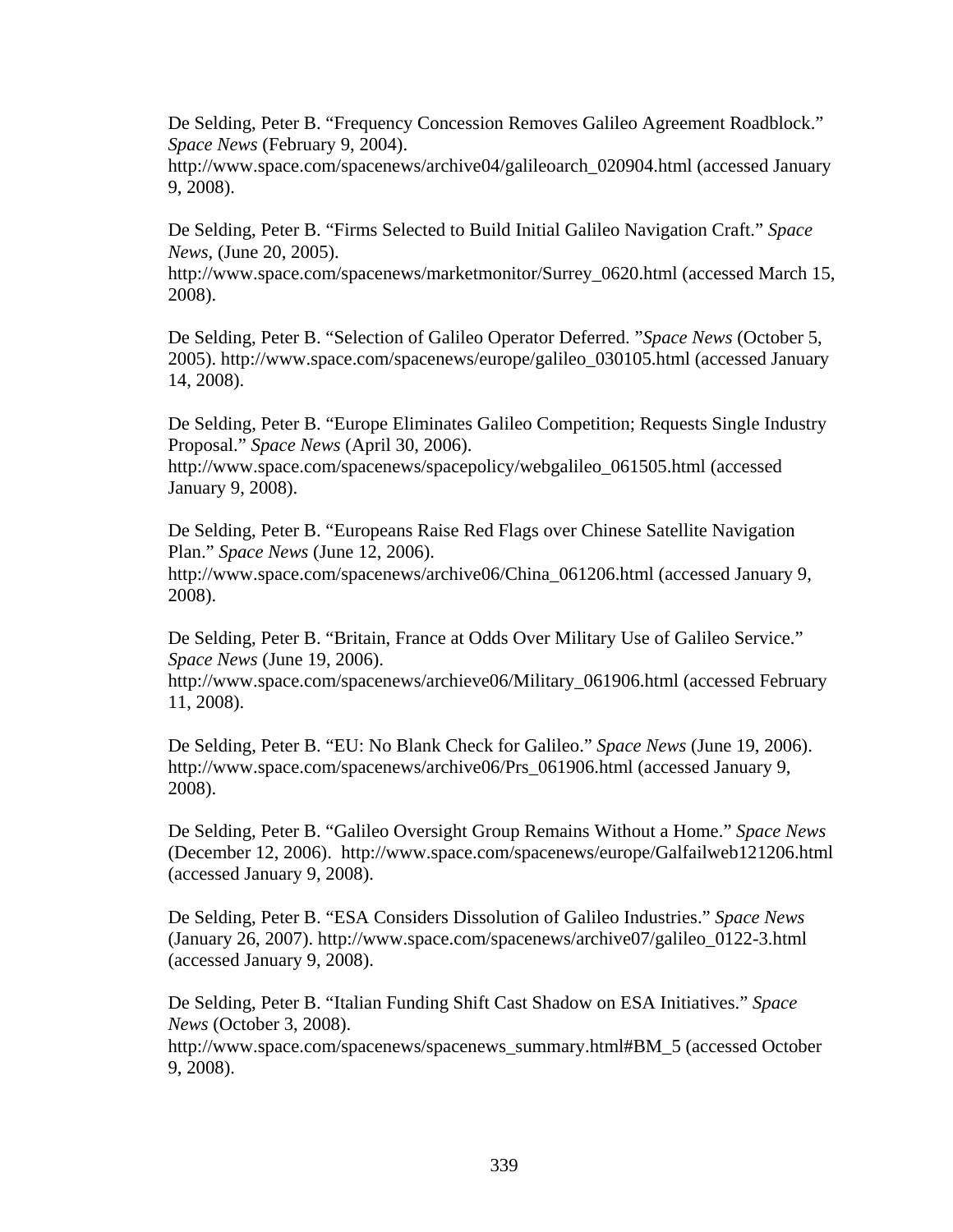De Selding, Peter B. "Frequency Concession Removes Galileo Agreement Roadblock." *Space News* (February 9, 2004). http://www.space.com/spacenews/archive04/galileoarch_020904.html (accessed January 9, 2008).

De Selding, Peter B. "Firms Selected to Build Initial Galileo Navigation Craft." *Space News*, (June 20, 2005). http://www.space.com/spacenews/marketmonitor/Surrey_0620.html (accessed March 15, 2008).

De Selding, Peter B. "Selection of Galileo Operator Deferred. "*Space News* (October 5, 2005). http://www.space.com/spacenews/europe/galileo_030105.html (accessed January 14, 2008).

De Selding, Peter B. "Europe Eliminates Galileo Competition; Requests Single Industry Proposal." *Space News* (April 30, 2006). http://www.space.com/spacenews/spacepolicy/webgalileo_061505.html (accessed January 9, 2008).

De Selding, Peter B. "Europeans Raise Red Flags over Chinese Satellite Navigation Plan." *Space News* (June 12, 2006). http://www.space.com/spacenews/archive06/China_061206.html (accessed January 9, 2008).

De Selding, Peter B. "Britain, France at Odds Over Military Use of Galileo Service." *Space News* (June 19, 2006). http://www.space.com/spacenews/archieve06/Military_061906.html (accessed February 11, 2008).

De Selding, Peter B. "EU: No Blank Check for Galileo." *Space News* (June 19, 2006). http://www.space.com/spacenews/archive06/Prs_061906.html (accessed January 9, 2008).

De Selding, Peter B. "Galileo Oversight Group Remains Without a Home." *Space News* (December 12, 2006). http://www.space.com/spacenews/europe/Galfailweb121206.html (accessed January 9, 2008).

De Selding, Peter B. "ESA Considers Dissolution of Galileo Industries." *Space News* (January 26, 2007). http://www.space.com/spacenews/archive07/galileo_0122-3.html (accessed January 9, 2008).

De Selding, Peter B. "Italian Funding Shift Cast Shadow on ESA Initiatives." *Space News* (October 3, 2008). http://www.space.com/spacenews/spacenews_summary.html#BM_5 (accessed October 9, 2008).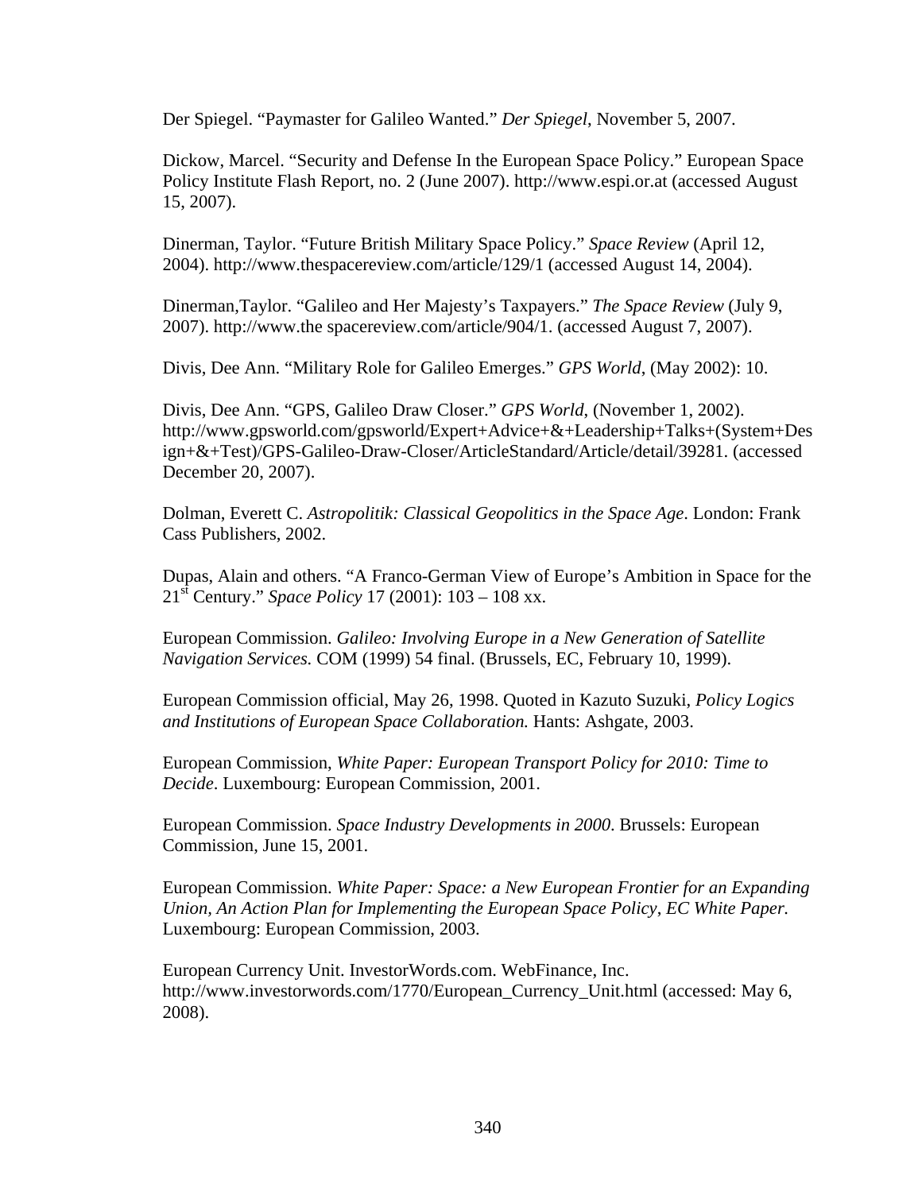Der Spiegel. “Paymaster for Galileo Wanted.” *Der Spiegel*, November 5, 2007.

Dickow, Marcel. “Security and Defense In the European Space Policy.” European Space Policy Institute Flash Report, no. 2 (June 2007). http://www.espi.or.at (accessed August 15, 2007).

Dinerman, Taylor. “Future British Military Space Policy.” *Space Review* (April 12, 2004). http://www.thespacereview.com/article/129/1 (accessed August 14, 2004).

Dinerman,Taylor. “Galileo and Her Majesty’s Taxpayers.” *The Space Review* (July 9, 2007). http://www.the spacereview.com/article/904/1. (accessed August 7, 2007).

Divis, Dee Ann. “Military Role for Galileo Emerges.” *GPS World*, (May 2002): 10.

Divis, Dee Ann. “GPS, Galileo Draw Closer.” *GPS World*, (November 1, 2002). http://www.gpsworld.com/gpsworld/Expert+Advice+&+Leadership+Talks+(System+Design+&+Test)/GPS-Galileo-Draw-Closer/ArticleStandard/Article/detail/39281. (accessed December 20, 2007).

Dolman, Everett C. *Astropolitik: Classical Geopolitics in the Space Age*. London: Frank Cass Publishers, 2002.

Dupas, Alain and others. “A Franco-German View of Europe’s Ambition in Space for the 21st Century.” *Space Policy* 17 (2001): 103 – 108 xx.

European Commission. *Galileo: Involving Europe in a New Generation of Satellite Navigation Services.* COM (1999) 54 final. (Brussels, EC, February 10, 1999).

European Commission official, May 26, 1998. Quoted in Kazuto Suzuki, *Policy Logics and Institutions of European Space Collaboration.* Hants: Ashgate, 2003.

European Commission, *White Paper: European Transport Policy for 2010: Time to Decide*. Luxembourg: European Commission, 2001.

European Commission. *Space Industry Developments in 2000*. Brussels: European Commission, June 15, 2001.

European Commission. *White Paper: Space: a New European Frontier for an Expanding Union, An Action Plan for Implementing the European Space Policy, EC White Paper.* Luxembourg: European Commission, 2003.

European Currency Unit. InvestorWords.com. WebFinance, Inc. http://www.investorwords.com/1770/European_Currency_Unit.html (accessed: May 6, 2008).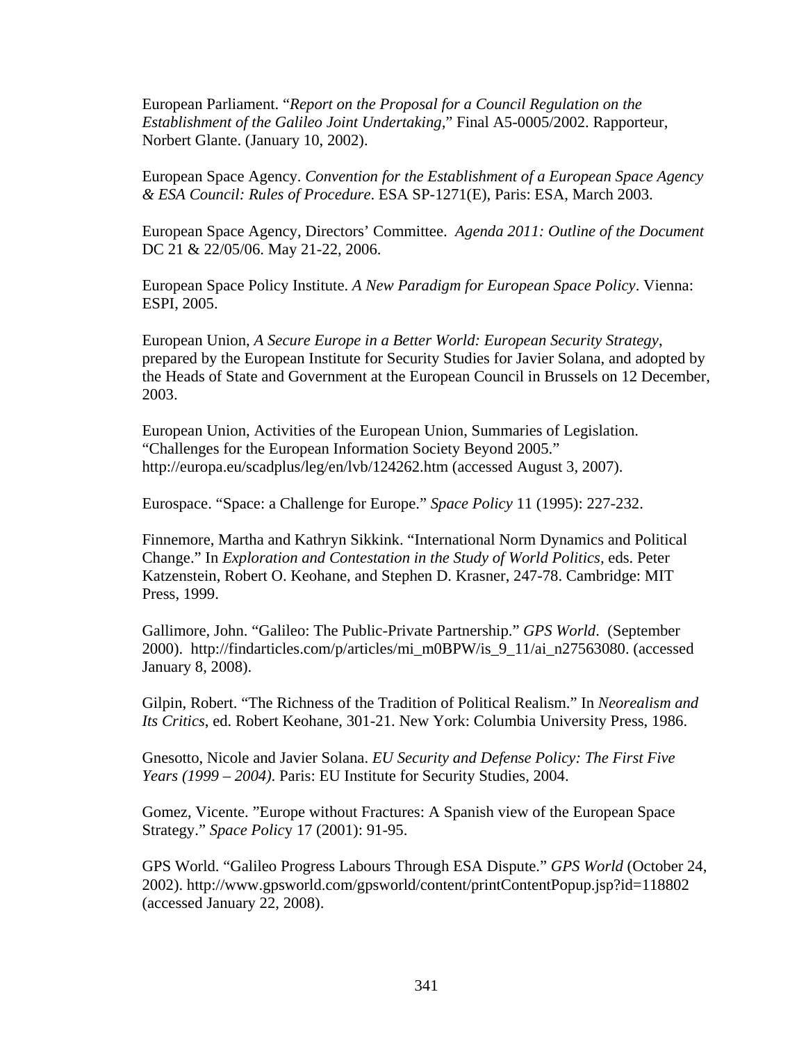European Parliament. "*Report on the Proposal for a Council Regulation on the Establishment of the Galileo Joint Undertaking*," Final A5-0005/2002. Rapporteur, Norbert Glante. (January 10, 2002).

European Space Agency. *Convention for the Establishment of a European Space Agency & ESA Council: Rules of Procedure*. ESA SP-1271(E), Paris: ESA, March 2003.

European Space Agency, Directors' Committee. *Agenda 2011: Outline of the Document* DC 21 & 22/05/06. May 21-22, 2006.

European Space Policy Institute. *A New Paradigm for European Space Policy*. Vienna: ESPI, 2005.

European Union, *A Secure Europe in a Better World: European Security Strategy*, prepared by the European Institute for Security Studies for Javier Solana, and adopted by the Heads of State and Government at the European Council in Brussels on 12 December, 2003.

European Union, Activities of the European Union, Summaries of Legislation. "Challenges for the European Information Society Beyond 2005." http://europa.eu/scadplus/leg/en/lvb/124262.htm (accessed August 3, 2007).

Eurospace. "Space: a Challenge for Europe." *Space Policy* 11 (1995): 227-232.

Finnemore, Martha and Kathryn Sikkink. "International Norm Dynamics and Political Change." In *Exploration and Contestation in the Study of World Politics*, eds. Peter Katzenstein, Robert O. Keohane, and Stephen D. Krasner, 247-78. Cambridge: MIT Press, 1999.

Gallimore, John. "Galileo: The Public-Private Partnership." *GPS World*. (September 2000). http://findarticles.com/p/articles/mi_m0BPW/is_9_11/ai_n27563080. (accessed January 8, 2008).

Gilpin, Robert. "The Richness of the Tradition of Political Realism." In *Neorealism and Its Critics*, ed. Robert Keohane, 301-21. New York: Columbia University Press, 1986.

Gnesotto, Nicole and Javier Solana. *EU Security and Defense Policy: The First Five Years (1999 – 2004)*. Paris: EU Institute for Security Studies, 2004.

Gomez, Vicente. "Europe without Fractures: A Spanish view of the European Space Strategy." *Space Policy* 17 (2001): 91-95.

GPS World. "Galileo Progress Labours Through ESA Dispute." *GPS World* (October 24, 2002). http://www.gpsworld.com/gpsworld/content/printContentPopup.jsp?id=118802 (accessed January 22, 2008).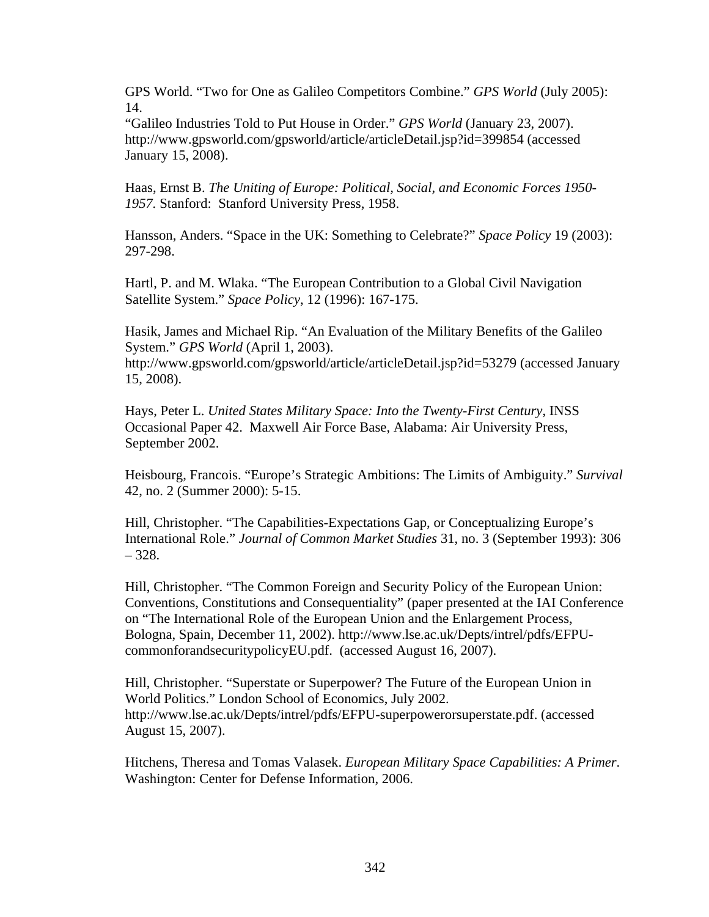GPS World. "Two for One as Galileo Competitors Combine." *GPS World* (July 2005): 14.
"Galileo Industries Told to Put House in Order." *GPS World* (January 23, 2007). http://www.gpsworld.com/gpsworld/article/articleDetail.jsp?id=399854 (accessed January 15, 2008).

Haas, Ernst B. *The Uniting of Europe: Political, Social, and Economic Forces 1950-1957.* Stanford: Stanford University Press, 1958.

Hansson, Anders. "Space in the UK: Something to Celebrate?" *Space Policy* 19 (2003): 297-298.

Hartl, P. and M. Wlaka. "The European Contribution to a Global Civil Navigation Satellite System." *Space Policy*, 12 (1996): 167-175.

Hasik, James and Michael Rip. "An Evaluation of the Military Benefits of the Galileo System." *GPS World* (April 1, 2003). http://www.gpsworld.com/gpsworld/article/articleDetail.jsp?id=53279 (accessed January 15, 2008).

Hays, Peter L. *United States Military Space: Into the Twenty-First Century*, INSS Occasional Paper 42. Maxwell Air Force Base, Alabama: Air University Press, September 2002.

Heisbourg, Francois. "Europe's Strategic Ambitions: The Limits of Ambiguity." *Survival* 42, no. 2 (Summer 2000): 5-15.

Hill, Christopher. "The Capabilities-Expectations Gap, or Conceptualizing Europe's International Role." *Journal of Common Market Studies* 31, no. 3 (September 1993): 306 – 328.

Hill, Christopher. "The Common Foreign and Security Policy of the European Union: Conventions, Constitutions and Consequentiality" (paper presented at the IAI Conference on "The International Role of the European Union and the Enlargement Process, Bologna, Spain, December 11, 2002). http://www.lse.ac.uk/Depts/intrel/pdfs/EFPU-commonforandsecuritypolicyEU.pdf. (accessed August 16, 2007).

Hill, Christopher. "Superstate or Superpower? The Future of the European Union in World Politics." London School of Economics, July 2002. http://www.lse.ac.uk/Depts/intrel/pdfs/EFPU-superpowerorsuperstate.pdf. (accessed August 15, 2007).

Hitchens, Theresa and Tomas Valasek. *European Military Space Capabilities: A Primer.* Washington: Center for Defense Information, 2006.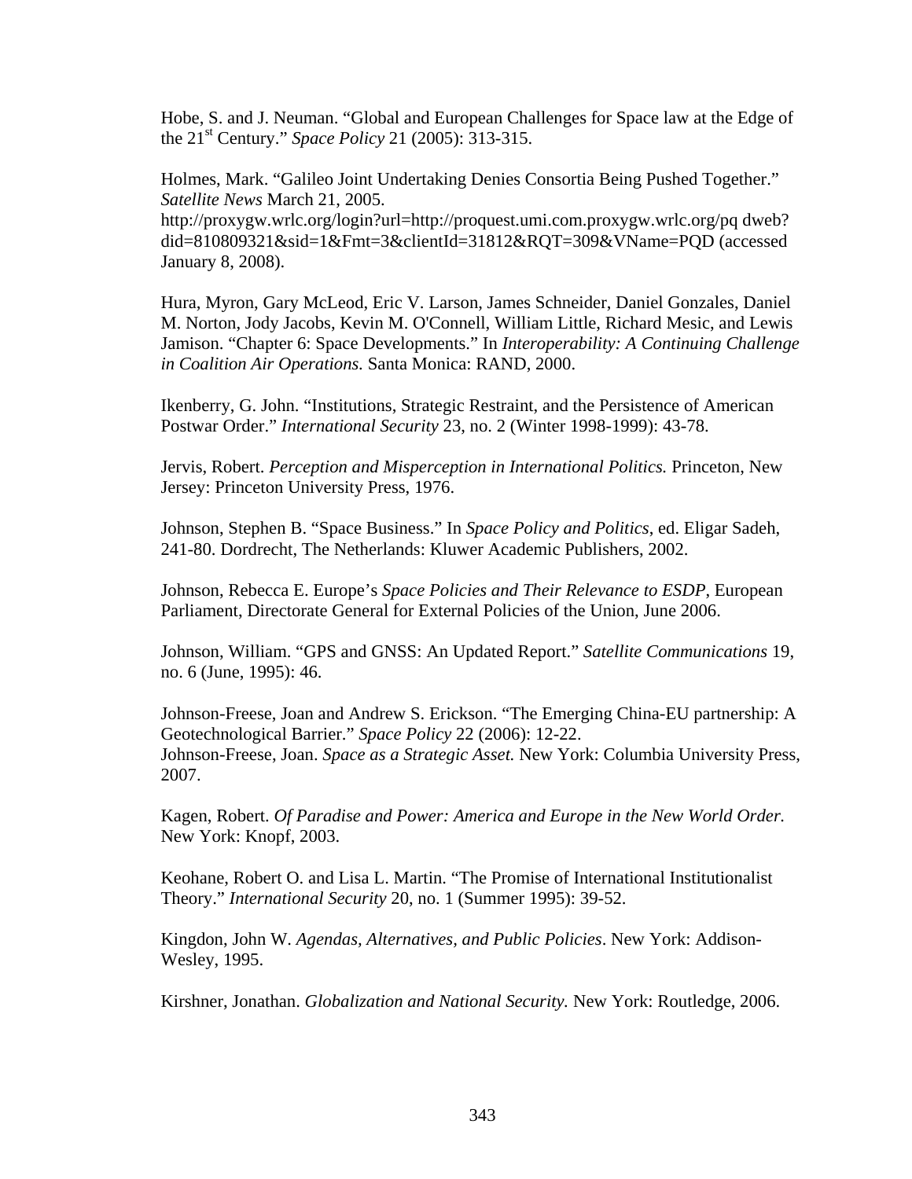Hobe, S. and J. Neuman. "Global and European Challenges for Space law at the Edge of the 21st Century." *Space Policy* 21 (2005): 313-315.

Holmes, Mark. "Galileo Joint Undertaking Denies Consortia Being Pushed Together." *Satellite News* March 21, 2005. http://proxygw.wrlc.org/login?url=http://proquest.umi.com.proxygw.wrlc.org/pq dweb?did=810809321&sid=1&Fmt=3&clientId=31812&RQT=309&VName=PQD (accessed January 8, 2008).

Hura, Myron, Gary McLeod, Eric V. Larson, James Schneider, Daniel Gonzales, Daniel M. Norton, Jody Jacobs, Kevin M. O'Connell, William Little, Richard Mesic, and Lewis Jamison. "Chapter 6: Space Developments." In *Interoperability: A Continuing Challenge in Coalition Air Operations.* Santa Monica: RAND, 2000.

Ikenberry, G. John. "Institutions, Strategic Restraint, and the Persistence of American Postwar Order." *International Security* 23, no. 2 (Winter 1998-1999): 43-78.

Jervis, Robert. *Perception and Misperception in International Politics.* Princeton, New Jersey: Princeton University Press, 1976.

Johnson, Stephen B. "Space Business." In *Space Policy and Politics*, ed. Eligar Sadeh, 241-80. Dordrecht, The Netherlands: Kluwer Academic Publishers, 2002.

Johnson, Rebecca E. Europe's *Space Policies and Their Relevance to ESDP*, European Parliament, Directorate General for External Policies of the Union, June 2006.

Johnson, William. "GPS and GNSS: An Updated Report." *Satellite Communications* 19, no. 6 (June, 1995): 46.

Johnson-Freese, Joan and Andrew S. Erickson. "The Emerging China-EU partnership: A Geotechnological Barrier." *Space Policy* 22 (2006): 12-22.
Johnson-Freese, Joan. *Space as a Strategic Asset.* New York: Columbia University Press, 2007.

Kagen, Robert. *Of Paradise and Power: America and Europe in the New World Order.* New York: Knopf, 2003.

Keohane, Robert O. and Lisa L. Martin. "The Promise of International Institutionalist Theory." *International Security* 20, no. 1 (Summer 1995): 39-52.

Kingdon, John W. *Agendas, Alternatives, and Public Policies*. New York: Addison-Wesley, 1995.

Kirshner, Jonathan. *Globalization and National Security.* New York: Routledge, 2006.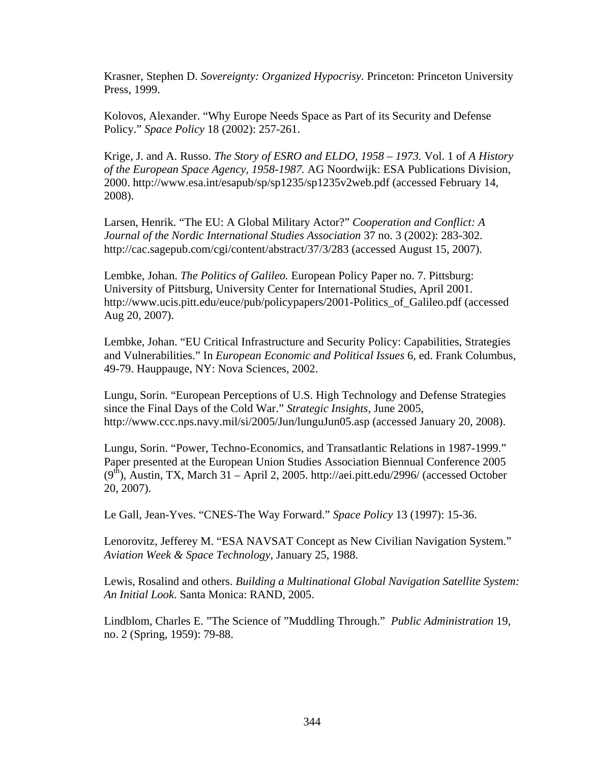Krasner, Stephen D. *Sovereignty: Organized Hypocrisy.* Princeton: Princeton University Press, 1999.

Kolovos, Alexander. “Why Europe Needs Space as Part of its Security and Defense Policy.” *Space Policy* 18 (2002): 257-261.

Krige, J. and A. Russo. *The Story of ESRO and ELDO, 1958 – 1973.* Vol. 1 of *A History of the European Space Agency, 1958-1987.* AG Noordwijk: ESA Publications Division, 2000. http://www.esa.int/esapub/sp/sp1235/sp1235v2web.pdf (accessed February 14, 2008).

Larsen, Henrik. “The EU: A Global Military Actor?” *Cooperation and Conflict: A Journal of the Nordic International Studies Association* 37 no. 3 (2002): 283-302. http://cac.sagepub.com/cgi/content/abstract/37/3/283 (accessed August 15, 2007).

Lembke, Johan. *The Politics of Galileo.* European Policy Paper no. 7. Pittsburg: University of Pittsburg, University Center for International Studies, April 2001. http://www.ucis.pitt.edu/euce/pub/policypapers/2001-Politics_of_Galileo.pdf (accessed Aug 20, 2007).

Lembke, Johan. “EU Critical Infrastructure and Security Policy: Capabilities, Strategies and Vulnerabilities.” In *European Economic and Political Issues* 6, ed. Frank Columbus, 49-79. Hauppauge, NY: Nova Sciences, 2002.

Lungu, Sorin. “European Perceptions of U.S. High Technology and Defense Strategies since the Final Days of the Cold War.” *Strategic Insights*, June 2005, http://www.ccc.nps.navy.mil/si/2005/Jun/lunguJun05.asp (accessed January 20, 2008).

Lungu, Sorin. “Power, Techno-Economics, and Transatlantic Relations in 1987-1999.” Paper presented at the European Union Studies Association Biennual Conference 2005 (9th), Austin, TX, March 31 – April 2, 2005. http://aei.pitt.edu/2996/ (accessed October 20, 2007).

Le Gall, Jean-Yves. “CNES-The Way Forward.” *Space Policy* 13 (1997): 15-36.

Lenorovitz, Jefferey M. “ESA NAVSAT Concept as New Civilian Navigation System.” *Aviation Week & Space Technology*, January 25, 1988.

Lewis, Rosalind and others. *Building a Multinational Global Navigation Satellite System: An Initial Look.* Santa Monica: RAND, 2005.

Lindblom, Charles E. ”The Science of ”Muddling Through.” *Public Administration* 19, no. 2 (Spring, 1959): 79-88.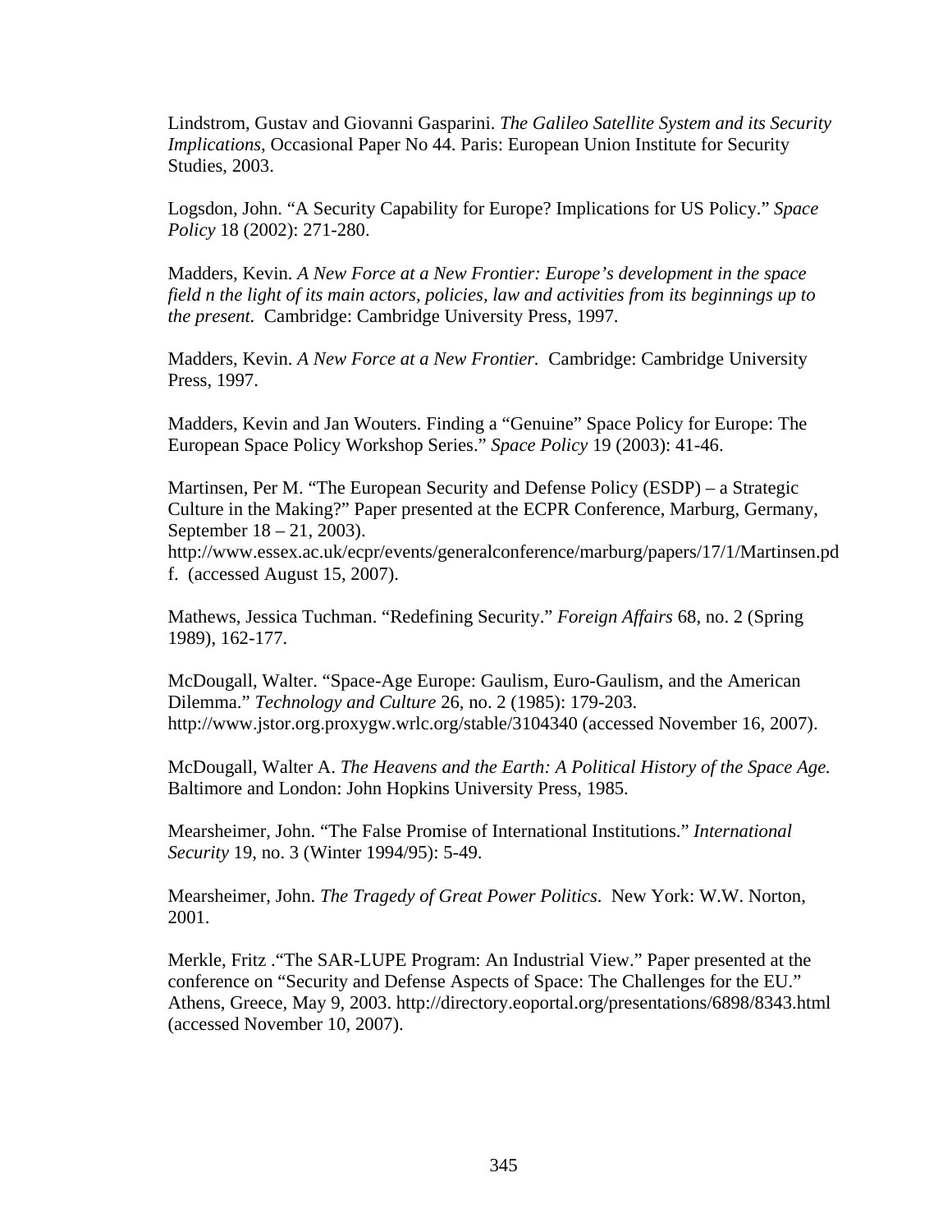Lindstrom, Gustav and Giovanni Gasparini. *The Galileo Satellite System and its Security Implications*, Occasional Paper No 44. Paris: European Union Institute for Security Studies, 2003.

Logsdon, John. "A Security Capability for Europe? Implications for US Policy." *Space Policy* 18 (2002): 271-280.

Madders, Kevin. *A New Force at a New Frontier: Europe's development in the space field n the light of its main actors, policies, law and activities from its beginnings up to the present.* Cambridge: Cambridge University Press, 1997.

Madders, Kevin. *A New Force at a New Frontier.* Cambridge: Cambridge University Press, 1997.

Madders, Kevin and Jan Wouters. Finding a "Genuine" Space Policy for Europe: The European Space Policy Workshop Series." *Space Policy* 19 (2003): 41-46.

Martinsen, Per M. "The European Security and Defense Policy (ESDP) – a Strategic Culture in the Making?" Paper presented at the ECPR Conference, Marburg, Germany, September 18 – 21, 2003). http://www.essex.ac.uk/ecpr/events/generalconference/marburg/papers/17/1/Martinsen.pdf. (accessed August 15, 2007).

Mathews, Jessica Tuchman. "Redefining Security." *Foreign Affairs* 68, no. 2 (Spring 1989), 162-177.

McDougall, Walter. "Space-Age Europe: Gaulism, Euro-Gaulism, and the American Dilemma." *Technology and Culture* 26, no. 2 (1985): 179-203. http://www.jstor.org.proxygw.wrlc.org/stable/3104340 (accessed November 16, 2007).

McDougall, Walter A. *The Heavens and the Earth: A Political History of the Space Age.* Baltimore and London: John Hopkins University Press, 1985.

Mearsheimer, John. "The False Promise of International Institutions." *International Security* 19, no. 3 (Winter 1994/95): 5-49.

Mearsheimer, John. *The Tragedy of Great Power Politics*. New York: W.W. Norton, 2001.

Merkle, Fritz ."The SAR-LUPE Program: An Industrial View." Paper presented at the conference on "Security and Defense Aspects of Space: The Challenges for the EU." Athens, Greece, May 9, 2003. http://directory.eoportal.org/presentations/6898/8343.html (accessed November 10, 2007).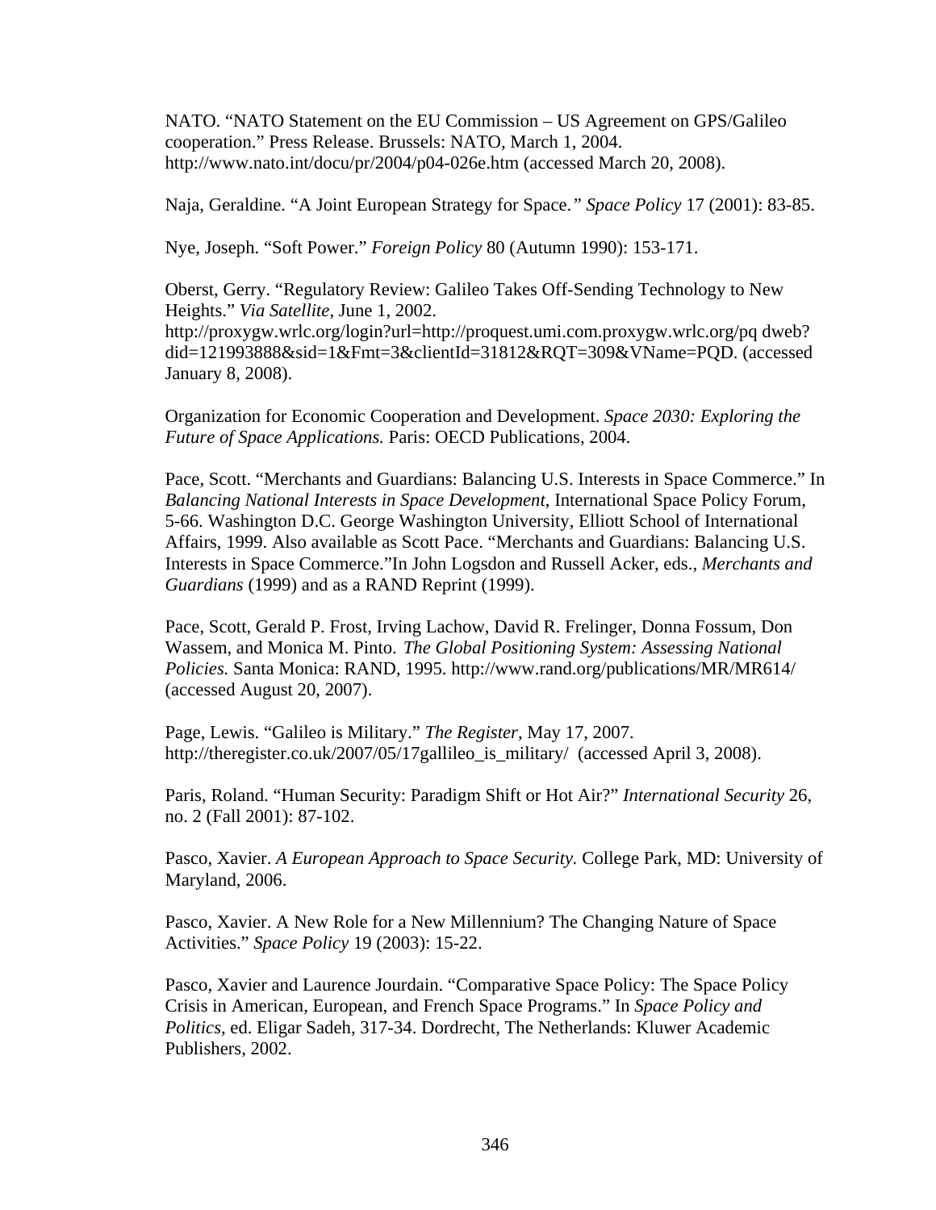NATO. "NATO Statement on the EU Commission – US Agreement on GPS/Galileo cooperation." Press Release. Brussels: NATO, March 1, 2004. http://www.nato.int/docu/pr/2004/p04-026e.htm (accessed March 20, 2008).

Naja, Geraldine. "A Joint European Strategy for Space*." Space Policy* 17 (2001): 83-85.

Nye, Joseph. "Soft Power." *Foreign Policy* 80 (Autumn 1990): 153-171.

Oberst, Gerry. "Regulatory Review: Galileo Takes Off-Sending Technology to New Heights." *Via Satellite*, June 1, 2002. http://proxygw.wrlc.org/login?url=http://proquest.umi.com.proxygw.wrlc.org/pq dweb?did=121993888&sid=1&Fmt=3&clientId=31812&RQT=309&VName=PQD. (accessed January 8, 2008).

Organization for Economic Cooperation and Development. *Space 2030: Exploring the Future of Space Applications.* Paris: OECD Publications, 2004.

Pace, Scott. "Merchants and Guardians: Balancing U.S. Interests in Space Commerce." In *Balancing National Interests in Space Development*, International Space Policy Forum, 5-66. Washington D.C. George Washington University, Elliott School of International Affairs, 1999. Also available as Scott Pace. "Merchants and Guardians: Balancing U.S. Interests in Space Commerce."In John Logsdon and Russell Acker, eds., *Merchants and Guardians* (1999) and as a RAND Reprint (1999).

Pace, Scott, Gerald P. Frost, Irving Lachow, David R. Frelinger, Donna Fossum, Don Wassem, and Monica M. Pinto. *The Global Positioning System: Assessing National Policies.* Santa Monica: RAND, 1995. http://www.rand.org/publications/MR/MR614/ (accessed August 20, 2007).

Page, Lewis. "Galileo is Military." *The Register*, May 17, 2007. http://theregister.co.uk/2007/05/17gallileo_is_military/ (accessed April 3, 2008).

Paris, Roland. "Human Security: Paradigm Shift or Hot Air?" *International Security* 26, no. 2 (Fall 2001): 87-102.

Pasco, Xavier. *A European Approach to Space Security.* College Park, MD: University of Maryland, 2006.

Pasco, Xavier. A New Role for a New Millennium? The Changing Nature of Space Activities." *Space Policy* 19 (2003): 15-22.

Pasco, Xavier and Laurence Jourdain. "Comparative Space Policy: The Space Policy Crisis in American, European, and French Space Programs." In *Space Policy and Politics*, ed. Eligar Sadeh, 317-34. Dordrecht, The Netherlands: Kluwer Academic Publishers, 2002.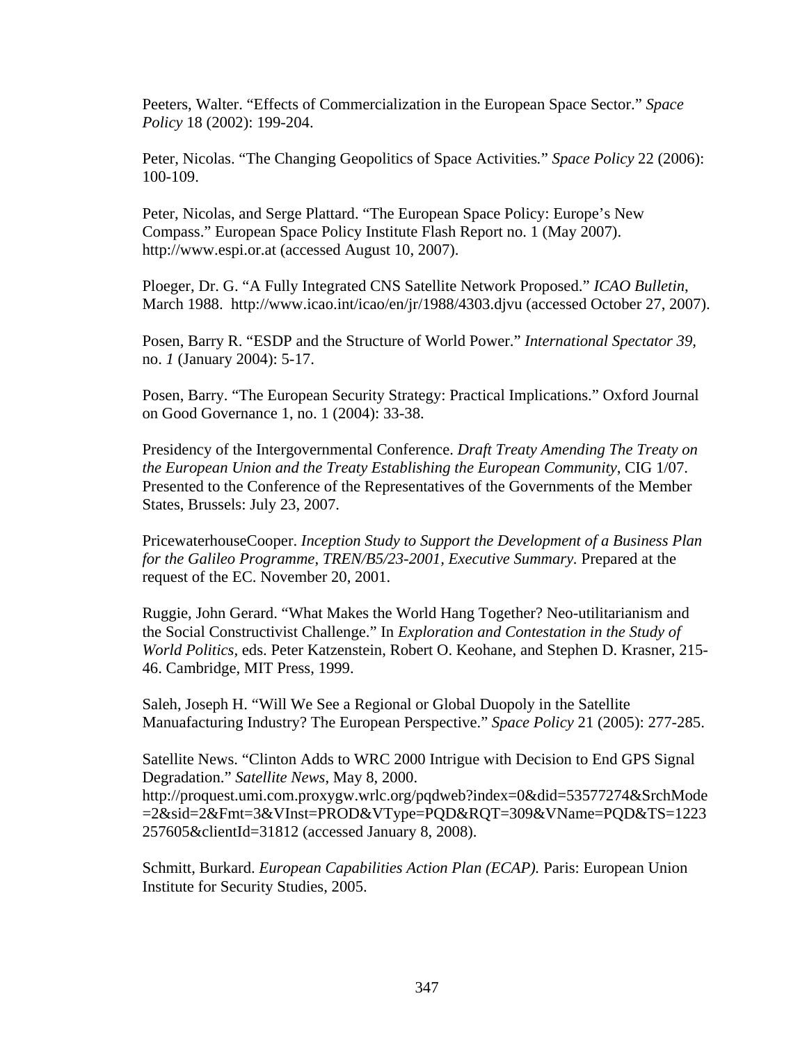Peeters, Walter. "Effects of Commercialization in the European Space Sector." *Space Policy* 18 (2002): 199-204.

Peter, Nicolas. "The Changing Geopolitics of Space Activities." *Space Policy* 22 (2006): 100-109.

Peter, Nicolas, and Serge Plattard. "The European Space Policy: Europe's New Compass." European Space Policy Institute Flash Report no. 1 (May 2007). http://www.espi.or.at (accessed August 10, 2007).

Ploeger, Dr. G. "A Fully Integrated CNS Satellite Network Proposed." *ICAO Bulletin*, March 1988. http://www.icao.int/icao/en/jr/1988/4303.djvu (accessed October 27, 2007).

Posen, Barry R. "ESDP and the Structure of World Power." *International Spectator 39,* no. *1* (January 2004): 5-17.

Posen, Barry. "The European Security Strategy: Practical Implications." Oxford Journal on Good Governance 1, no. 1 (2004): 33-38.

Presidency of the Intergovernmental Conference. *Draft Treaty Amending The Treaty on the European Union and the Treaty Establishing the European Community*, CIG 1/07. Presented to the Conference of the Representatives of the Governments of the Member States, Brussels: July 23, 2007.

PricewaterhouseCooper. *Inception Study to Support the Development of a Business Plan for the Galileo Programme*, *TREN/B5/23-2001, Executive Summary.* Prepared at the request of the EC. November 20, 2001.

Ruggie, John Gerard. "What Makes the World Hang Together? Neo-utilitarianism and the Social Constructivist Challenge." In *Exploration and Contestation in the Study of World Politics,* eds. Peter Katzenstein, Robert O. Keohane, and Stephen D. Krasner, 215-46. Cambridge, MIT Press, 1999.

Saleh, Joseph H. "Will We See a Regional or Global Duopoly in the Satellite Manuafacturing Industry? The European Perspective." *Space Policy* 21 (2005): 277-285.

Satellite News. "Clinton Adds to WRC 2000 Intrigue with Decision to End GPS Signal Degradation." *Satellite News*, May 8, 2000. http://proquest.umi.com.proxygw.wrlc.org/pqdweb?index=0&did=53577274&SrchMode=2&sid=2&Fmt=3&VInst=PROD&VType=PQD&RQT=309&VName=PQD&TS=1223257605&clientId=31812 (accessed January 8, 2008).

Schmitt, Burkard. *European Capabilities Action Plan (ECAP).* Paris: European Union Institute for Security Studies, 2005.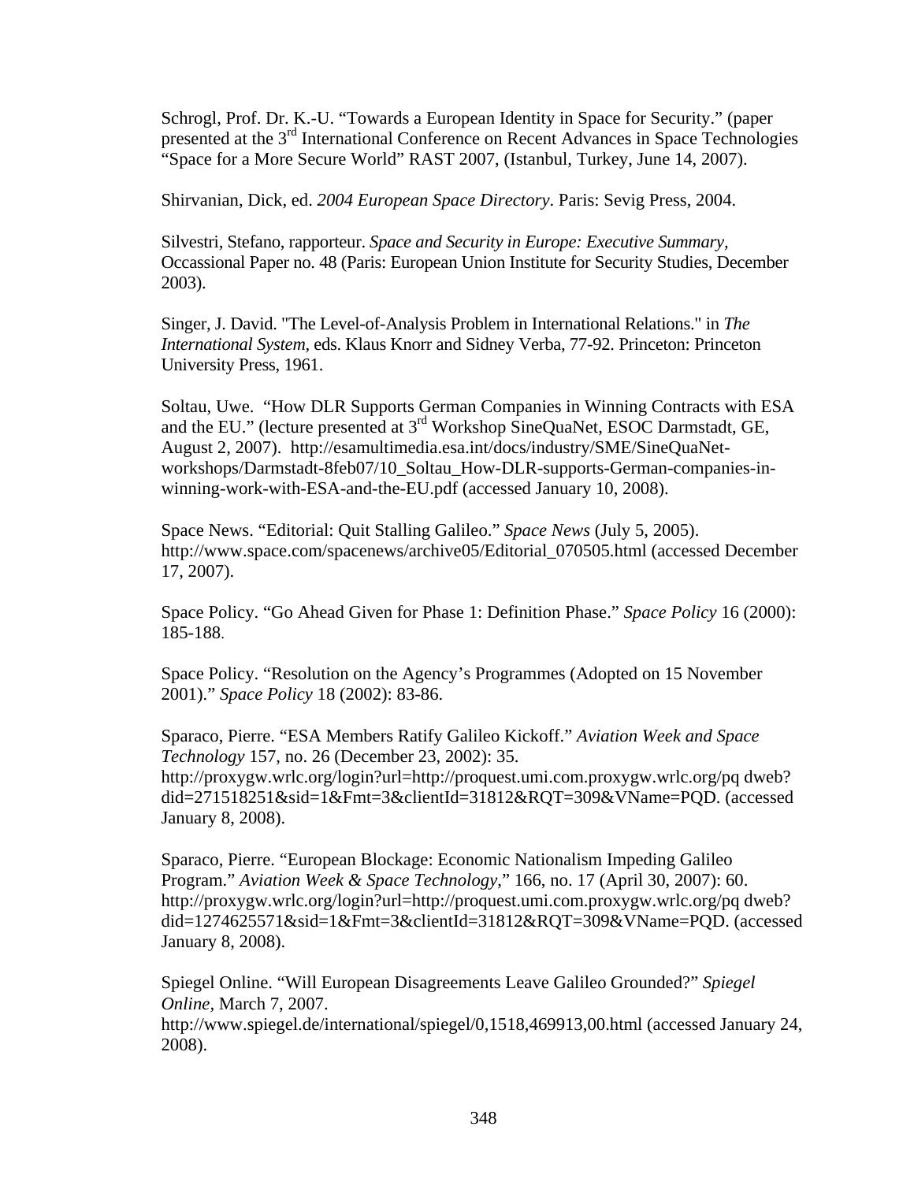Schrogl, Prof. Dr. K.-U. "Towards a European Identity in Space for Security." (paper presented at the 3rd International Conference on Recent Advances in Space Technologies "Space for a More Secure World" RAST 2007, (Istanbul, Turkey, June 14, 2007).

Shirvanian, Dick, ed. *2004 European Space Directory*. Paris: Sevig Press, 2004.

Silvestri, Stefano, rapporteur. *Space and Security in Europe: Executive Summary*, Occassional Paper no. 48 (Paris: European Union Institute for Security Studies, December 2003).

Singer, J. David. "The Level-of-Analysis Problem in International Relations." in *The International System*, eds. Klaus Knorr and Sidney Verba, 77-92. Princeton: Princeton University Press, 1961.

Soltau, Uwe. "How DLR Supports German Companies in Winning Contracts with ESA and the EU." (lecture presented at 3rd Workshop SineQuaNet, ESOC Darmstadt, GE, August 2, 2007). http://esamultimedia.esa.int/docs/industry/SME/SineQuaNet-workshops/Darmstadt-8feb07/10_Soltau_How-DLR-supports-German-companies-in-winning-work-with-ESA-and-the-EU.pdf (accessed January 10, 2008).

Space News. "Editorial: Quit Stalling Galileo." *Space News* (July 5, 2005). http://www.space.com/spacenews/archive05/Editorial_070505.html (accessed December 17, 2007).

Space Policy. "Go Ahead Given for Phase 1: Definition Phase." *Space Policy* 16 (2000): 185-188.

Space Policy. "Resolution on the Agency's Programmes (Adopted on 15 November 2001)." *Space Policy* 18 (2002): 83-86.

Sparaco, Pierre. "ESA Members Ratify Galileo Kickoff." *Aviation Week and Space Technology* 157, no. 26 (December 23, 2002): 35. http://proxygw.wrlc.org/login?url=http://proquest.umi.com.proxygw.wrlc.org/pq dweb?did=271518251&sid=1&Fmt=3&clientId=31812&RQT=309&VName=PQD. (accessed January 8, 2008).

Sparaco, Pierre. "European Blockage: Economic Nationalism Impeding Galileo Program." *Aviation Week & Space Technology*," 166, no. 17 (April 30, 2007): 60. http://proxygw.wrlc.org/login?url=http://proquest.umi.com.proxygw.wrlc.org/pq dweb?did=1274625571&sid=1&Fmt=3&clientId=31812&RQT=309&VName=PQD. (accessed January 8, 2008).

Spiegel Online. "Will European Disagreements Leave Galileo Grounded?" *Spiegel Online*, March 7, 2007. http://www.spiegel.de/international/spiegel/0,1518,469913,00.html (accessed January 24, 2008).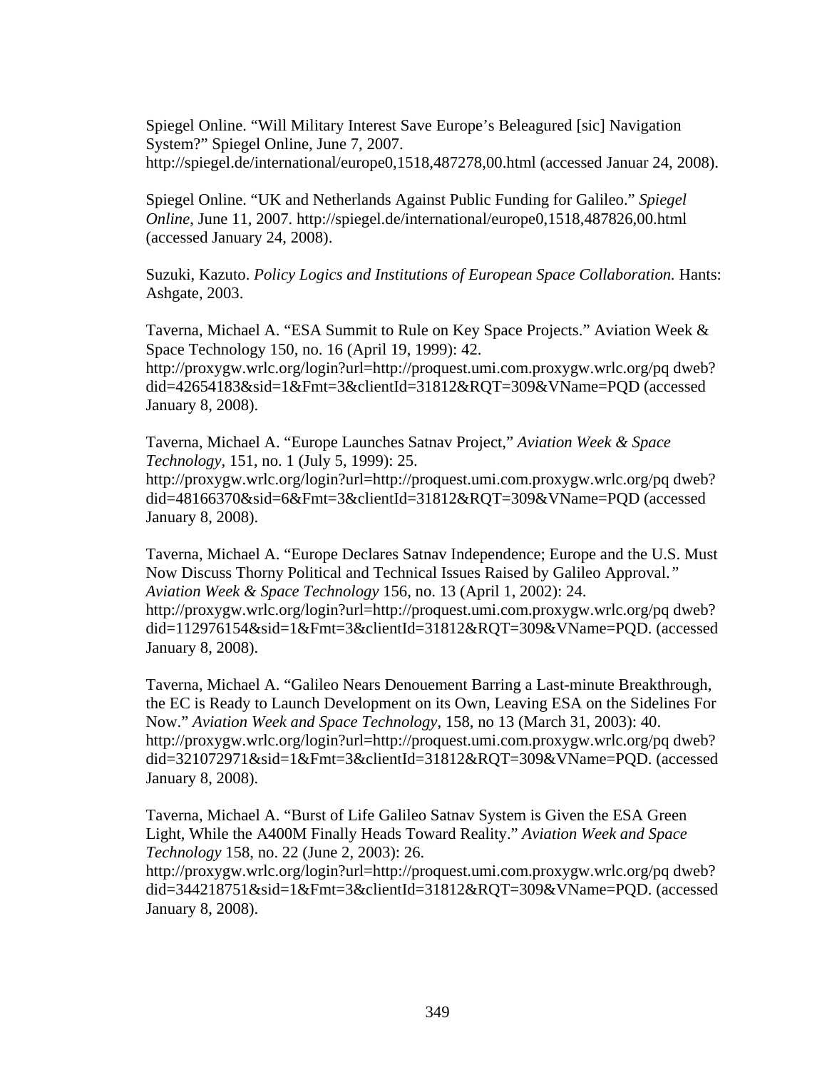Spiegel Online. “Will Military Interest Save Europe’s Beleagured [sic] Navigation System?” Spiegel Online, June 7, 2007. http://spiegel.de/international/europe0,1518,487278,00.html (accessed Januar 24, 2008).

Spiegel Online. “UK and Netherlands Against Public Funding for Galileo.” *Spiegel Online*, June 11, 2007. http://spiegel.de/international/europe0,1518,487826,00.html (accessed January 24, 2008).

Suzuki, Kazuto. *Policy Logics and Institutions of European Space Collaboration.* Hants: Ashgate, 2003.

Taverna, Michael A. “ESA Summit to Rule on Key Space Projects.” Aviation Week & Space Technology 150, no. 16 (April 19, 1999): 42. http://proxygw.wrlc.org/login?url=http://proquest.umi.com.proxygw.wrlc.org/pq dweb?did=42654183&sid=1&Fmt=3&clientId=31812&RQT=309&VName=PQD (accessed January 8, 2008).

Taverna, Michael A. “Europe Launches Satnav Project,” *Aviation Week & Space Technology*, 151, no. 1 (July 5, 1999): 25. http://proxygw.wrlc.org/login?url=http://proquest.umi.com.proxygw.wrlc.org/pq dweb?did=48166370&sid=6&Fmt=3&clientId=31812&RQT=309&VName=PQD (accessed January 8, 2008).

Taverna, Michael A. “Europe Declares Satnav Independence; Europe and the U.S. Must Now Discuss Thorny Political and Technical Issues Raised by Galileo Approval.” *Aviation Week & Space Technology* 156, no. 13 (April 1, 2002): 24. http://proxygw.wrlc.org/login?url=http://proquest.umi.com.proxygw.wrlc.org/pq dweb?did=112976154&sid=1&Fmt=3&clientId=31812&RQT=309&VName=PQD. (accessed January 8, 2008).

Taverna, Michael A. “Galileo Nears Denouement Barring a Last-minute Breakthrough, the EC is Ready to Launch Development on its Own, Leaving ESA on the Sidelines For Now.” *Aviation Week and Space Technology*, 158, no 13 (March 31, 2003): 40. http://proxygw.wrlc.org/login?url=http://proquest.umi.com.proxygw.wrlc.org/pq dweb?did=321072971&sid=1&Fmt=3&clientId=31812&RQT=309&VName=PQD. (accessed January 8, 2008).

Taverna, Michael A. “Burst of Life Galileo Satnav System is Given the ESA Green Light, While the A400M Finally Heads Toward Reality.” *Aviation Week and Space Technology* 158, no. 22 (June 2, 2003): 26. http://proxygw.wrlc.org/login?url=http://proquest.umi.com.proxygw.wrlc.org/pq dweb?did=344218751&sid=1&Fmt=3&clientId=31812&RQT=309&VName=PQD. (accessed January 8, 2008).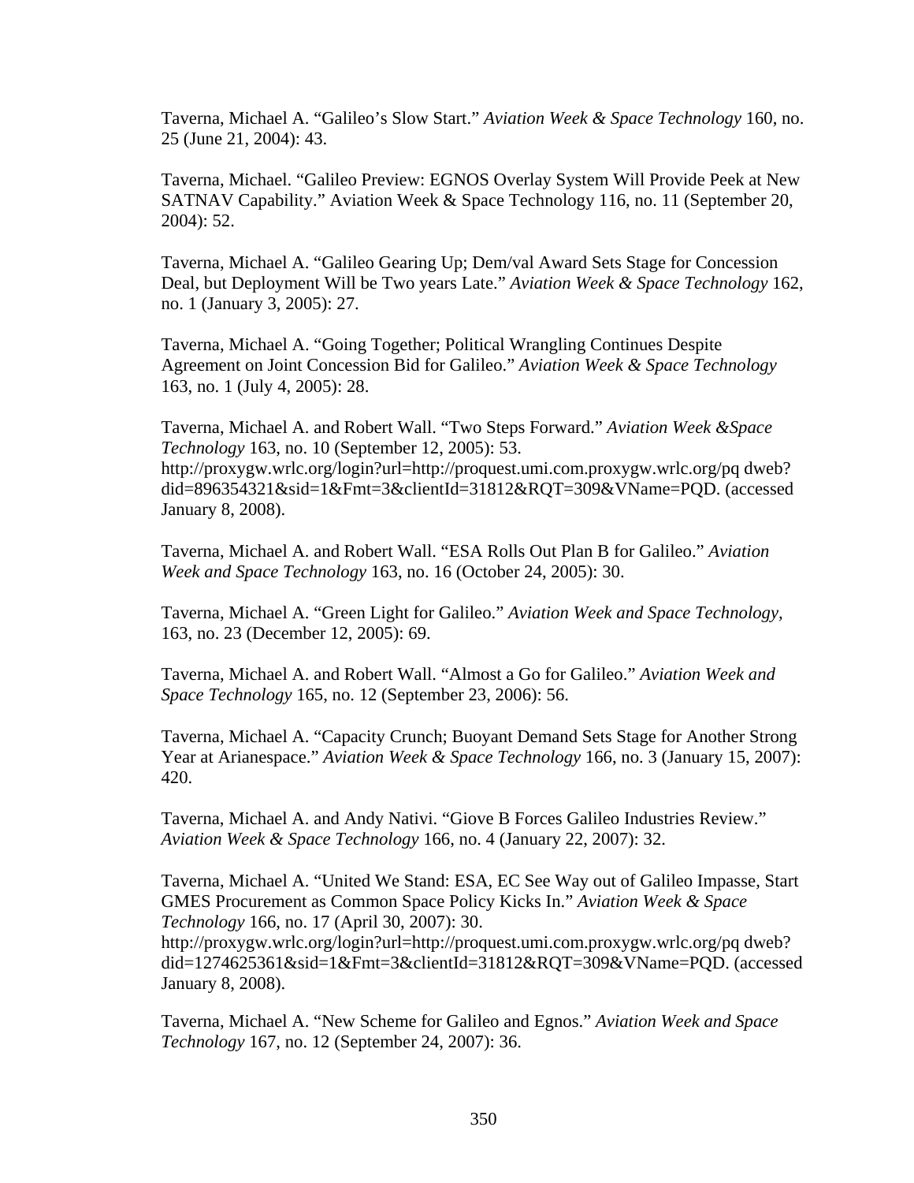Taverna, Michael A. “Galileo’s Slow Start.” *Aviation Week & Space Technology* 160, no. 25 (June 21, 2004): 43.

Taverna, Michael. “Galileo Preview: EGNOS Overlay System Will Provide Peek at New SATNAV Capability.” Aviation Week & Space Technology 116, no. 11 (September 20, 2004): 52.

Taverna, Michael A. “Galileo Gearing Up; Dem/val Award Sets Stage for Concession Deal, but Deployment Will be Two years Late.” *Aviation Week & Space Technology* 162, no. 1 (January 3, 2005): 27.

Taverna, Michael A. “Going Together; Political Wrangling Continues Despite Agreement on Joint Concession Bid for Galileo.” *Aviation Week & Space Technology* 163, no. 1 (July 4, 2005): 28.

Taverna, Michael A. and Robert Wall. “Two Steps Forward.” *Aviation Week &Space Technology* 163, no. 10 (September 12, 2005): 53. http://proxygw.wrlc.org/login?url=http://proquest.umi.com.proxygw.wrlc.org/pq dweb?did=896354321&sid=1&Fmt=3&clientId=31812&RQT=309&VName=PQD. (accessed January 8, 2008).

Taverna, Michael A. and Robert Wall. “ESA Rolls Out Plan B for Galileo.” *Aviation Week and Space Technology* 163, no. 16 (October 24, 2005): 30.

Taverna, Michael A. “Green Light for Galileo.” *Aviation Week and Space Technology,* 163, no. 23 (December 12, 2005): 69.

Taverna, Michael A. and Robert Wall. “Almost a Go for Galileo.” *Aviation Week and Space Technology* 165, no. 12 (September 23, 2006): 56.

Taverna, Michael A. “Capacity Crunch; Buoyant Demand Sets Stage for Another Strong Year at Arianespace.” *Aviation Week & Space Technology* 166, no. 3 (January 15, 2007): 420.

Taverna, Michael A. and Andy Nativi. “Giove B Forces Galileo Industries Review.” *Aviation Week & Space Technology* 166, no. 4 (January 22, 2007): 32.

Taverna, Michael A. “United We Stand: ESA, EC See Way out of Galileo Impasse, Start GMES Procurement as Common Space Policy Kicks In.” *Aviation Week & Space Technology* 166, no. 17 (April 30, 2007): 30. http://proxygw.wrlc.org/login?url=http://proquest.umi.com.proxygw.wrlc.org/pq dweb?did=1274625361&sid=1&Fmt=3&clientId=31812&RQT=309&VName=PQD. (accessed January 8, 2008).

Taverna, Michael A. “New Scheme for Galileo and Egnos.” *Aviation Week and Space Technology* 167, no. 12 (September 24, 2007): 36.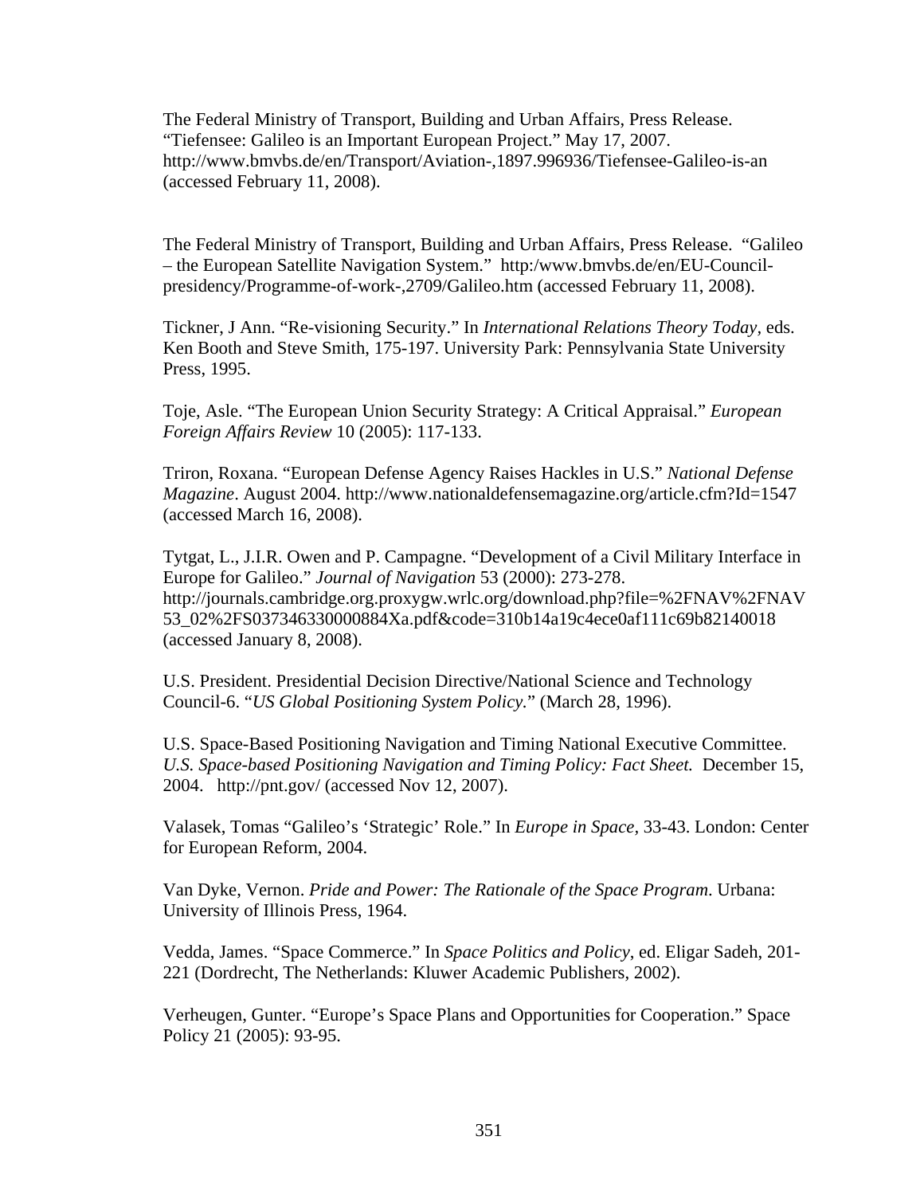The Federal Ministry of Transport, Building and Urban Affairs, Press Release. "Tiefensee: Galileo is an Important European Project." May 17, 2007. http://www.bmvbs.de/en/Transport/Aviation-,1897.996936/Tiefensee-Galileo-is-an (accessed February 11, 2008).

The Federal Ministry of Transport, Building and Urban Affairs, Press Release. "Galileo – the European Satellite Navigation System." http:/www.bmvbs.de/en/EU-Council-presidency/Programme-of-work-,2709/Galileo.htm (accessed February 11, 2008).

Tickner, J Ann. "Re-visioning Security." In *International Relations Theory Today*, eds. Ken Booth and Steve Smith, 175-197. University Park: Pennsylvania State University Press, 1995.

Toje, Asle. "The European Union Security Strategy: A Critical Appraisal." *European Foreign Affairs Review* 10 (2005): 117-133.

Triron, Roxana. "European Defense Agency Raises Hackles in U.S." *National Defense Magazine*. August 2004. http://www.nationaldefensemagazine.org/article.cfm?Id=1547 (accessed March 16, 2008).

Tytgat, L., J.I.R. Owen and P. Campagne. "Development of a Civil Military Interface in Europe for Galileo." *Journal of Navigation* 53 (2000): 273-278. http://journals.cambridge.org.proxygw.wrlc.org/download.php?file=%2FNAV%2FNAV53_02%2FS037346330000884Xa.pdf&code=310b14a19c4ece0af111c69b82140018 (accessed January 8, 2008).

U.S. President. Presidential Decision Directive/National Science and Technology Council-6. "*US Global Positioning System Policy.*" (March 28, 1996).

U.S. Space-Based Positioning Navigation and Timing National Executive Committee. *U.S. Space-based Positioning Navigation and Timing Policy: Fact Sheet.* December 15, 2004. http://pnt.gov/ (accessed Nov 12, 2007).

Valasek, Tomas "Galileo's 'Strategic' Role." In *Europe in Space*, 33-43. London: Center for European Reform, 2004.

Van Dyke, Vernon. *Pride and Power: The Rationale of the Space Program*. Urbana: University of Illinois Press, 1964.

Vedda, James. "Space Commerce." In *Space Politics and Policy*, ed. Eligar Sadeh, 201-221 (Dordrecht, The Netherlands: Kluwer Academic Publishers, 2002).

Verheugen, Gunter. "Europe's Space Plans and Opportunities for Cooperation." Space Policy 21 (2005): 93-95.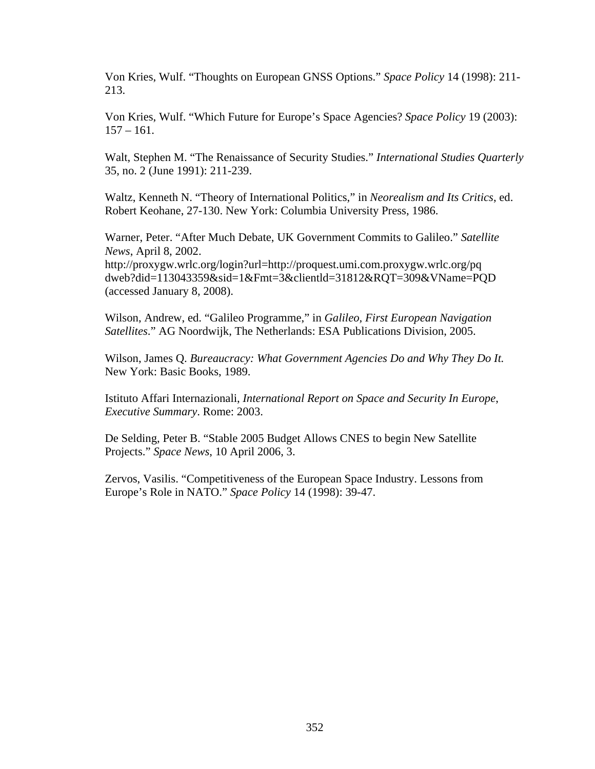Von Kries, Wulf. “Thoughts on European GNSS Options.” *Space Policy* 14 (1998): 211-213.

Von Kries, Wulf. “Which Future for Europe’s Space Agencies? *Space Policy* 19 (2003): 157 – 161.

Walt, Stephen M. “The Renaissance of Security Studies.” *International Studies Quarterly* 35, no. 2 (June 1991): 211-239.

Waltz, Kenneth N. “Theory of International Politics,” in *Neorealism and Its Critics*, ed. Robert Keohane, 27-130. New York: Columbia University Press, 1986.

Warner, Peter. “After Much Debate, UK Government Commits to Galileo.” *Satellite News*, April 8, 2002. http://proxygw.wrlc.org/login?url=http://proquest.umi.com.proxygw.wrlc.org/pqdweb?did=113043359&sid=1&Fmt=3&clientld=31812&RQT=309&VName=PQD (accessed January 8, 2008).

Wilson, Andrew, ed. “Galileo Programme,” in *Galileo, First European Navigation Satellites*.” AG Noordwijk, The Netherlands: ESA Publications Division, 2005.

Wilson, James Q. *Bureaucracy: What Government Agencies Do and Why They Do It.* New York: Basic Books, 1989.

Istituto Affari Internazionali, *International Report on Space and Security In Europe, Executive Summary*. Rome: 2003.

De Selding, Peter B. “Stable 2005 Budget Allows CNES to begin New Satellite Projects.” *Space News*, 10 April 2006, 3.

Zervos, Vasilis. “Competitiveness of the European Space Industry. Lessons from Europe’s Role in NATO.” *Space Policy* 14 (1998): 39-47.